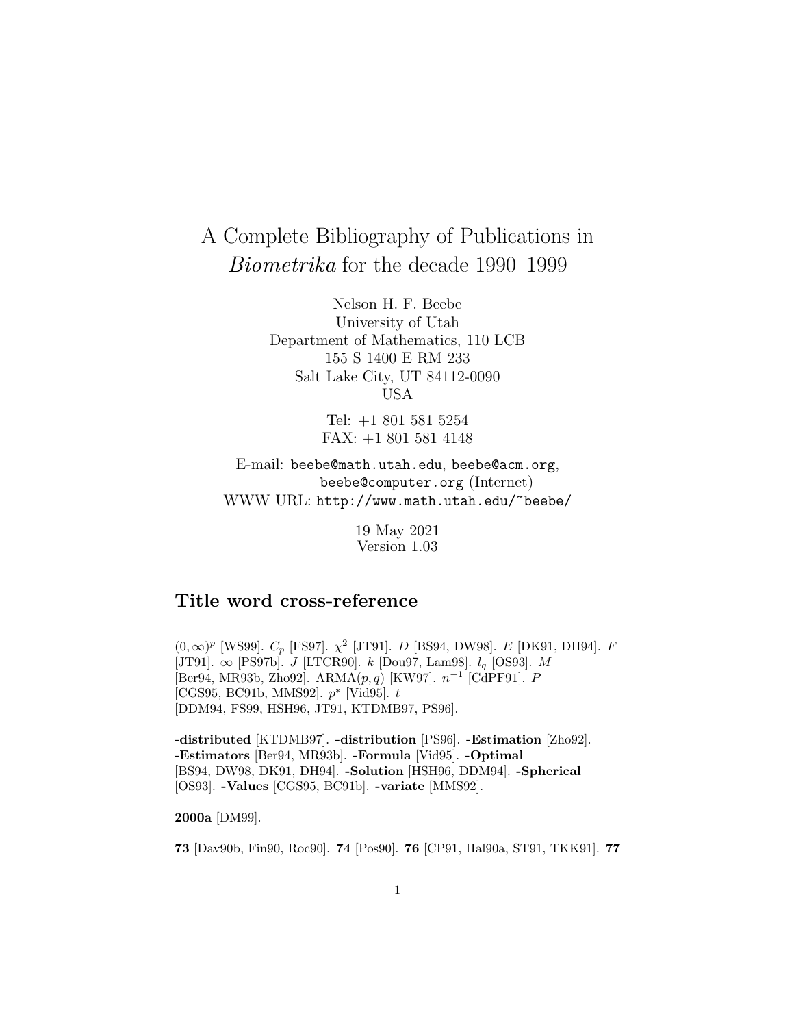# A Complete Bibliography of Publications in *Biometrika* for the decade 1990–1999

Nelson H. F. Beebe
University of Utah
Department of Mathematics, 110 LCB
155 S 1400 E RM 233
Salt Lake City, UT 84112-0090
USA

Tel: +1 801 581 5254
FAX: +1 801 581 4148

E-mail: `beebe@math.utah.edu`, `beebe@acm.org`, `beebe@computer.org` (Internet)
WWW URL: `http://www.math.utah.edu/~beebe/`

19 May 2021
Version 1.03

## Title word cross-reference

$(0, \infty)^p$ [WS99]. $C_p$ [FS97]. $\chi^2$ [JT91]. $D$ [BS94, DW98]. $E$ [DK91, DH94]. $F$ [JT91]. $\infty$ [PS97b]. $J$ [LTCR90]. $k$ [Dou97, Lam98]. $l_q$ [OS93]. $M$ [Ber94, MR93b, Zho92]. ARMA$(p, q)$ [KW97]. $n^{-1}$ [CdPF91]. $P$ [CGS95, BC91b, MMS92]. $p^*$ [Vid95]. $t$ [DDM94, FS99, HSH96, JT91, KTDMB97, PS96].

**-distributed** [KTDMB97]. **-distribution** [PS96]. **-Estimation** [Zho92]. **-Estimators** [Ber94, MR93b]. **-Formula** [Vid95]. **-Optimal** [BS94, DW98, DK91, DH94]. **-Solution** [HSH96, DDM94]. **-Spherical** [OS93]. **-Values** [CGS95, BC91b]. **-variate** [MMS92].

**2000a** [DM99].

**73** [Dav90b, Fin90, Roc90]. **74** [Pos90]. **76** [CP91, Hal90a, ST91, TKK91]. **77**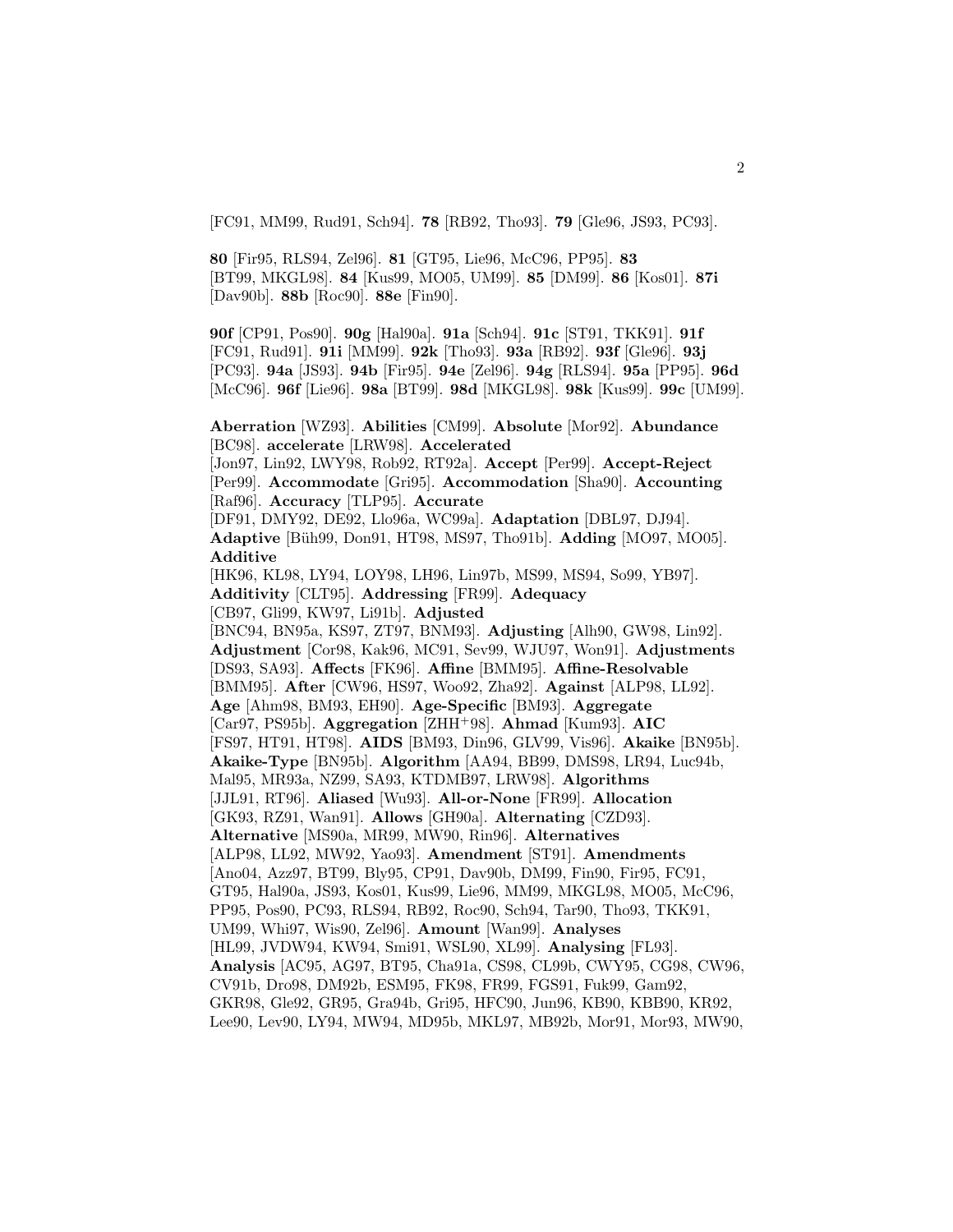[FC91, MM99, Rud91, Sch94]. **78** [RB92, Tho93]. **79** [Gle96, JS93, PC93].

**80** [Fir95, RLS94, Zel96]. **81** [GT95, Lie96, McC96, PP95]. **83** [BT99, MKGL98]. **84** [Kus99, MO05, UM99]. **85** [DM99]. **86** [Kos01]. **87i** [Dav90b]. **88b** [Roc90]. **88e** [Fin90].

**90f** [CP91, Pos90]. **90g** [Hal90a]. **91a** [Sch94]. **91c** [ST91, TKK91]. **91f** [FC91, Rud91]. **91i** [MM99]. **92k** [Tho93]. **93a** [RB92]. **93f** [Gle96]. **93j** [PC93]. **94a** [JS93]. **94b** [Fir95]. **94e** [Zel96]. **94g** [RLS94]. **95a** [PP95]. **96d** [McC96]. **96f** [Lie96]. **98a** [BT99]. **98d** [MKGL98]. **98k** [Kus99]. **99c** [UM99].

**Aberration** [WZ93]. **Abilities** [CM99]. **Absolute** [Mor92]. **Abundance** [BC98]. **accelerate** [LRW98]. **Accelerated** [Jon97, Lin92, LWY98, Rob92, RT92a]. **Accept** [Per99]. **Accept-Reject** [Per99]. **Accommodate** [Gri95]. **Accommodation** [Sha90]. **Accounting** [Raf96]. **Accuracy** [TLP95]. **Accurate** [DF91, DMY92, DE92, Llo96a, WC99a]. **Adaptation** [DBL97, DJ94]. **Adaptive** [Büh99, Don91, HT98, MS97, Tho91b]. **Adding** [MO97, MO05]. **Additive** [HK96, KL98, LY94, LOY98, LH96, Lin97b, MS99, MS94, So99, YB97]. **Additivity** [CLT95]. **Addressing** [FR99]. **Adequacy** [CB97, Gli99, KW97, Li91b]. **Adjusted** [BNC94, BN95a, KS97, ZT97, BNM93]. **Adjusting** [Alh90, GW98, Lin92]. **Adjustment** [Cor98, Kak96, MC91, Sev99, WJU97, Won91]. **Adjustments** [DS93, SA93]. **Affects** [FK96]. **Affine** [BMM95]. **Affine-Resolvable** [BMM95]. **After** [CW96, HS97, Woo92, Zha92]. **Against** [ALP98, LL92]. **Age** [Ahm98, BM93, EH90]. **Age-Specific** [BM93]. **Aggregate** [Car97, PS95b]. **Aggregation** [ZHH+98]. **Ahmad** [Kum93]. **AIC** [FS97, HT91, HT98]. **AIDS** [BM93, Din96, GLV99, Vis96]. **Akaike** [BN95b]. **Akaike-Type** [BN95b]. **Algorithm** [AA94, BB99, DMS98, LR94, Luc94b, Mal95, MR93a, NZ99, SA93, KTDMB97, LRW98]. **Algorithms** [JJL91, RT96]. **Aliased** [Wu93]. **All-or-None** [FR99]. **Allocation** [GK93, RZ91, Wan91]. **Allows** [GH90a]. **Alternating** [CZD93]. **Alternative** [MS90a, MR99, MW90, Rin96]. **Alternatives** [ALP98, LL92, MW92, Yao93]. **Amendment** [ST91]. **Amendments** [Ano04, Azz97, BT99, Bly95, CP91, Dav90b, DM99, Fin90, Fir95, FC91, GT95, Hal90a, JS93, Kos01, Kus99, Lie96, MM99, MKGL98, MO05, McC96, PP95, Pos90, PC93, RLS94, RB92, Roc90, Sch94, Tar90, Tho93, TKK91, UM99, Whi97, Wis90, Zel96]. **Amount** [Wan99]. **Analyses** [HL99, JVDW94, KW94, Smi91, WSL90, XL99]. **Analysing** [FL93]. **Analysis** [AC95, AG97, BT95, Cha91a, CS98, CL99b, CWY95, CG98, CW96, CV91b, Dro98, DM92b, ESM95, FK98, FR99, FGS91, Fuk99, Gam92, GKR98, Gle92, GR95, Gra94b, Gri95, HFC90, Jun96, KB90, KBB90, KR92, Lee90, Lev90, LY94, MW94, MD95b, MKL97, MB92b, Mor91, Mor93, MW90,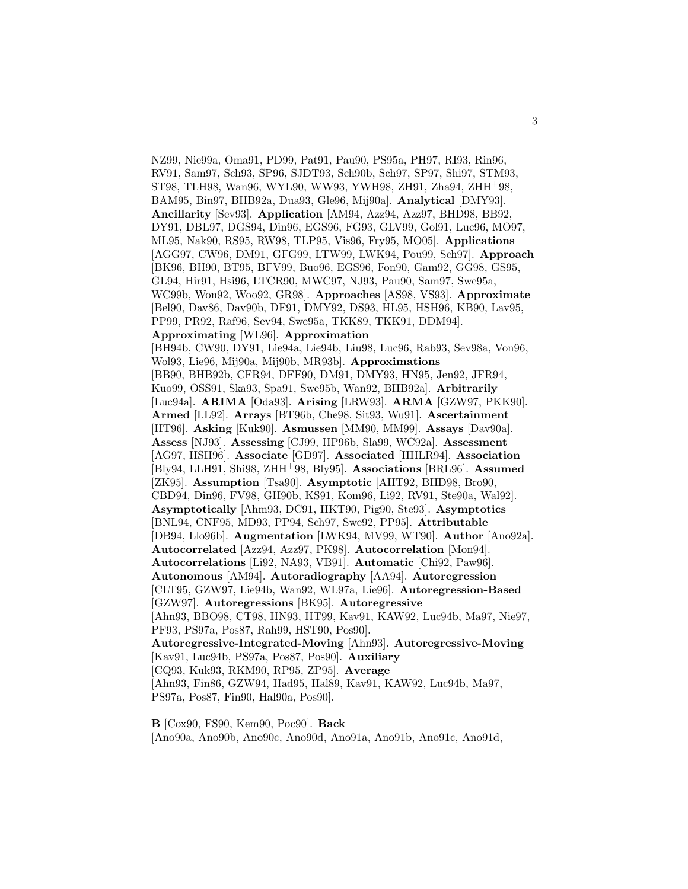NZ99, Nie99a, Oma91, PD99, Pat91, Pau90, PS95a, PH97, RI93, Rin96, RV91, Sam97, Sch93, SP96, SJDT93, Sch90b, Sch97, SP97, Shi97, STM93, ST98, TLH98, Wan96, WYL90, WW93, YWH98, ZH91, Zha94, ZHH+98, BAM95, Bin97, BHB92a, Dua93, Gle96, Mij90a]. **Analytical** [DMY93]. **Ancillarity** [Sev93]. **Application** [AM94, Azz94, Azz97, BHD98, BB92, DY91, DBL97, DGS94, Din96, EGS96, FG93, GLV99, Gol91, Luc96, MO97, ML95, Nak90, RS95, RW98, TLP95, Vis96, Fry95, MO05]. **Applications** [AGG97, CW96, DM91, GFG99, LTW99, LWK94, Pou99, Sch97]. **Approach** [BK96, BH90, BT95, BFV99, Buo96, EGS96, Fon90, Gam92, GG98, GS95, GL94, Hir91, Hsi96, LTCR90, MWC97, NJ93, Pau90, Sam97, Swe95a, WC99b, Won92, Woo92, GR98]. **Approaches** [AS98, VS93]. **Approximate** [Bel90, Dav86, Dav90b, DF91, DMY92, DS93, HL95, HSH96, KB90, Lav95, PP99, PR92, Raf96, Sev94, Swe95a, TKK89, TKK91, DDM94]. **Approximating** [WL96]. **Approximation** [BH94b, CW90, DY91, Lie94a, Lie94b, Liu98, Luc96, Rab93, Sev98a, Von96, Wol93, Lie96, Mij90a, Mij90b, MR93b]. **Approximations** [BB90, BHB92b, CFR94, DFF90, DM91, DMY93, HN95, Jen92, JFR94, Kuo99, OSS91, Ska93, Spa91, Swe95b, Wan92, BHB92a]. **Arbitrarily** [Luc94a]. **ARIMA** [Oda93]. **Arising** [LRW93]. **ARMA** [GZW97, PKK90]. **Armed** [LL92]. **Arrays** [BT96b, Che98, Sit93, Wu91]. **Ascertainment** [HT96]. **Asking** [Kuk90]. **Asmussen** [MM90, MM99]. **Assays** [Dav90a]. **Assess** [NJ93]. **Assessing** [CJ99, HP96b, Sla99, WC92a]. **Assessment** [AG97, HSH96]. **Associate** [GD97]. **Associated** [HHLR94]. **Association** [Bly94, LLH91, Shi98, ZHH+98, Bly95]. **Associations** [BRL96]. **Assumed** [ZK95]. **Assumption** [Tsa90]. **Asymptotic** [AHT92, BHD98, Bro90, CBD94, Din96, FV98, GH90b, KS91, Kom96, Li92, RV91, Ste90a, Wal92]. **Asymptotically** [Ahm93, DC91, HKT90, Pig90, Ste93]. **Asymptotics** [BNL94, CNF95, MD93, PP94, Sch97, Swe92, PP95]. **Attributable** [DB94, Llo96b]. **Augmentation** [LWK94, MV99, WT90]. **Author** [Ano92a]. **Autocorrelated** [Azz94, Azz97, PK98]. **Autocorrelation** [Mon94]. **Autocorrelations** [Li92, NA93, VB91]. **Automatic** [Chi92, Paw96]. **Autonomous** [AM94]. **Autoradiography** [AA94]. **Autoregression** [CLT95, GZW97, Lie94b, Wan92, WL97a, Lie96]. **Autoregression-Based** [GZW97]. **Autoregressions** [BK95]. **Autoregressive** [Ahn93, BBO98, CT98, HN93, HT99, Kav91, KAW92, Luc94b, Ma97, Nie97, PF93, PS97a, Pos87, Rah99, HST90, Pos90]. **Autoregressive-Integrated-Moving** [Ahn93]. **Autoregressive-Moving** [Kav91, Luc94b, PS97a, Pos87, Pos90]. **Auxiliary** [CQ93, Kuk93, RKM90, RP95, ZP95]. **Average** [Ahn93, Fin86, GZW94, Had95, Hal89, Kav91, KAW92, Luc94b, Ma97, PS97a, Pos87, Fin90, Hal90a, Pos90].

**B** [Cox90, FS90, Kem90, Poc90]. **Back** [Ano90a, Ano90b, Ano90c, Ano90d, Ano91a, Ano91b, Ano91c, Ano91d,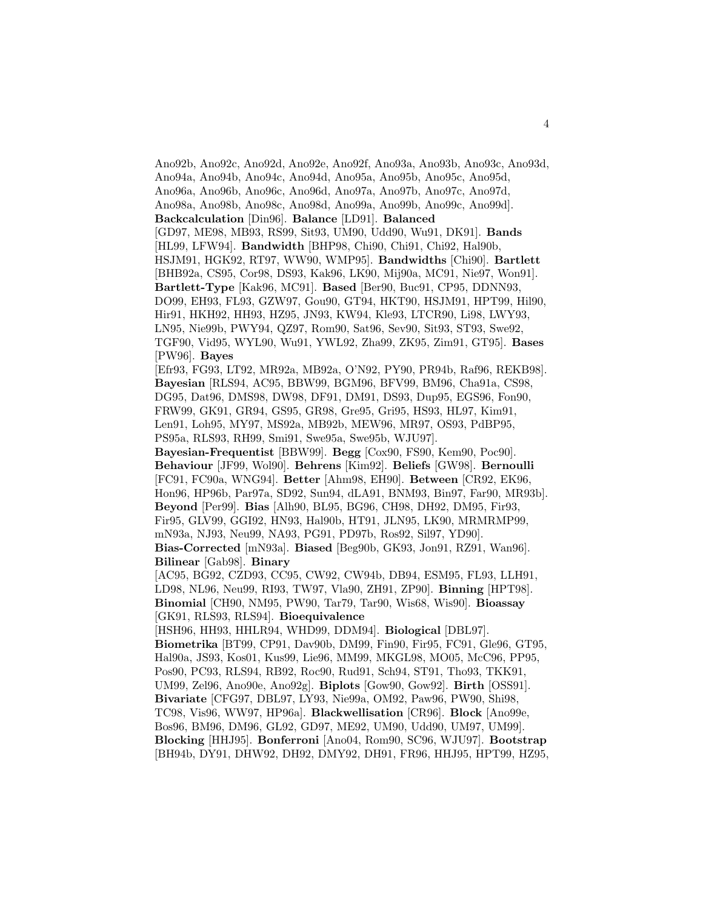Ano92b, Ano92c, Ano92d, Ano92e, Ano92f, Ano93a, Ano93b, Ano93c, Ano93d, Ano94a, Ano94b, Ano94c, Ano94d, Ano95a, Ano95b, Ano95c, Ano95d, Ano96a, Ano96b, Ano96c, Ano96d, Ano97a, Ano97b, Ano97c, Ano97d, Ano98a, Ano98b, Ano98c, Ano98d, Ano99a, Ano99b, Ano99c, Ano99d]. **Backcalculation** [Din96]. **Balance** [LD91]. **Balanced** [GD97, ME98, MB93, RS99, Sit93, UM90, Udd90, Wu91, DK91]. **Bands** [HL99, LFW94]. **Bandwidth** [BHP98, Chi90, Chi91, Chi92, Hal90b, HSJM91, HGK92, RT97, WW90, WMP95]. **Bandwidths** [Chi90]. **Bartlett** [BHB92a, CS95, Cor98, DS93, Kak96, LK90, Mij90a, MC91, Nie97, Won91]. **Bartlett-Type** [Kak96, MC91]. **Based** [Ber90, Buc91, CP95, DDNN93, DO99, EH93, FL93, GZW97, Gou90, GT94, HKT90, HSJM91, HPT99, Hil90, Hir91, HKH92, HH93, HZ95, JN93, KW94, Kle93, LTCR90, Li98, LWY93, LN95, Nie99b, PWY94, QZ97, Rom90, Sat96, Sev90, Sit93, ST93, Swe92, TGF90, Vid95, WYL90, Wu91, YWL92, Zha99, ZK95, Zim91, GT95]. **Bases** [PW96]. **Bayes** [Efr93, FG93, LT92, MR92a, MB92a, O'N92, PY90, PR94b, Raf96, REKB98]. **Bayesian** [RLS94, AC95, BBW99, BGM96, BFV99, BM96, Cha91a, CS98, DG95, Dat96, DMS98, DW98, DF91, DM91, DS93, Dup95, EGS96, Fon90, FRW99, GK91, GR94, GS95, GR98, Gre95, Gri95, HS93, HL97, Kim91, Len91, Loh95, MY97, MS92a, MB92b, MEW96, MR97, OS93, PdBP95, PS95a, RLS93, RH99, Smi91, Swe95a, Swe95b, WJU97]. **Bayesian-Frequentist** [BBW99]. **Begg** [Cox90, FS90, Kem90, Poc90]. **Behaviour** [JF99, Wol90]. **Behrens** [Kim92]. **Beliefs** [GW98]. **Bernoulli** [FC91, FC90a, WNG94]. **Better** [Ahm98, EH90]. **Between** [CR92, EK96, Hon96, HP96b, Par97a, SD92, Sun94, dLA91, BNM93, Bin97, Far90, MR93b]. **Beyond** [Per99]. **Bias** [Alh90, BL95, BG96, CH98, DH92, DM95, Fir93, Fir95, GLV99, GGI92, HN93, Hal90b, HT91, JLN95, LK90, MRMRMP99, mN93a, NJ93, Neu99, NA93, PG91, PD97b, Ros92, Sil97, YD90]. **Bias-Corrected** [mN93a]. **Biased** [Beg90b, GK93, Jon91, RZ91, Wan96]. **Bilinear** [Gab98]. **Binary** [AC95, BG92, CZD93, CC95, CW92, CW94b, DB94, ESM95, FL93, LLH91, LD98, NL96, Neu99, RI93, TW97, Vla90, ZH91, ZP90]. **Binning** [HPT98]. **Binomial** [CH90, NM95, PW90, Tar79, Tar90, Wis68, Wis90]. **Bioassay** [GK91, RLS93, RLS94]. **Bioequivalence** [HSH96, HH93, HHLR94, WHD99, DDM94]. **Biological** [DBL97]. **Biometrika** [BT99, CP91, Dav90b, DM99, Fin90, Fir95, FC91, Gle96, GT95, Hal90a, JS93, Kos01, Kus99, Lie96, MM99, MKGL98, MO05, McC96, PP95, Pos90, PC93, RLS94, RB92, Roc90, Rud91, Sch94, ST91, Tho93, TKK91, UM99, Zel96, Ano90e, Ano92g]. **Biplots** [Gow90, Gow92]. **Birth** [OSS91]. **Bivariate** [CFG97, DBL97, LY93, Nie99a, OM92, Paw96, PW90, Shi98, TC98, Vis96, WW97, HP96a]. **Blackwellisation** [CR96]. **Block** [Ano99e, Bos96, BM96, DM96, GL92, GD97, ME92, UM90, Udd90, UM97, UM99]. **Blocking** [HHJ95]. **Bonferroni** [Ano04, Rom90, SC96, WJU97]. **Bootstrap** [BH94b, DY91, DHW92, DH92, DMY92, DH91, FR96, HHJ95, HPT99, HZ95,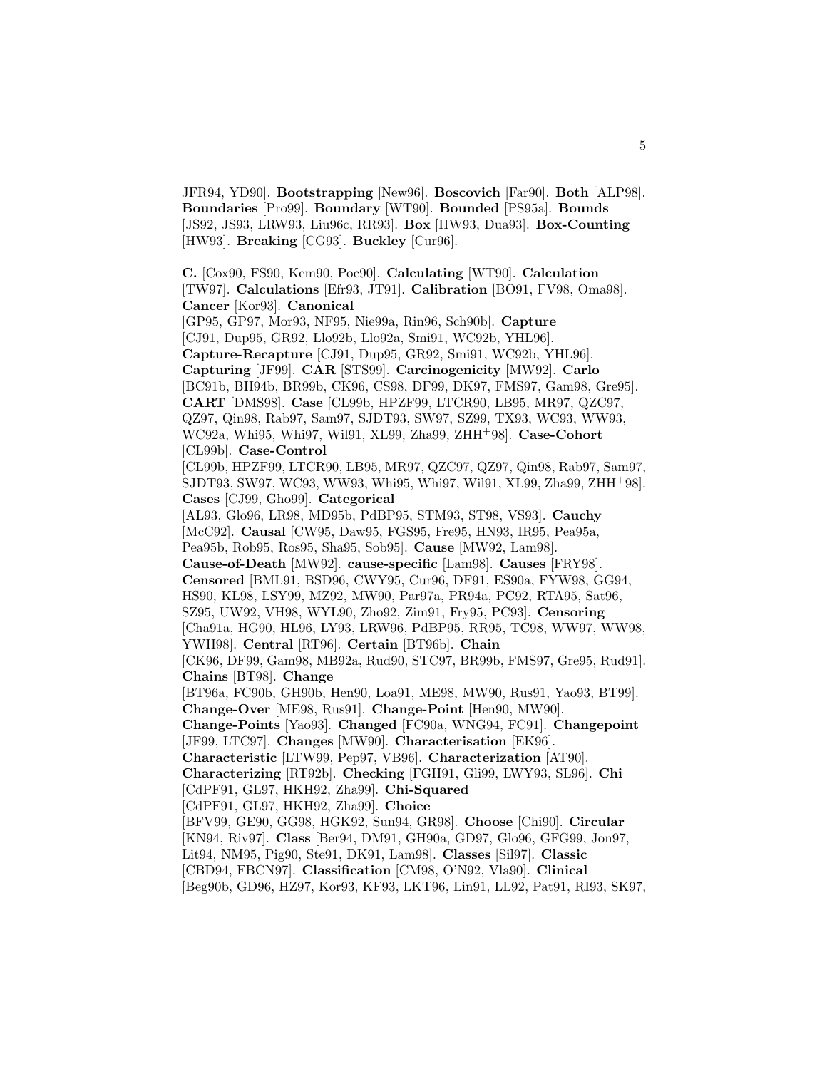JFR94, YD90]. **Bootstrapping** [New96]. **Boscovich** [Far90]. **Both** [ALP98]. **Boundaries** [Pro99]. **Boundary** [WT90]. **Bounded** [PS95a]. **Bounds** [JS92, JS93, LRW93, Liu96c, RR93]. **Box** [HW93, Dua93]. **Box-Counting** [HW93]. **Breaking** [CG93]. **Buckley** [Cur96].

**C.** [Cox90, FS90, Kem90, Poc90]. **Calculating** [WT90]. **Calculation** [TW97]. **Calculations** [Efr93, JT91]. **Calibration** [BO91, FV98, Oma98]. **Cancer** [Kor93]. **Canonical** [GP95, GP97, Mor93, NF95, Nie99a, Rin96, Sch90b]. **Capture** [CJ91, Dup95, GR92, Llo92b, Llo92a, Smi91, WC92b, YHL96]. **Capture-Recapture** [CJ91, Dup95, GR92, Smi91, WC92b, YHL96]. **Capturing** [JF99]. **CAR** [STS99]. **Carcinogenicity** [MW92]. **Carlo** [BC91b, BH94b, BR99b, CK96, CS98, DF99, DK97, FMS97, Gam98, Gre95]. **CART** [DMS98]. **Case** [CL99b, HPZF99, LTCR90, LB95, MR97, QZC97, QZ97, Qin98, Rab97, Sam97, SJDT93, SW97, SZ99, TX93, WC93, WW93, WC92a, Whi95, Whi97, Wil91, XL99, Zha99, ZHH+98]. **Case-Cohort** [CL99b]. **Case-Control** [CL99b, HPZF99, LTCR90, LB95, MR97, QZC97, QZ97, Qin98, Rab97, Sam97, SJDT93, SW97, WC93, WW93, Whi95, Whi97, Wil91, XL99, Zha99, ZHH+98]. **Cases** [CJ99, Gho99]. **Categorical** [AL93, Glo96, LR98, MD95b, PdBP95, STM93, ST98, VS93]. **Cauchy** [McC92]. **Causal** [CW95, Daw95, FGS95, Fre95, HN93, IR95, Pea95a, Pea95b, Rob95, Ros95, Sha95, Sob95]. **Cause** [MW92, Lam98]. **Cause-of-Death** [MW92]. **cause-specific** [Lam98]. **Causes** [FRY98]. **Censored** [BML91, BSD96, CWY95, Cur96, DF91, ES90a, FYW98, GG94, HS90, KL98, LSY99, MZ92, MW90, Par97a, PR94a, PC92, RTA95, Sat96, SZ95, UW92, VH98, WYL90, Zho92, Zim91, Fry95, PC93]. **Censoring** [Cha91a, HG90, HL96, LY93, LRW96, PdBP95, RR95, TC98, WW97, WW98, YWH98]. **Central** [RT96]. **Certain** [BT96b]. **Chain** [CK96, DF99, Gam98, MB92a, Rud90, STC97, BR99b, FMS97, Gre95, Rud91]. **Chains** [BT98]. **Change** [BT96a, FC90b, GH90b, Hen90, Loa91, ME98, MW90, Rus91, Yao93, BT99]. **Change-Over** [ME98, Rus91]. **Change-Point** [Hen90, MW90]. **Change-Points** [Yao93]. **Changed** [FC90a, WNG94, FC91]. **Changepoint** [JF99, LTC97]. **Changes** [MW90]. **Characterisation** [EK96]. **Characteristic** [LTW99, Pep97, VB96]. **Characterization** [AT90]. **Characterizing** [RT92b]. **Checking** [FGH91, Gli99, LWY93, SL96]. **Chi** [CdPF91, GL97, HKH92, Zha99]. **Chi-Squared** [CdPF91, GL97, HKH92, Zha99]. **Choice** [BFV99, GE90, GG98, HGK92, Sun94, GR98]. **Choose** [Chi90]. **Circular** [KN94, Riv97]. **Class** [Ber94, DM91, GH90a, GD97, Glo96, GFG99, Jon97, Lit94, NM95, Pig90, Ste91, DK91, Lam98]. **Classes** [Sil97]. **Classic** [CBD94, FBCN97]. **Classification** [CM98, O'N92, Vla90]. **Clinical** [Beg90b, GD96, HZ97, Kor93, KF93, LKT96, Lin91, LL92, Pat91, RI93, SK97,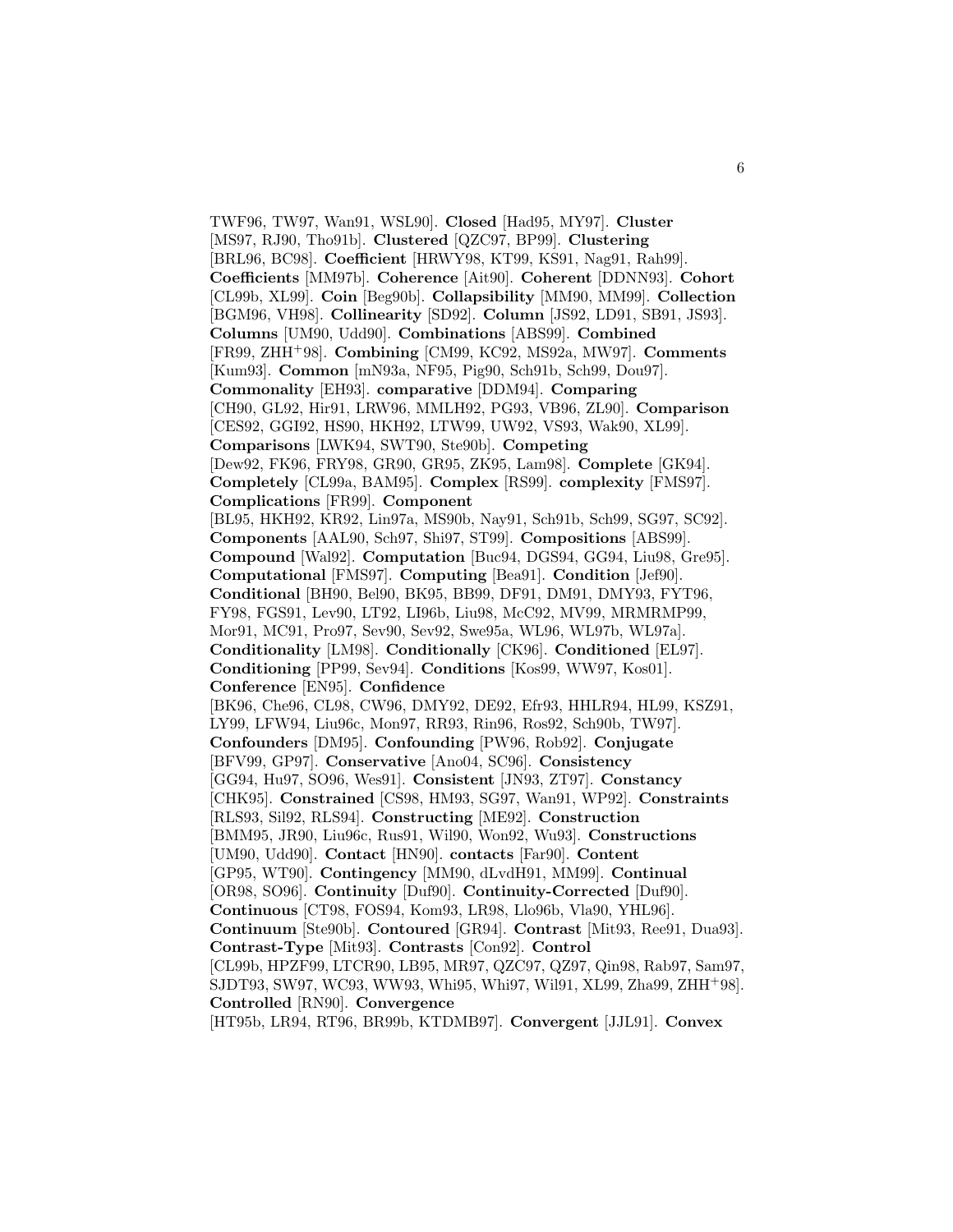TWF96, TW97, Wan91, WSL90]. **Closed** [Had95, MY97]. **Cluster** [MS97, RJ90, Tho91b]. **Clustered** [QZC97, BP99]. **Clustering** [BRL96, BC98]. **Coefficient** [HRWY98, KT99, KS91, Nag91, Rah99]. **Coefficients** [MM97b]. **Coherence** [Ait90]. **Coherent** [DDNN93]. **Cohort** [CL99b, XL99]. **Coin** [Beg90b]. **Collapsibility** [MM90, MM99]. **Collection** [BGM96, VH98]. **Collinearity** [SD92]. **Column** [JS92, LD91, SB91, JS93]. **Columns** [UM90, Udd90]. **Combinations** [ABS99]. **Combined** [FR99, ZHH+98]. **Combining** [CM99, KC92, MS92a, MW97]. **Comments** [Kum93]. **Common** [mN93a, NF95, Pig90, Sch91b, Sch99, Dou97]. **Commonality** [EH93]. **comparative** [DDM94]. **Comparing** [CH90, GL92, Hir91, LRW96, MMLH92, PG93, VB96, ZL90]. **Comparison** [CES92, GGI92, HS90, HKH92, LTW99, UW92, VS93, Wak90, XL99]. **Comparisons** [LWK94, SWT90, Ste90b]. **Competing** [Dew92, FK96, FRY98, GR90, GR95, ZK95, Lam98]. **Complete** [GK94]. **Completely** [CL99a, BAM95]. **Complex** [RS99]. **complexity** [FMS97]. **Complications** [FR99]. **Component** [BL95, HKH92, KR92, Lin97a, MS90b, Nay91, Sch91b, Sch99, SG97, SC92]. **Components** [AAL90, Sch97, Shi97, ST99]. **Compositions** [ABS99]. **Compound** [Wal92]. **Computation** [Buc94, DGS94, GG94, Liu98, Gre95]. **Computational** [FMS97]. **Computing** [Bea91]. **Condition** [Jef90]. **Conditional** [BH90, Bel90, BK95, BB99, DF91, DM91, DMY93, FYT96, FY98, FGS91, Lev90, LT92, LI96b, Liu98, McC92, MV99, MRMRMP99, Mor91, MC91, Pro97, Sev90, Sev92, Swe95a, WL96, WL97b, WL97a]. **Conditionality** [LM98]. **Conditionally** [CK96]. **Conditioned** [EL97]. **Conditioning** [PP99, Sev94]. **Conditions** [Kos99, WW97, Kos01]. **Conference** [EN95]. **Confidence** [BK96, Che96, CL98, CW96, DMY92, DE92, Efr93, HHLR94, HL99, KSZ91, LY99, LFW94, Liu96c, Mon97, RR93, Rin96, Ros92, Sch90b, TW97]. **Confounders** [DM95]. **Confounding** [PW96, Rob92]. **Conjugate** [BFV99, GP97]. **Conservative** [Ano04, SC96]. **Consistency** [GG94, Hu97, SO96, Wes91]. **Consistent** [JN93, ZT97]. **Constancy** [CHK95]. **Constrained** [CS98, HM93, SG97, Wan91, WP92]. **Constraints** [RLS93, Sil92, RLS94]. **Constructing** [ME92]. **Construction** [BMM95, JR90, Liu96c, Rus91, Wil90, Won92, Wu93]. **Constructions** [UM90, Udd90]. **Contact** [HN90]. **contacts** [Far90]. **Content** [GP95, WT90]. **Contingency** [MM90, dLvdH91, MM99]. **Continual** [OR98, SO96]. **Continuity** [Duf90]. **Continuity-Corrected** [Duf90]. **Continuous** [CT98, FOS94, Kom93, LR98, Llo96b, Vla90, YHL96]. **Continuum** [Ste90b]. **Contoured** [GR94]. **Contrast** [Mit93, Ree91, Dua93]. **Contrast-Type** [Mit93]. **Contrasts** [Con92]. **Control** [CL99b, HPZF99, LTCR90, LB95, MR97, QZC97, QZ97, Qin98, Rab97, Sam97, SJDT93, SW97, WC93, WW93, Whi95, Whi97, Wil91, XL99, Zha99, ZHH+98]. **Controlled** [RN90]. **Convergence** [HT95b, LR94, RT96, BR99b, KTDMB97]. **Convergent** [JJL91]. **Convex**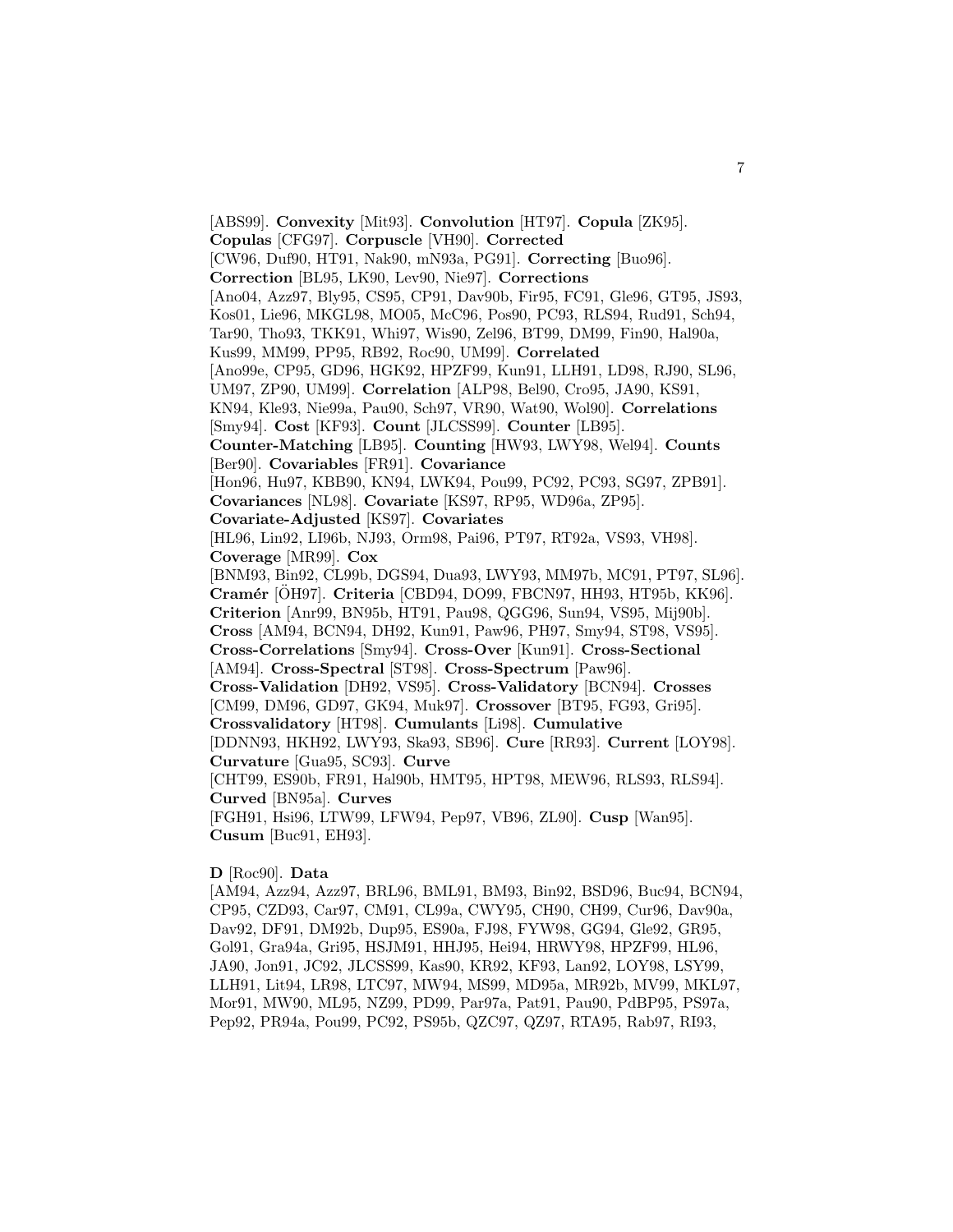[ABS99]. **Convexity** [Mit93]. **Convolution** [HT97]. **Copula** [ZK95]. **Copulas** [CFG97]. **Corpuscle** [VH90]. **Corrected** [CW96, Duf90, HT91, Nak90, mN93a, PG91]. **Correcting** [Buo96]. **Correction** [BL95, LK90, Lev90, Nie97]. **Corrections** [Ano04, Azz97, Bly95, CS95, CP91, Dav90b, Fir95, FC91, Gle96, GT95, JS93, Kos01, Lie96, MKGL98, MO05, McC96, Pos90, PC93, RLS94, Rud91, Sch94, Tar90, Tho93, TKK91, Whi97, Wis90, Zel96, BT99, DM99, Fin90, Hal90a, Kus99, MM99, PP95, RB92, Roc90, UM99]. **Correlated** [Ano99e, CP95, GD96, HGK92, HPZF99, Kun91, LLH91, LD98, RJ90, SL96, UM97, ZP90, UM99]. **Correlation** [ALP98, Bel90, Cro95, JA90, KS91, KN94, Kle93, Nie99a, Pau90, Sch97, VR90, Wat90, Wol90]. **Correlations** [Smy94]. **Cost** [KF93]. **Count** [JLCSS99]. **Counter** [LB95]. **Counter-Matching** [LB95]. **Counting** [HW93, LWY98, Wel94]. **Counts** [Ber90]. **Covariables** [FR91]. **Covariance** [Hon96, Hu97, KBB90, KN94, LWK94, Pou99, PC92, PC93, SG97, ZPB91]. **Covariances** [NL98]. **Covariate** [KS97, RP95, WD96a, ZP95]. **Covariate-Adjusted** [KS97]. **Covariates** [HL96, Lin92, LI96b, NJ93, Orm98, Pai96, PT97, RT92a, VS93, VH98]. **Coverage** [MR99]. **Cox** [BNM93, Bin92, CL99b, DGS94, Dua93, LWY93, MM97b, MC91, PT97, SL96]. **Cramér** [ÖH97]. **Criteria** [CBD94, DO99, FBCN97, HH93, HT95b, KK96]. **Criterion** [Anr99, BN95b, HT91, Pau98, QGG96, Sun94, VS95, Mij90b]. **Cross** [AM94, BCN94, DH92, Kun91, Paw96, PH97, Smy94, ST98, VS95]. **Cross-Correlations** [Smy94]. **Cross-Over** [Kun91]. **Cross-Sectional** [AM94]. **Cross-Spectral** [ST98]. **Cross-Spectrum** [Paw96]. **Cross-Validation** [DH92, VS95]. **Cross-Validatory** [BCN94]. **Crosses** [CM99, DM96, GD97, GK94, Muk97]. **Crossover** [BT95, FG93, Gri95]. **Crossvalidatory** [HT98]. **Cumulants** [Li98]. **Cumulative** [DDNN93, HKH92, LWY93, Ska93, SB96]. **Cure** [RR93]. **Current** [LOY98]. **Curvature** [Gua95, SC93]. **Curve** [CHT99, ES90b, FR91, Hal90b, HMT95, HPT98, MEW96, RLS93, RLS94]. **Curved** [BN95a]. **Curves** [FGH91, Hsi96, LTW99, LFW94, Pep97, VB96, ZL90]. **Cusp** [Wan95]. **Cusum** [Buc91, EH93].

**D** [Roc90]. **Data** [AM94, Azz94, Azz97, BRL96, BML91, BM93, Bin92, BSD96, Buc94, BCN94, CP95, CZD93, Car97, CM91, CL99a, CWY95, CH90, CH99, Cur96, Dav90a, Dav92, DF91, DM92b, Dup95, ES90a, FJ98, FYW98, GG94, Gle92, GR95, Gol91, Gra94a, Gri95, HSJM91, HHJ95, Hei94, HRWY98, HPZF99, HL96, JA90, Jon91, JC92, JLCSS99, Kas90, KR92, KF93, Lan92, LOY98, LSY99, LLH91, Lit94, LR98, LTC97, MW94, MS99, MD95a, MR92b, MV99, MKL97, Mor91, MW90, ML95, NZ99, PD99, Par97a, Pat91, Pau90, PdBP95, PS97a, Pep92, PR94a, Pou99, PC92, PS95b, QZC97, QZ97, RTA95, Rab97, RI93,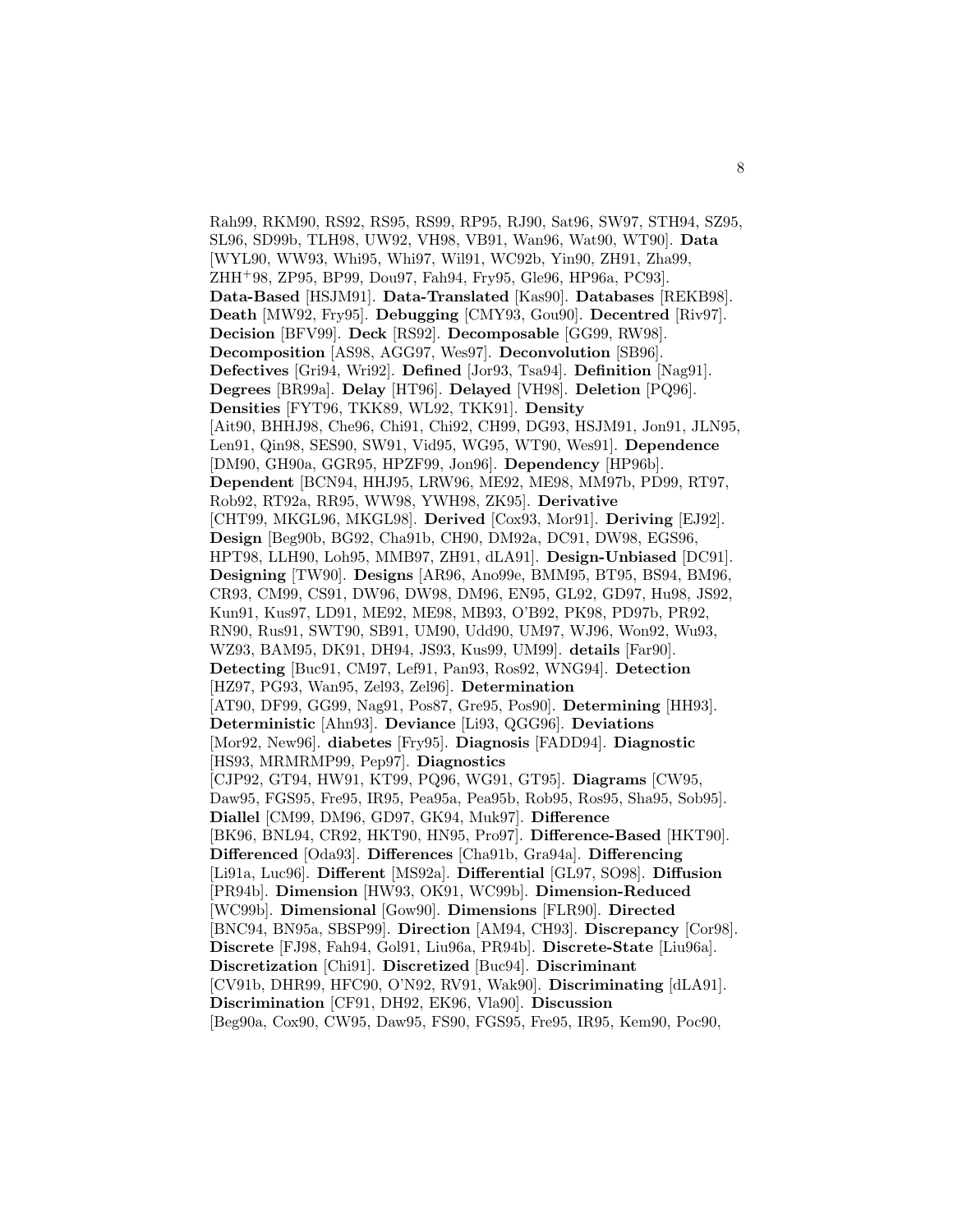Rah99, RKM90, RS92, RS95, RS99, RP95, RJ90, Sat96, SW97, STH94, SZ95, SL96, SD99b, TLH98, UW92, VH98, VB91, Wan96, Wat90, WT90]. **Data** [WYL90, WW93, Whi95, Whi97, Wil91, WC92b, Yin90, ZH91, Zha99, ZHH$^{+}$98, ZP95, BP99, Dou97, Fah94, Fry95, Gle96, HP96a, PC93]. **Data-Based** [HSJM91]. **Data-Translated** [Kas90]. **Databases** [REKB98]. **Death** [MW92, Fry95]. **Debugging** [CMY93, Gou90]. **Decentred** [Riv97]. **Decision** [BFV99]. **Deck** [RS92]. **Decomposable** [GG99, RW98]. **Decomposition** [AS98, AGG97, Wes97]. **Deconvolution** [SB96]. **Defectives** [Gri94, Wri92]. **Defined** [Jor93, Tsa94]. **Definition** [Nag91]. **Degrees** [BR99a]. **Delay** [HT96]. **Delayed** [VH98]. **Deletion** [PQ96]. **Densities** [FYT96, TKK89, WL92, TKK91]. **Density** [Ait90, BHHJ98, Che96, Chi91, Chi92, CH99, DG93, HSJM91, Jon91, JLN95, Len91, Qin98, SES90, SW91, Vid95, WG95, WT90, Wes91]. **Dependence** [DM90, GH90a, GGR95, HPZF99, Jon96]. **Dependency** [HP96b]. **Dependent** [BCN94, HHJ95, LRW96, ME92, ME98, MM97b, PD99, RT97, Rob92, RT92a, RR95, WW98, YWH98, ZK95]. **Derivative** [CHT99, MKGL96, MKGL98]. **Derived** [Cox93, Mor91]. **Deriving** [EJ92]. **Design** [Beg90b, BG92, Cha91b, CH90, DM92a, DC91, DW98, EGS96, HPT98, LLH90, Loh95, MMB97, ZH91, dLA91]. **Design-Unbiased** [DC91]. **Designing** [TW90]. **Designs** [AR96, Ano99e, BMM95, BT95, BS94, BM96, CR93, CM99, CS91, DW96, DW98, DM96, EN95, GL92, GD97, Hu98, JS92, Kun91, Kus97, LD91, ME92, ME98, MB93, O'B92, PK98, PD97b, PR92, RN90, Rus91, SWT90, SB91, UM90, Udd90, UM97, WJ96, Won92, Wu93, WZ93, BAM95, DK91, DH94, JS93, Kus99, UM99]. **details** [Far90]. **Detecting** [Buc91, CM97, Lef91, Pan93, Ros92, WNG94]. **Detection** [HZ97, PG93, Wan95, Zel93, Zel96]. **Determination** [AT90, DF99, GG99, Nag91, Pos87, Gre95, Pos90]. **Determining** [HH93]. **Deterministic** [Ahn93]. **Deviance** [Li93, QGG96]. **Deviations** [Mor92, New96]. **diabetes** [Fry95]. **Diagnosis** [FADD94]. **Diagnostic** [HS93, MRMRMP99, Pep97]. **Diagnostics** [CJP92, GT94, HW91, KT99, PQ96, WG91, GT95]. **Diagrams** [CW95, Daw95, FGS95, Fre95, IR95, Pea95a, Pea95b, Rob95, Ros95, Sha95, Sob95]. **Diallel** [CM99, DM96, GD97, GK94, Muk97]. **Difference** [BK96, BNL94, CR92, HKT90, HN95, Pro97]. **Difference-Based** [HKT90]. **Differenced** [Oda93]. **Differences** [Cha91b, Gra94a]. **Differencing** [Li91a, Luc96]. **Different** [MS92a]. **Differential** [GL97, SO98]. **Diffusion** [PR94b]. **Dimension** [HW93, OK91, WC99b]. **Dimension-Reduced** [WC99b]. **Dimensional** [Gow90]. **Dimensions** [FLR90]. **Directed** [BNC94, BN95a, SBSP99]. **Direction** [AM94, CH93]. **Discrepancy** [Cor98]. **Discrete** [FJ98, Fah94, Gol91, Liu96a, PR94b]. **Discrete-State** [Liu96a]. **Discretization** [Chi91]. **Discretized** [Buc94]. **Discriminant** [CV91b, DHR99, HFC90, O'N92, RV91, Wak90]. **Discriminating** [dLA91]. **Discrimination** [CF91, DH92, EK96, Vla90]. **Discussion** [Beg90a, Cox90, CW95, Daw95, FS90, FGS95, Fre95, IR95, Kem90, Poc90,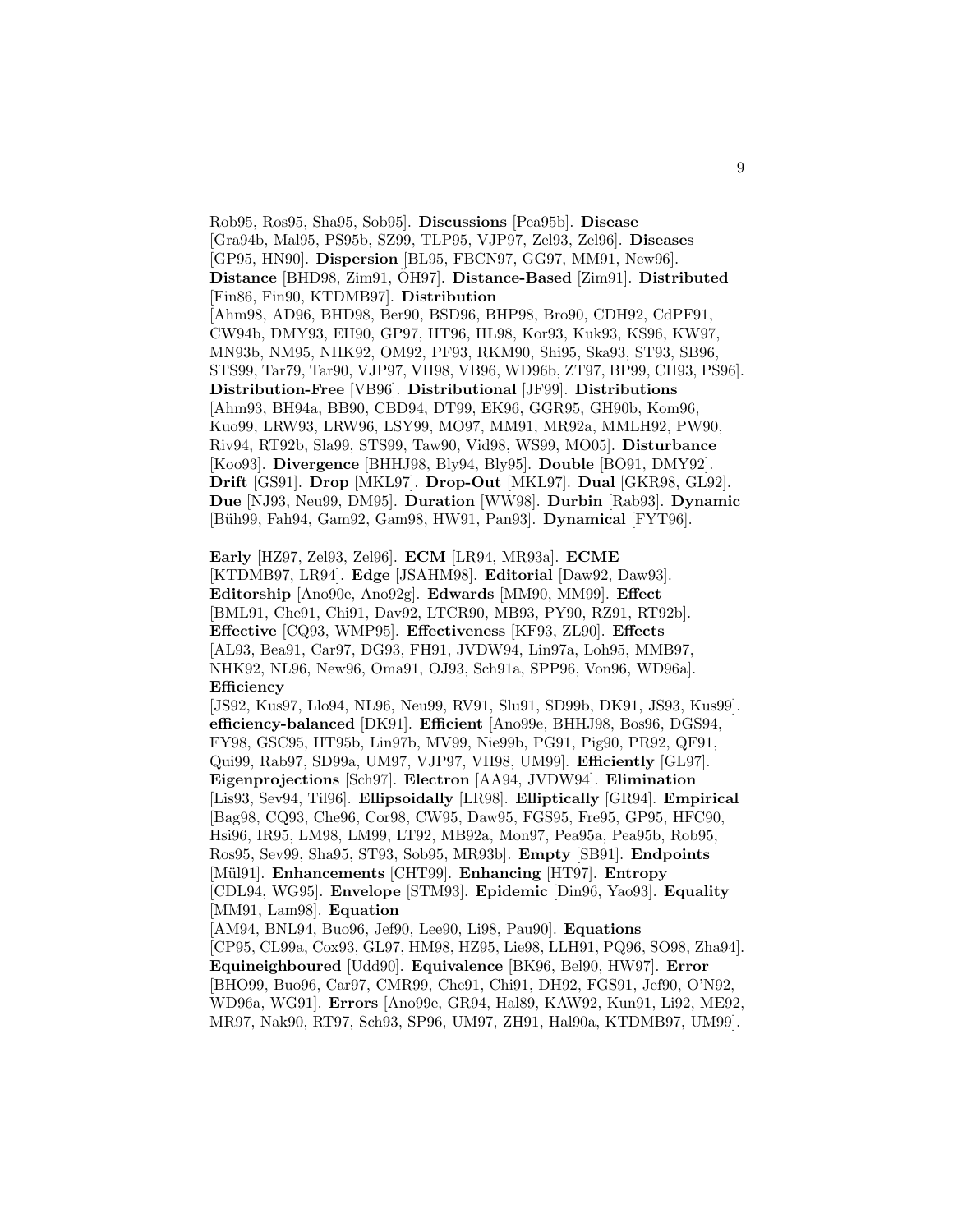Rob95, Ros95, Sha95, Sob95]. **Discussions** [Pea95b]. **Disease** [Gra94b, Mal95, PS95b, SZ99, TLP95, VJP97, Zel93, Zel96]. **Diseases** [GP95, HN90]. **Dispersion** [BL95, FBCN97, GG97, MM91, New96]. **Distance** [BHD98, Zim91, ÖH97]. **Distance-Based** [Zim91]. **Distributed** [Fin86, Fin90, KTDMB97]. **Distribution** [Ahm98, AD96, BHD98, Ber90, BSD96, BHP98, Bro90, CDH92, CdPF91, CW94b, DMY93, EH90, GP97, HT96, HL98, Kor93, Kuk93, KS96, KW97, MN93b, NM95, NHK92, OM92, PF93, RKM90, Shi95, Ska93, ST93, SB96, STS99, Tar79, Tar90, VJP97, VH98, VB96, WD96b, ZT97, BP99, CH93, PS96]. **Distribution-Free** [VB96]. **Distributional** [JF99]. **Distributions** [Ahm93, BH94a, BB90, CBD94, DT99, EK96, GGR95, GH90b, Kom96, Kuo99, LRW93, LRW96, LSY99, MO97, MM91, MR92a, MMLH92, PW90, Riv94, RT92b, Sla99, STS99, Taw90, Vid98, WS99, MO05]. **Disturbance** [Koo93]. **Divergence** [BHHJ98, Bly94, Bly95]. **Double** [BO91, DMY92]. **Drift** [GS91]. **Drop** [MKL97]. **Drop-Out** [MKL97]. **Dual** [GKR98, GL92]. **Due** [NJ93, Neu99, DM95]. **Duration** [WW98]. **Durbin** [Rab93]. **Dynamic** [Büh99, Fah94, Gam92, Gam98, HW91, Pan93]. **Dynamical** [FYT96].

**Early** [HZ97, Zel93, Zel96]. **ECM** [LR94, MR93a]. **ECME** [KTDMB97, LR94]. **Edge** [JSAHM98]. **Editorial** [Daw92, Daw93]. **Editorship** [Ano90e, Ano92g]. **Edwards** [MM90, MM99]. **Effect** [BML91, Che91, Chi91, Dav92, LTCR90, MB93, PY90, RZ91, RT92b]. **Effective** [CQ93, WMP95]. **Effectiveness** [KF93, ZL90]. **Effects** [AL93, Bea91, Car97, DG93, FH91, JVDW94, Lin97a, Loh95, MMB97, NHK92, NL96, New96, Oma91, OJ93, Sch91a, SPP96, Von96, WD96a]. **Efficiency** [JS92, Kus97, Llo94, NL96, Neu99, RV91, Slu91, SD99b, DK91, JS93, Kus99]. **efficiency-balanced** [DK91]. **Efficient** [Ano99e, BHHJ98, Bos96, DGS94, FY98, GSC95, HT95b, Lin97b, MV99, Nie99b, PG91, Pig90, PR92, QF91, Qui99, Rab97, SD99a, UM97, VJP97, VH98, UM99]. **Efficiently** [GL97]. **Eigenprojections** [Sch97]. **Electron** [AA94, JVDW94]. **Elimination** [Lis93, Sev94, Til96]. **Ellipsoidally** [LR98]. **Elliptically** [GR94]. **Empirical** [Bag98, CQ93, Che96, Cor98, CW95, Daw95, FGS95, Fre95, GP95, HFC90, Hsi96, IR95, LM98, LM99, LT92, MB92a, Mon97, Pea95a, Pea95b, Rob95, Ros95, Sev99, Sha95, ST93, Sob95, MR93b]. **Empty** [SB91]. **Endpoints** [Mül91]. **Enhancements** [CHT99]. **Enhancing** [HT97]. **Entropy** [CDL94, WG95]. **Envelope** [STM93]. **Epidemic** [Din96, Yao93]. **Equality** [MM91, Lam98]. **Equation** [AM94, BNL94, Buo96, Jef90, Lee90, Li98, Pau90]. **Equations** [CP95, CL99a, Cox93, GL97, HM98, HZ95, Lie98, LLH91, PQ96, SO98, Zha94]. **Equineighboured** [Udd90]. **Equivalence** [BK96, Bel90, HW97]. **Error** [BHO99, Buo96, Car97, CMR99, Che91, Chi91, DH92, FGS91, Jef90, O'N92, WD96a, WG91]. **Errors** [Ano99e, GR94, Hal89, KAW92, Kun91, Li92, ME92, MR97, Nak90, RT97, Sch93, SP96, UM97, ZH91, Hal90a, KTDMB97, UM99].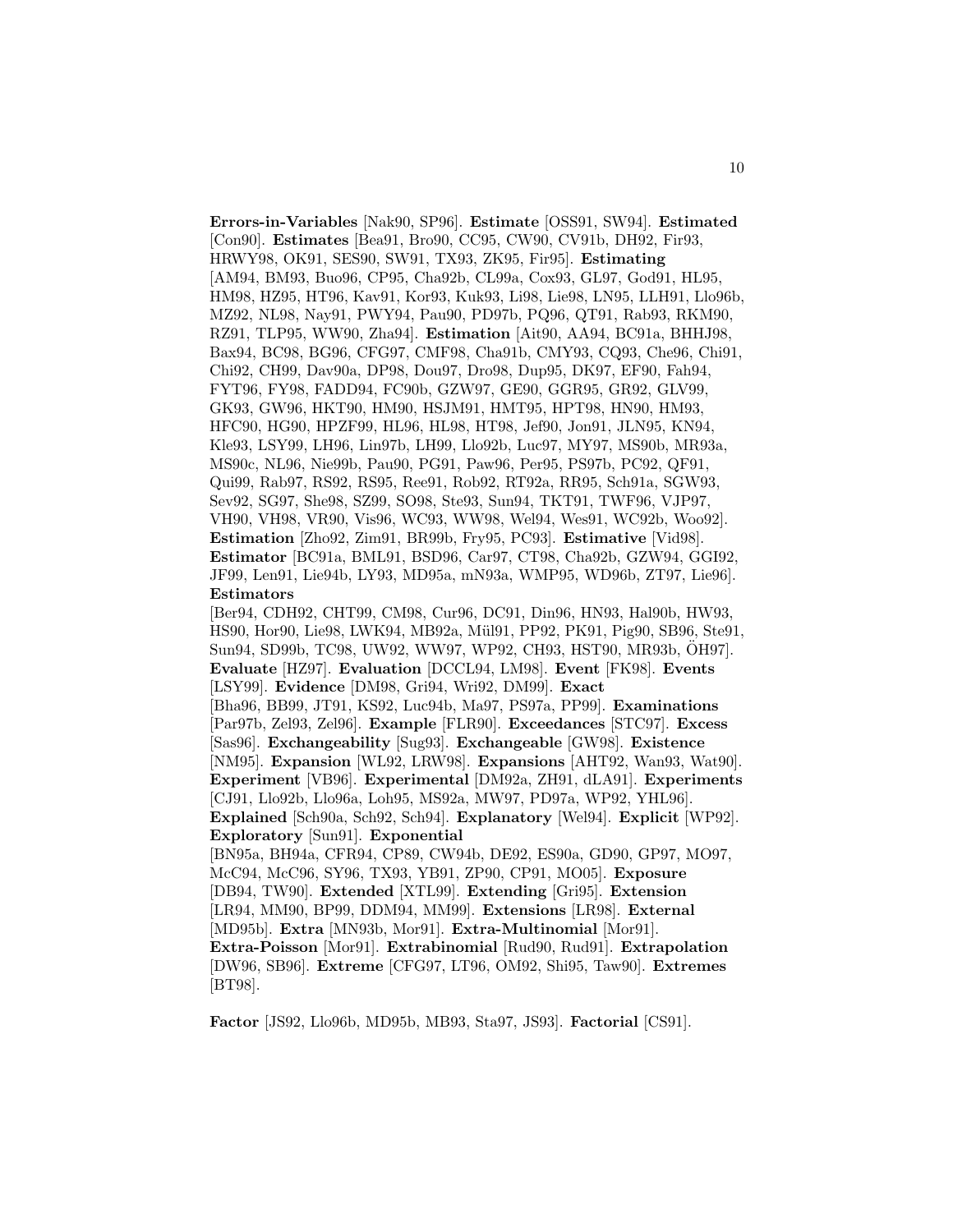**Errors-in-Variables** [Nak90, SP96]. **Estimate** [OSS91, SW94]. **Estimated** [Con90]. **Estimates** [Bea91, Bro90, CC95, CW90, CV91b, DH92, Fir93, HRWY98, OK91, SES90, SW91, TX93, ZK95, Fir95]. **Estimating** [AM94, BM93, Buo96, CP95, Cha92b, CL99a, Cox93, GL97, God91, HL95, HM98, HZ95, HT96, Kav91, Kor93, Kuk93, Li98, Lie98, LN95, LLH91, Llo96b, MZ92, NL98, Nay91, PWY94, Pau90, PD97b, PQ96, QT91, Rab93, RKM90, RZ91, TLP95, WW90, Zha94]. **Estimation** [Ait90, AA94, BC91a, BHHJ98, Bax94, BC98, BG96, CFG97, CMF98, Cha91b, CMY93, CQ93, Che96, Chi91, Chi92, CH99, Dav90a, DP98, Dou97, Dro98, Dup95, DK97, EF90, Fah94, FYT96, FY98, FADD94, FC90b, GZW97, GE90, GGR95, GR92, GLV99, GK93, GW96, HKT90, HM90, HSJM91, HMT95, HPT98, HN90, HM93, HFC90, HG90, HPZF99, HL96, HL98, HT98, Jef90, Jon91, JLN95, KN94, Kle93, LSY99, LH96, Lin97b, LH99, Llo92b, Luc97, MY97, MS90b, MR93a, MS90c, NL96, Nie99b, Pau90, PG91, Paw96, Per95, PS97b, PC92, QF91, Qui99, Rab97, RS92, RS95, Ree91, Rob92, RT92a, RR95, Sch91a, SGW93, Sev92, SG97, She98, SZ99, SO98, Ste93, Sun94, TKT91, TWF96, VJP97, VH90, VH98, VR90, Vis96, WC93, WW98, Wel94, Wes91, WC92b, Woo92]. **Estimation** [Zho92, Zim91, BR99b, Fry95, PC93]. **Estimative** [Vid98]. **Estimator** [BC91a, BML91, BSD96, Car97, CT98, Cha92b, GZW94, GGI92, JF99, Len91, Lie94b, LY93, MD95a, mN93a, WMP95, WD96b, ZT97, Lie96]. **Estimators** [Ber94, CDH92, CHT99, CM98, Cur96, DC91, Din96, HN93, Hal90b, HW93, HS90, Hor90, Lie98, LWK94, MB92a, Mül91, PP92, PK91, Pig90, SB96, Ste91, Sun94, SD99b, TC98, UW92, WW97, WP92, CH93, HST90, MR93b, ÖH97]. **Evaluate** [HZ97]. **Evaluation** [DCCL94, LM98]. **Event** [FK98]. **Events** [LSY99]. **Evidence** [DM98, Gri94, Wri92, DM99]. **Exact** [Bha96, BB99, JT91, KS92, Luc94b, Ma97, PS97a, PP99]. **Examinations** [Par97b, Zel93, Zel96]. **Example** [FLR90]. **Exceedances** [STC97]. **Excess** [Sas96]. **Exchangeability** [Sug93]. **Exchangeable** [GW98]. **Existence** [NM95]. **Expansion** [WL92, LRW98]. **Expansions** [AHT92, Wan93, Wat90]. **Experiment** [VB96]. **Experimental** [DM92a, ZH91, dLA91]. **Experiments** [CJ91, Llo92b, Llo96a, Loh95, MS92a, MW97, PD97a, WP92, YHL96]. **Explained** [Sch90a, Sch92, Sch94]. **Explanatory** [Wel94]. **Explicit** [WP92]. **Exploratory** [Sun91]. **Exponential** [BN95a, BH94a, CFR94, CP89, CW94b, DE92, ES90a, GD90, GP97, MO97, McC94, McC96, SY96, TX93, YB91, ZP90, CP91, MO05]. **Exposure** [DB94, TW90]. **Extended** [XTL99]. **Extending** [Gri95]. **Extension** [LR94, MM90, BP99, DDM94, MM99]. **Extensions** [LR98]. **External** [MD95b]. **Extra** [MN93b, Mor91]. **Extra-Multinomial** [Mor91]. **Extra-Poisson** [Mor91]. **Extrabinomial** [Rud90, Rud91]. **Extrapolation** [DW96, SB96]. **Extreme** [CFG97, LT96, OM92, Shi95, Taw90]. **Extremes** [BT98].

**Factor** [JS92, Llo96b, MD95b, MB93, Sta97, JS93]. **Factorial** [CS91].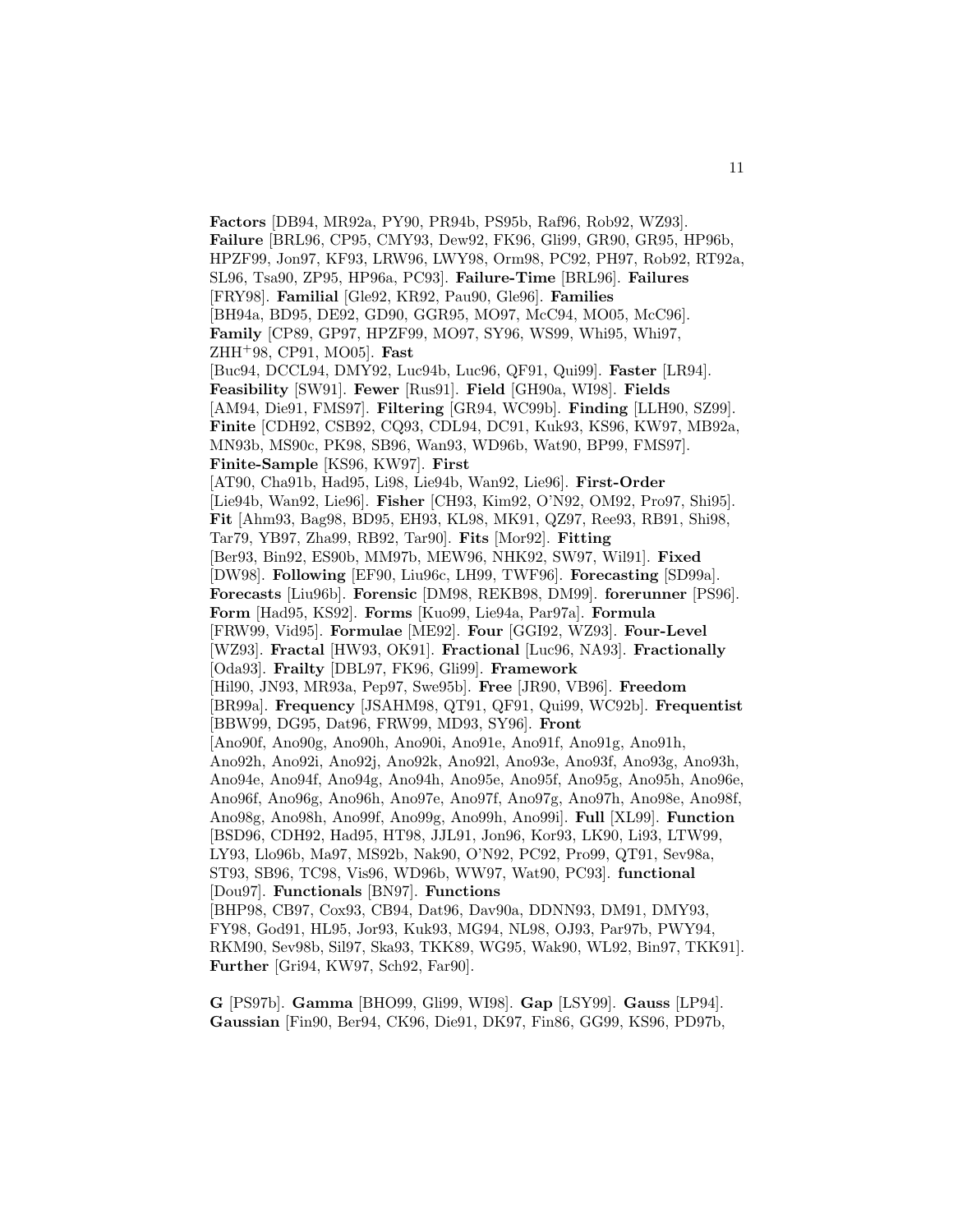**Factors** [DB94, MR92a, PY90, PR94b, PS95b, Raf96, Rob92, WZ93]. **Failure** [BRL96, CP95, CMY93, Dew92, FK96, Gli99, GR90, GR95, HP96b, HPZF99, Jon97, KF93, LRW96, LWY98, Orm98, PC92, PH97, Rob92, RT92a, SL96, Tsa90, ZP95, HP96a, PC93]. **Failure-Time** [BRL96]. **Failures** [FRY98]. **Familial** [Gle92, KR92, Pau90, Gle96]. **Families** [BH94a, BD95, DE92, GD90, GGR95, MO97, McC94, MO05, McC96]. **Family** [CP89, GP97, HPZF99, MO97, SY96, WS99, Whi95, Whi97, ZHH+98, CP91, MO05]. **Fast** [Buc94, DCCL94, DMY92, Luc94b, Luc96, QF91, Qui99]. **Faster** [LR94]. **Feasibility** [SW91]. **Fewer** [Rus91]. **Field** [GH90a, WI98]. **Fields** [AM94, Die91, FMS97]. **Filtering** [GR94, WC99b]. **Finding** [LLH90, SZ99]. **Finite** [CDH92, CSB92, CQ93, CDL94, DC91, Kuk93, KS96, KW97, MB92a, MN93b, MS90c, PK98, SB96, Wan93, WD96b, Wat90, BP99, FMS97]. **Finite-Sample** [KS96, KW97]. **First** [AT90, Cha91b, Had95, Li98, Lie94b, Wan92, Lie96]. **First-Order** [Lie94b, Wan92, Lie96]. **Fisher** [CH93, Kim92, O'N92, OM92, Pro97, Shi95]. **Fit** [Ahm93, Bag98, BD95, EH93, KL98, MK91, QZ97, Ree93, RB91, Shi98, Tar79, YB97, Zha99, RB92, Tar90]. **Fits** [Mor92]. **Fitting** [Ber93, Bin92, ES90b, MM97b, MEW96, NHK92, SW97, Wil91]. **Fixed** [DW98]. **Following** [EF90, Liu96c, LH99, TWF96]. **Forecasting** [SD99a]. **Forecasts** [Liu96b]. **Forensic** [DM98, REKB98, DM99]. **forerunner** [PS96]. **Form** [Had95, KS92]. **Forms** [Kuo99, Lie94a, Par97a]. **Formula** [FRW99, Vid95]. **Formulae** [ME92]. **Four** [GGI92, WZ93]. **Four-Level** [WZ93]. **Fractal** [HW93, OK91]. **Fractional** [Luc96, NA93]. **Fractionally** [Oda93]. **Frailty** [DBL97, FK96, Gli99]. **Framework** [Hil90, JN93, MR93a, Pep97, Swe95b]. **Free** [JR90, VB96]. **Freedom** [BR99a]. **Frequency** [JSAHM98, QT91, QF91, Qui99, WC92b]. **Frequentist** [BBW99, DG95, Dat96, FRW99, MD93, SY96]. **Front** [Ano90f, Ano90g, Ano90h, Ano90i, Ano91e, Ano91f, Ano91g, Ano91h, Ano92h, Ano92i, Ano92j, Ano92k, Ano92l, Ano93e, Ano93f, Ano93g, Ano93h, Ano94e, Ano94f, Ano94g, Ano94h, Ano95e, Ano95f, Ano95g, Ano95h, Ano96e, Ano96f, Ano96g, Ano96h, Ano97e, Ano97f, Ano97g, Ano97h, Ano98e, Ano98f, Ano98g, Ano98h, Ano99f, Ano99g, Ano99h, Ano99i]. **Full** [XL99]. **Function** [BSD96, CDH92, Had95, HT98, JJL91, Jon96, Kor93, LK90, Li93, LTW99, LY93, Llo96b, Ma97, MS92b, Nak90, O'N92, PC92, Pro99, QT91, Sev98a, ST93, SB96, TC98, Vis96, WD96b, WW97, Wat90, PC93]. **functional** [Dou97]. **Functionals** [BN97]. **Functions** [BHP98, CB97, Cox93, CB94, Dat96, Dav90a, DDNN93, DM91, DMY93, FY98, God91, HL95, Jor93, Kuk93, MG94, NL98, OJ93, Par97b, PWY94, RKM90, Sev98b, Sil97, Ska93, TKK89, WG95, Wak90, WL92, Bin97, TKK91]. **Further** [Gri94, KW97, Sch92, Far90].

**G** [PS97b]. **Gamma** [BHO99, Gli99, WI98]. **Gap** [LSY99]. **Gauss** [LP94]. **Gaussian** [Fin90, Ber94, CK96, Die91, DK97, Fin86, GG99, KS96, PD97b,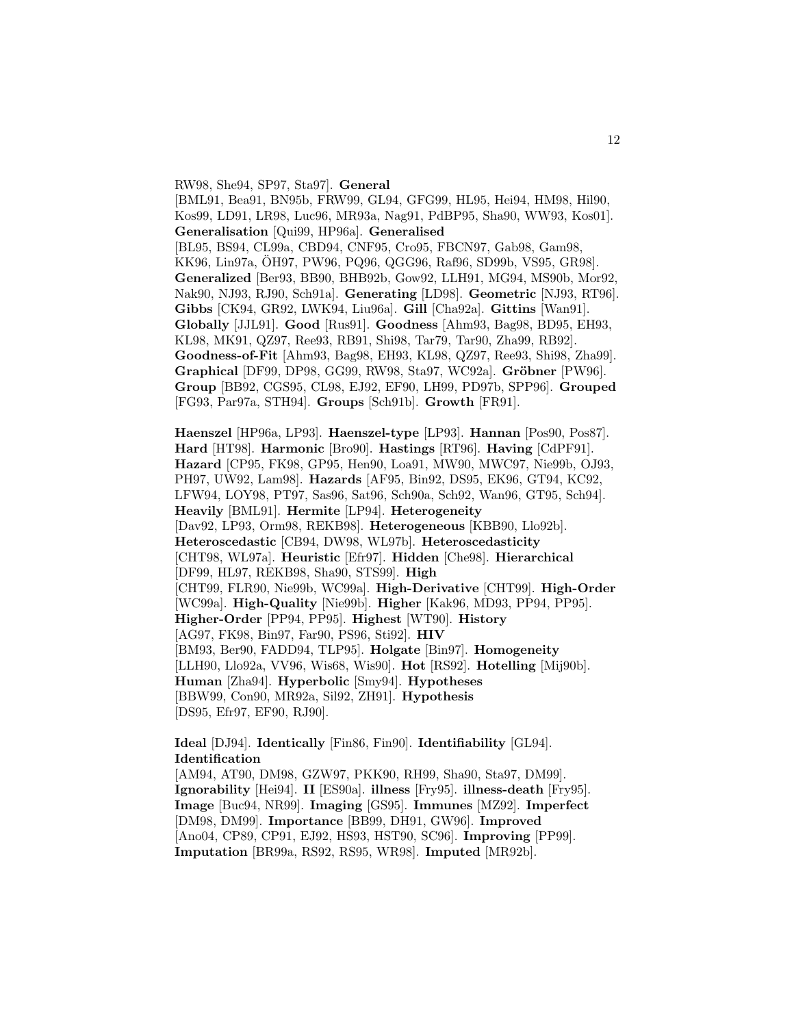RW98, She94, SP97, Sta97]. **General** [BML91, Bea91, BN95b, FRW99, GL94, GFG99, HL95, Hei94, HM98, Hil90, Kos99, LD91, LR98, Luc96, MR93a, Nag91, PdBP95, Sha90, WW93, Kos01]. **Generalisation** [Qui99, HP96a]. **Generalised** [BL95, BS94, CL99a, CBD94, CNF95, Cro95, FBCN97, Gab98, Gam98, KK96, Lin97a, ÖH97, PW96, PQ96, QGG96, Raf96, SD99b, VS95, GR98]. **Generalized** [Ber93, BB90, BHB92b, Gow92, LLH91, MG94, MS90b, Mor92, Nak90, NJ93, RJ90, Sch91a]. **Generating** [LD98]. **Geometric** [NJ93, RT96]. **Gibbs** [CK94, GR92, LWK94, Liu96a]. **Gill** [Cha92a]. **Gittins** [Wan91]. **Globally** [JJL91]. **Good** [Rus91]. **Goodness** [Ahm93, Bag98, BD95, EH93, KL98, MK91, QZ97, Ree93, RB91, Shi98, Tar79, Tar90, Zha99, RB92]. **Goodness-of-Fit** [Ahm93, Bag98, EH93, KL98, QZ97, Ree93, Shi98, Zha99]. **Graphical** [DF99, DP98, GG99, RW98, Sta97, WC92a]. **Gröbner** [PW96]. **Group** [BB92, CGS95, CL98, EJ92, EF90, LH99, PD97b, SPP96]. **Grouped** [FG93, Par97a, STH94]. **Groups** [Sch91b]. **Growth** [FR91].

**Haenszel** [HP96a, LP93]. **Haenszel-type** [LP93]. **Hannan** [Pos90, Pos87]. **Hard** [HT98]. **Harmonic** [Bro90]. **Hastings** [RT96]. **Having** [CdPF91]. **Hazard** [CP95, FK98, GP95, Hen90, Loa91, MW90, MWC97, Nie99b, OJ93, PH97, UW92, Lam98]. **Hazards** [AF95, Bin92, DS95, EK96, GT94, KC92, LFW94, LOY98, PT97, Sas96, Sat96, Sch90a, Sch92, Wan96, GT95, Sch94]. **Heavily** [BML91]. **Hermite** [LP94]. **Heterogeneity** [Dav92, LP93, Orm98, REKB98]. **Heterogeneous** [KBB90, Llo92b]. **Heteroscedastic** [CB94, DW98, WL97b]. **Heteroscedasticity** [CHT98, WL97a]. **Heuristic** [Efr97]. **Hidden** [Che98]. **Hierarchical** [DF99, HL97, REKB98, Sha90, STS99]. **High** [CHT99, FLR90, Nie99b, WC99a]. **High-Derivative** [CHT99]. **High-Order** [WC99a]. **High-Quality** [Nie99b]. **Higher** [Kak96, MD93, PP94, PP95]. **Higher-Order** [PP94, PP95]. **Highest** [WT90]. **History** [AG97, FK98, Bin97, Far90, PS96, Sti92]. **HIV** [BM93, Ber90, FADD94, TLP95]. **Holgate** [Bin97]. **Homogeneity** [LLH90, Llo92a, VV96, Wis68, Wis90]. **Hot** [RS92]. **Hotelling** [Mij90b]. **Human** [Zha94]. **Hyperbolic** [Smy94]. **Hypotheses** [BBW99, Con90, MR92a, Sil92, ZH91]. **Hypothesis** [DS95, Efr97, EF90, RJ90].

**Ideal** [DJ94]. **Identically** [Fin86, Fin90]. **Identifiability** [GL94]. **Identification** [AM94, AT90, DM98, GZW97, PKK90, RH99, Sha90, Sta97, DM99]. **Ignorability** [Hei94]. **II** [ES90a]. **illness** [Fry95]. **illness-death** [Fry95]. **Image** [Buc94, NR99]. **Imaging** [GS95]. **Immunes** [MZ92]. **Imperfect** [DM98, DM99]. **Importance** [BB99, DH91, GW96]. **Improved** [Ano04, CP89, CP91, EJ92, HS93, HST90, SC96]. **Improving** [PP99]. **Imputation** [BR99a, RS92, RS95, WR98]. **Imputed** [MR92b].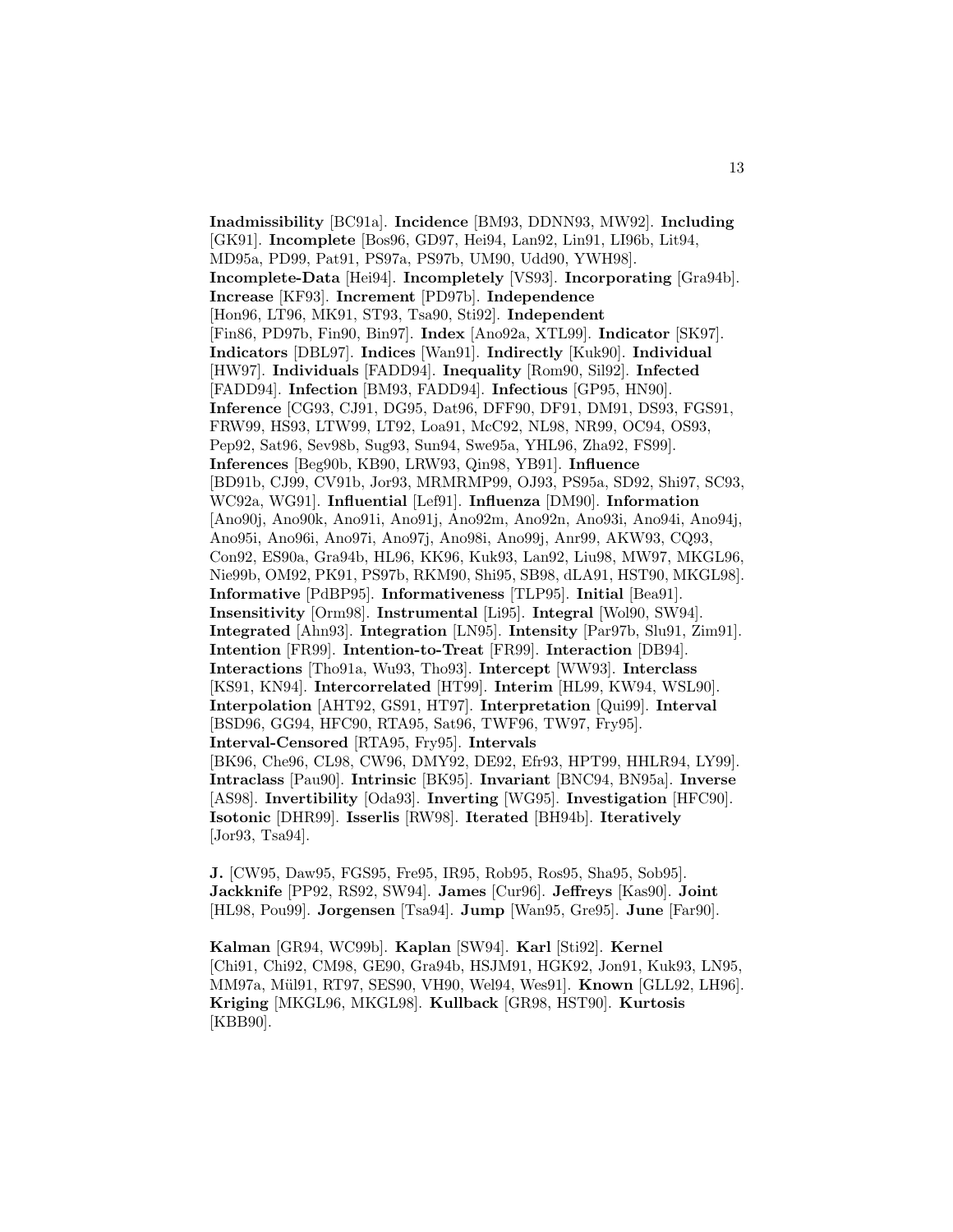**Inadmissibility** [BC91a]. **Incidence** [BM93, DDNN93, MW92]. **Including** [GK91]. **Incomplete** [Bos96, GD97, Hei94, Lan92, Lin91, LI96b, Lit94, MD95a, PD99, Pat91, PS97a, PS97b, UM90, Udd90, YWH98]. **Incomplete-Data** [Hei94]. **Incompletely** [VS93]. **Incorporating** [Gra94b]. **Increase** [KF93]. **Increment** [PD97b]. **Independence** [Hon96, LT96, MK91, ST93, Tsa90, Sti92]. **Independent** [Fin86, PD97b, Fin90, Bin97]. **Index** [Ano92a, XTL99]. **Indicator** [SK97]. **Indicators** [DBL97]. **Indices** [Wan91]. **Indirectly** [Kuk90]. **Individual** [HW97]. **Individuals** [FADD94]. **Inequality** [Rom90, Sil92]. **Infected** [FADD94]. **Infection** [BM93, FADD94]. **Infectious** [GP95, HN90]. **Inference** [CG93, CJ91, DG95, Dat96, DFF90, DF91, DM91, DS93, FGS91, FRW99, HS93, LTW99, LT92, Loa91, McC92, NL98, NR99, OC94, OS93, Pep92, Sat96, Sev98b, Sug93, Sun94, Swe95a, YHL96, Zha92, FS99]. **Inferences** [Beg90b, KB90, LRW93, Qin98, YB91]. **Influence** [BD91b, CJ99, CV91b, Jor93, MRMRMP99, OJ93, PS95a, SD92, Shi97, SC93, WC92a, WG91]. **Influential** [Lef91]. **Influenza** [DM90]. **Information** [Ano90j, Ano90k, Ano91i, Ano91j, Ano92m, Ano92n, Ano93i, Ano94i, Ano94j, Ano95i, Ano96i, Ano97i, Ano97j, Ano98i, Ano99j, Anr99, AKW93, CQ93, Con92, ES90a, Gra94b, HL96, KK96, Kuk93, Lan92, Liu98, MW97, MKGL96, Nie99b, OM92, PK91, PS97b, RKM90, Shi95, SB98, dLA91, HST90, MKGL98]. **Informative** [PdBP95]. **Informativeness** [TLP95]. **Initial** [Bea91]. **Insensitivity** [Orm98]. **Instrumental** [Li95]. **Integral** [Wol90, SW94]. **Integrated** [Ahn93]. **Integration** [LN95]. **Intensity** [Par97b, Slu91, Zim91]. **Intention** [FR99]. **Intention-to-Treat** [FR99]. **Interaction** [DB94]. **Interactions** [Tho91a, Wu93, Tho93]. **Intercept** [WW93]. **Interclass** [KS91, KN94]. **Intercorrelated** [HT99]. **Interim** [HL99, KW94, WSL90]. **Interpolation** [AHT92, GS91, HT97]. **Interpretation** [Qui99]. **Interval** [BSD96, GG94, HFC90, RTA95, Sat96, TWF96, TW97, Fry95]. **Interval-Censored** [RTA95, Fry95]. **Intervals** [BK96, Che96, CL98, CW96, DMY92, DE92, Efr93, HPT99, HHLR94, LY99]. **Intraclass** [Pau90]. **Intrinsic** [BK95]. **Invariant** [BNC94, BN95a]. **Inverse** [AS98]. **Invertibility** [Oda93]. **Inverting** [WG95]. **Investigation** [HFC90]. **Isotonic** [DHR99]. **Isserlis** [RW98]. **Iterated** [BH94b]. **Iteratively** [Jor93, Tsa94].

**J.** [CW95, Daw95, FGS95, Fre95, IR95, Rob95, Ros95, Sha95, Sob95]. **Jackknife** [PP92, RS92, SW94]. **James** [Cur96]. **Jeffreys** [Kas90]. **Joint** [HL98, Pou99]. **Jorgensen** [Tsa94]. **Jump** [Wan95, Gre95]. **June** [Far90].

**Kalman** [GR94, WC99b]. **Kaplan** [SW94]. **Karl** [Sti92]. **Kernel** [Chi91, Chi92, CM98, GE90, Gra94b, HSJM91, HGK92, Jon91, Kuk93, LN95, MM97a, Mül91, RT97, SES90, VH90, Wel94, Wes91]. **Known** [GLL92, LH96]. **Kriging** [MKGL96, MKGL98]. **Kullback** [GR98, HST90]. **Kurtosis** [KBB90].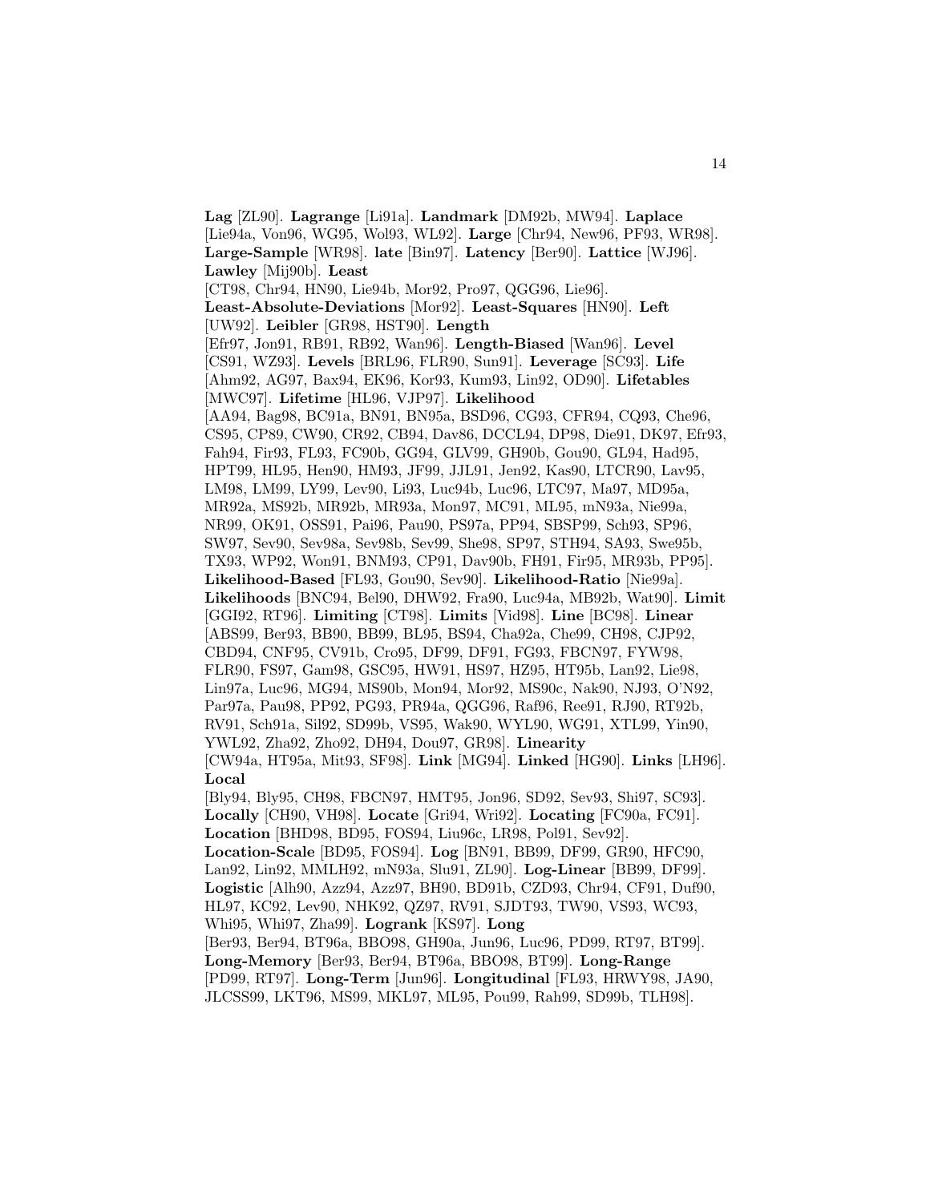**Lag** [ZL90]. **Lagrange** [Li91a]. **Landmark** [DM92b, MW94]. **Laplace** [Lie94a, Von96, WG95, Wol93, WL92]. **Large** [Chr94, New96, PF93, WR98]. **Large-Sample** [WR98]. **late** [Bin97]. **Latency** [Ber90]. **Lattice** [WJ96]. **Lawley** [Mij90b]. **Least** [CT98, Chr94, HN90, Lie94b, Mor92, Pro97, QGG96, Lie96]. **Least-Absolute-Deviations** [Mor92]. **Least-Squares** [HN90]. **Left** [UW92]. **Leibler** [GR98, HST90]. **Length** [Efr97, Jon91, RB91, RB92, Wan96]. **Length-Biased** [Wan96]. **Level** [CS91, WZ93]. **Levels** [BRL96, FLR90, Sun91]. **Leverage** [SC93]. **Life** [Ahm92, AG97, Bax94, EK96, Kor93, Kum93, Lin92, OD90]. **Lifetables** [MWC97]. **Lifetime** [HL96, VJP97]. **Likelihood** [AA94, Bag98, BC91a, BN91, BN95a, BSD96, CG93, CFR94, CQ93, Che96, CS95, CP89, CW90, CR92, CB94, Dav86, DCCL94, DP98, Die91, DK97, Efr93, Fah94, Fir93, FL93, FC90b, GG94, GLV99, GH90b, Gou90, GL94, Had95, HPT99, HL95, Hen90, HM93, JF99, JJL91, Jen92, Kas90, LTCR90, Lav95, LM98, LM99, LY99, Lev90, Li93, Luc94b, Luc96, LTC97, Ma97, MD95a, MR92a, MS92b, MR92b, MR93a, Mon97, MC91, ML95, mN93a, Nie99a, NR99, OK91, OSS91, Pai96, Pau90, PS97a, PP94, SBSP99, Sch93, SP96, SW97, Sev90, Sev98a, Sev98b, Sev99, She98, SP97, STH94, SA93, Swe95b, TX93, WP92, Won91, BNM93, CP91, Dav90b, FH91, Fir95, MR93b, PP95]. **Likelihood-Based** [FL93, Gou90, Sev90]. **Likelihood-Ratio** [Nie99a]. **Likelihoods** [BNC94, Bel90, DHW92, Fra90, Luc94a, MB92b, Wat90]. **Limit** [GGI92, RT96]. **Limiting** [CT98]. **Limits** [Vid98]. **Line** [BC98]. **Linear** [ABS99, Ber93, BB90, BB99, BL95, BS94, Cha92a, Che99, CH98, CJP92, CBD94, CNF95, CV91b, Cro95, DF99, DF91, FG93, FBCN97, FYW98, FLR90, FS97, Gam98, GSC95, HW91, HS97, HZ95, HT95b, Lan92, Lie98, Lin97a, Luc96, MG94, MS90b, Mon94, Mor92, MS90c, Nak90, NJ93, O'N92, Par97a, Pau98, PP92, PG93, PR94a, QGG96, Raf96, Ree91, RJ90, RT92b, RV91, Sch91a, Sil92, SD99b, VS95, Wak90, WYL90, WG91, XTL99, Yin90, YWL92, Zha92, Zho92, DH94, Dou97, GR98]. **Linearity** [CW94a, HT95a, Mit93, SF98]. **Link** [MG94]. **Linked** [HG90]. **Links** [LH96]. **Local** [Bly94, Bly95, CH98, FBCN97, HMT95, Jon96, SD92, Sev93, Shi97, SC93]. **Locally** [CH90, VH98]. **Locate** [Gri94, Wri92]. **Locating** [FC90a, FC91]. **Location** [BHD98, BD95, FOS94, Liu96c, LR98, Pol91, Sev92]. **Location-Scale** [BD95, FOS94]. **Log** [BN91, BB99, DF99, GR90, HFC90, Lan92, Lin92, MMLH92, mN93a, Slu91, ZL90]. **Log-Linear** [BB99, DF99]. **Logistic** [Alh90, Azz94, Azz97, BH90, BD91b, CZD93, Chr94, CF91, Duf90, HL97, KC92, Lev90, NHK92, QZ97, RV91, SJDT93, TW90, VS93, WC93, Whi95, Whi97, Zha99]. **Logrank** [KS97]. **Long** [Ber93, Ber94, BT96a, BBO98, GH90a, Jun96, Luc96, PD99, RT97, BT99]. **Long-Memory** [Ber93, Ber94, BT96a, BBO98, BT99]. **Long-Range** [PD99, RT97]. **Long-Term** [Jun96]. **Longitudinal** [FL93, HRWY98, JA90, JLCSS99, LKT96, MS99, MKL97, ML95, Pou99, Rah99, SD99b, TLH98].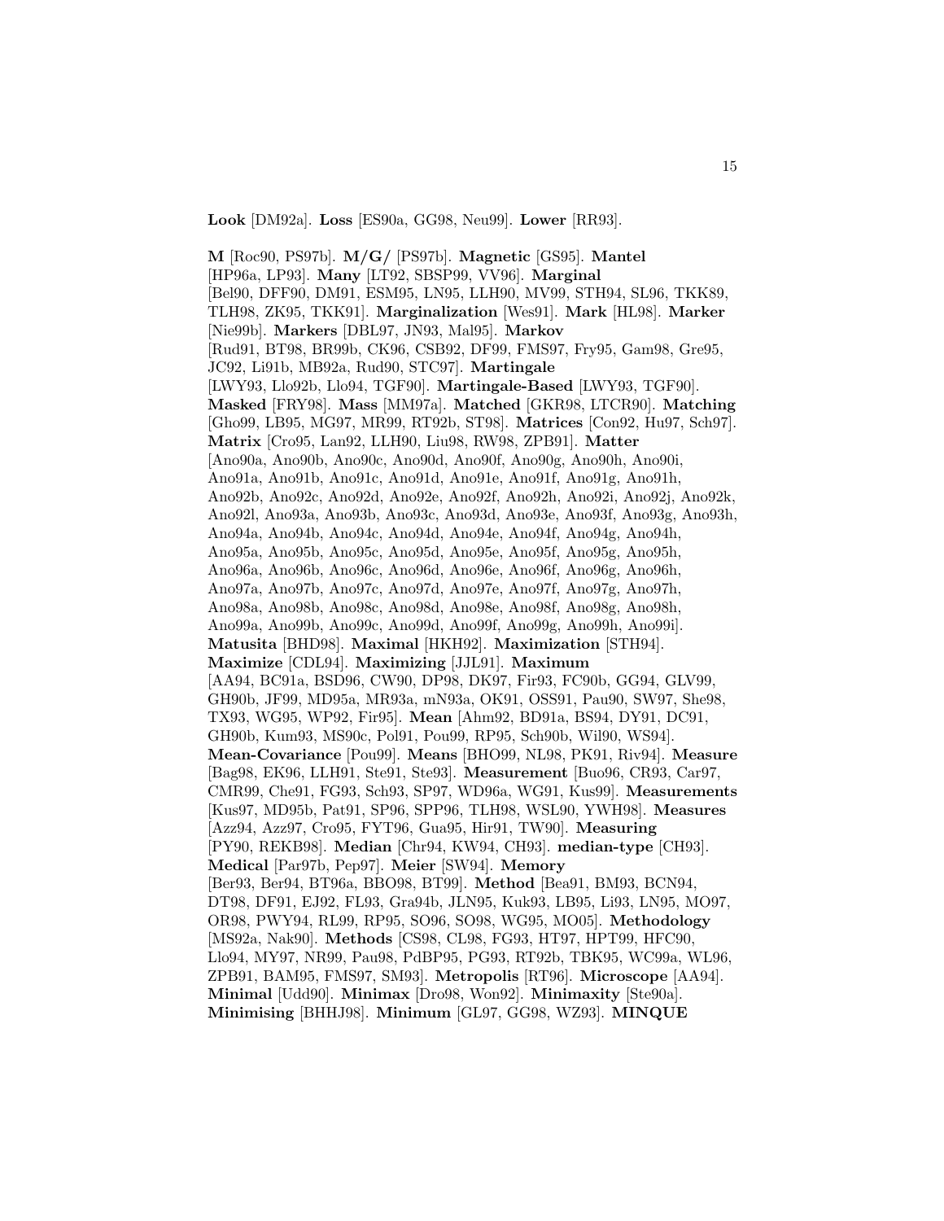**Look** [DM92a]. **Loss** [ES90a, GG98, Neu99]. **Lower** [RR93].

**M** [Roc90, PS97b]. **M/G/** [PS97b]. **Magnetic** [GS95]. **Mantel** [HP96a, LP93]. **Many** [LT92, SBSP99, VV96]. **Marginal** [Bel90, DFF90, DM91, ESM95, LN95, LLH90, MV99, STH94, SL96, TKK89, TLH98, ZK95, TKK91]. **Marginalization** [Wes91]. **Mark** [HL98]. **Marker** [Nie99b]. **Markers** [DBL97, JN93, Mal95]. **Markov** [Rud91, BT98, BR99b, CK96, CSB92, DF99, FMS97, Fry95, Gam98, Gre95, JC92, Li91b, MB92a, Rud90, STC97]. **Martingale** [LWY93, Llo92b, Llo94, TGF90]. **Martingale-Based** [LWY93, TGF90]. **Masked** [FRY98]. **Mass** [MM97a]. **Matched** [GKR98, LTCR90]. **Matching** [Gho99, LB95, MG97, MR99, RT92b, ST98]. **Matrices** [Con92, Hu97, Sch97]. **Matrix** [Cro95, Lan92, LLH90, Liu98, RW98, ZPB91]. **Matter** [Ano90a, Ano90b, Ano90c, Ano90d, Ano90f, Ano90g, Ano90h, Ano90i, Ano91a, Ano91b, Ano91c, Ano91d, Ano91e, Ano91f, Ano91g, Ano91h, Ano92b, Ano92c, Ano92d, Ano92e, Ano92f, Ano92h, Ano92i, Ano92j, Ano92k, Ano92l, Ano93a, Ano93b, Ano93c, Ano93d, Ano93e, Ano93f, Ano93g, Ano93h, Ano94a, Ano94b, Ano94c, Ano94d, Ano94e, Ano94f, Ano94g, Ano94h, Ano95a, Ano95b, Ano95c, Ano95d, Ano95e, Ano95f, Ano95g, Ano95h, Ano96a, Ano96b, Ano96c, Ano96d, Ano96e, Ano96f, Ano96g, Ano96h, Ano97a, Ano97b, Ano97c, Ano97d, Ano97e, Ano97f, Ano97g, Ano97h, Ano98a, Ano98b, Ano98c, Ano98d, Ano98e, Ano98f, Ano98g, Ano98h, Ano99a, Ano99b, Ano99c, Ano99d, Ano99f, Ano99g, Ano99h, Ano99i]. **Matusita** [BHD98]. **Maximal** [HKH92]. **Maximization** [STH94]. **Maximize** [CDL94]. **Maximizing** [JJL91]. **Maximum** [AA94, BC91a, BSD96, CW90, DP98, DK97, Fir93, FC90b, GG94, GLV99, GH90b, JF99, MD95a, MR93a, mN93a, OK91, OSS91, Pau90, SW97, She98, TX93, WG95, WP92, Fir95]. **Mean** [Ahm92, BD91a, BS94, DY91, DC91, GH90b, Kum93, MS90c, Pol91, Pou99, RP95, Sch90b, Wil90, WS94]. **Mean-Covariance** [Pou99]. **Means** [BHO99, NL98, PK91, Riv94]. **Measure** [Bag98, EK96, LLH91, Ste91, Ste93]. **Measurement** [Buo96, CR93, Car97, CMR99, Che91, FG93, Sch93, SP97, WD96a, WG91, Kus99]. **Measurements** [Kus97, MD95b, Pat91, SP96, SPP96, TLH98, WSL90, YWH98]. **Measures** [Azz94, Azz97, Cro95, FYT96, Gua95, Hir91, TW90]. **Measuring** [PY90, REKB98]. **Median** [Chr94, KW94, CH93]. **median-type** [CH93]. **Medical** [Par97b, Pep97]. **Meier** [SW94]. **Memory** [Ber93, Ber94, BT96a, BBO98, BT99]. **Method** [Bea91, BM93, BCN94, DT98, DF91, EJ92, FL93, Gra94b, JLN95, Kuk93, LB95, Li93, LN95, MO97, OR98, PWY94, RL99, RP95, SO96, SO98, WG95, MO05]. **Methodology** [MS92a, Nak90]. **Methods** [CS98, CL98, FG93, HT97, HPT99, HFC90, Llo94, MY97, NR99, Pau98, PdBP95, PG93, RT92b, TBK95, WC99a, WL96, ZPB91, BAM95, FMS97, SM93]. **Metropolis** [RT96]. **Microscope** [AA94]. **Minimal** [Udd90]. **Minimax** [Dro98, Won92]. **Minimaxity** [Ste90a]. **Minimising** [BHHJ98]. **Minimum** [GL97, GG98, WZ93]. **MINQUE**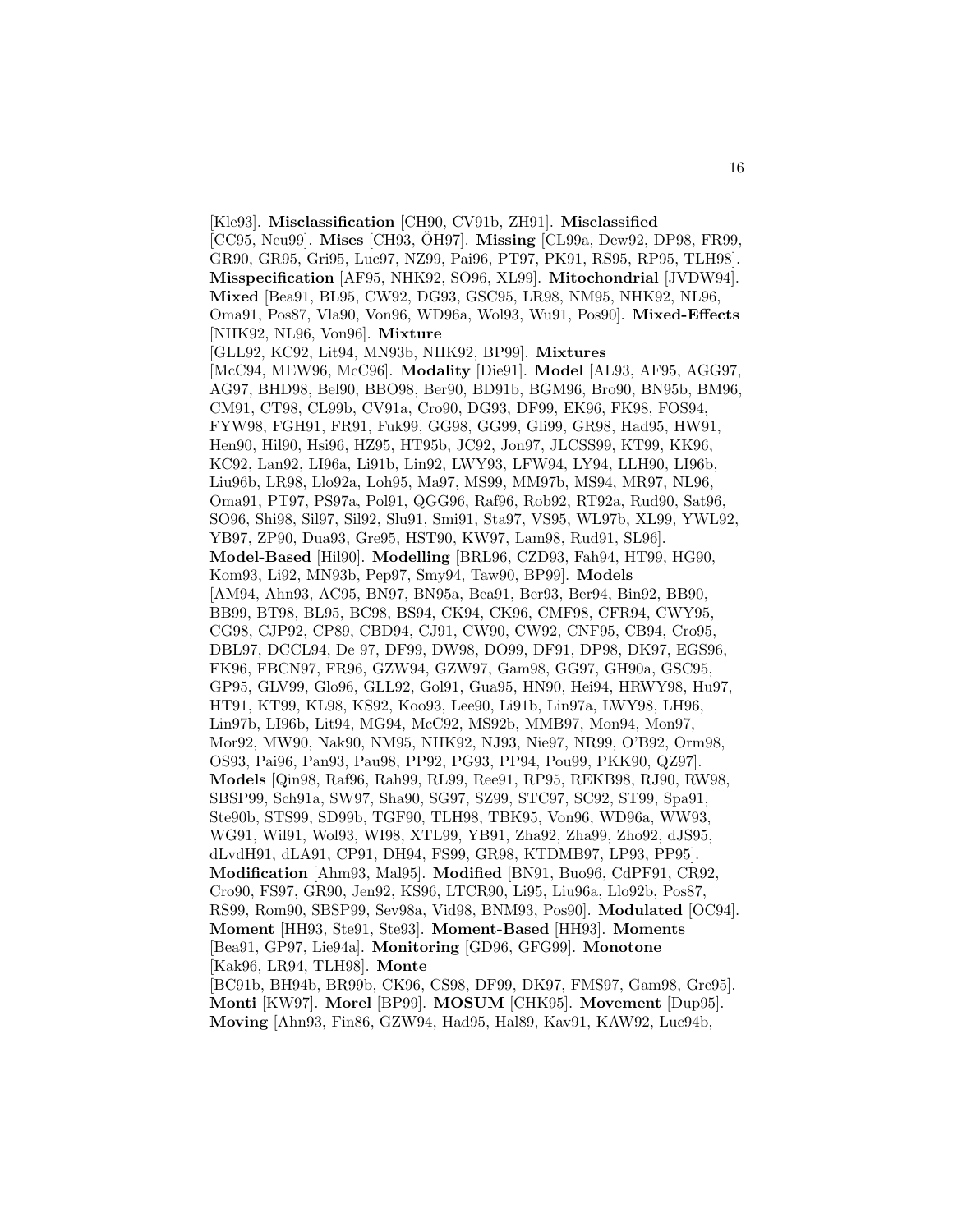[Kle93]. **Misclassification** [CH90, CV91b, ZH91]. **Misclassified** [CC95, Neu99]. **Mises** [CH93, ÖH97]. **Missing** [CL99a, Dew92, DP98, FR99, GR90, GR95, Gri95, Luc97, NZ99, Pai96, PT97, PK91, RS95, RP95, TLH98]. **Misspecification** [AF95, NHK92, SO96, XL99]. **Mitochondrial** [JVDW94]. **Mixed** [Bea91, BL95, CW92, DG93, GSC95, LR98, NM95, NHK92, NL96, Oma91, Pos87, Vla90, Von96, WD96a, Wol93, Wu91, Pos90]. **Mixed-Effects** [NHK92, NL96, Von96]. **Mixture** [GLL92, KC92, Lit94, MN93b, NHK92, BP99]. **Mixtures** [McC94, MEW96, McC96]. **Modality** [Die91]. **Model** [AL93, AF95, AGG97, AG97, BHD98, Bel90, BBO98, Ber90, BD91b, BGM96, Bro90, BN95b, BM96, CM91, CT98, CL99b, CV91a, Cro90, DG93, DF99, EK96, FK98, FOS94, FYW98, FGH91, FR91, Fuk99, GG98, GG99, Gli99, GR98, Had95, HW91, Hen90, Hil90, Hsi96, HZ95, HT95b, JC92, Jon97, JLCSS99, KT99, KK96, KC92, Lan92, LI96a, Li91b, Lin92, LWY93, LFW94, LY94, LLH90, LI96b, Liu96b, LR98, Llo92a, Loh95, Ma97, MS99, MM97b, MS94, MR97, NL96, Oma91, PT97, PS97a, Pol91, QGG96, Raf96, Rob92, RT92a, Rud90, Sat96, SO96, Shi98, Sil97, Sil92, Slu91, Smi91, Sta97, VS95, WL97b, XL99, YWL92, YB97, ZP90, Dua93, Gre95, HST90, KW97, Lam98, Rud91, SL96]. **Model-Based** [Hil90]. **Modelling** [BRL96, CZD93, Fah94, HT99, HG90, Kom93, Li92, MN93b, NHK92, Pep97, Smy94, Taw90, BP99]. **Models** [AM94, Ahn93, AC95, BN97, BN95a, Bea91, Ber93, Ber94, Bin92, BB90, BB99, BT98, BL95, BC98, BS94, CK94, CK96, CMF98, CFR94, CWY95, CG98, CJP92, CP89, CBD94, CJ91, CW90, CW92, CNF95, CB94, Cro95, DBL97, DCCL94, De 97, DF99, DW98, DO99, DF91, DP98, DK97, EGS96, FK96, FBCN97, FR96, GZW94, GZW97, Gam98, GG97, GH90a, GSC95, GP95, GLV99, Glo96, GLL92, Gol91, Gua95, HN90, Hei94, HRWY98, Hu97, HT91, KT99, KL98, KS92, Koo93, Lee90, Li91b, Lin97a, LWY98, LH96, Lin97b, LI96b, Lit94, MG94, McC92, MS92b, MMB97, Mon94, Mon97, Mor92, MW90, Nak90, NM95, NHK92, NJ93, Nie97, NR99, O'B92, Orm98, OS93, Pai96, Pan93, Pau98, PP92, PG93, PP94, Pou99, PKK90, QZ97]. **Models** [Qin98, Raf96, Rah99, RL99, Ree91, RP95, REKB98, RJ90, RW98, SBSP99, Sch91a, SW97, Sha90, SG97, SZ99, STC97, SC92, ST99, Spa91, Ste90b, STS99, SD99b, TGF90, TLH98, TBK95, Von96, WD96a, WW93, WG91, Wil91, Wol93, WI98, XTL99, YB91, Zha92, Zha99, Zho92, dJS95, dLvdH91, dLA91, CP91, DH94, FS99, GR98, KTDMB97, LP93, PP95]. **Modification** [Ahm93, Mal95]. **Modified** [BN91, Buo96, CdPF91, CR92, Cro90, FS97, GR90, Jen92, KS96, LTCR90, Li95, Liu96a, Llo92b, Pos87, RS99, Rom90, SBSP99, Sev98a, Vid98, BNM93, Pos90]. **Modulated** [OC94]. **Moment** [HH93, Ste91, Ste93]. **Moment-Based** [HH93]. **Moments** [Bea91, GP97, Lie94a]. **Monitoring** [GD96, GFG99]. **Monotone** [Kak96, LR94, TLH98]. **Monte** [BC91b, BH94b, BR99b, CK96, CS98, DF99, DK97, FMS97, Gam98, Gre95]. **Monti** [KW97]. **Morel** [BP99]. **MOSUM** [CHK95]. **Movement** [Dup95]. **Moving** [Ahn93, Fin86, GZW94, Had95, Hal89, Kav91, KAW92, Luc94b,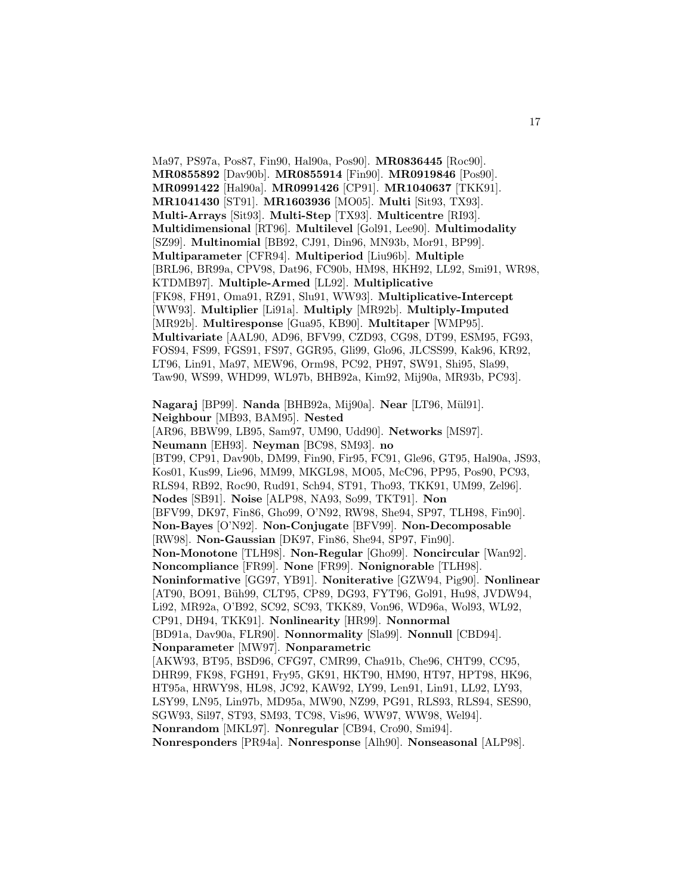Ma97, PS97a, Pos87, Fin90, Hal90a, Pos90]. **MR0836445** [Roc90]. **MR0855892** [Dav90b]. **MR0855914** [Fin90]. **MR0919846** [Pos90]. **MR0991422** [Hal90a]. **MR0991426** [CP91]. **MR1040637** [TKK91]. **MR1041430** [ST91]. **MR1603936** [MO05]. **Multi** [Sit93, TX93]. **Multi-Arrays** [Sit93]. **Multi-Step** [TX93]. **Multicentre** [RI93]. **Multidimensional** [RT96]. **Multilevel** [Gol91, Lee90]. **Multimodality** [SZ99]. **Multinomial** [BB92, CJ91, Din96, MN93b, Mor91, BP99]. **Multiparameter** [CFR94]. **Multiperiod** [Liu96b]. **Multiple** [BRL96, BR99a, CPV98, Dat96, FC90b, HM98, HKH92, LL92, Smi91, WR98, KTDMB97]. **Multiple-Armed** [LL92]. **Multiplicative** [FK98, FH91, Oma91, RZ91, Slu91, WW93]. **Multiplicative-Intercept** [WW93]. **Multiplier** [Li91a]. **Multiply** [MR92b]. **Multiply-Imputed** [MR92b]. **Multiresponse** [Gua95, KB90]. **Multitaper** [WMP95]. **Multivariate** [AAL90, AD96, BFV99, CZD93, CG98, DT99, ESM95, FG93, FOS94, FS99, FGS91, FS97, GGR95, Gli99, Glo96, JLCSS99, Kak96, KR92, LT96, Lin91, Ma97, MEW96, Orm98, PC92, PH97, SW91, Shi95, Sla99, Taw90, WS99, WHD99, WL97b, BHB92a, Kim92, Mij90a, MR93b, PC93].

**Nagaraj** [BP99]. **Nanda** [BHB92a, Mij90a]. **Near** [LT96, Mül91]. **Neighbour** [MB93, BAM95]. **Nested** [AR96, BBW99, LB95, Sam97, UM90, Udd90]. **Networks** [MS97]. **Neumann** [EH93]. **Neyman** [BC98, SM93]. **no** [BT99, CP91, Dav90b, DM99, Fin90, Fir95, FC91, Gle96, GT95, Hal90a, JS93, Kos01, Kus99, Lie96, MM99, MKGL98, MO05, McC96, PP95, Pos90, PC93, RLS94, RB92, Roc90, Rud91, Sch94, ST91, Tho93, TKK91, UM99, Zel96]. **Nodes** [SB91]. **Noise** [ALP98, NA93, So99, TKT91]. **Non** [BFV99, DK97, Fin86, Gho99, O'N92, RW98, She94, SP97, TLH98, Fin90]. **Non-Bayes** [O'N92]. **Non-Conjugate** [BFV99]. **Non-Decomposable** [RW98]. **Non-Gaussian** [DK97, Fin86, She94, SP97, Fin90]. **Non-Monotone** [TLH98]. **Non-Regular** [Gho99]. **Noncircular** [Wan92]. **Noncompliance** [FR99]. **None** [FR99]. **Nonignorable** [TLH98]. **Noninformative** [GG97, YB91]. **Noniterative** [GZW94, Pig90]. **Nonlinear** [AT90, BO91, Büh99, CLT95, CP89, DG93, FYT96, Gol91, Hu98, JVDW94, Li92, MR92a, O'B92, SC92, SC93, TKK89, Von96, WD96a, Wol93, WL92, CP91, DH94, TKK91]. **Nonlinearity** [HR99]. **Nonnormal** [BD91a, Dav90a, FLR90]. **Nonnormality** [Sla99]. **Nonnull** [CBD94]. **Nonparameter** [MW97]. **Nonparametric** [AKW93, BT95, BSD96, CFG97, CMR99, Cha91b, Che96, CHT99, CC95, DHR99, FK98, FGH91, Fry95, GK91, HKT90, HM90, HT97, HPT98, HK96, HT95a, HRWY98, HL98, JC92, KAW92, LY99, Len91, Lin91, LL92, LY93, LSY99, LN95, Lin97b, MD95a, MW90, NZ99, PG91, RLS93, RLS94, SES90, SGW93, Sil97, ST93, SM93, TC98, Vis96, WW97, WW98, Wel94]. **Nonrandom** [MKL97]. **Nonregular** [CB94, Cro90, Smi94]. **Nonresponders** [PR94a]. **Nonresponse** [Alh90]. **Nonseasonal** [ALP98].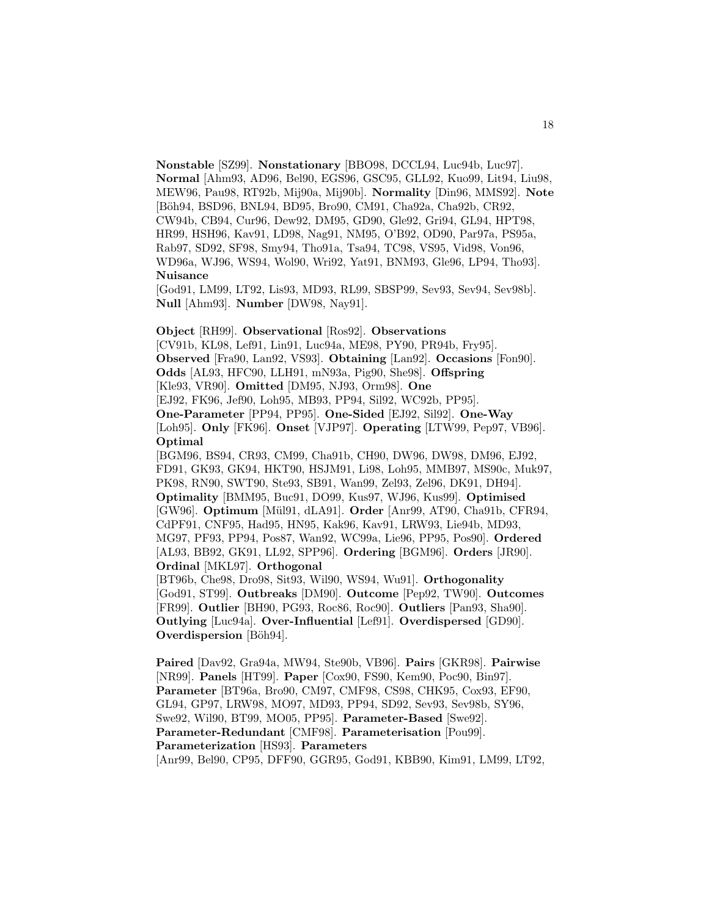**Nonstable** [SZ99]. **Nonstationary** [BBO98, DCCL94, Luc94b, Luc97]. **Normal** [Ahm93, AD96, Bel90, EGS96, GSC95, GLL92, Kuo99, Lit94, Liu98, MEW96, Pau98, RT92b, Mij90a, Mij90b]. **Normality** [Din96, MMS92]. **Note** [Böh94, BSD96, BNL94, BD95, Bro90, CM91, Cha92a, Cha92b, CR92, CW94b, CB94, Cur96, Dew92, DM95, GD90, Gle92, Gri94, GL94, HPT98, HR99, HSH96, Kav91, LD98, Nag91, NM95, O'B92, OD90, Par97a, PS95a, Rab97, SD92, SF98, Smy94, Tho91a, Tsa94, TC98, VS95, Vid98, Von96, WD96a, WJ96, WS94, Wol90, Wri92, Yat91, BNM93, Gle96, LP94, Tho93]. **Nuisance** [God91, LM99, LT92, Lis93, MD93, RL99, SBSP99, Sev93, Sev94, Sev98b]. **Null** [Ahm93]. **Number** [DW98, Nay91].

**Object** [RH99]. **Observational** [Ros92]. **Observations** [CV91b, KL98, Lef91, Lin91, Luc94a, ME98, PY90, PR94b, Fry95]. **Observed** [Fra90, Lan92, VS93]. **Obtaining** [Lan92]. **Occasions** [Fon90]. **Odds** [AL93, HFC90, LLH91, mN93a, Pig90, She98]. **Offspring** [Kle93, VR90]. **Omitted** [DM95, NJ93, Orm98]. **One** [EJ92, FK96, Jef90, Loh95, MB93, PP94, Sil92, WC92b, PP95]. **One-Parameter** [PP94, PP95]. **One-Sided** [EJ92, Sil92]. **One-Way** [Loh95]. **Only** [FK96]. **Onset** [VJP97]. **Operating** [LTW99, Pep97, VB96]. **Optimal** [BGM96, BS94, CR93, CM99, Cha91b, CH90, DW96, DW98, DM96, EJ92, FD91, GK93, GK94, HKT90, HSJM91, Li98, Loh95, MMB97, MS90c, Muk97, PK98, RN90, SWT90, Ste93, SB91, Wan99, Zel93, Zel96, DK91, DH94]. **Optimality** [BMM95, Buc91, DO99, Kus97, WJ96, Kus99]. **Optimised** [GW96]. **Optimum** [Mül91, dLA91]. **Order** [Anr99, AT90, Cha91b, CFR94, CdPF91, CNF95, Had95, HN95, Kak96, Kav91, LRW93, Lie94b, MD93, MG97, PF93, PP94, Pos87, Wan92, WC99a, Lie96, PP95, Pos90]. **Ordered** [AL93, BB92, GK91, LL92, SPP96]. **Ordering** [BGM96]. **Orders** [JR90]. **Ordinal** [MKL97]. **Orthogonal** [BT96b, Che98, Dro98, Sit93, Wil90, WS94, Wu91]. **Orthogonality** [God91, ST99]. **Outbreaks** [DM90]. **Outcome** [Pep92, TW90]. **Outcomes** [FR99]. **Outlier** [BH90, PG93, Roc86, Roc90]. **Outliers** [Pan93, Sha90]. **Outlying** [Luc94a]. **Over-Influential** [Lef91]. **Overdispersed** [GD90]. **Overdispersion** [Böh94].

**Paired** [Dav92, Gra94a, MW94, Ste90b, VB96]. **Pairs** [GKR98]. **Pairwise** [NR99]. **Panels** [HT99]. **Paper** [Cox90, FS90, Kem90, Poc90, Bin97]. **Parameter** [BT96a, Bro90, CM97, CMF98, CS98, CHK95, Cox93, EF90, GL94, GP97, LRW98, MO97, MD93, PP94, SD92, Sev93, Sev98b, SY96, Swe92, Wil90, BT99, MO05, PP95]. **Parameter-Based** [Swe92]. **Parameter-Redundant** [CMF98]. **Parameterisation** [Pou99]. **Parameterization** [HS93]. **Parameters** [Anr99, Bel90, CP95, DFF90, GGR95, God91, KBB90, Kim91, LM99, LT92,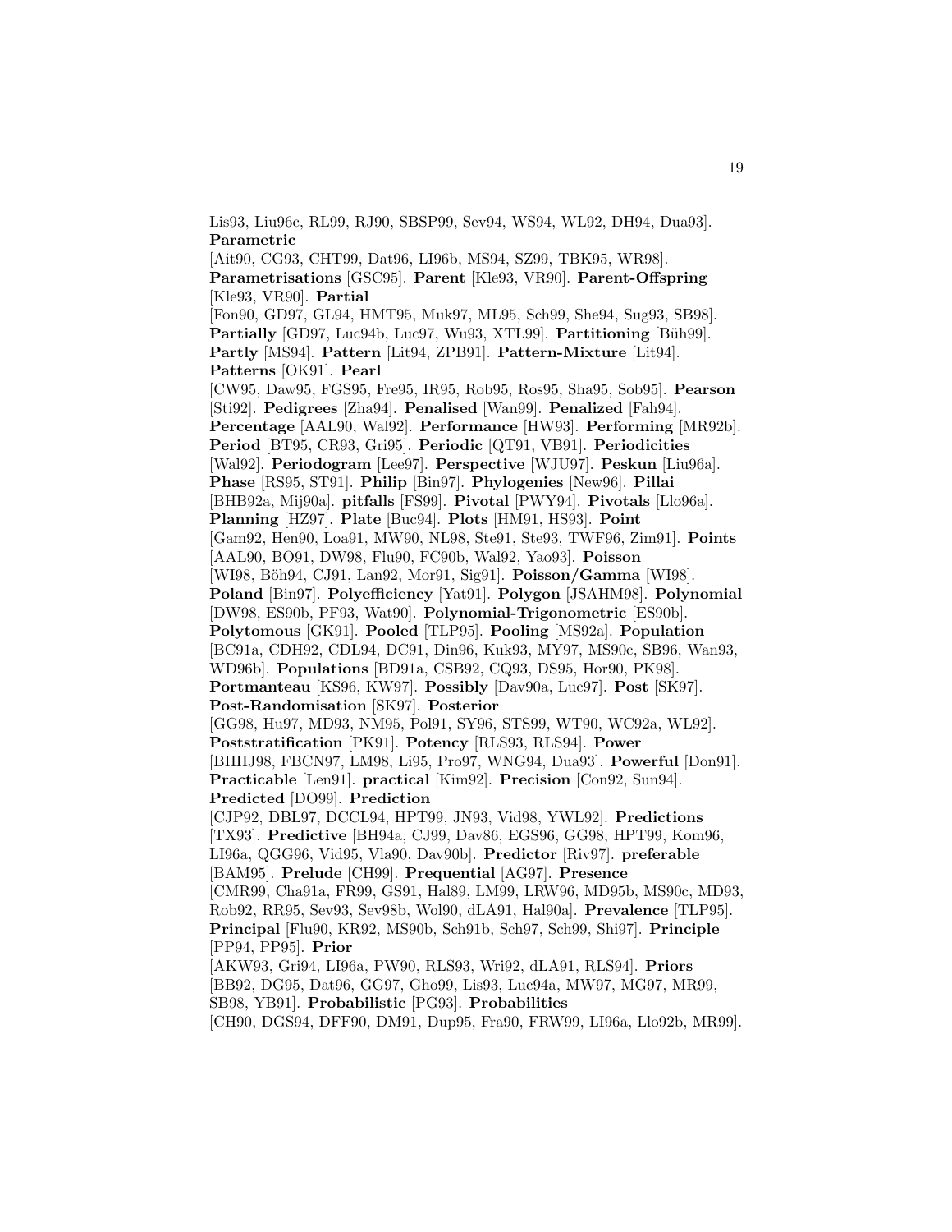Lis93, Liu96c, RL99, RJ90, SBSP99, Sev94, WS94, WL92, DH94, Dua93]. **Parametric** [Ait90, CG93, CHT99, Dat96, LI96b, MS94, SZ99, TBK95, WR98]. **Parametrisations** [GSC95]. **Parent** [Kle93, VR90]. **Parent-Offspring** [Kle93, VR90]. **Partial** [Fon90, GD97, GL94, HMT95, Muk97, ML95, Sch99, She94, Sug93, SB98]. **Partially** [GD97, Luc94b, Luc97, Wu93, XTL99]. **Partitioning** [Büh99]. **Partly** [MS94]. **Pattern** [Lit94, ZPB91]. **Pattern-Mixture** [Lit94]. **Patterns** [OK91]. **Pearl** [CW95, Daw95, FGS95, Fre95, IR95, Rob95, Ros95, Sha95, Sob95]. **Pearson** [Sti92]. **Pedigrees** [Zha94]. **Penalised** [Wan99]. **Penalized** [Fah94]. **Percentage** [AAL90, Wal92]. **Performance** [HW93]. **Performing** [MR92b]. **Period** [BT95, CR93, Gri95]. **Periodic** [QT91, VB91]. **Periodicities** [Wal92]. **Periodogram** [Lee97]. **Perspective** [WJU97]. **Peskun** [Liu96a]. **Phase** [RS95, ST91]. **Philip** [Bin97]. **Phylogenies** [New96]. **Pillai** [BHB92a, Mij90a]. **pitfalls** [FS99]. **Pivotal** [PWY94]. **Pivotals** [Llo96a]. **Planning** [HZ97]. **Plate** [Buc94]. **Plots** [HM91, HS93]. **Point** [Gam92, Hen90, Loa91, MW90, NL98, Ste91, Ste93, TWF96, Zim91]. **Points** [AAL90, BO91, DW98, Flu90, FC90b, Wal92, Yao93]. **Poisson** [WI98, Böh94, CJ91, Lan92, Mor91, Sig91]. **Poisson/Gamma** [WI98]. **Poland** [Bin97]. **Polyefficiency** [Yat91]. **Polygon** [JSAHM98]. **Polynomial** [DW98, ES90b, PF93, Wat90]. **Polynomial-Trigonometric** [ES90b]. **Polytomous** [GK91]. **Pooled** [TLP95]. **Pooling** [MS92a]. **Population** [BC91a, CDH92, CDL94, DC91, Din96, Kuk93, MY97, MS90c, SB96, Wan93, WD96b]. **Populations** [BD91a, CSB92, CQ93, DS95, Hor90, PK98]. **Portmanteau** [KS96, KW97]. **Possibly** [Dav90a, Luc97]. **Post** [SK97]. **Post-Randomisation** [SK97]. **Posterior** [GG98, Hu97, MD93, NM95, Pol91, SY96, STS99, WT90, WC92a, WL92]. **Poststratification** [PK91]. **Potency** [RLS93, RLS94]. **Power** [BHHJ98, FBCN97, LM98, Li95, Pro97, WNG94, Dua93]. **Powerful** [Don91]. **Practicable** [Len91]. **practical** [Kim92]. **Precision** [Con92, Sun94]. **Predicted** [DO99]. **Prediction** [CJP92, DBL97, DCCL94, HPT99, JN93, Vid98, YWL92]. **Predictions** [TX93]. **Predictive** [BH94a, CJ99, Dav86, EGS96, GG98, HPT99, Kom96, LI96a, QGG96, Vid95, Vla90, Dav90b]. **Predictor** [Riv97]. **preferable** [BAM95]. **Prelude** [CH99]. **Prequential** [AG97]. **Presence** [CMR99, Cha91a, FR99, GS91, Hal89, LM99, LRW96, MD95b, MS90c, MD93, Rob92, RR95, Sev93, Sev98b, Wol90, dLA91, Hal90a]. **Prevalence** [TLP95]. **Principal** [Flu90, KR92, MS90b, Sch91b, Sch97, Sch99, Shi97]. **Principle** [PP94, PP95]. **Prior** [AKW93, Gri94, LI96a, PW90, RLS93, Wri92, dLA91, RLS94]. **Priors** [BB92, DG95, Dat96, GG97, Gho99, Lis93, Luc94a, MW97, MG97, MR99, SB98, YB91]. **Probabilistic** [PG93]. **Probabilities** [CH90, DGS94, DFF90, DM91, Dup95, Fra90, FRW99, LI96a, Llo92b, MR99].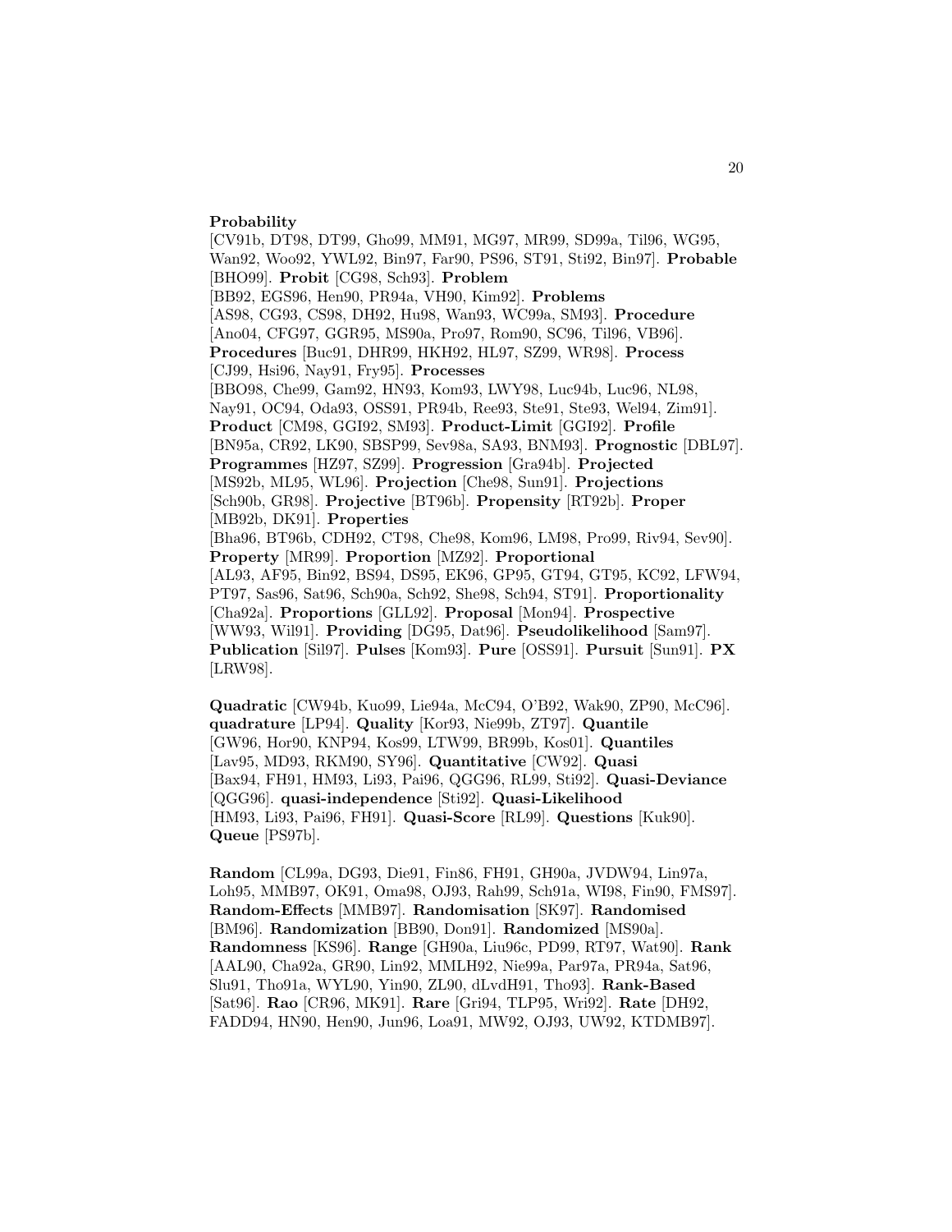**Probability** [CV91b, DT98, DT99, Gho99, MM91, MG97, MR99, SD99a, Til96, WG95, Wan92, Woo92, YWL92, Bin97, Far90, PS96, ST91, Sti92, Bin97]. **Probable** [BHO99]. **Probit** [CG98, Sch93]. **Problem** [BB92, EGS96, Hen90, PR94a, VH90, Kim92]. **Problems** [AS98, CG93, CS98, DH92, Hu98, Wan93, WC99a, SM93]. **Procedure** [Ano04, CFG97, GGR95, MS90a, Pro97, Rom90, SC96, Til96, VB96]. **Procedures** [Buc91, DHR99, HKH92, HL97, SZ99, WR98]. **Process** [CJ99, Hsi96, Nay91, Fry95]. **Processes** [BBO98, Che99, Gam92, HN93, Kom93, LWY98, Luc94b, Luc96, NL98, Nay91, OC94, Oda93, OSS91, PR94b, Ree93, Ste91, Ste93, Wel94, Zim91]. **Product** [CM98, GGI92, SM93]. **Product-Limit** [GGI92]. **Profile** [BN95a, CR92, LK90, SBSP99, Sev98a, SA93, BNM93]. **Prognostic** [DBL97]. **Programmes** [HZ97, SZ99]. **Progression** [Gra94b]. **Projected** [MS92b, ML95, WL96]. **Projection** [Che98, Sun91]. **Projections** [Sch90b, GR98]. **Projective** [BT96b]. **Propensity** [RT92b]. **Proper** [MB92b, DK91]. **Properties** [Bha96, BT96b, CDH92, CT98, Che98, Kom96, LM98, Pro99, Riv94, Sev90]. **Property** [MR99]. **Proportion** [MZ92]. **Proportional** [AL93, AF95, Bin92, BS94, DS95, EK96, GP95, GT94, GT95, KC92, LFW94, PT97, Sas96, Sat96, Sch90a, Sch92, She98, Sch94, ST91]. **Proportionality** [Cha92a]. **Proportions** [GLL92]. **Proposal** [Mon94]. **Prospective** [WW93, Wil91]. **Providing** [DG95, Dat96]. **Pseudolikelihood** [Sam97]. **Publication** [Sil97]. **Pulses** [Kom93]. **Pure** [OSS91]. **Pursuit** [Sun91]. **PX** [LRW98].

**Quadratic** [CW94b, Kuo99, Lie94a, McC94, O'B92, Wak90, ZP90, McC96]. **quadrature** [LP94]. **Quality** [Kor93, Nie99b, ZT97]. **Quantile** [GW96, Hor90, KNP94, Kos99, LTW99, BR99b, Kos01]. **Quantiles** [Lav95, MD93, RKM90, SY96]. **Quantitative** [CW92]. **Quasi** [Bax94, FH91, HM93, Li93, Pai96, QGG96, RL99, Sti92]. **Quasi-Deviance** [QGG96]. **quasi-independence** [Sti92]. **Quasi-Likelihood** [HM93, Li93, Pai96, FH91]. **Quasi-Score** [RL99]. **Questions** [Kuk90]. **Queue** [PS97b].

**Random** [CL99a, DG93, Die91, Fin86, FH91, GH90a, JVDW94, Lin97a, Loh95, MMB97, OK91, Oma98, OJ93, Rah99, Sch91a, WI98, Fin90, FMS97]. **Random-Effects** [MMB97]. **Randomisation** [SK97]. **Randomised** [BM96]. **Randomization** [BB90, Don91]. **Randomized** [MS90a]. **Randomness** [KS96]. **Range** [GH90a, Liu96c, PD99, RT97, Wat90]. **Rank** [AAL90, Cha92a, GR90, Lin92, MMLH92, Nie99a, Par97a, PR94a, Sat96, Slu91, Tho91a, WYL90, Yin90, ZL90, dLvdH91, Tho93]. **Rank-Based** [Sat96]. **Rao** [CR96, MK91]. **Rare** [Gri94, TLP95, Wri92]. **Rate** [DH92, FADD94, HN90, Hen90, Jun96, Loa91, MW92, OJ93, UW92, KTDMB97].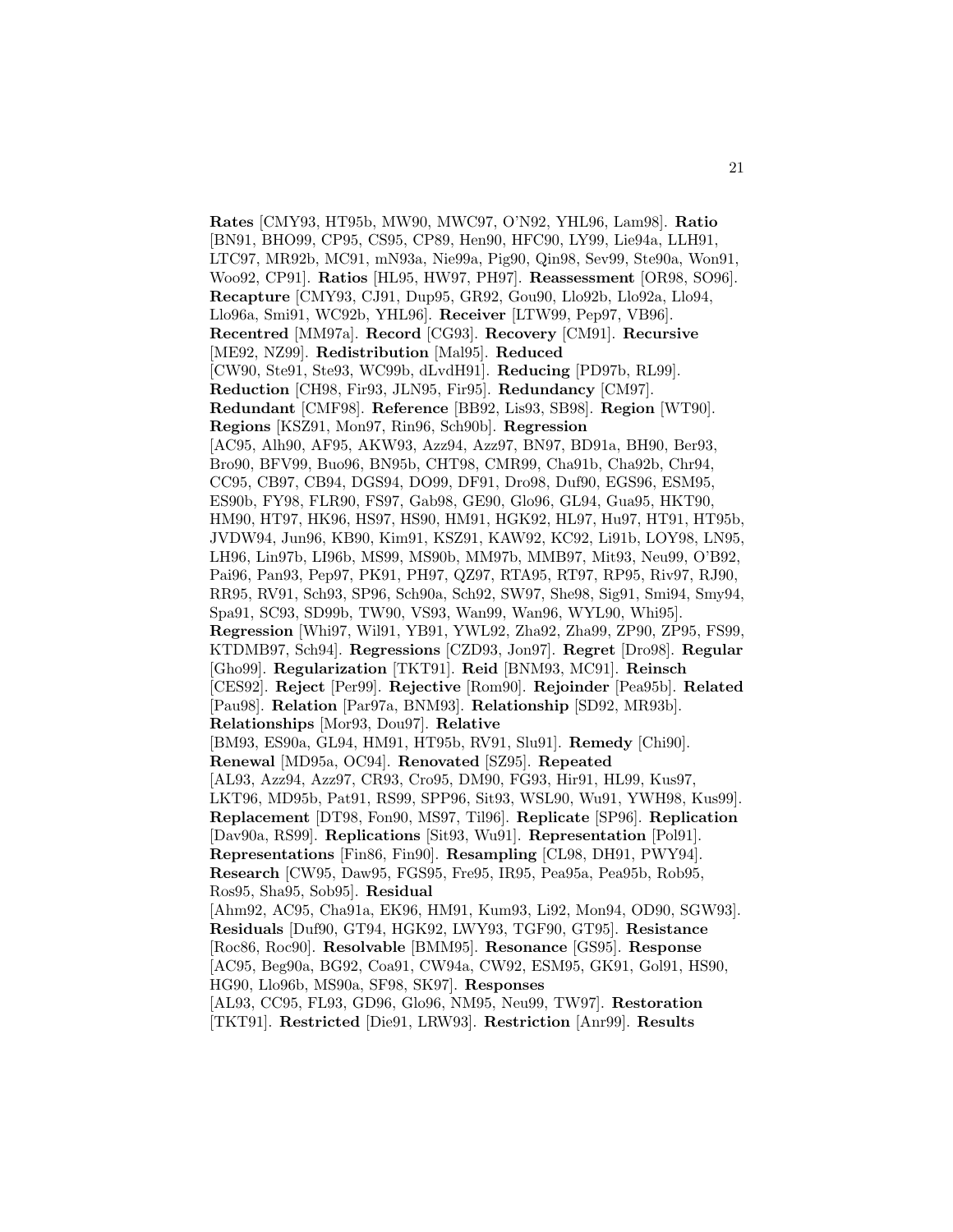**Rates** [CMY93, HT95b, MW90, MWC97, O'N92, YHL96, Lam98]. **Ratio** [BN91, BHO99, CP95, CS95, CP89, Hen90, HFC90, LY99, Lie94a, LLH91, LTC97, MR92b, MC91, mN93a, Nie99a, Pig90, Qin98, Sev99, Ste90a, Won91, Woo92, CP91]. **Ratios** [HL95, HW97, PH97]. **Reassessment** [OR98, SO96]. **Recapture** [CMY93, CJ91, Dup95, GR92, Gou90, Llo92b, Llo92a, Llo94, Llo96a, Smi91, WC92b, YHL96]. **Receiver** [LTW99, Pep97, VB96]. **Recentred** [MM97a]. **Record** [CG93]. **Recovery** [CM91]. **Recursive** [ME92, NZ99]. **Redistribution** [Mal95]. **Reduced** [CW90, Ste91, Ste93, WC99b, dLvdH91]. **Reducing** [PD97b, RL99]. **Reduction** [CH98, Fir93, JLN95, Fir95]. **Redundancy** [CM97]. **Redundant** [CMF98]. **Reference** [BB92, Lis93, SB98]. **Region** [WT90]. **Regions** [KSZ91, Mon97, Rin96, Sch90b]. **Regression** [AC95, Alh90, AF95, AKW93, Azz94, Azz97, BN97, BD91a, BH90, Ber93, Bro90, BFV99, Buo96, BN95b, CHT98, CMR99, Cha91b, Cha92b, Chr94, CC95, CB97, CB94, DGS94, DO99, DF91, Dro98, Duf90, EGS96, ESM95, ES90b, FY98, FLR90, FS97, Gab98, GE90, Glo96, GL94, Gua95, HKT90, HM90, HT97, HK96, HS97, HS90, HM91, HGK92, HL97, Hu97, HT91, HT95b, JVDW94, Jun96, KB90, Kim91, KSZ91, KAW92, KC92, Li91b, LOY98, LN95, LH96, Lin97b, LI96b, MS99, MS90b, MM97b, MMB97, Mit93, Neu99, O'B92, Pai96, Pan93, Pep97, PK91, PH97, QZ97, RTA95, RT97, RP95, Riv97, RJ90, RR95, RV91, Sch93, SP96, Sch90a, Sch92, SW97, She98, Sig91, Smi94, Smy94, Spa91, SC93, SD99b, TW90, VS93, Wan99, Wan96, WYL90, Whi95]. **Regression** [Whi97, Wil91, YB91, YWL92, Zha92, Zha99, ZP90, ZP95, FS99, KTDMB97, Sch94]. **Regressions** [CZD93, Jon97]. **Regret** [Dro98]. **Regular** [Gho99]. **Regularization** [TKT91]. **Reid** [BNM93, MC91]. **Reinsch** [CES92]. **Reject** [Per99]. **Rejective** [Rom90]. **Rejoinder** [Pea95b]. **Related** [Pau98]. **Relation** [Par97a, BNM93]. **Relationship** [SD92, MR93b]. **Relationships** [Mor93, Dou97]. **Relative** [BM93, ES90a, GL94, HM91, HT95b, RV91, Slu91]. **Remedy** [Chi90]. **Renewal** [MD95a, OC94]. **Renovated** [SZ95]. **Repeated** [AL93, Azz94, Azz97, CR93, Cro95, DM90, FG93, Hir91, HL99, Kus97, LKT96, MD95b, Pat91, RS99, SPP96, Sit93, WSL90, Wu91, YWH98, Kus99]. **Replacement** [DT98, Fon90, MS97, Til96]. **Replicate** [SP96]. **Replication** [Dav90a, RS99]. **Replications** [Sit93, Wu91]. **Representation** [Pol91]. **Representations** [Fin86, Fin90]. **Resampling** [CL98, DH91, PWY94]. **Research** [CW95, Daw95, FGS95, Fre95, IR95, Pea95a, Pea95b, Rob95, Ros95, Sha95, Sob95]. **Residual** [Ahm92, AC95, Cha91a, EK96, HM91, Kum93, Li92, Mon94, OD90, SGW93]. **Residuals** [Duf90, GT94, HGK92, LWY93, TGF90, GT95]. **Resistance** [Roc86, Roc90]. **Resolvable** [BMM95]. **Resonance** [GS95]. **Response** [AC95, Beg90a, BG92, Coa91, CW94a, CW92, ESM95, GK91, Gol91, HS90, HG90, Llo96b, MS90a, SF98, SK97]. **Responses** [AL93, CC95, FL93, GD96, Glo96, NM95, Neu99, TW97]. **Restoration** [TKT91]. **Restricted** [Die91, LRW93]. **Restriction** [Anr99]. **Results**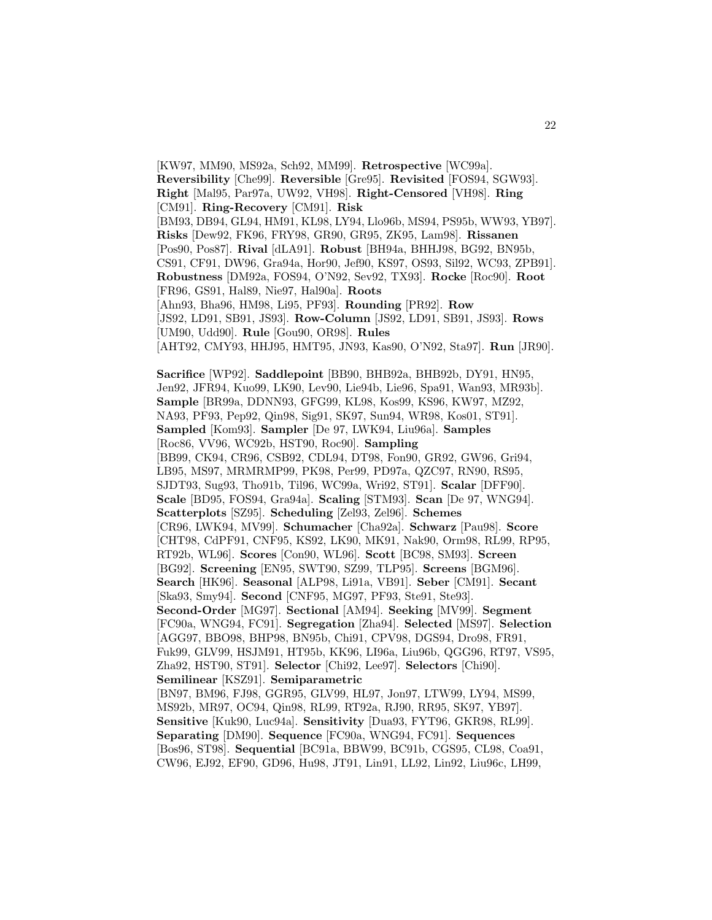[KW97, MM90, MS92a, Sch92, MM99]. **Retrospective** [WC99a]. **Reversibility** [Che99]. **Reversible** [Gre95]. **Revisited** [FOS94, SGW93]. **Right** [Mal95, Par97a, UW92, VH98]. **Right-Censored** [VH98]. **Ring** [CM91]. **Ring-Recovery** [CM91]. **Risk** [BM93, DB94, GL94, HM91, KL98, LY94, Llo96b, MS94, PS95b, WW93, YB97]. **Risks** [Dew92, FK96, FRY98, GR90, GR95, ZK95, Lam98]. **Rissanen** [Pos90, Pos87]. **Rival** [dLA91]. **Robust** [BH94a, BHHJ98, BG92, BN95b, CS91, CF91, DW96, Gra94a, Hor90, Jef90, KS97, OS93, Sil92, WC93, ZPB91]. **Robustness** [DM92a, FOS94, O'N92, Sev92, TX93]. **Rocke** [Roc90]. **Root** [FR96, GS91, Hal89, Nie97, Hal90a]. **Roots** [Ahn93, Bha96, HM98, Li95, PF93]. **Rounding** [PR92]. **Row** [JS92, LD91, SB91, JS93]. **Row-Column** [JS92, LD91, SB91, JS93]. **Rows** [UM90, Udd90]. **Rule** [Gou90, OR98]. **Rules** [AHT92, CMY93, HHJ95, HMT95, JN93, Kas90, O'N92, Sta97]. **Run** [JR90].

**Sacrifice** [WP92]. **Saddlepoint** [BB90, BHB92a, BHB92b, DY91, HN95, Jen92, JFR94, Kuo99, LK90, Lev90, Lie94b, Lie96, Spa91, Wan93, MR93b]. **Sample** [BR99a, DDNN93, GFG99, KL98, Kos99, KS96, KW97, MZ92, NA93, PF93, Pep92, Qin98, Sig91, SK97, Sun94, WR98, Kos01, ST91]. **Sampled** [Kom93]. **Sampler** [De 97, LWK94, Liu96a]. **Samples** [Roc86, VV96, WC92b, HST90, Roc90]. **Sampling** [BB99, CK94, CR96, CSB92, CDL94, DT98, Fon90, GR92, GW96, Gri94, LB95, MS97, MRMRMP99, PK98, Per99, PD97a, QZC97, RN90, RS95, SJDT93, Sug93, Tho91b, Til96, WC99a, Wri92, ST91]. **Scalar** [DFF90]. **Scale** [BD95, FOS94, Gra94a]. **Scaling** [STM93]. **Scan** [De 97, WNG94]. **Scatterplots** [SZ95]. **Scheduling** [Zel93, Zel96]. **Schemes** [CR96, LWK94, MV99]. **Schumacher** [Cha92a]. **Schwarz** [Pau98]. **Score** [CHT98, CdPF91, CNF95, KS92, LK90, MK91, Nak90, Orm98, RL99, RP95, RT92b, WL96]. **Scores** [Con90, WL96]. **Scott** [BC98, SM93]. **Screen** [BG92]. **Screening** [EN95, SWT90, SZ99, TLP95]. **Screens** [BGM96]. **Search** [HK96]. **Seasonal** [ALP98, Li91a, VB91]. **Seber** [CM91]. **Secant** [Ska93, Smy94]. **Second** [CNF95, MG97, PF93, Ste91, Ste93]. **Second-Order** [MG97]. **Sectional** [AM94]. **Seeking** [MV99]. **Segment** [FC90a, WNG94, FC91]. **Segregation** [Zha94]. **Selected** [MS97]. **Selection** [AGG97, BBO98, BHP98, BN95b, Chi91, CPV98, DGS94, Dro98, FR91, Fuk99, GLV99, HSJM91, HT95b, KK96, LI96a, Liu96b, QGG96, RT97, VS95, Zha92, HST90, ST91]. **Selector** [Chi92, Lee97]. **Selectors** [Chi90]. **Semilinear** [KSZ91]. **Semiparametric** [BN97, BM96, FJ98, GGR95, GLV99, HL97, Jon97, LTW99, LY94, MS99, MS92b, MR97, OC94, Qin98, RL99, RT92a, RJ90, RR95, SK97, YB97]. **Sensitive** [Kuk90, Luc94a]. **Sensitivity** [Dua93, FYT96, GKR98, RL99]. **Separating** [DM90]. **Sequence** [FC90a, WNG94, FC91]. **Sequences** [Bos96, ST98]. **Sequential** [BC91a, BBW99, BC91b, CGS95, CL98, Coa91, CW96, EJ92, EF90, GD96, Hu98, JT91, Lin91, LL92, Lin92, Liu96c, LH99,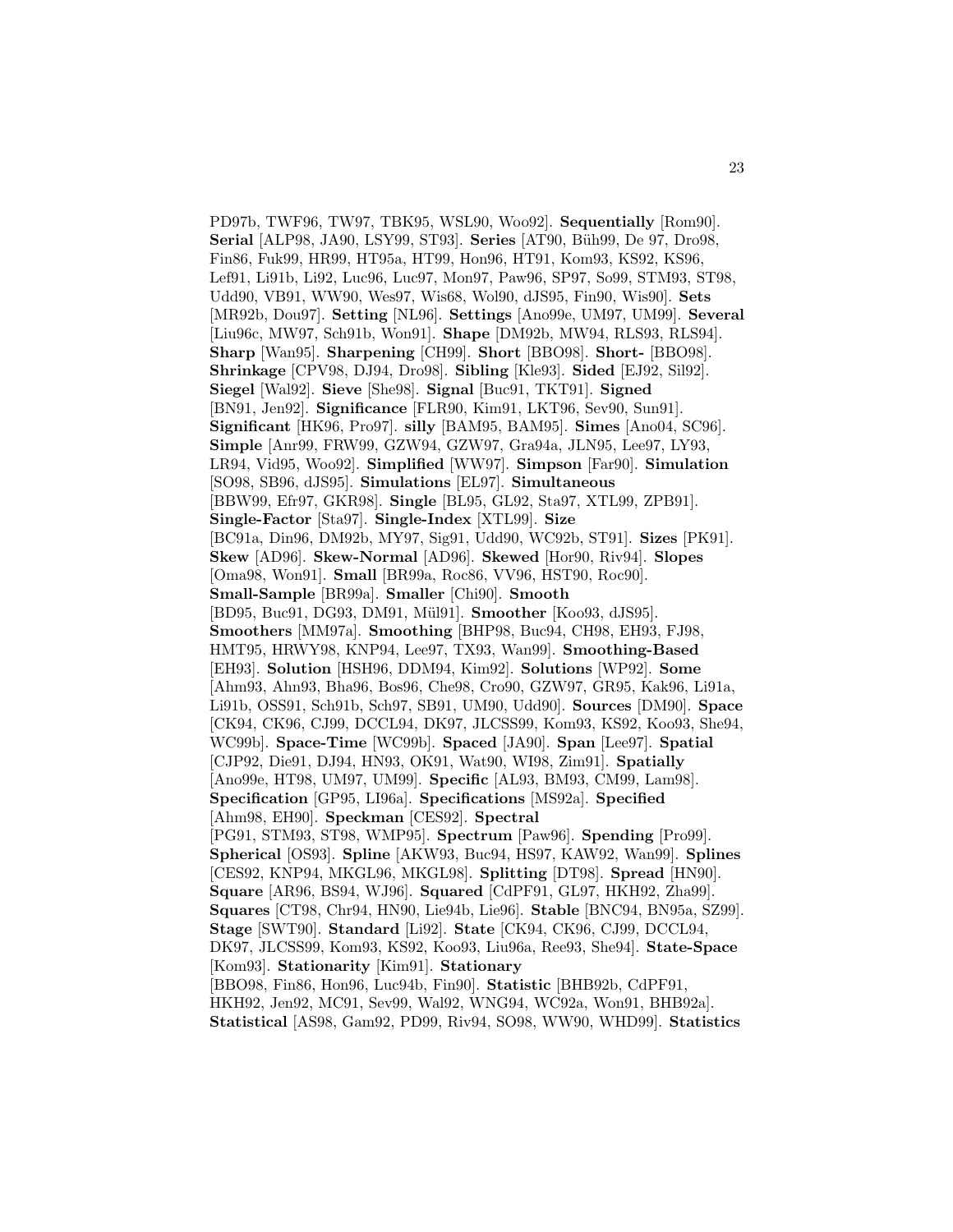PD97b, TWF96, TW97, TBK95, WSL90, Woo92]. **Sequentially** [Rom90]. **Serial** [ALP98, JA90, LSY99, ST93]. **Series** [AT90, Büh99, De 97, Dro98, Fin86, Fuk99, HR99, HT95a, HT99, Hon96, HT91, Kom93, KS92, KS96, Lef91, Li91b, Li92, Luc96, Luc97, Mon97, Paw96, SP97, So99, STM93, ST98, Udd90, VB91, WW90, Wes97, Wis68, Wol90, dJS95, Fin90, Wis90]. **Sets** [MR92b, Dou97]. **Setting** [NL96]. **Settings** [Ano99e, UM97, UM99]. **Several** [Liu96c, MW97, Sch91b, Won91]. **Shape** [DM92b, MW94, RLS93, RLS94]. **Sharp** [Wan95]. **Sharpening** [CH99]. **Short** [BBO98]. **Short-** [BBO98]. **Shrinkage** [CPV98, DJ94, Dro98]. **Sibling** [Kle93]. **Sided** [EJ92, Sil92]. **Siegel** [Wal92]. **Sieve** [She98]. **Signal** [Buc91, TKT91]. **Signed** [BN91, Jen92]. **Significance** [FLR90, Kim91, LKT96, Sev90, Sun91]. **Significant** [HK96, Pro97]. **silly** [BAM95, BAM95]. **Simes** [Ano04, SC96]. **Simple** [Anr99, FRW99, GZW94, GZW97, Gra94a, JLN95, Lee97, LY93, LR94, Vid95, Woo92]. **Simplified** [WW97]. **Simpson** [Far90]. **Simulation** [SO98, SB96, dJS95]. **Simulations** [EL97]. **Simultaneous** [BBW99, Efr97, GKR98]. **Single** [BL95, GL92, Sta97, XTL99, ZPB91]. **Single-Factor** [Sta97]. **Single-Index** [XTL99]. **Size** [BC91a, Din96, DM92b, MY97, Sig91, Udd90, WC92b, ST91]. **Sizes** [PK91]. **Skew** [AD96]. **Skew-Normal** [AD96]. **Skewed** [Hor90, Riv94]. **Slopes** [Oma98, Won91]. **Small** [BR99a, Roc86, VV96, HST90, Roc90]. **Small-Sample** [BR99a]. **Smaller** [Chi90]. **Smooth** [BD95, Buc91, DG93, DM91, Mül91]. **Smoother** [Koo93, dJS95]. **Smoothers** [MM97a]. **Smoothing** [BHP98, Buc94, CH98, EH93, FJ98, HMT95, HRWY98, KNP94, Lee97, TX93, Wan99]. **Smoothing-Based** [EH93]. **Solution** [HSH96, DDM94, Kim92]. **Solutions** [WP92]. **Some** [Ahm93, Ahn93, Bha96, Bos96, Che98, Cro90, GZW97, GR95, Kak96, Li91a, Li91b, OSS91, Sch91b, Sch97, SB91, UM90, Udd90]. **Sources** [DM90]. **Space** [CK94, CK96, CJ99, DCCL94, DK97, JLCSS99, Kom93, KS92, Koo93, She94, WC99b]. **Space-Time** [WC99b]. **Spaced** [JA90]. **Span** [Lee97]. **Spatial** [CJP92, Die91, DJ94, HN93, OK91, Wat90, WI98, Zim91]. **Spatially** [Ano99e, HT98, UM97, UM99]. **Specific** [AL93, BM93, CM99, Lam98]. **Specification** [GP95, LI96a]. **Specifications** [MS92a]. **Specified** [Ahm98, EH90]. **Speckman** [CES92]. **Spectral** [PG91, STM93, ST98, WMP95]. **Spectrum** [Paw96]. **Spending** [Pro99]. **Spherical** [OS93]. **Spline** [AKW93, Buc94, HS97, KAW92, Wan99]. **Splines** [CES92, KNP94, MKGL96, MKGL98]. **Splitting** [DT98]. **Spread** [HN90]. **Square** [AR96, BS94, WJ96]. **Squared** [CdPF91, GL97, HKH92, Zha99]. **Squares** [CT98, Chr94, HN90, Lie94b, Lie96]. **Stable** [BNC94, BN95a, SZ99]. **Stage** [SWT90]. **Standard** [Li92]. **State** [CK94, CK96, CJ99, DCCL94, DK97, JLCSS99, Kom93, KS92, Koo93, Liu96a, Ree93, She94]. **State-Space** [Kom93]. **Stationarity** [Kim91]. **Stationary** [BBO98, Fin86, Hon96, Luc94b, Fin90]. **Statistic** [BHB92b, CdPF91, HKH92, Jen92, MC91, Sev99, Wal92, WNG94, WC92a, Won91, BHB92a]. **Statistical** [AS98, Gam92, PD99, Riv94, SO98, WW90, WHD99]. **Statistics**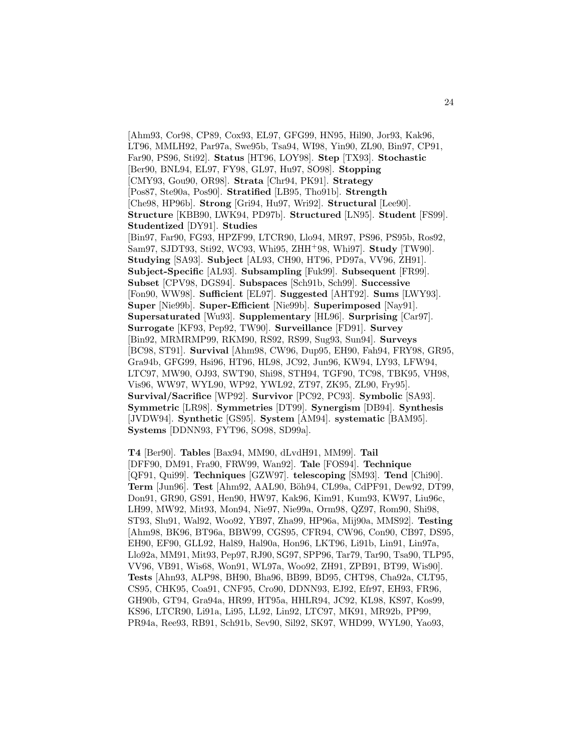[Ahm93, Cor98, CP89, Cox93, EL97, GFG99, HN95, Hil90, Jor93, Kak96, LT96, MMLH92, Par97a, Swe95b, Tsa94, WI98, Yin90, ZL90, Bin97, CP91, Far90, PS96, Sti92]. **Status** [HT96, LOY98]. **Step** [TX93]. **Stochastic** [Ber90, BNL94, EL97, FY98, GL97, Hu97, SO98]. **Stopping** [CMY93, Gou90, OR98]. **Strata** [Chr94, PK91]. **Strategy** [Pos87, Ste90a, Pos90]. **Stratified** [LB95, Tho91b]. **Strength** [Che98, HP96b]. **Strong** [Gri94, Hu97, Wri92]. **Structural** [Lee90]. **Structure** [KBB90, LWK94, PD97b]. **Structured** [LN95]. **Student** [FS99]. **Studentized** [DY91]. **Studies** [Bin97, Far90, FG93, HPZF99, LTCR90, Llo94, MR97, PS96, PS95b, Ros92, Sam97, SJDT93, Sti92, WC93, Whi95, ZHH+98, Whi97]. **Study** [TW90]. **Studying** [SA93]. **Subject** [AL93, CH90, HT96, PD97a, VV96, ZH91]. **Subject-Specific** [AL93]. **Subsampling** [Fuk99]. **Subsequent** [FR99]. **Subset** [CPV98, DGS94]. **Subspaces** [Sch91b, Sch99]. **Successive** [Fon90, WW98]. **Sufficient** [EL97]. **Suggested** [AHT92]. **Sums** [LWY93]. **Super** [Nie99b]. **Super-Efficient** [Nie99b]. **Superimposed** [Nay91]. **Supersaturated** [Wu93]. **Supplementary** [HL96]. **Surprising** [Car97]. **Surrogate** [KF93, Pep92, TW90]. **Surveillance** [FD91]. **Survey** [Bin92, MRMRMP99, RKM90, RS92, RS99, Sug93, Sun94]. **Surveys** [BC98, ST91]. **Survival** [Ahm98, CW96, Dup95, EH90, Fah94, FRY98, GR95, Gra94b, GFG99, Hsi96, HT96, HL98, JC92, Jun96, KW94, LY93, LFW94, LTC97, MW90, OJ93, SWT90, Shi98, STH94, TGF90, TC98, TBK95, VH98, Vis96, WW97, WYL90, WP92, YWL92, ZT97, ZK95, ZL90, Fry95]. **Survival/Sacrifice** [WP92]. **Survivor** [PC92, PC93]. **Symbolic** [SA93]. **Symmetric** [LR98]. **Symmetries** [DT99]. **Synergism** [DB94]. **Synthesis** [JVDW94]. **Synthetic** [GS95]. **System** [AM94]. **systematic** [BAM95]. **Systems** [DDNN93, FYT96, SO98, SD99a].

**T4** [Ber90]. **Tables** [Bax94, MM90, dLvdH91, MM99]. **Tail** [DFF90, DM91, Fra90, FRW99, Wan92]. **Tale** [FOS94]. **Technique** [QF91, Qui99]. **Techniques** [GZW97]. **telescoping** [SM93]. **Tend** [Chi90]. **Term** [Jun96]. **Test** [Ahm92, AAL90, Böh94, CL99a, CdPF91, Dew92, DT99, Don91, GR90, GS91, Hen90, HW97, Kak96, Kim91, Kum93, KW97, Liu96c, LH99, MW92, Mit93, Mon94, Nie97, Nie99a, Orm98, QZ97, Rom90, Shi98, ST93, Slu91, Wal92, Woo92, YB97, Zha99, HP96a, Mij90a, MMS92]. **Testing** [Ahm98, BK96, BT96a, BBW99, CGS95, CFR94, CW96, Con90, CB97, DS95, EH90, EF90, GLL92, Hal89, Hal90a, Hon96, LKT96, Li91b, Lin91, Lin97a, Llo92a, MM91, Mit93, Pep97, RJ90, SG97, SPP96, Tar79, Tar90, Tsa90, TLP95, VV96, VB91, Wis68, Won91, WL97a, Woo92, ZH91, ZPB91, BT99, Wis90]. **Tests** [Ahn93, ALP98, BH90, Bha96, BB99, BD95, CHT98, Cha92a, CLT95, CS95, CHK95, Coa91, CNF95, Cro90, DDNN93, EJ92, Efr97, EH93, FR96, GH90b, GT94, Gra94a, HR99, HT95a, HHLR94, JC92, KL98, KS97, Kos99, KS96, LTCR90, Li91a, Li95, LL92, Lin92, LTC97, MK91, MR92b, PP99, PR94a, Ree93, RB91, Sch91b, Sev90, Sil92, SK97, WHD99, WYL90, Yao93,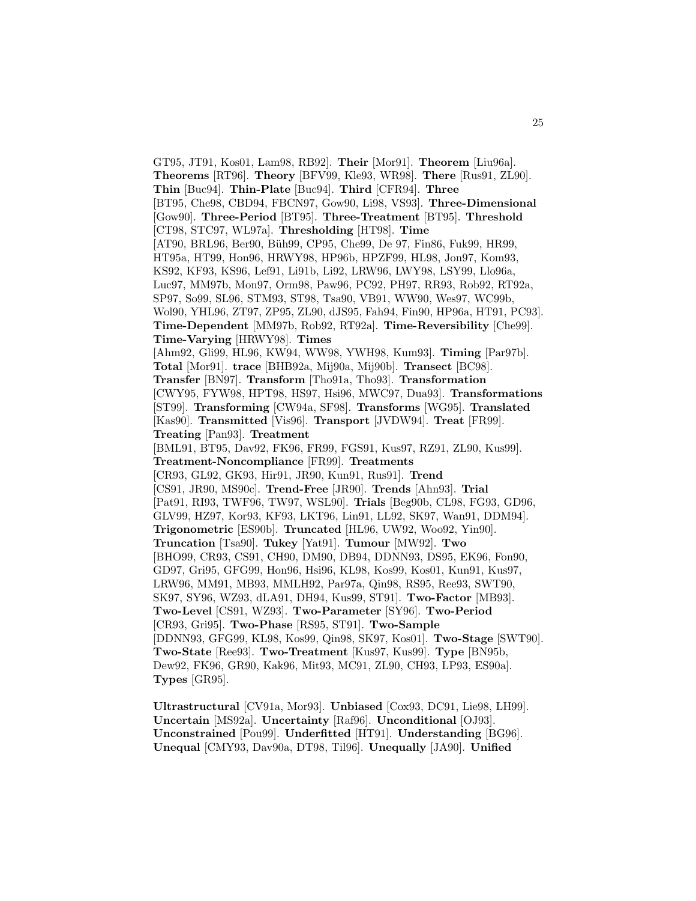GT95, JT91, Kos01, Lam98, RB92]. **Their** [Mor91]. **Theorem** [Liu96a]. **Theorems** [RT96]. **Theory** [BFV99, Kle93, WR98]. **There** [Rus91, ZL90]. **Thin** [Buc94]. **Thin-Plate** [Buc94]. **Third** [CFR94]. **Three** [BT95, Che98, CBD94, FBCN97, Gow90, Li98, VS93]. **Three-Dimensional** [Gow90]. **Three-Period** [BT95]. **Three-Treatment** [BT95]. **Threshold** [CT98, STC97, WL97a]. **Thresholding** [HT98]. **Time** [AT90, BRL96, Ber90, Büh99, CP95, Che99, De 97, Fin86, Fuk99, HR99, HT95a, HT99, Hon96, HRWY98, HP96b, HPZF99, HL98, Jon97, Kom93, KS92, KF93, KS96, Lef91, Li91b, Li92, LRW96, LWY98, LSY99, Llo96a, Luc97, MM97b, Mon97, Orm98, Paw96, PC92, PH97, RR93, Rob92, RT92a, SP97, So99, SL96, STM93, ST98, Tsa90, VB91, WW90, Wes97, WC99b, Wol90, YHL96, ZT97, ZP95, ZL90, dJS95, Fah94, Fin90, HP96a, HT91, PC93]. **Time-Dependent** [MM97b, Rob92, RT92a]. **Time-Reversibility** [Che99]. **Time-Varying** [HRWY98]. **Times** [Ahm92, Gli99, HL96, KW94, WW98, YWH98, Kum93]. **Timing** [Par97b]. **Total** [Mor91]. **trace** [BHB92a, Mij90a, Mij90b]. **Transect** [BC98]. **Transfer** [BN97]. **Transform** [Tho91a, Tho93]. **Transformation** [CWY95, FYW98, HPT98, HS97, Hsi96, MWC97, Dua93]. **Transformations** [ST99]. **Transforming** [CW94a, SF98]. **Transforms** [WG95]. **Translated** [Kas90]. **Transmitted** [Vis96]. **Transport** [JVDW94]. **Treat** [FR99]. **Treating** [Pan93]. **Treatment** [BML91, BT95, Dav92, FK96, FR99, FGS91, Kus97, RZ91, ZL90, Kus99]. **Treatment-Noncompliance** [FR99]. **Treatments** [CR93, GL92, GK93, Hir91, JR90, Kun91, Rus91]. **Trend** [CS91, JR90, MS90c]. **Trend-Free** [JR90]. **Trends** [Ahn93]. **Trial** [Pat91, RI93, TWF96, TW97, WSL90]. **Trials** [Beg90b, CL98, FG93, GD96, GLV99, HZ97, Kor93, KF93, LKT96, Lin91, LL92, SK97, Wan91, DDM94]. **Trigonometric** [ES90b]. **Truncated** [HL96, UW92, Woo92, Yin90]. **Truncation** [Tsa90]. **Tukey** [Yat91]. **Tumour** [MW92]. **Two** [BHO99, CR93, CS91, CH90, DM90, DB94, DDNN93, DS95, EK96, Fon90, GD97, Gri95, GFG99, Hon96, Hsi96, KL98, Kos99, Kos01, Kun91, Kus97, LRW96, MM91, MB93, MMLH92, Par97a, Qin98, RS95, Ree93, SWT90, SK97, SY96, WZ93, dLA91, DH94, Kus99, ST91]. **Two-Factor** [MB93]. **Two-Level** [CS91, WZ93]. **Two-Parameter** [SY96]. **Two-Period** [CR93, Gri95]. **Two-Phase** [RS95, ST91]. **Two-Sample** [DDNN93, GFG99, KL98, Kos99, Qin98, SK97, Kos01]. **Two-Stage** [SWT90]. **Two-State** [Ree93]. **Two-Treatment** [Kus97, Kus99]. **Type** [BN95b, Dew92, FK96, GR90, Kak96, Mit93, MC91, ZL90, CH93, LP93, ES90a]. **Types** [GR95].

**Ultrastructural** [CV91a, Mor93]. **Unbiased** [Cox93, DC91, Lie98, LH99]. **Uncertain** [MS92a]. **Uncertainty** [Raf96]. **Unconditional** [OJ93]. **Unconstrained** [Pou99]. **Underfitted** [HT91]. **Understanding** [BG96]. **Unequal** [CMY93, Dav90a, DT98, Til96]. **Unequally** [JA90]. **Unified**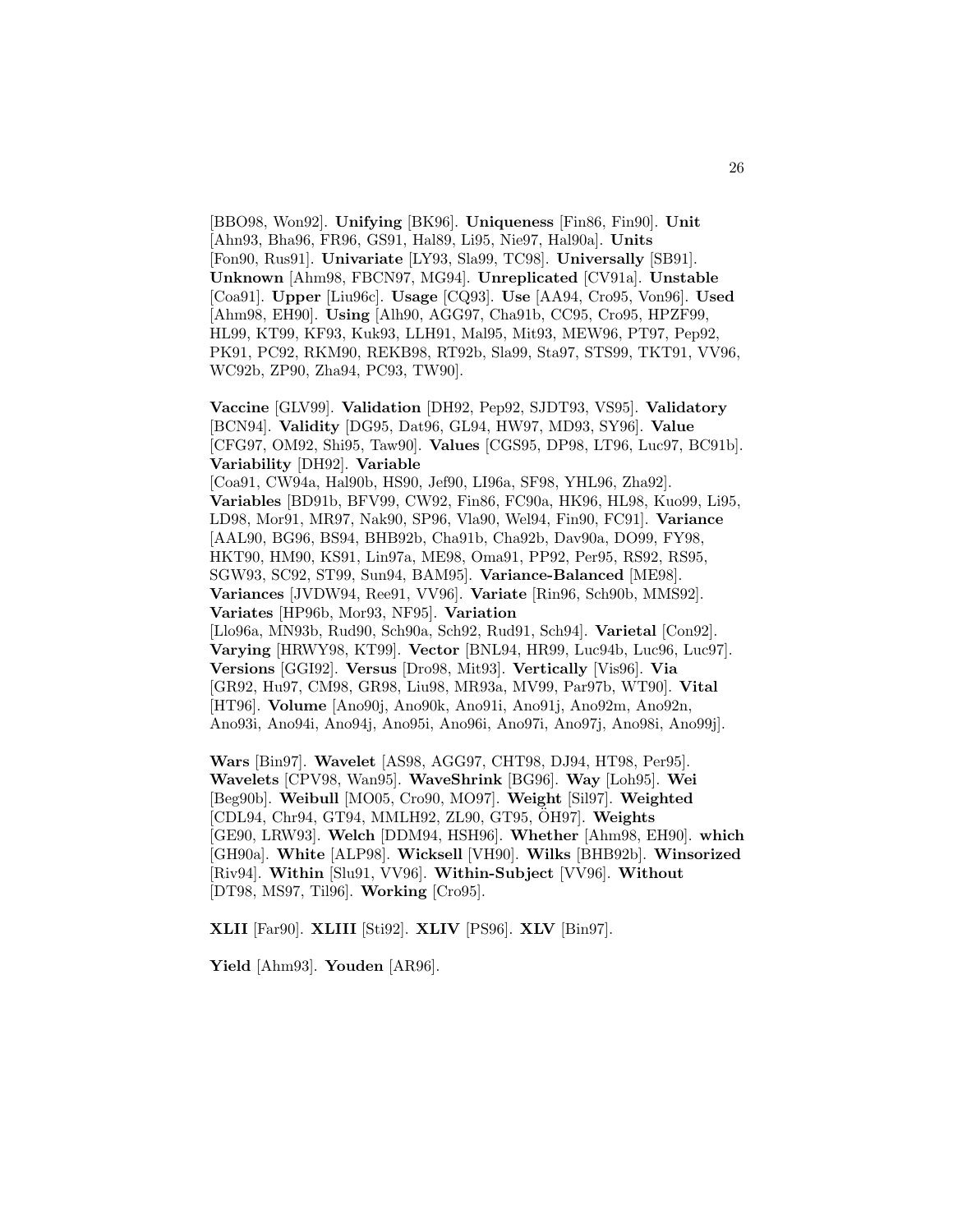[BBO98, Won92]. **Unifying** [BK96]. **Uniqueness** [Fin86, Fin90]. **Unit** [Ahn93, Bha96, FR96, GS91, Hal89, Li95, Nie97, Hal90a]. **Units** [Fon90, Rus91]. **Univariate** [LY93, Sla99, TC98]. **Universally** [SB91]. **Unknown** [Ahm98, FBCN97, MG94]. **Unreplicated** [CV91a]. **Unstable** [Coa91]. **Upper** [Liu96c]. **Usage** [CQ93]. **Use** [AA94, Cro95, Von96]. **Used** [Ahm98, EH90]. **Using** [Alh90, AGG97, Cha91b, CC95, Cro95, HPZF99, HL99, KT99, KF93, Kuk93, LLH91, Mal95, Mit93, MEW96, PT97, Pep92, PK91, PC92, RKM90, REKB98, RT92b, Sla99, Sta97, STS99, TKT91, VV96, WC92b, ZP90, Zha94, PC93, TW90].

**Vaccine** [GLV99]. **Validation** [DH92, Pep92, SJDT93, VS95]. **Validatory** [BCN94]. **Validity** [DG95, Dat96, GL94, HW97, MD93, SY96]. **Value** [CFG97, OM92, Shi95, Taw90]. **Values** [CGS95, DP98, LT96, Luc97, BC91b]. **Variability** [DH92]. **Variable** [Coa91, CW94a, Hal90b, HS90, Jef90, LI96a, SF98, YHL96, Zha92]. **Variables** [BD91b, BFV99, CW92, Fin86, FC90a, HK96, HL98, Kuo99, Li95, LD98, Mor91, MR97, Nak90, SP96, Vla90, Wel94, Fin90, FC91]. **Variance** [AAL90, BG96, BS94, BHB92b, Cha91b, Cha92b, Dav90a, DO99, FY98, HKT90, HM90, KS91, Lin97a, ME98, Oma91, PP92, Per95, RS92, RS95, SGW93, SC92, ST99, Sun94, BAM95]. **Variance-Balanced** [ME98]. **Variances** [JVDW94, Ree91, VV96]. **Variate** [Rin96, Sch90b, MMS92]. **Variates** [HP96b, Mor93, NF95]. **Variation** [Llo96a, MN93b, Rud90, Sch90a, Sch92, Rud91, Sch94]. **Varietal** [Con92]. **Varying** [HRWY98, KT99]. **Vector** [BNL94, HR99, Luc94b, Luc96, Luc97]. **Versions** [GGI92]. **Versus** [Dro98, Mit93]. **Vertically** [Vis96]. **Via** [GR92, Hu97, CM98, GR98, Liu98, MR93a, MV99, Par97b, WT90]. **Vital** [HT96]. **Volume** [Ano90j, Ano90k, Ano91i, Ano91j, Ano92m, Ano92n, Ano93i, Ano94i, Ano94j, Ano95i, Ano96i, Ano97i, Ano97j, Ano98i, Ano99j].

**Wars** [Bin97]. **Wavelet** [AS98, AGG97, CHT98, DJ94, HT98, Per95]. **Wavelets** [CPV98, Wan95]. **WaveShrink** [BG96]. **Way** [Loh95]. **Wei** [Beg90b]. **Weibull** [MO05, Cro90, MO97]. **Weight** [Sil97]. **Weighted** [CDL94, Chr94, GT94, MMLH92, ZL90, GT95, ÖH97]. **Weights** [GE90, LRW93]. **Welch** [DDM94, HSH96]. **Whether** [Ahm98, EH90]. **which** [GH90a]. **White** [ALP98]. **Wicksell** [VH90]. **Wilks** [BHB92b]. **Winsorized** [Riv94]. **Within** [Slu91, VV96]. **Within-Subject** [VV96]. **Without** [DT98, MS97, Til96]. **Working** [Cro95].

**XLII** [Far90]. **XLIII** [Sti92]. **XLIV** [PS96]. **XLV** [Bin97].

**Yield** [Ahm93]. **Youden** [AR96].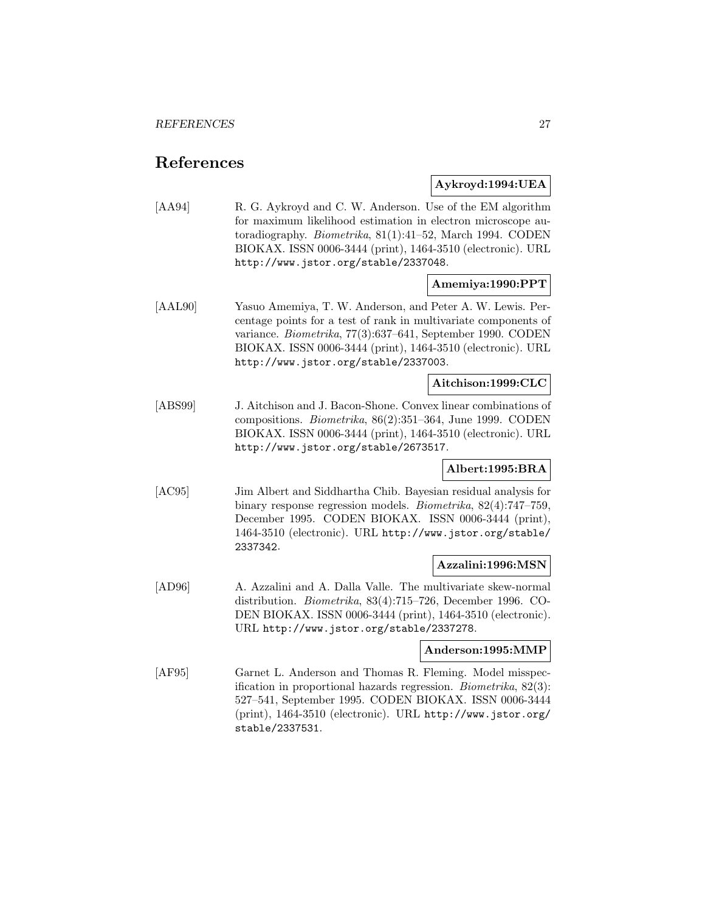# References

**Aykroyd:1994:UEA**

[AA94] R. G. Aykroyd and C. W. Anderson. Use of the EM algorithm for maximum likelihood estimation in electron microscope autoradiography. *Biometrika*, 81(1):41–52, March 1994. CODEN BIOKAX. ISSN 0006-3444 (print), 1464-3510 (electronic). URL http://www.jstor.org/stable/2337048.

**Amemiya:1990:PPT**

[AAL90] Yasuo Amemiya, T. W. Anderson, and Peter A. W. Lewis. Percentage points for a test of rank in multivariate components of variance. *Biometrika*, 77(3):637–641, September 1990. CODEN BIOKAX. ISSN 0006-3444 (print), 1464-3510 (electronic). URL http://www.jstor.org/stable/2337003.

**Aitchison:1999:CLC**

[ABS99] J. Aitchison and J. Bacon-Shone. Convex linear combinations of compositions. *Biometrika*, 86(2):351–364, June 1999. CODEN BIOKAX. ISSN 0006-3444 (print), 1464-3510 (electronic). URL http://www.jstor.org/stable/2673517.

**Albert:1995:BRA**

[AC95] Jim Albert and Siddhartha Chib. Bayesian residual analysis for binary response regression models. *Biometrika*, 82(4):747–759, December 1995. CODEN BIOKAX. ISSN 0006-3444 (print), 1464-3510 (electronic). URL http://www.jstor.org/stable/2337342.

**Azzalini:1996:MSN**

[AD96] A. Azzalini and A. Dalla Valle. The multivariate skew-normal distribution. *Biometrika*, 83(4):715–726, December 1996. CODEN BIOKAX. ISSN 0006-3444 (print), 1464-3510 (electronic). URL http://www.jstor.org/stable/2337278.

**Anderson:1995:MMP**

[AF95] Garnet L. Anderson and Thomas R. Fleming. Model misspecification in proportional hazards regression. *Biometrika*, 82(3): 527–541, September 1995. CODEN BIOKAX. ISSN 0006-3444 (print), 1464-3510 (electronic). URL http://www.jstor.org/stable/2337531.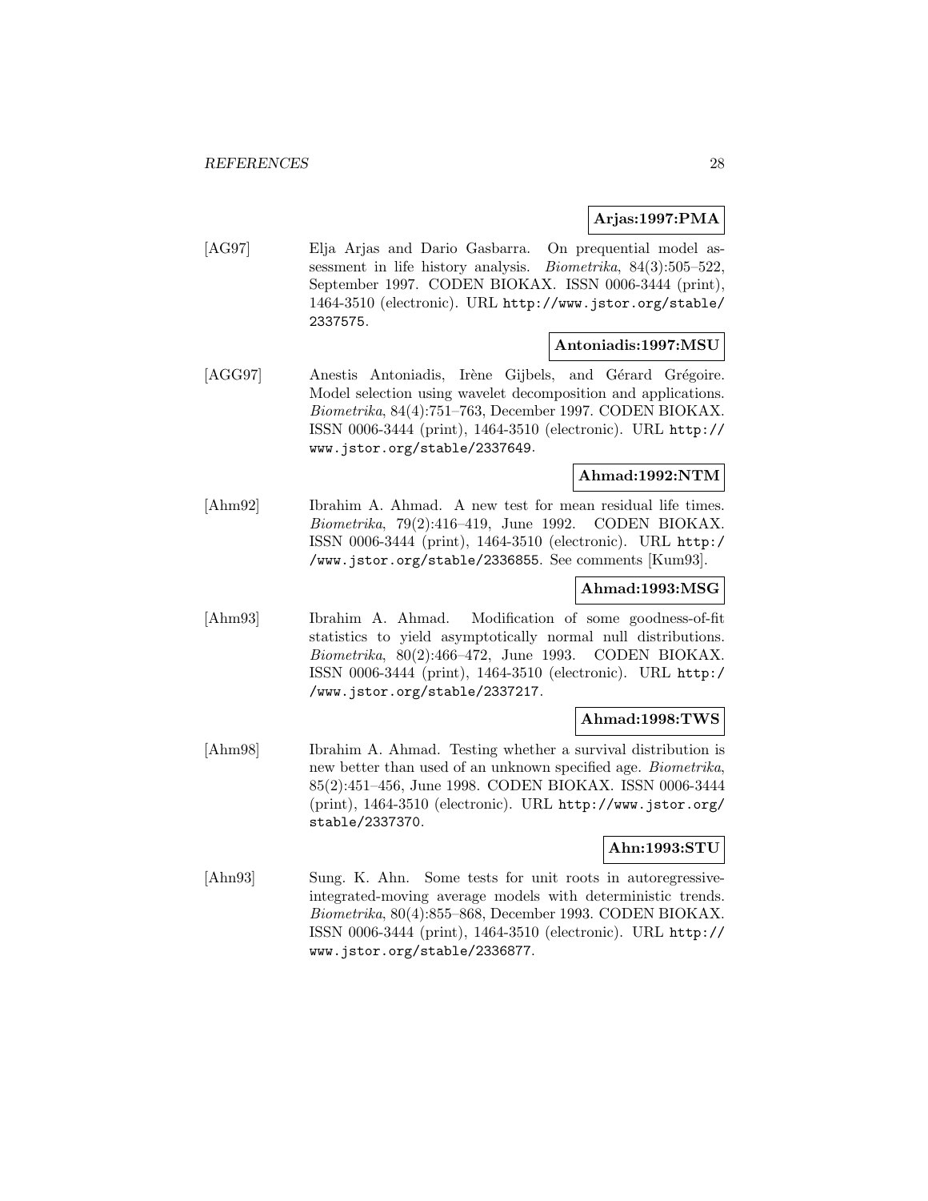**Arjas:1997:PMA**

[AG97] Elja Arjas and Dario Gasbarra. On prequential model assessment in life history analysis. *Biometrika*, 84(3):505–522, September 1997. CODEN BIOKAX. ISSN 0006-3444 (print), 1464-3510 (electronic). URL http://www.jstor.org/stable/2337575.

**Antoniadis:1997:MSU**

[AGG97] Anestis Antoniadis, Irène Gijbels, and Gérard Grégoire. Model selection using wavelet decomposition and applications. *Biometrika*, 84(4):751–763, December 1997. CODEN BIOKAX. ISSN 0006-3444 (print), 1464-3510 (electronic). URL http://www.jstor.org/stable/2337649.

**Ahmad:1992:NTM**

[Ahm92] Ibrahim A. Ahmad. A new test for mean residual life times. *Biometrika*, 79(2):416–419, June 1992. CODEN BIOKAX. ISSN 0006-3444 (print), 1464-3510 (electronic). URL http://www.jstor.org/stable/2336855. See comments [Kum93].

**Ahmad:1993:MSG**

[Ahm93] Ibrahim A. Ahmad. Modification of some goodness-of-fit statistics to yield asymptotically normal null distributions. *Biometrika*, 80(2):466–472, June 1993. CODEN BIOKAX. ISSN 0006-3444 (print), 1464-3510 (electronic). URL http://www.jstor.org/stable/2337217.

**Ahmad:1998:TWS**

[Ahm98] Ibrahim A. Ahmad. Testing whether a survival distribution is new better than used of an unknown specified age. *Biometrika*, 85(2):451–456, June 1998. CODEN BIOKAX. ISSN 0006-3444 (print), 1464-3510 (electronic). URL http://www.jstor.org/stable/2337370.

**Ahn:1993:STU**

[Ahn93] Sung. K. Ahn. Some tests for unit roots in autoregressive-integrated-moving average models with deterministic trends. *Biometrika*, 80(4):855–868, December 1993. CODEN BIOKAX. ISSN 0006-3444 (print), 1464-3510 (electronic). URL http://www.jstor.org/stable/2336877.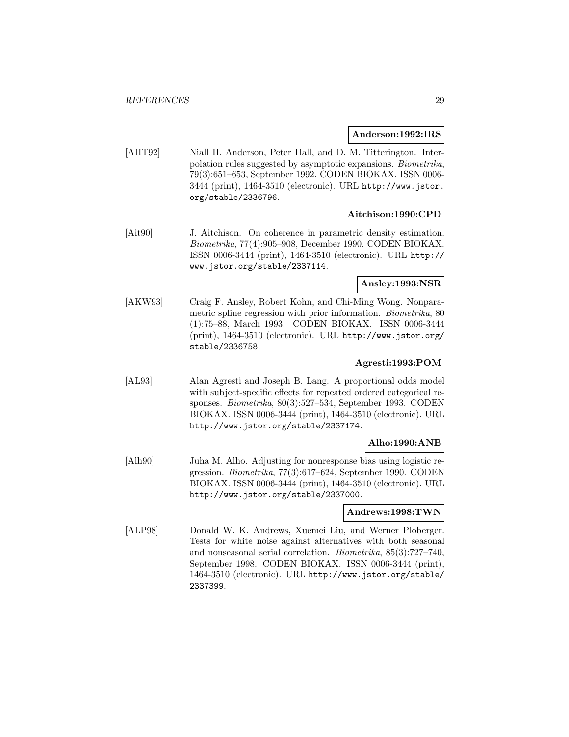**Anderson:1992:IRS**

[AHT92] Niall H. Anderson, Peter Hall, and D. M. Titterington. Interpolation rules suggested by asymptotic expansions. *Biometrika*, 79(3):651–653, September 1992. CODEN BIOKAX. ISSN 0006-3444 (print), 1464-3510 (electronic). URL http://www.jstor.org/stable/2336796.

**Aitchison:1990:CPD**

[Ait90] J. Aitchison. On coherence in parametric density estimation. *Biometrika*, 77(4):905–908, December 1990. CODEN BIOKAX. ISSN 0006-3444 (print), 1464-3510 (electronic). URL http://www.jstor.org/stable/2337114.

**Ansley:1993:NSR**

[AKW93] Craig F. Ansley, Robert Kohn, and Chi-Ming Wong. Nonparametric spline regression with prior information. *Biometrika*, 80 (1):75–88, March 1993. CODEN BIOKAX. ISSN 0006-3444 (print), 1464-3510 (electronic). URL http://www.jstor.org/stable/2336758.

**Agresti:1993:POM**

[AL93] Alan Agresti and Joseph B. Lang. A proportional odds model with subject-specific effects for repeated ordered categorical responses. *Biometrika*, 80(3):527–534, September 1993. CODEN BIOKAX. ISSN 0006-3444 (print), 1464-3510 (electronic). URL http://www.jstor.org/stable/2337174.

**Alho:1990:ANB**

[Alh90] Juha M. Alho. Adjusting for nonresponse bias using logistic regression. *Biometrika*, 77(3):617–624, September 1990. CODEN BIOKAX. ISSN 0006-3444 (print), 1464-3510 (electronic). URL http://www.jstor.org/stable/2337000.

**Andrews:1998:TWN**

[ALP98] Donald W. K. Andrews, Xuemei Liu, and Werner Ploberger. Tests for white noise against alternatives with both seasonal and nonseasonal serial correlation. *Biometrika*, 85(3):727–740, September 1998. CODEN BIOKAX. ISSN 0006-3444 (print), 1464-3510 (electronic). URL http://www.jstor.org/stable/2337399.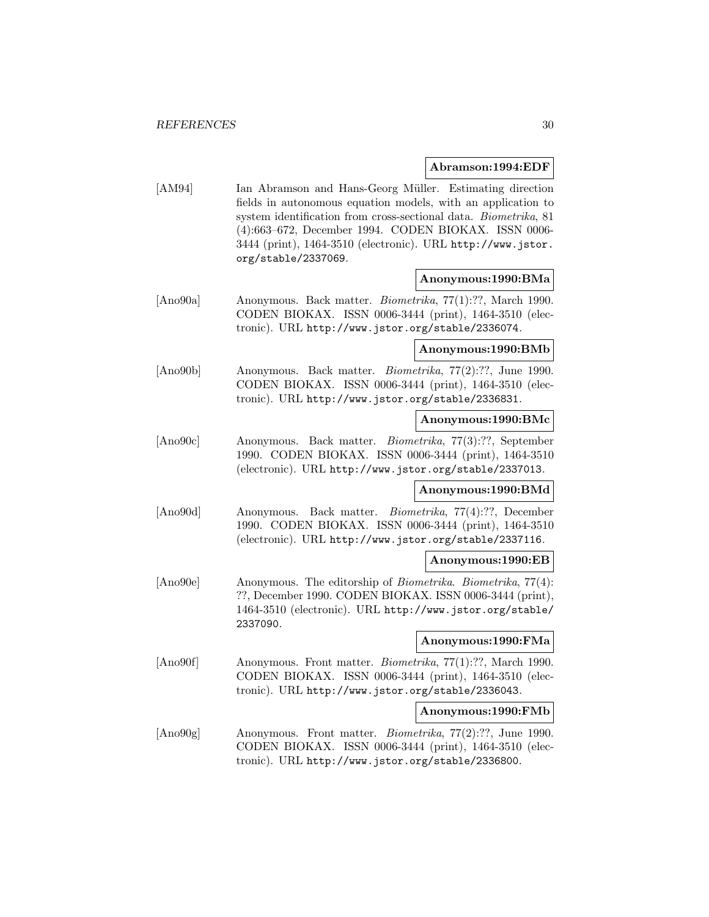**Abramson:1994:EDF**

[AM94] Ian Abramson and Hans-Georg Müller. Estimating direction fields in autonomous equation models, with an application to system identification from cross-sectional data. *Biometrika*, 81 (4):663–672, December 1994. CODEN BIOKAX. ISSN 0006-3444 (print), 1464-3510 (electronic). URL http://www.jstor.org/stable/2337069.

**Anonymous:1990:BMa**

[Ano90a] Anonymous. Back matter. *Biometrika*, 77(1):??, March 1990. CODEN BIOKAX. ISSN 0006-3444 (print), 1464-3510 (electronic). URL http://www.jstor.org/stable/2336074.

**Anonymous:1990:BMb**

[Ano90b] Anonymous. Back matter. *Biometrika*, 77(2):??, June 1990. CODEN BIOKAX. ISSN 0006-3444 (print), 1464-3510 (electronic). URL http://www.jstor.org/stable/2336831.

**Anonymous:1990:BMc**

[Ano90c] Anonymous. Back matter. *Biometrika*, 77(3):??, September 1990. CODEN BIOKAX. ISSN 0006-3444 (print), 1464-3510 (electronic). URL http://www.jstor.org/stable/2337013.

**Anonymous:1990:BMd**

[Ano90d] Anonymous. Back matter. *Biometrika*, 77(4):??, December 1990. CODEN BIOKAX. ISSN 0006-3444 (print), 1464-3510 (electronic). URL http://www.jstor.org/stable/2337116.

**Anonymous:1990:EB**

[Ano90e] Anonymous. The editorship of *Biometrika*. *Biometrika*, 77(4): ??, December 1990. CODEN BIOKAX. ISSN 0006-3444 (print), 1464-3510 (electronic). URL http://www.jstor.org/stable/2337090.

**Anonymous:1990:FMa**

[Ano90f] Anonymous. Front matter. *Biometrika*, 77(1):??, March 1990. CODEN BIOKAX. ISSN 0006-3444 (print), 1464-3510 (electronic). URL http://www.jstor.org/stable/2336043.

**Anonymous:1990:FMb**

[Ano90g] Anonymous. Front matter. *Biometrika*, 77(2):??, June 1990. CODEN BIOKAX. ISSN 0006-3444 (print), 1464-3510 (electronic). URL http://www.jstor.org/stable/2336800.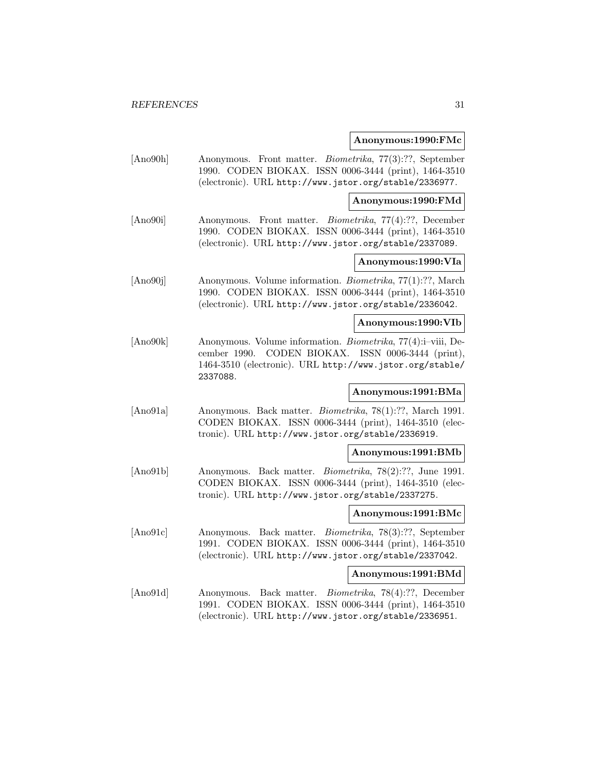**Anonymous:1990:FMc**

[Ano90h] Anonymous. Front matter. *Biometrika*, 77(3):??, September 1990. CODEN BIOKAX. ISSN 0006-3444 (print), 1464-3510 (electronic). URL http://www.jstor.org/stable/2336977.

**Anonymous:1990:FMd**

[Ano90i] Anonymous. Front matter. *Biometrika*, 77(4):??, December 1990. CODEN BIOKAX. ISSN 0006-3444 (print), 1464-3510 (electronic). URL http://www.jstor.org/stable/2337089.

**Anonymous:1990:VIa**

[Ano90j] Anonymous. Volume information. *Biometrika*, 77(1):??, March 1990. CODEN BIOKAX. ISSN 0006-3444 (print), 1464-3510 (electronic). URL http://www.jstor.org/stable/2336042.

**Anonymous:1990:VIb**

[Ano90k] Anonymous. Volume information. *Biometrika*, 77(4):i–viii, December 1990. CODEN BIOKAX. ISSN 0006-3444 (print), 1464-3510 (electronic). URL http://www.jstor.org/stable/2337088.

**Anonymous:1991:BMa**

[Ano91a] Anonymous. Back matter. *Biometrika*, 78(1):??, March 1991. CODEN BIOKAX. ISSN 0006-3444 (print), 1464-3510 (electronic). URL http://www.jstor.org/stable/2336919.

**Anonymous:1991:BMb**

[Ano91b] Anonymous. Back matter. *Biometrika*, 78(2):??, June 1991. CODEN BIOKAX. ISSN 0006-3444 (print), 1464-3510 (electronic). URL http://www.jstor.org/stable/2337275.

**Anonymous:1991:BMc**

[Ano91c] Anonymous. Back matter. *Biometrika*, 78(3):??, September 1991. CODEN BIOKAX. ISSN 0006-3444 (print), 1464-3510 (electronic). URL http://www.jstor.org/stable/2337042.

**Anonymous:1991:BMd**

[Ano91d] Anonymous. Back matter. *Biometrika*, 78(4):??, December 1991. CODEN BIOKAX. ISSN 0006-3444 (print), 1464-3510 (electronic). URL http://www.jstor.org/stable/2336951.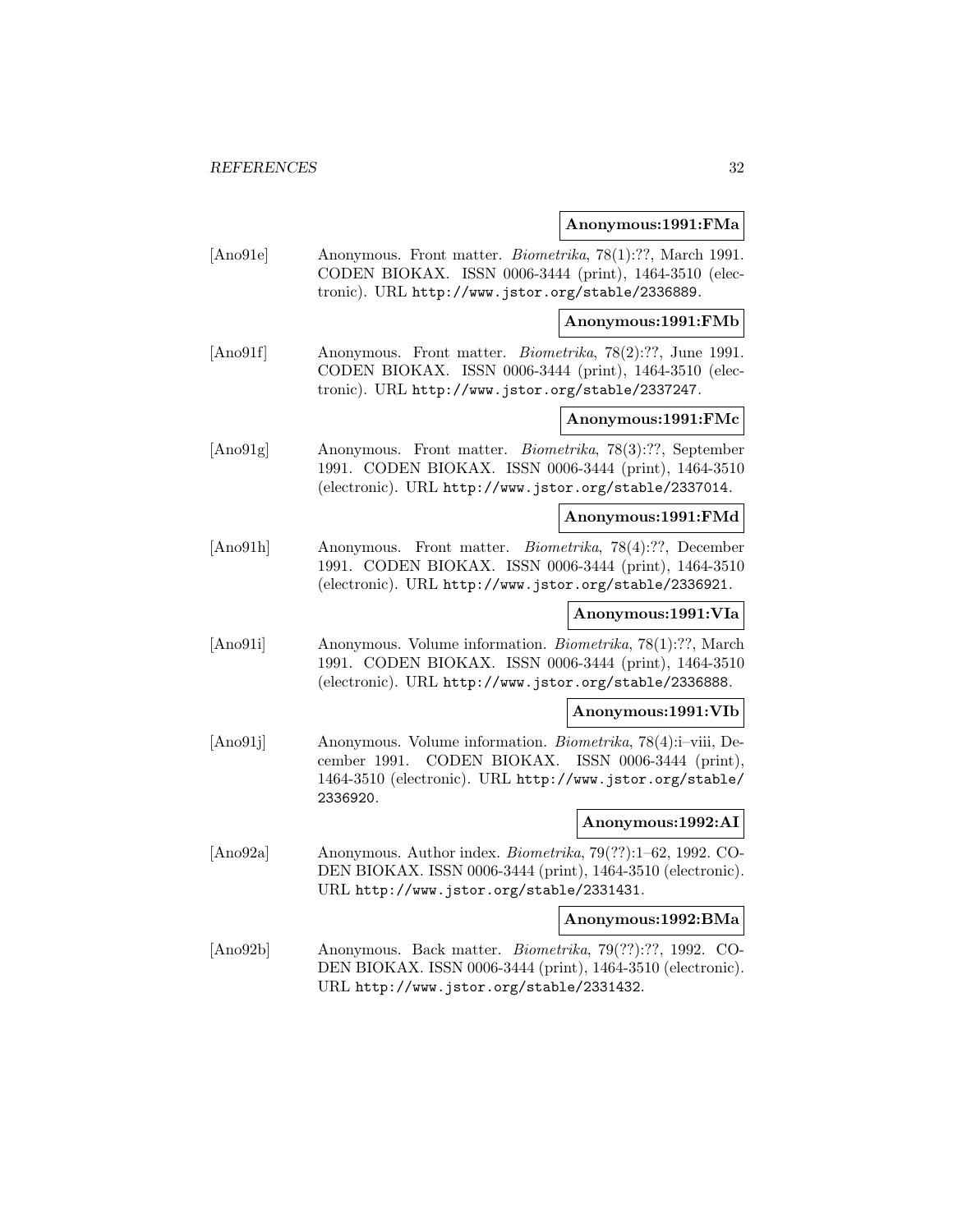**Anonymous:1991:FMa**

[Ano91e] Anonymous. Front matter. *Biometrika*, 78(1):??, March 1991. CODEN BIOKAX. ISSN 0006-3444 (print), 1464-3510 (electronic). URL http://www.jstor.org/stable/2336889.

**Anonymous:1991:FMb**

[Ano91f] Anonymous. Front matter. *Biometrika*, 78(2):??, June 1991. CODEN BIOKAX. ISSN 0006-3444 (print), 1464-3510 (electronic). URL http://www.jstor.org/stable/2337247.

**Anonymous:1991:FMc**

[Ano91g] Anonymous. Front matter. *Biometrika*, 78(3):??, September 1991. CODEN BIOKAX. ISSN 0006-3444 (print), 1464-3510 (electronic). URL http://www.jstor.org/stable/2337014.

**Anonymous:1991:FMd**

[Ano91h] Anonymous. Front matter. *Biometrika*, 78(4):??, December 1991. CODEN BIOKAX. ISSN 0006-3444 (print), 1464-3510 (electronic). URL http://www.jstor.org/stable/2336921.

**Anonymous:1991:VIa**

[Ano91i] Anonymous. Volume information. *Biometrika*, 78(1):??, March 1991. CODEN BIOKAX. ISSN 0006-3444 (print), 1464-3510 (electronic). URL http://www.jstor.org/stable/2336888.

**Anonymous:1991:VIb**

[Ano91j] Anonymous. Volume information. *Biometrika*, 78(4):i–viii, December 1991. CODEN BIOKAX. ISSN 0006-3444 (print), 1464-3510 (electronic). URL http://www.jstor.org/stable/2336920.

**Anonymous:1992:AI**

[Ano92a] Anonymous. Author index. *Biometrika*, 79(??):1–62, 1992. CODEN BIOKAX. ISSN 0006-3444 (print), 1464-3510 (electronic). URL http://www.jstor.org/stable/2331431.

**Anonymous:1992:BMa**

[Ano92b] Anonymous. Back matter. *Biometrika*, 79(??):??, 1992. CODEN BIOKAX. ISSN 0006-3444 (print), 1464-3510 (electronic). URL http://www.jstor.org/stable/2331432.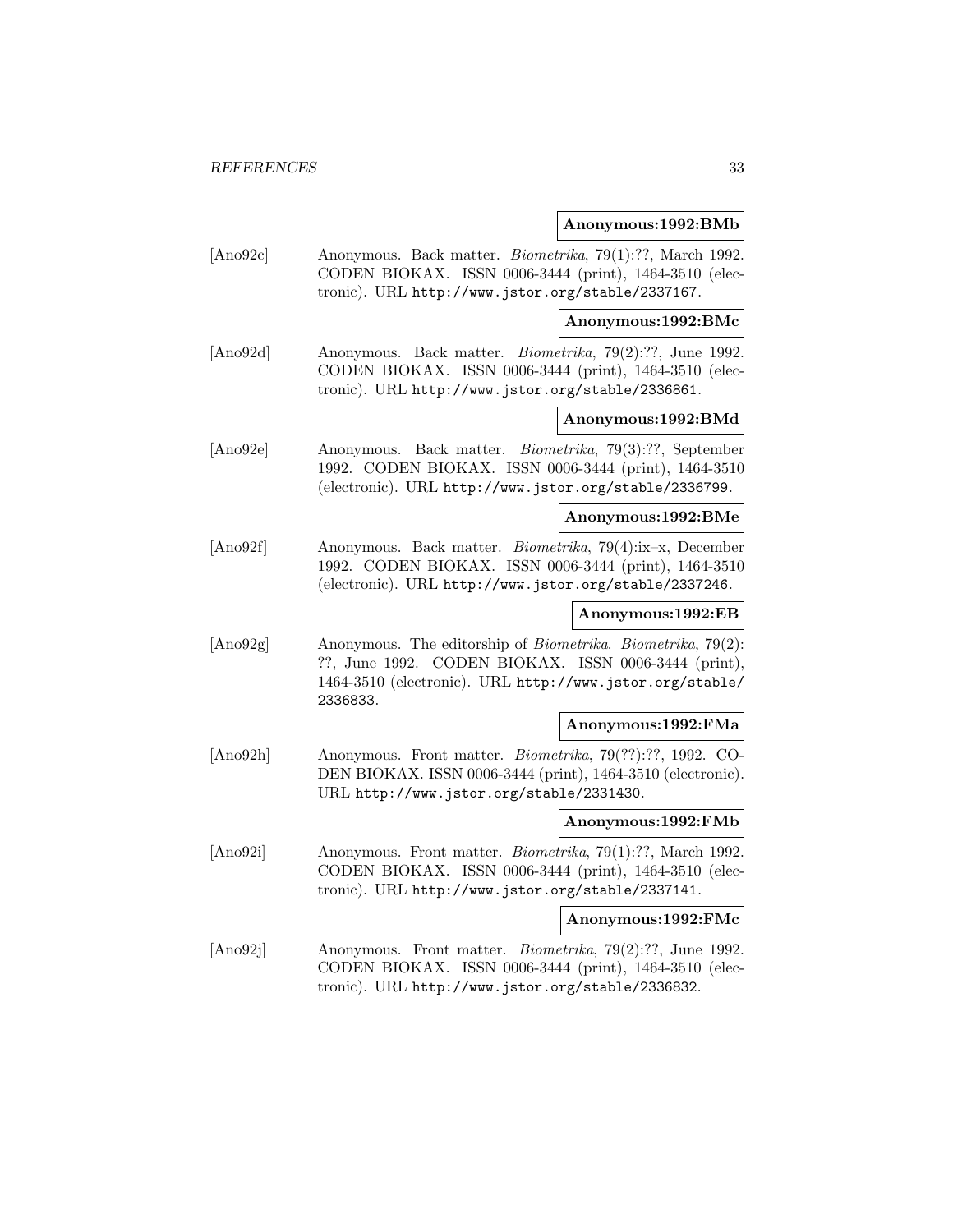**Anonymous:1992:BMb**

[Ano92c] Anonymous. Back matter. *Biometrika*, 79(1):??, March 1992. CODEN BIOKAX. ISSN 0006-3444 (print), 1464-3510 (electronic). URL http://www.jstor.org/stable/2337167.

**Anonymous:1992:BMc**

[Ano92d] Anonymous. Back matter. *Biometrika*, 79(2):??, June 1992. CODEN BIOKAX. ISSN 0006-3444 (print), 1464-3510 (electronic). URL http://www.jstor.org/stable/2336861.

**Anonymous:1992:BMd**

[Ano92e] Anonymous. Back matter. *Biometrika*, 79(3):??, September 1992. CODEN BIOKAX. ISSN 0006-3444 (print), 1464-3510 (electronic). URL http://www.jstor.org/stable/2336799.

**Anonymous:1992:BMe**

[Ano92f] Anonymous. Back matter. *Biometrika*, 79(4):ix–x, December 1992. CODEN BIOKAX. ISSN 0006-3444 (print), 1464-3510 (electronic). URL http://www.jstor.org/stable/2337246.

**Anonymous:1992:EB**

[Ano92g] Anonymous. The editorship of *Biometrika*. *Biometrika*, 79(2):??, June 1992. CODEN BIOKAX. ISSN 0006-3444 (print), 1464-3510 (electronic). URL http://www.jstor.org/stable/2336833.

**Anonymous:1992:FMa**

[Ano92h] Anonymous. Front matter. *Biometrika*, 79(??):??, 1992. CODEN BIOKAX. ISSN 0006-3444 (print), 1464-3510 (electronic). URL http://www.jstor.org/stable/2331430.

**Anonymous:1992:FMb**

[Ano92i] Anonymous. Front matter. *Biometrika*, 79(1):??, March 1992. CODEN BIOKAX. ISSN 0006-3444 (print), 1464-3510 (electronic). URL http://www.jstor.org/stable/2337141.

**Anonymous:1992:FMc**

[Ano92j] Anonymous. Front matter. *Biometrika*, 79(2):??, June 1992. CODEN BIOKAX. ISSN 0006-3444 (print), 1464-3510 (electronic). URL http://www.jstor.org/stable/2336832.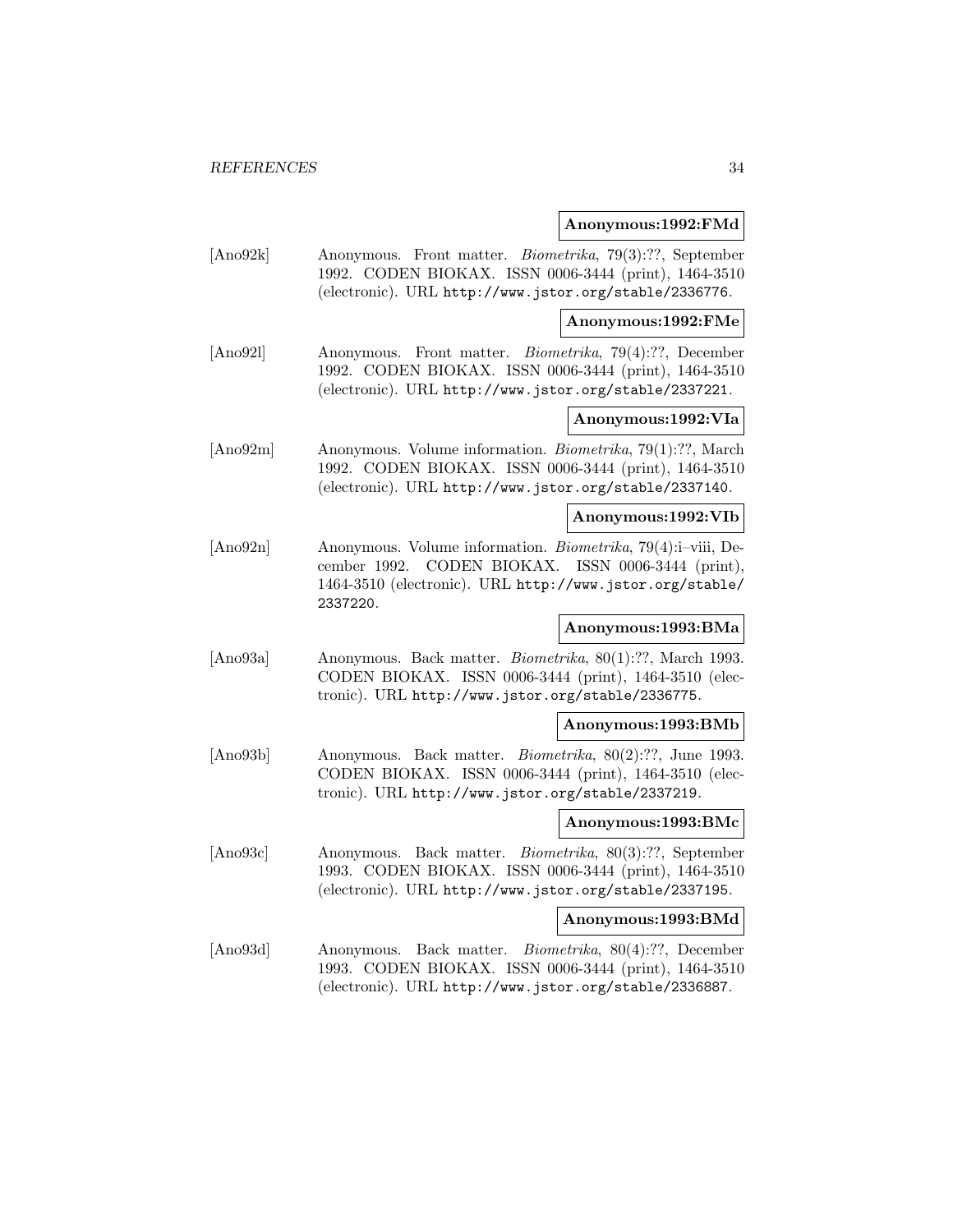**Anonymous:1992:FMd**

[Ano92k] Anonymous. Front matter. *Biometrika*, 79(3):??, September 1992. CODEN BIOKAX. ISSN 0006-3444 (print), 1464-3510 (electronic). URL http://www.jstor.org/stable/2336776.

**Anonymous:1992:FMe**

[Ano92l] Anonymous. Front matter. *Biometrika*, 79(4):??, December 1992. CODEN BIOKAX. ISSN 0006-3444 (print), 1464-3510 (electronic). URL http://www.jstor.org/stable/2337221.

**Anonymous:1992:VIa**

[Ano92m] Anonymous. Volume information. *Biometrika*, 79(1):??, March 1992. CODEN BIOKAX. ISSN 0006-3444 (print), 1464-3510 (electronic). URL http://www.jstor.org/stable/2337140.

**Anonymous:1992:VIb**

[Ano92n] Anonymous. Volume information. *Biometrika*, 79(4):i–viii, December 1992. CODEN BIOKAX. ISSN 0006-3444 (print), 1464-3510 (electronic). URL http://www.jstor.org/stable/2337220.

**Anonymous:1993:BMa**

[Ano93a] Anonymous. Back matter. *Biometrika*, 80(1):??, March 1993. CODEN BIOKAX. ISSN 0006-3444 (print), 1464-3510 (electronic). URL http://www.jstor.org/stable/2336775.

**Anonymous:1993:BMb**

[Ano93b] Anonymous. Back matter. *Biometrika*, 80(2):??, June 1993. CODEN BIOKAX. ISSN 0006-3444 (print), 1464-3510 (electronic). URL http://www.jstor.org/stable/2337219.

**Anonymous:1993:BMc**

[Ano93c] Anonymous. Back matter. *Biometrika*, 80(3):??, September 1993. CODEN BIOKAX. ISSN 0006-3444 (print), 1464-3510 (electronic). URL http://www.jstor.org/stable/2337195.

**Anonymous:1993:BMd**

[Ano93d] Anonymous. Back matter. *Biometrika*, 80(4):??, December 1993. CODEN BIOKAX. ISSN 0006-3444 (print), 1464-3510 (electronic). URL http://www.jstor.org/stable/2336887.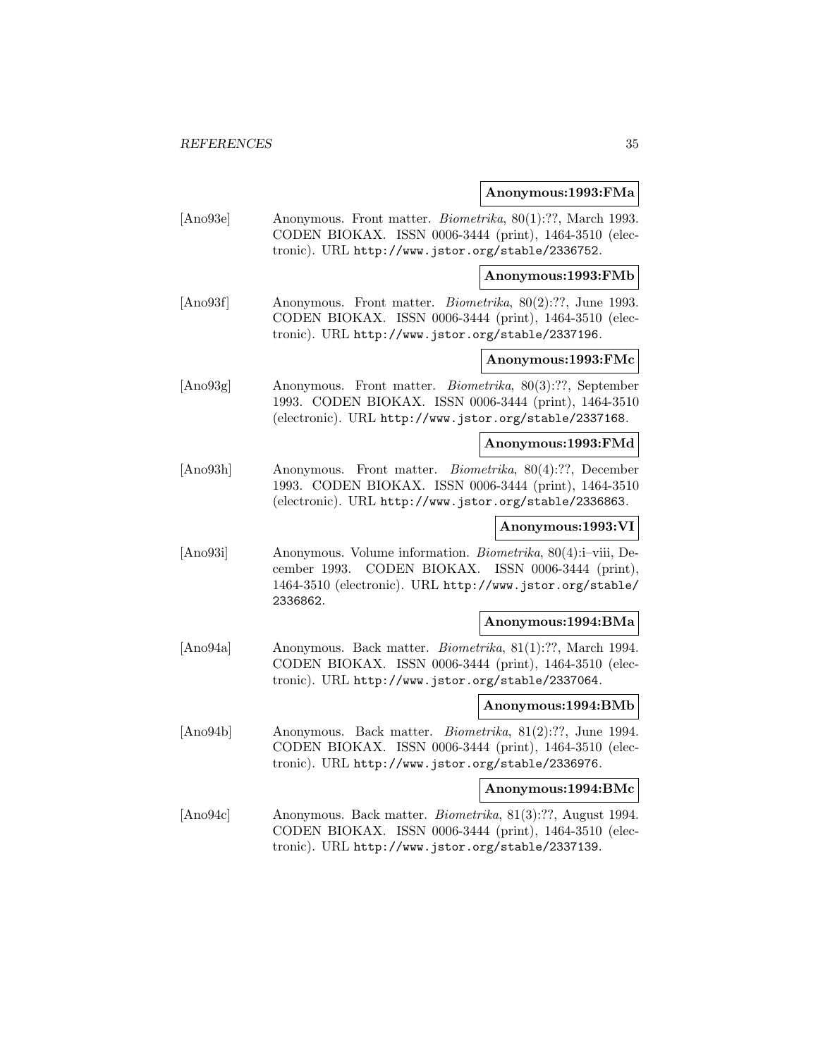**Anonymous:1993:FMa**

[Ano93e] Anonymous. Front matter. *Biometrika*, 80(1):??, March 1993. CODEN BIOKAX. ISSN 0006-3444 (print), 1464-3510 (electronic). URL http://www.jstor.org/stable/2336752.

**Anonymous:1993:FMb**

[Ano93f] Anonymous. Front matter. *Biometrika*, 80(2):??, June 1993. CODEN BIOKAX. ISSN 0006-3444 (print), 1464-3510 (electronic). URL http://www.jstor.org/stable/2337196.

**Anonymous:1993:FMc**

[Ano93g] Anonymous. Front matter. *Biometrika*, 80(3):??, September 1993. CODEN BIOKAX. ISSN 0006-3444 (print), 1464-3510 (electronic). URL http://www.jstor.org/stable/2337168.

**Anonymous:1993:FMd**

[Ano93h] Anonymous. Front matter. *Biometrika*, 80(4):??, December 1993. CODEN BIOKAX. ISSN 0006-3444 (print), 1464-3510 (electronic). URL http://www.jstor.org/stable/2336863.

**Anonymous:1993:VI**

[Ano93i] Anonymous. Volume information. *Biometrika*, 80(4):i–viii, December 1993. CODEN BIOKAX. ISSN 0006-3444 (print), 1464-3510 (electronic). URL http://www.jstor.org/stable/2336862.

**Anonymous:1994:BMa**

[Ano94a] Anonymous. Back matter. *Biometrika*, 81(1):??, March 1994. CODEN BIOKAX. ISSN 0006-3444 (print), 1464-3510 (electronic). URL http://www.jstor.org/stable/2337064.

**Anonymous:1994:BMb**

[Ano94b] Anonymous. Back matter. *Biometrika*, 81(2):??, June 1994. CODEN BIOKAX. ISSN 0006-3444 (print), 1464-3510 (electronic). URL http://www.jstor.org/stable/2336976.

**Anonymous:1994:BMc**

[Ano94c] Anonymous. Back matter. *Biometrika*, 81(3):??, August 1994. CODEN BIOKAX. ISSN 0006-3444 (print), 1464-3510 (electronic). URL http://www.jstor.org/stable/2337139.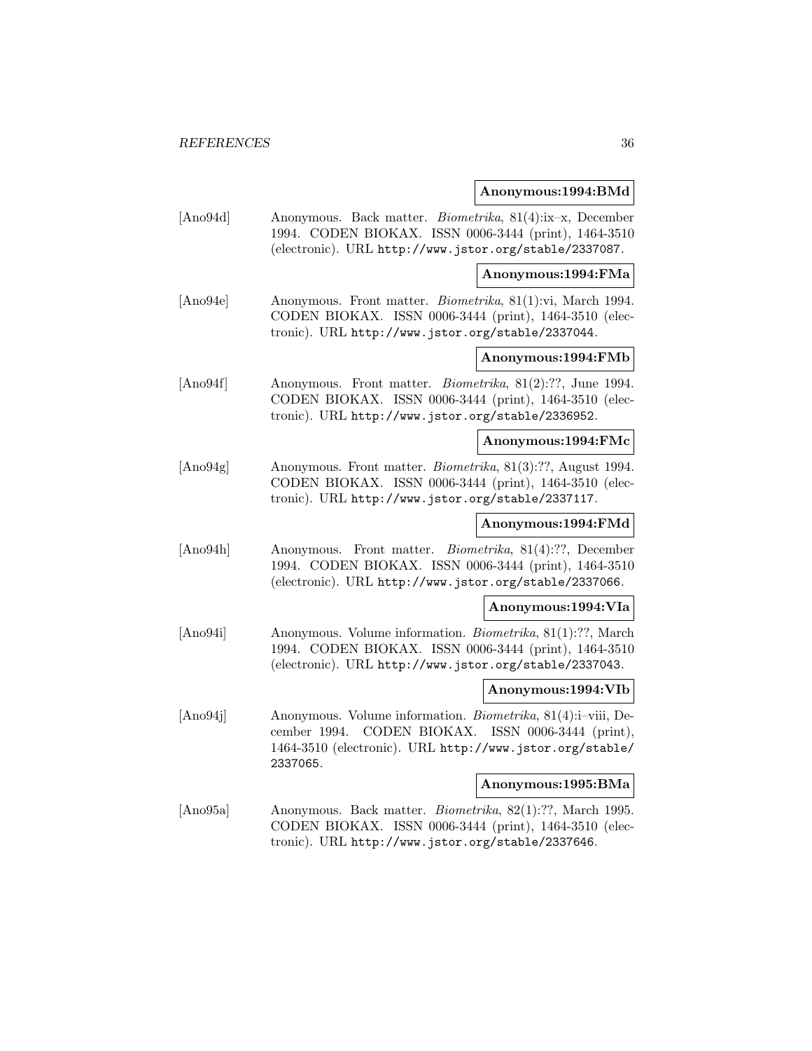**Anonymous:1994:BMd**

[Ano94d] Anonymous. Back matter. *Biometrika*, 81(4):ix–x, December 1994. CODEN BIOKAX. ISSN 0006-3444 (print), 1464-3510 (electronic). URL http://www.jstor.org/stable/2337087.

**Anonymous:1994:FMa**

[Ano94e] Anonymous. Front matter. *Biometrika*, 81(1):vi, March 1994. CODEN BIOKAX. ISSN 0006-3444 (print), 1464-3510 (electronic). URL http://www.jstor.org/stable/2337044.

**Anonymous:1994:FMb**

[Ano94f] Anonymous. Front matter. *Biometrika*, 81(2):??, June 1994. CODEN BIOKAX. ISSN 0006-3444 (print), 1464-3510 (electronic). URL http://www.jstor.org/stable/2336952.

**Anonymous:1994:FMc**

[Ano94g] Anonymous. Front matter. *Biometrika*, 81(3):??, August 1994. CODEN BIOKAX. ISSN 0006-3444 (print), 1464-3510 (electronic). URL http://www.jstor.org/stable/2337117.

**Anonymous:1994:FMd**

[Ano94h] Anonymous. Front matter. *Biometrika*, 81(4):??, December 1994. CODEN BIOKAX. ISSN 0006-3444 (print), 1464-3510 (electronic). URL http://www.jstor.org/stable/2337066.

**Anonymous:1994:VIa**

[Ano94i] Anonymous. Volume information. *Biometrika*, 81(1):??, March 1994. CODEN BIOKAX. ISSN 0006-3444 (print), 1464-3510 (electronic). URL http://www.jstor.org/stable/2337043.

**Anonymous:1994:VIb**

[Ano94j] Anonymous. Volume information. *Biometrika*, 81(4):i–viii, December 1994. CODEN BIOKAX. ISSN 0006-3444 (print), 1464-3510 (electronic). URL http://www.jstor.org/stable/2337065.

**Anonymous:1995:BMa**

[Ano95a] Anonymous. Back matter. *Biometrika*, 82(1):??, March 1995. CODEN BIOKAX. ISSN 0006-3444 (print), 1464-3510 (electronic). URL http://www.jstor.org/stable/2337646.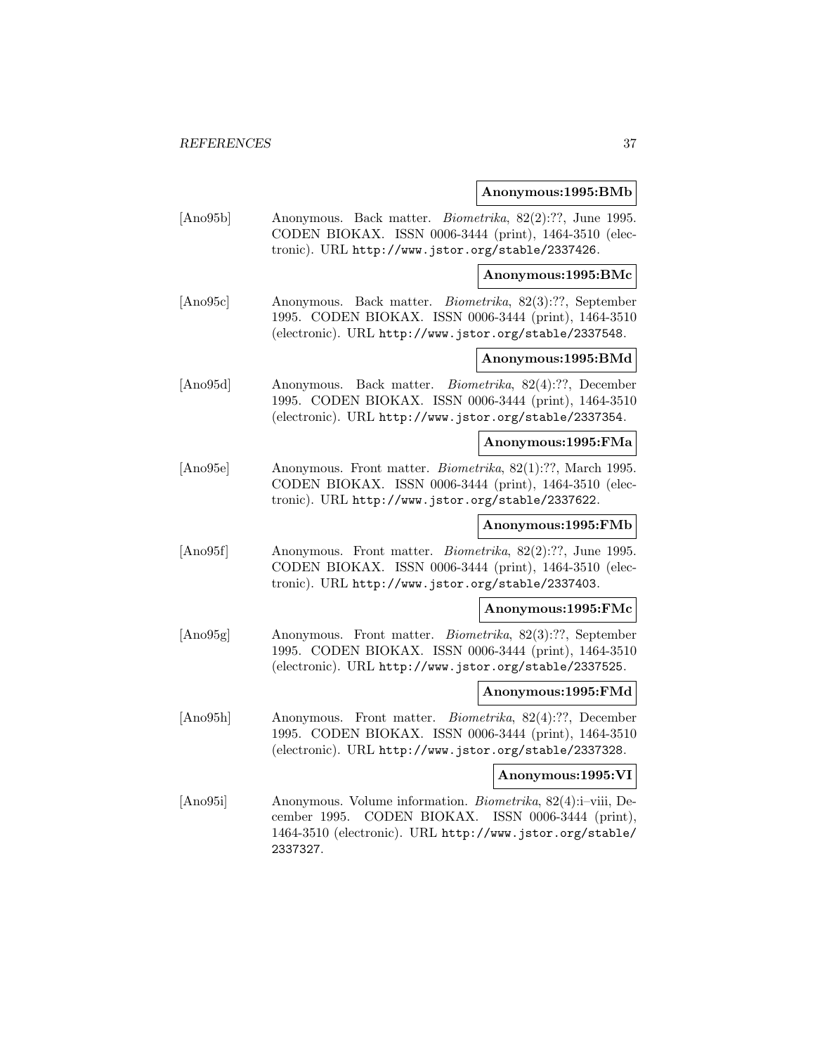**Anonymous:1995:BMb**

[Ano95b] Anonymous. Back matter. *Biometrika*, 82(2):??, June 1995. CODEN BIOKAX. ISSN 0006-3444 (print), 1464-3510 (electronic). URL http://www.jstor.org/stable/2337426.

**Anonymous:1995:BMc**

[Ano95c] Anonymous. Back matter. *Biometrika*, 82(3):??, September 1995. CODEN BIOKAX. ISSN 0006-3444 (print), 1464-3510 (electronic). URL http://www.jstor.org/stable/2337548.

**Anonymous:1995:BMd**

[Ano95d] Anonymous. Back matter. *Biometrika*, 82(4):??, December 1995. CODEN BIOKAX. ISSN 0006-3444 (print), 1464-3510 (electronic). URL http://www.jstor.org/stable/2337354.

**Anonymous:1995:FMa**

[Ano95e] Anonymous. Front matter. *Biometrika*, 82(1):??, March 1995. CODEN BIOKAX. ISSN 0006-3444 (print), 1464-3510 (electronic). URL http://www.jstor.org/stable/2337622.

**Anonymous:1995:FMb**

[Ano95f] Anonymous. Front matter. *Biometrika*, 82(2):??, June 1995. CODEN BIOKAX. ISSN 0006-3444 (print), 1464-3510 (electronic). URL http://www.jstor.org/stable/2337403.

**Anonymous:1995:FMc**

[Ano95g] Anonymous. Front matter. *Biometrika*, 82(3):??, September 1995. CODEN BIOKAX. ISSN 0006-3444 (print), 1464-3510 (electronic). URL http://www.jstor.org/stable/2337525.

**Anonymous:1995:FMd**

[Ano95h] Anonymous. Front matter. *Biometrika*, 82(4):??, December 1995. CODEN BIOKAX. ISSN 0006-3444 (print), 1464-3510 (electronic). URL http://www.jstor.org/stable/2337328.

**Anonymous:1995:VI**

[Ano95i] Anonymous. Volume information. *Biometrika*, 82(4):i–viii, December 1995. CODEN BIOKAX. ISSN 0006-3444 (print), 1464-3510 (electronic). URL http://www.jstor.org/stable/2337327.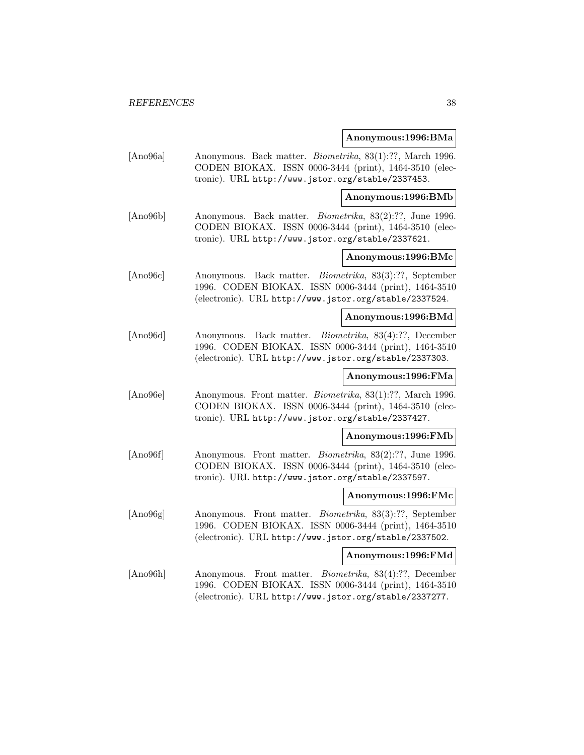**Anonymous:1996:BMa**

[Ano96a] Anonymous. Back matter. *Biometrika*, 83(1):??, March 1996. CODEN BIOKAX. ISSN 0006-3444 (print), 1464-3510 (electronic). URL http://www.jstor.org/stable/2337453.

**Anonymous:1996:BMb**

[Ano96b] Anonymous. Back matter. *Biometrika*, 83(2):??, June 1996. CODEN BIOKAX. ISSN 0006-3444 (print), 1464-3510 (electronic). URL http://www.jstor.org/stable/2337621.

**Anonymous:1996:BMc**

[Ano96c] Anonymous. Back matter. *Biometrika*, 83(3):??, September 1996. CODEN BIOKAX. ISSN 0006-3444 (print), 1464-3510 (electronic). URL http://www.jstor.org/stable/2337524.

**Anonymous:1996:BMd**

[Ano96d] Anonymous. Back matter. *Biometrika*, 83(4):??, December 1996. CODEN BIOKAX. ISSN 0006-3444 (print), 1464-3510 (electronic). URL http://www.jstor.org/stable/2337303.

**Anonymous:1996:FMa**

[Ano96e] Anonymous. Front matter. *Biometrika*, 83(1):??, March 1996. CODEN BIOKAX. ISSN 0006-3444 (print), 1464-3510 (electronic). URL http://www.jstor.org/stable/2337427.

**Anonymous:1996:FMb**

[Ano96f] Anonymous. Front matter. *Biometrika*, 83(2):??, June 1996. CODEN BIOKAX. ISSN 0006-3444 (print), 1464-3510 (electronic). URL http://www.jstor.org/stable/2337597.

**Anonymous:1996:FMc**

[Ano96g] Anonymous. Front matter. *Biometrika*, 83(3):??, September 1996. CODEN BIOKAX. ISSN 0006-3444 (print), 1464-3510 (electronic). URL http://www.jstor.org/stable/2337502.

**Anonymous:1996:FMd**

[Ano96h] Anonymous. Front matter. *Biometrika*, 83(4):??, December 1996. CODEN BIOKAX. ISSN 0006-3444 (print), 1464-3510 (electronic). URL http://www.jstor.org/stable/2337277.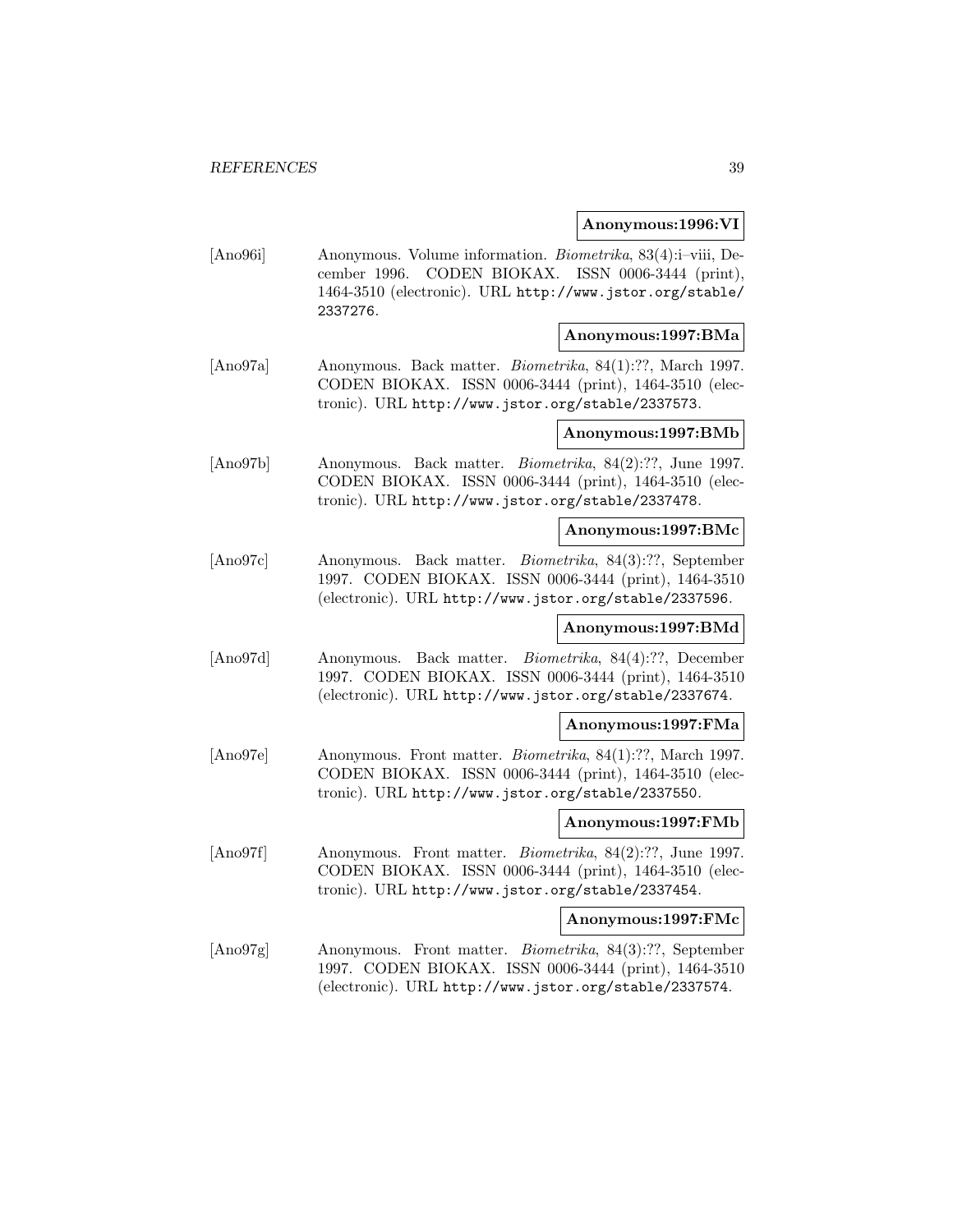**Anonymous:1996:VI**

[Ano96i] Anonymous. Volume information. *Biometrika*, 83(4):i–viii, December 1996. CODEN BIOKAX. ISSN 0006-3444 (print), 1464-3510 (electronic). URL http://www.jstor.org/stable/2337276.

**Anonymous:1997:BMa**

[Ano97a] Anonymous. Back matter. *Biometrika*, 84(1):??, March 1997. CODEN BIOKAX. ISSN 0006-3444 (print), 1464-3510 (electronic). URL http://www.jstor.org/stable/2337573.

**Anonymous:1997:BMb**

[Ano97b] Anonymous. Back matter. *Biometrika*, 84(2):??, June 1997. CODEN BIOKAX. ISSN 0006-3444 (print), 1464-3510 (electronic). URL http://www.jstor.org/stable/2337478.

**Anonymous:1997:BMc**

[Ano97c] Anonymous. Back matter. *Biometrika*, 84(3):??, September 1997. CODEN BIOKAX. ISSN 0006-3444 (print), 1464-3510 (electronic). URL http://www.jstor.org/stable/2337596.

**Anonymous:1997:BMd**

[Ano97d] Anonymous. Back matter. *Biometrika*, 84(4):??, December 1997. CODEN BIOKAX. ISSN 0006-3444 (print), 1464-3510 (electronic). URL http://www.jstor.org/stable/2337674.

**Anonymous:1997:FMa**

[Ano97e] Anonymous. Front matter. *Biometrika*, 84(1):??, March 1997. CODEN BIOKAX. ISSN 0006-3444 (print), 1464-3510 (electronic). URL http://www.jstor.org/stable/2337550.

**Anonymous:1997:FMb**

[Ano97f] Anonymous. Front matter. *Biometrika*, 84(2):??, June 1997. CODEN BIOKAX. ISSN 0006-3444 (print), 1464-3510 (electronic). URL http://www.jstor.org/stable/2337454.

**Anonymous:1997:FMc**

[Ano97g] Anonymous. Front matter. *Biometrika*, 84(3):??, September 1997. CODEN BIOKAX. ISSN 0006-3444 (print), 1464-3510 (electronic). URL http://www.jstor.org/stable/2337574.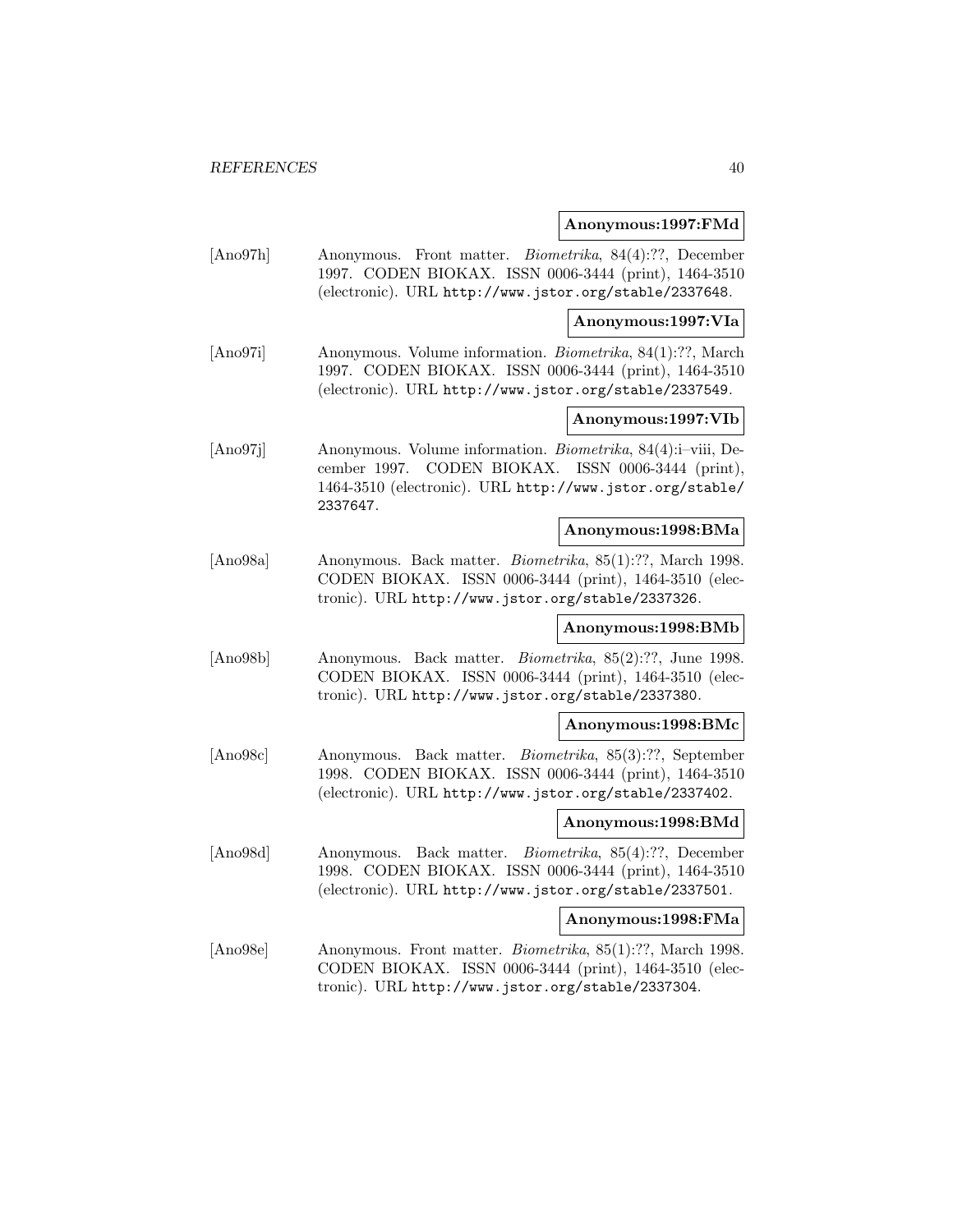**Anonymous:1997:FMd**

[Ano97h] Anonymous. Front matter. *Biometrika*, 84(4):??, December 1997. CODEN BIOKAX. ISSN 0006-3444 (print), 1464-3510 (electronic). URL http://www.jstor.org/stable/2337648.

**Anonymous:1997:VIa**

[Ano97i] Anonymous. Volume information. *Biometrika*, 84(1):??, March 1997. CODEN BIOKAX. ISSN 0006-3444 (print), 1464-3510 (electronic). URL http://www.jstor.org/stable/2337549.

**Anonymous:1997:VIb**

[Ano97j] Anonymous. Volume information. *Biometrika*, 84(4):i–viii, December 1997. CODEN BIOKAX. ISSN 0006-3444 (print), 1464-3510 (electronic). URL http://www.jstor.org/stable/2337647.

**Anonymous:1998:BMa**

[Ano98a] Anonymous. Back matter. *Biometrika*, 85(1):??, March 1998. CODEN BIOKAX. ISSN 0006-3444 (print), 1464-3510 (electronic). URL http://www.jstor.org/stable/2337326.

**Anonymous:1998:BMb**

[Ano98b] Anonymous. Back matter. *Biometrika*, 85(2):??, June 1998. CODEN BIOKAX. ISSN 0006-3444 (print), 1464-3510 (electronic). URL http://www.jstor.org/stable/2337380.

**Anonymous:1998:BMc**

[Ano98c] Anonymous. Back matter. *Biometrika*, 85(3):??, September 1998. CODEN BIOKAX. ISSN 0006-3444 (print), 1464-3510 (electronic). URL http://www.jstor.org/stable/2337402.

**Anonymous:1998:BMd**

[Ano98d] Anonymous. Back matter. *Biometrika*, 85(4):??, December 1998. CODEN BIOKAX. ISSN 0006-3444 (print), 1464-3510 (electronic). URL http://www.jstor.org/stable/2337501.

**Anonymous:1998:FMa**

[Ano98e] Anonymous. Front matter. *Biometrika*, 85(1):??, March 1998. CODEN BIOKAX. ISSN 0006-3444 (print), 1464-3510 (electronic). URL http://www.jstor.org/stable/2337304.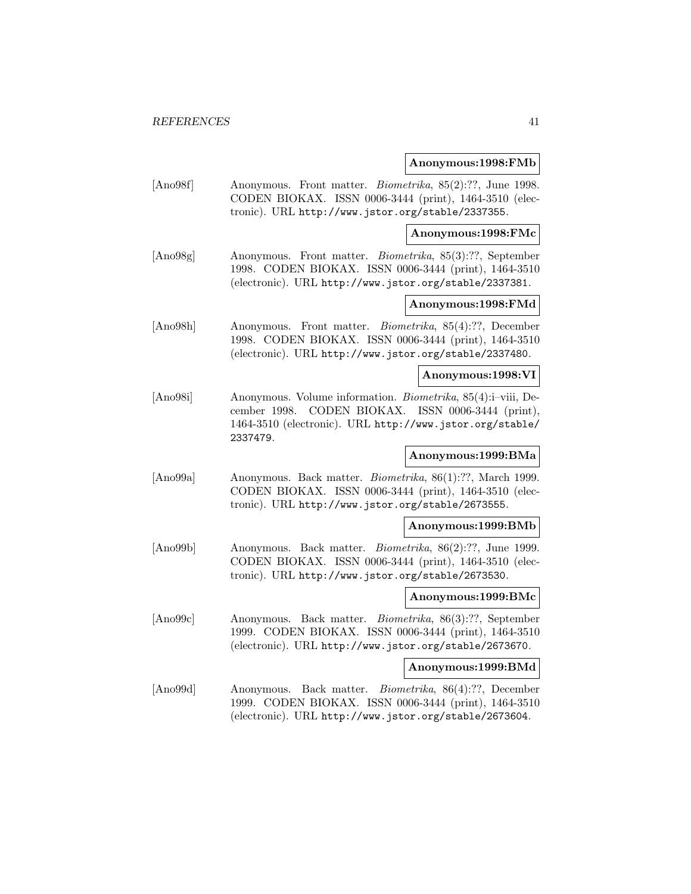**Anonymous:1998:FMb**

[Ano98f] Anonymous. Front matter. *Biometrika*, 85(2):??, June 1998. CODEN BIOKAX. ISSN 0006-3444 (print), 1464-3510 (electronic). URL http://www.jstor.org/stable/2337355.

**Anonymous:1998:FMc**

[Ano98g] Anonymous. Front matter. *Biometrika*, 85(3):??, September 1998. CODEN BIOKAX. ISSN 0006-3444 (print), 1464-3510 (electronic). URL http://www.jstor.org/stable/2337381.

**Anonymous:1998:FMd**

[Ano98h] Anonymous. Front matter. *Biometrika*, 85(4):??, December 1998. CODEN BIOKAX. ISSN 0006-3444 (print), 1464-3510 (electronic). URL http://www.jstor.org/stable/2337480.

**Anonymous:1998:VI**

[Ano98i] Anonymous. Volume information. *Biometrika*, 85(4):i–viii, December 1998. CODEN BIOKAX. ISSN 0006-3444 (print), 1464-3510 (electronic). URL http://www.jstor.org/stable/2337479.

**Anonymous:1999:BMa**

[Ano99a] Anonymous. Back matter. *Biometrika*, 86(1):??, March 1999. CODEN BIOKAX. ISSN 0006-3444 (print), 1464-3510 (electronic). URL http://www.jstor.org/stable/2673555.

**Anonymous:1999:BMb**

[Ano99b] Anonymous. Back matter. *Biometrika*, 86(2):??, June 1999. CODEN BIOKAX. ISSN 0006-3444 (print), 1464-3510 (electronic). URL http://www.jstor.org/stable/2673530.

**Anonymous:1999:BMc**

[Ano99c] Anonymous. Back matter. *Biometrika*, 86(3):??, September 1999. CODEN BIOKAX. ISSN 0006-3444 (print), 1464-3510 (electronic). URL http://www.jstor.org/stable/2673670.

**Anonymous:1999:BMd**

[Ano99d] Anonymous. Back matter. *Biometrika*, 86(4):??, December 1999. CODEN BIOKAX. ISSN 0006-3444 (print), 1464-3510 (electronic). URL http://www.jstor.org/stable/2673604.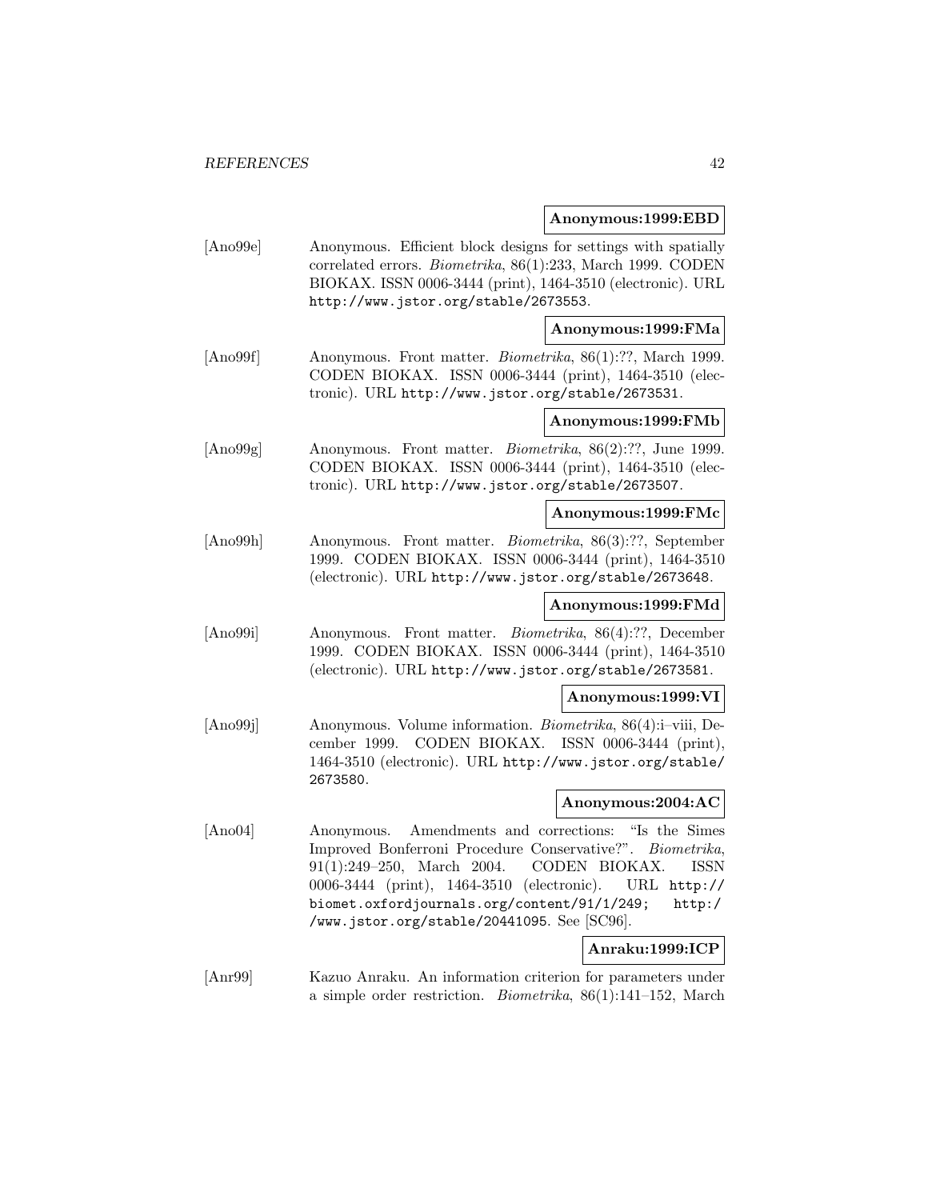**Anonymous:1999:EBD**

[Ano99e] Anonymous. Efficient block designs for settings with spatially correlated errors. *Biometrika*, 86(1):233, March 1999. CODEN BIOKAX. ISSN 0006-3444 (print), 1464-3510 (electronic). URL http://www.jstor.org/stable/2673553.

**Anonymous:1999:FMa**

[Ano99f] Anonymous. Front matter. *Biometrika*, 86(1):??, March 1999. CODEN BIOKAX. ISSN 0006-3444 (print), 1464-3510 (electronic). URL http://www.jstor.org/stable/2673531.

**Anonymous:1999:FMb**

[Ano99g] Anonymous. Front matter. *Biometrika*, 86(2):??, June 1999. CODEN BIOKAX. ISSN 0006-3444 (print), 1464-3510 (electronic). URL http://www.jstor.org/stable/2673507.

**Anonymous:1999:FMc**

[Ano99h] Anonymous. Front matter. *Biometrika*, 86(3):??, September 1999. CODEN BIOKAX. ISSN 0006-3444 (print), 1464-3510 (electronic). URL http://www.jstor.org/stable/2673648.

**Anonymous:1999:FMd**

[Ano99i] Anonymous. Front matter. *Biometrika*, 86(4):??, December 1999. CODEN BIOKAX. ISSN 0006-3444 (print), 1464-3510 (electronic). URL http://www.jstor.org/stable/2673581.

**Anonymous:1999:VI**

[Ano99j] Anonymous. Volume information. *Biometrika*, 86(4):i–viii, December 1999. CODEN BIOKAX. ISSN 0006-3444 (print), 1464-3510 (electronic). URL http://www.jstor.org/stable/2673580.

**Anonymous:2004:AC**

[Ano04] Anonymous. Amendments and corrections: "Is the Simes Improved Bonferroni Procedure Conservative?". *Biometrika*, 91(1):249–250, March 2004. CODEN BIOKAX. ISSN 0006-3444 (print), 1464-3510 (electronic). URL http://biomet.oxfordjournals.org/content/91/1/249; http://www.jstor.org/stable/20441095. See [SC96].

**Anraku:1999:ICP**

[Anr99] Kazuo Anraku. An information criterion for parameters under a simple order restriction. *Biometrika*, 86(1):141–152, March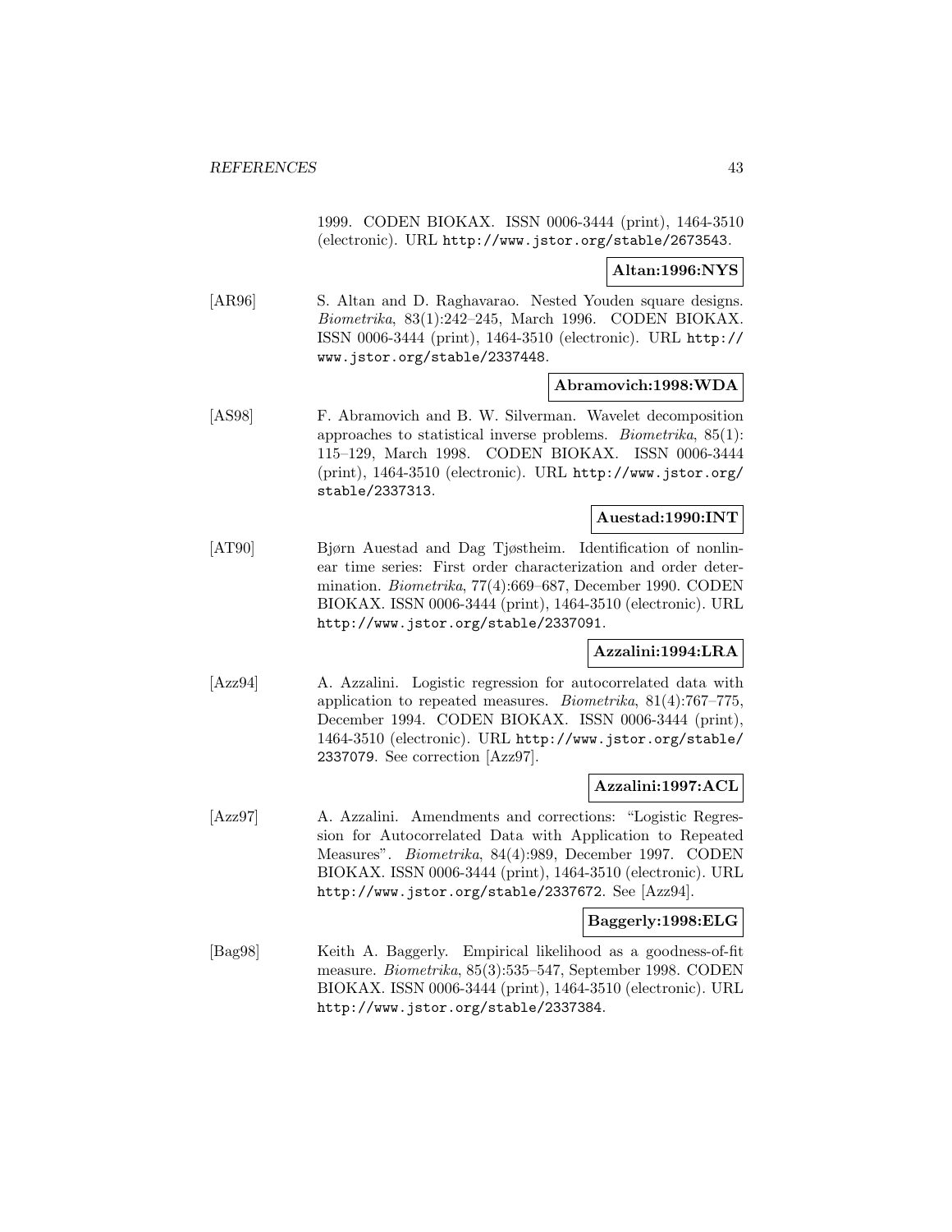1999. CODEN BIOKAX. ISSN 0006-3444 (print), 1464-3510 (electronic). URL http://www.jstor.org/stable/2673543.

**Altan:1996:NYS**

[AR96] S. Altan and D. Raghavarao. Nested Youden square designs. *Biometrika*, 83(1):242–245, March 1996. CODEN BIOKAX. ISSN 0006-3444 (print), 1464-3510 (electronic). URL http://www.jstor.org/stable/2337448.

**Abramovich:1998:WDA**

[AS98] F. Abramovich and B. W. Silverman. Wavelet decomposition approaches to statistical inverse problems. *Biometrika*, 85(1): 115–129, March 1998. CODEN BIOKAX. ISSN 0006-3444 (print), 1464-3510 (electronic). URL http://www.jstor.org/stable/2337313.

**Auestad:1990:INT**

[AT90] Bjørn Auestad and Dag Tjøstheim. Identification of nonlinear time series: First order characterization and order determination. *Biometrika*, 77(4):669–687, December 1990. CODEN BIOKAX. ISSN 0006-3444 (print), 1464-3510 (electronic). URL http://www.jstor.org/stable/2337091.

**Azzalini:1994:LRA**

[Azz94] A. Azzalini. Logistic regression for autocorrelated data with application to repeated measures. *Biometrika*, 81(4):767–775, December 1994. CODEN BIOKAX. ISSN 0006-3444 (print), 1464-3510 (electronic). URL http://www.jstor.org/stable/2337079. See correction [Azz97].

**Azzalini:1997:ACL**

[Azz97] A. Azzalini. Amendments and corrections: "Logistic Regression for Autocorrelated Data with Application to Repeated Measures". *Biometrika*, 84(4):989, December 1997. CODEN BIOKAX. ISSN 0006-3444 (print), 1464-3510 (electronic). URL http://www.jstor.org/stable/2337672. See [Azz94].

**Baggerly:1998:ELG**

[Bag98] Keith A. Baggerly. Empirical likelihood as a goodness-of-fit measure. *Biometrika*, 85(3):535–547, September 1998. CODEN BIOKAX. ISSN 0006-3444 (print), 1464-3510 (electronic). URL http://www.jstor.org/stable/2337384.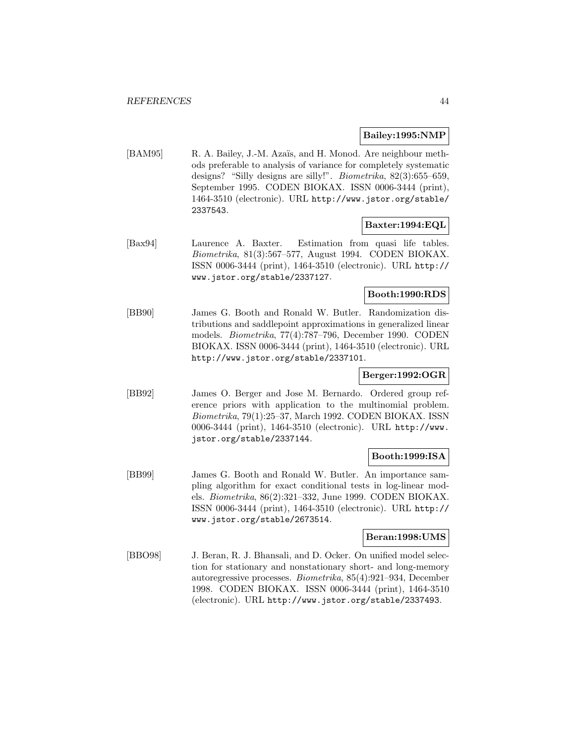**Bailey:1995:NMP**

[BAM95] R. A. Bailey, J.-M. Azaïs, and H. Monod. Are neighbour methods preferable to analysis of variance for completely systematic designs? "Silly designs are silly!". *Biometrika*, 82(3):655–659, September 1995. CODEN BIOKAX. ISSN 0006-3444 (print), 1464-3510 (electronic). URL http://www.jstor.org/stable/2337543.

**Baxter:1994:EQL**

[Bax94] Laurence A. Baxter. Estimation from quasi life tables. *Biometrika*, 81(3):567–577, August 1994. CODEN BIOKAX. ISSN 0006-3444 (print), 1464-3510 (electronic). URL http://www.jstor.org/stable/2337127.

**Booth:1990:RDS**

[BB90] James G. Booth and Ronald W. Butler. Randomization distributions and saddlepoint approximations in generalized linear models. *Biometrika*, 77(4):787–796, December 1990. CODEN BIOKAX. ISSN 0006-3444 (print), 1464-3510 (electronic). URL http://www.jstor.org/stable/2337101.

**Berger:1992:OGR**

[BB92] James O. Berger and Jose M. Bernardo. Ordered group reference priors with application to the multinomial problem. *Biometrika*, 79(1):25–37, March 1992. CODEN BIOKAX. ISSN 0006-3444 (print), 1464-3510 (electronic). URL http://www.jstor.org/stable/2337144.

**Booth:1999:ISA**

[BB99] James G. Booth and Ronald W. Butler. An importance sampling algorithm for exact conditional tests in log-linear models. *Biometrika*, 86(2):321–332, June 1999. CODEN BIOKAX. ISSN 0006-3444 (print), 1464-3510 (electronic). URL http://www.jstor.org/stable/2673514.

**Beran:1998:UMS**

[BBO98] J. Beran, R. J. Bhansali, and D. Ocker. On unified model selection for stationary and nonstationary short- and long-memory autoregressive processes. *Biometrika*, 85(4):921–934, December 1998. CODEN BIOKAX. ISSN 0006-3444 (print), 1464-3510 (electronic). URL http://www.jstor.org/stable/2337493.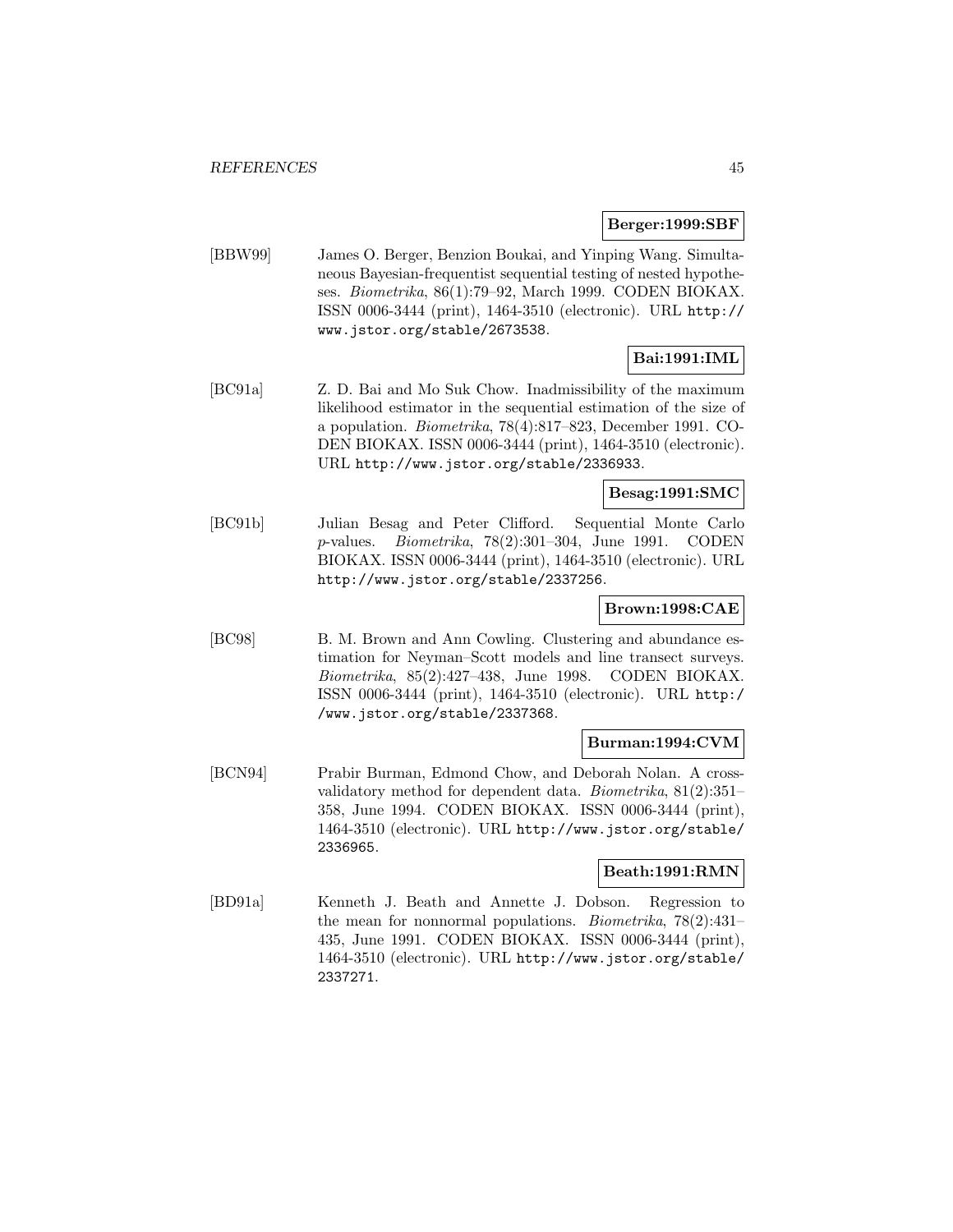**Berger:1999:SBF**

[BBW99] James O. Berger, Benzion Boukai, and Yinping Wang. Simultaneous Bayesian-frequentist sequential testing of nested hypotheses. *Biometrika*, 86(1):79–92, March 1999. CODEN BIOKAX. ISSN 0006-3444 (print), 1464-3510 (electronic). URL http://www.jstor.org/stable/2673538.

**Bai:1991:IML**

[BC91a] Z. D. Bai and Mo Suk Chow. Inadmissibility of the maximum likelihood estimator in the sequential estimation of the size of a population. *Biometrika*, 78(4):817–823, December 1991. CODEN BIOKAX. ISSN 0006-3444 (print), 1464-3510 (electronic). URL http://www.jstor.org/stable/2336933.

**Besag:1991:SMC**

[BC91b] Julian Besag and Peter Clifford. Sequential Monte Carlo $p$-values. *Biometrika*, 78(2):301–304, June 1991. CODEN BIOKAX. ISSN 0006-3444 (print), 1464-3510 (electronic). URL http://www.jstor.org/stable/2337256.

**Brown:1998:CAE**

[BC98] B. M. Brown and Ann Cowling. Clustering and abundance estimation for Neyman–Scott models and line transect surveys. *Biometrika*, 85(2):427–438, June 1998. CODEN BIOKAX. ISSN 0006-3444 (print), 1464-3510 (electronic). URL http://www.jstor.org/stable/2337368.

**Burman:1994:CVM**

[BCN94] Prabir Burman, Edmond Chow, and Deborah Nolan. A cross-validatory method for dependent data. *Biometrika*, 81(2):351–358, June 1994. CODEN BIOKAX. ISSN 0006-3444 (print), 1464-3510 (electronic). URL http://www.jstor.org/stable/2336965.

**Beath:1991:RMN**

[BD91a] Kenneth J. Beath and Annette J. Dobson. Regression to the mean for nonnormal populations. *Biometrika*, 78(2):431–435, June 1991. CODEN BIOKAX. ISSN 0006-3444 (print), 1464-3510 (electronic). URL http://www.jstor.org/stable/2337271.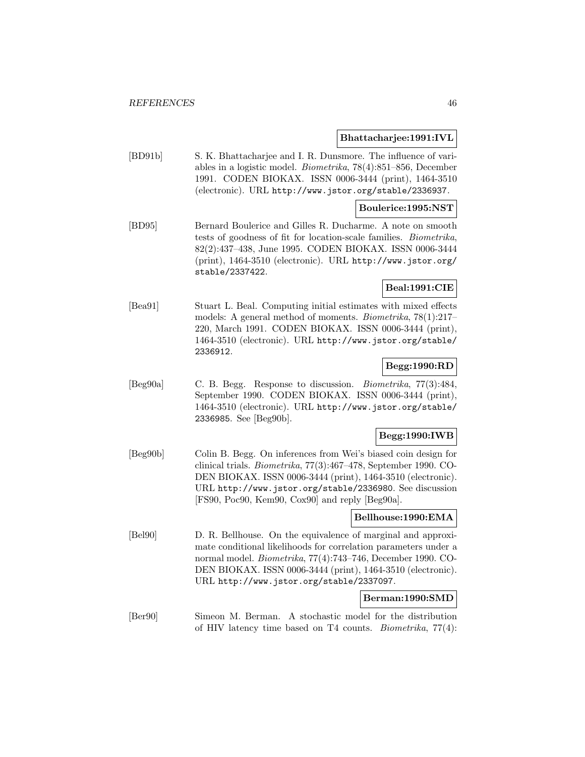**Bhattacharjee:1991:IVL**

[BD91b] S. K. Bhattacharjee and I. R. Dunsmore. The influence of variables in a logistic model. *Biometrika*, 78(4):851–856, December 1991. CODEN BIOKAX. ISSN 0006-3444 (print), 1464-3510 (electronic). URL http://www.jstor.org/stable/2336937.

**Boulerice:1995:NST**

[BD95] Bernard Boulerice and Gilles R. Ducharme. A note on smooth tests of goodness of fit for location-scale families. *Biometrika*, 82(2):437–438, June 1995. CODEN BIOKAX. ISSN 0006-3444 (print), 1464-3510 (electronic). URL http://www.jstor.org/stable/2337422.

**Beal:1991:CIE**

[Bea91] Stuart L. Beal. Computing initial estimates with mixed effects models: A general method of moments. *Biometrika*, 78(1):217–220, March 1991. CODEN BIOKAX. ISSN 0006-3444 (print), 1464-3510 (electronic). URL http://www.jstor.org/stable/2336912.

**Begg:1990:RD**

[Beg90a] C. B. Begg. Response to discussion. *Biometrika*, 77(3):484, September 1990. CODEN BIOKAX. ISSN 0006-3444 (print), 1464-3510 (electronic). URL http://www.jstor.org/stable/2336985. See [Beg90b].

**Begg:1990:IWB**

[Beg90b] Colin B. Begg. On inferences from Wei's biased coin design for clinical trials. *Biometrika*, 77(3):467–478, September 1990. CODEN BIOKAX. ISSN 0006-3444 (print), 1464-3510 (electronic). URL http://www.jstor.org/stable/2336980. See discussion [FS90, Poc90, Kem90, Cox90] and reply [Beg90a].

**Bellhouse:1990:EMA**

[Bel90] D. R. Bellhouse. On the equivalence of marginal and approximate conditional likelihoods for correlation parameters under a normal model. *Biometrika*, 77(4):743–746, December 1990. CODEN BIOKAX. ISSN 0006-3444 (print), 1464-3510 (electronic). URL http://www.jstor.org/stable/2337097.

**Berman:1990:SMD**

[Ber90] Simeon M. Berman. A stochastic model for the distribution of HIV latency time based on T4 counts. *Biometrika*, 77(4):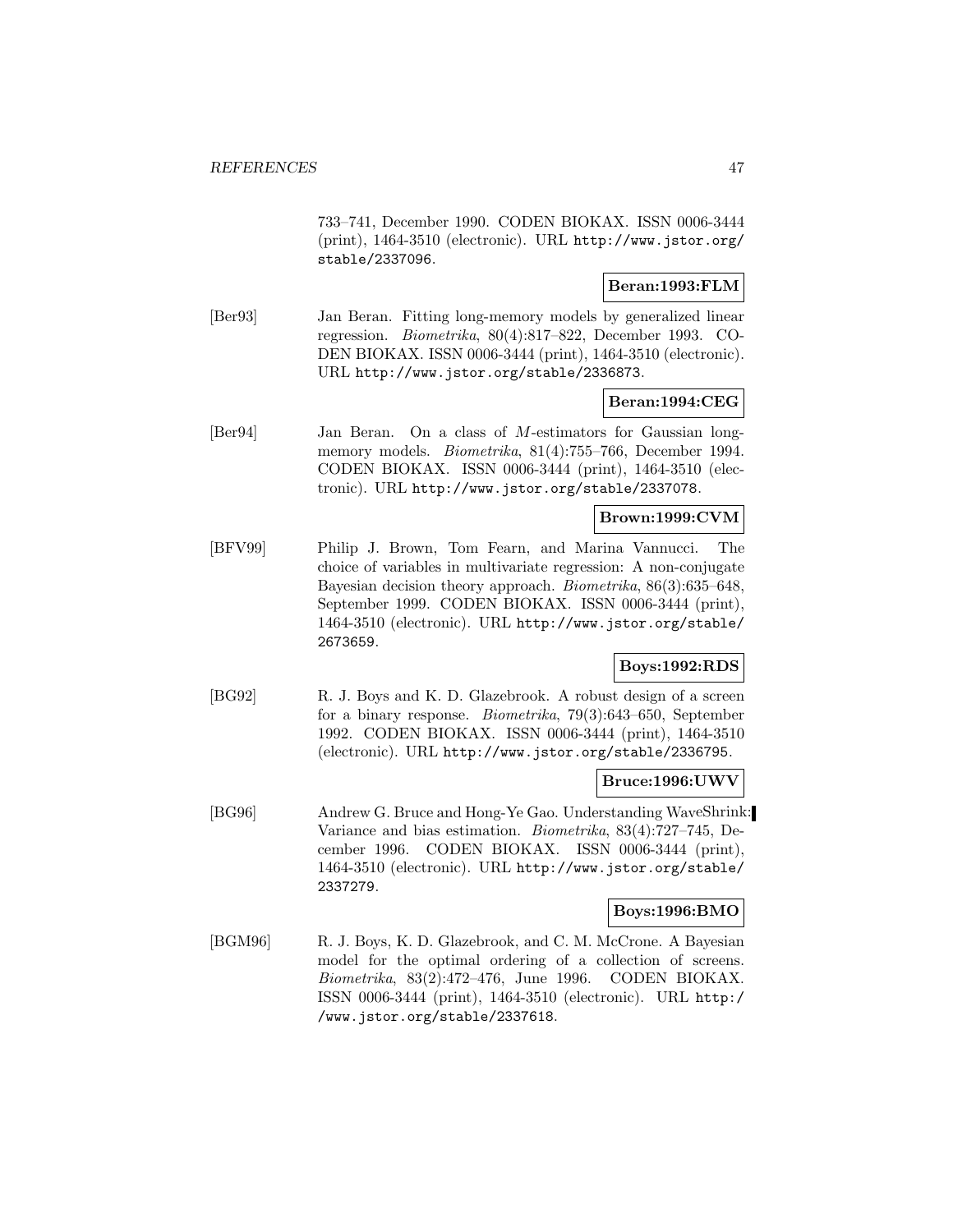733–741, December 1990. CODEN BIOKAX. ISSN 0006-3444 (print), 1464-3510 (electronic). URL http://www.jstor.org/stable/2337096.

**Beran:1993:FLM**

[Ber93] Jan Beran. Fitting long-memory models by generalized linear regression. *Biometrika*, 80(4):817–822, December 1993. CODEN BIOKAX. ISSN 0006-3444 (print), 1464-3510 (electronic). URL http://www.jstor.org/stable/2336873.

**Beran:1994:CEG**

[Ber94] Jan Beran. On a class of *M*-estimators for Gaussian long-memory models. *Biometrika*, 81(4):755–766, December 1994. CODEN BIOKAX. ISSN 0006-3444 (print), 1464-3510 (electronic). URL http://www.jstor.org/stable/2337078.

**Brown:1999:CVM**

[BFV99] Philip J. Brown, Tom Fearn, and Marina Vannucci. The choice of variables in multivariate regression: A non-conjugate Bayesian decision theory approach. *Biometrika*, 86(3):635–648, September 1999. CODEN BIOKAX. ISSN 0006-3444 (print), 1464-3510 (electronic). URL http://www.jstor.org/stable/2673659.

**Boys:1992:RDS**

[BG92] R. J. Boys and K. D. Glazebrook. A robust design of a screen for a binary response. *Biometrika*, 79(3):643–650, September 1992. CODEN BIOKAX. ISSN 0006-3444 (print), 1464-3510 (electronic). URL http://www.jstor.org/stable/2336795.

**Bruce:1996:UWV**

[BG96] Andrew G. Bruce and Hong-Ye Gao. Understanding WaveShrink: Variance and bias estimation. *Biometrika*, 83(4):727–745, December 1996. CODEN BIOKAX. ISSN 0006-3444 (print), 1464-3510 (electronic). URL http://www.jstor.org/stable/2337279.

**Boys:1996:BMO**

[BGM96] R. J. Boys, K. D. Glazebrook, and C. M. McCrone. A Bayesian model for the optimal ordering of a collection of screens. *Biometrika*, 83(2):472–476, June 1996. CODEN BIOKAX. ISSN 0006-3444 (print), 1464-3510 (electronic). URL http://www.jstor.org/stable/2337618.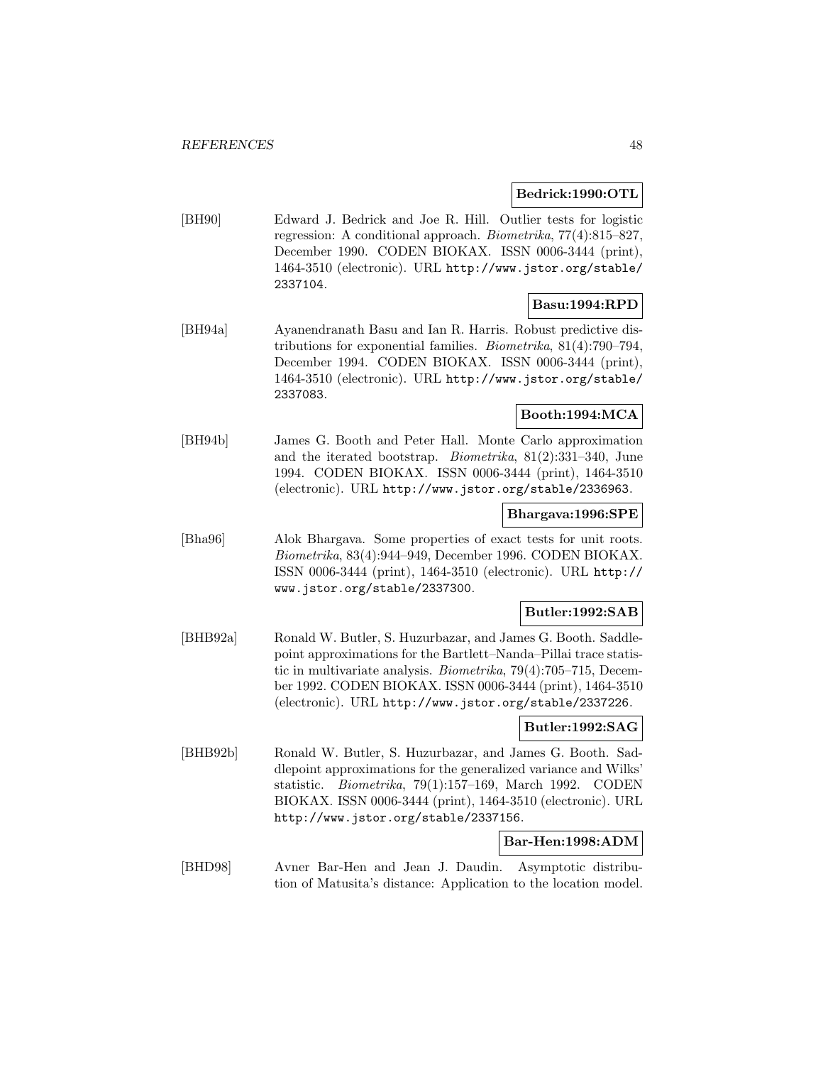**Bedrick:1990:OTL**

[BH90] Edward J. Bedrick and Joe R. Hill. Outlier tests for logistic regression: A conditional approach. *Biometrika*, 77(4):815–827, December 1990. CODEN BIOKAX. ISSN 0006-3444 (print), 1464-3510 (electronic). URL http://www.jstor.org/stable/2337104.

**Basu:1994:RPD**

[BH94a] Ayanendranath Basu and Ian R. Harris. Robust predictive distributions for exponential families. *Biometrika*, 81(4):790–794, December 1994. CODEN BIOKAX. ISSN 0006-3444 (print), 1464-3510 (electronic). URL http://www.jstor.org/stable/2337083.

**Booth:1994:MCA**

[BH94b] James G. Booth and Peter Hall. Monte Carlo approximation and the iterated bootstrap. *Biometrika*, 81(2):331–340, June 1994. CODEN BIOKAX. ISSN 0006-3444 (print), 1464-3510 (electronic). URL http://www.jstor.org/stable/2336963.

**Bhargava:1996:SPE**

[Bha96] Alok Bhargava. Some properties of exact tests for unit roots. *Biometrika*, 83(4):944–949, December 1996. CODEN BIOKAX. ISSN 0006-3444 (print), 1464-3510 (electronic). URL http://www.jstor.org/stable/2337300.

**Butler:1992:SAB**

[BHB92a] Ronald W. Butler, S. Huzurbazar, and James G. Booth. Saddlepoint approximations for the Bartlett–Nanda–Pillai trace statistic in multivariate analysis. *Biometrika*, 79(4):705–715, December 1992. CODEN BIOKAX. ISSN 0006-3444 (print), 1464-3510 (electronic). URL http://www.jstor.org/stable/2337226.

**Butler:1992:SAG**

[BHB92b] Ronald W. Butler, S. Huzurbazar, and James G. Booth. Saddlepoint approximations for the generalized variance and Wilks' statistic. *Biometrika*, 79(1):157–169, March 1992. CODEN BIOKAX. ISSN 0006-3444 (print), 1464-3510 (electronic). URL http://www.jstor.org/stable/2337156.

**Bar-Hen:1998:ADM**

[BHD98] Avner Bar-Hen and Jean J. Daudin. Asymptotic distribution of Matusita's distance: Application to the location model.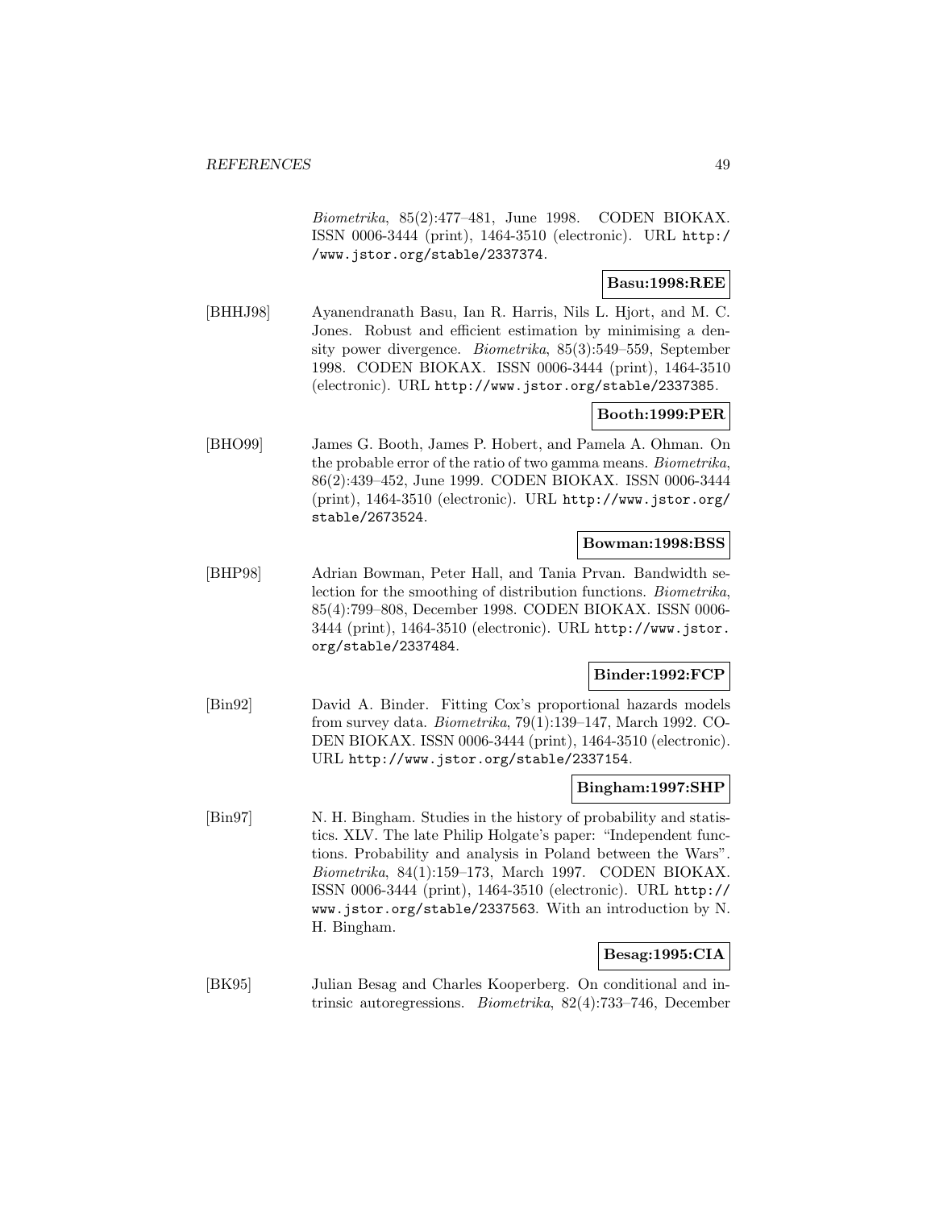*Biometrika*, 85(2):477–481, June 1998. CODEN BIOKAX. ISSN 0006-3444 (print), 1464-3510 (electronic). URL http://www.jstor.org/stable/2337374.

**Basu:1998:REE**

[BHHJ98] Ayanendranath Basu, Ian R. Harris, Nils L. Hjort, and M. C. Jones. Robust and efficient estimation by minimising a density power divergence. *Biometrika*, 85(3):549–559, September 1998. CODEN BIOKAX. ISSN 0006-3444 (print), 1464-3510 (electronic). URL http://www.jstor.org/stable/2337385.

**Booth:1999:PER**

[BHO99] James G. Booth, James P. Hobert, and Pamela A. Ohman. On the probable error of the ratio of two gamma means. *Biometrika*, 86(2):439–452, June 1999. CODEN BIOKAX. ISSN 0006-3444 (print), 1464-3510 (electronic). URL http://www.jstor.org/stable/2673524.

**Bowman:1998:BSS**

[BHP98] Adrian Bowman, Peter Hall, and Tania Prvan. Bandwidth selection for the smoothing of distribution functions. *Biometrika*, 85(4):799–808, December 1998. CODEN BIOKAX. ISSN 0006-3444 (print), 1464-3510 (electronic). URL http://www.jstor.org/stable/2337484.

**Binder:1992:FCP**

[Bin92] David A. Binder. Fitting Cox's proportional hazards models from survey data. *Biometrika*, 79(1):139–147, March 1992. CODEN BIOKAX. ISSN 0006-3444 (print), 1464-3510 (electronic). URL http://www.jstor.org/stable/2337154.

**Bingham:1997:SHP**

[Bin97] N. H. Bingham. Studies in the history of probability and statistics. XLV. The late Philip Holgate's paper: "Independent functions. Probability and analysis in Poland between the Wars". *Biometrika*, 84(1):159–173, March 1997. CODEN BIOKAX. ISSN 0006-3444 (print), 1464-3510 (electronic). URL http://www.jstor.org/stable/2337563. With an introduction by N. H. Bingham.

**Besag:1995:CIA**

[BK95] Julian Besag and Charles Kooperberg. On conditional and intrinsic autoregressions. *Biometrika*, 82(4):733–746, December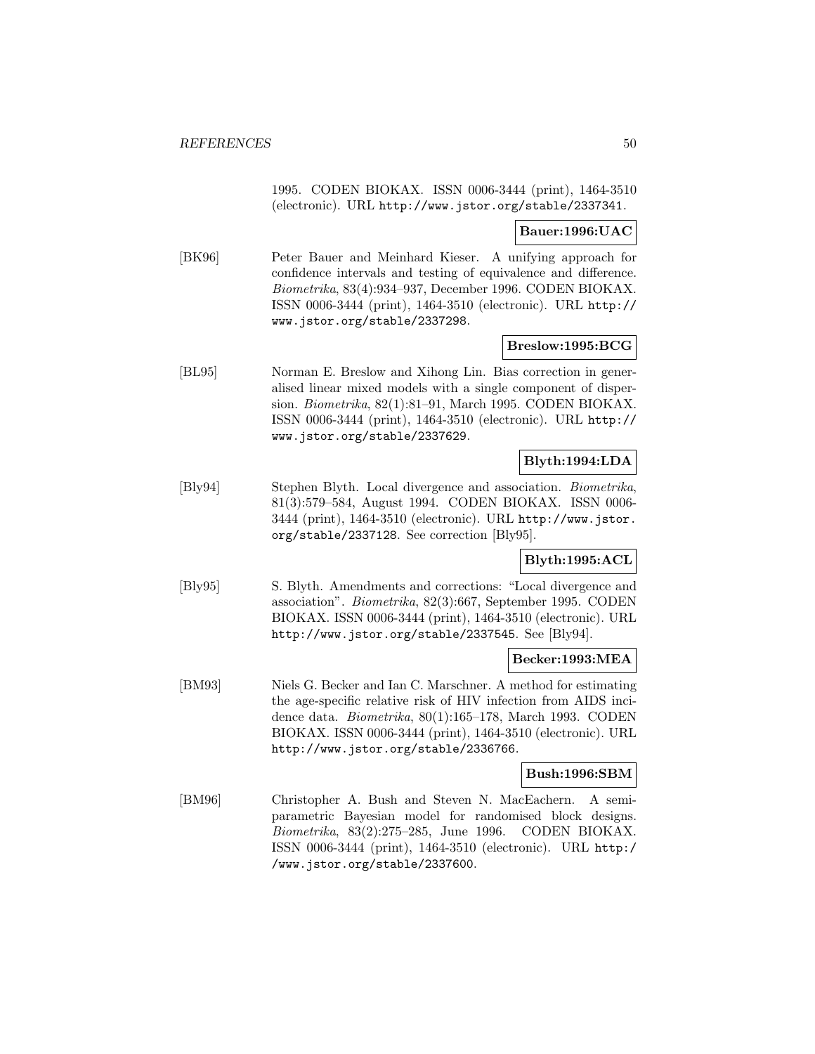1995. CODEN BIOKAX. ISSN 0006-3444 (print), 1464-3510 (electronic). URL http://www.jstor.org/stable/2337341.

**Bauer:1996:UAC**

[BK96] Peter Bauer and Meinhard Kieser. A unifying approach for confidence intervals and testing of equivalence and difference. *Biometrika*, 83(4):934–937, December 1996. CODEN BIOKAX. ISSN 0006-3444 (print), 1464-3510 (electronic). URL http://www.jstor.org/stable/2337298.

**Breslow:1995:BCG**

[BL95] Norman E. Breslow and Xihong Lin. Bias correction in generalised linear mixed models with a single component of dispersion. *Biometrika*, 82(1):81–91, March 1995. CODEN BIOKAX. ISSN 0006-3444 (print), 1464-3510 (electronic). URL http://www.jstor.org/stable/2337629.

**Blyth:1994:LDA**

[Bly94] Stephen Blyth. Local divergence and association. *Biometrika*, 81(3):579–584, August 1994. CODEN BIOKAX. ISSN 0006-3444 (print), 1464-3510 (electronic). URL http://www.jstor.org/stable/2337128. See correction [Bly95].

**Blyth:1995:ACL**

[Bly95] S. Blyth. Amendments and corrections: "Local divergence and association". *Biometrika*, 82(3):667, September 1995. CODEN BIOKAX. ISSN 0006-3444 (print), 1464-3510 (electronic). URL http://www.jstor.org/stable/2337545. See [Bly94].

**Becker:1993:MEA**

[BM93] Niels G. Becker and Ian C. Marschner. A method for estimating the age-specific relative risk of HIV infection from AIDS incidence data. *Biometrika*, 80(1):165–178, March 1993. CODEN BIOKAX. ISSN 0006-3444 (print), 1464-3510 (electronic). URL http://www.jstor.org/stable/2336766.

**Bush:1996:SBM**

[BM96] Christopher A. Bush and Steven N. MacEachern. A semiparametric Bayesian model for randomised block designs. *Biometrika*, 83(2):275–285, June 1996. CODEN BIOKAX. ISSN 0006-3444 (print), 1464-3510 (electronic). URL http://www.jstor.org/stable/2337600.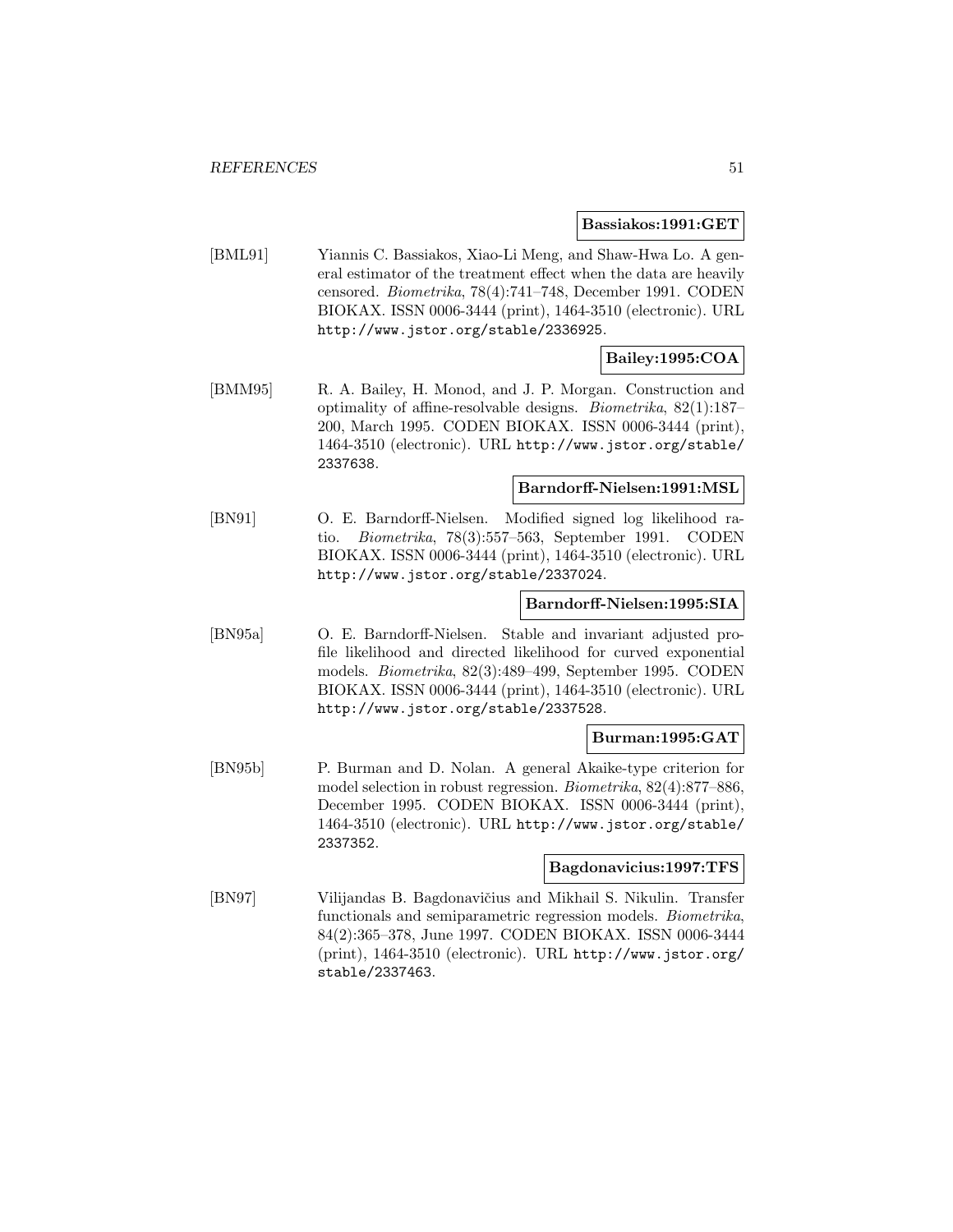**Bassiakos:1991:GET**

[BML91] Yiannis C. Bassiakos, Xiao-Li Meng, and Shaw-Hwa Lo. A general estimator of the treatment effect when the data are heavily censored. *Biometrika*, 78(4):741–748, December 1991. CODEN BIOKAX. ISSN 0006-3444 (print), 1464-3510 (electronic). URL http://www.jstor.org/stable/2336925.

**Bailey:1995:COA**

[BMM95] R. A. Bailey, H. Monod, and J. P. Morgan. Construction and optimality of affine-resolvable designs. *Biometrika*, 82(1):187–200, March 1995. CODEN BIOKAX. ISSN 0006-3444 (print), 1464-3510 (electronic). URL http://www.jstor.org/stable/2337638.

**Barndorff-Nielsen:1991:MSL**

[BN91] O. E. Barndorff-Nielsen. Modified signed log likelihood ratio. *Biometrika*, 78(3):557–563, September 1991. CODEN BIOKAX. ISSN 0006-3444 (print), 1464-3510 (electronic). URL http://www.jstor.org/stable/2337024.

**Barndorff-Nielsen:1995:SIA**

[BN95a] O. E. Barndorff-Nielsen. Stable and invariant adjusted profile likelihood and directed likelihood for curved exponential models. *Biometrika*, 82(3):489–499, September 1995. CODEN BIOKAX. ISSN 0006-3444 (print), 1464-3510 (electronic). URL http://www.jstor.org/stable/2337528.

**Burman:1995:GAT**

[BN95b] P. Burman and D. Nolan. A general Akaike-type criterion for model selection in robust regression. *Biometrika*, 82(4):877–886, December 1995. CODEN BIOKAX. ISSN 0006-3444 (print), 1464-3510 (electronic). URL http://www.jstor.org/stable/2337352.

**Bagdonavicius:1997:TFS**

[BN97] Vilijandas B. Bagdonavičius and Mikhail S. Nikulin. Transfer functionals and semiparametric regression models. *Biometrika*, 84(2):365–378, June 1997. CODEN BIOKAX. ISSN 0006-3444 (print), 1464-3510 (electronic). URL http://www.jstor.org/stable/2337463.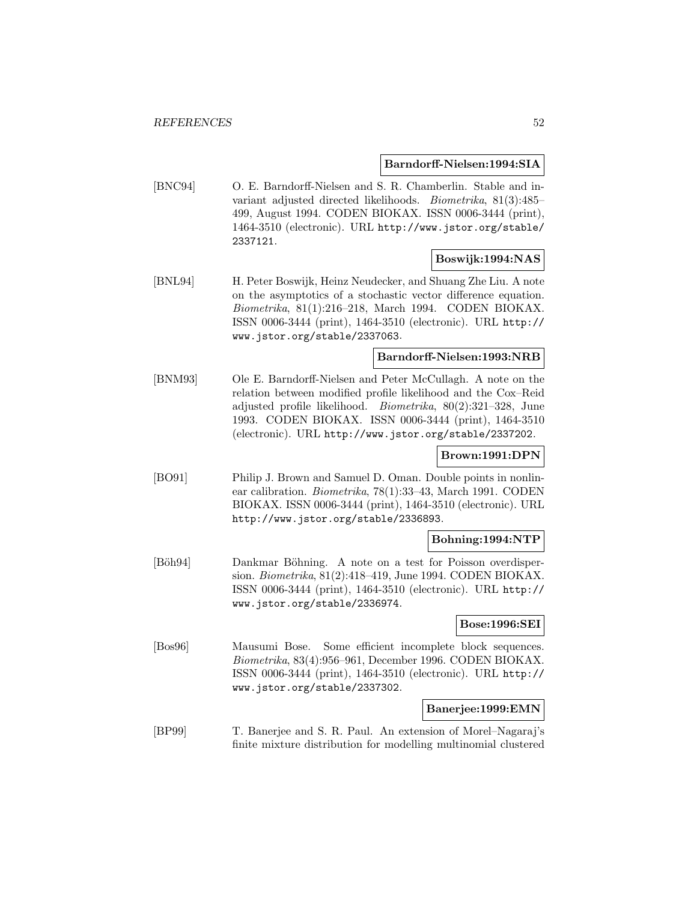**Barndorff-Nielsen:1994:SIA**

[BNC94] O. E. Barndorff-Nielsen and S. R. Chamberlin. Stable and invariant adjusted directed likelihoods. *Biometrika*, 81(3):485–499, August 1994. CODEN BIOKAX. ISSN 0006-3444 (print), 1464-3510 (electronic). URL http://www.jstor.org/stable/2337121.

**Boswijk:1994:NAS**

[BNL94] H. Peter Boswijk, Heinz Neudecker, and Shuang Zhe Liu. A note on the asymptotics of a stochastic vector difference equation. *Biometrika*, 81(1):216–218, March 1994. CODEN BIOKAX. ISSN 0006-3444 (print), 1464-3510 (electronic). URL http://www.jstor.org/stable/2337063.

**Barndorff-Nielsen:1993:NRB**

[BNM93] Ole E. Barndorff-Nielsen and Peter McCullagh. A note on the relation between modified profile likelihood and the Cox–Reid adjusted profile likelihood. *Biometrika*, 80(2):321–328, June 1993. CODEN BIOKAX. ISSN 0006-3444 (print), 1464-3510 (electronic). URL http://www.jstor.org/stable/2337202.

**Brown:1991:DPN**

[BO91] Philip J. Brown and Samuel D. Oman. Double points in nonlinear calibration. *Biometrika*, 78(1):33–43, March 1991. CODEN BIOKAX. ISSN 0006-3444 (print), 1464-3510 (electronic). URL http://www.jstor.org/stable/2336893.

**Bohning:1994:NTP**

[Böh94] Dankmar Böhning. A note on a test for Poisson overdispersion. *Biometrika*, 81(2):418–419, June 1994. CODEN BIOKAX. ISSN 0006-3444 (print), 1464-3510 (electronic). URL http://www.jstor.org/stable/2336974.

**Bose:1996:SEI**

[Bos96] Mausumi Bose. Some efficient incomplete block sequences. *Biometrika*, 83(4):956–961, December 1996. CODEN BIOKAX. ISSN 0006-3444 (print), 1464-3510 (electronic). URL http://www.jstor.org/stable/2337302.

**Banerjee:1999:EMN**

[BP99] T. Banerjee and S. R. Paul. An extension of Morel–Nagaraj's finite mixture distribution for modelling multinomial clustered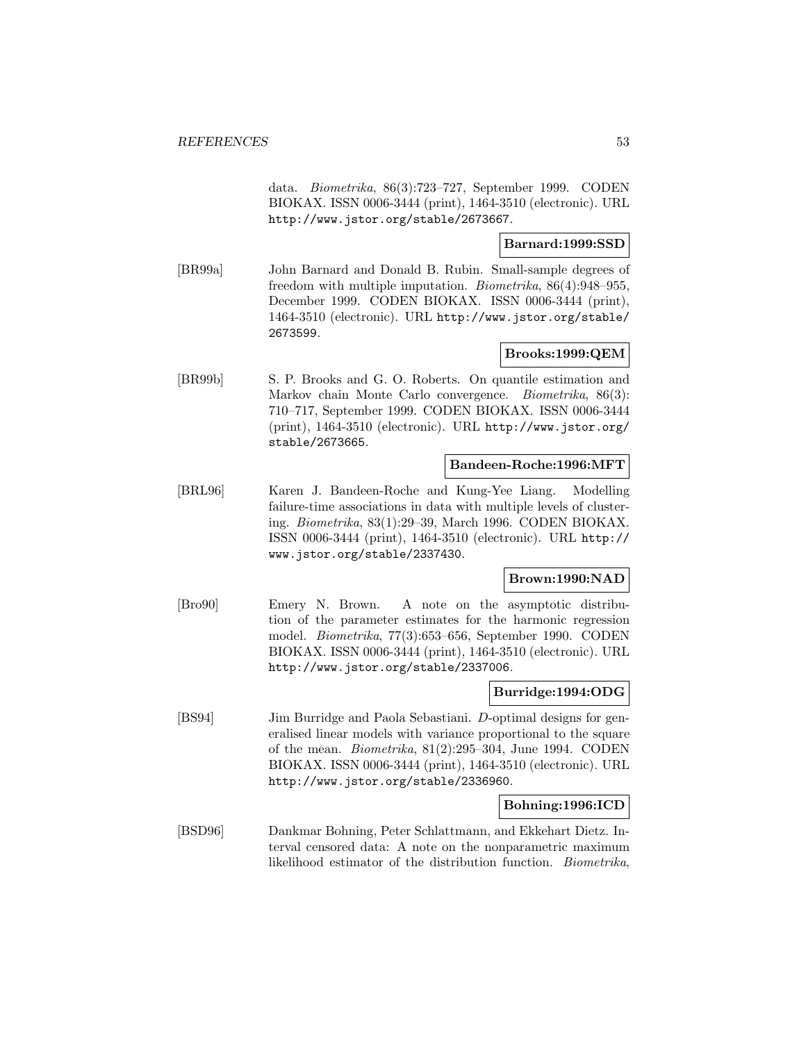data. *Biometrika*, 86(3):723–727, September 1999. CODEN BIOKAX. ISSN 0006-3444 (print), 1464-3510 (electronic). URL http://www.jstor.org/stable/2673667.

**Barnard:1999:SSD**

[BR99a] John Barnard and Donald B. Rubin. Small-sample degrees of freedom with multiple imputation. *Biometrika*, 86(4):948–955, December 1999. CODEN BIOKAX. ISSN 0006-3444 (print), 1464-3510 (electronic). URL http://www.jstor.org/stable/2673599.

**Brooks:1999:QEM**

[BR99b] S. P. Brooks and G. O. Roberts. On quantile estimation and Markov chain Monte Carlo convergence. *Biometrika*, 86(3): 710–717, September 1999. CODEN BIOKAX. ISSN 0006-3444 (print), 1464-3510 (electronic). URL http://www.jstor.org/stable/2673665.

**Bandeen-Roche:1996:MFT**

[BRL96] Karen J. Bandeen-Roche and Kung-Yee Liang. Modelling failure-time associations in data with multiple levels of clustering. *Biometrika*, 83(1):29–39, March 1996. CODEN BIOKAX. ISSN 0006-3444 (print), 1464-3510 (electronic). URL http://www.jstor.org/stable/2337430.

**Brown:1990:NAD**

[Bro90] Emery N. Brown. A note on the asymptotic distribution of the parameter estimates for the harmonic regression model. *Biometrika*, 77(3):653–656, September 1990. CODEN BIOKAX. ISSN 0006-3444 (print), 1464-3510 (electronic). URL http://www.jstor.org/stable/2337006.

**Burridge:1994:ODG**

[BS94] Jim Burridge and Paola Sebastiani. *D*-optimal designs for generalised linear models with variance proportional to the square of the mean. *Biometrika*, 81(2):295–304, June 1994. CODEN BIOKAX. ISSN 0006-3444 (print), 1464-3510 (electronic). URL http://www.jstor.org/stable/2336960.

**Bohning:1996:ICD**

[BSD96] Dankmar Bohning, Peter Schlattmann, and Ekkehart Dietz. Interval censored data: A note on the nonparametric maximum likelihood estimator of the distribution function. *Biometrika*,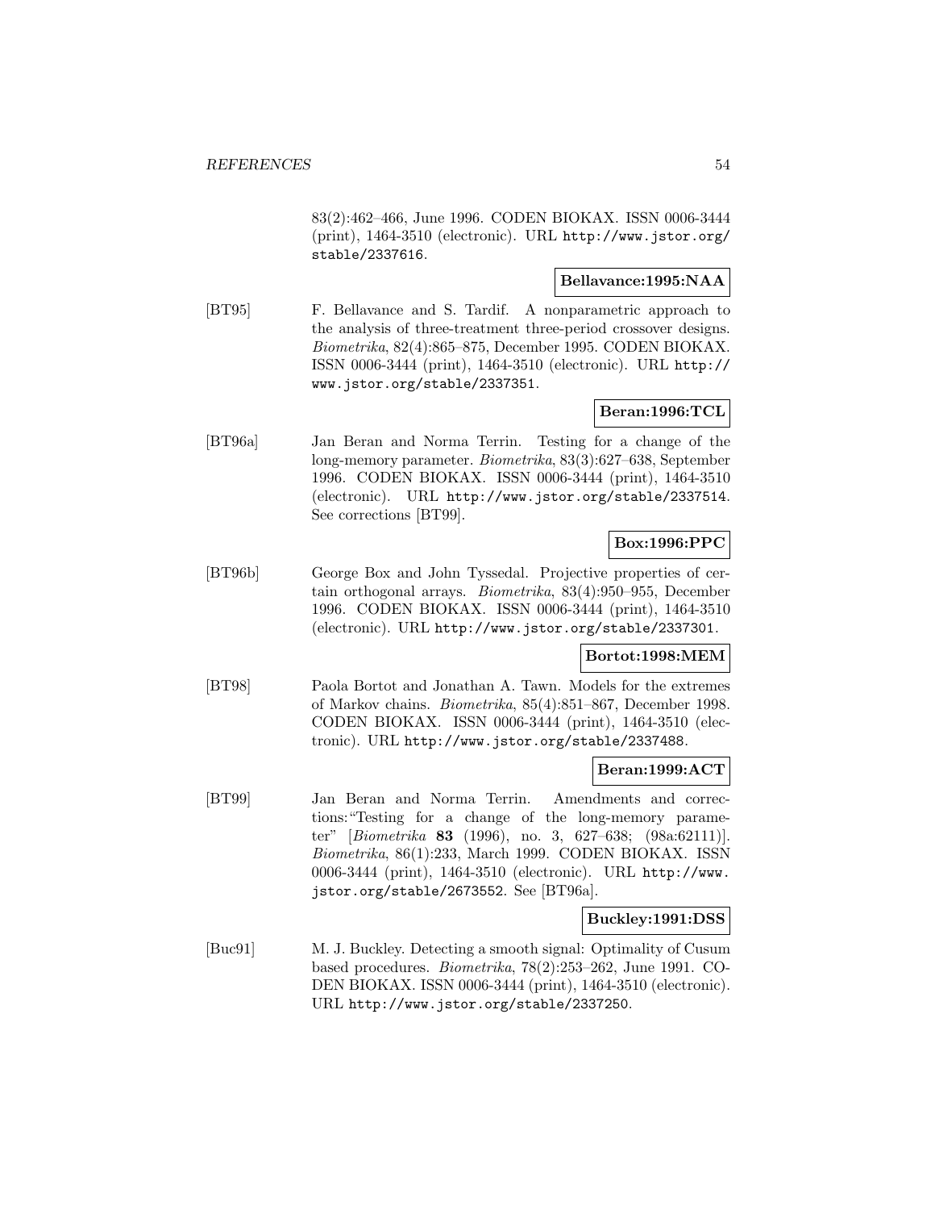83(2):462–466, June 1996. CODEN BIOKAX. ISSN 0006-3444 (print), 1464-3510 (electronic). URL http://www.jstor.org/stable/2337616.

**Bellavance:1995:NAA**

[BT95] F. Bellavance and S. Tardif. A nonparametric approach to the analysis of three-treatment three-period crossover designs. *Biometrika*, 82(4):865–875, December 1995. CODEN BIOKAX. ISSN 0006-3444 (print), 1464-3510 (electronic). URL http://www.jstor.org/stable/2337351.

**Beran:1996:TCL**

[BT96a] Jan Beran and Norma Terrin. Testing for a change of the long-memory parameter. *Biometrika*, 83(3):627–638, September 1996. CODEN BIOKAX. ISSN 0006-3444 (print), 1464-3510 (electronic). URL http://www.jstor.org/stable/2337514. See corrections [BT99].

**Box:1996:PPC**

[BT96b] George Box and John Tyssedal. Projective properties of certain orthogonal arrays. *Biometrika*, 83(4):950–955, December 1996. CODEN BIOKAX. ISSN 0006-3444 (print), 1464-3510 (electronic). URL http://www.jstor.org/stable/2337301.

**Bortot:1998:MEM**

[BT98] Paola Bortot and Jonathan A. Tawn. Models for the extremes of Markov chains. *Biometrika*, 85(4):851–867, December 1998. CODEN BIOKAX. ISSN 0006-3444 (print), 1464-3510 (electronic). URL http://www.jstor.org/stable/2337488.

**Beran:1999:ACT**

[BT99] Jan Beran and Norma Terrin. Amendments and corrections: "Testing for a change of the long-memory parameter" [*Biometrika* **83** (1996), no. 3, 627–638; (98a:62111)]. *Biometrika*, 86(1):233, March 1999. CODEN BIOKAX. ISSN 0006-3444 (print), 1464-3510 (electronic). URL http://www.jstor.org/stable/2673552. See [BT96a].

**Buckley:1991:DSS**

[Buc91] M. J. Buckley. Detecting a smooth signal: Optimality of Cusum based procedures. *Biometrika*, 78(2):253–262, June 1991. CODEN BIOKAX. ISSN 0006-3444 (print), 1464-3510 (electronic). URL http://www.jstor.org/stable/2337250.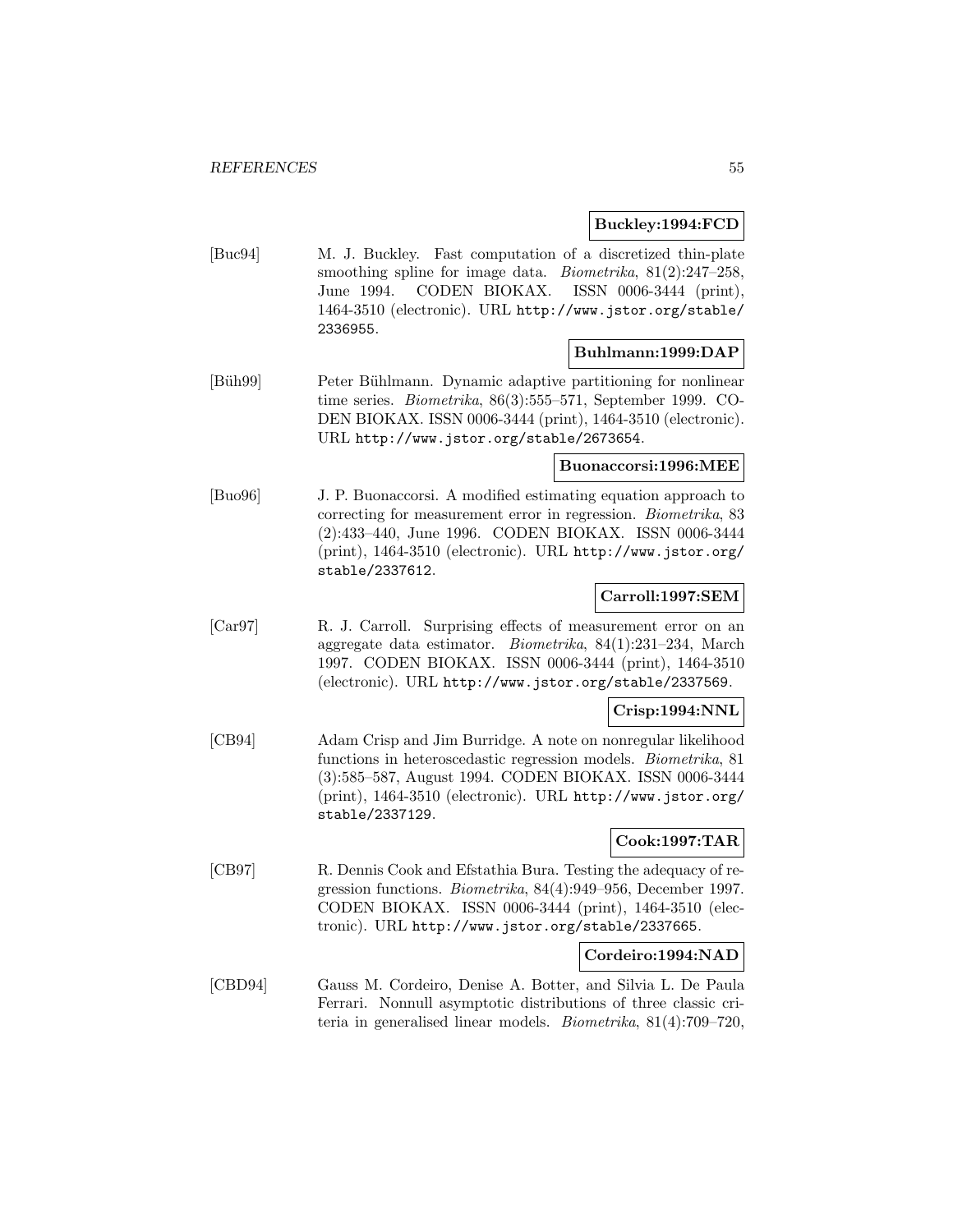**Buckley:1994:FCD**

[Buc94] M. J. Buckley. Fast computation of a discretized thin-plate smoothing spline for image data. *Biometrika*, 81(2):247–258, June 1994. CODEN BIOKAX. ISSN 0006-3444 (print), 1464-3510 (electronic). URL http://www.jstor.org/stable/2336955.

**Buhlmann:1999:DAP**

[Büh99] Peter Bühlmann. Dynamic adaptive partitioning for nonlinear time series. *Biometrika*, 86(3):555–571, September 1999. CODEN BIOKAX. ISSN 0006-3444 (print), 1464-3510 (electronic). URL http://www.jstor.org/stable/2673654.

**Buonaccorsi:1996:MEE**

[Buo96] J. P. Buonaccorsi. A modified estimating equation approach to correcting for measurement error in regression. *Biometrika*, 83 (2):433–440, June 1996. CODEN BIOKAX. ISSN 0006-3444 (print), 1464-3510 (electronic). URL http://www.jstor.org/stable/2337612.

**Carroll:1997:SEM**

[Car97] R. J. Carroll. Surprising effects of measurement error on an aggregate data estimator. *Biometrika*, 84(1):231–234, March 1997. CODEN BIOKAX. ISSN 0006-3444 (print), 1464-3510 (electronic). URL http://www.jstor.org/stable/2337569.

**Crisp:1994:NNL**

[CB94] Adam Crisp and Jim Burridge. A note on nonregular likelihood functions in heteroscedastic regression models. *Biometrika*, 81 (3):585–587, August 1994. CODEN BIOKAX. ISSN 0006-3444 (print), 1464-3510 (electronic). URL http://www.jstor.org/stable/2337129.

**Cook:1997:TAR**

[CB97] R. Dennis Cook and Efstathia Bura. Testing the adequacy of regression functions. *Biometrika*, 84(4):949–956, December 1997. CODEN BIOKAX. ISSN 0006-3444 (print), 1464-3510 (electronic). URL http://www.jstor.org/stable/2337665.

**Cordeiro:1994:NAD**

[CBD94] Gauss M. Cordeiro, Denise A. Botter, and Silvia L. De Paula Ferrari. Nonnull asymptotic distributions of three classic criteria in generalised linear models. *Biometrika*, 81(4):709–720,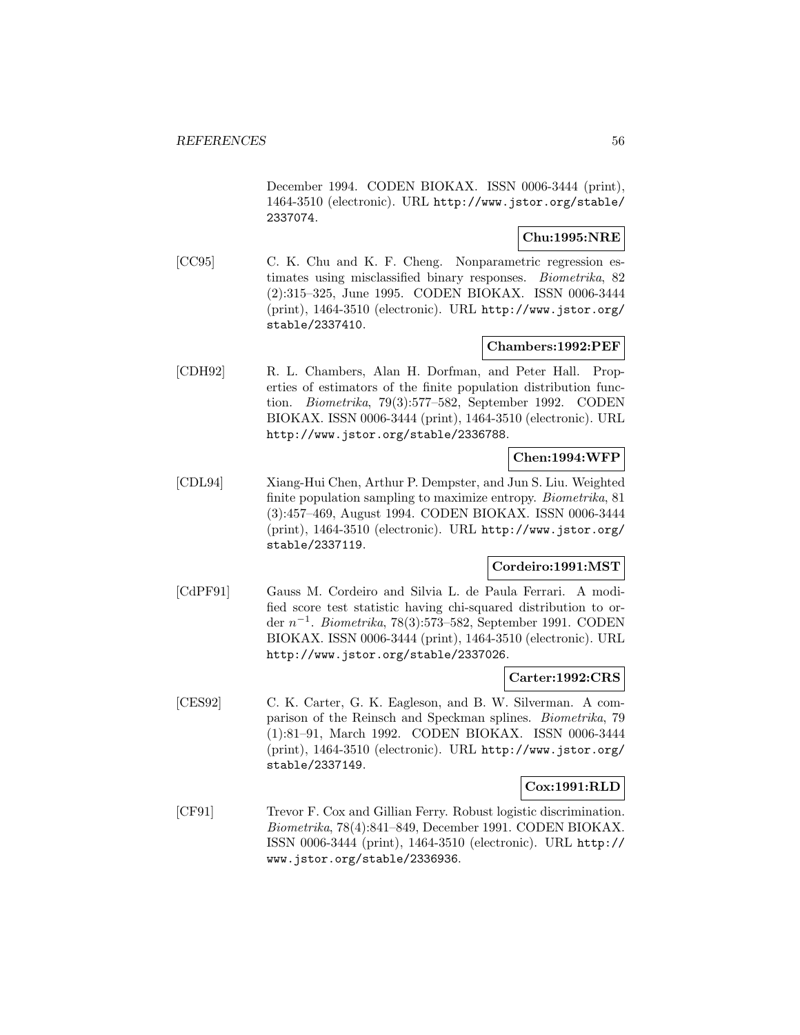December 1994. CODEN BIOKAX. ISSN 0006-3444 (print), 1464-3510 (electronic). URL http://www.jstor.org/stable/2337074.

**Chu:1995:NRE**

[CC95] C. K. Chu and K. F. Cheng. Nonparametric regression estimates using misclassified binary responses. *Biometrika*, 82 (2):315–325, June 1995. CODEN BIOKAX. ISSN 0006-3444 (print), 1464-3510 (electronic). URL http://www.jstor.org/stable/2337410.

**Chambers:1992:PEF**

[CDH92] R. L. Chambers, Alan H. Dorfman, and Peter Hall. Properties of estimators of the finite population distribution function. *Biometrika*, 79(3):577–582, September 1992. CODEN BIOKAX. ISSN 0006-3444 (print), 1464-3510 (electronic). URL http://www.jstor.org/stable/2336788.

**Chen:1994:WFP**

[CDL94] Xiang-Hui Chen, Arthur P. Dempster, and Jun S. Liu. Weighted finite population sampling to maximize entropy. *Biometrika*, 81 (3):457–469, August 1994. CODEN BIOKAX. ISSN 0006-3444 (print), 1464-3510 (electronic). URL http://www.jstor.org/stable/2337119.

**Cordeiro:1991:MST**

[CdPF91] Gauss M. Cordeiro and Silvia L. de Paula Ferrari. A modified score test statistic having chi-squared distribution to order $n^{-1}$. *Biometrika*, 78(3):573–582, September 1991. CODEN BIOKAX. ISSN 0006-3444 (print), 1464-3510 (electronic). URL http://www.jstor.org/stable/2337026.

**Carter:1992:CRS**

[CES92] C. K. Carter, G. K. Eagleson, and B. W. Silverman. A comparison of the Reinsch and Speckman splines. *Biometrika*, 79 (1):81–91, March 1992. CODEN BIOKAX. ISSN 0006-3444 (print), 1464-3510 (electronic). URL http://www.jstor.org/stable/2337149.

**Cox:1991:RLD**

[CF91] Trevor F. Cox and Gillian Ferry. Robust logistic discrimination. *Biometrika*, 78(4):841–849, December 1991. CODEN BIOKAX. ISSN 0006-3444 (print), 1464-3510 (electronic). URL http://www.jstor.org/stable/2336936.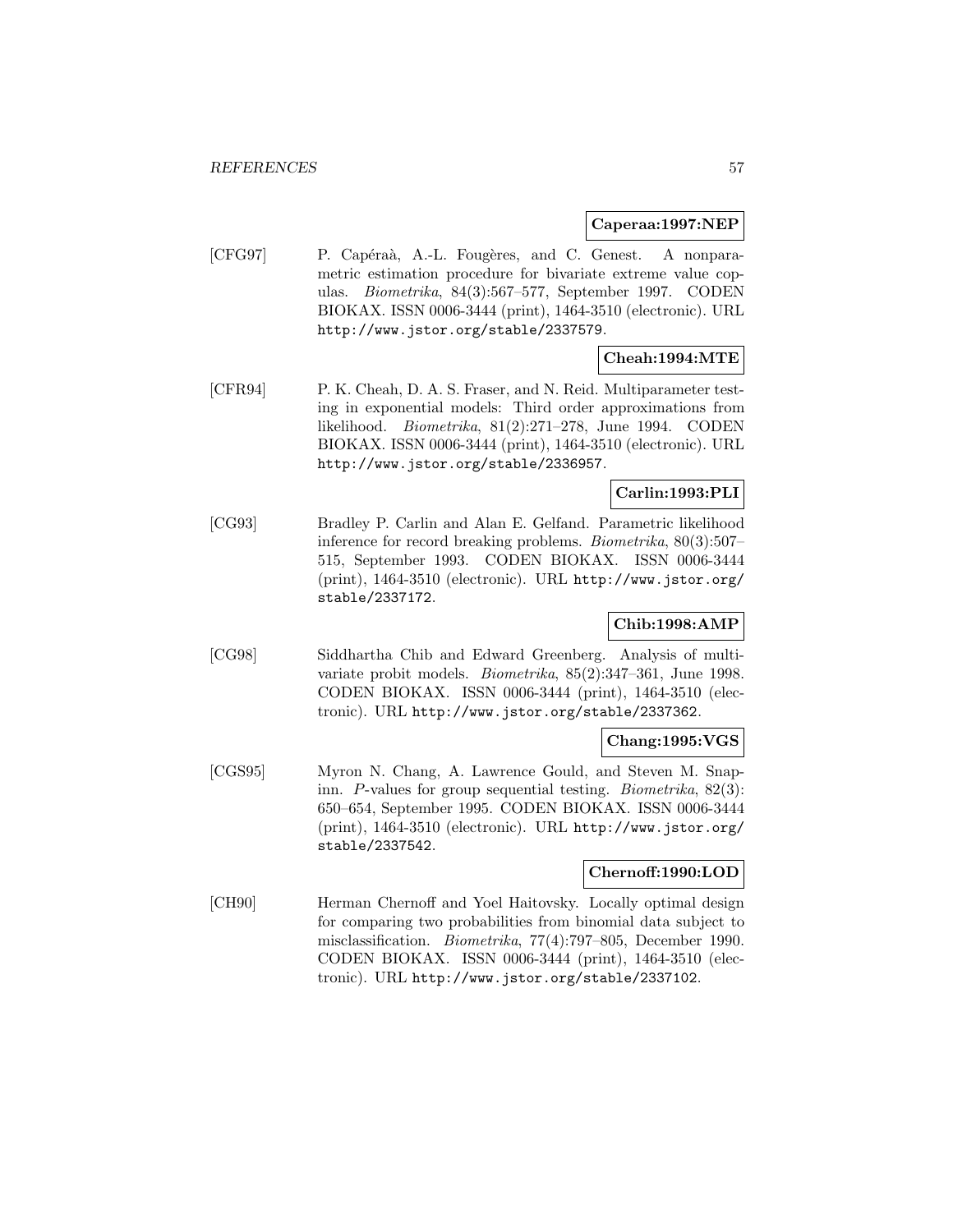**Caperaa:1997:NEP**

[CFG97] P. Capéraà, A.-L. Fougères, and C. Genest. A nonparametric estimation procedure for bivariate extreme value copulas. *Biometrika*, 84(3):567–577, September 1997. CODEN BIOKAX. ISSN 0006-3444 (print), 1464-3510 (electronic). URL http://www.jstor.org/stable/2337579.

**Cheah:1994:MTE**

[CFR94] P. K. Cheah, D. A. S. Fraser, and N. Reid. Multiparameter testing in exponential models: Third order approximations from likelihood. *Biometrika*, 81(2):271–278, June 1994. CODEN BIOKAX. ISSN 0006-3444 (print), 1464-3510 (electronic). URL http://www.jstor.org/stable/2336957.

**Carlin:1993:PLI**

[CG93] Bradley P. Carlin and Alan E. Gelfand. Parametric likelihood inference for record breaking problems. *Biometrika*, 80(3):507–515, September 1993. CODEN BIOKAX. ISSN 0006-3444 (print), 1464-3510 (electronic). URL http://www.jstor.org/stable/2337172.

**Chib:1998:AMP**

[CG98] Siddhartha Chib and Edward Greenberg. Analysis of multivariate probit models. *Biometrika*, 85(2):347–361, June 1998. CODEN BIOKAX. ISSN 0006-3444 (print), 1464-3510 (electronic). URL http://www.jstor.org/stable/2337362.

**Chang:1995:VGS**

[CGS95] Myron N. Chang, A. Lawrence Gould, and Steven M. Snapinn. *P*-values for group sequential testing. *Biometrika*, 82(3):650–654, September 1995. CODEN BIOKAX. ISSN 0006-3444 (print), 1464-3510 (electronic). URL http://www.jstor.org/stable/2337542.

**Chernoff:1990:LOD**

[CH90] Herman Chernoff and Yoel Haitovsky. Locally optimal design for comparing two probabilities from binomial data subject to misclassification. *Biometrika*, 77(4):797–805, December 1990. CODEN BIOKAX. ISSN 0006-3444 (print), 1464-3510 (electronic). URL http://www.jstor.org/stable/2337102.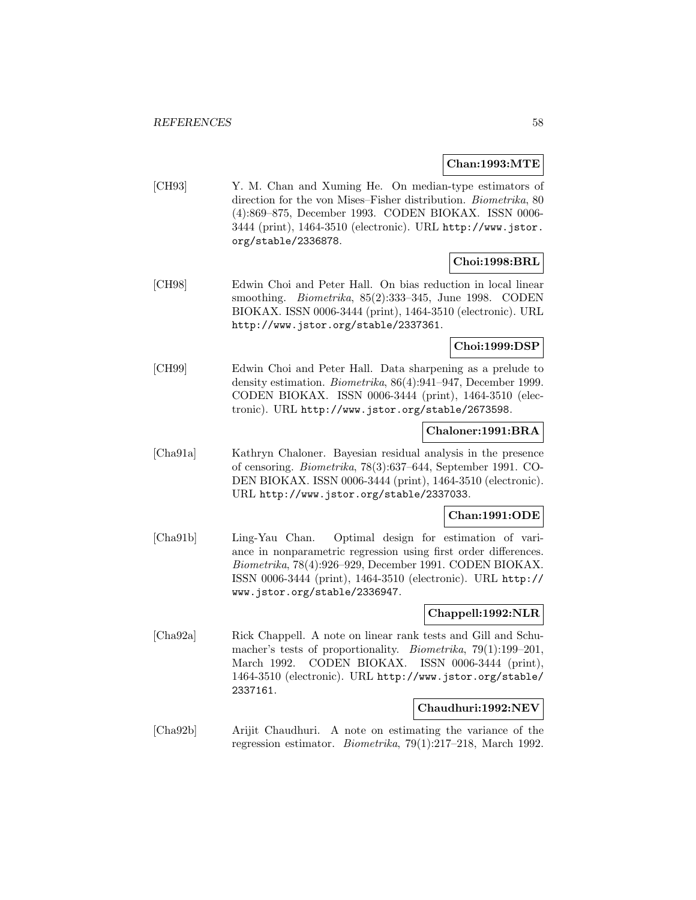**Chan:1993:MTE**

[CH93] Y. M. Chan and Xuming He. On median-type estimators of direction for the von Mises–Fisher distribution. *Biometrika*, 80 (4):869–875, December 1993. CODEN BIOKAX. ISSN 0006-3444 (print), 1464-3510 (electronic). URL http://www.jstor.org/stable/2336878.

**Choi:1998:BRL**

[CH98] Edwin Choi and Peter Hall. On bias reduction in local linear smoothing. *Biometrika*, 85(2):333–345, June 1998. CODEN BIOKAX. ISSN 0006-3444 (print), 1464-3510 (electronic). URL http://www.jstor.org/stable/2337361.

**Choi:1999:DSP**

[CH99] Edwin Choi and Peter Hall. Data sharpening as a prelude to density estimation. *Biometrika*, 86(4):941–947, December 1999. CODEN BIOKAX. ISSN 0006-3444 (print), 1464-3510 (electronic). URL http://www.jstor.org/stable/2673598.

**Chaloner:1991:BRA**

[Cha91a] Kathryn Chaloner. Bayesian residual analysis in the presence of censoring. *Biometrika*, 78(3):637–644, September 1991. CODEN BIOKAX. ISSN 0006-3444 (print), 1464-3510 (electronic). URL http://www.jstor.org/stable/2337033.

**Chan:1991:ODE**

[Cha91b] Ling-Yau Chan. Optimal design for estimation of variance in nonparametric regression using first order differences. *Biometrika*, 78(4):926–929, December 1991. CODEN BIOKAX. ISSN 0006-3444 (print), 1464-3510 (electronic). URL http://www.jstor.org/stable/2336947.

**Chappell:1992:NLR**

[Cha92a] Rick Chappell. A note on linear rank tests and Gill and Schumacher's tests of proportionality. *Biometrika*, 79(1):199–201, March 1992. CODEN BIOKAX. ISSN 0006-3444 (print), 1464-3510 (electronic). URL http://www.jstor.org/stable/2337161.

**Chaudhuri:1992:NEV**

[Cha92b] Arijit Chaudhuri. A note on estimating the variance of the regression estimator. *Biometrika*, 79(1):217–218, March 1992.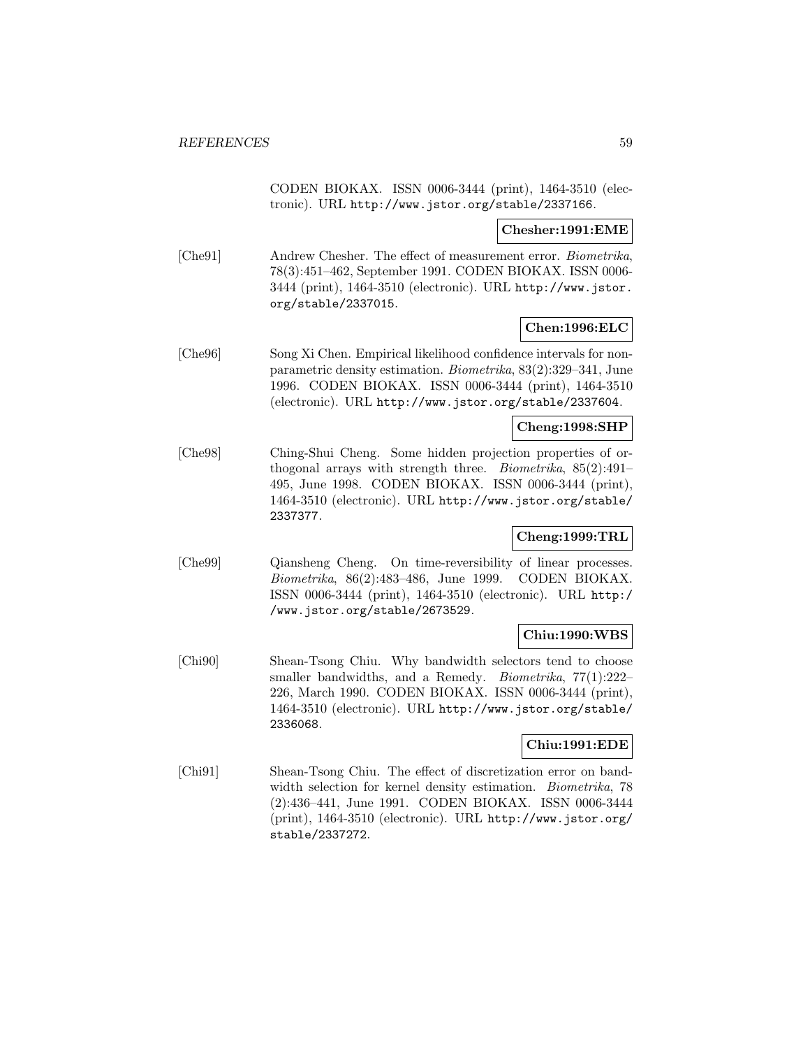CODEN BIOKAX. ISSN 0006-3444 (print), 1464-3510 (electronic). URL http://www.jstor.org/stable/2337166.

**Chesher:1991:EME**

[Che91] Andrew Chesher. The effect of measurement error. *Biometrika*, 78(3):451–462, September 1991. CODEN BIOKAX. ISSN 0006-3444 (print), 1464-3510 (electronic). URL http://www.jstor.org/stable/2337015.

**Chen:1996:ELC**

[Che96] Song Xi Chen. Empirical likelihood confidence intervals for nonparametric density estimation. *Biometrika*, 83(2):329–341, June 1996. CODEN BIOKAX. ISSN 0006-3444 (print), 1464-3510 (electronic). URL http://www.jstor.org/stable/2337604.

**Cheng:1998:SHP**

[Che98] Ching-Shui Cheng. Some hidden projection properties of orthogonal arrays with strength three. *Biometrika*, 85(2):491–495, June 1998. CODEN BIOKAX. ISSN 0006-3444 (print), 1464-3510 (electronic). URL http://www.jstor.org/stable/2337377.

**Cheng:1999:TRL**

[Che99] Qiansheng Cheng. On time-reversibility of linear processes. *Biometrika*, 86(2):483–486, June 1999. CODEN BIOKAX. ISSN 0006-3444 (print), 1464-3510 (electronic). URL http://www.jstor.org/stable/2673529.

**Chiu:1990:WBS**

[Chi90] Shean-Tsong Chiu. Why bandwidth selectors tend to choose smaller bandwidths, and a Remedy. *Biometrika*, 77(1):222–226, March 1990. CODEN BIOKAX. ISSN 0006-3444 (print), 1464-3510 (electronic). URL http://www.jstor.org/stable/2336068.

**Chiu:1991:EDE**

[Chi91] Shean-Tsong Chiu. The effect of discretization error on bandwidth selection for kernel density estimation. *Biometrika*, 78(2):436–441, June 1991. CODEN BIOKAX. ISSN 0006-3444 (print), 1464-3510 (electronic). URL http://www.jstor.org/stable/2337272.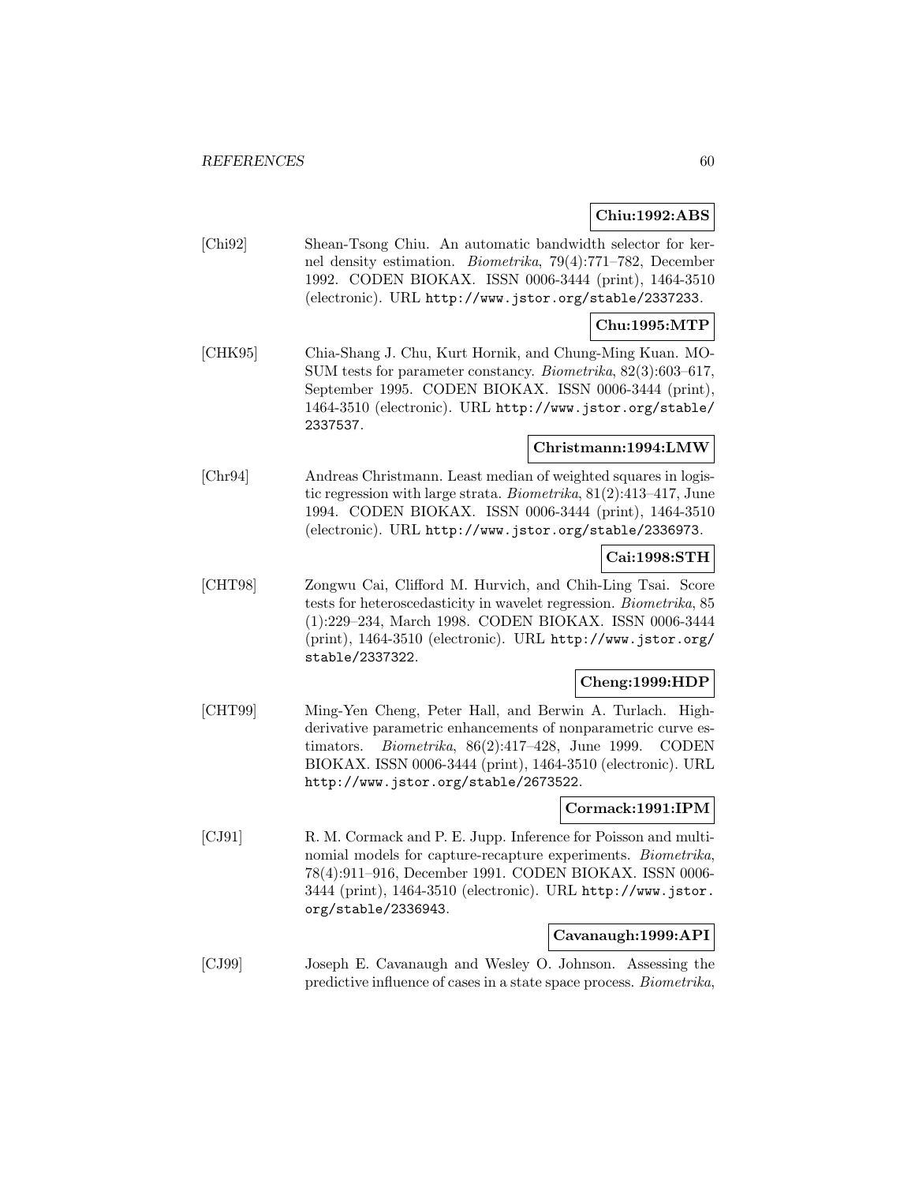**Chiu:1992:ABS**

[Chi92] Shean-Tsong Chiu. An automatic bandwidth selector for kernel density estimation. *Biometrika*, 79(4):771–782, December 1992. CODEN BIOKAX. ISSN 0006-3444 (print), 1464-3510 (electronic). URL http://www.jstor.org/stable/2337233.

**Chu:1995:MTP**

[CHK95] Chia-Shang J. Chu, Kurt Hornik, and Chung-Ming Kuan. MOSUM tests for parameter constancy. *Biometrika*, 82(3):603–617, September 1995. CODEN BIOKAX. ISSN 0006-3444 (print), 1464-3510 (electronic). URL http://www.jstor.org/stable/2337537.

**Christmann:1994:LMW**

[Chr94] Andreas Christmann. Least median of weighted squares in logistic regression with large strata. *Biometrika*, 81(2):413–417, June 1994. CODEN BIOKAX. ISSN 0006-3444 (print), 1464-3510 (electronic). URL http://www.jstor.org/stable/2336973.

**Cai:1998:STH**

[CHT98] Zongwu Cai, Clifford M. Hurvich, and Chih-Ling Tsai. Score tests for heteroscedasticity in wavelet regression. *Biometrika*, 85 (1):229–234, March 1998. CODEN BIOKAX. ISSN 0006-3444 (print), 1464-3510 (electronic). URL http://www.jstor.org/stable/2337322.

**Cheng:1999:HDP**

[CHT99] Ming-Yen Cheng, Peter Hall, and Berwin A. Turlach. High-derivative parametric enhancements of nonparametric curve estimators. *Biometrika*, 86(2):417–428, June 1999. CODEN BIOKAX. ISSN 0006-3444 (print), 1464-3510 (electronic). URL http://www.jstor.org/stable/2673522.

**Cormack:1991:IPM**

[CJ91] R. M. Cormack and P. E. Jupp. Inference for Poisson and multinomial models for capture-recapture experiments. *Biometrika*, 78(4):911–916, December 1991. CODEN BIOKAX. ISSN 0006-3444 (print), 1464-3510 (electronic). URL http://www.jstor.org/stable/2336943.

**Cavanaugh:1999:API**

[CJ99] Joseph E. Cavanaugh and Wesley O. Johnson. Assessing the predictive influence of cases in a state space process. *Biometrika*,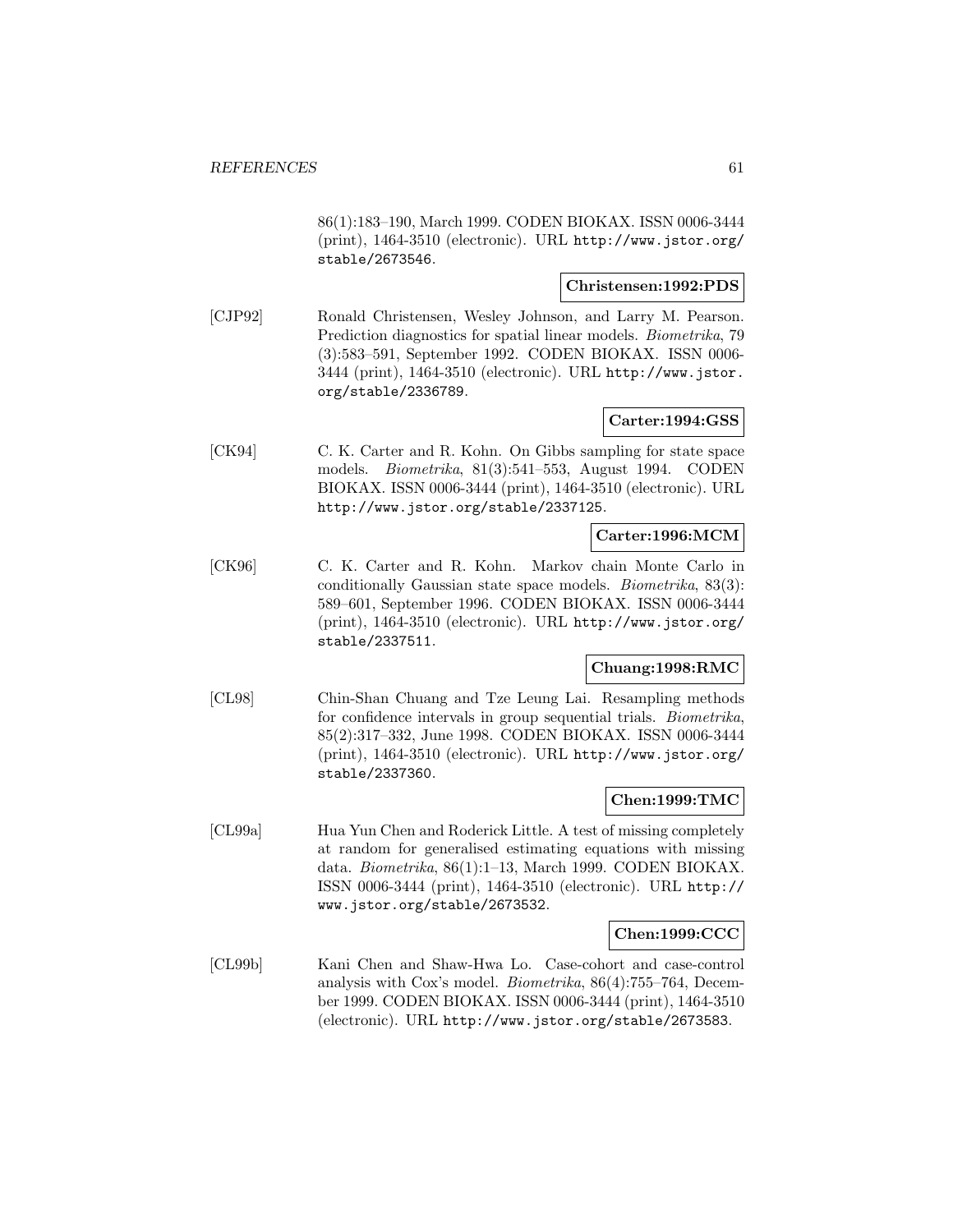86(1):183–190, March 1999. CODEN BIOKAX. ISSN 0006-3444 (print), 1464-3510 (electronic). URL http://www.jstor.org/stable/2673546.

**Christensen:1992:PDS**

[CJP92] Ronald Christensen, Wesley Johnson, and Larry M. Pearson. Prediction diagnostics for spatial linear models. *Biometrika*, 79 (3):583–591, September 1992. CODEN BIOKAX. ISSN 0006-3444 (print), 1464-3510 (electronic). URL http://www.jstor.org/stable/2336789.

**Carter:1994:GSS**

[CK94] C. K. Carter and R. Kohn. On Gibbs sampling for state space models. *Biometrika*, 81(3):541–553, August 1994. CODEN BIOKAX. ISSN 0006-3444 (print), 1464-3510 (electronic). URL http://www.jstor.org/stable/2337125.

**Carter:1996:MCM**

[CK96] C. K. Carter and R. Kohn. Markov chain Monte Carlo in conditionally Gaussian state space models. *Biometrika*, 83(3): 589–601, September 1996. CODEN BIOKAX. ISSN 0006-3444 (print), 1464-3510 (electronic). URL http://www.jstor.org/stable/2337511.

**Chuang:1998:RMC**

[CL98] Chin-Shan Chuang and Tze Leung Lai. Resampling methods for confidence intervals in group sequential trials. *Biometrika*, 85(2):317–332, June 1998. CODEN BIOKAX. ISSN 0006-3444 (print), 1464-3510 (electronic). URL http://www.jstor.org/stable/2337360.

**Chen:1999:TMC**

[CL99a] Hua Yun Chen and Roderick Little. A test of missing completely at random for generalised estimating equations with missing data. *Biometrika*, 86(1):1–13, March 1999. CODEN BIOKAX. ISSN 0006-3444 (print), 1464-3510 (electronic). URL http://www.jstor.org/stable/2673532.

**Chen:1999:CCC**

[CL99b] Kani Chen and Shaw-Hwa Lo. Case-cohort and case-control analysis with Cox's model. *Biometrika*, 86(4):755–764, December 1999. CODEN BIOKAX. ISSN 0006-3444 (print), 1464-3510 (electronic). URL http://www.jstor.org/stable/2673583.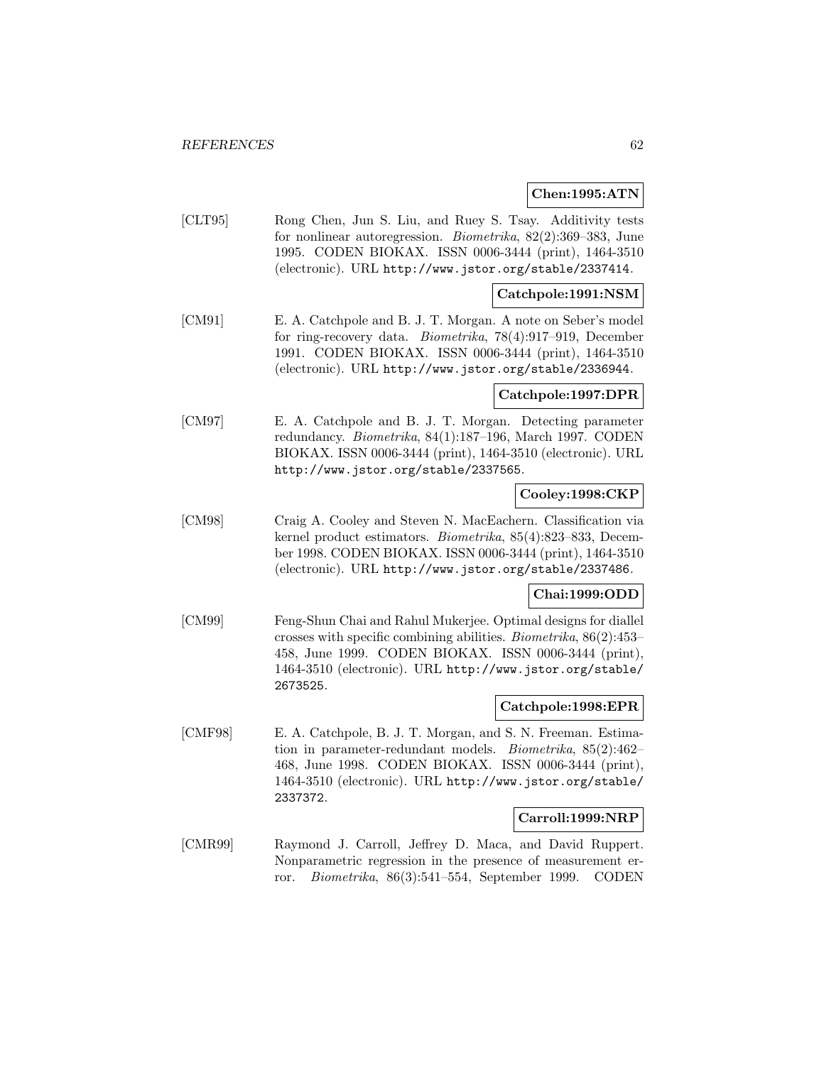**Chen:1995:ATN**

[CLT95] Rong Chen, Jun S. Liu, and Ruey S. Tsay. Additivity tests for nonlinear autoregression. *Biometrika*, 82(2):369–383, June 1995. CODEN BIOKAX. ISSN 0006-3444 (print), 1464-3510 (electronic). URL http://www.jstor.org/stable/2337414.

**Catchpole:1991:NSM**

[CM91] E. A. Catchpole and B. J. T. Morgan. A note on Seber's model for ring-recovery data. *Biometrika*, 78(4):917–919, December 1991. CODEN BIOKAX. ISSN 0006-3444 (print), 1464-3510 (electronic). URL http://www.jstor.org/stable/2336944.

**Catchpole:1997:DPR**

[CM97] E. A. Catchpole and B. J. T. Morgan. Detecting parameter redundancy. *Biometrika*, 84(1):187–196, March 1997. CODEN BIOKAX. ISSN 0006-3444 (print), 1464-3510 (electronic). URL http://www.jstor.org/stable/2337565.

**Cooley:1998:CKP**

[CM98] Craig A. Cooley and Steven N. MacEachern. Classification via kernel product estimators. *Biometrika*, 85(4):823–833, December 1998. CODEN BIOKAX. ISSN 0006-3444 (print), 1464-3510 (electronic). URL http://www.jstor.org/stable/2337486.

**Chai:1999:ODD**

[CM99] Feng-Shun Chai and Rahul Mukerjee. Optimal designs for diallel crosses with specific combining abilities. *Biometrika*, 86(2):453–458, June 1999. CODEN BIOKAX. ISSN 0006-3444 (print), 1464-3510 (electronic). URL http://www.jstor.org/stable/2673525.

**Catchpole:1998:EPR**

[CMF98] E. A. Catchpole, B. J. T. Morgan, and S. N. Freeman. Estimation in parameter-redundant models. *Biometrika*, 85(2):462–468, June 1998. CODEN BIOKAX. ISSN 0006-3444 (print), 1464-3510 (electronic). URL http://www.jstor.org/stable/2337372.

**Carroll:1999:NRP**

[CMR99] Raymond J. Carroll, Jeffrey D. Maca, and David Ruppert. Nonparametric regression in the presence of measurement error. *Biometrika*, 86(3):541–554, September 1999. CODEN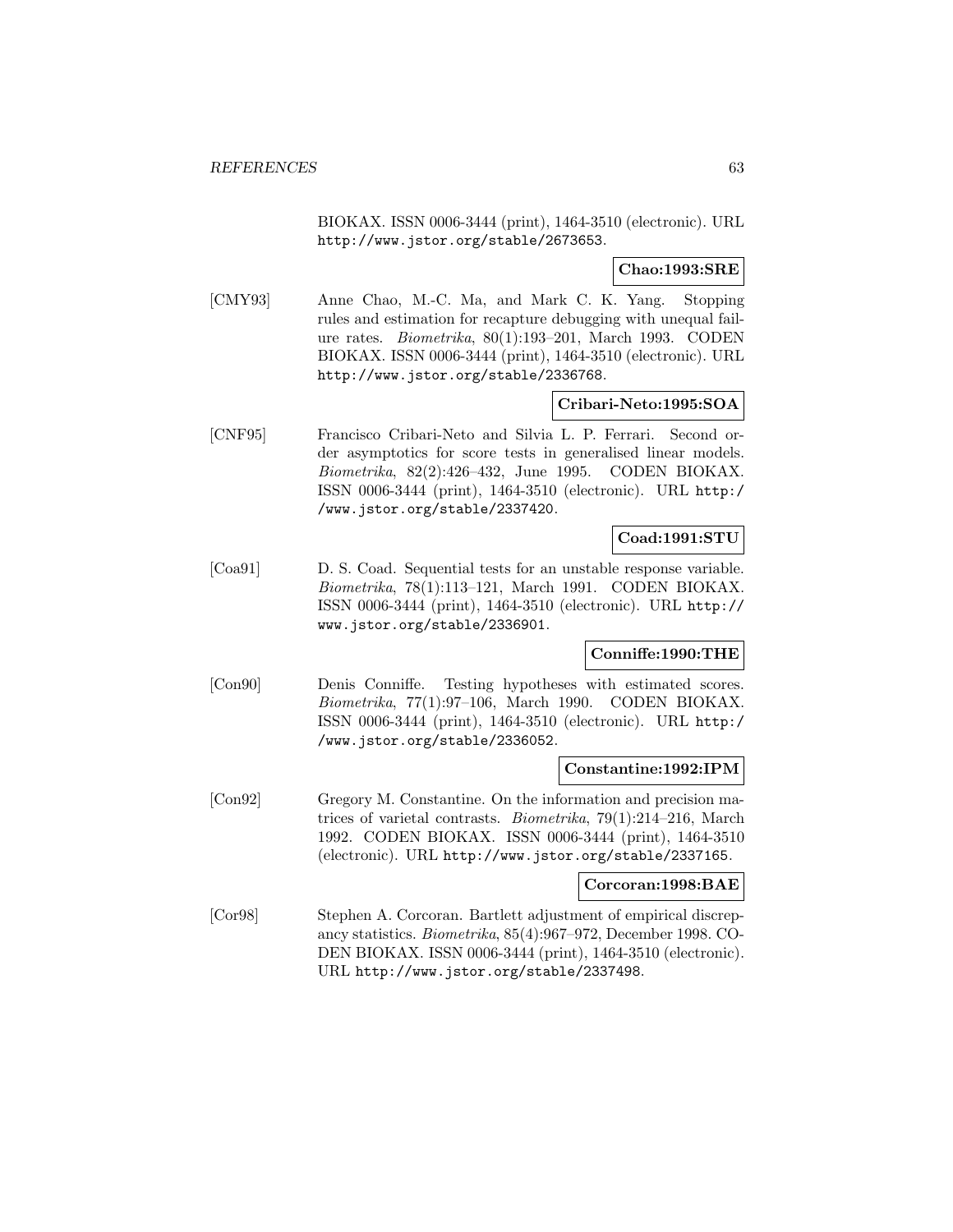BIOKAX. ISSN 0006-3444 (print), 1464-3510 (electronic). URL http://www.jstor.org/stable/2673653.

**Chao:1993:SRE**

[CMY93] Anne Chao, M.-C. Ma, and Mark C. K. Yang. Stopping rules and estimation for recapture debugging with unequal failure rates. *Biometrika*, 80(1):193–201, March 1993. CODEN BIOKAX. ISSN 0006-3444 (print), 1464-3510 (electronic). URL http://www.jstor.org/stable/2336768.

**Cribari-Neto:1995:SOA**

[CNF95] Francisco Cribari-Neto and Silvia L. P. Ferrari. Second order asymptotics for score tests in generalised linear models. *Biometrika*, 82(2):426–432, June 1995. CODEN BIOKAX. ISSN 0006-3444 (print), 1464-3510 (electronic). URL http://www.jstor.org/stable/2337420.

**Coad:1991:STU**

[Coa91] D. S. Coad. Sequential tests for an unstable response variable. *Biometrika*, 78(1):113–121, March 1991. CODEN BIOKAX. ISSN 0006-3444 (print), 1464-3510 (electronic). URL http://www.jstor.org/stable/2336901.

**Conniffe:1990:THE**

[Con90] Denis Conniffe. Testing hypotheses with estimated scores. *Biometrika*, 77(1):97–106, March 1990. CODEN BIOKAX. ISSN 0006-3444 (print), 1464-3510 (electronic). URL http://www.jstor.org/stable/2336052.

**Constantine:1992:IPM**

[Con92] Gregory M. Constantine. On the information and precision matrices of varietal contrasts. *Biometrika*, 79(1):214–216, March 1992. CODEN BIOKAX. ISSN 0006-3444 (print), 1464-3510 (electronic). URL http://www.jstor.org/stable/2337165.

**Corcoran:1998:BAE**

[Cor98] Stephen A. Corcoran. Bartlett adjustment of empirical discrepancy statistics. *Biometrika*, 85(4):967–972, December 1998. CODEN BIOKAX. ISSN 0006-3444 (print), 1464-3510 (electronic). URL http://www.jstor.org/stable/2337498.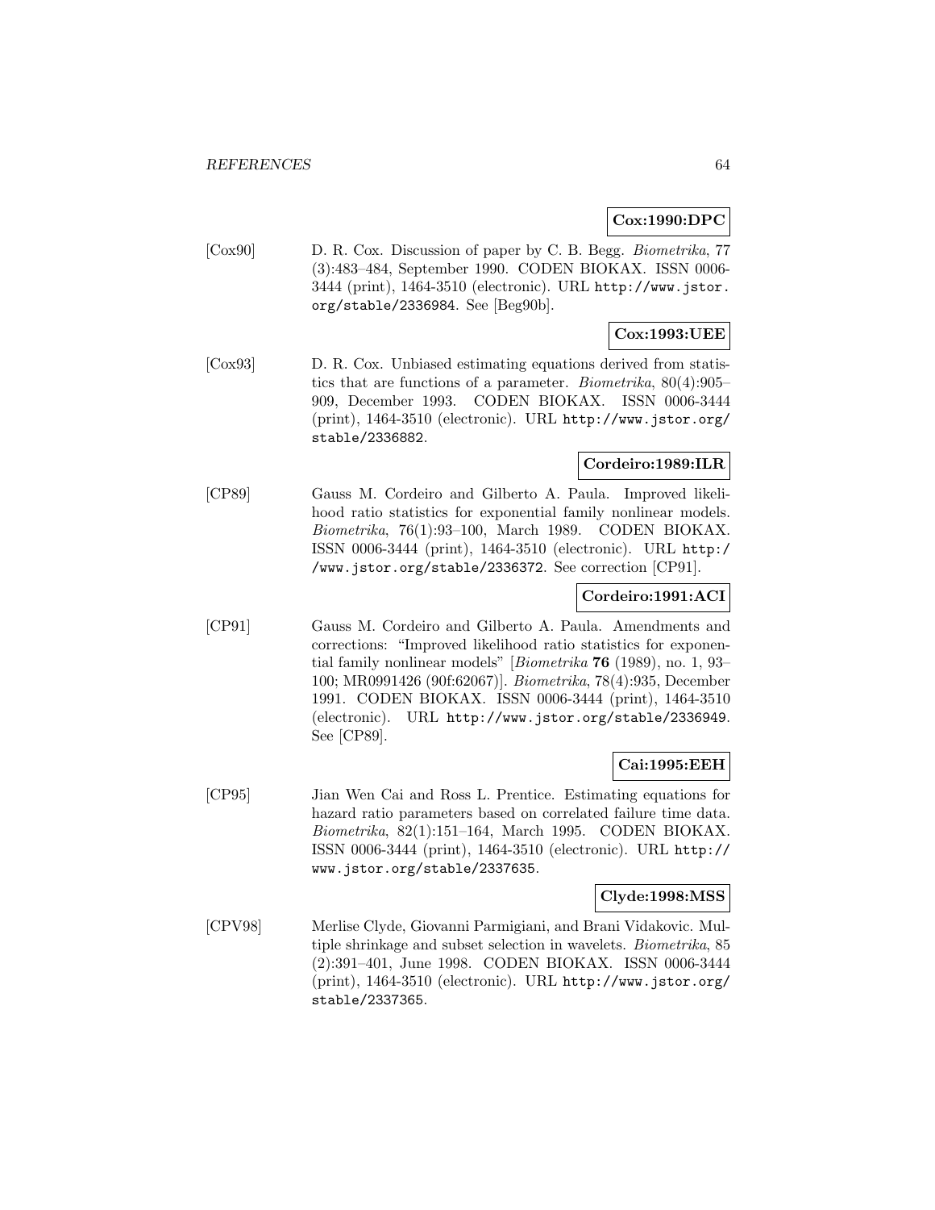**Cox:1990:DPC**

[Cox90] D. R. Cox. Discussion of paper by C. B. Begg. *Biometrika*, 77 (3):483–484, September 1990. CODEN BIOKAX. ISSN 0006-3444 (print), 1464-3510 (electronic). URL http://www.jstor.org/stable/2336984. See [Beg90b].

**Cox:1993:UEE**

[Cox93] D. R. Cox. Unbiased estimating equations derived from statistics that are functions of a parameter. *Biometrika*, 80(4):905–909, December 1993. CODEN BIOKAX. ISSN 0006-3444 (print), 1464-3510 (electronic). URL http://www.jstor.org/stable/2336882.

**Cordeiro:1989:ILR**

[CP89] Gauss M. Cordeiro and Gilberto A. Paula. Improved likelihood ratio statistics for exponential family nonlinear models. *Biometrika*, 76(1):93–100, March 1989. CODEN BIOKAX. ISSN 0006-3444 (print), 1464-3510 (electronic). URL http://www.jstor.org/stable/2336372. See correction [CP91].

**Cordeiro:1991:ACI**

[CP91] Gauss M. Cordeiro and Gilberto A. Paula. Amendments and corrections: "Improved likelihood ratio statistics for exponential family nonlinear models" [*Biometrika* **76** (1989), no. 1, 93–100; MR0991426 (90f:62067)]. *Biometrika*, 78(4):935, December 1991. CODEN BIOKAX. ISSN 0006-3444 (print), 1464-3510 (electronic). URL http://www.jstor.org/stable/2336949. See [CP89].

**Cai:1995:EEH**

[CP95] Jian Wen Cai and Ross L. Prentice. Estimating equations for hazard ratio parameters based on correlated failure time data. *Biometrika*, 82(1):151–164, March 1995. CODEN BIOKAX. ISSN 0006-3444 (print), 1464-3510 (electronic). URL http://www.jstor.org/stable/2337635.

**Clyde:1998:MSS**

[CPV98] Merlise Clyde, Giovanni Parmigiani, and Brani Vidakovic. Multiple shrinkage and subset selection in wavelets. *Biometrika*, 85 (2):391–401, June 1998. CODEN BIOKAX. ISSN 0006-3444 (print), 1464-3510 (electronic). URL http://www.jstor.org/stable/2337365.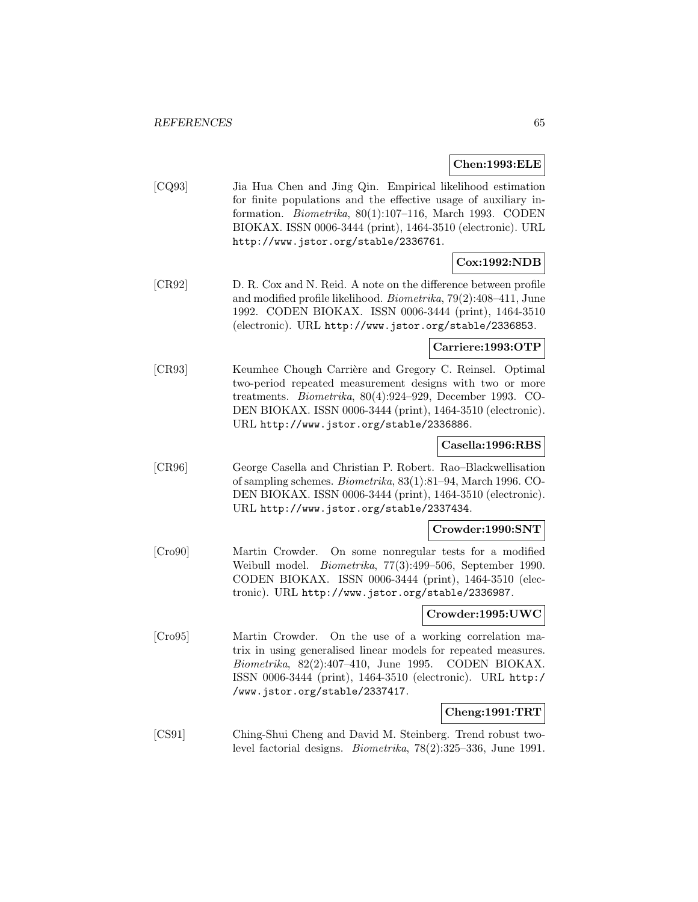**Chen:1993:ELE**

[CQ93] Jia Hua Chen and Jing Qin. Empirical likelihood estimation for finite populations and the effective usage of auxiliary information. *Biometrika*, 80(1):107–116, March 1993. CODEN BIOKAX. ISSN 0006-3444 (print), 1464-3510 (electronic). URL http://www.jstor.org/stable/2336761.

**Cox:1992:NDB**

[CR92] D. R. Cox and N. Reid. A note on the difference between profile and modified profile likelihood. *Biometrika*, 79(2):408–411, June 1992. CODEN BIOKAX. ISSN 0006-3444 (print), 1464-3510 (electronic). URL http://www.jstor.org/stable/2336853.

**Carriere:1993:OTP**

[CR93] Keumhee Chough Carrière and Gregory C. Reinsel. Optimal two-period repeated measurement designs with two or more treatments. *Biometrika*, 80(4):924–929, December 1993. CODEN BIOKAX. ISSN 0006-3444 (print), 1464-3510 (electronic). URL http://www.jstor.org/stable/2336886.

**Casella:1996:RBS**

[CR96] George Casella and Christian P. Robert. Rao–Blackwellisation of sampling schemes. *Biometrika*, 83(1):81–94, March 1996. CODEN BIOKAX. ISSN 0006-3444 (print), 1464-3510 (electronic). URL http://www.jstor.org/stable/2337434.

**Crowder:1990:SNT**

[Cro90] Martin Crowder. On some nonregular tests for a modified Weibull model. *Biometrika*, 77(3):499–506, September 1990. CODEN BIOKAX. ISSN 0006-3444 (print), 1464-3510 (electronic). URL http://www.jstor.org/stable/2336987.

**Crowder:1995:UWC**

[Cro95] Martin Crowder. On the use of a working correlation matrix in using generalised linear models for repeated measures. *Biometrika*, 82(2):407–410, June 1995. CODEN BIOKAX. ISSN 0006-3444 (print), 1464-3510 (electronic). URL http://www.jstor.org/stable/2337417.

**Cheng:1991:TRT**

[CS91] Ching-Shui Cheng and David M. Steinberg. Trend robust two-level factorial designs. *Biometrika*, 78(2):325–336, June 1991.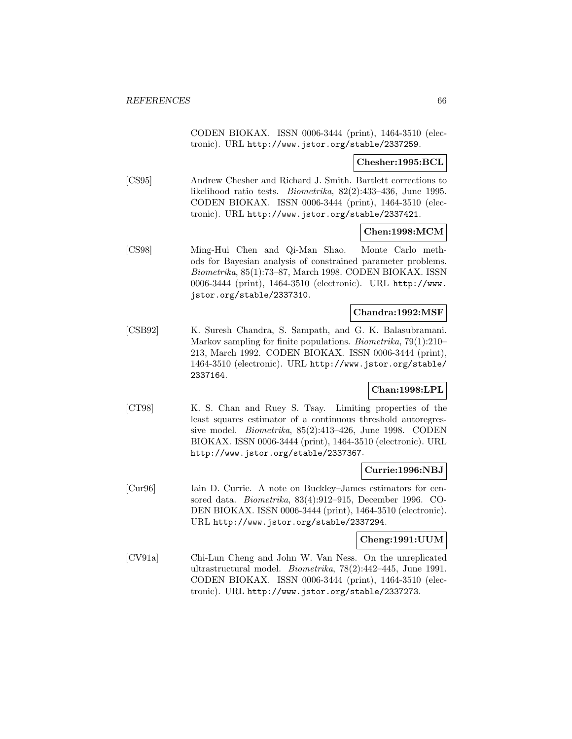CODEN BIOKAX. ISSN 0006-3444 (print), 1464-3510 (electronic). URL http://www.jstor.org/stable/2337259.

**Chesher:1995:BCL**

[CS95] Andrew Chesher and Richard J. Smith. Bartlett corrections to likelihood ratio tests. *Biometrika*, 82(2):433–436, June 1995. CODEN BIOKAX. ISSN 0006-3444 (print), 1464-3510 (electronic). URL http://www.jstor.org/stable/2337421.

**Chen:1998:MCM**

[CS98] Ming-Hui Chen and Qi-Man Shao. Monte Carlo methods for Bayesian analysis of constrained parameter problems. *Biometrika*, 85(1):73–87, March 1998. CODEN BIOKAX. ISSN 0006-3444 (print), 1464-3510 (electronic). URL http://www.jstor.org/stable/2337310.

**Chandra:1992:MSF**

[CSB92] K. Suresh Chandra, S. Sampath, and G. K. Balasubramani. Markov sampling for finite populations. *Biometrika*, 79(1):210–213, March 1992. CODEN BIOKAX. ISSN 0006-3444 (print), 1464-3510 (electronic). URL http://www.jstor.org/stable/2337164.

**Chan:1998:LPL**

[CT98] K. S. Chan and Ruey S. Tsay. Limiting properties of the least squares estimator of a continuous threshold autoregressive model. *Biometrika*, 85(2):413–426, June 1998. CODEN BIOKAX. ISSN 0006-3444 (print), 1464-3510 (electronic). URL http://www.jstor.org/stable/2337367.

**Currie:1996:NBJ**

[Cur96] Iain D. Currie. A note on Buckley–James estimators for censored data. *Biometrika*, 83(4):912–915, December 1996. CODEN BIOKAX. ISSN 0006-3444 (print), 1464-3510 (electronic). URL http://www.jstor.org/stable/2337294.

**Cheng:1991:UUM**

[CV91a] Chi-Lun Cheng and John W. Van Ness. On the unreplicated ultrastructural model. *Biometrika*, 78(2):442–445, June 1991. CODEN BIOKAX. ISSN 0006-3444 (print), 1464-3510 (electronic). URL http://www.jstor.org/stable/2337273.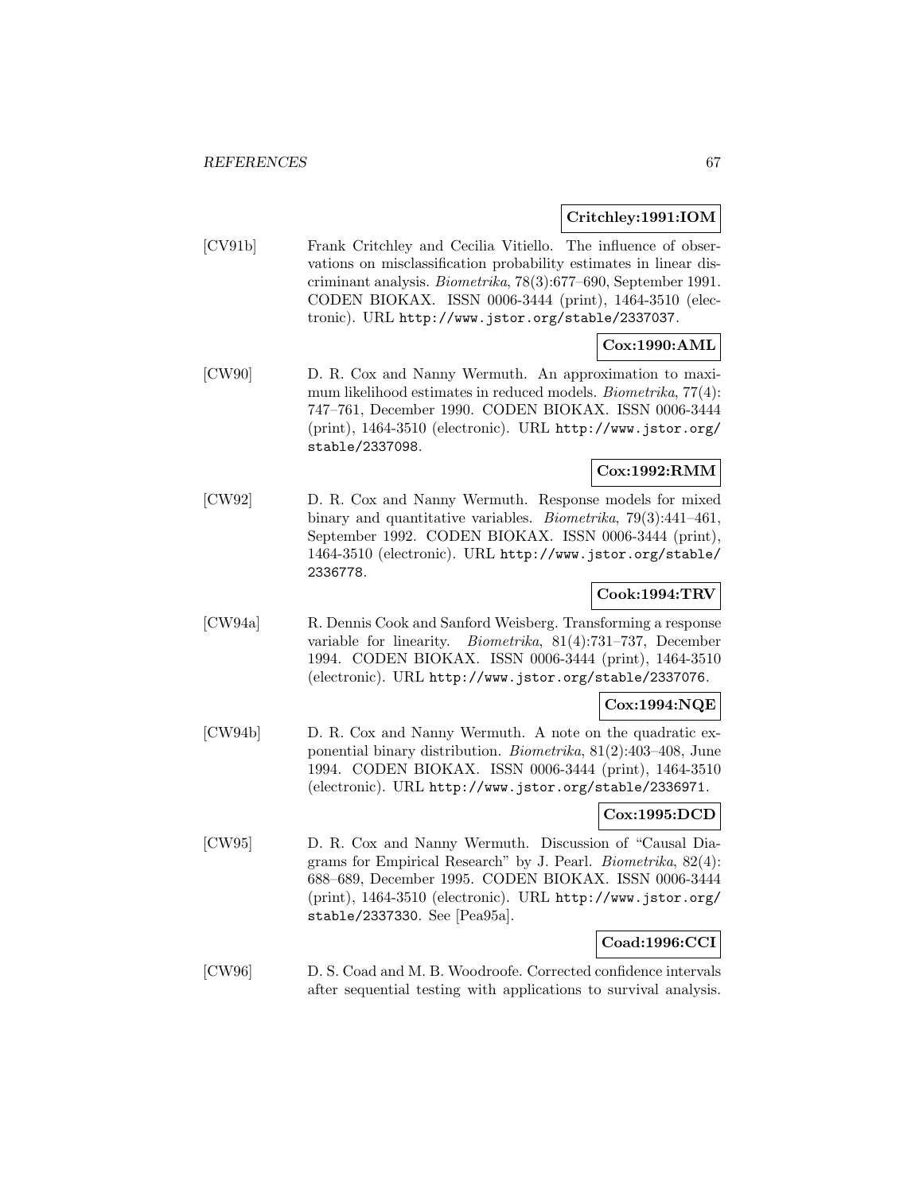**Critchley:1991:IOM**

[CV91b] Frank Critchley and Cecilia Vitiello. The influence of observations on misclassification probability estimates in linear discriminant analysis. *Biometrika*, 78(3):677–690, September 1991. CODEN BIOKAX. ISSN 0006-3444 (print), 1464-3510 (electronic). URL http://www.jstor.org/stable/2337037.

**Cox:1990:AML**

[CW90] D. R. Cox and Nanny Wermuth. An approximation to maximum likelihood estimates in reduced models. *Biometrika*, 77(4): 747–761, December 1990. CODEN BIOKAX. ISSN 0006-3444 (print), 1464-3510 (electronic). URL http://www.jstor.org/stable/2337098.

**Cox:1992:RMM**

[CW92] D. R. Cox and Nanny Wermuth. Response models for mixed binary and quantitative variables. *Biometrika*, 79(3):441–461, September 1992. CODEN BIOKAX. ISSN 0006-3444 (print), 1464-3510 (electronic). URL http://www.jstor.org/stable/2336778.

**Cook:1994:TRV**

[CW94a] R. Dennis Cook and Sanford Weisberg. Transforming a response variable for linearity. *Biometrika*, 81(4):731–737, December 1994. CODEN BIOKAX. ISSN 0006-3444 (print), 1464-3510 (electronic). URL http://www.jstor.org/stable/2337076.

**Cox:1994:NQE**

[CW94b] D. R. Cox and Nanny Wermuth. A note on the quadratic exponential binary distribution. *Biometrika*, 81(2):403–408, June 1994. CODEN BIOKAX. ISSN 0006-3444 (print), 1464-3510 (electronic). URL http://www.jstor.org/stable/2336971.

**Cox:1995:DCD**

[CW95] D. R. Cox and Nanny Wermuth. Discussion of "Causal Diagrams for Empirical Research" by J. Pearl. *Biometrika*, 82(4): 688–689, December 1995. CODEN BIOKAX. ISSN 0006-3444 (print), 1464-3510 (electronic). URL http://www.jstor.org/stable/2337330. See [Pea95a].

**Coad:1996:CCI**

[CW96] D. S. Coad and M. B. Woodroofe. Corrected confidence intervals after sequential testing with applications to survival analysis.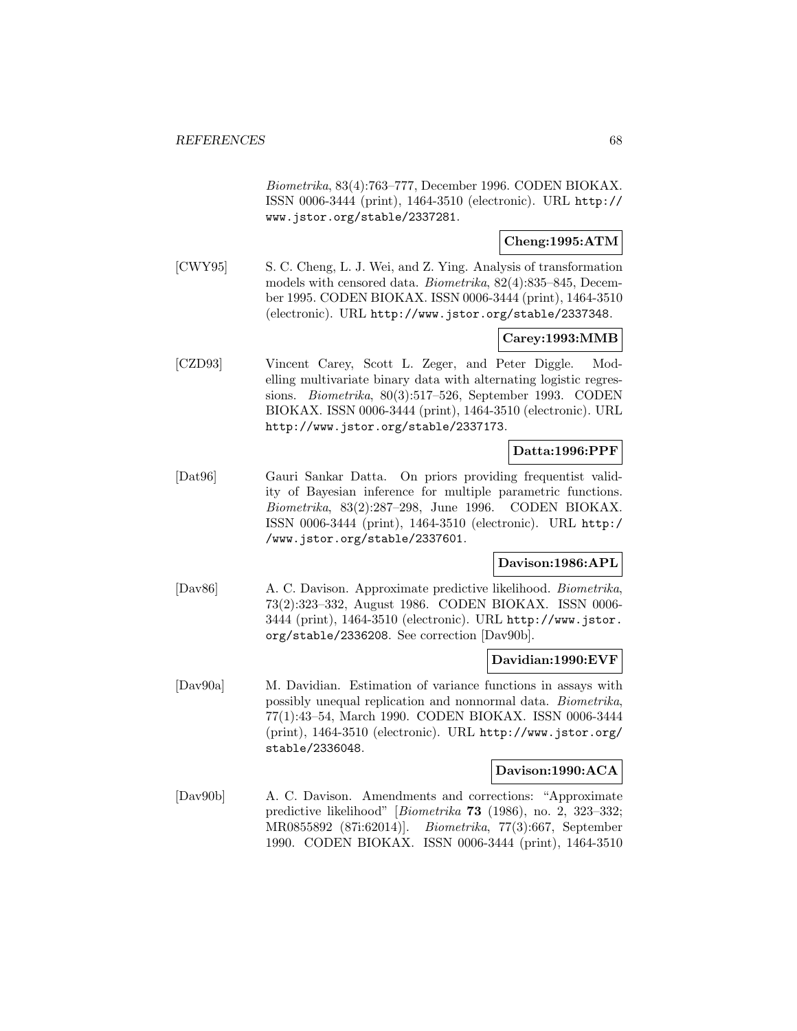*Biometrika*, 83(4):763–777, December 1996. CODEN BIOKAX. ISSN 0006-3444 (print), 1464-3510 (electronic). URL http://www.jstor.org/stable/2337281.

**Cheng:1995:ATM**

[CWY95] S. C. Cheng, L. J. Wei, and Z. Ying. Analysis of transformation models with censored data. *Biometrika*, 82(4):835–845, December 1995. CODEN BIOKAX. ISSN 0006-3444 (print), 1464-3510 (electronic). URL http://www.jstor.org/stable/2337348.

**Carey:1993:MMB**

[CZD93] Vincent Carey, Scott L. Zeger, and Peter Diggle. Modelling multivariate binary data with alternating logistic regressions. *Biometrika*, 80(3):517–526, September 1993. CODEN BIOKAX. ISSN 0006-3444 (print), 1464-3510 (electronic). URL http://www.jstor.org/stable/2337173.

**Datta:1996:PPF**

[Dat96] Gauri Sankar Datta. On priors providing frequentist validity of Bayesian inference for multiple parametric functions. *Biometrika*, 83(2):287–298, June 1996. CODEN BIOKAX. ISSN 0006-3444 (print), 1464-3510 (electronic). URL http://www.jstor.org/stable/2337601.

**Davison:1986:APL**

[Dav86] A. C. Davison. Approximate predictive likelihood. *Biometrika*, 73(2):323–332, August 1986. CODEN BIOKAX. ISSN 0006-3444 (print), 1464-3510 (electronic). URL http://www.jstor.org/stable/2336208. See correction [Dav90b].

**Davidian:1990:EVF**

[Dav90a] M. Davidian. Estimation of variance functions in assays with possibly unequal replication and nonnormal data. *Biometrika*, 77(1):43–54, March 1990. CODEN BIOKAX. ISSN 0006-3444 (print), 1464-3510 (electronic). URL http://www.jstor.org/stable/2336048.

**Davison:1990:ACA**

[Dav90b] A. C. Davison. Amendments and corrections: "Approximate predictive likelihood" [*Biometrika* **73** (1986), no. 2, 323–332; MR0855892 (87i:62014)]. *Biometrika*, 77(3):667, September 1990. CODEN BIOKAX. ISSN 0006-3444 (print), 1464-3510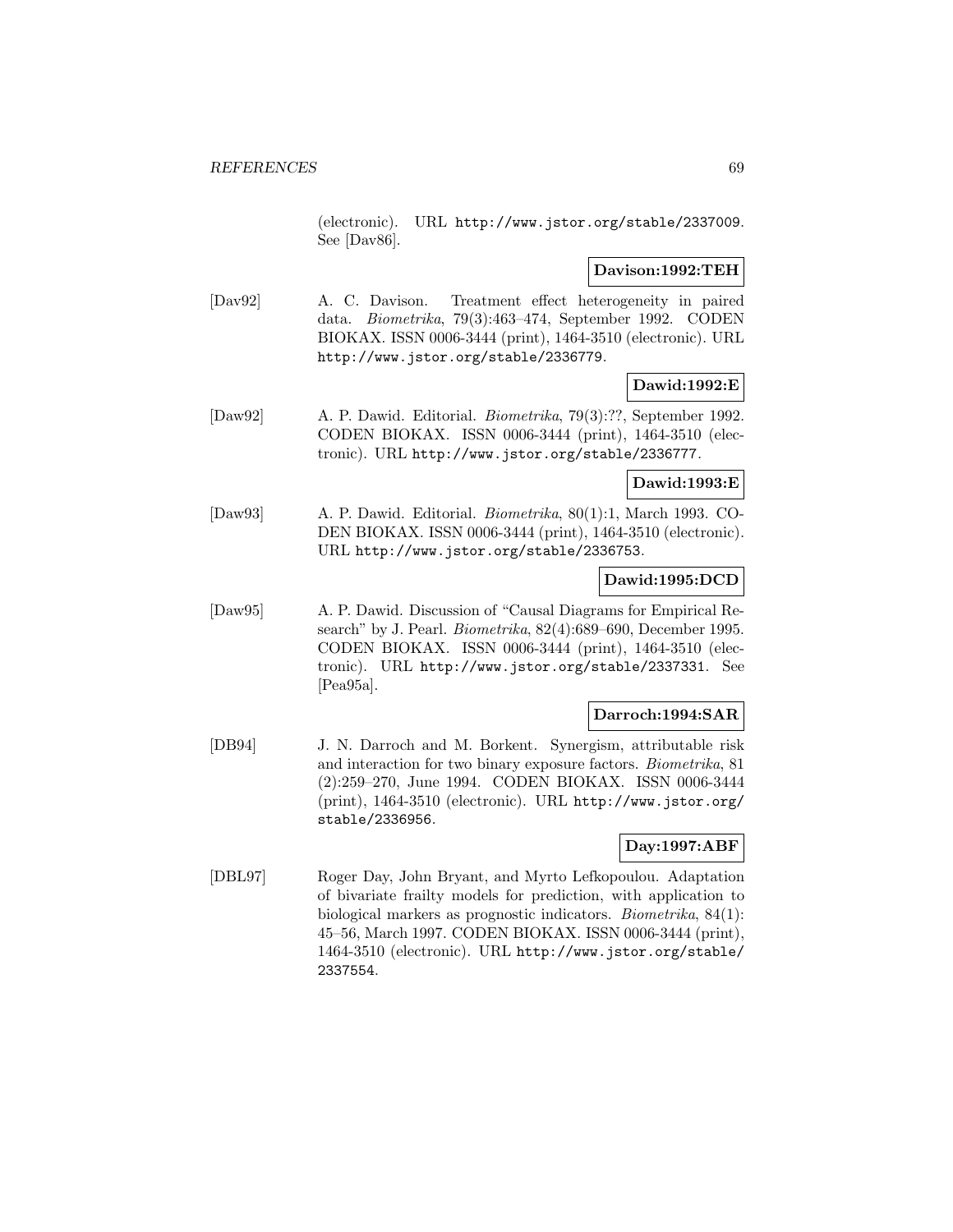(electronic). URL http://www.jstor.org/stable/2337009. See [Dav86].

**Davison:1992:TEH**

[Dav92] A. C. Davison. Treatment effect heterogeneity in paired data. *Biometrika*, 79(3):463–474, September 1992. CODEN BIOKAX. ISSN 0006-3444 (print), 1464-3510 (electronic). URL http://www.jstor.org/stable/2336779.

**Dawid:1992:E**

[Daw92] A. P. Dawid. Editorial. *Biometrika*, 79(3):??, September 1992. CODEN BIOKAX. ISSN 0006-3444 (print), 1464-3510 (electronic). URL http://www.jstor.org/stable/2336777.

**Dawid:1993:E**

[Daw93] A. P. Dawid. Editorial. *Biometrika*, 80(1):1, March 1993. CODEN BIOKAX. ISSN 0006-3444 (print), 1464-3510 (electronic). URL http://www.jstor.org/stable/2336753.

**Dawid:1995:DCD**

[Daw95] A. P. Dawid. Discussion of "Causal Diagrams for Empirical Research" by J. Pearl. *Biometrika*, 82(4):689–690, December 1995. CODEN BIOKAX. ISSN 0006-3444 (print), 1464-3510 (electronic). URL http://www.jstor.org/stable/2337331. See [Pea95a].

**Darroch:1994:SAR**

[DB94] J. N. Darroch and M. Borkent. Synergism, attributable risk and interaction for two binary exposure factors. *Biometrika*, 81 (2):259–270, June 1994. CODEN BIOKAX. ISSN 0006-3444 (print), 1464-3510 (electronic). URL http://www.jstor.org/stable/2336956.

**Day:1997:ABF**

[DBL97] Roger Day, John Bryant, and Myrto Lefkopoulou. Adaptation of bivariate frailty models for prediction, with application to biological markers as prognostic indicators. *Biometrika*, 84(1): 45–56, March 1997. CODEN BIOKAX. ISSN 0006-3444 (print), 1464-3510 (electronic). URL http://www.jstor.org/stable/2337554.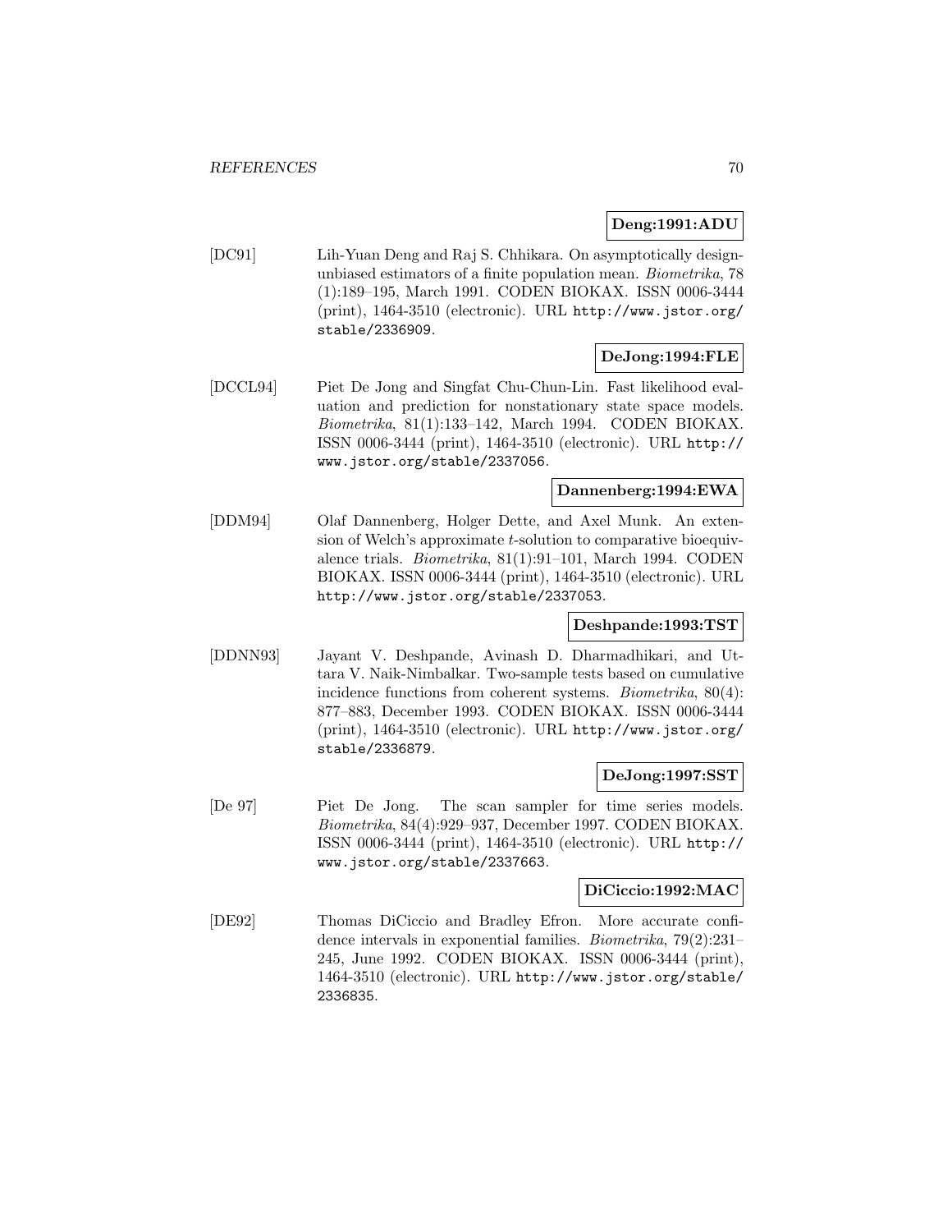**Deng:1991:ADU**

[DC91] Lih-Yuan Deng and Raj S. Chhikara. On asymptotically design-unbiased estimators of a finite population mean. *Biometrika*, 78 (1):189–195, March 1991. CODEN BIOKAX. ISSN 0006-3444 (print), 1464-3510 (electronic). URL http://www.jstor.org/stable/2336909.

**DeJong:1994:FLE**

[DCCL94] Piet De Jong and Singfat Chu-Chun-Lin. Fast likelihood evaluation and prediction for nonstationary state space models. *Biometrika*, 81(1):133–142, March 1994. CODEN BIOKAX. ISSN 0006-3444 (print), 1464-3510 (electronic). URL http://www.jstor.org/stable/2337056.

**Dannenberg:1994:EWA**

[DDM94] Olaf Dannenberg, Holger Dette, and Axel Munk. An extension of Welch's approximate $t$-solution to comparative bioequivalence trials. *Biometrika*, 81(1):91–101, March 1994. CODEN BIOKAX. ISSN 0006-3444 (print), 1464-3510 (electronic). URL http://www.jstor.org/stable/2337053.

**Deshpande:1993:TST**

[DDNN93] Jayant V. Deshpande, Avinash D. Dharmadhikari, and Uttara V. Naik-Nimbalkar. Two-sample tests based on cumulative incidence functions from coherent systems. *Biometrika*, 80(4): 877–883, December 1993. CODEN BIOKAX. ISSN 0006-3444 (print), 1464-3510 (electronic). URL http://www.jstor.org/stable/2336879.

**DeJong:1997:SST**

[De 97] Piet De Jong. The scan sampler for time series models. *Biometrika*, 84(4):929–937, December 1997. CODEN BIOKAX. ISSN 0006-3444 (print), 1464-3510 (electronic). URL http://www.jstor.org/stable/2337663.

**DiCiccio:1992:MAC**

[DE92] Thomas DiCiccio and Bradley Efron. More accurate confidence intervals in exponential families. *Biometrika*, 79(2):231–245, June 1992. CODEN BIOKAX. ISSN 0006-3444 (print), 1464-3510 (electronic). URL http://www.jstor.org/stable/2336835.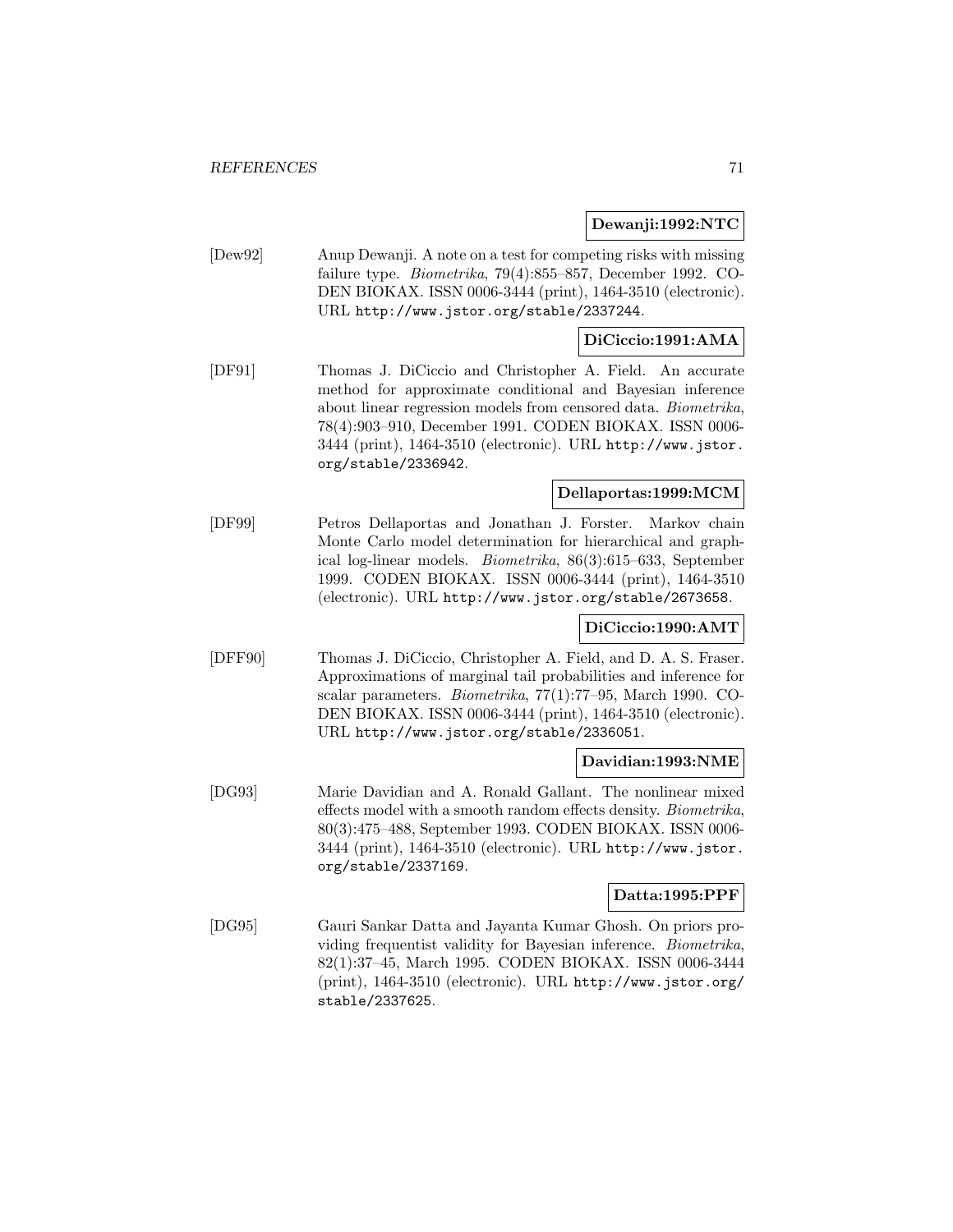**Dewanji:1992:NTC**

[Dew92] Anup Dewanji. A note on a test for competing risks with missing failure type. *Biometrika*, 79(4):855–857, December 1992. CODEN BIOKAX. ISSN 0006-3444 (print), 1464-3510 (electronic). URL http://www.jstor.org/stable/2337244.

**DiCiccio:1991:AMA**

[DF91] Thomas J. DiCiccio and Christopher A. Field. An accurate method for approximate conditional and Bayesian inference about linear regression models from censored data. *Biometrika*, 78(4):903–910, December 1991. CODEN BIOKAX. ISSN 0006-3444 (print), 1464-3510 (electronic). URL http://www.jstor.org/stable/2336942.

**Dellaportas:1999:MCM**

[DF99] Petros Dellaportas and Jonathan J. Forster. Markov chain Monte Carlo model determination for hierarchical and graphical log-linear models. *Biometrika*, 86(3):615–633, September 1999. CODEN BIOKAX. ISSN 0006-3444 (print), 1464-3510 (electronic). URL http://www.jstor.org/stable/2673658.

**DiCiccio:1990:AMT**

[DFF90] Thomas J. DiCiccio, Christopher A. Field, and D. A. S. Fraser. Approximations of marginal tail probabilities and inference for scalar parameters. *Biometrika*, 77(1):77–95, March 1990. CODEN BIOKAX. ISSN 0006-3444 (print), 1464-3510 (electronic). URL http://www.jstor.org/stable/2336051.

**Davidian:1993:NME**

[DG93] Marie Davidian and A. Ronald Gallant. The nonlinear mixed effects model with a smooth random effects density. *Biometrika*, 80(3):475–488, September 1993. CODEN BIOKAX. ISSN 0006-3444 (print), 1464-3510 (electronic). URL http://www.jstor.org/stable/2337169.

**Datta:1995:PPF**

[DG95] Gauri Sankar Datta and Jayanta Kumar Ghosh. On priors providing frequentist validity for Bayesian inference. *Biometrika*, 82(1):37–45, March 1995. CODEN BIOKAX. ISSN 0006-3444 (print), 1464-3510 (electronic). URL http://www.jstor.org/stable/2337625.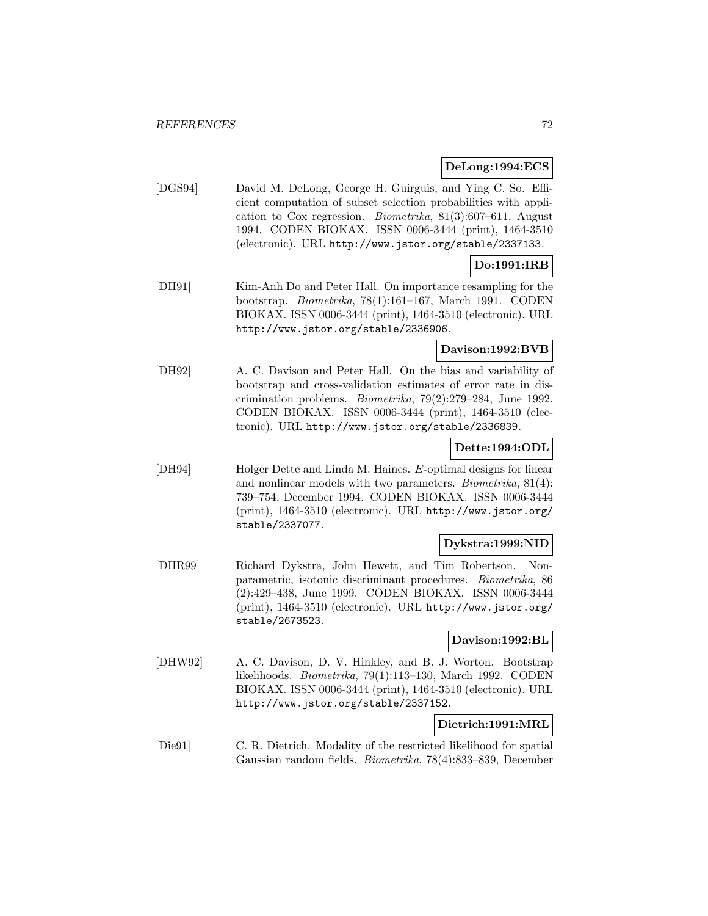**DeLong:1994:ECS**

[DGS94] David M. DeLong, George H. Guirguis, and Ying C. So. Efficient computation of subset selection probabilities with application to Cox regression. *Biometrika*, 81(3):607–611, August 1994. CODEN BIOKAX. ISSN 0006-3444 (print), 1464-3510 (electronic). URL http://www.jstor.org/stable/2337133.

**Do:1991:IRB**

[DH91] Kim-Anh Do and Peter Hall. On importance resampling for the bootstrap. *Biometrika*, 78(1):161–167, March 1991. CODEN BIOKAX. ISSN 0006-3444 (print), 1464-3510 (electronic). URL http://www.jstor.org/stable/2336906.

**Davison:1992:BVB**

[DH92] A. C. Davison and Peter Hall. On the bias and variability of bootstrap and cross-validation estimates of error rate in discrimination problems. *Biometrika*, 79(2):279–284, June 1992. CODEN BIOKAX. ISSN 0006-3444 (print), 1464-3510 (electronic). URL http://www.jstor.org/stable/2336839.

**Dette:1994:ODL**

[DH94] Holger Dette and Linda M. Haines. *E*-optimal designs for linear and nonlinear models with two parameters. *Biometrika*, 81(4): 739–754, December 1994. CODEN BIOKAX. ISSN 0006-3444 (print), 1464-3510 (electronic). URL http://www.jstor.org/stable/2337077.

**Dykstra:1999:NID**

[DHR99] Richard Dykstra, John Hewett, and Tim Robertson. Nonparametric, isotonic discriminant procedures. *Biometrika*, 86 (2):429–438, June 1999. CODEN BIOKAX. ISSN 0006-3444 (print), 1464-3510 (electronic). URL http://www.jstor.org/stable/2673523.

**Davison:1992:BL**

[DHW92] A. C. Davison, D. V. Hinkley, and B. J. Worton. Bootstrap likelihoods. *Biometrika*, 79(1):113–130, March 1992. CODEN BIOKAX. ISSN 0006-3444 (print), 1464-3510 (electronic). URL http://www.jstor.org/stable/2337152.

**Dietrich:1991:MRL**

[Die91] C. R. Dietrich. Modality of the restricted likelihood for spatial Gaussian random fields. *Biometrika*, 78(4):833–839, December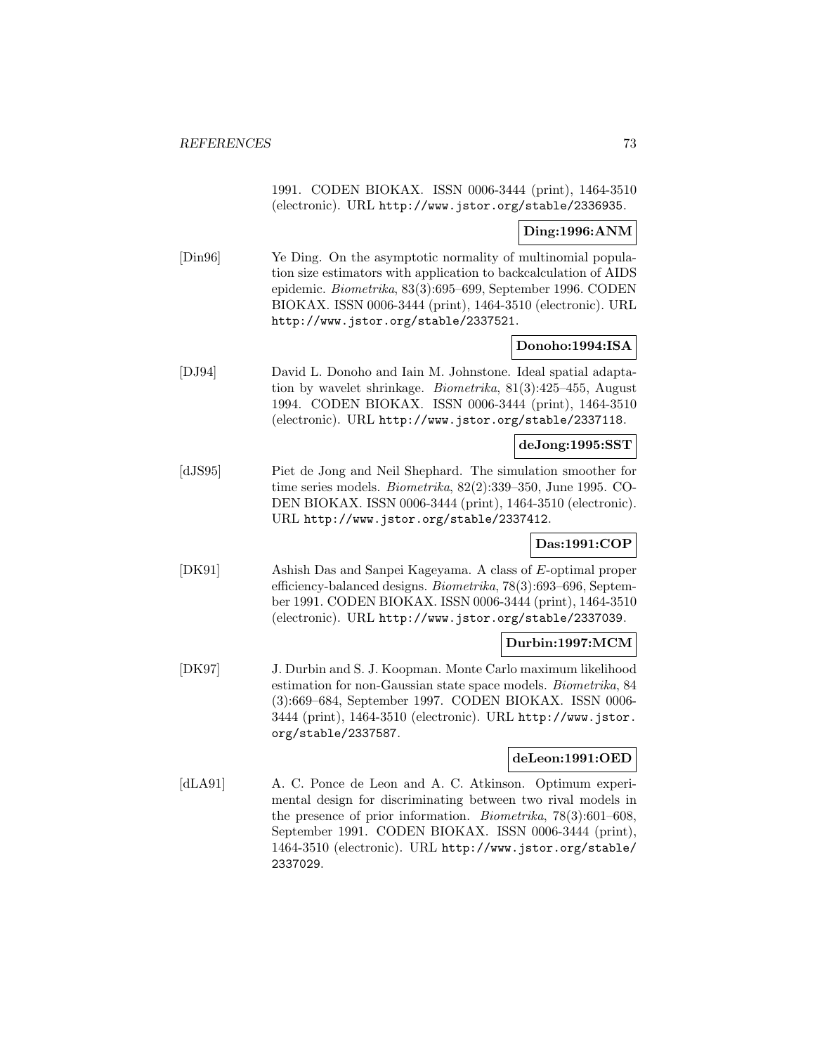1991. CODEN BIOKAX. ISSN 0006-3444 (print), 1464-3510 (electronic). URL http://www.jstor.org/stable/2336935.

**Ding:1996:ANM**

[Din96] Ye Ding. On the asymptotic normality of multinomial population size estimators with application to backcalculation of AIDS epidemic. *Biometrika*, 83(3):695–699, September 1996. CODEN BIOKAX. ISSN 0006-3444 (print), 1464-3510 (electronic). URL http://www.jstor.org/stable/2337521.

**Donoho:1994:ISA**

[DJ94] David L. Donoho and Iain M. Johnstone. Ideal spatial adaptation by wavelet shrinkage. *Biometrika*, 81(3):425–455, August 1994. CODEN BIOKAX. ISSN 0006-3444 (print), 1464-3510 (electronic). URL http://www.jstor.org/stable/2337118.

**deJong:1995:SST**

[dJS95] Piet de Jong and Neil Shephard. The simulation smoother for time series models. *Biometrika*, 82(2):339–350, June 1995. CODEN BIOKAX. ISSN 0006-3444 (print), 1464-3510 (electronic). URL http://www.jstor.org/stable/2337412.

**Das:1991:COP**

[DK91] Ashish Das and Sanpei Kageyama. A class of $E$-optimal proper efficiency-balanced designs. *Biometrika*, 78(3):693–696, September 1991. CODEN BIOKAX. ISSN 0006-3444 (print), 1464-3510 (electronic). URL http://www.jstor.org/stable/2337039.

**Durbin:1997:MCM**

[DK97] J. Durbin and S. J. Koopman. Monte Carlo maximum likelihood estimation for non-Gaussian state space models. *Biometrika*, 84 (3):669–684, September 1997. CODEN BIOKAX. ISSN 0006-3444 (print), 1464-3510 (electronic). URL http://www.jstor.org/stable/2337587.

**deLeon:1991:OED**

[dLA91] A. C. Ponce de Leon and A. C. Atkinson. Optimum experimental design for discriminating between two rival models in the presence of prior information. *Biometrika*, 78(3):601–608, September 1991. CODEN BIOKAX. ISSN 0006-3444 (print), 1464-3510 (electronic). URL http://www.jstor.org/stable/2337029.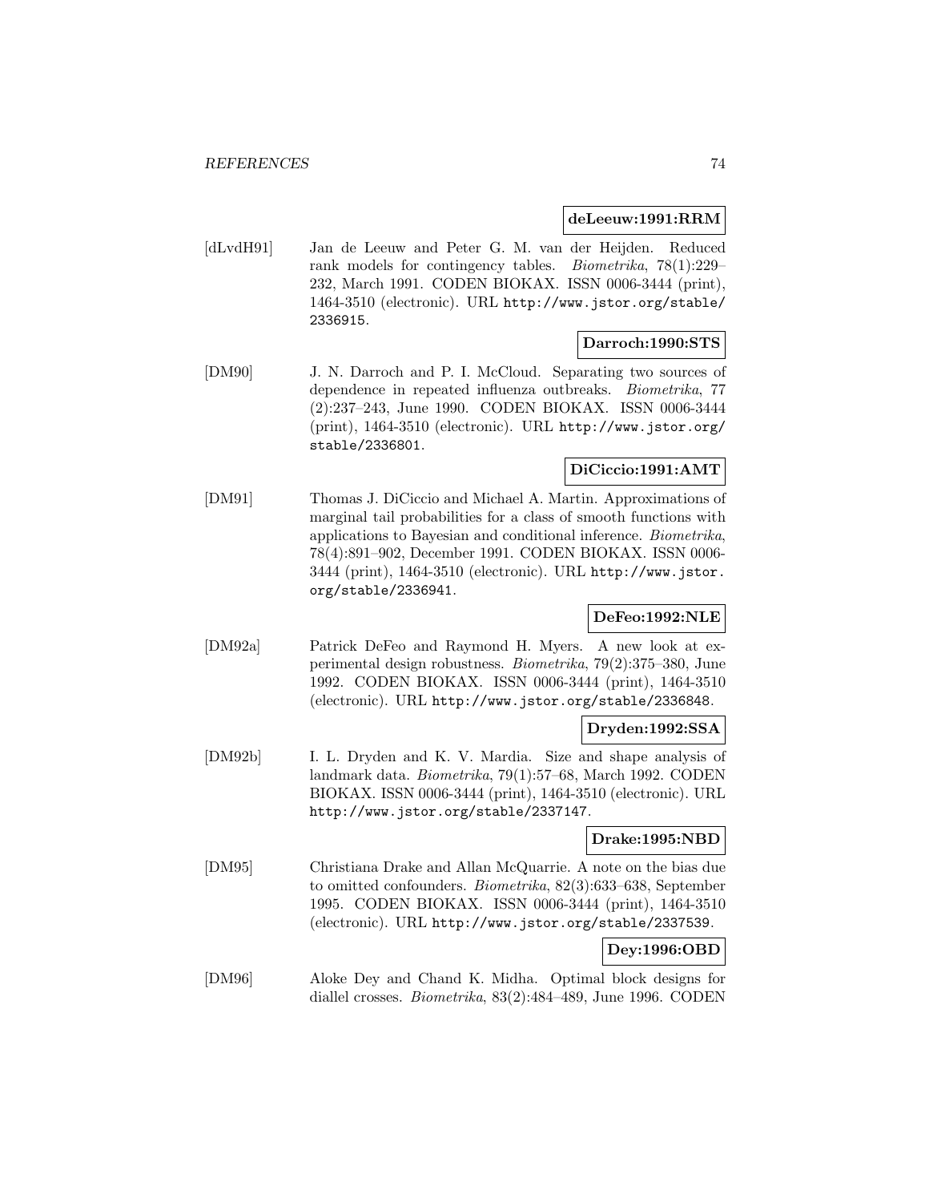**deLeeuw:1991:RRM**

[dLvdH91] Jan de Leeuw and Peter G. M. van der Heijden. Reduced rank models for contingency tables. *Biometrika*, 78(1):229–232, March 1991. CODEN BIOKAX. ISSN 0006-3444 (print), 1464-3510 (electronic). URL http://www.jstor.org/stable/2336915.

**Darroch:1990:STS**

[DM90] J. N. Darroch and P. I. McCloud. Separating two sources of dependence in repeated influenza outbreaks. *Biometrika*, 77 (2):237–243, June 1990. CODEN BIOKAX. ISSN 0006-3444 (print), 1464-3510 (electronic). URL http://www.jstor.org/stable/2336801.

**DiCiccio:1991:AMT**

[DM91] Thomas J. DiCiccio and Michael A. Martin. Approximations of marginal tail probabilities for a class of smooth functions with applications to Bayesian and conditional inference. *Biometrika*, 78(4):891–902, December 1991. CODEN BIOKAX. ISSN 0006-3444 (print), 1464-3510 (electronic). URL http://www.jstor.org/stable/2336941.

**DeFeo:1992:NLE**

[DM92a] Patrick DeFeo and Raymond H. Myers. A new look at experimental design robustness. *Biometrika*, 79(2):375–380, June 1992. CODEN BIOKAX. ISSN 0006-3444 (print), 1464-3510 (electronic). URL http://www.jstor.org/stable/2336848.

**Dryden:1992:SSA**

[DM92b] I. L. Dryden and K. V. Mardia. Size and shape analysis of landmark data. *Biometrika*, 79(1):57–68, March 1992. CODEN BIOKAX. ISSN 0006-3444 (print), 1464-3510 (electronic). URL http://www.jstor.org/stable/2337147.

**Drake:1995:NBD**

[DM95] Christiana Drake and Allan McQuarrie. A note on the bias due to omitted confounders. *Biometrika*, 82(3):633–638, September 1995. CODEN BIOKAX. ISSN 0006-3444 (print), 1464-3510 (electronic). URL http://www.jstor.org/stable/2337539.

**Dey:1996:OBD**

[DM96] Aloke Dey and Chand K. Midha. Optimal block designs for diallel crosses. *Biometrika*, 83(2):484–489, June 1996. CODEN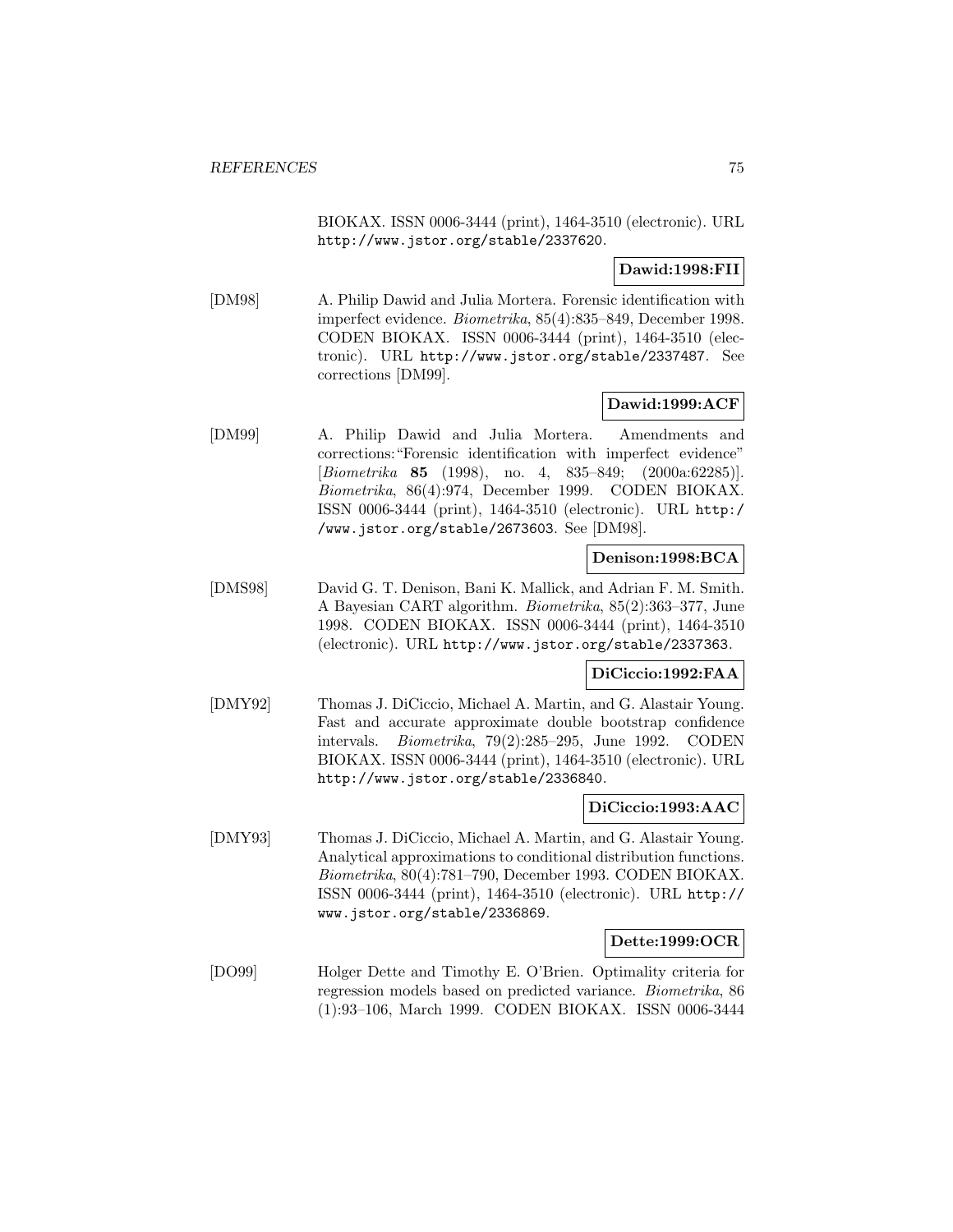BIOKAX. ISSN 0006-3444 (print), 1464-3510 (electronic). URL http://www.jstor.org/stable/2337620.

**Dawid:1998:FII**

[DM98] A. Philip Dawid and Julia Mortera. Forensic identification with imperfect evidence. *Biometrika*, 85(4):835–849, December 1998. CODEN BIOKAX. ISSN 0006-3444 (print), 1464-3510 (electronic). URL http://www.jstor.org/stable/2337487. See corrections [DM99].

**Dawid:1999:ACF**

[DM99] A. Philip Dawid and Julia Mortera. Amendments and corrections: "Forensic identification with imperfect evidence" [*Biometrika* **85** (1998), no. 4, 835–849; (2000a:62285)]. *Biometrika*, 86(4):974, December 1999. CODEN BIOKAX. ISSN 0006-3444 (print), 1464-3510 (electronic). URL http://www.jstor.org/stable/2673603. See [DM98].

**Denison:1998:BCA**

[DMS98] David G. T. Denison, Bani K. Mallick, and Adrian F. M. Smith. A Bayesian CART algorithm. *Biometrika*, 85(2):363–377, June 1998. CODEN BIOKAX. ISSN 0006-3444 (print), 1464-3510 (electronic). URL http://www.jstor.org/stable/2337363.

**DiCiccio:1992:FAA**

[DMY92] Thomas J. DiCiccio, Michael A. Martin, and G. Alastair Young. Fast and accurate approximate double bootstrap confidence intervals. *Biometrika*, 79(2):285–295, June 1992. CODEN BIOKAX. ISSN 0006-3444 (print), 1464-3510 (electronic). URL http://www.jstor.org/stable/2336840.

**DiCiccio:1993:AAC**

[DMY93] Thomas J. DiCiccio, Michael A. Martin, and G. Alastair Young. Analytical approximations to conditional distribution functions. *Biometrika*, 80(4):781–790, December 1993. CODEN BIOKAX. ISSN 0006-3444 (print), 1464-3510 (electronic). URL http://www.jstor.org/stable/2336869.

**Dette:1999:OCR**

[DO99] Holger Dette and Timothy E. O'Brien. Optimality criteria for regression models based on predicted variance. *Biometrika*, 86 (1):93–106, March 1999. CODEN BIOKAX. ISSN 0006-3444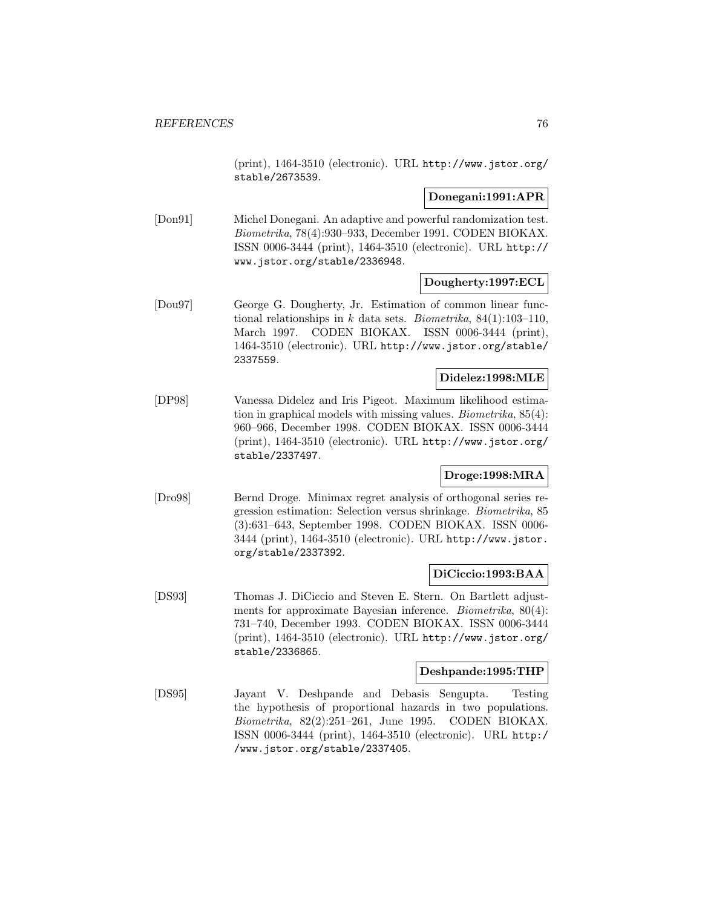(print), 1464-3510 (electronic). URL http://www.jstor.org/stable/2673539.

**Donegani:1991:APR**

[Don91] Michel Donegani. An adaptive and powerful randomization test. *Biometrika*, 78(4):930–933, December 1991. CODEN BIOKAX. ISSN 0006-3444 (print), 1464-3510 (electronic). URL http://www.jstor.org/stable/2336948.

**Dougherty:1997:ECL**

[Dou97] George G. Dougherty, Jr. Estimation of common linear functional relationships in $k$ data sets. *Biometrika*, 84(1):103–110, March 1997. CODEN BIOKAX. ISSN 0006-3444 (print), 1464-3510 (electronic). URL http://www.jstor.org/stable/2337559.

**Didelez:1998:MLE**

[DP98] Vanessa Didelez and Iris Pigeot. Maximum likelihood estimation in graphical models with missing values. *Biometrika*, 85(4):960–966, December 1998. CODEN BIOKAX. ISSN 0006-3444 (print), 1464-3510 (electronic). URL http://www.jstor.org/stable/2337497.

**Droge:1998:MRA**

[Dro98] Bernd Droge. Minimax regret analysis of orthogonal series regression estimation: Selection versus shrinkage. *Biometrika*, 85(3):631–643, September 1998. CODEN BIOKAX. ISSN 0006-3444 (print), 1464-3510 (electronic). URL http://www.jstor.org/stable/2337392.

**DiCiccio:1993:BAA**

[DS93] Thomas J. DiCiccio and Steven E. Stern. On Bartlett adjustments for approximate Bayesian inference. *Biometrika*, 80(4):731–740, December 1993. CODEN BIOKAX. ISSN 0006-3444 (print), 1464-3510 (electronic). URL http://www.jstor.org/stable/2336865.

**Deshpande:1995:THP**

[DS95] Jayant V. Deshpande and Debasis Sengupta. Testing the hypothesis of proportional hazards in two populations. *Biometrika*, 82(2):251–261, June 1995. CODEN BIOKAX. ISSN 0006-3444 (print), 1464-3510 (electronic). URL http://www.jstor.org/stable/2337405.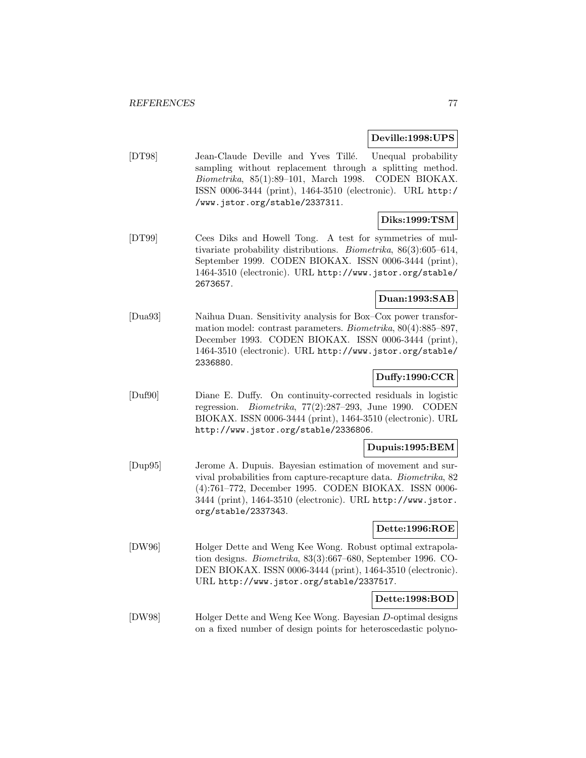**Deville:1998:UPS**

[DT98] Jean-Claude Deville and Yves Tillé. Unequal probability sampling without replacement through a splitting method. *Biometrika*, 85(1):89–101, March 1998. CODEN BIOKAX. ISSN 0006-3444 (print), 1464-3510 (electronic). URL http://www.jstor.org/stable/2337311.

**Diks:1999:TSM**

[DT99] Cees Diks and Howell Tong. A test for symmetries of multivariate probability distributions. *Biometrika*, 86(3):605–614, September 1999. CODEN BIOKAX. ISSN 0006-3444 (print), 1464-3510 (electronic). URL http://www.jstor.org/stable/2673657.

**Duan:1993:SAB**

[Dua93] Naihua Duan. Sensitivity analysis for Box–Cox power transformation model: contrast parameters. *Biometrika*, 80(4):885–897, December 1993. CODEN BIOKAX. ISSN 0006-3444 (print), 1464-3510 (electronic). URL http://www.jstor.org/stable/2336880.

**Duffy:1990:CCR**

[Duf90] Diane E. Duffy. On continuity-corrected residuals in logistic regression. *Biometrika*, 77(2):287–293, June 1990. CODEN BIOKAX. ISSN 0006-3444 (print), 1464-3510 (electronic). URL http://www.jstor.org/stable/2336806.

**Dupuis:1995:BEM**

[Dup95] Jerome A. Dupuis. Bayesian estimation of movement and survival probabilities from capture-recapture data. *Biometrika*, 82 (4):761–772, December 1995. CODEN BIOKAX. ISSN 0006-3444 (print), 1464-3510 (electronic). URL http://www.jstor.org/stable/2337343.

**Dette:1996:ROE**

[DW96] Holger Dette and Weng Kee Wong. Robust optimal extrapolation designs. *Biometrika*, 83(3):667–680, September 1996. CODEN BIOKAX. ISSN 0006-3444 (print), 1464-3510 (electronic). URL http://www.jstor.org/stable/2337517.

**Dette:1998:BOD**

[DW98] Holger Dette and Weng Kee Wong. Bayesian $D$-optimal designs on a fixed number of design points for heteroscedastic polyno-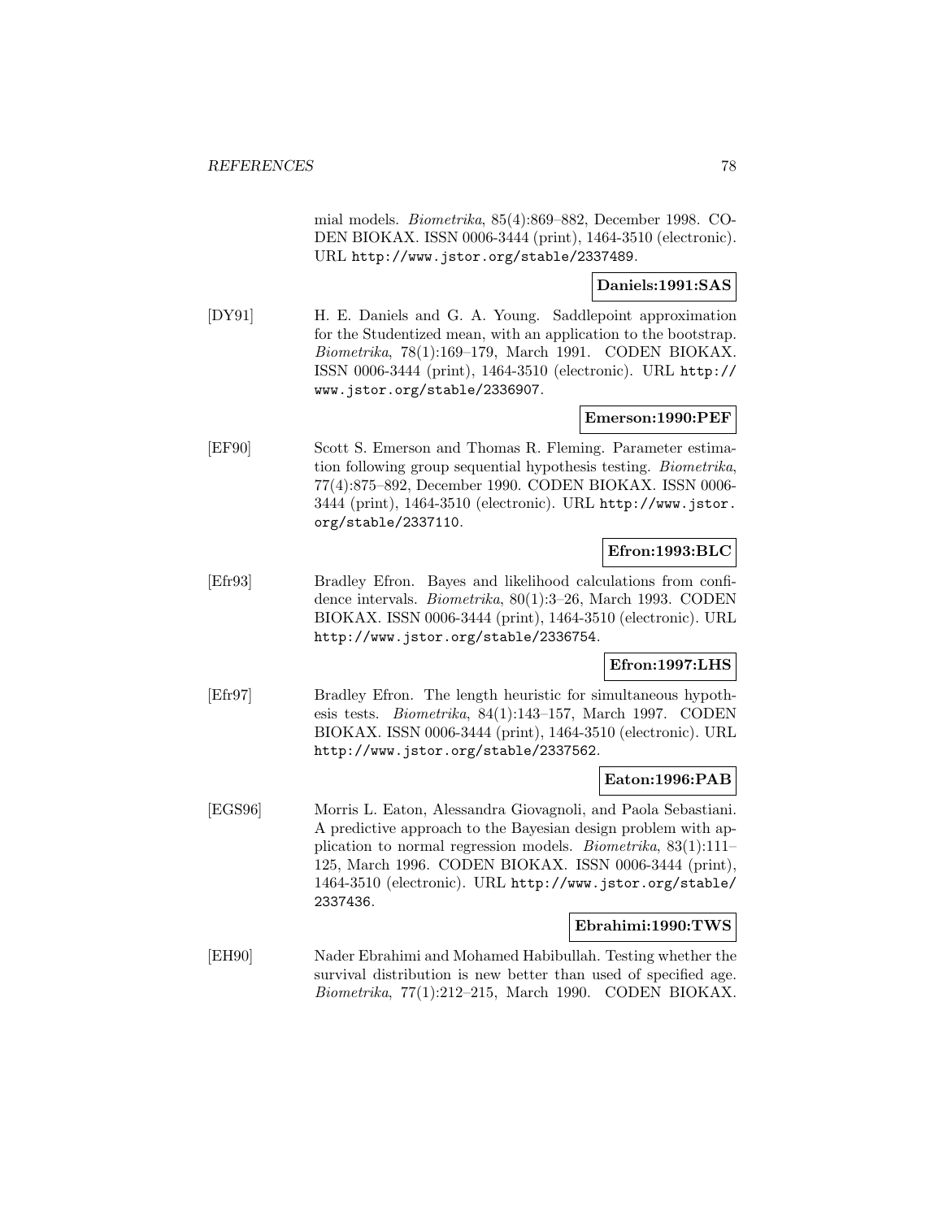mial models. *Biometrika*, 85(4):869–882, December 1998. CODEN BIOKAX. ISSN 0006-3444 (print), 1464-3510 (electronic). URL `http://www.jstor.org/stable/2337489`.

**Daniels:1991:SAS**

[DY91] H. E. Daniels and G. A. Young. Saddlepoint approximation for the Studentized mean, with an application to the bootstrap. *Biometrika*, 78(1):169–179, March 1991. CODEN BIOKAX. ISSN 0006-3444 (print), 1464-3510 (electronic). URL `http://www.jstor.org/stable/2336907`.

**Emerson:1990:PEF**

[EF90] Scott S. Emerson and Thomas R. Fleming. Parameter estimation following group sequential hypothesis testing. *Biometrika*, 77(4):875–892, December 1990. CODEN BIOKAX. ISSN 0006-3444 (print), 1464-3510 (electronic). URL `http://www.jstor.org/stable/2337110`.

**Efron:1993:BLC**

[Efr93] Bradley Efron. Bayes and likelihood calculations from confidence intervals. *Biometrika*, 80(1):3–26, March 1993. CODEN BIOKAX. ISSN 0006-3444 (print), 1464-3510 (electronic). URL `http://www.jstor.org/stable/2336754`.

**Efron:1997:LHS**

[Efr97] Bradley Efron. The length heuristic for simultaneous hypothesis tests. *Biometrika*, 84(1):143–157, March 1997. CODEN BIOKAX. ISSN 0006-3444 (print), 1464-3510 (electronic). URL `http://www.jstor.org/stable/2337562`.

**Eaton:1996:PAB**

[EGS96] Morris L. Eaton, Alessandra Giovagnoli, and Paola Sebastiani. A predictive approach to the Bayesian design problem with application to normal regression models. *Biometrika*, 83(1):111–125, March 1996. CODEN BIOKAX. ISSN 0006-3444 (print), 1464-3510 (electronic). URL `http://www.jstor.org/stable/2337436`.

**Ebrahimi:1990:TWS**

[EH90] Nader Ebrahimi and Mohamed Habibullah. Testing whether the survival distribution is new better than used of specified age. *Biometrika*, 77(1):212–215, March 1990. CODEN BIOKAX.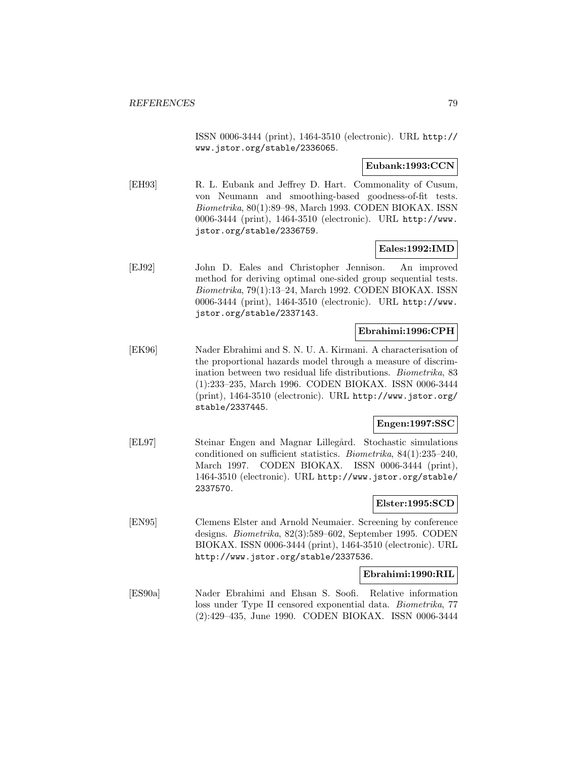ISSN 0006-3444 (print), 1464-3510 (electronic). URL http://www.jstor.org/stable/2336065.

**Eubank:1993:CCN**

[EH93] R. L. Eubank and Jeffrey D. Hart. Commonality of Cusum, von Neumann and smoothing-based goodness-of-fit tests. *Biometrika*, 80(1):89–98, March 1993. CODEN BIOKAX. ISSN 0006-3444 (print), 1464-3510 (electronic). URL http://www.jstor.org/stable/2336759.

**Eales:1992:IMD**

[EJ92] John D. Eales and Christopher Jennison. An improved method for deriving optimal one-sided group sequential tests. *Biometrika*, 79(1):13–24, March 1992. CODEN BIOKAX. ISSN 0006-3444 (print), 1464-3510 (electronic). URL http://www.jstor.org/stable/2337143.

**Ebrahimi:1996:CPH**

[EK96] Nader Ebrahimi and S. N. U. A. Kirmani. A characterisation of the proportional hazards model through a measure of discrimination between two residual life distributions. *Biometrika*, 83 (1):233–235, March 1996. CODEN BIOKAX. ISSN 0006-3444 (print), 1464-3510 (electronic). URL http://www.jstor.org/stable/2337445.

**Engen:1997:SSC**

[EL97] Steinar Engen and Magnar Lillegård. Stochastic simulations conditioned on sufficient statistics. *Biometrika*, 84(1):235–240, March 1997. CODEN BIOKAX. ISSN 0006-3444 (print), 1464-3510 (electronic). URL http://www.jstor.org/stable/2337570.

**Elster:1995:SCD**

[EN95] Clemens Elster and Arnold Neumaier. Screening by conference designs. *Biometrika*, 82(3):589–602, September 1995. CODEN BIOKAX. ISSN 0006-3444 (print), 1464-3510 (electronic). URL http://www.jstor.org/stable/2337536.

**Ebrahimi:1990:RIL**

[ES90a] Nader Ebrahimi and Ehsan S. Soofi. Relative information loss under Type II censored exponential data. *Biometrika*, 77 (2):429–435, June 1990. CODEN BIOKAX. ISSN 0006-3444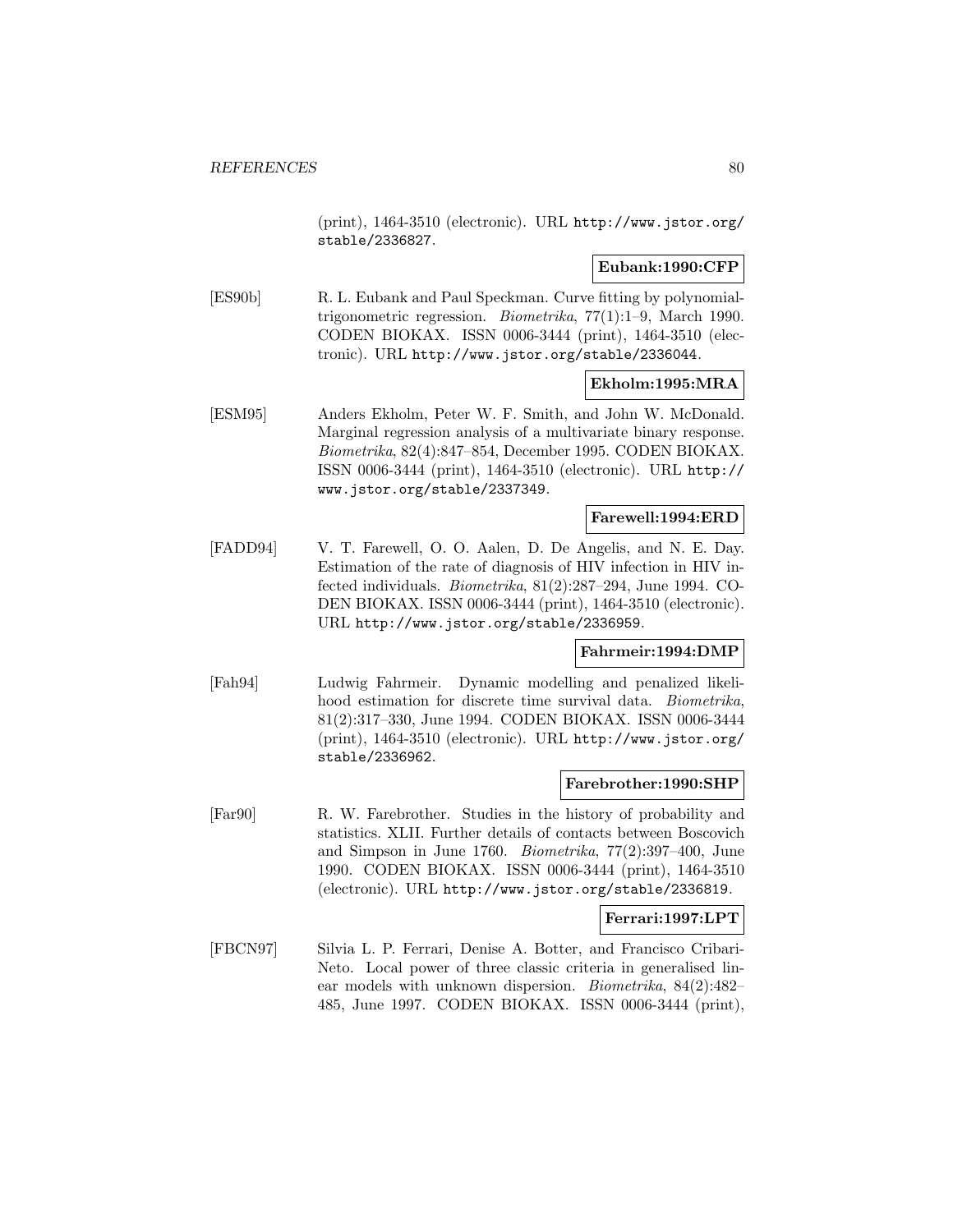(print), 1464-3510 (electronic). URL http://www.jstor.org/stable/2336827.

**Eubank:1990:CFP**

[ES90b] R. L. Eubank and Paul Speckman. Curve fitting by polynomial-trigonometric regression. *Biometrika*, 77(1):1–9, March 1990. CODEN BIOKAX. ISSN 0006-3444 (print), 1464-3510 (electronic). URL http://www.jstor.org/stable/2336044.

**Ekholm:1995:MRA**

[ESM95] Anders Ekholm, Peter W. F. Smith, and John W. McDonald. Marginal regression analysis of a multivariate binary response. *Biometrika*, 82(4):847–854, December 1995. CODEN BIOKAX. ISSN 0006-3444 (print), 1464-3510 (electronic). URL http://www.jstor.org/stable/2337349.

**Farewell:1994:ERD**

[FADD94] V. T. Farewell, O. O. Aalen, D. De Angelis, and N. E. Day. Estimation of the rate of diagnosis of HIV infection in HIV infected individuals. *Biometrika*, 81(2):287–294, June 1994. CODEN BIOKAX. ISSN 0006-3444 (print), 1464-3510 (electronic). URL http://www.jstor.org/stable/2336959.

**Fahrmeir:1994:DMP**

[Fah94] Ludwig Fahrmeir. Dynamic modelling and penalized likelihood estimation for discrete time survival data. *Biometrika*, 81(2):317–330, June 1994. CODEN BIOKAX. ISSN 0006-3444 (print), 1464-3510 (electronic). URL http://www.jstor.org/stable/2336962.

**Farebrother:1990:SHP**

[Far90] R. W. Farebrother. Studies in the history of probability and statistics. XLII. Further details of contacts between Boscovich and Simpson in June 1760. *Biometrika*, 77(2):397–400, June 1990. CODEN BIOKAX. ISSN 0006-3444 (print), 1464-3510 (electronic). URL http://www.jstor.org/stable/2336819.

**Ferrari:1997:LPT**

[FBCN97] Silvia L. P. Ferrari, Denise A. Botter, and Francisco Cribari-Neto. Local power of three classic criteria in generalised linear models with unknown dispersion. *Biometrika*, 84(2):482–485, June 1997. CODEN BIOKAX. ISSN 0006-3444 (print),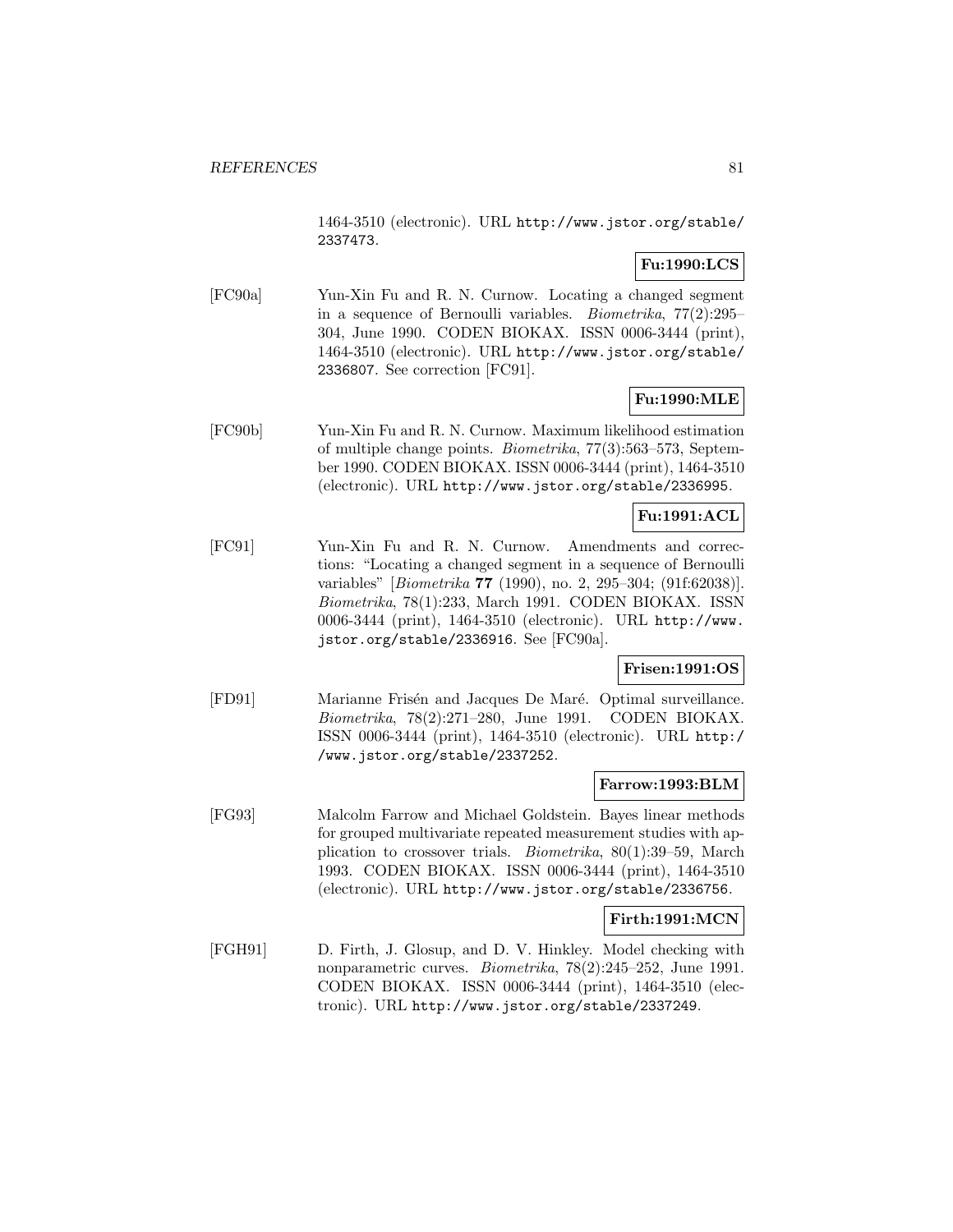1464-3510 (electronic). URL http://www.jstor.org/stable/2337473.

**Fu:1990:LCS**

[FC90a] Yun-Xin Fu and R. N. Curnow. Locating a changed segment in a sequence of Bernoulli variables. *Biometrika*, 77(2):295–304, June 1990. CODEN BIOKAX. ISSN 0006-3444 (print), 1464-3510 (electronic). URL http://www.jstor.org/stable/2336807. See correction [FC91].

**Fu:1990:MLE**

[FC90b] Yun-Xin Fu and R. N. Curnow. Maximum likelihood estimation of multiple change points. *Biometrika*, 77(3):563–573, September 1990. CODEN BIOKAX. ISSN 0006-3444 (print), 1464-3510 (electronic). URL http://www.jstor.org/stable/2336995.

**Fu:1991:ACL**

[FC91] Yun-Xin Fu and R. N. Curnow. Amendments and corrections: "Locating a changed segment in a sequence of Bernoulli variables" [*Biometrika* **77** (1990), no. 2, 295–304; (91f:62038)]. *Biometrika*, 78(1):233, March 1991. CODEN BIOKAX. ISSN 0006-3444 (print), 1464-3510 (electronic). URL http://www.jstor.org/stable/2336916. See [FC90a].

**Frisen:1991:OS**

[FD91] Marianne Frisén and Jacques De Maré. Optimal surveillance. *Biometrika*, 78(2):271–280, June 1991. CODEN BIOKAX. ISSN 0006-3444 (print), 1464-3510 (electronic). URL http://www.jstor.org/stable/2337252.

**Farrow:1993:BLM**

[FG93] Malcolm Farrow and Michael Goldstein. Bayes linear methods for grouped multivariate repeated measurement studies with application to crossover trials. *Biometrika*, 80(1):39–59, March 1993. CODEN BIOKAX. ISSN 0006-3444 (print), 1464-3510 (electronic). URL http://www.jstor.org/stable/2336756.

**Firth:1991:MCN**

[FGH91] D. Firth, J. Glosup, and D. V. Hinkley. Model checking with nonparametric curves. *Biometrika*, 78(2):245–252, June 1991. CODEN BIOKAX. ISSN 0006-3444 (print), 1464-3510 (electronic). URL http://www.jstor.org/stable/2337249.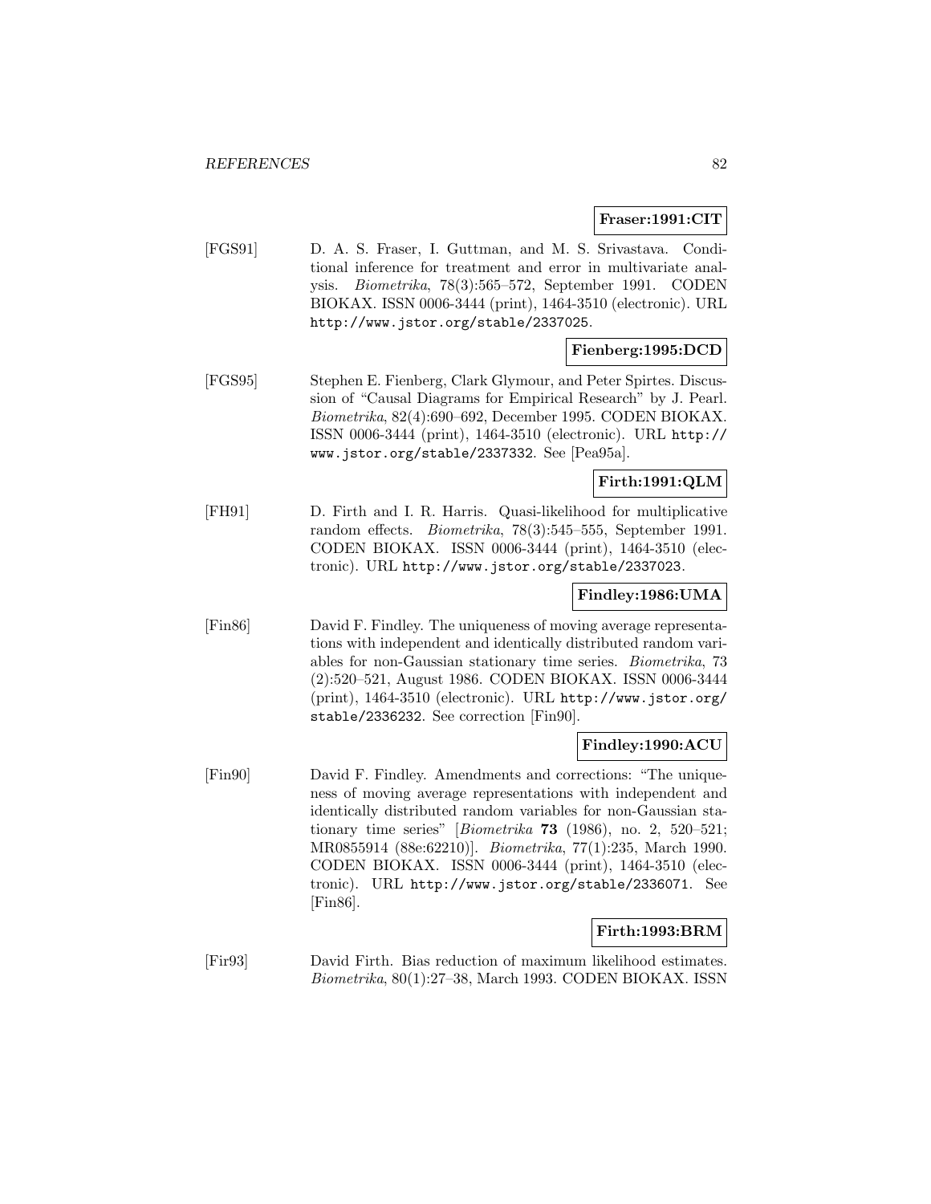**Fraser:1991:CIT**

[FGS91] D. A. S. Fraser, I. Guttman, and M. S. Srivastava. Conditional inference for treatment and error in multivariate analysis. *Biometrika*, 78(3):565–572, September 1991. CODEN BIOKAX. ISSN 0006-3444 (print), 1464-3510 (electronic). URL http://www.jstor.org/stable/2337025.

**Fienberg:1995:DCD**

[FGS95] Stephen E. Fienberg, Clark Glymour, and Peter Spirtes. Discussion of "Causal Diagrams for Empirical Research" by J. Pearl. *Biometrika*, 82(4):690–692, December 1995. CODEN BIOKAX. ISSN 0006-3444 (print), 1464-3510 (electronic). URL http://www.jstor.org/stable/2337332. See [Pea95a].

**Firth:1991:QLM**

[FH91] D. Firth and I. R. Harris. Quasi-likelihood for multiplicative random effects. *Biometrika*, 78(3):545–555, September 1991. CODEN BIOKAX. ISSN 0006-3444 (print), 1464-3510 (electronic). URL http://www.jstor.org/stable/2337023.

**Findley:1986:UMA**

[Fin86] David F. Findley. The uniqueness of moving average representations with independent and identically distributed random variables for non-Gaussian stationary time series. *Biometrika*, 73 (2):520–521, August 1986. CODEN BIOKAX. ISSN 0006-3444 (print), 1464-3510 (electronic). URL http://www.jstor.org/stable/2336232. See correction [Fin90].

**Findley:1990:ACU**

[Fin90] David F. Findley. Amendments and corrections: "The uniqueness of moving average representations with independent and identically distributed random variables for non-Gaussian stationary time series" [*Biometrika* **73** (1986), no. 2, 520–521; MR0855914 (88e:62210)]. *Biometrika*, 77(1):235, March 1990. CODEN BIOKAX. ISSN 0006-3444 (print), 1464-3510 (electronic). URL http://www.jstor.org/stable/2336071. See [Fin86].

**Firth:1993:BRM**

[Fir93] David Firth. Bias reduction of maximum likelihood estimates. *Biometrika*, 80(1):27–38, March 1993. CODEN BIOKAX. ISSN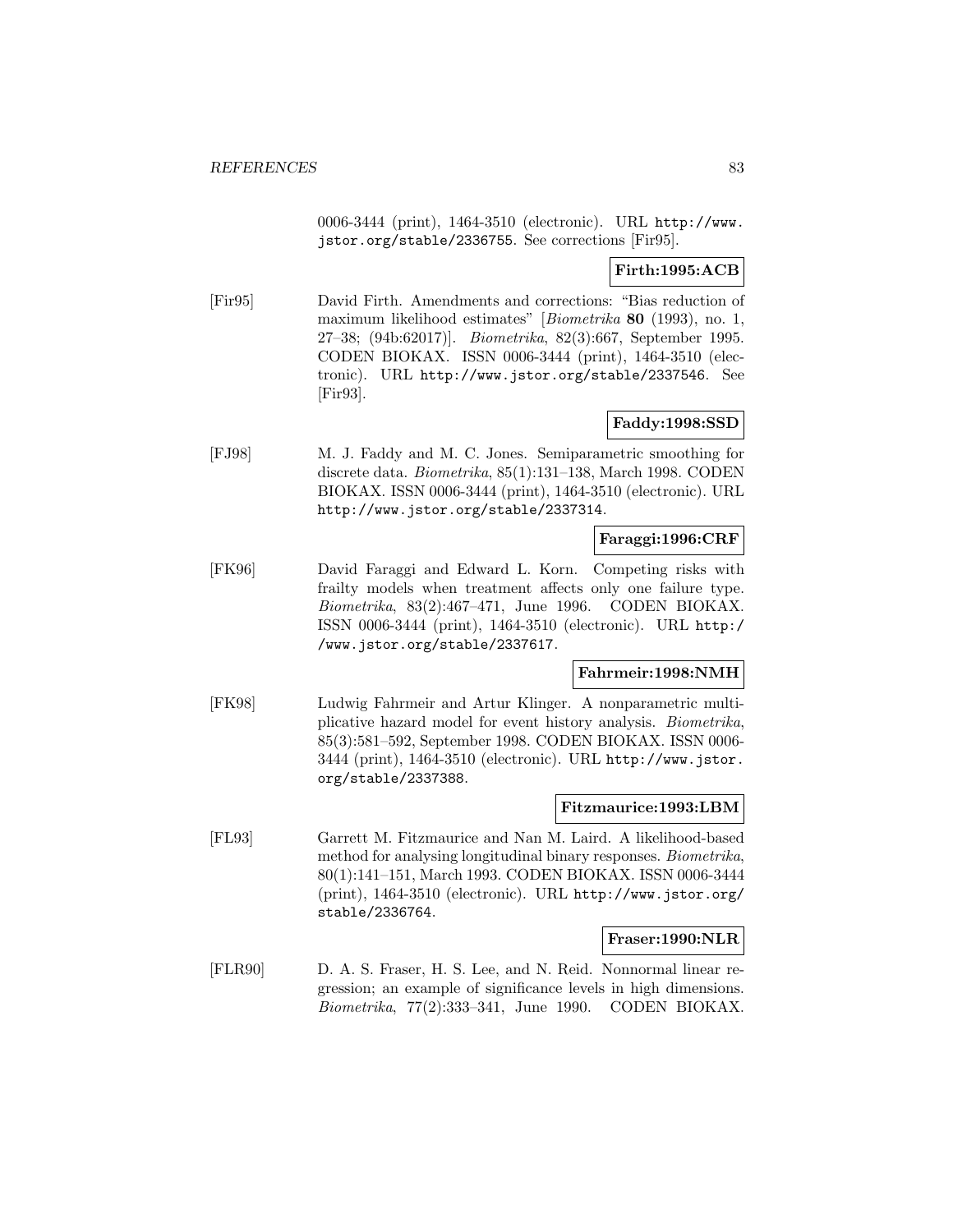0006-3444 (print), 1464-3510 (electronic). URL http://www.jstor.org/stable/2336755. See corrections [Fir95].

**Firth:1995:ACB**

[Fir95] David Firth. Amendments and corrections: "Bias reduction of maximum likelihood estimates" [*Biometrika* **80** (1993), no. 1, 27–38; (94b:62017)]. *Biometrika*, 82(3):667, September 1995. CODEN BIOKAX. ISSN 0006-3444 (print), 1464-3510 (electronic). URL http://www.jstor.org/stable/2337546. See [Fir93].

**Faddy:1998:SSD**

[FJ98] M. J. Faddy and M. C. Jones. Semiparametric smoothing for discrete data. *Biometrika*, 85(1):131–138, March 1998. CODEN BIOKAX. ISSN 0006-3444 (print), 1464-3510 (electronic). URL http://www.jstor.org/stable/2337314.

**Faraggi:1996:CRF**

[FK96] David Faraggi and Edward L. Korn. Competing risks with frailty models when treatment affects only one failure type. *Biometrika*, 83(2):467–471, June 1996. CODEN BIOKAX. ISSN 0006-3444 (print), 1464-3510 (electronic). URL http://www.jstor.org/stable/2337617.

**Fahrmeir:1998:NMH**

[FK98] Ludwig Fahrmeir and Artur Klinger. A nonparametric multiplicative hazard model for event history analysis. *Biometrika*, 85(3):581–592, September 1998. CODEN BIOKAX. ISSN 0006-3444 (print), 1464-3510 (electronic). URL http://www.jstor.org/stable/2337388.

**Fitzmaurice:1993:LBM**

[FL93] Garrett M. Fitzmaurice and Nan M. Laird. A likelihood-based method for analysing longitudinal binary responses. *Biometrika*, 80(1):141–151, March 1993. CODEN BIOKAX. ISSN 0006-3444 (print), 1464-3510 (electronic). URL http://www.jstor.org/stable/2336764.

**Fraser:1990:NLR**

[FLR90] D. A. S. Fraser, H. S. Lee, and N. Reid. Nonnormal linear regression; an example of significance levels in high dimensions. *Biometrika*, 77(2):333–341, June 1990. CODEN BIOKAX.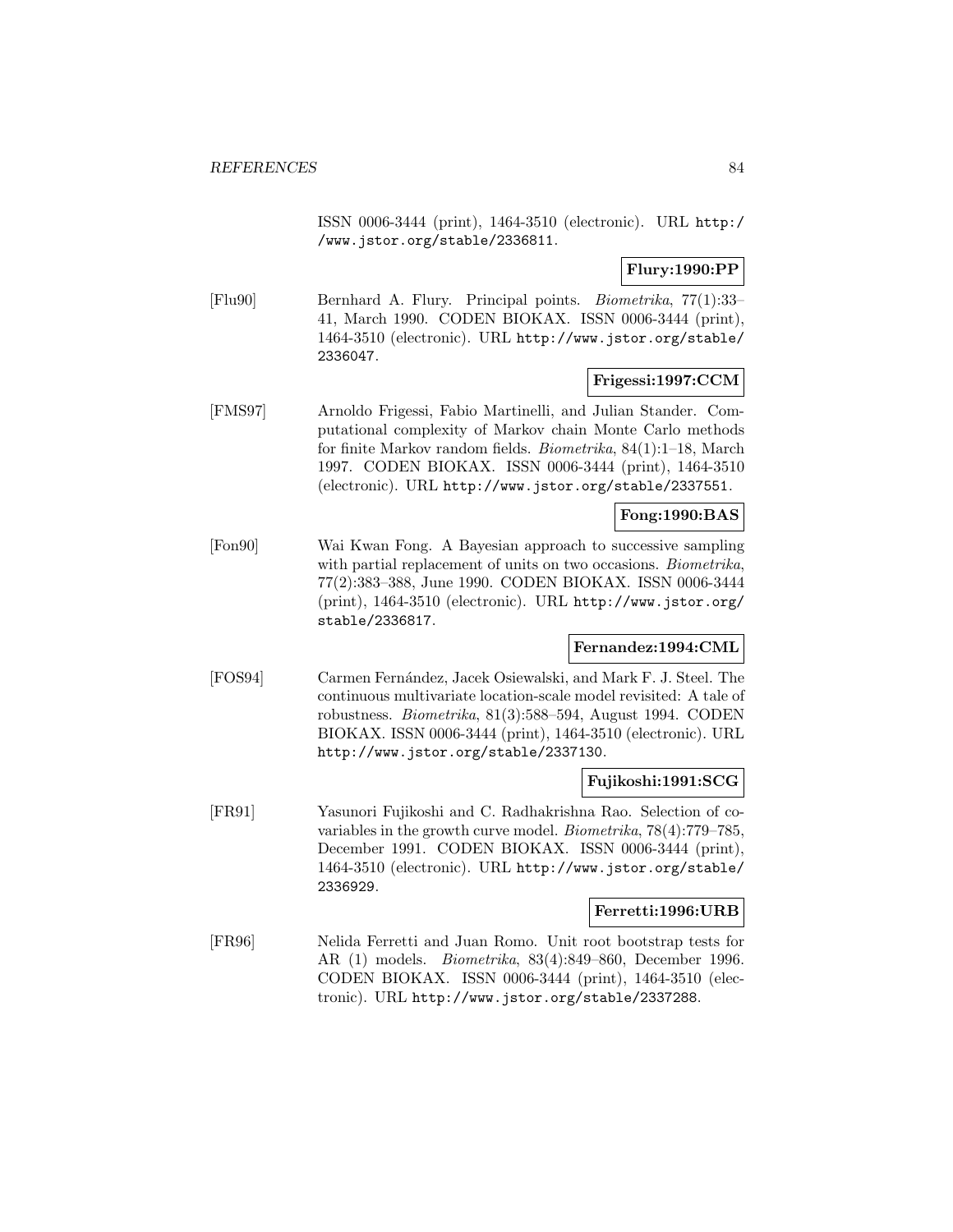ISSN 0006-3444 (print), 1464-3510 (electronic). URL http://www.jstor.org/stable/2336811.

**Flury:1990:PP**

[Flu90] Bernhard A. Flury. Principal points. *Biometrika*, 77(1):33–41, March 1990. CODEN BIOKAX. ISSN 0006-3444 (print), 1464-3510 (electronic). URL http://www.jstor.org/stable/2336047.

**Frigessi:1997:CCM**

[FMS97] Arnoldo Frigessi, Fabio Martinelli, and Julian Stander. Computational complexity of Markov chain Monte Carlo methods for finite Markov random fields. *Biometrika*, 84(1):1–18, March 1997. CODEN BIOKAX. ISSN 0006-3444 (print), 1464-3510 (electronic). URL http://www.jstor.org/stable/2337551.

**Fong:1990:BAS**

[Fon90] Wai Kwan Fong. A Bayesian approach to successive sampling with partial replacement of units on two occasions. *Biometrika*, 77(2):383–388, June 1990. CODEN BIOKAX. ISSN 0006-3444 (print), 1464-3510 (electronic). URL http://www.jstor.org/stable/2336817.

**Fernandez:1994:CML**

[FOS94] Carmen Fernández, Jacek Osiewalski, and Mark F. J. Steel. The continuous multivariate location-scale model revisited: A tale of robustness. *Biometrika*, 81(3):588–594, August 1994. CODEN BIOKAX. ISSN 0006-3444 (print), 1464-3510 (electronic). URL http://www.jstor.org/stable/2337130.

**Fujikoshi:1991:SCG**

[FR91] Yasunori Fujikoshi and C. Radhakrishna Rao. Selection of covariables in the growth curve model. *Biometrika*, 78(4):779–785, December 1991. CODEN BIOKAX. ISSN 0006-3444 (print), 1464-3510 (electronic). URL http://www.jstor.org/stable/2336929.

**Ferretti:1996:URB**

[FR96] Nelida Ferretti and Juan Romo. Unit root bootstrap tests for AR (1) models. *Biometrika*, 83(4):849–860, December 1996. CODEN BIOKAX. ISSN 0006-3444 (print), 1464-3510 (electronic). URL http://www.jstor.org/stable/2337288.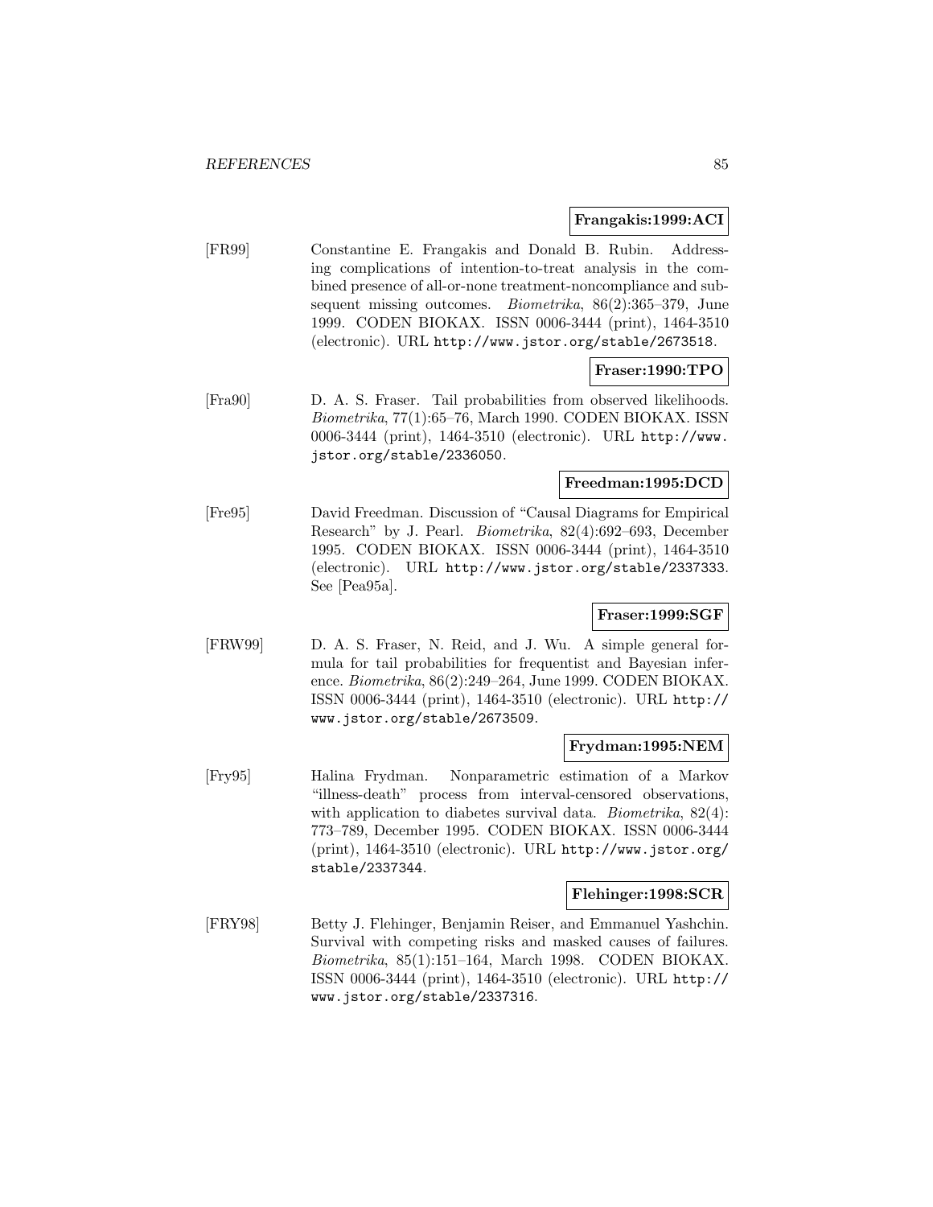**Frangakis:1999:ACI**

[FR99] Constantine E. Frangakis and Donald B. Rubin. Addressing complications of intention-to-treat analysis in the combined presence of all-or-none treatment-noncompliance and subsequent missing outcomes. *Biometrika*, 86(2):365–379, June 1999. CODEN BIOKAX. ISSN 0006-3444 (print), 1464-3510 (electronic). URL http://www.jstor.org/stable/2673518.

**Fraser:1990:TPO**

[Fra90] D. A. S. Fraser. Tail probabilities from observed likelihoods. *Biometrika*, 77(1):65–76, March 1990. CODEN BIOKAX. ISSN 0006-3444 (print), 1464-3510 (electronic). URL http://www.jstor.org/stable/2336050.

**Freedman:1995:DCD**

[Fre95] David Freedman. Discussion of "Causal Diagrams for Empirical Research" by J. Pearl. *Biometrika*, 82(4):692–693, December 1995. CODEN BIOKAX. ISSN 0006-3444 (print), 1464-3510 (electronic). URL http://www.jstor.org/stable/2337333. See [Pea95a].

**Fraser:1999:SGF**

[FRW99] D. A. S. Fraser, N. Reid, and J. Wu. A simple general formula for tail probabilities for frequentist and Bayesian inference. *Biometrika*, 86(2):249–264, June 1999. CODEN BIOKAX. ISSN 0006-3444 (print), 1464-3510 (electronic). URL http://www.jstor.org/stable/2673509.

**Frydman:1995:NEM**

[Fry95] Halina Frydman. Nonparametric estimation of a Markov "illness-death" process from interval-censored observations, with application to diabetes survival data. *Biometrika*, 82(4): 773–789, December 1995. CODEN BIOKAX. ISSN 0006-3444 (print), 1464-3510 (electronic). URL http://www.jstor.org/stable/2337344.

**Flehinger:1998:SCR**

[FRY98] Betty J. Flehinger, Benjamin Reiser, and Emmanuel Yashchin. Survival with competing risks and masked causes of failures. *Biometrika*, 85(1):151–164, March 1998. CODEN BIOKAX. ISSN 0006-3444 (print), 1464-3510 (electronic). URL http://www.jstor.org/stable/2337316.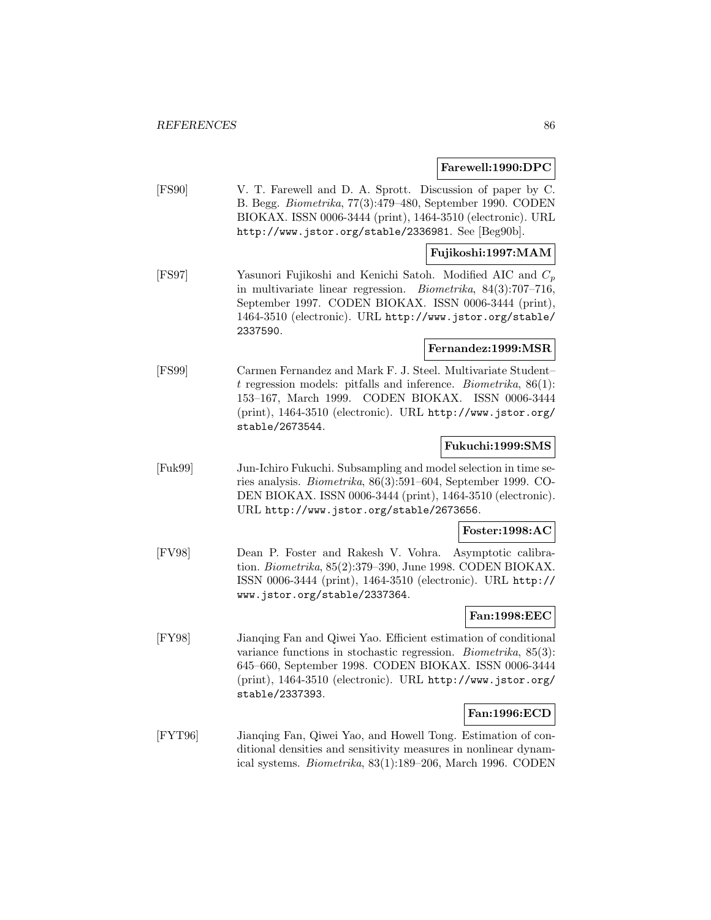**Farewell:1990:DPC**

[FS90] V. T. Farewell and D. A. Sprott. Discussion of paper by C. B. Begg. *Biometrika*, 77(3):479–480, September 1990. CODEN BIOKAX. ISSN 0006-3444 (print), 1464-3510 (electronic). URL http://www.jstor.org/stable/2336981. See [Beg90b].

**Fujikoshi:1997:MAM**

[FS97] Yasunori Fujikoshi and Kenichi Satoh. Modified AIC and $C_p$ in multivariate linear regression. *Biometrika*, 84(3):707–716, September 1997. CODEN BIOKAX. ISSN 0006-3444 (print), 1464-3510 (electronic). URL http://www.jstor.org/stable/2337590.

**Fernandez:1999:MSR**

[FS99] Carmen Fernandez and Mark F. J. Steel. Multivariate Student–$t$ regression models: pitfalls and inference. *Biometrika*, 86(1): 153–167, March 1999. CODEN BIOKAX. ISSN 0006-3444 (print), 1464-3510 (electronic). URL http://www.jstor.org/stable/2673544.

**Fukuchi:1999:SMS**

[Fuk99] Jun-Ichiro Fukuchi. Subsampling and model selection in time series analysis. *Biometrika*, 86(3):591–604, September 1999. CODEN BIOKAX. ISSN 0006-3444 (print), 1464-3510 (electronic). URL http://www.jstor.org/stable/2673656.

**Foster:1998:AC**

[FV98] Dean P. Foster and Rakesh V. Vohra. Asymptotic calibration. *Biometrika*, 85(2):379–390, June 1998. CODEN BIOKAX. ISSN 0006-3444 (print), 1464-3510 (electronic). URL http://www.jstor.org/stable/2337364.

**Fan:1998:EEC**

[FY98] Jianqing Fan and Qiwei Yao. Efficient estimation of conditional variance functions in stochastic regression. *Biometrika*, 85(3): 645–660, September 1998. CODEN BIOKAX. ISSN 0006-3444 (print), 1464-3510 (electronic). URL http://www.jstor.org/stable/2337393.

**Fan:1996:ECD**

[FYT96] Jianqing Fan, Qiwei Yao, and Howell Tong. Estimation of conditional densities and sensitivity measures in nonlinear dynamical systems. *Biometrika*, 83(1):189–206, March 1996. CODEN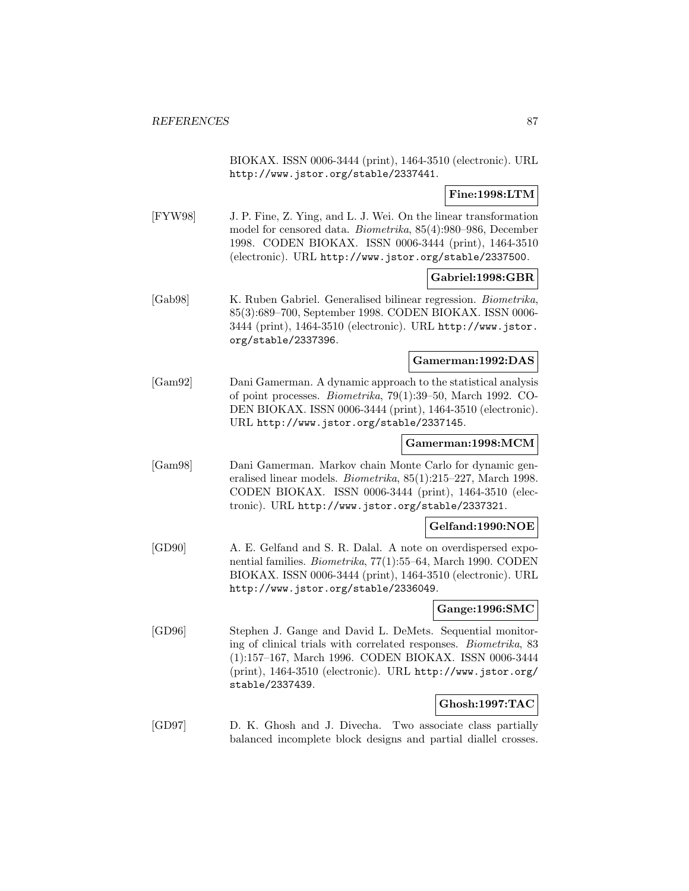BIOKAX. ISSN 0006-3444 (print), 1464-3510 (electronic). URL http://www.jstor.org/stable/2337441.

**Fine:1998:LTM**

[FYW98] J. P. Fine, Z. Ying, and L. J. Wei. On the linear transformation model for censored data. *Biometrika*, 85(4):980–986, December 1998. CODEN BIOKAX. ISSN 0006-3444 (print), 1464-3510 (electronic). URL http://www.jstor.org/stable/2337500.

**Gabriel:1998:GBR**

[Gab98] K. Ruben Gabriel. Generalised bilinear regression. *Biometrika*, 85(3):689–700, September 1998. CODEN BIOKAX. ISSN 0006-3444 (print), 1464-3510 (electronic). URL http://www.jstor.org/stable/2337396.

**Gamerman:1992:DAS**

[Gam92] Dani Gamerman. A dynamic approach to the statistical analysis of point processes. *Biometrika*, 79(1):39–50, March 1992. CODEN BIOKAX. ISSN 0006-3444 (print), 1464-3510 (electronic). URL http://www.jstor.org/stable/2337145.

**Gamerman:1998:MCM**

[Gam98] Dani Gamerman. Markov chain Monte Carlo for dynamic generalised linear models. *Biometrika*, 85(1):215–227, March 1998. CODEN BIOKAX. ISSN 0006-3444 (print), 1464-3510 (electronic). URL http://www.jstor.org/stable/2337321.

**Gelfand:1990:NOE**

[GD90] A. E. Gelfand and S. R. Dalal. A note on overdispersed exponential families. *Biometrika*, 77(1):55–64, March 1990. CODEN BIOKAX. ISSN 0006-3444 (print), 1464-3510 (electronic). URL http://www.jstor.org/stable/2336049.

**Gange:1996:SMC**

[GD96] Stephen J. Gange and David L. DeMets. Sequential monitoring of clinical trials with correlated responses. *Biometrika*, 83(1):157–167, March 1996. CODEN BIOKAX. ISSN 0006-3444 (print), 1464-3510 (electronic). URL http://www.jstor.org/stable/2337439.

**Ghosh:1997:TAC**

[GD97] D. K. Ghosh and J. Divecha. Two associate class partially balanced incomplete block designs and partial diallel crosses.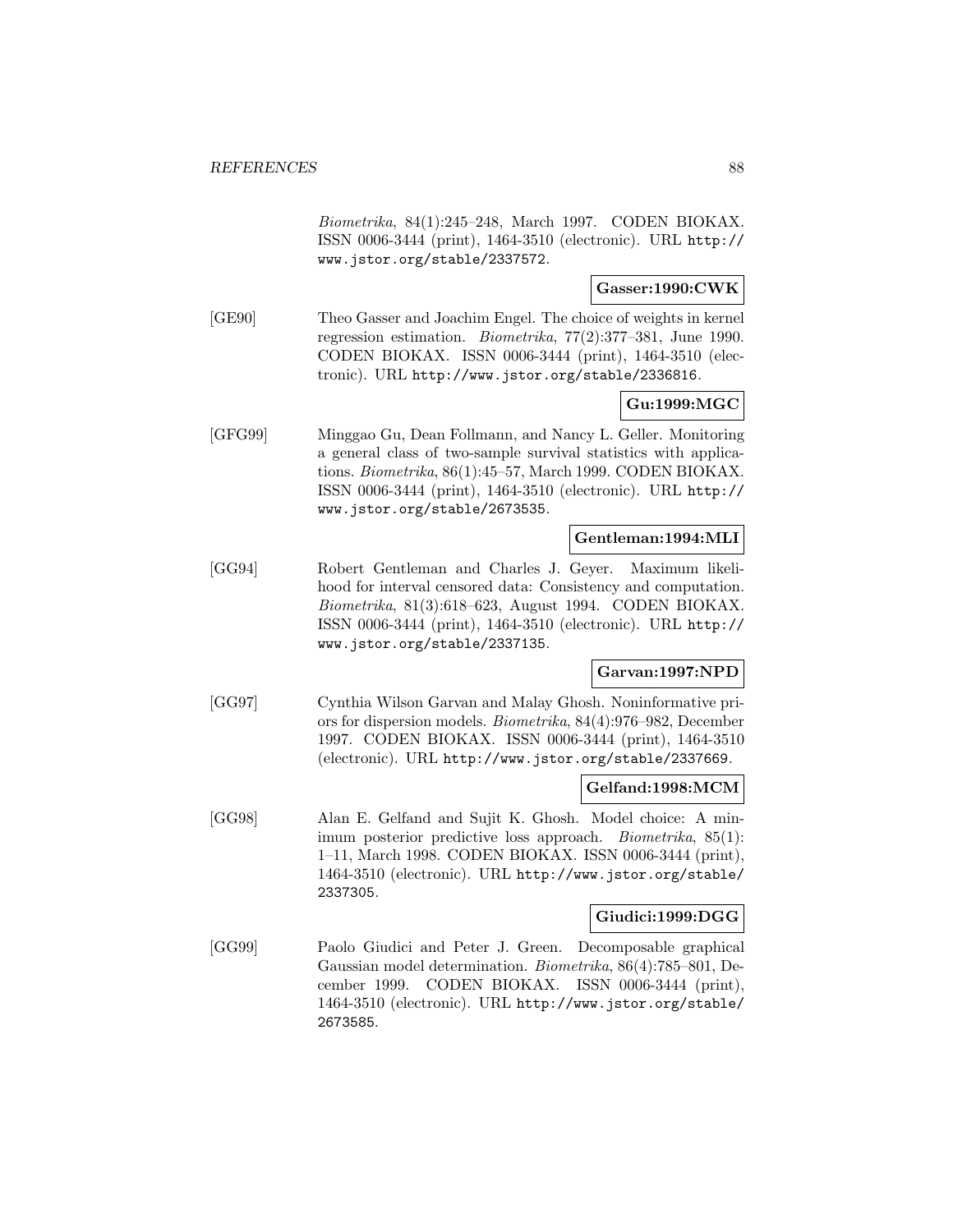*Biometrika*, 84(1):245–248, March 1997. CODEN BIOKAX. ISSN 0006-3444 (print), 1464-3510 (electronic). URL http://www.jstor.org/stable/2337572.

**Gasser:1990:CWK**

[GE90] Theo Gasser and Joachim Engel. The choice of weights in kernel regression estimation. *Biometrika*, 77(2):377–381, June 1990. CODEN BIOKAX. ISSN 0006-3444 (print), 1464-3510 (electronic). URL http://www.jstor.org/stable/2336816.

**Gu:1999:MGC**

[GFG99] Minggao Gu, Dean Follmann, and Nancy L. Geller. Monitoring a general class of two-sample survival statistics with applications. *Biometrika*, 86(1):45–57, March 1999. CODEN BIOKAX. ISSN 0006-3444 (print), 1464-3510 (electronic). URL http://www.jstor.org/stable/2673535.

**Gentleman:1994:MLI**

[GG94] Robert Gentleman and Charles J. Geyer. Maximum likelihood for interval censored data: Consistency and computation. *Biometrika*, 81(3):618–623, August 1994. CODEN BIOKAX. ISSN 0006-3444 (print), 1464-3510 (electronic). URL http://www.jstor.org/stable/2337135.

**Garvan:1997:NPD**

[GG97] Cynthia Wilson Garvan and Malay Ghosh. Noninformative priors for dispersion models. *Biometrika*, 84(4):976–982, December 1997. CODEN BIOKAX. ISSN 0006-3444 (print), 1464-3510 (electronic). URL http://www.jstor.org/stable/2337669.

**Gelfand:1998:MCM**

[GG98] Alan E. Gelfand and Sujit K. Ghosh. Model choice: A minimum posterior predictive loss approach. *Biometrika*, 85(1): 1–11, March 1998. CODEN BIOKAX. ISSN 0006-3444 (print), 1464-3510 (electronic). URL http://www.jstor.org/stable/2337305.

**Giudici:1999:DGG**

[GG99] Paolo Giudici and Peter J. Green. Decomposable graphical Gaussian model determination. *Biometrika*, 86(4):785–801, December 1999. CODEN BIOKAX. ISSN 0006-3444 (print), 1464-3510 (electronic). URL http://www.jstor.org/stable/2673585.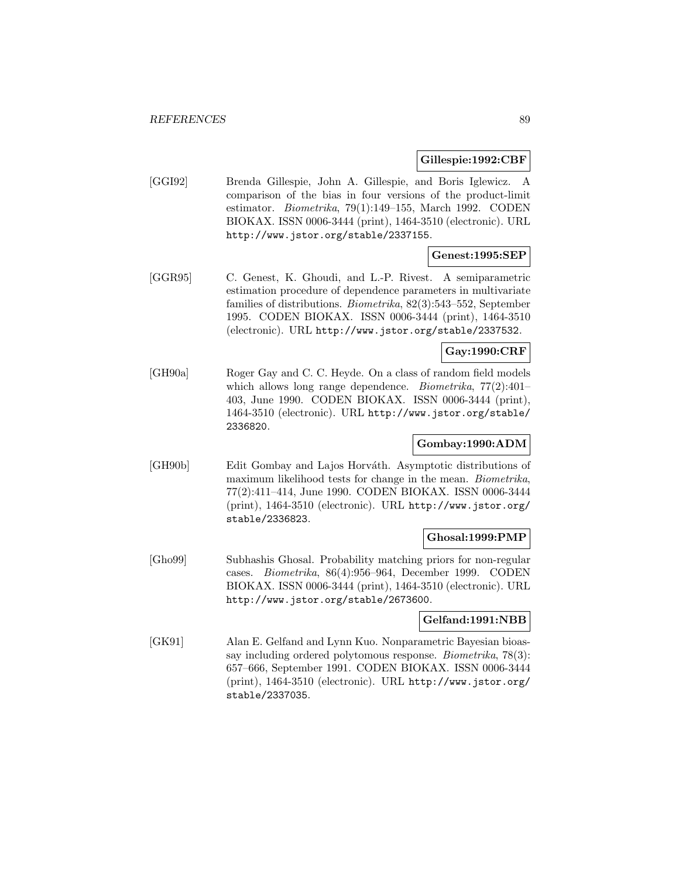**Gillespie:1992:CBF**

[GGI92] Brenda Gillespie, John A. Gillespie, and Boris Iglewicz. A comparison of the bias in four versions of the product-limit estimator. *Biometrika*, 79(1):149–155, March 1992. CODEN BIOKAX. ISSN 0006-3444 (print), 1464-3510 (electronic). URL http://www.jstor.org/stable/2337155.

**Genest:1995:SEP**

[GGR95] C. Genest, K. Ghoudi, and L.-P. Rivest. A semiparametric estimation procedure of dependence parameters in multivariate families of distributions. *Biometrika*, 82(3):543–552, September 1995. CODEN BIOKAX. ISSN 0006-3444 (print), 1464-3510 (electronic). URL http://www.jstor.org/stable/2337532.

**Gay:1990:CRF**

[GH90a] Roger Gay and C. C. Heyde. On a class of random field models which allows long range dependence. *Biometrika*, 77(2):401–403, June 1990. CODEN BIOKAX. ISSN 0006-3444 (print), 1464-3510 (electronic). URL http://www.jstor.org/stable/2336820.

**Gombay:1990:ADM**

[GH90b] Edit Gombay and Lajos Horváth. Asymptotic distributions of maximum likelihood tests for change in the mean. *Biometrika*, 77(2):411–414, June 1990. CODEN BIOKAX. ISSN 0006-3444 (print), 1464-3510 (electronic). URL http://www.jstor.org/stable/2336823.

**Ghosal:1999:PMP**

[Gho99] Subhashis Ghosal. Probability matching priors for non-regular cases. *Biometrika*, 86(4):956–964, December 1999. CODEN BIOKAX. ISSN 0006-3444 (print), 1464-3510 (electronic). URL http://www.jstor.org/stable/2673600.

**Gelfand:1991:NBB**

[GK91] Alan E. Gelfand and Lynn Kuo. Nonparametric Bayesian bioassay including ordered polytomous response. *Biometrika*, 78(3):657–666, September 1991. CODEN BIOKAX. ISSN 0006-3444 (print), 1464-3510 (electronic). URL http://www.jstor.org/stable/2337035.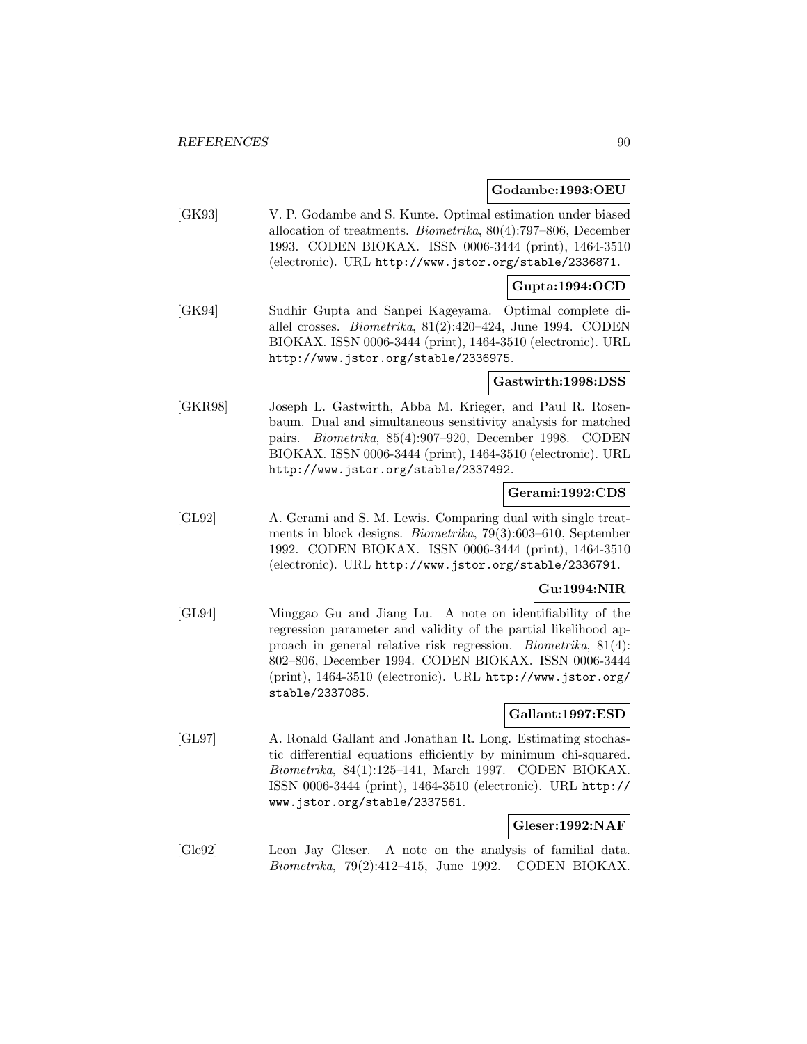**Godambe:1993:OEU**

[GK93] V. P. Godambe and S. Kunte. Optimal estimation under biased allocation of treatments. *Biometrika*, 80(4):797–806, December 1993. CODEN BIOKAX. ISSN 0006-3444 (print), 1464-3510 (electronic). URL http://www.jstor.org/stable/2336871.

**Gupta:1994:OCD**

[GK94] Sudhir Gupta and Sanpei Kageyama. Optimal complete diallel crosses. *Biometrika*, 81(2):420–424, June 1994. CODEN BIOKAX. ISSN 0006-3444 (print), 1464-3510 (electronic). URL http://www.jstor.org/stable/2336975.

**Gastwirth:1998:DSS**

[GKR98] Joseph L. Gastwirth, Abba M. Krieger, and Paul R. Rosenbaum. Dual and simultaneous sensitivity analysis for matched pairs. *Biometrika*, 85(4):907–920, December 1998. CODEN BIOKAX. ISSN 0006-3444 (print), 1464-3510 (electronic). URL http://www.jstor.org/stable/2337492.

**Gerami:1992:CDS**

[GL92] A. Gerami and S. M. Lewis. Comparing dual with single treatments in block designs. *Biometrika*, 79(3):603–610, September 1992. CODEN BIOKAX. ISSN 0006-3444 (print), 1464-3510 (electronic). URL http://www.jstor.org/stable/2336791.

**Gu:1994:NIR**

[GL94] Minggao Gu and Jiang Lu. A note on identifiability of the regression parameter and validity of the partial likelihood approach in general relative risk regression. *Biometrika*, 81(4): 802–806, December 1994. CODEN BIOKAX. ISSN 0006-3444 (print), 1464-3510 (electronic). URL http://www.jstor.org/stable/2337085.

**Gallant:1997:ESD**

[GL97] A. Ronald Gallant and Jonathan R. Long. Estimating stochastic differential equations efficiently by minimum chi-squared. *Biometrika*, 84(1):125–141, March 1997. CODEN BIOKAX. ISSN 0006-3444 (print), 1464-3510 (electronic). URL http://www.jstor.org/stable/2337561.

**Gleser:1992:NAF**

[Gle92] Leon Jay Gleser. A note on the analysis of familial data. *Biometrika*, 79(2):412–415, June 1992. CODEN BIOKAX.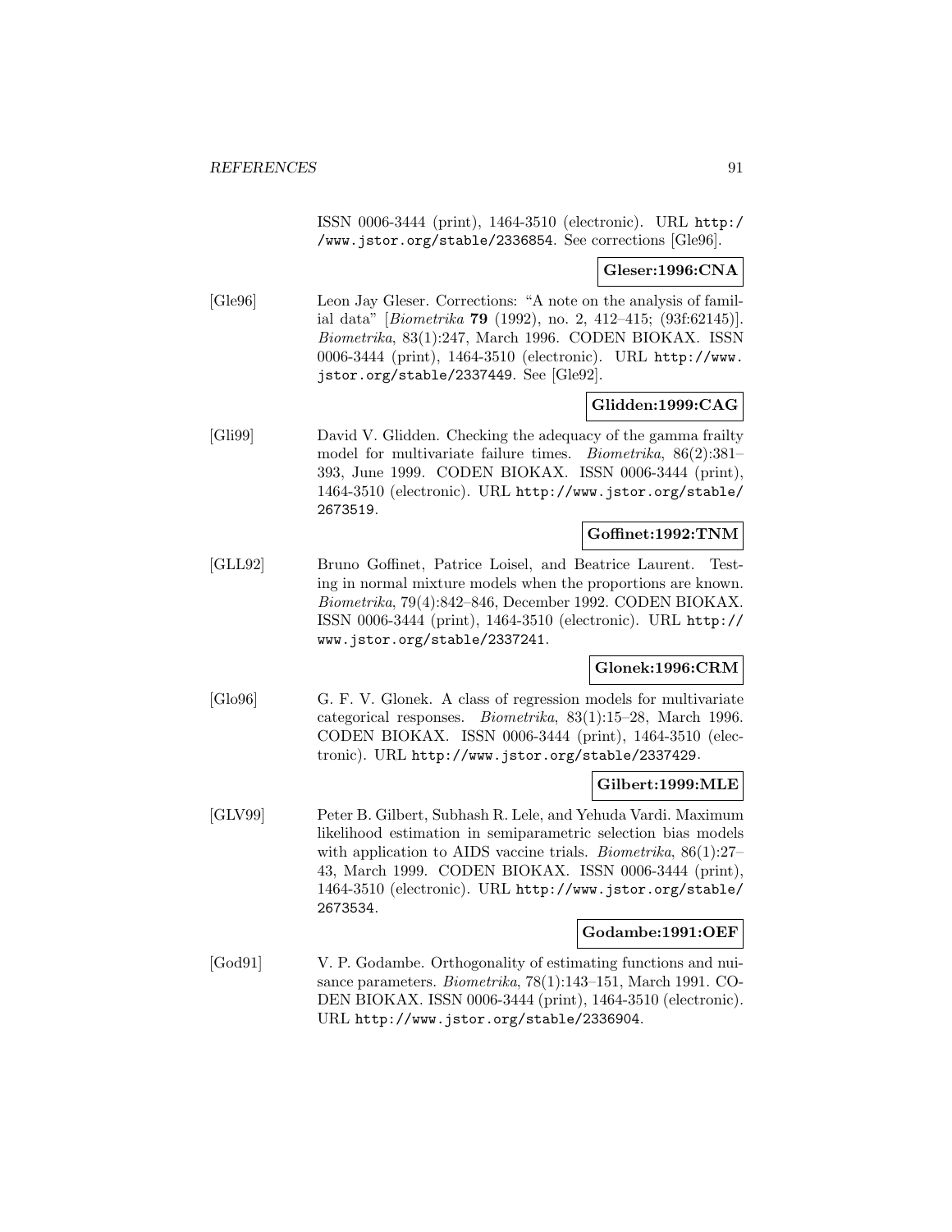ISSN 0006-3444 (print), 1464-3510 (electronic). URL http://www.jstor.org/stable/2336854. See corrections [Gle96].

**Gleser:1996:CNA**

[Gle96] Leon Jay Gleser. Corrections: "A note on the analysis of familial data" [*Biometrika* **79** (1992), no. 2, 412–415; (93f:62145)]. *Biometrika*, 83(1):247, March 1996. CODEN BIOKAX. ISSN 0006-3444 (print), 1464-3510 (electronic). URL http://www.jstor.org/stable/2337449. See [Gle92].

**Glidden:1999:CAG**

[Gli99] David V. Glidden. Checking the adequacy of the gamma frailty model for multivariate failure times. *Biometrika*, 86(2):381–393, June 1999. CODEN BIOKAX. ISSN 0006-3444 (print), 1464-3510 (electronic). URL http://www.jstor.org/stable/2673519.

**Goffinet:1992:TNM**

[GLL92] Bruno Goffinet, Patrice Loisel, and Beatrice Laurent. Testing in normal mixture models when the proportions are known. *Biometrika*, 79(4):842–846, December 1992. CODEN BIOKAX. ISSN 0006-3444 (print), 1464-3510 (electronic). URL http://www.jstor.org/stable/2337241.

**Glonek:1996:CRM**

[Glo96] G. F. V. Glonek. A class of regression models for multivariate categorical responses. *Biometrika*, 83(1):15–28, March 1996. CODEN BIOKAX. ISSN 0006-3444 (print), 1464-3510 (electronic). URL http://www.jstor.org/stable/2337429.

**Gilbert:1999:MLE**

[GLV99] Peter B. Gilbert, Subhash R. Lele, and Yehuda Vardi. Maximum likelihood estimation in semiparametric selection bias models with application to AIDS vaccine trials. *Biometrika*, 86(1):27–43, March 1999. CODEN BIOKAX. ISSN 0006-3444 (print), 1464-3510 (electronic). URL http://www.jstor.org/stable/2673534.

**Godambe:1991:OEF**

[God91] V. P. Godambe. Orthogonality of estimating functions and nuisance parameters. *Biometrika*, 78(1):143–151, March 1991. CODEN BIOKAX. ISSN 0006-3444 (print), 1464-3510 (electronic). URL http://www.jstor.org/stable/2336904.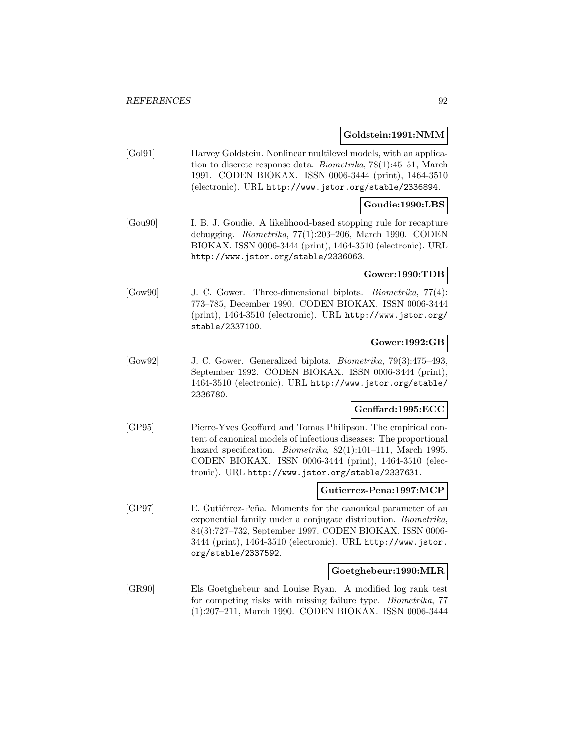**Goldstein:1991:NMM**

[Gol91] Harvey Goldstein. Nonlinear multilevel models, with an application to discrete response data. *Biometrika*, 78(1):45–51, March 1991. CODEN BIOKAX. ISSN 0006-3444 (print), 1464-3510 (electronic). URL http://www.jstor.org/stable/2336894.

**Goudie:1990:LBS**

[Gou90] I. B. J. Goudie. A likelihood-based stopping rule for recapture debugging. *Biometrika*, 77(1):203–206, March 1990. CODEN BIOKAX. ISSN 0006-3444 (print), 1464-3510 (electronic). URL http://www.jstor.org/stable/2336063.

**Gower:1990:TDB**

[Gow90] J. C. Gower. Three-dimensional biplots. *Biometrika*, 77(4): 773–785, December 1990. CODEN BIOKAX. ISSN 0006-3444 (print), 1464-3510 (electronic). URL http://www.jstor.org/stable/2337100.

**Gower:1992:GB**

[Gow92] J. C. Gower. Generalized biplots. *Biometrika*, 79(3):475–493, September 1992. CODEN BIOKAX. ISSN 0006-3444 (print), 1464-3510 (electronic). URL http://www.jstor.org/stable/2336780.

**Geoffard:1995:ECC**

[GP95] Pierre-Yves Geoffard and Tomas Philipson. The empirical content of canonical models of infectious diseases: The proportional hazard specification. *Biometrika*, 82(1):101–111, March 1995. CODEN BIOKAX. ISSN 0006-3444 (print), 1464-3510 (electronic). URL http://www.jstor.org/stable/2337631.

**Gutierrez-Pena:1997:MCP**

[GP97] E. Gutiérrez-Peña. Moments for the canonical parameter of an exponential family under a conjugate distribution. *Biometrika*, 84(3):727–732, September 1997. CODEN BIOKAX. ISSN 0006-3444 (print), 1464-3510 (electronic). URL http://www.jstor.org/stable/2337592.

**Goetghebeur:1990:MLR**

[GR90] Els Goetghebeur and Louise Ryan. A modified log rank test for competing risks with missing failure type. *Biometrika*, 77 (1):207–211, March 1990. CODEN BIOKAX. ISSN 0006-3444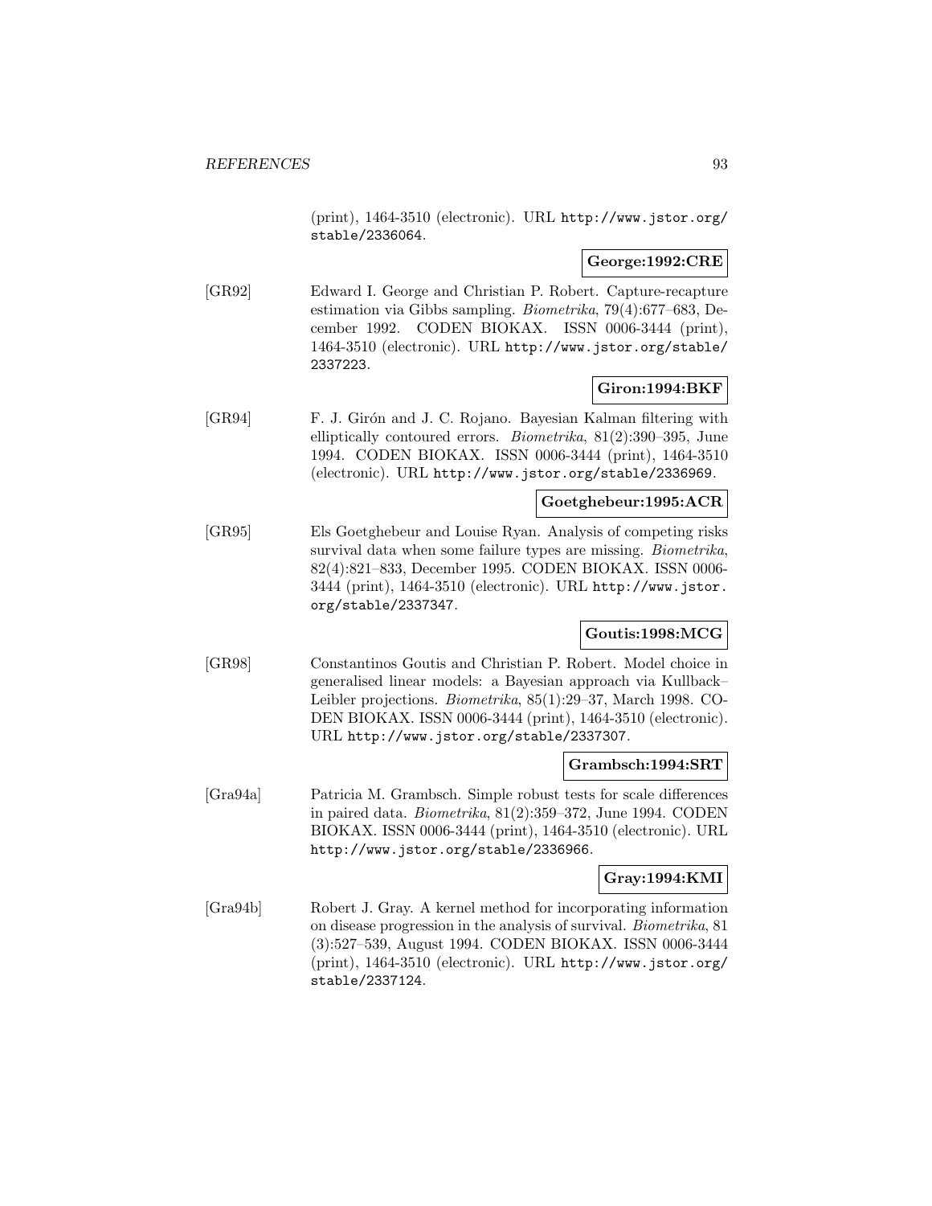(print), 1464-3510 (electronic). URL http://www.jstor.org/stable/2336064.

**George:1992:CRE**

[GR92] Edward I. George and Christian P. Robert. Capture-recapture estimation via Gibbs sampling. *Biometrika*, 79(4):677–683, December 1992. CODEN BIOKAX. ISSN 0006-3444 (print), 1464-3510 (electronic). URL http://www.jstor.org/stable/2337223.

**Giron:1994:BKF**

[GR94] F. J. Girón and J. C. Rojano. Bayesian Kalman filtering with elliptically contoured errors. *Biometrika*, 81(2):390–395, June 1994. CODEN BIOKAX. ISSN 0006-3444 (print), 1464-3510 (electronic). URL http://www.jstor.org/stable/2336969.

**Goetghebeur:1995:ACR**

[GR95] Els Goetghebeur and Louise Ryan. Analysis of competing risks survival data when some failure types are missing. *Biometrika*, 82(4):821–833, December 1995. CODEN BIOKAX. ISSN 0006-3444 (print), 1464-3510 (electronic). URL http://www.jstor.org/stable/2337347.

**Goutis:1998:MCG**

[GR98] Constantinos Goutis and Christian P. Robert. Model choice in generalised linear models: a Bayesian approach via Kullback–Leibler projections. *Biometrika*, 85(1):29–37, March 1998. CODEN BIOKAX. ISSN 0006-3444 (print), 1464-3510 (electronic). URL http://www.jstor.org/stable/2337307.

**Grambsch:1994:SRT**

[Gra94a] Patricia M. Grambsch. Simple robust tests for scale differences in paired data. *Biometrika*, 81(2):359–372, June 1994. CODEN BIOKAX. ISSN 0006-3444 (print), 1464-3510 (electronic). URL http://www.jstor.org/stable/2336966.

**Gray:1994:KMI**

[Gra94b] Robert J. Gray. A kernel method for incorporating information on disease progression in the analysis of survival. *Biometrika*, 81(3):527–539, August 1994. CODEN BIOKAX. ISSN 0006-3444 (print), 1464-3510 (electronic). URL http://www.jstor.org/stable/2337124.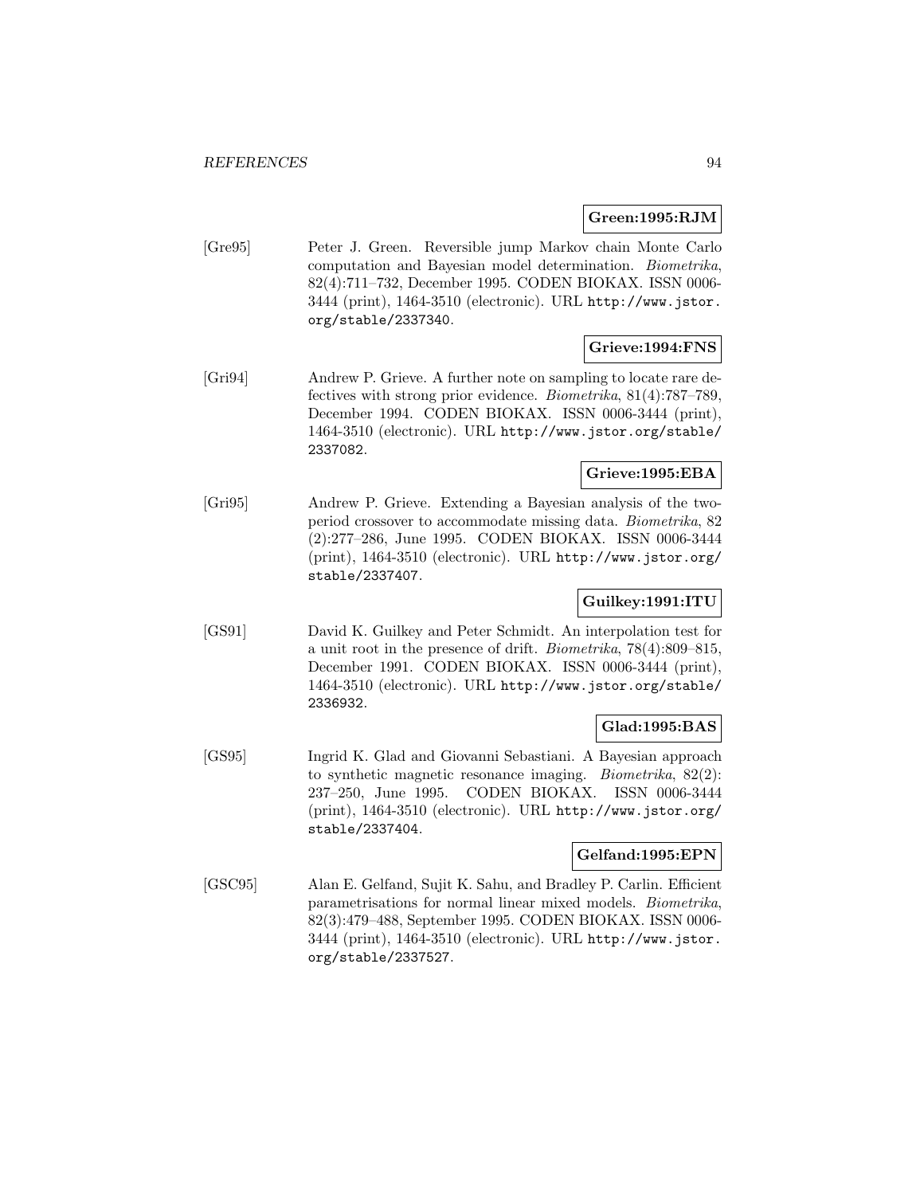**Green:1995:RJM**

[Gre95] Peter J. Green. Reversible jump Markov chain Monte Carlo computation and Bayesian model determination. *Biometrika*, 82(4):711–732, December 1995. CODEN BIOKAX. ISSN 0006-3444 (print), 1464-3510 (electronic). URL http://www.jstor.org/stable/2337340.

**Grieve:1994:FNS**

[Gri94] Andrew P. Grieve. A further note on sampling to locate rare defectives with strong prior evidence. *Biometrika*, 81(4):787–789, December 1994. CODEN BIOKAX. ISSN 0006-3444 (print), 1464-3510 (electronic). URL http://www.jstor.org/stable/2337082.

**Grieve:1995:EBA**

[Gri95] Andrew P. Grieve. Extending a Bayesian analysis of the two-period crossover to accommodate missing data. *Biometrika*, 82 (2):277–286, June 1995. CODEN BIOKAX. ISSN 0006-3444 (print), 1464-3510 (electronic). URL http://www.jstor.org/stable/2337407.

**Guilkey:1991:ITU**

[GS91] David K. Guilkey and Peter Schmidt. An interpolation test for a unit root in the presence of drift. *Biometrika*, 78(4):809–815, December 1991. CODEN BIOKAX. ISSN 0006-3444 (print), 1464-3510 (electronic). URL http://www.jstor.org/stable/2336932.

**Glad:1995:BAS**

[GS95] Ingrid K. Glad and Giovanni Sebastiani. A Bayesian approach to synthetic magnetic resonance imaging. *Biometrika*, 82(2): 237–250, June 1995. CODEN BIOKAX. ISSN 0006-3444 (print), 1464-3510 (electronic). URL http://www.jstor.org/stable/2337404.

**Gelfand:1995:EPN**

[GSC95] Alan E. Gelfand, Sujit K. Sahu, and Bradley P. Carlin. Efficient parametrisations for normal linear mixed models. *Biometrika*, 82(3):479–488, September 1995. CODEN BIOKAX. ISSN 0006-3444 (print), 1464-3510 (electronic). URL http://www.jstor.org/stable/2337527.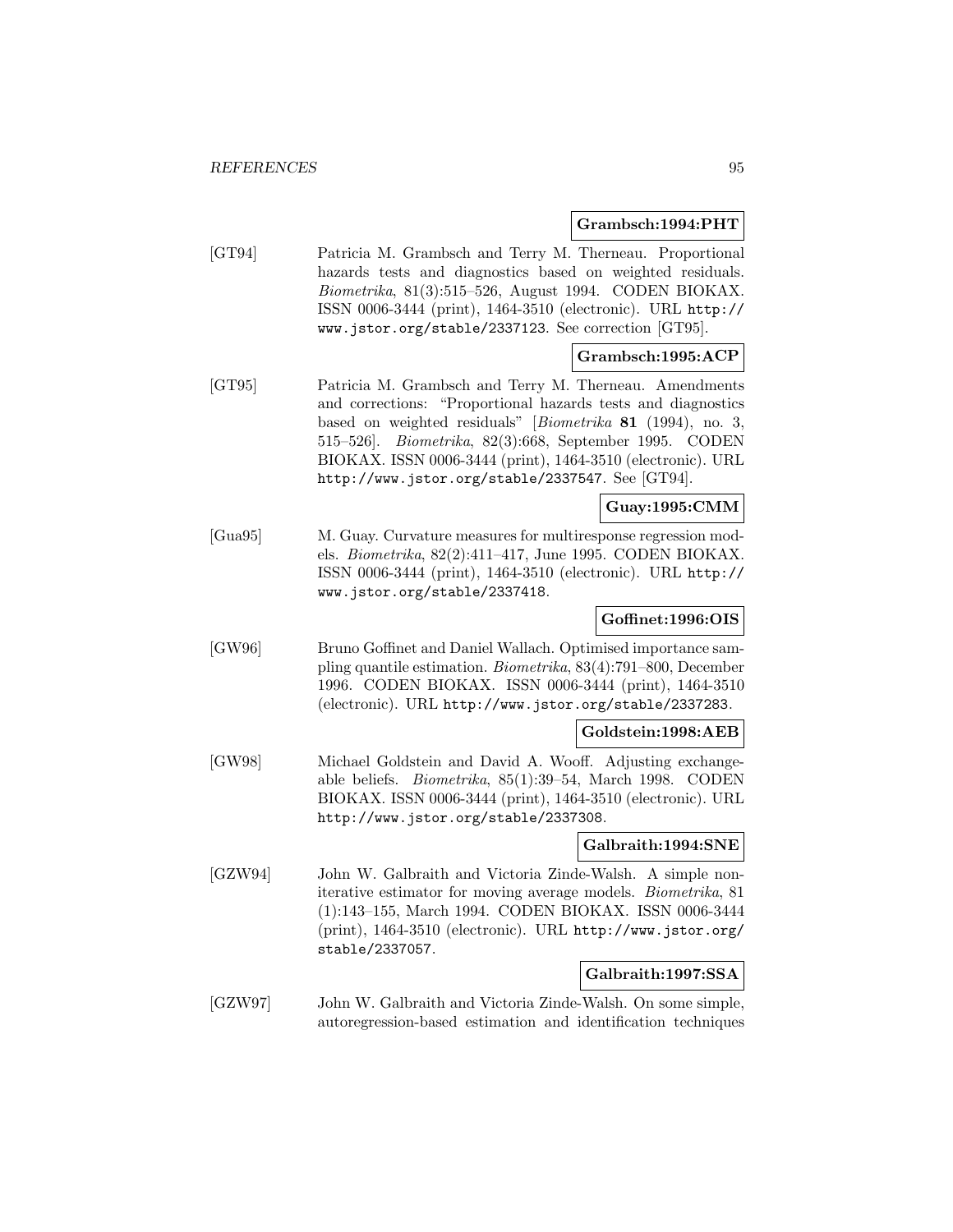**Grambsch:1994:PHT**

[GT94] Patricia M. Grambsch and Terry M. Therneau. Proportional hazards tests and diagnostics based on weighted residuals. *Biometrika*, 81(3):515–526, August 1994. CODEN BIOKAX. ISSN 0006-3444 (print), 1464-3510 (electronic). URL http://www.jstor.org/stable/2337123. See correction [GT95].

**Grambsch:1995:ACP**

[GT95] Patricia M. Grambsch and Terry M. Therneau. Amendments and corrections: "Proportional hazards tests and diagnostics based on weighted residuals" [*Biometrika* **81** (1994), no. 3, 515–526]. *Biometrika*, 82(3):668, September 1995. CODEN BIOKAX. ISSN 0006-3444 (print), 1464-3510 (electronic). URL http://www.jstor.org/stable/2337547. See [GT94].

**Guay:1995:CMM**

[Gua95] M. Guay. Curvature measures for multiresponse regression models. *Biometrika*, 82(2):411–417, June 1995. CODEN BIOKAX. ISSN 0006-3444 (print), 1464-3510 (electronic). URL http://www.jstor.org/stable/2337418.

**Goffinet:1996:OIS**

[GW96] Bruno Goffinet and Daniel Wallach. Optimised importance sampling quantile estimation. *Biometrika*, 83(4):791–800, December 1996. CODEN BIOKAX. ISSN 0006-3444 (print), 1464-3510 (electronic). URL http://www.jstor.org/stable/2337283.

**Goldstein:1998:AEB**

[GW98] Michael Goldstein and David A. Wooff. Adjusting exchangeable beliefs. *Biometrika*, 85(1):39–54, March 1998. CODEN BIOKAX. ISSN 0006-3444 (print), 1464-3510 (electronic). URL http://www.jstor.org/stable/2337308.

**Galbraith:1994:SNE**

[GZW94] John W. Galbraith and Victoria Zinde-Walsh. A simple noniterative estimator for moving average models. *Biometrika*, 81 (1):143–155, March 1994. CODEN BIOKAX. ISSN 0006-3444 (print), 1464-3510 (electronic). URL http://www.jstor.org/stable/2337057.

**Galbraith:1997:SSA**

[GZW97] John W. Galbraith and Victoria Zinde-Walsh. On some simple, autoregression-based estimation and identification techniques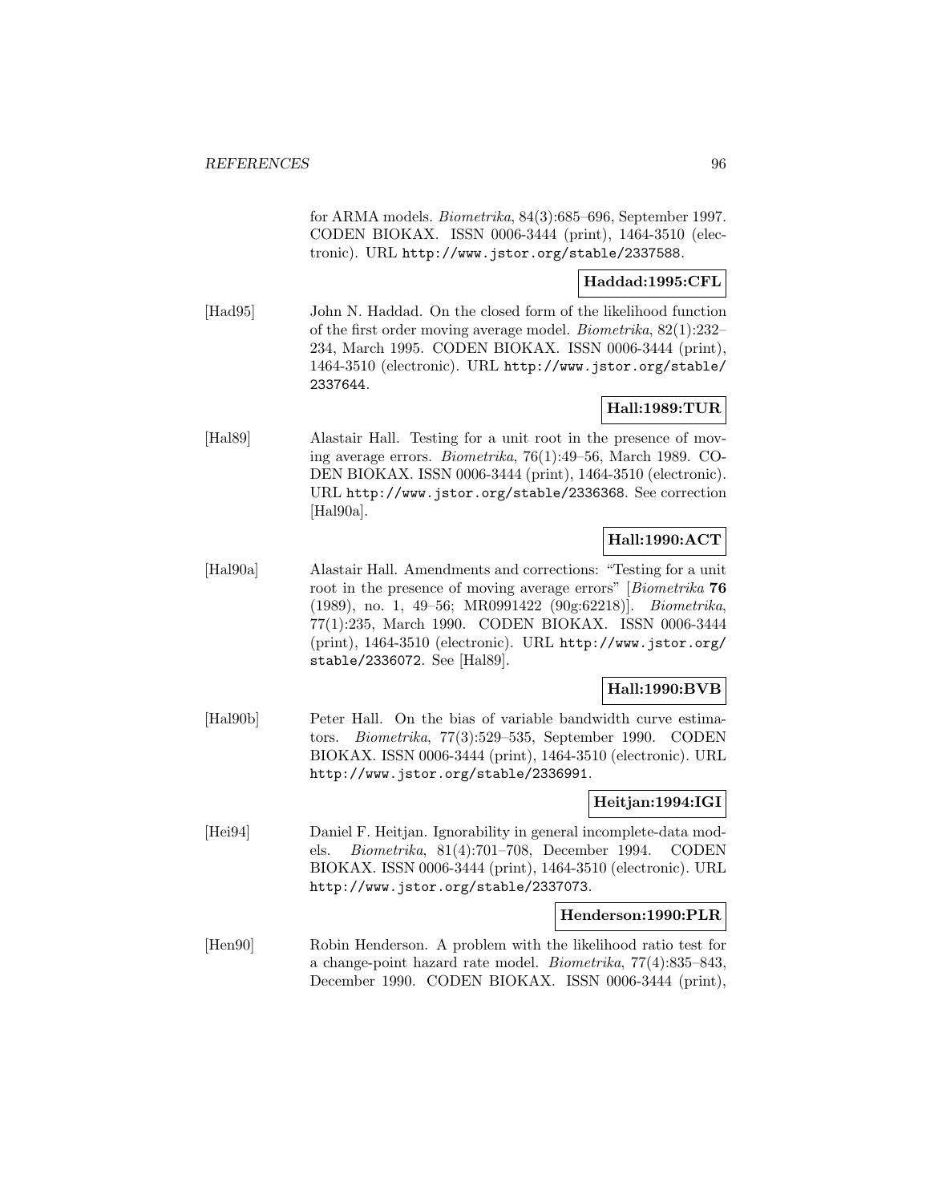for ARMA models. *Biometrika*, 84(3):685–696, September 1997. CODEN BIOKAX. ISSN 0006-3444 (print), 1464-3510 (electronic). URL http://www.jstor.org/stable/2337588.

**Haddad:1995:CFL**

[Had95] John N. Haddad. On the closed form of the likelihood function of the first order moving average model. *Biometrika*, 82(1):232–234, March 1995. CODEN BIOKAX. ISSN 0006-3444 (print), 1464-3510 (electronic). URL http://www.jstor.org/stable/2337644.

**Hall:1989:TUR**

[Hal89] Alastair Hall. Testing for a unit root in the presence of moving average errors. *Biometrika*, 76(1):49–56, March 1989. CODEN BIOKAX. ISSN 0006-3444 (print), 1464-3510 (electronic). URL http://www.jstor.org/stable/2336368. See correction [Hal90a].

**Hall:1990:ACT**

[Hal90a] Alastair Hall. Amendments and corrections: "Testing for a unit root in the presence of moving average errors" [*Biometrika* **76** (1989), no. 1, 49–56; MR0991422 (90g:62218)]. *Biometrika*, 77(1):235, March 1990. CODEN BIOKAX. ISSN 0006-3444 (print), 1464-3510 (electronic). URL http://www.jstor.org/stable/2336072. See [Hal89].

**Hall:1990:BVB**

[Hal90b] Peter Hall. On the bias of variable bandwidth curve estimators. *Biometrika*, 77(3):529–535, September 1990. CODEN BIOKAX. ISSN 0006-3444 (print), 1464-3510 (electronic). URL http://www.jstor.org/stable/2336991.

**Heitjan:1994:IGI**

[Hei94] Daniel F. Heitjan. Ignorability in general incomplete-data models. *Biometrika*, 81(4):701–708, December 1994. CODEN BIOKAX. ISSN 0006-3444 (print), 1464-3510 (electronic). URL http://www.jstor.org/stable/2337073.

**Henderson:1990:PLR**

[Hen90] Robin Henderson. A problem with the likelihood ratio test for a change-point hazard rate model. *Biometrika*, 77(4):835–843, December 1990. CODEN BIOKAX. ISSN 0006-3444 (print),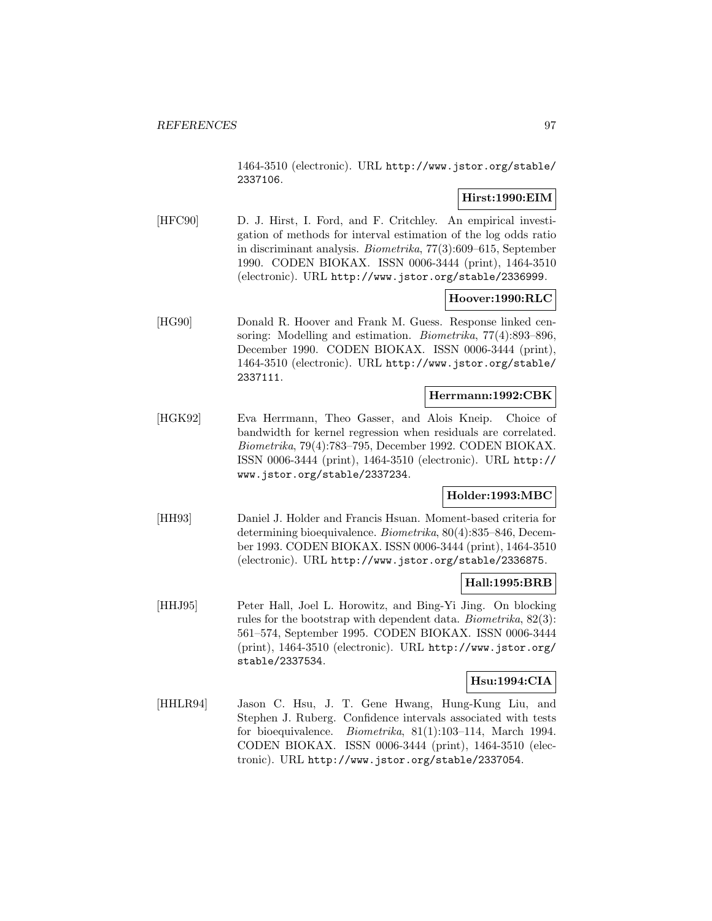1464-3510 (electronic). URL http://www.jstor.org/stable/2337106.

**Hirst:1990:EIM**

[HFC90] D. J. Hirst, I. Ford, and F. Critchley. An empirical investigation of methods for interval estimation of the log odds ratio in discriminant analysis. *Biometrika*, 77(3):609–615, September 1990. CODEN BIOKAX. ISSN 0006-3444 (print), 1464-3510 (electronic). URL http://www.jstor.org/stable/2336999.

**Hoover:1990:RLC**

[HG90] Donald R. Hoover and Frank M. Guess. Response linked censoring: Modelling and estimation. *Biometrika*, 77(4):893–896, December 1990. CODEN BIOKAX. ISSN 0006-3444 (print), 1464-3510 (electronic). URL http://www.jstor.org/stable/2337111.

**Herrmann:1992:CBK**

[HGK92] Eva Herrmann, Theo Gasser, and Alois Kneip. Choice of bandwidth for kernel regression when residuals are correlated. *Biometrika*, 79(4):783–795, December 1992. CODEN BIOKAX. ISSN 0006-3444 (print), 1464-3510 (electronic). URL http://www.jstor.org/stable/2337234.

**Holder:1993:MBC**

[HH93] Daniel J. Holder and Francis Hsuan. Moment-based criteria for determining bioequivalence. *Biometrika*, 80(4):835–846, December 1993. CODEN BIOKAX. ISSN 0006-3444 (print), 1464-3510 (electronic). URL http://www.jstor.org/stable/2336875.

**Hall:1995:BRB**

[HHJ95] Peter Hall, Joel L. Horowitz, and Bing-Yi Jing. On blocking rules for the bootstrap with dependent data. *Biometrika*, 82(3):561–574, September 1995. CODEN BIOKAX. ISSN 0006-3444 (print), 1464-3510 (electronic). URL http://www.jstor.org/stable/2337534.

**Hsu:1994:CIA**

[HHLR94] Jason C. Hsu, J. T. Gene Hwang, Hung-Kung Liu, and Stephen J. Ruberg. Confidence intervals associated with tests for bioequivalence. *Biometrika*, 81(1):103–114, March 1994. CODEN BIOKAX. ISSN 0006-3444 (print), 1464-3510 (electronic). URL http://www.jstor.org/stable/2337054.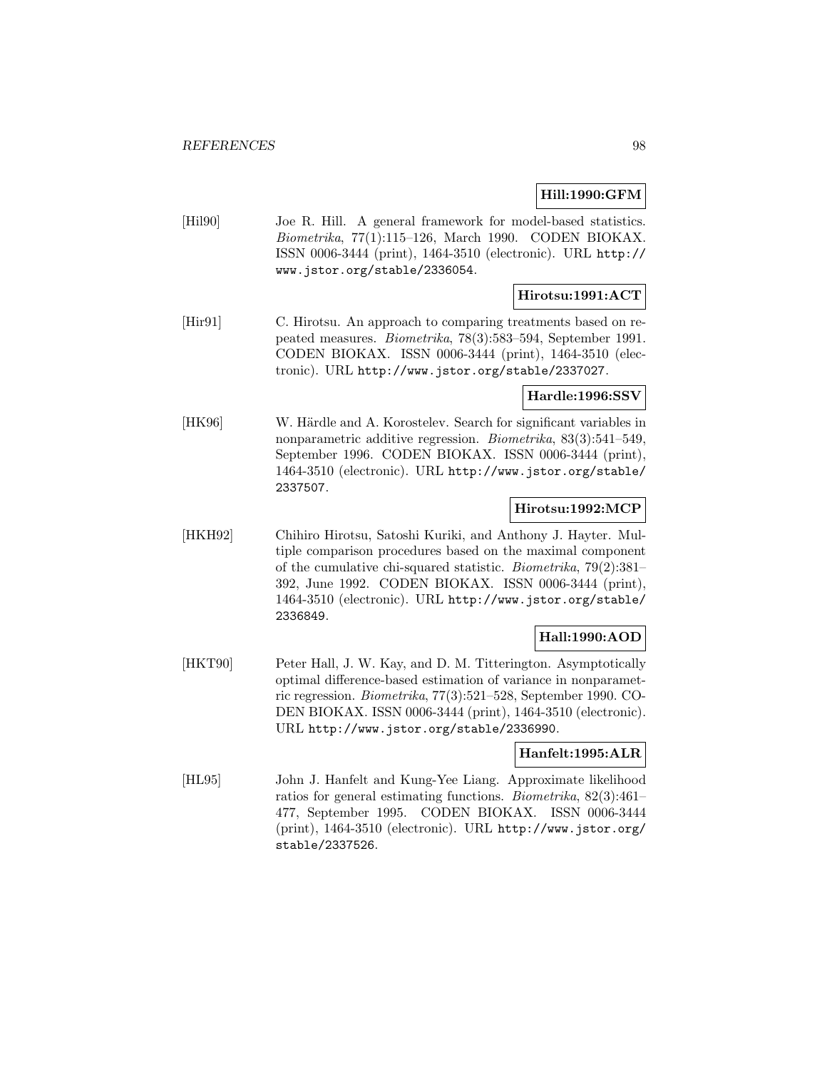**Hill:1990:GFM**

[Hil90] Joe R. Hill. A general framework for model-based statistics. *Biometrika*, 77(1):115–126, March 1990. CODEN BIOKAX. ISSN 0006-3444 (print), 1464-3510 (electronic). URL http://www.jstor.org/stable/2336054.

**Hirotsu:1991:ACT**

[Hir91] C. Hirotsu. An approach to comparing treatments based on repeated measures. *Biometrika*, 78(3):583–594, September 1991. CODEN BIOKAX. ISSN 0006-3444 (print), 1464-3510 (electronic). URL http://www.jstor.org/stable/2337027.

**Hardle:1996:SSV**

[HK96] W. Härdle and A. Korostelev. Search for significant variables in nonparametric additive regression. *Biometrika*, 83(3):541–549, September 1996. CODEN BIOKAX. ISSN 0006-3444 (print), 1464-3510 (electronic). URL http://www.jstor.org/stable/2337507.

**Hirotsu:1992:MCP**

[HKH92] Chihiro Hirotsu, Satoshi Kuriki, and Anthony J. Hayter. Multiple comparison procedures based on the maximal component of the cumulative chi-squared statistic. *Biometrika*, 79(2):381–392, June 1992. CODEN BIOKAX. ISSN 0006-3444 (print), 1464-3510 (electronic). URL http://www.jstor.org/stable/2336849.

**Hall:1990:AOD**

[HKT90] Peter Hall, J. W. Kay, and D. M. Titterington. Asymptotically optimal difference-based estimation of variance in nonparametric regression. *Biometrika*, 77(3):521–528, September 1990. CODEN BIOKAX. ISSN 0006-3444 (print), 1464-3510 (electronic). URL http://www.jstor.org/stable/2336990.

**Hanfelt:1995:ALR**

[HL95] John J. Hanfelt and Kung-Yee Liang. Approximate likelihood ratios for general estimating functions. *Biometrika*, 82(3):461–477, September 1995. CODEN BIOKAX. ISSN 0006-3444 (print), 1464-3510 (electronic). URL http://www.jstor.org/stable/2337526.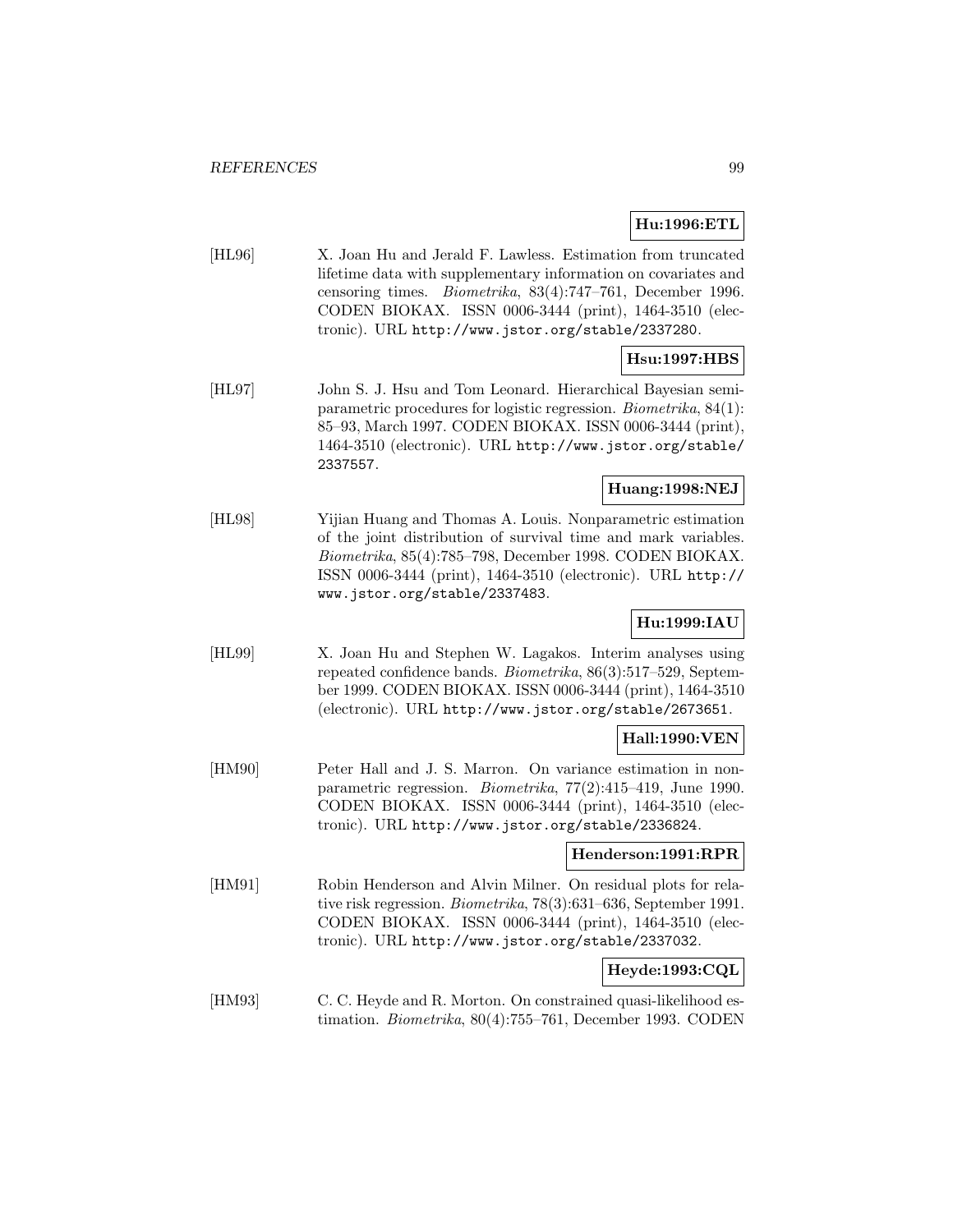**Hu:1996:ETL**

[HL96] X. Joan Hu and Jerald F. Lawless. Estimation from truncated lifetime data with supplementary information on covariates and censoring times. *Biometrika*, 83(4):747–761, December 1996. CODEN BIOKAX. ISSN 0006-3444 (print), 1464-3510 (electronic). URL http://www.jstor.org/stable/2337280.

**Hsu:1997:HBS**

[HL97] John S. J. Hsu and Tom Leonard. Hierarchical Bayesian semiparametric procedures for logistic regression. *Biometrika*, 84(1): 85–93, March 1997. CODEN BIOKAX. ISSN 0006-3444 (print), 1464-3510 (electronic). URL http://www.jstor.org/stable/2337557.

**Huang:1998:NEJ**

[HL98] Yijian Huang and Thomas A. Louis. Nonparametric estimation of the joint distribution of survival time and mark variables. *Biometrika*, 85(4):785–798, December 1998. CODEN BIOKAX. ISSN 0006-3444 (print), 1464-3510 (electronic). URL http://www.jstor.org/stable/2337483.

**Hu:1999:IAU**

[HL99] X. Joan Hu and Stephen W. Lagakos. Interim analyses using repeated confidence bands. *Biometrika*, 86(3):517–529, September 1999. CODEN BIOKAX. ISSN 0006-3444 (print), 1464-3510 (electronic). URL http://www.jstor.org/stable/2673651.

**Hall:1990:VEN**

[HM90] Peter Hall and J. S. Marron. On variance estimation in nonparametric regression. *Biometrika*, 77(2):415–419, June 1990. CODEN BIOKAX. ISSN 0006-3444 (print), 1464-3510 (electronic). URL http://www.jstor.org/stable/2336824.

**Henderson:1991:RPR**

[HM91] Robin Henderson and Alvin Milner. On residual plots for relative risk regression. *Biometrika*, 78(3):631–636, September 1991. CODEN BIOKAX. ISSN 0006-3444 (print), 1464-3510 (electronic). URL http://www.jstor.org/stable/2337032.

**Heyde:1993:CQL**

[HM93] C. C. Heyde and R. Morton. On constrained quasi-likelihood estimation. *Biometrika*, 80(4):755–761, December 1993. CODEN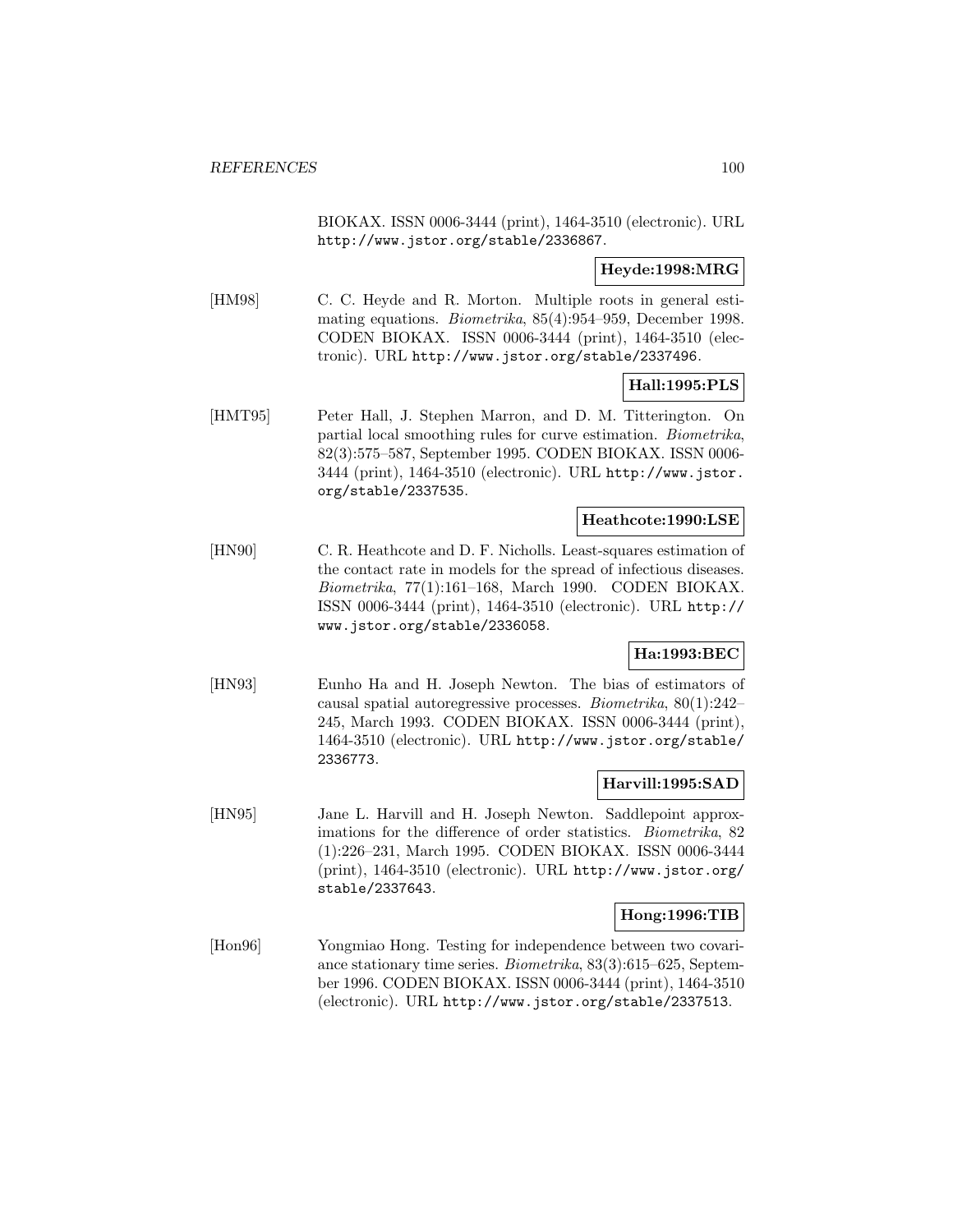BIOKAX. ISSN 0006-3444 (print), 1464-3510 (electronic). URL http://www.jstor.org/stable/2336867.

**Heyde:1998:MRG**

[HM98] C. C. Heyde and R. Morton. Multiple roots in general estimating equations. *Biometrika*, 85(4):954–959, December 1998. CODEN BIOKAX. ISSN 0006-3444 (print), 1464-3510 (electronic). URL http://www.jstor.org/stable/2337496.

**Hall:1995:PLS**

[HMT95] Peter Hall, J. Stephen Marron, and D. M. Titterington. On partial local smoothing rules for curve estimation. *Biometrika*, 82(3):575–587, September 1995. CODEN BIOKAX. ISSN 0006-3444 (print), 1464-3510 (electronic). URL http://www.jstor.org/stable/2337535.

**Heathcote:1990:LSE**

[HN90] C. R. Heathcote and D. F. Nicholls. Least-squares estimation of the contact rate in models for the spread of infectious diseases. *Biometrika*, 77(1):161–168, March 1990. CODEN BIOKAX. ISSN 0006-3444 (print), 1464-3510 (electronic). URL http://www.jstor.org/stable/2336058.

**Ha:1993:BEC**

[HN93] Eunho Ha and H. Joseph Newton. The bias of estimators of causal spatial autoregressive processes. *Biometrika*, 80(1):242–245, March 1993. CODEN BIOKAX. ISSN 0006-3444 (print), 1464-3510 (electronic). URL http://www.jstor.org/stable/2336773.

**Harvill:1995:SAD**

[HN95] Jane L. Harvill and H. Joseph Newton. Saddlepoint approximations for the difference of order statistics. *Biometrika*, 82 (1):226–231, March 1995. CODEN BIOKAX. ISSN 0006-3444 (print), 1464-3510 (electronic). URL http://www.jstor.org/stable/2337643.

**Hong:1996:TIB**

[Hon96] Yongmiao Hong. Testing for independence between two covariance stationary time series. *Biometrika*, 83(3):615–625, September 1996. CODEN BIOKAX. ISSN 0006-3444 (print), 1464-3510 (electronic). URL http://www.jstor.org/stable/2337513.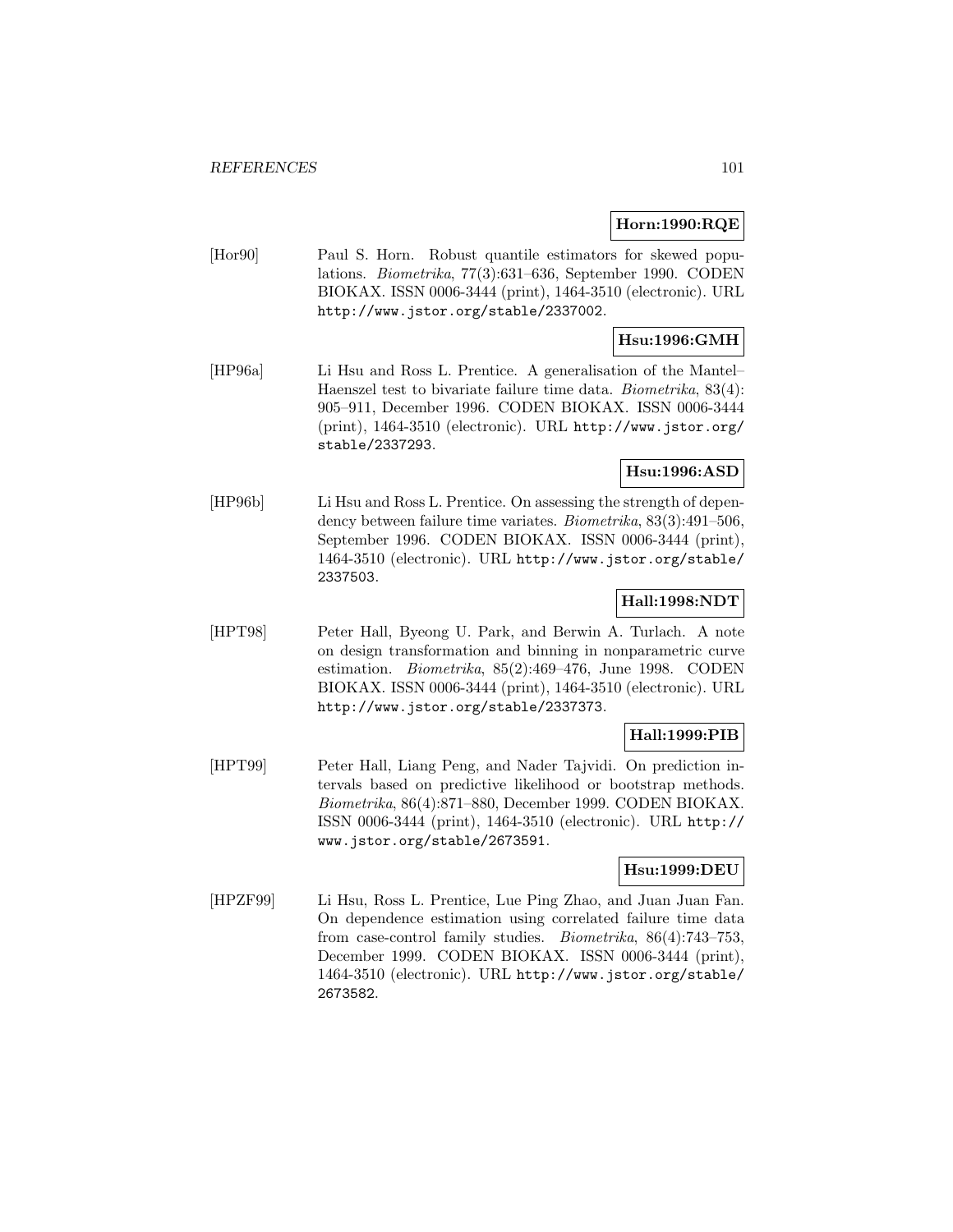**Horn:1990:RQE**

[Hor90] Paul S. Horn. Robust quantile estimators for skewed populations. *Biometrika*, 77(3):631–636, September 1990. CODEN BIOKAX. ISSN 0006-3444 (print), 1464-3510 (electronic). URL http://www.jstor.org/stable/2337002.

**Hsu:1996:GMH**

[HP96a] Li Hsu and Ross L. Prentice. A generalisation of the Mantel–Haenszel test to bivariate failure time data. *Biometrika*, 83(4): 905–911, December 1996. CODEN BIOKAX. ISSN 0006-3444 (print), 1464-3510 (electronic). URL http://www.jstor.org/stable/2337293.

**Hsu:1996:ASD**

[HP96b] Li Hsu and Ross L. Prentice. On assessing the strength of dependency between failure time variates. *Biometrika*, 83(3):491–506, September 1996. CODEN BIOKAX. ISSN 0006-3444 (print), 1464-3510 (electronic). URL http://www.jstor.org/stable/2337503.

**Hall:1998:NDT**

[HPT98] Peter Hall, Byeong U. Park, and Berwin A. Turlach. A note on design transformation and binning in nonparametric curve estimation. *Biometrika*, 85(2):469–476, June 1998. CODEN BIOKAX. ISSN 0006-3444 (print), 1464-3510 (electronic). URL http://www.jstor.org/stable/2337373.

**Hall:1999:PIB**

[HPT99] Peter Hall, Liang Peng, and Nader Tajvidi. On prediction intervals based on predictive likelihood or bootstrap methods. *Biometrika*, 86(4):871–880, December 1999. CODEN BIOKAX. ISSN 0006-3444 (print), 1464-3510 (electronic). URL http://www.jstor.org/stable/2673591.

**Hsu:1999:DEU**

[HPZF99] Li Hsu, Ross L. Prentice, Lue Ping Zhao, and Juan Juan Fan. On dependence estimation using correlated failure time data from case-control family studies. *Biometrika*, 86(4):743–753, December 1999. CODEN BIOKAX. ISSN 0006-3444 (print), 1464-3510 (electronic). URL http://www.jstor.org/stable/2673582.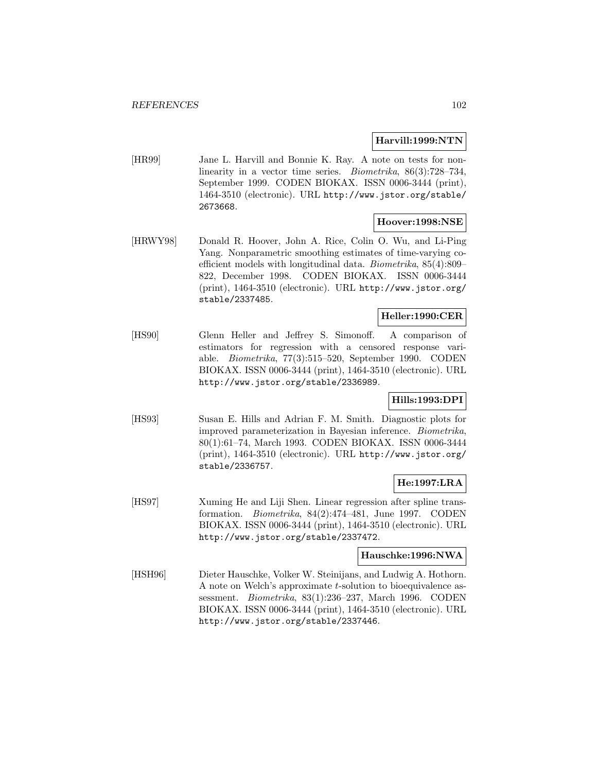**Harvill:1999:NTN**

[HR99] Jane L. Harvill and Bonnie K. Ray. A note on tests for nonlinearity in a vector time series. *Biometrika*, 86(3):728–734, September 1999. CODEN BIOKAX. ISSN 0006-3444 (print), 1464-3510 (electronic). URL http://www.jstor.org/stable/2673668.

**Hoover:1998:NSE**

[HRWY98] Donald R. Hoover, John A. Rice, Colin O. Wu, and Li-Ping Yang. Nonparametric smoothing estimates of time-varying coefficient models with longitudinal data. *Biometrika*, 85(4):809–822, December 1998. CODEN BIOKAX. ISSN 0006-3444 (print), 1464-3510 (electronic). URL http://www.jstor.org/stable/2337485.

**Heller:1990:CER**

[HS90] Glenn Heller and Jeffrey S. Simonoff. A comparison of estimators for regression with a censored response variable. *Biometrika*, 77(3):515–520, September 1990. CODEN BIOKAX. ISSN 0006-3444 (print), 1464-3510 (electronic). URL http://www.jstor.org/stable/2336989.

**Hills:1993:DPI**

[HS93] Susan E. Hills and Adrian F. M. Smith. Diagnostic plots for improved parameterization in Bayesian inference. *Biometrika*, 80(1):61–74, March 1993. CODEN BIOKAX. ISSN 0006-3444 (print), 1464-3510 (electronic). URL http://www.jstor.org/stable/2336757.

**He:1997:LRA**

[HS97] Xuming He and Liji Shen. Linear regression after spline transformation. *Biometrika*, 84(2):474–481, June 1997. CODEN BIOKAX. ISSN 0006-3444 (print), 1464-3510 (electronic). URL http://www.jstor.org/stable/2337472.

**Hauschke:1996:NWA**

[HSH96] Dieter Hauschke, Volker W. Steinijans, and Ludwig A. Hothorn. A note on Welch's approximate *t*-solution to bioequivalence assessment. *Biometrika*, 83(1):236–237, March 1996. CODEN BIOKAX. ISSN 0006-3444 (print), 1464-3510 (electronic). URL http://www.jstor.org/stable/2337446.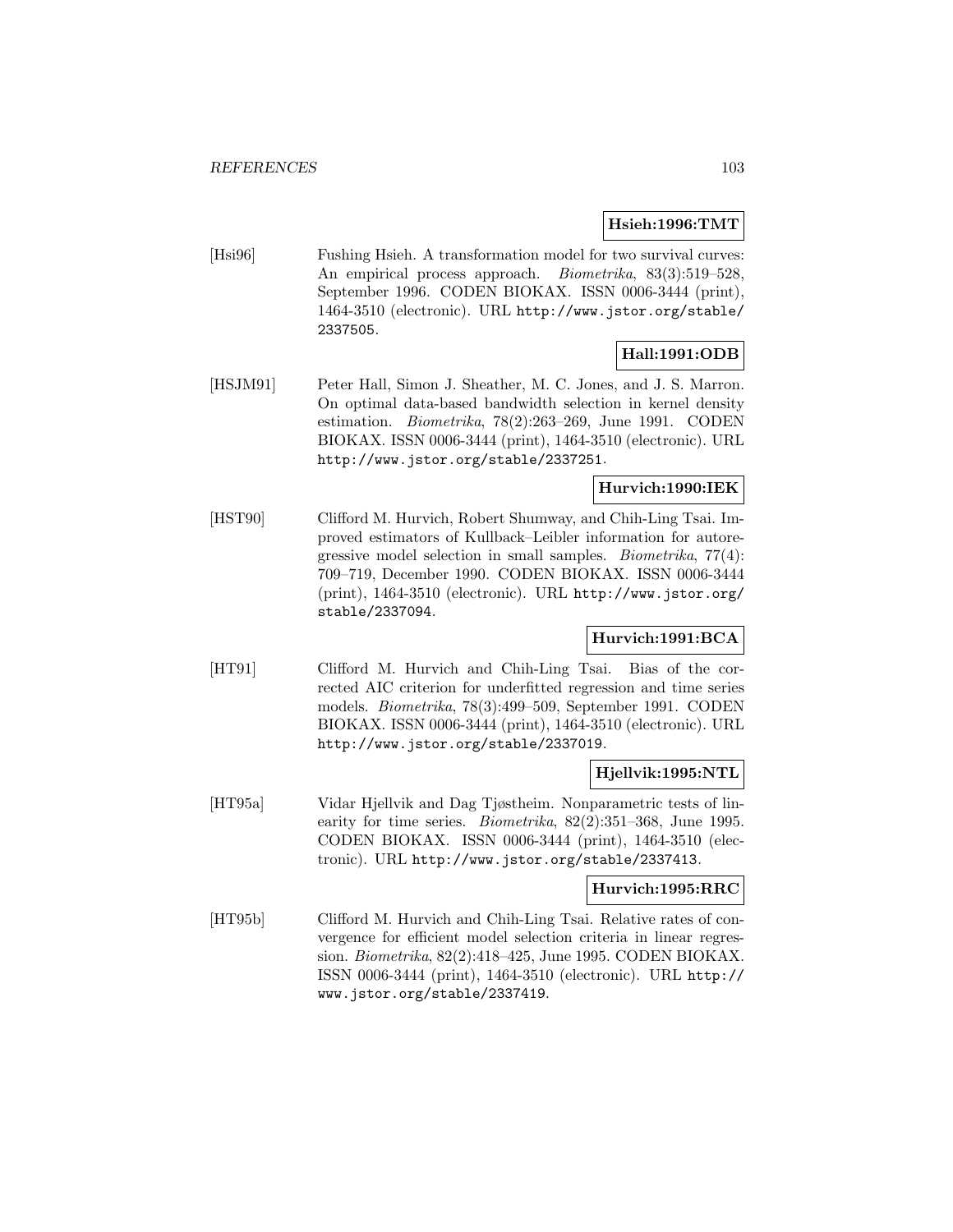**Hsieh:1996:TMT**

[Hsi96] Fushing Hsieh. A transformation model for two survival curves: An empirical process approach. *Biometrika*, 83(3):519–528, September 1996. CODEN BIOKAX. ISSN 0006-3444 (print), 1464-3510 (electronic). URL http://www.jstor.org/stable/2337505.

**Hall:1991:ODB**

[HSJM91] Peter Hall, Simon J. Sheather, M. C. Jones, and J. S. Marron. On optimal data-based bandwidth selection in kernel density estimation. *Biometrika*, 78(2):263–269, June 1991. CODEN BIOKAX. ISSN 0006-3444 (print), 1464-3510 (electronic). URL http://www.jstor.org/stable/2337251.

**Hurvich:1990:IEK**

[HST90] Clifford M. Hurvich, Robert Shumway, and Chih-Ling Tsai. Improved estimators of Kullback–Leibler information for autoregressive model selection in small samples. *Biometrika*, 77(4): 709–719, December 1990. CODEN BIOKAX. ISSN 0006-3444 (print), 1464-3510 (electronic). URL http://www.jstor.org/stable/2337094.

**Hurvich:1991:BCA**

[HT91] Clifford M. Hurvich and Chih-Ling Tsai. Bias of the corrected AIC criterion for underfitted regression and time series models. *Biometrika*, 78(3):499–509, September 1991. CODEN BIOKAX. ISSN 0006-3444 (print), 1464-3510 (electronic). URL http://www.jstor.org/stable/2337019.

**Hjellvik:1995:NTL**

[HT95a] Vidar Hjellvik and Dag Tjøstheim. Nonparametric tests of linearity for time series. *Biometrika*, 82(2):351–368, June 1995. CODEN BIOKAX. ISSN 0006-3444 (print), 1464-3510 (electronic). URL http://www.jstor.org/stable/2337413.

**Hurvich:1995:RRC**

[HT95b] Clifford M. Hurvich and Chih-Ling Tsai. Relative rates of convergence for efficient model selection criteria in linear regression. *Biometrika*, 82(2):418–425, June 1995. CODEN BIOKAX. ISSN 0006-3444 (print), 1464-3510 (electronic). URL http://www.jstor.org/stable/2337419.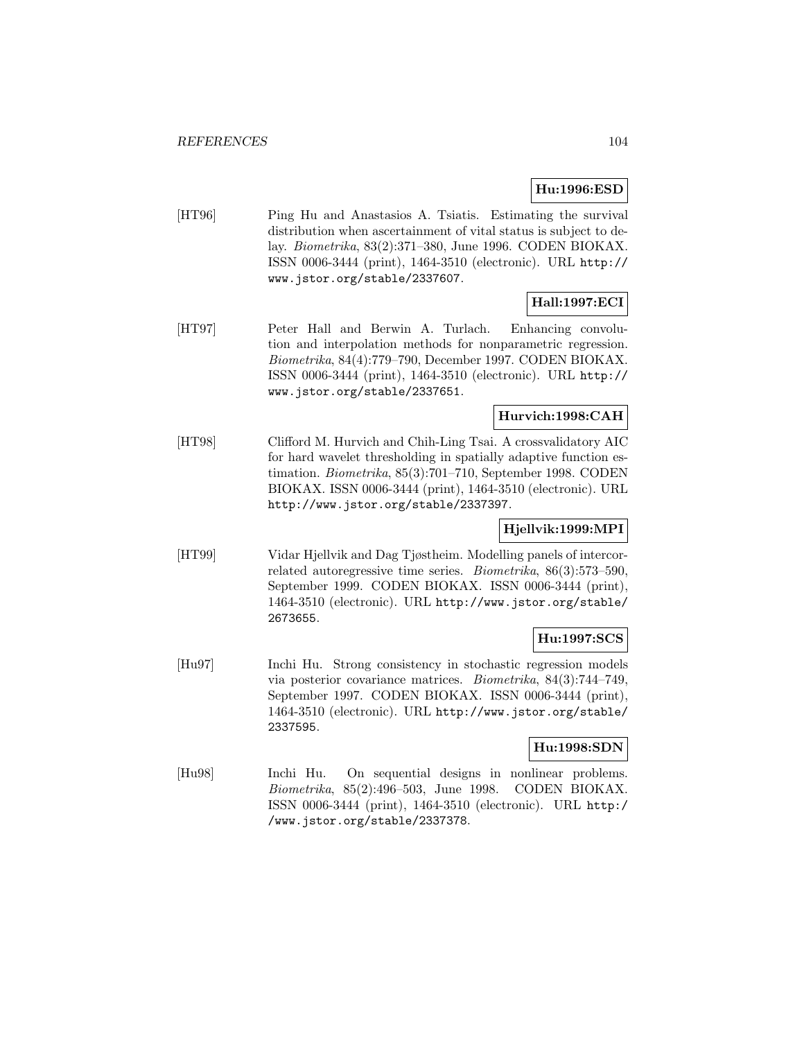**Hu:1996:ESD**

[HT96] Ping Hu and Anastasios A. Tsiatis. Estimating the survival distribution when ascertainment of vital status is subject to delay. *Biometrika*, 83(2):371–380, June 1996. CODEN BIOKAX. ISSN 0006-3444 (print), 1464-3510 (electronic). URL http://www.jstor.org/stable/2337607.

**Hall:1997:ECI**

[HT97] Peter Hall and Berwin A. Turlach. Enhancing convolution and interpolation methods for nonparametric regression. *Biometrika*, 84(4):779–790, December 1997. CODEN BIOKAX. ISSN 0006-3444 (print), 1464-3510 (electronic). URL http://www.jstor.org/stable/2337651.

**Hurvich:1998:CAH**

[HT98] Clifford M. Hurvich and Chih-Ling Tsai. A crossvalidatory AIC for hard wavelet thresholding in spatially adaptive function estimation. *Biometrika*, 85(3):701–710, September 1998. CODEN BIOKAX. ISSN 0006-3444 (print), 1464-3510 (electronic). URL http://www.jstor.org/stable/2337397.

**Hjellvik:1999:MPI**

[HT99] Vidar Hjellvik and Dag Tjøstheim. Modelling panels of intercorrelated autoregressive time series. *Biometrika*, 86(3):573–590, September 1999. CODEN BIOKAX. ISSN 0006-3444 (print), 1464-3510 (electronic). URL http://www.jstor.org/stable/2673655.

**Hu:1997:SCS**

[Hu97] Inchi Hu. Strong consistency in stochastic regression models via posterior covariance matrices. *Biometrika*, 84(3):744–749, September 1997. CODEN BIOKAX. ISSN 0006-3444 (print), 1464-3510 (electronic). URL http://www.jstor.org/stable/2337595.

**Hu:1998:SDN**

[Hu98] Inchi Hu. On sequential designs in nonlinear problems. *Biometrika*, 85(2):496–503, June 1998. CODEN BIOKAX. ISSN 0006-3444 (print), 1464-3510 (electronic). URL http://www.jstor.org/stable/2337378.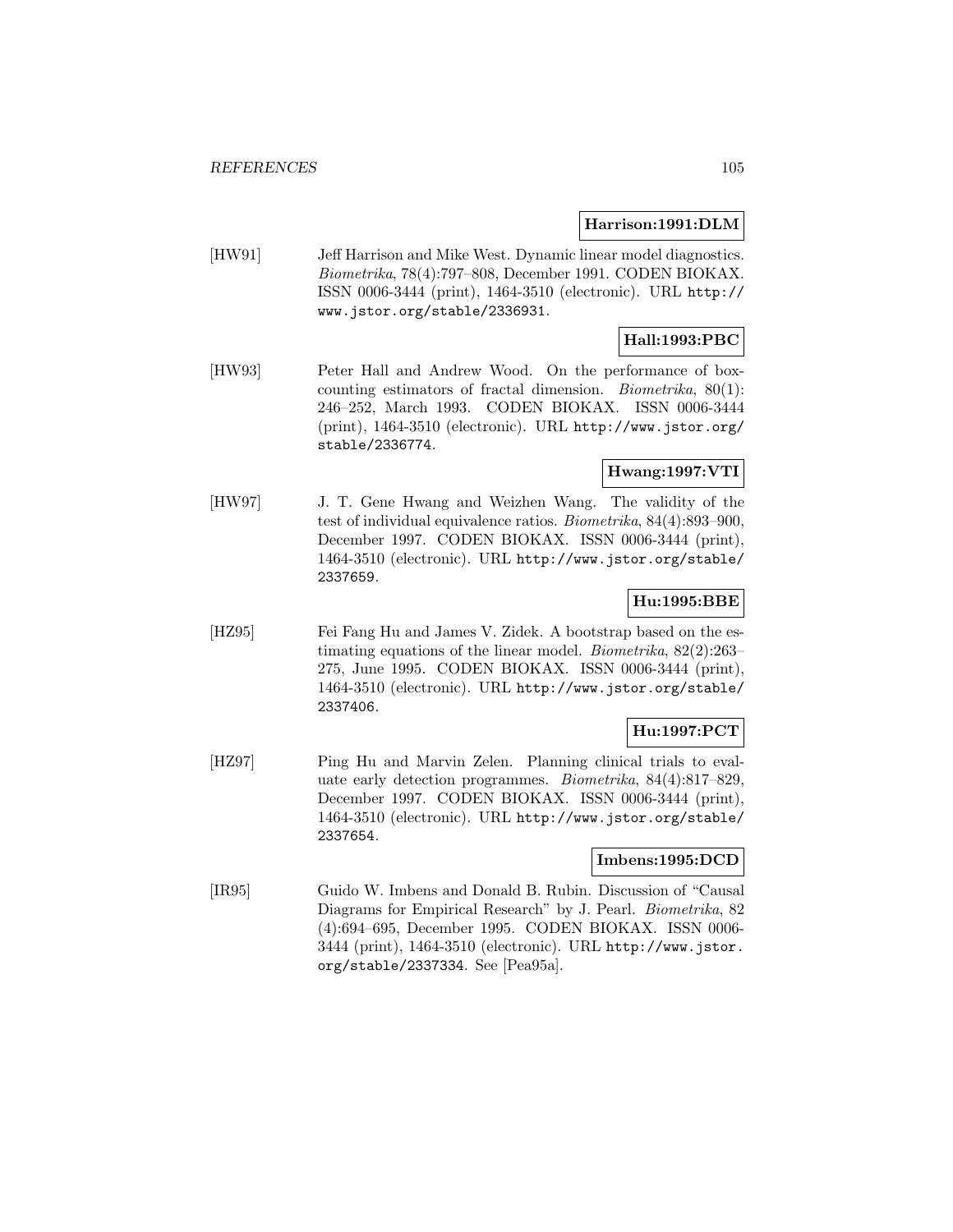**Harrison:1991:DLM**

[HW91] Jeff Harrison and Mike West. Dynamic linear model diagnostics. *Biometrika*, 78(4):797–808, December 1991. CODEN BIOKAX. ISSN 0006-3444 (print), 1464-3510 (electronic). URL http://www.jstor.org/stable/2336931.

**Hall:1993:PBC**

[HW93] Peter Hall and Andrew Wood. On the performance of box-counting estimators of fractal dimension. *Biometrika*, 80(1): 246–252, March 1993. CODEN BIOKAX. ISSN 0006-3444 (print), 1464-3510 (electronic). URL http://www.jstor.org/stable/2336774.

**Hwang:1997:VTI**

[HW97] J. T. Gene Hwang and Weizhen Wang. The validity of the test of individual equivalence ratios. *Biometrika*, 84(4):893–900, December 1997. CODEN BIOKAX. ISSN 0006-3444 (print), 1464-3510 (electronic). URL http://www.jstor.org/stable/2337659.

**Hu:1995:BBE**

[HZ95] Fei Fang Hu and James V. Zidek. A bootstrap based on the estimating equations of the linear model. *Biometrika*, 82(2):263–275, June 1995. CODEN BIOKAX. ISSN 0006-3444 (print), 1464-3510 (electronic). URL http://www.jstor.org/stable/2337406.

**Hu:1997:PCT**

[HZ97] Ping Hu and Marvin Zelen. Planning clinical trials to evaluate early detection programmes. *Biometrika*, 84(4):817–829, December 1997. CODEN BIOKAX. ISSN 0006-3444 (print), 1464-3510 (electronic). URL http://www.jstor.org/stable/2337654.

**Imbens:1995:DCD**

[IR95] Guido W. Imbens and Donald B. Rubin. Discussion of "Causal Diagrams for Empirical Research" by J. Pearl. *Biometrika*, 82 (4):694–695, December 1995. CODEN BIOKAX. ISSN 0006-3444 (print), 1464-3510 (electronic). URL http://www.jstor.org/stable/2337334. See [Pea95a].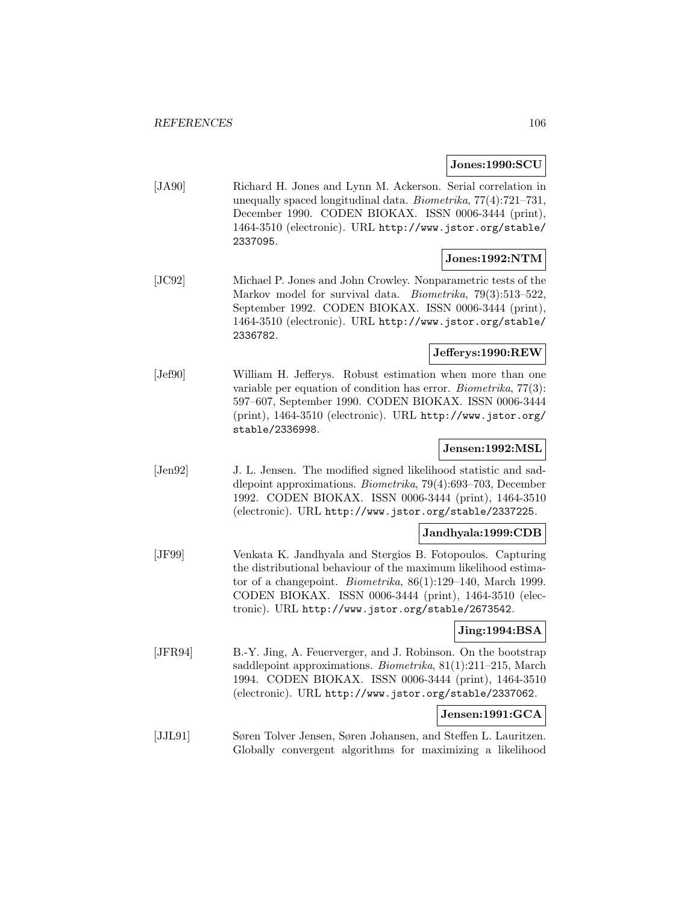**Jones:1990:SCU**

[JA90] Richard H. Jones and Lynn M. Ackerson. Serial correlation in unequally spaced longitudinal data. *Biometrika*, 77(4):721–731, December 1990. CODEN BIOKAX. ISSN 0006-3444 (print), 1464-3510 (electronic). URL http://www.jstor.org/stable/2337095.

**Jones:1992:NTM**

[JC92] Michael P. Jones and John Crowley. Nonparametric tests of the Markov model for survival data. *Biometrika*, 79(3):513–522, September 1992. CODEN BIOKAX. ISSN 0006-3444 (print), 1464-3510 (electronic). URL http://www.jstor.org/stable/2336782.

**Jefferys:1990:REW**

[Jef90] William H. Jefferys. Robust estimation when more than one variable per equation of condition has error. *Biometrika*, 77(3): 597–607, September 1990. CODEN BIOKAX. ISSN 0006-3444 (print), 1464-3510 (electronic). URL http://www.jstor.org/stable/2336998.

**Jensen:1992:MSL**

[Jen92] J. L. Jensen. The modified signed likelihood statistic and saddlepoint approximations. *Biometrika*, 79(4):693–703, December 1992. CODEN BIOKAX. ISSN 0006-3444 (print), 1464-3510 (electronic). URL http://www.jstor.org/stable/2337225.

**Jandhyala:1999:CDB**

[JF99] Venkata K. Jandhyala and Stergios B. Fotopoulos. Capturing the distributional behaviour of the maximum likelihood estimator of a changepoint. *Biometrika*, 86(1):129–140, March 1999. CODEN BIOKAX. ISSN 0006-3444 (print), 1464-3510 (electronic). URL http://www.jstor.org/stable/2673542.

**Jing:1994:BSA**

[JFR94] B.-Y. Jing, A. Feuerverger, and J. Robinson. On the bootstrap saddlepoint approximations. *Biometrika*, 81(1):211–215, March 1994. CODEN BIOKAX. ISSN 0006-3444 (print), 1464-3510 (electronic). URL http://www.jstor.org/stable/2337062.

**Jensen:1991:GCA**

[JJL91] Søren Tolver Jensen, Søren Johansen, and Steffen L. Lauritzen. Globally convergent algorithms for maximizing a likelihood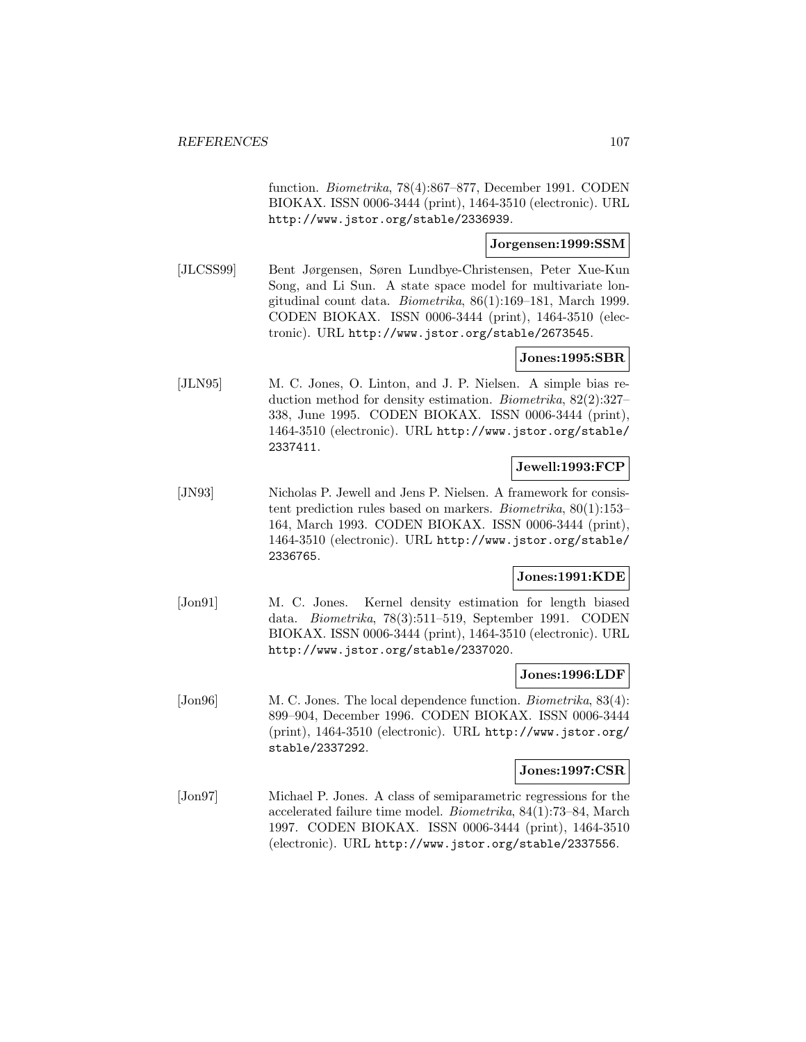function. *Biometrika*, 78(4):867–877, December 1991. CODEN BIOKAX. ISSN 0006-3444 (print), 1464-3510 (electronic). URL http://www.jstor.org/stable/2336939.

**Jorgensen:1999:SSM**

[JLCSS99] Bent Jørgensen, Søren Lundbye-Christensen, Peter Xue-Kun Song, and Li Sun. A state space model for multivariate longitudinal count data. *Biometrika*, 86(1):169–181, March 1999. CODEN BIOKAX. ISSN 0006-3444 (print), 1464-3510 (electronic). URL http://www.jstor.org/stable/2673545.

**Jones:1995:SBR**

[JLN95] M. C. Jones, O. Linton, and J. P. Nielsen. A simple bias reduction method for density estimation. *Biometrika*, 82(2):327–338, June 1995. CODEN BIOKAX. ISSN 0006-3444 (print), 1464-3510 (electronic). URL http://www.jstor.org/stable/2337411.

**Jewell:1993:FCP**

[JN93] Nicholas P. Jewell and Jens P. Nielsen. A framework for consistent prediction rules based on markers. *Biometrika*, 80(1):153–164, March 1993. CODEN BIOKAX. ISSN 0006-3444 (print), 1464-3510 (electronic). URL http://www.jstor.org/stable/2336765.

**Jones:1991:KDE**

[Jon91] M. C. Jones. Kernel density estimation for length biased data. *Biometrika*, 78(3):511–519, September 1991. CODEN BIOKAX. ISSN 0006-3444 (print), 1464-3510 (electronic). URL http://www.jstor.org/stable/2337020.

**Jones:1996:LDF**

[Jon96] M. C. Jones. The local dependence function. *Biometrika*, 83(4):899–904, December 1996. CODEN BIOKAX. ISSN 0006-3444 (print), 1464-3510 (electronic). URL http://www.jstor.org/stable/2337292.

**Jones:1997:CSR**

[Jon97] Michael P. Jones. A class of semiparametric regressions for the accelerated failure time model. *Biometrika*, 84(1):73–84, March 1997. CODEN BIOKAX. ISSN 0006-3444 (print), 1464-3510 (electronic). URL http://www.jstor.org/stable/2337556.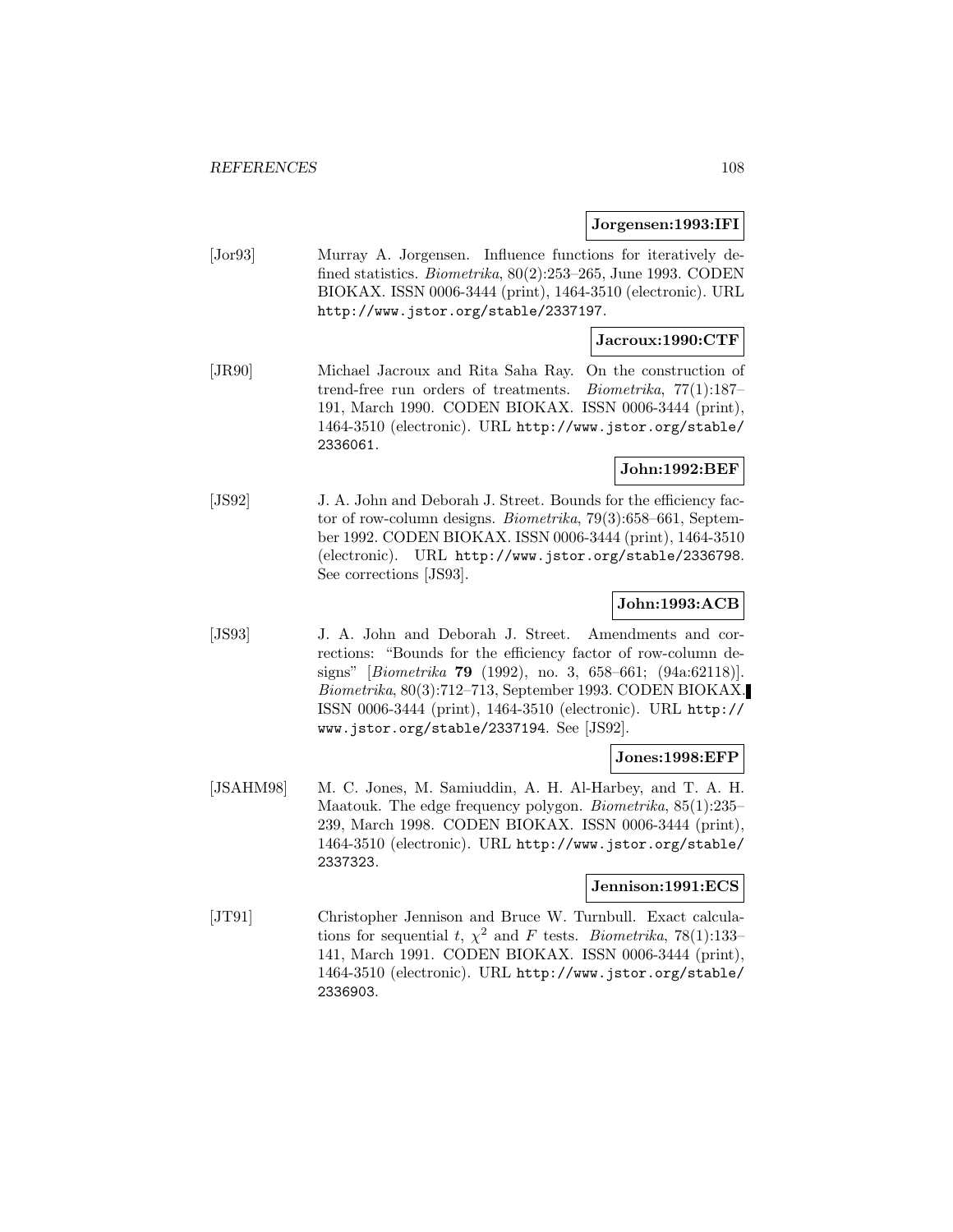**Jorgensen:1993:IFI**

[Jor93] Murray A. Jorgensen. Influence functions for iteratively defined statistics. *Biometrika*, 80(2):253–265, June 1993. CODEN BIOKAX. ISSN 0006-3444 (print), 1464-3510 (electronic). URL http://www.jstor.org/stable/2337197.

**Jacroux:1990:CTF**

[JR90] Michael Jacroux and Rita Saha Ray. On the construction of trend-free run orders of treatments. *Biometrika*, 77(1):187–191, March 1990. CODEN BIOKAX. ISSN 0006-3444 (print), 1464-3510 (electronic). URL http://www.jstor.org/stable/2336061.

**John:1992:BEF**

[JS92] J. A. John and Deborah J. Street. Bounds for the efficiency factor of row-column designs. *Biometrika*, 79(3):658–661, September 1992. CODEN BIOKAX. ISSN 0006-3444 (print), 1464-3510 (electronic). URL http://www.jstor.org/stable/2336798. See corrections [JS93].

**John:1993:ACB**

[JS93] J. A. John and Deborah J. Street. Amendments and corrections: "Bounds for the efficiency factor of row-column designs" [*Biometrika* **79** (1992), no. 3, 658–661; (94a:62118)]. *Biometrika*, 80(3):712–713, September 1993. CODEN BIOKAX. ISSN 0006-3444 (print), 1464-3510 (electronic). URL http://www.jstor.org/stable/2337194. See [JS92].

**Jones:1998:EFP**

[JSAHM98] M. C. Jones, M. Samiuddin, A. H. Al-Harbey, and T. A. H. Maatouk. The edge frequency polygon. *Biometrika*, 85(1):235–239, March 1998. CODEN BIOKAX. ISSN 0006-3444 (print), 1464-3510 (electronic). URL http://www.jstor.org/stable/2337323.

**Jennison:1991:ECS**

[JT91] Christopher Jennison and Bruce W. Turnbull. Exact calculations for sequential $t$, $\chi^2$ and $F$ tests. *Biometrika*, 78(1):133–141, March 1991. CODEN BIOKAX. ISSN 0006-3444 (print), 1464-3510 (electronic). URL http://www.jstor.org/stable/2336903.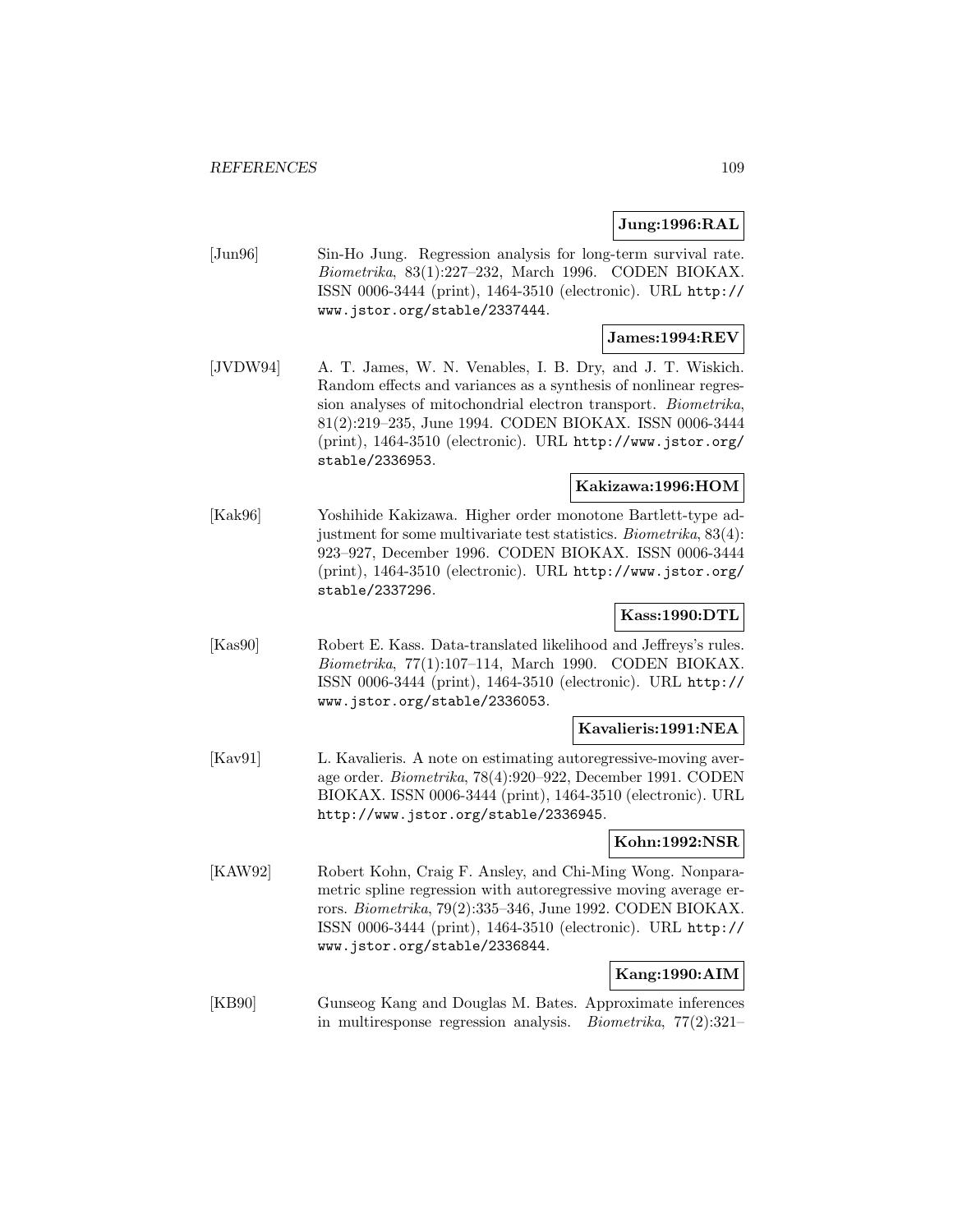**Jung:1996:RAL**

[Jun96] Sin-Ho Jung. Regression analysis for long-term survival rate. *Biometrika*, 83(1):227–232, March 1996. CODEN BIOKAX. ISSN 0006-3444 (print), 1464-3510 (electronic). URL http://www.jstor.org/stable/2337444.

**James:1994:REV**

[JVDW94] A. T. James, W. N. Venables, I. B. Dry, and J. T. Wiskich. Random effects and variances as a synthesis of nonlinear regression analyses of mitochondrial electron transport. *Biometrika*, 81(2):219–235, June 1994. CODEN BIOKAX. ISSN 0006-3444 (print), 1464-3510 (electronic). URL http://www.jstor.org/stable/2336953.

**Kakizawa:1996:HOM**

[Kak96] Yoshihide Kakizawa. Higher order monotone Bartlett-type adjustment for some multivariate test statistics. *Biometrika*, 83(4): 923–927, December 1996. CODEN BIOKAX. ISSN 0006-3444 (print), 1464-3510 (electronic). URL http://www.jstor.org/stable/2337296.

**Kass:1990:DTL**

[Kas90] Robert E. Kass. Data-translated likelihood and Jeffreys's rules. *Biometrika*, 77(1):107–114, March 1990. CODEN BIOKAX. ISSN 0006-3444 (print), 1464-3510 (electronic). URL http://www.jstor.org/stable/2336053.

**Kavalieris:1991:NEA**

[Kav91] L. Kavalieris. A note on estimating autoregressive-moving average order. *Biometrika*, 78(4):920–922, December 1991. CODEN BIOKAX. ISSN 0006-3444 (print), 1464-3510 (electronic). URL http://www.jstor.org/stable/2336945.

**Kohn:1992:NSR**

[KAW92] Robert Kohn, Craig F. Ansley, and Chi-Ming Wong. Nonparametric spline regression with autoregressive moving average errors. *Biometrika*, 79(2):335–346, June 1992. CODEN BIOKAX. ISSN 0006-3444 (print), 1464-3510 (electronic). URL http://www.jstor.org/stable/2336844.

**Kang:1990:AIM**

[KB90] Gunseog Kang and Douglas M. Bates. Approximate inferences in multiresponse regression analysis. *Biometrika*, 77(2):321–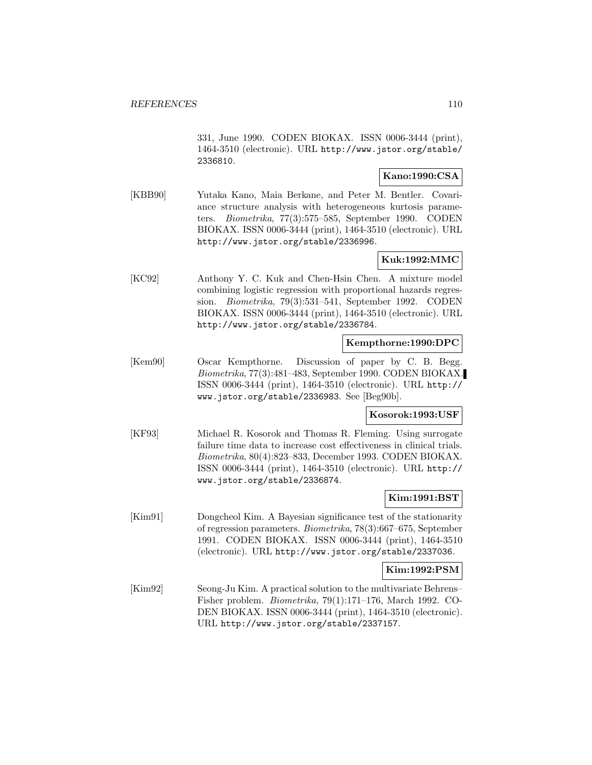331, June 1990. CODEN BIOKAX. ISSN 0006-3444 (print), 1464-3510 (electronic). URL http://www.jstor.org/stable/2336810.

**Kano:1990:CSA**

[KBB90] Yutaka Kano, Maia Berkane, and Peter M. Bentler. Covariance structure analysis with heterogeneous kurtosis parameters. *Biometrika*, 77(3):575–585, September 1990. CODEN BIOKAX. ISSN 0006-3444 (print), 1464-3510 (electronic). URL http://www.jstor.org/stable/2336996.

**Kuk:1992:MMC**

[KC92] Anthony Y. C. Kuk and Chen-Hsin Chen. A mixture model combining logistic regression with proportional hazards regression. *Biometrika*, 79(3):531–541, September 1992. CODEN BIOKAX. ISSN 0006-3444 (print), 1464-3510 (electronic). URL http://www.jstor.org/stable/2336784.

**Kempthorne:1990:DPC**

[Kem90] Oscar Kempthorne. Discussion of paper by C. B. Begg. *Biometrika*, 77(3):481–483, September 1990. CODEN BIOKAX. ISSN 0006-3444 (print), 1464-3510 (electronic). URL http://www.jstor.org/stable/2336983. See [Beg90b].

**Kosorok:1993:USF**

[KF93] Michael R. Kosorok and Thomas R. Fleming. Using surrogate failure time data to increase cost effectiveness in clinical trials. *Biometrika*, 80(4):823–833, December 1993. CODEN BIOKAX. ISSN 0006-3444 (print), 1464-3510 (electronic). URL http://www.jstor.org/stable/2336874.

**Kim:1991:BST**

[Kim91] Dongcheol Kim. A Bayesian significance test of the stationarity of regression parameters. *Biometrika*, 78(3):667–675, September 1991. CODEN BIOKAX. ISSN 0006-3444 (print), 1464-3510 (electronic). URL http://www.jstor.org/stable/2337036.

**Kim:1992:PSM**

[Kim92] Seong-Ju Kim. A practical solution to the multivariate Behrens–Fisher problem. *Biometrika*, 79(1):171–176, March 1992. CODEN BIOKAX. ISSN 0006-3444 (print), 1464-3510 (electronic). URL http://www.jstor.org/stable/2337157.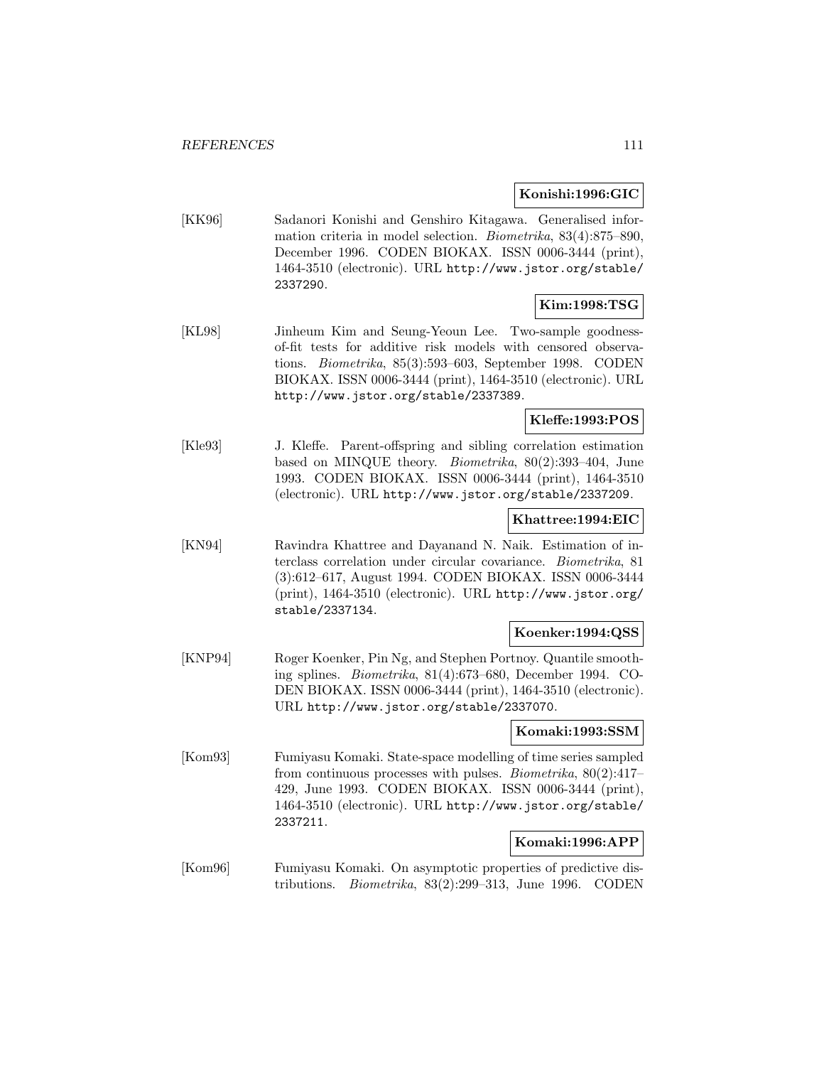**Konishi:1996:GIC**

[KK96] Sadanori Konishi and Genshiro Kitagawa. Generalised information criteria in model selection. *Biometrika*, 83(4):875–890, December 1996. CODEN BIOKAX. ISSN 0006-3444 (print), 1464-3510 (electronic). URL http://www.jstor.org/stable/2337290.

**Kim:1998:TSG**

[KL98] Jinheum Kim and Seung-Yeoun Lee. Two-sample goodness-of-fit tests for additive risk models with censored observations. *Biometrika*, 85(3):593–603, September 1998. CODEN BIOKAX. ISSN 0006-3444 (print), 1464-3510 (electronic). URL http://www.jstor.org/stable/2337389.

**Kleffe:1993:POS**

[Kle93] J. Kleffe. Parent-offspring and sibling correlation estimation based on MINQUE theory. *Biometrika*, 80(2):393–404, June 1993. CODEN BIOKAX. ISSN 0006-3444 (print), 1464-3510 (electronic). URL http://www.jstor.org/stable/2337209.

**Khattree:1994:EIC**

[KN94] Ravindra Khattree and Dayanand N. Naik. Estimation of interclass correlation under circular covariance. *Biometrika*, 81 (3):612–617, August 1994. CODEN BIOKAX. ISSN 0006-3444 (print), 1464-3510 (electronic). URL http://www.jstor.org/stable/2337134.

**Koenker:1994:QSS**

[KNP94] Roger Koenker, Pin Ng, and Stephen Portnoy. Quantile smoothing splines. *Biometrika*, 81(4):673–680, December 1994. CODEN BIOKAX. ISSN 0006-3444 (print), 1464-3510 (electronic). URL http://www.jstor.org/stable/2337070.

**Komaki:1993:SSM**

[Kom93] Fumiyasu Komaki. State-space modelling of time series sampled from continuous processes with pulses. *Biometrika*, 80(2):417–429, June 1993. CODEN BIOKAX. ISSN 0006-3444 (print), 1464-3510 (electronic). URL http://www.jstor.org/stable/2337211.

**Komaki:1996:APP**

[Kom96] Fumiyasu Komaki. On asymptotic properties of predictive distributions. *Biometrika*, 83(2):299–313, June 1996. CODEN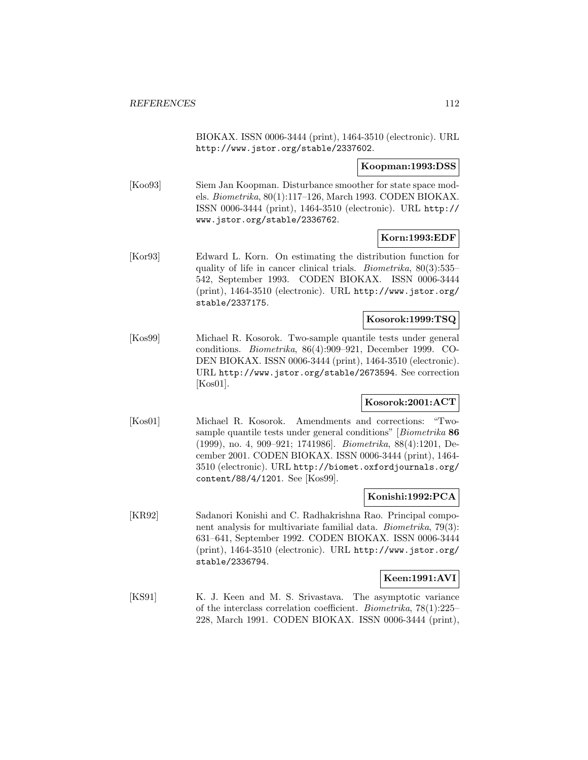BIOKAX. ISSN 0006-3444 (print), 1464-3510 (electronic). URL http://www.jstor.org/stable/2337602.

**Koopman:1993:DSS**

[Koo93] Siem Jan Koopman. Disturbance smoother for state space models. *Biometrika*, 80(1):117–126, March 1993. CODEN BIOKAX. ISSN 0006-3444 (print), 1464-3510 (electronic). URL http://www.jstor.org/stable/2336762.

**Korn:1993:EDF**

[Kor93] Edward L. Korn. On estimating the distribution function for quality of life in cancer clinical trials. *Biometrika*, 80(3):535–542, September 1993. CODEN BIOKAX. ISSN 0006-3444 (print), 1464-3510 (electronic). URL http://www.jstor.org/stable/2337175.

**Kosorok:1999:TSQ**

[Kos99] Michael R. Kosorok. Two-sample quantile tests under general conditions. *Biometrika*, 86(4):909–921, December 1999. CODEN BIOKAX. ISSN 0006-3444 (print), 1464-3510 (electronic). URL http://www.jstor.org/stable/2673594. See correction [Kos01].

**Kosorok:2001:ACT**

[Kos01] Michael R. Kosorok. Amendments and corrections: "Two-sample quantile tests under general conditions" [*Biometrika* **86** (1999), no. 4, 909–921; 1741986]. *Biometrika*, 88(4):1201, December 2001. CODEN BIOKAX. ISSN 0006-3444 (print), 1464-3510 (electronic). URL http://biomet.oxfordjournals.org/content/88/4/1201. See [Kos99].

**Konishi:1992:PCA**

[KR92] Sadanori Konishi and C. Radhakrishna Rao. Principal component analysis for multivariate familial data. *Biometrika*, 79(3):631–641, September 1992. CODEN BIOKAX. ISSN 0006-3444 (print), 1464-3510 (electronic). URL http://www.jstor.org/stable/2336794.

**Keen:1991:AVI**

[KS91] K. J. Keen and M. S. Srivastava. The asymptotic variance of the interclass correlation coefficient. *Biometrika*, 78(1):225–228, March 1991. CODEN BIOKAX. ISSN 0006-3444 (print),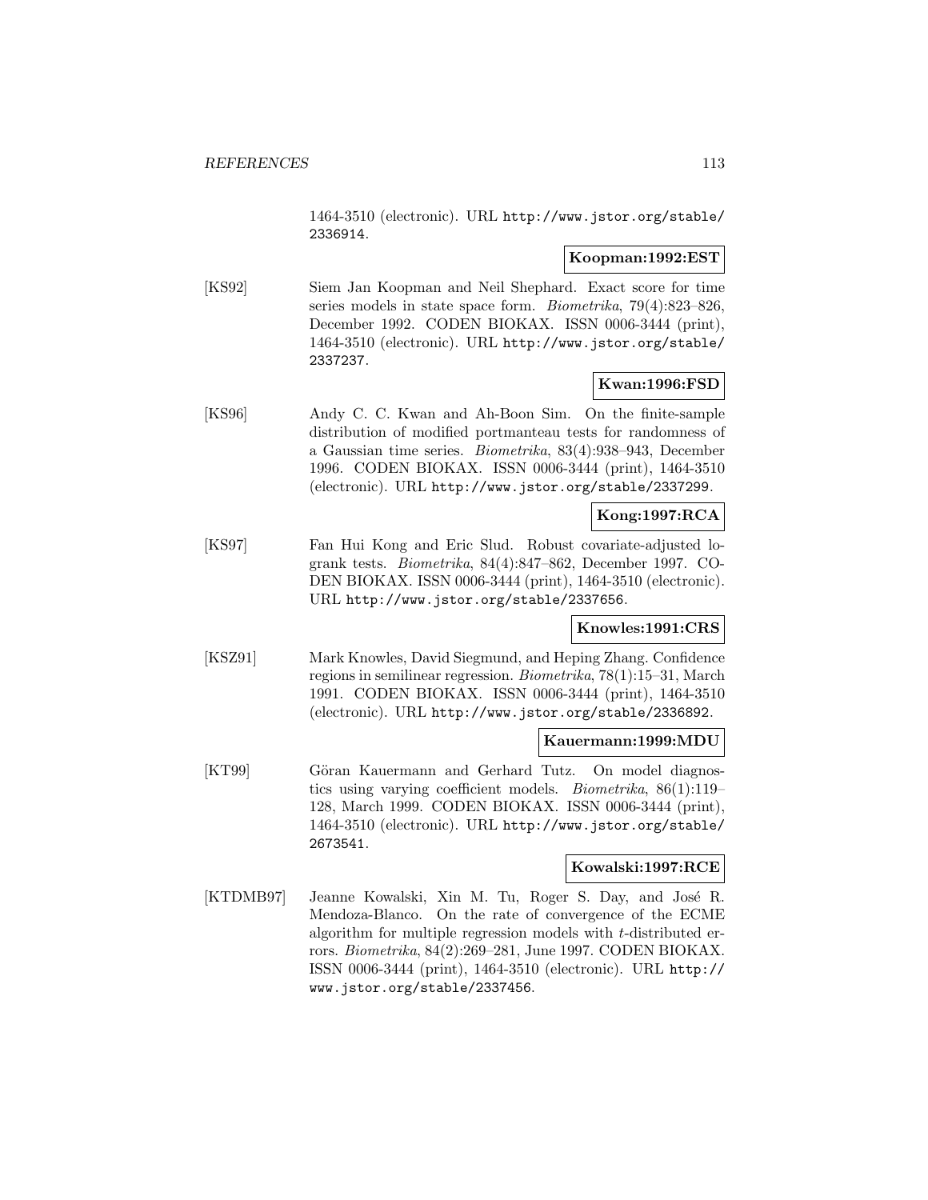1464-3510 (electronic). URL http://www.jstor.org/stable/2336914.

**Koopman:1992:EST**

[KS92] Siem Jan Koopman and Neil Shephard. Exact score for time series models in state space form. *Biometrika*, 79(4):823–826, December 1992. CODEN BIOKAX. ISSN 0006-3444 (print), 1464-3510 (electronic). URL http://www.jstor.org/stable/2337237.

**Kwan:1996:FSD**

[KS96] Andy C. C. Kwan and Ah-Boon Sim. On the finite-sample distribution of modified portmanteau tests for randomness of a Gaussian time series. *Biometrika*, 83(4):938–943, December 1996. CODEN BIOKAX. ISSN 0006-3444 (print), 1464-3510 (electronic). URL http://www.jstor.org/stable/2337299.

**Kong:1997:RCA**

[KS97] Fan Hui Kong and Eric Slud. Robust covariate-adjusted logrank tests. *Biometrika*, 84(4):847–862, December 1997. CODEN BIOKAX. ISSN 0006-3444 (print), 1464-3510 (electronic). URL http://www.jstor.org/stable/2337656.

**Knowles:1991:CRS**

[KSZ91] Mark Knowles, David Siegmund, and Heping Zhang. Confidence regions in semilinear regression. *Biometrika*, 78(1):15–31, March 1991. CODEN BIOKAX. ISSN 0006-3444 (print), 1464-3510 (electronic). URL http://www.jstor.org/stable/2336892.

**Kauermann:1999:MDU**

[KT99] Göran Kauermann and Gerhard Tutz. On model diagnostics using varying coefficient models. *Biometrika*, 86(1):119–128, March 1999. CODEN BIOKAX. ISSN 0006-3444 (print), 1464-3510 (electronic). URL http://www.jstor.org/stable/2673541.

**Kowalski:1997:RCE**

[KTDMB97] Jeanne Kowalski, Xin M. Tu, Roger S. Day, and José R. Mendoza-Blanco. On the rate of convergence of the ECME algorithm for multiple regression models with $t$-distributed errors. *Biometrika*, 84(2):269–281, June 1997. CODEN BIOKAX. ISSN 0006-3444 (print), 1464-3510 (electronic). URL http://www.jstor.org/stable/2337456.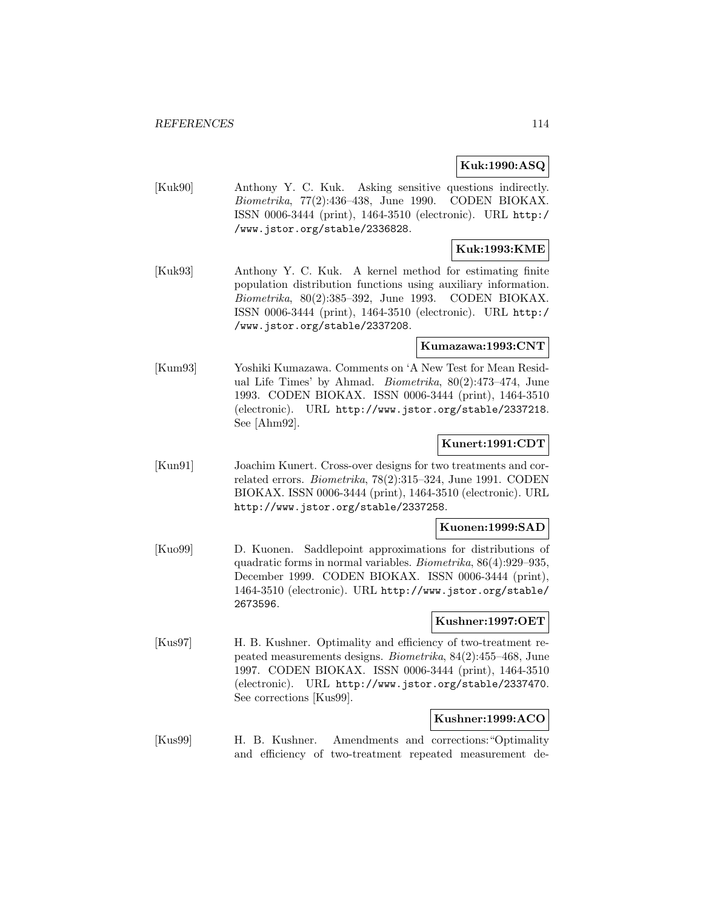**Kuk:1990:ASQ**

[Kuk90] Anthony Y. C. Kuk. Asking sensitive questions indirectly. *Biometrika*, 77(2):436–438, June 1990. CODEN BIOKAX. ISSN 0006-3444 (print), 1464-3510 (electronic). URL http://www.jstor.org/stable/2336828.

**Kuk:1993:KME**

[Kuk93] Anthony Y. C. Kuk. A kernel method for estimating finite population distribution functions using auxiliary information. *Biometrika*, 80(2):385–392, June 1993. CODEN BIOKAX. ISSN 0006-3444 (print), 1464-3510 (electronic). URL http://www.jstor.org/stable/2337208.

**Kumazawa:1993:CNT**

[Kum93] Yoshiki Kumazawa. Comments on 'A New Test for Mean Residual Life Times' by Ahmad. *Biometrika*, 80(2):473–474, June 1993. CODEN BIOKAX. ISSN 0006-3444 (print), 1464-3510 (electronic). URL http://www.jstor.org/stable/2337218. See [Ahm92].

**Kunert:1991:CDT**

[Kun91] Joachim Kunert. Cross-over designs for two treatments and correlated errors. *Biometrika*, 78(2):315–324, June 1991. CODEN BIOKAX. ISSN 0006-3444 (print), 1464-3510 (electronic). URL http://www.jstor.org/stable/2337258.

**Kuonen:1999:SAD**

[Kuo99] D. Kuonen. Saddlepoint approximations for distributions of quadratic forms in normal variables. *Biometrika*, 86(4):929–935, December 1999. CODEN BIOKAX. ISSN 0006-3444 (print), 1464-3510 (electronic). URL http://www.jstor.org/stable/2673596.

**Kushner:1997:OET**

[Kus97] H. B. Kushner. Optimality and efficiency of two-treatment repeated measurements designs. *Biometrika*, 84(2):455–468, June 1997. CODEN BIOKAX. ISSN 0006-3444 (print), 1464-3510 (electronic). URL http://www.jstor.org/stable/2337470. See corrections [Kus99].

**Kushner:1999:ACO**

[Kus99] H. B. Kushner. Amendments and corrections: "Optimality and efficiency of two-treatment repeated measurement de-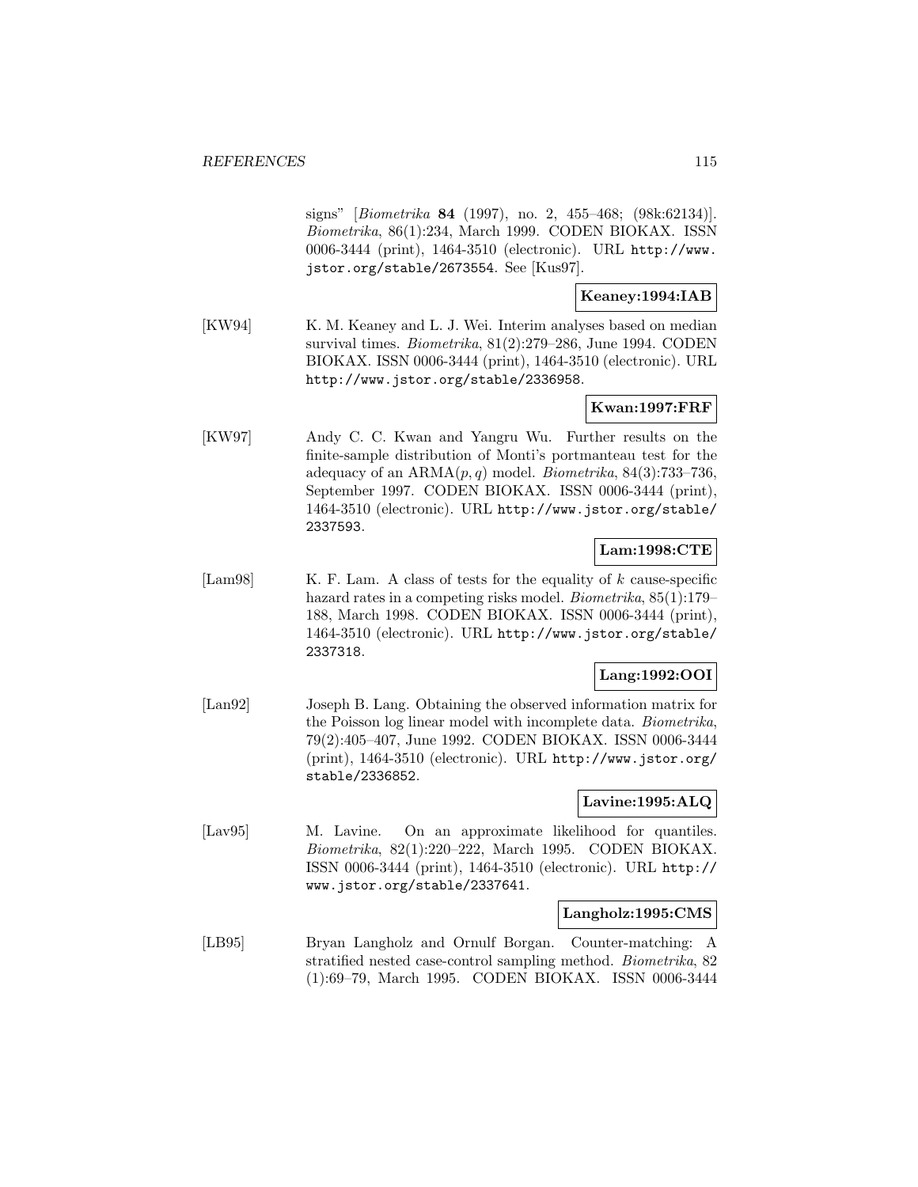signs" [*Biometrika* **84** (1997), no. 2, 455–468; (98k:62134)]. *Biometrika*, 86(1):234, March 1999. CODEN BIOKAX. ISSN 0006-3444 (print), 1464-3510 (electronic). URL http://www.jstor.org/stable/2673554. See [Kus97].

**Keaney:1994:IAB**

[KW94] K. M. Keaney and L. J. Wei. Interim analyses based on median survival times. *Biometrika*, 81(2):279–286, June 1994. CODEN BIOKAX. ISSN 0006-3444 (print), 1464-3510 (electronic). URL http://www.jstor.org/stable/2336958.

**Kwan:1997:FRF**

[KW97] Andy C. C. Kwan and Yangru Wu. Further results on the finite-sample distribution of Monti's portmanteau test for the adequacy of an ARMA$(p, q)$ model. *Biometrika*, 84(3):733–736, September 1997. CODEN BIOKAX. ISSN 0006-3444 (print), 1464-3510 (electronic). URL http://www.jstor.org/stable/2337593.

**Lam:1998:CTE**

[Lam98] K. F. Lam. A class of tests for the equality of $k$ cause-specific hazard rates in a competing risks model. *Biometrika*, 85(1):179–188, March 1998. CODEN BIOKAX. ISSN 0006-3444 (print), 1464-3510 (electronic). URL http://www.jstor.org/stable/2337318.

**Lang:1992:OOI**

[Lan92] Joseph B. Lang. Obtaining the observed information matrix for the Poisson log linear model with incomplete data. *Biometrika*, 79(2):405–407, June 1992. CODEN BIOKAX. ISSN 0006-3444 (print), 1464-3510 (electronic). URL http://www.jstor.org/stable/2336852.

**Lavine:1995:ALQ**

[Lav95] M. Lavine. On an approximate likelihood for quantiles. *Biometrika*, 82(1):220–222, March 1995. CODEN BIOKAX. ISSN 0006-3444 (print), 1464-3510 (electronic). URL http://www.jstor.org/stable/2337641.

**Langholz:1995:CMS**

[LB95] Bryan Langholz and Ornulf Borgan. Counter-matching: A stratified nested case-control sampling method. *Biometrika*, 82 (1):69–79, March 1995. CODEN BIOKAX. ISSN 0006-3444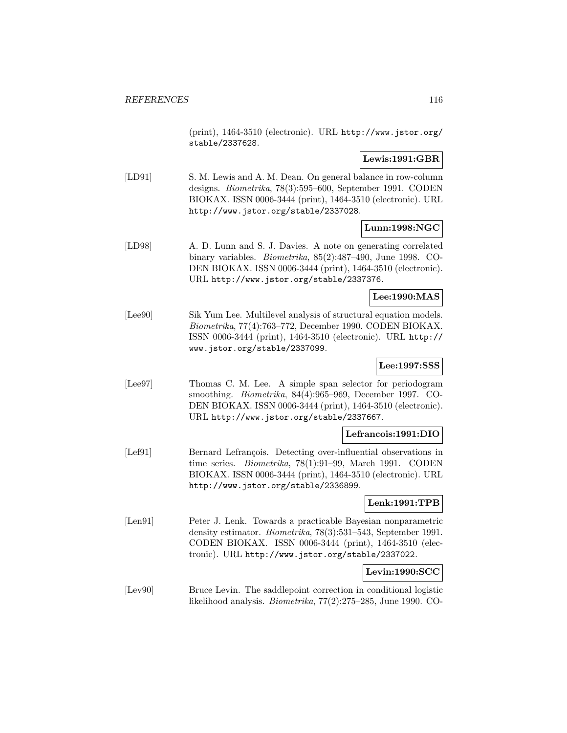(print), 1464-3510 (electronic). URL http://www.jstor.org/stable/2337628.

**Lewis:1991:GBR**

[LD91] S. M. Lewis and A. M. Dean. On general balance in row-column designs. *Biometrika*, 78(3):595–600, September 1991. CODEN BIOKAX. ISSN 0006-3444 (print), 1464-3510 (electronic). URL http://www.jstor.org/stable/2337028.

**Lunn:1998:NGC**

[LD98] A. D. Lunn and S. J. Davies. A note on generating correlated binary variables. *Biometrika*, 85(2):487–490, June 1998. CODEN BIOKAX. ISSN 0006-3444 (print), 1464-3510 (electronic). URL http://www.jstor.org/stable/2337376.

**Lee:1990:MAS**

[Lee90] Sik Yum Lee. Multilevel analysis of structural equation models. *Biometrika*, 77(4):763–772, December 1990. CODEN BIOKAX. ISSN 0006-3444 (print), 1464-3510 (electronic). URL http://www.jstor.org/stable/2337099.

**Lee:1997:SSS**

[Lee97] Thomas C. M. Lee. A simple span selector for periodogram smoothing. *Biometrika*, 84(4):965–969, December 1997. CODEN BIOKAX. ISSN 0006-3444 (print), 1464-3510 (electronic). URL http://www.jstor.org/stable/2337667.

**Lefrancois:1991:DIO**

[Lef91] Bernard Lefrançois. Detecting over-influential observations in time series. *Biometrika*, 78(1):91–99, March 1991. CODEN BIOKAX. ISSN 0006-3444 (print), 1464-3510 (electronic). URL http://www.jstor.org/stable/2336899.

**Lenk:1991:TPB**

[Len91] Peter J. Lenk. Towards a practicable Bayesian nonparametric density estimator. *Biometrika*, 78(3):531–543, September 1991. CODEN BIOKAX. ISSN 0006-3444 (print), 1464-3510 (electronic). URL http://www.jstor.org/stable/2337022.

**Levin:1990:SCC**

[Lev90] Bruce Levin. The saddlepoint correction in conditional logistic likelihood analysis. *Biometrika*, 77(2):275–285, June 1990. CO-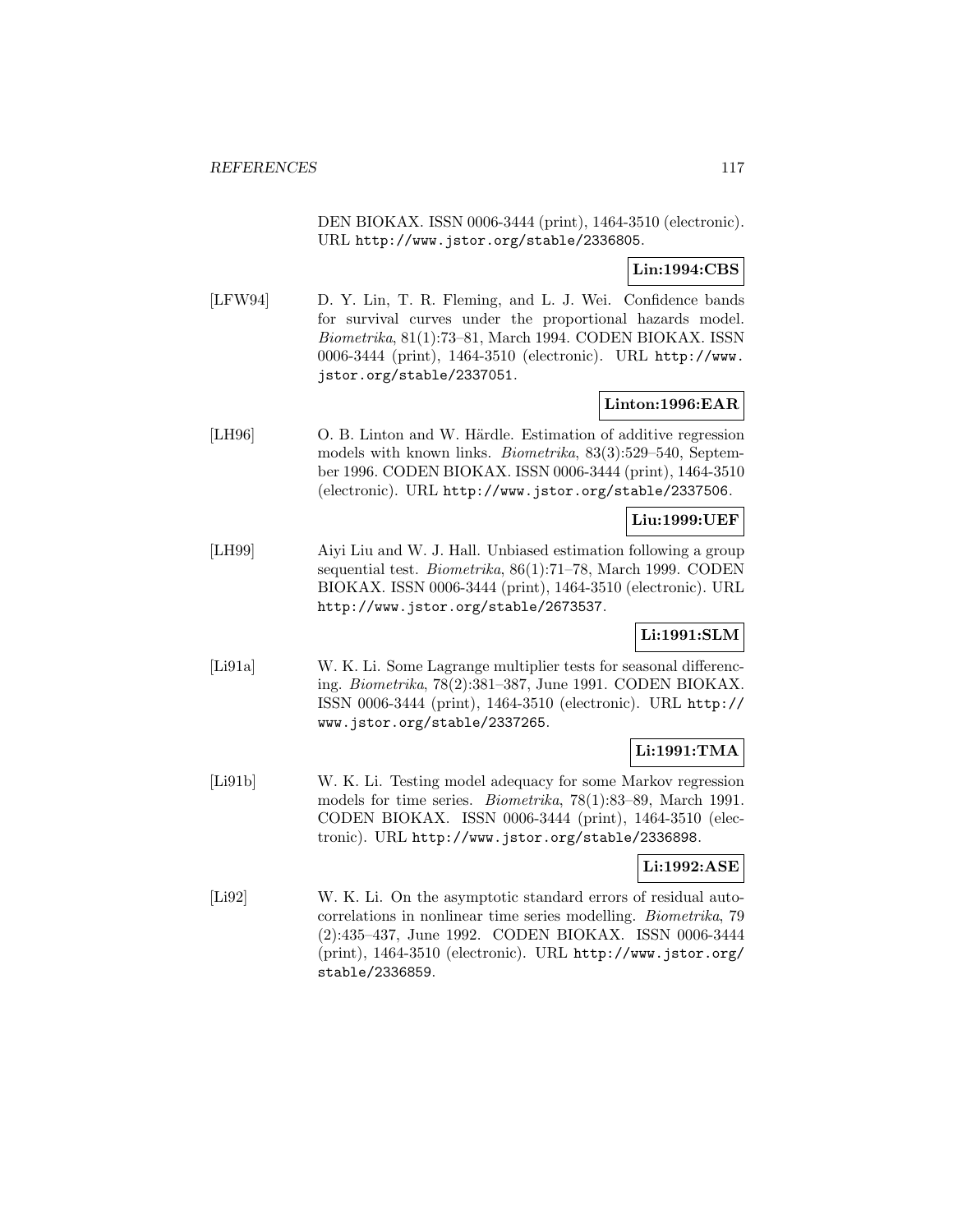DEN BIOKAX. ISSN 0006-3444 (print), 1464-3510 (electronic). URL http://www.jstor.org/stable/2336805.

**Lin:1994:CBS**

[LFW94] D. Y. Lin, T. R. Fleming, and L. J. Wei. Confidence bands for survival curves under the proportional hazards model. *Biometrika*, 81(1):73–81, March 1994. CODEN BIOKAX. ISSN 0006-3444 (print), 1464-3510 (electronic). URL http://www.jstor.org/stable/2337051.

**Linton:1996:EAR**

[LH96] O. B. Linton and W. Härdle. Estimation of additive regression models with known links. *Biometrika*, 83(3):529–540, September 1996. CODEN BIOKAX. ISSN 0006-3444 (print), 1464-3510 (electronic). URL http://www.jstor.org/stable/2337506.

**Liu:1999:UEF**

[LH99] Aiyi Liu and W. J. Hall. Unbiased estimation following a group sequential test. *Biometrika*, 86(1):71–78, March 1999. CODEN BIOKAX. ISSN 0006-3444 (print), 1464-3510 (electronic). URL http://www.jstor.org/stable/2673537.

**Li:1991:SLM**

[Li91a] W. K. Li. Some Lagrange multiplier tests for seasonal differencing. *Biometrika*, 78(2):381–387, June 1991. CODEN BIOKAX. ISSN 0006-3444 (print), 1464-3510 (electronic). URL http://www.jstor.org/stable/2337265.

**Li:1991:TMA**

[Li91b] W. K. Li. Testing model adequacy for some Markov regression models for time series. *Biometrika*, 78(1):83–89, March 1991. CODEN BIOKAX. ISSN 0006-3444 (print), 1464-3510 (electronic). URL http://www.jstor.org/stable/2336898.

**Li:1992:ASE**

[Li92] W. K. Li. On the asymptotic standard errors of residual autocorrelations in nonlinear time series modelling. *Biometrika*, 79(2):435–437, June 1992. CODEN BIOKAX. ISSN 0006-3444 (print), 1464-3510 (electronic). URL http://www.jstor.org/stable/2336859.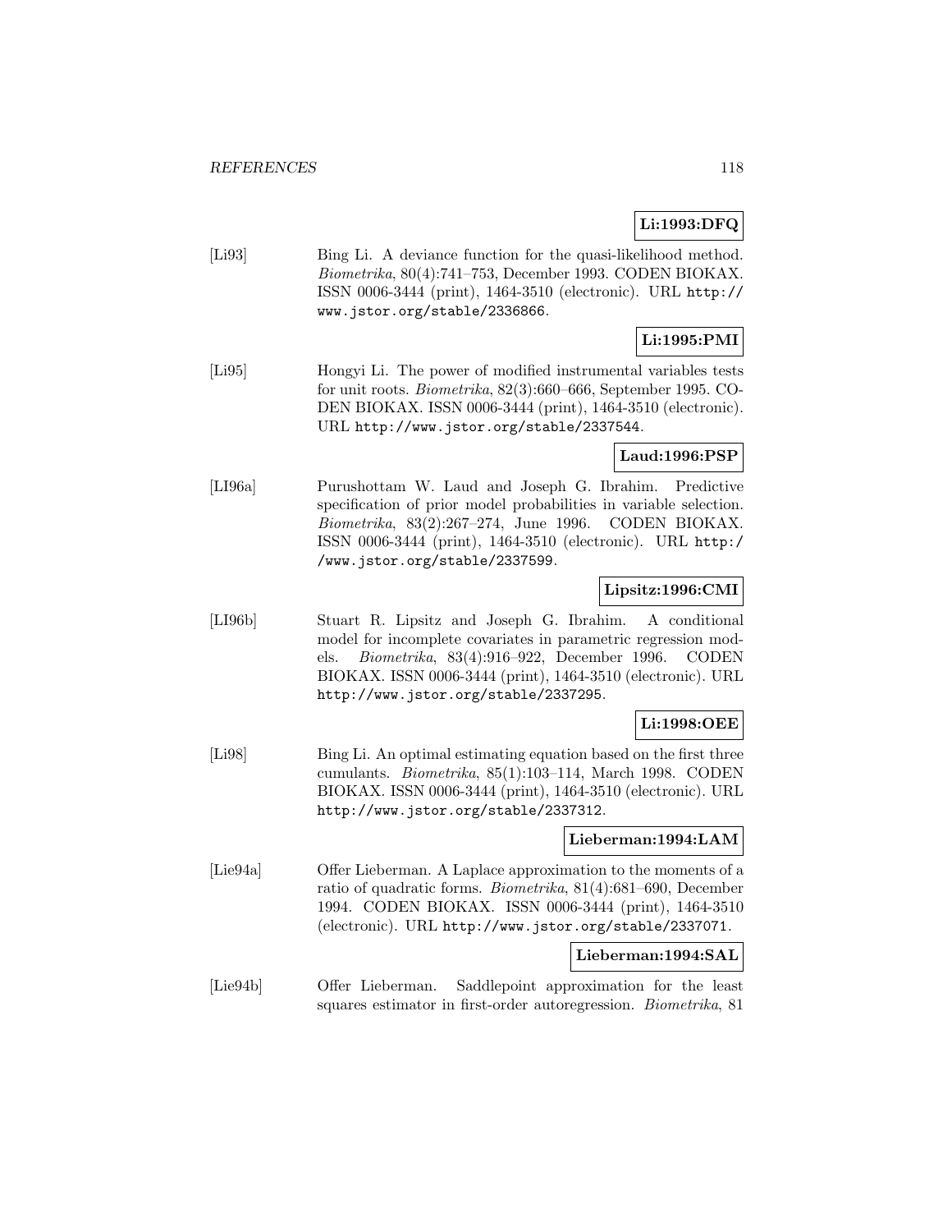**Li:1993:DFQ**

[Li93] Bing Li. A deviance function for the quasi-likelihood method. *Biometrika*, 80(4):741–753, December 1993. CODEN BIOKAX. ISSN 0006-3444 (print), 1464-3510 (electronic). URL http://www.jstor.org/stable/2336866.

**Li:1995:PMI**

[Li95] Hongyi Li. The power of modified instrumental variables tests for unit roots. *Biometrika*, 82(3):660–666, September 1995. CODEN BIOKAX. ISSN 0006-3444 (print), 1464-3510 (electronic). URL http://www.jstor.org/stable/2337544.

**Laud:1996:PSP**

[LI96a] Purushottam W. Laud and Joseph G. Ibrahim. Predictive specification of prior model probabilities in variable selection. *Biometrika*, 83(2):267–274, June 1996. CODEN BIOKAX. ISSN 0006-3444 (print), 1464-3510 (electronic). URL http://www.jstor.org/stable/2337599.

**Lipsitz:1996:CMI**

[LI96b] Stuart R. Lipsitz and Joseph G. Ibrahim. A conditional model for incomplete covariates in parametric regression models. *Biometrika*, 83(4):916–922, December 1996. CODEN BIOKAX. ISSN 0006-3444 (print), 1464-3510 (electronic). URL http://www.jstor.org/stable/2337295.

**Li:1998:OEE**

[Li98] Bing Li. An optimal estimating equation based on the first three cumulants. *Biometrika*, 85(1):103–114, March 1998. CODEN BIOKAX. ISSN 0006-3444 (print), 1464-3510 (electronic). URL http://www.jstor.org/stable/2337312.

**Lieberman:1994:LAM**

[Lie94a] Offer Lieberman. A Laplace approximation to the moments of a ratio of quadratic forms. *Biometrika*, 81(4):681–690, December 1994. CODEN BIOKAX. ISSN 0006-3444 (print), 1464-3510 (electronic). URL http://www.jstor.org/stable/2337071.

**Lieberman:1994:SAL**

[Lie94b] Offer Lieberman. Saddlepoint approximation for the least squares estimator in first-order autoregression. *Biometrika*, 81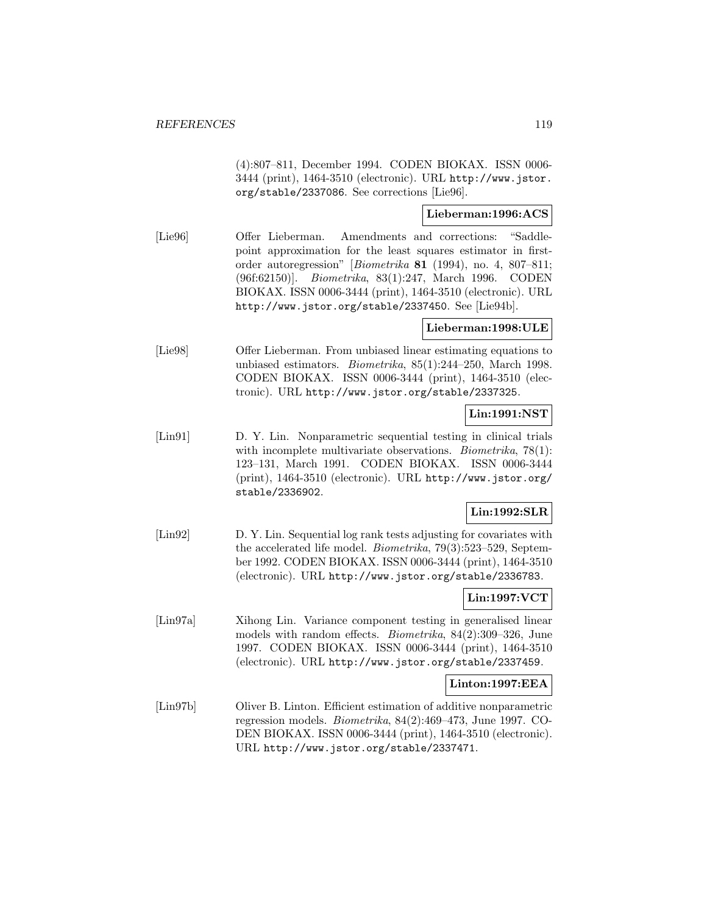(4):807–811, December 1994. CODEN BIOKAX. ISSN 0006-3444 (print), 1464-3510 (electronic). URL http://www.jstor.org/stable/2337086. See corrections [Lie96].

**Lieberman:1996:ACS**

[Lie96] Offer Lieberman. Amendments and corrections: “Saddlepoint approximation for the least squares estimator in first-order autoregression” [*Biometrika* **81** (1994), no. 4, 807–811; (96f:62150)]. *Biometrika*, 83(1):247, March 1996. CODEN BIOKAX. ISSN 0006-3444 (print), 1464-3510 (electronic). URL http://www.jstor.org/stable/2337450. See [Lie94b].

**Lieberman:1998:ULE**

[Lie98] Offer Lieberman. From unbiased linear estimating equations to unbiased estimators. *Biometrika*, 85(1):244–250, March 1998. CODEN BIOKAX. ISSN 0006-3444 (print), 1464-3510 (electronic). URL http://www.jstor.org/stable/2337325.

**Lin:1991:NST**

[Lin91] D. Y. Lin. Nonparametric sequential testing in clinical trials with incomplete multivariate observations. *Biometrika*, 78(1): 123–131, March 1991. CODEN BIOKAX. ISSN 0006-3444 (print), 1464-3510 (electronic). URL http://www.jstor.org/stable/2336902.

**Lin:1992:SLR**

[Lin92] D. Y. Lin. Sequential log rank tests adjusting for covariates with the accelerated life model. *Biometrika*, 79(3):523–529, September 1992. CODEN BIOKAX. ISSN 0006-3444 (print), 1464-3510 (electronic). URL http://www.jstor.org/stable/2336783.

**Lin:1997:VCT**

[Lin97a] Xihong Lin. Variance component testing in generalised linear models with random effects. *Biometrika*, 84(2):309–326, June 1997. CODEN BIOKAX. ISSN 0006-3444 (print), 1464-3510 (electronic). URL http://www.jstor.org/stable/2337459.

**Linton:1997:EEA**

[Lin97b] Oliver B. Linton. Efficient estimation of additive nonparametric regression models. *Biometrika*, 84(2):469–473, June 1997. CODEN BIOKAX. ISSN 0006-3444 (print), 1464-3510 (electronic). URL http://www.jstor.org/stable/2337471.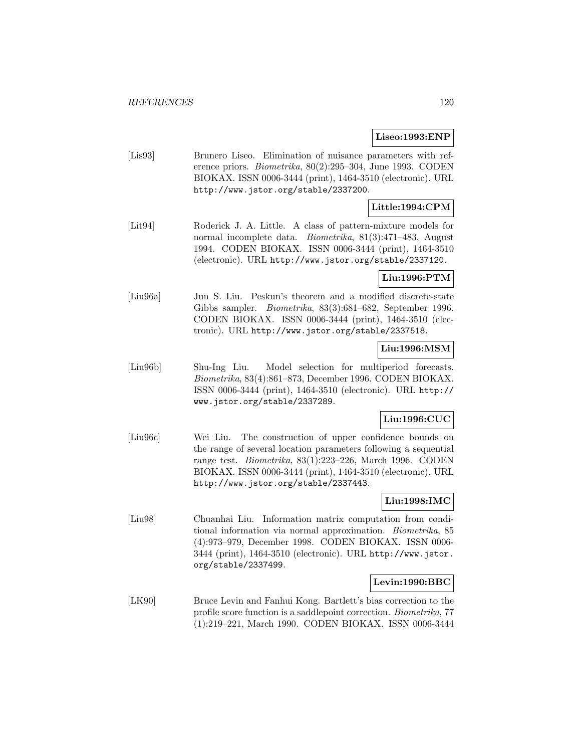**Liseo:1993:ENP**

[Lis93] Brunero Liseo. Elimination of nuisance parameters with reference priors. *Biometrika*, 80(2):295–304, June 1993. CODEN BIOKAX. ISSN 0006-3444 (print), 1464-3510 (electronic). URL http://www.jstor.org/stable/2337200.

**Little:1994:CPM**

[Lit94] Roderick J. A. Little. A class of pattern-mixture models for normal incomplete data. *Biometrika*, 81(3):471–483, August 1994. CODEN BIOKAX. ISSN 0006-3444 (print), 1464-3510 (electronic). URL http://www.jstor.org/stable/2337120.

**Liu:1996:PTM**

[Liu96a] Jun S. Liu. Peskun's theorem and a modified discrete-state Gibbs sampler. *Biometrika*, 83(3):681–682, September 1996. CODEN BIOKAX. ISSN 0006-3444 (print), 1464-3510 (electronic). URL http://www.jstor.org/stable/2337518.

**Liu:1996:MSM**

[Liu96b] Shu-Ing Liu. Model selection for multiperiod forecasts. *Biometrika*, 83(4):861–873, December 1996. CODEN BIOKAX. ISSN 0006-3444 (print), 1464-3510 (electronic). URL http://www.jstor.org/stable/2337289.

**Liu:1996:CUC**

[Liu96c] Wei Liu. The construction of upper confidence bounds on the range of several location parameters following a sequential range test. *Biometrika*, 83(1):223–226, March 1996. CODEN BIOKAX. ISSN 0006-3444 (print), 1464-3510 (electronic). URL http://www.jstor.org/stable/2337443.

**Liu:1998:IMC**

[Liu98] Chuanhai Liu. Information matrix computation from conditional information via normal approximation. *Biometrika*, 85 (4):973–979, December 1998. CODEN BIOKAX. ISSN 0006-3444 (print), 1464-3510 (electronic). URL http://www.jstor.org/stable/2337499.

**Levin:1990:BBC**

[LK90] Bruce Levin and Fanhui Kong. Bartlett's bias correction to the profile score function is a saddlepoint correction. *Biometrika*, 77 (1):219–221, March 1990. CODEN BIOKAX. ISSN 0006-3444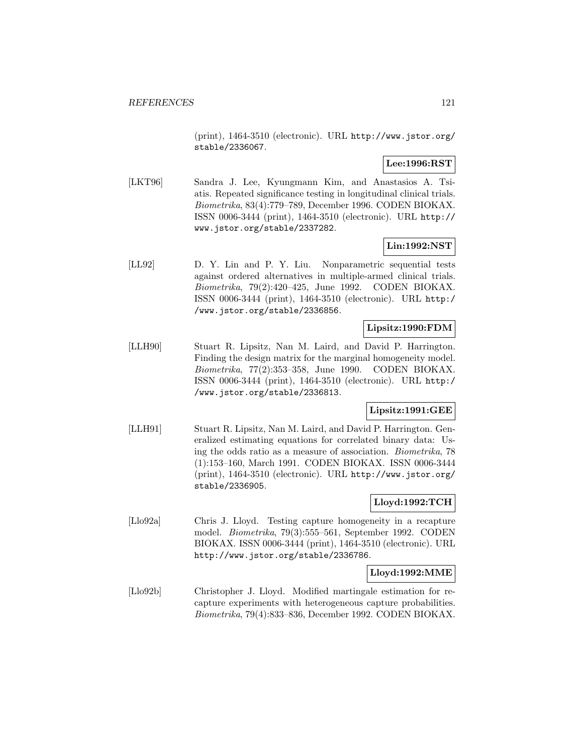(print), 1464-3510 (electronic). URL http://www.jstor.org/stable/2336067.

**Lee:1996:RST**

[LKT96] Sandra J. Lee, Kyungmann Kim, and Anastasios A. Tsiatis. Repeated significance testing in longitudinal clinical trials. *Biometrika*, 83(4):779–789, December 1996. CODEN BIOKAX. ISSN 0006-3444 (print), 1464-3510 (electronic). URL http://www.jstor.org/stable/2337282.

**Lin:1992:NST**

[LL92] D. Y. Lin and P. Y. Liu. Nonparametric sequential tests against ordered alternatives in multiple-armed clinical trials. *Biometrika*, 79(2):420–425, June 1992. CODEN BIOKAX. ISSN 0006-3444 (print), 1464-3510 (electronic). URL http://www.jstor.org/stable/2336856.

**Lipsitz:1990:FDM**

[LLH90] Stuart R. Lipsitz, Nan M. Laird, and David P. Harrington. Finding the design matrix for the marginal homogeneity model. *Biometrika*, 77(2):353–358, June 1990. CODEN BIOKAX. ISSN 0006-3444 (print), 1464-3510 (electronic). URL http://www.jstor.org/stable/2336813.

**Lipsitz:1991:GEE**

[LLH91] Stuart R. Lipsitz, Nan M. Laird, and David P. Harrington. Generalized estimating equations for correlated binary data: Using the odds ratio as a measure of association. *Biometrika*, 78 (1):153–160, March 1991. CODEN BIOKAX. ISSN 0006-3444 (print), 1464-3510 (electronic). URL http://www.jstor.org/stable/2336905.

**Lloyd:1992:TCH**

[Llo92a] Chris J. Lloyd. Testing capture homogeneity in a recapture model. *Biometrika*, 79(3):555–561, September 1992. CODEN BIOKAX. ISSN 0006-3444 (print), 1464-3510 (electronic). URL http://www.jstor.org/stable/2336786.

**Lloyd:1992:MME**

[Llo92b] Christopher J. Lloyd. Modified martingale estimation for recapture experiments with heterogeneous capture probabilities. *Biometrika*, 79(4):833–836, December 1992. CODEN BIOKAX.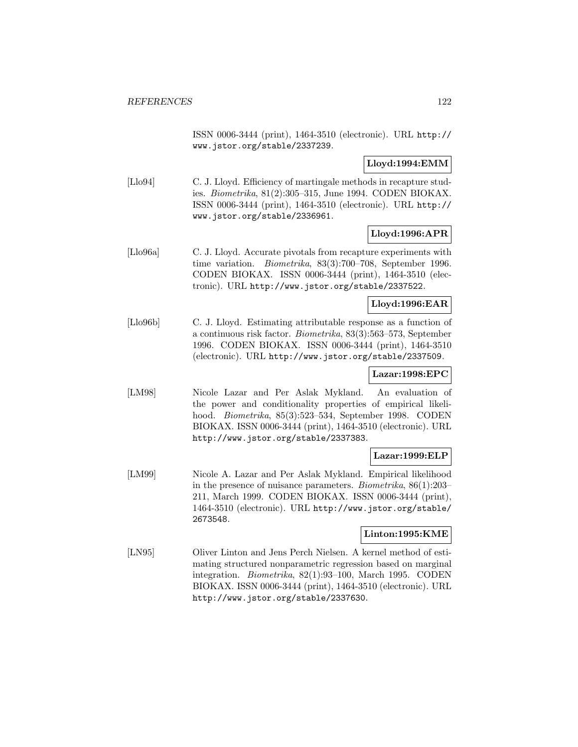ISSN 0006-3444 (print), 1464-3510 (electronic). URL http://www.jstor.org/stable/2337239.

**Lloyd:1994:EMM**

[Llo94] C. J. Lloyd. Efficiency of martingale methods in recapture studies. *Biometrika*, 81(2):305–315, June 1994. CODEN BIOKAX. ISSN 0006-3444 (print), 1464-3510 (electronic). URL http://www.jstor.org/stable/2336961.

**Lloyd:1996:APR**

[Llo96a] C. J. Lloyd. Accurate pivotals from recapture experiments with time variation. *Biometrika*, 83(3):700–708, September 1996. CODEN BIOKAX. ISSN 0006-3444 (print), 1464-3510 (electronic). URL http://www.jstor.org/stable/2337522.

**Lloyd:1996:EAR**

[Llo96b] C. J. Lloyd. Estimating attributable response as a function of a continuous risk factor. *Biometrika*, 83(3):563–573, September 1996. CODEN BIOKAX. ISSN 0006-3444 (print), 1464-3510 (electronic). URL http://www.jstor.org/stable/2337509.

**Lazar:1998:EPC**

[LM98] Nicole Lazar and Per Aslak Mykland. An evaluation of the power and conditionality properties of empirical likelihood. *Biometrika*, 85(3):523–534, September 1998. CODEN BIOKAX. ISSN 0006-3444 (print), 1464-3510 (electronic). URL http://www.jstor.org/stable/2337383.

**Lazar:1999:ELP**

[LM99] Nicole A. Lazar and Per Aslak Mykland. Empirical likelihood in the presence of nuisance parameters. *Biometrika*, 86(1):203–211, March 1999. CODEN BIOKAX. ISSN 0006-3444 (print), 1464-3510 (electronic). URL http://www.jstor.org/stable/2673548.

**Linton:1995:KME**

[LN95] Oliver Linton and Jens Perch Nielsen. A kernel method of estimating structured nonparametric regression based on marginal integration. *Biometrika*, 82(1):93–100, March 1995. CODEN BIOKAX. ISSN 0006-3444 (print), 1464-3510 (electronic). URL http://www.jstor.org/stable/2337630.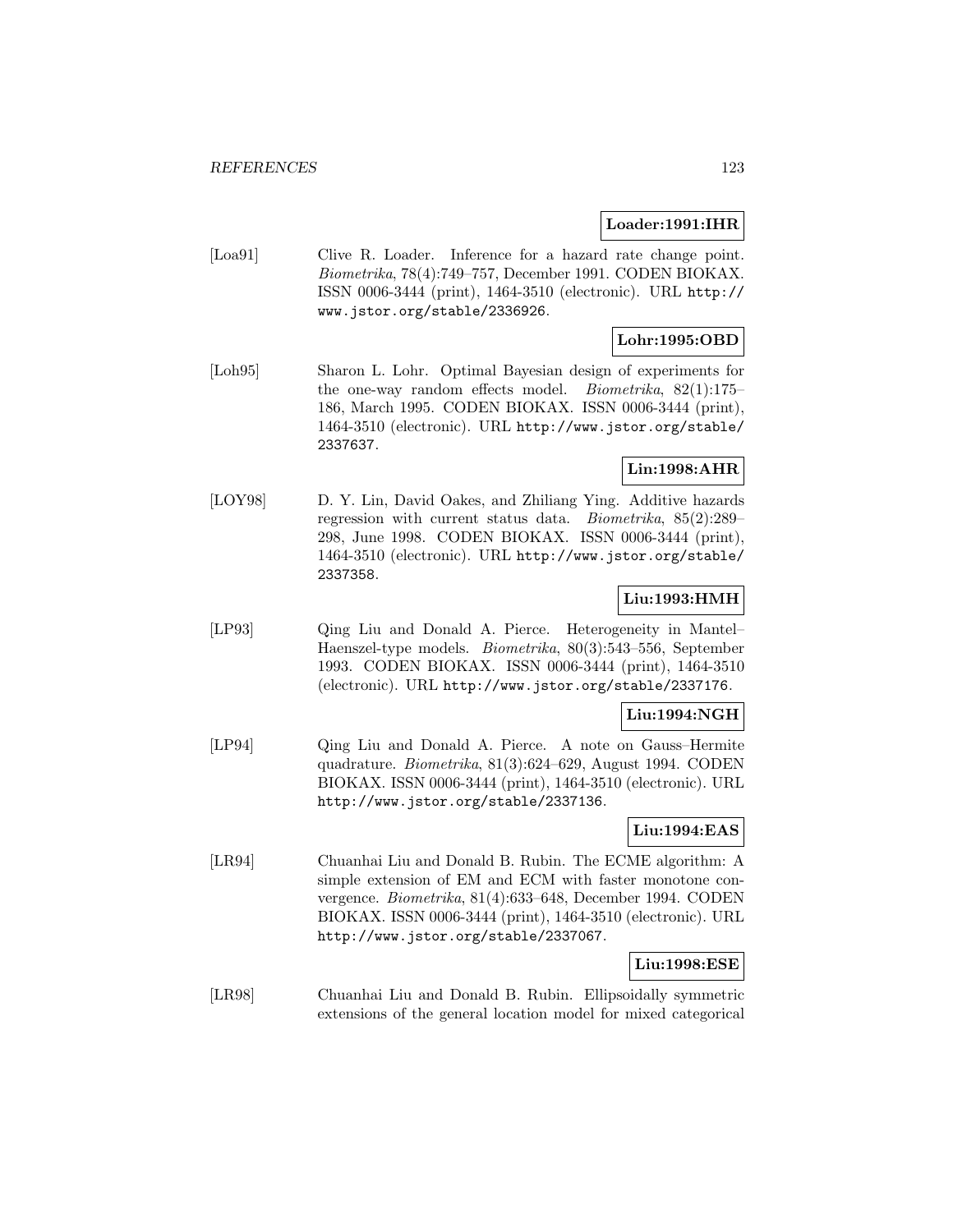**Loader:1991:IHR**

[Loa91] Clive R. Loader. Inference for a hazard rate change point. *Biometrika*, 78(4):749–757, December 1991. CODEN BIOKAX. ISSN 0006-3444 (print), 1464-3510 (electronic). URL http://www.jstor.org/stable/2336926.

**Lohr:1995:OBD**

[Loh95] Sharon L. Lohr. Optimal Bayesian design of experiments for the one-way random effects model. *Biometrika*, 82(1):175–186, March 1995. CODEN BIOKAX. ISSN 0006-3444 (print), 1464-3510 (electronic). URL http://www.jstor.org/stable/2337637.

**Lin:1998:AHR**

[LOY98] D. Y. Lin, David Oakes, and Zhiliang Ying. Additive hazards regression with current status data. *Biometrika*, 85(2):289–298, June 1998. CODEN BIOKAX. ISSN 0006-3444 (print), 1464-3510 (electronic). URL http://www.jstor.org/stable/2337358.

**Liu:1993:HMH**

[LP93] Qing Liu and Donald A. Pierce. Heterogeneity in Mantel–Haenszel-type models. *Biometrika*, 80(3):543–556, September 1993. CODEN BIOKAX. ISSN 0006-3444 (print), 1464-3510 (electronic). URL http://www.jstor.org/stable/2337176.

**Liu:1994:NGH**

[LP94] Qing Liu and Donald A. Pierce. A note on Gauss–Hermite quadrature. *Biometrika*, 81(3):624–629, August 1994. CODEN BIOKAX. ISSN 0006-3444 (print), 1464-3510 (electronic). URL http://www.jstor.org/stable/2337136.

**Liu:1994:EAS**

[LR94] Chuanhai Liu and Donald B. Rubin. The ECME algorithm: A simple extension of EM and ECM with faster monotone convergence. *Biometrika*, 81(4):633–648, December 1994. CODEN BIOKAX. ISSN 0006-3444 (print), 1464-3510 (electronic). URL http://www.jstor.org/stable/2337067.

**Liu:1998:ESE**

[LR98] Chuanhai Liu and Donald B. Rubin. Ellipsoidally symmetric extensions of the general location model for mixed categorical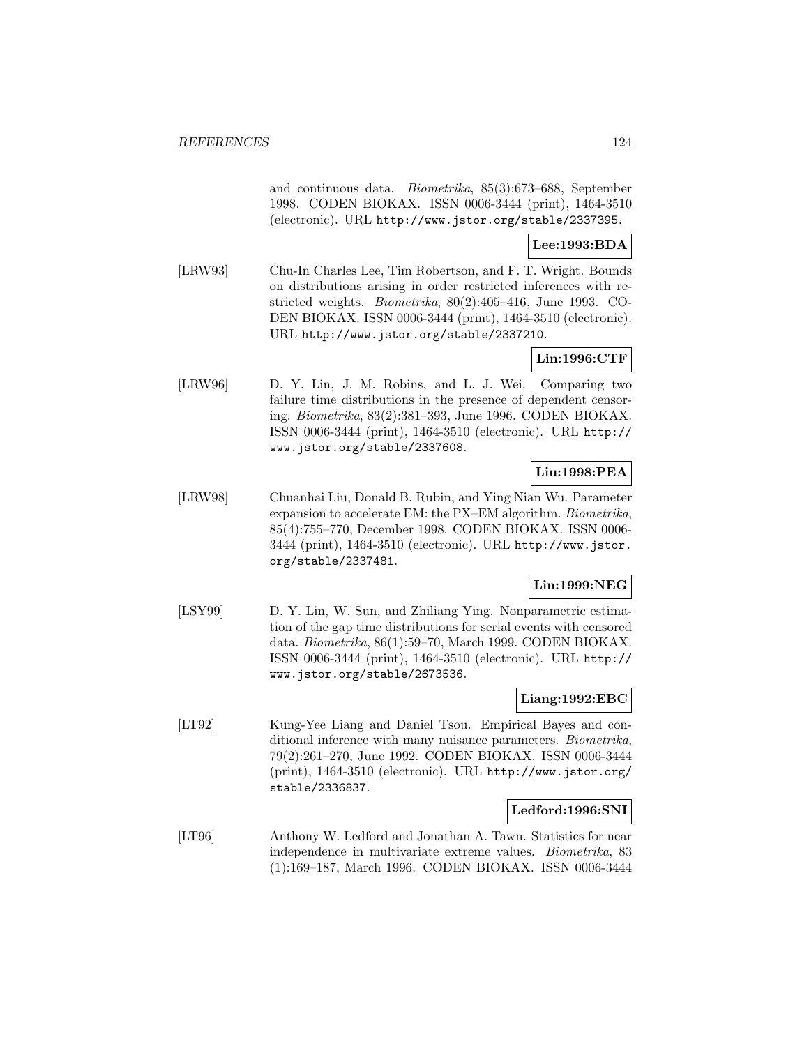and continuous data. *Biometrika*, 85(3):673–688, September 1998. CODEN BIOKAX. ISSN 0006-3444 (print), 1464-3510 (electronic). URL http://www.jstor.org/stable/2337395.

**Lee:1993:BDA**

[LRW93] Chu-In Charles Lee, Tim Robertson, and F. T. Wright. Bounds on distributions arising in order restricted inferences with restricted weights. *Biometrika*, 80(2):405–416, June 1993. CODEN BIOKAX. ISSN 0006-3444 (print), 1464-3510 (electronic). URL http://www.jstor.org/stable/2337210.

**Lin:1996:CTF**

[LRW96] D. Y. Lin, J. M. Robins, and L. J. Wei. Comparing two failure time distributions in the presence of dependent censoring. *Biometrika*, 83(2):381–393, June 1996. CODEN BIOKAX. ISSN 0006-3444 (print), 1464-3510 (electronic). URL http://www.jstor.org/stable/2337608.

**Liu:1998:PEA**

[LRW98] Chuanhai Liu, Donald B. Rubin, and Ying Nian Wu. Parameter expansion to accelerate EM: the PX–EM algorithm. *Biometrika*, 85(4):755–770, December 1998. CODEN BIOKAX. ISSN 0006-3444 (print), 1464-3510 (electronic). URL http://www.jstor.org/stable/2337481.

**Lin:1999:NEG**

[LSY99] D. Y. Lin, W. Sun, and Zhiliang Ying. Nonparametric estimation of the gap time distributions for serial events with censored data. *Biometrika*, 86(1):59–70, March 1999. CODEN BIOKAX. ISSN 0006-3444 (print), 1464-3510 (electronic). URL http://www.jstor.org/stable/2673536.

**Liang:1992:EBC**

[LT92] Kung-Yee Liang and Daniel Tsou. Empirical Bayes and conditional inference with many nuisance parameters. *Biometrika*, 79(2):261–270, June 1992. CODEN BIOKAX. ISSN 0006-3444 (print), 1464-3510 (electronic). URL http://www.jstor.org/stable/2336837.

**Ledford:1996:SNI**

[LT96] Anthony W. Ledford and Jonathan A. Tawn. Statistics for near independence in multivariate extreme values. *Biometrika*, 83 (1):169–187, March 1996. CODEN BIOKAX. ISSN 0006-3444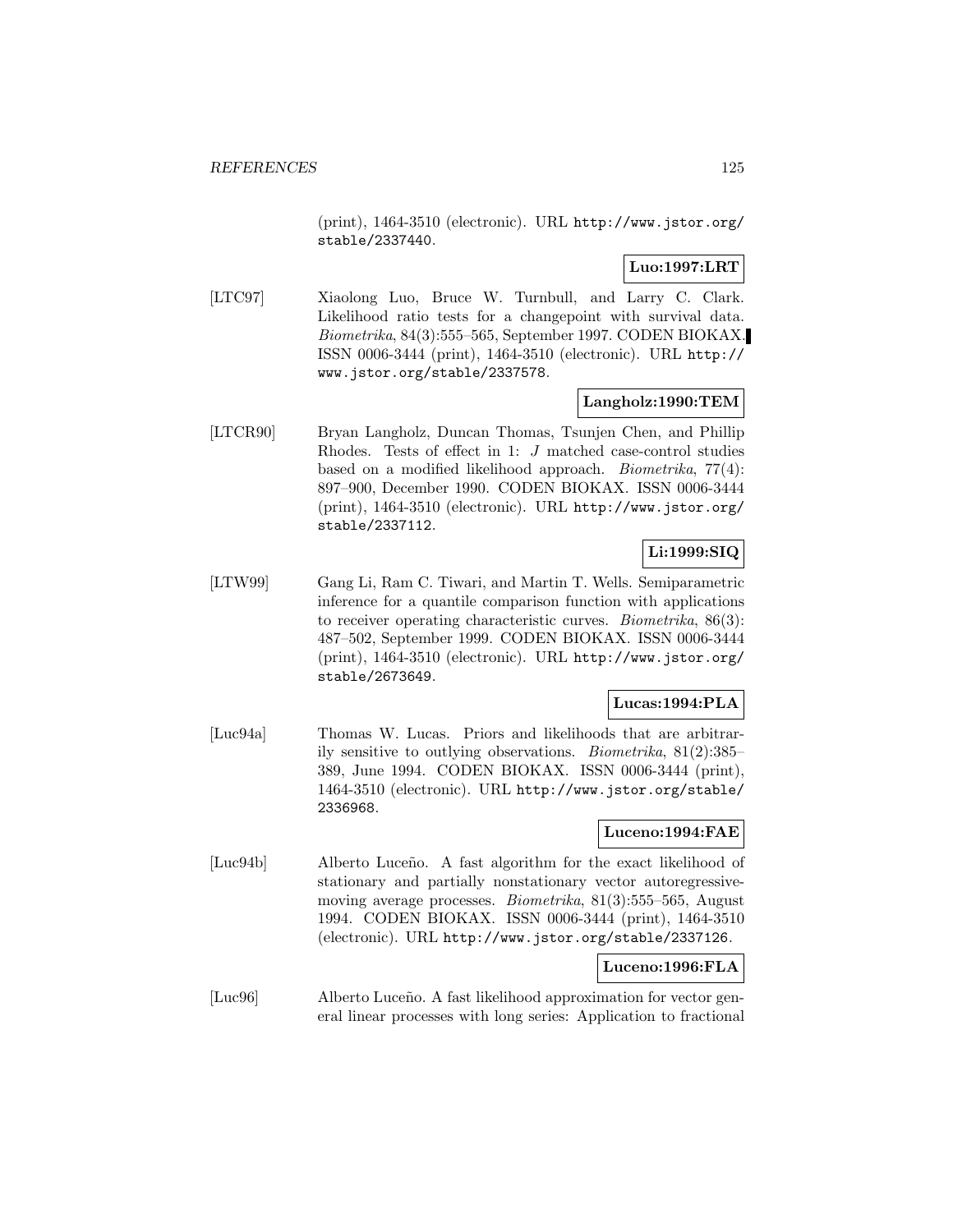(print), 1464-3510 (electronic). URL http://www.jstor.org/stable/2337440.

**Luo:1997:LRT**

[LTC97] Xiaolong Luo, Bruce W. Turnbull, and Larry C. Clark. Likelihood ratio tests for a changepoint with survival data. *Biometrika*, 84(3):555–565, September 1997. CODEN BIOKAX. ISSN 0006-3444 (print), 1464-3510 (electronic). URL http://www.jstor.org/stable/2337578.

**Langholz:1990:TEM**

[LTCR90] Bryan Langholz, Duncan Thomas, Tsunjen Chen, and Phillip Rhodes. Tests of effect in 1: $J$ matched case-control studies based on a modified likelihood approach. *Biometrika*, 77(4): 897–900, December 1990. CODEN BIOKAX. ISSN 0006-3444 (print), 1464-3510 (electronic). URL http://www.jstor.org/stable/2337112.

**Li:1999:SIQ**

[LTW99] Gang Li, Ram C. Tiwari, and Martin T. Wells. Semiparametric inference for a quantile comparison function with applications to receiver operating characteristic curves. *Biometrika*, 86(3): 487–502, September 1999. CODEN BIOKAX. ISSN 0006-3444 (print), 1464-3510 (electronic). URL http://www.jstor.org/stable/2673649.

**Lucas:1994:PLA**

[Luc94a] Thomas W. Lucas. Priors and likelihoods that are arbitrarily sensitive to outlying observations. *Biometrika*, 81(2):385–389, June 1994. CODEN BIOKAX. ISSN 0006-3444 (print), 1464-3510 (electronic). URL http://www.jstor.org/stable/2336968.

**Luceno:1994:FAE**

[Luc94b] Alberto Luceño. A fast algorithm for the exact likelihood of stationary and partially nonstationary vector autoregressive-moving average processes. *Biometrika*, 81(3):555–565, August 1994. CODEN BIOKAX. ISSN 0006-3444 (print), 1464-3510 (electronic). URL http://www.jstor.org/stable/2337126.

**Luceno:1996:FLA**

[Luc96] Alberto Luceño. A fast likelihood approximation for vector general linear processes with long series: Application to fractional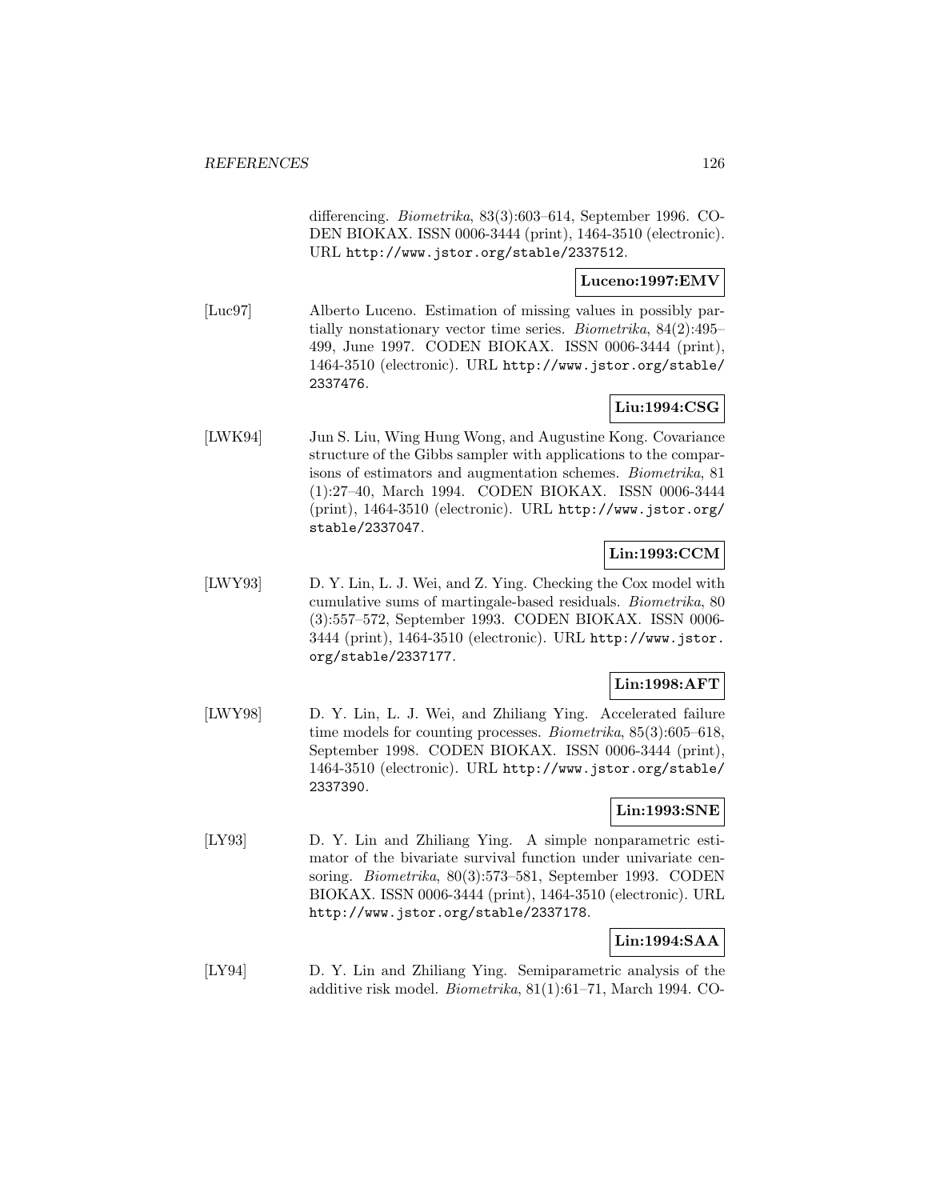differencing. *Biometrika*, 83(3):603–614, September 1996. CODEN BIOKAX. ISSN 0006-3444 (print), 1464-3510 (electronic). URL `http://www.jstor.org/stable/2337512`.

**Luceno:1997:EMV**

[Luc97] Alberto Luceno. Estimation of missing values in possibly partially nonstationary vector time series. *Biometrika*, 84(2):495–499, June 1997. CODEN BIOKAX. ISSN 0006-3444 (print), 1464-3510 (electronic). URL `http://www.jstor.org/stable/2337476`.

**Liu:1994:CSG**

[LWK94] Jun S. Liu, Wing Hung Wong, and Augustine Kong. Covariance structure of the Gibbs sampler with applications to the comparisons of estimators and augmentation schemes. *Biometrika*, 81 (1):27–40, March 1994. CODEN BIOKAX. ISSN 0006-3444 (print), 1464-3510 (electronic). URL `http://www.jstor.org/stable/2337047`.

**Lin:1993:CCM**

[LWY93] D. Y. Lin, L. J. Wei, and Z. Ying. Checking the Cox model with cumulative sums of martingale-based residuals. *Biometrika*, 80 (3):557–572, September 1993. CODEN BIOKAX. ISSN 0006-3444 (print), 1464-3510 (electronic). URL `http://www.jstor.org/stable/2337177`.

**Lin:1998:AFT**

[LWY98] D. Y. Lin, L. J. Wei, and Zhiliang Ying. Accelerated failure time models for counting processes. *Biometrika*, 85(3):605–618, September 1998. CODEN BIOKAX. ISSN 0006-3444 (print), 1464-3510 (electronic). URL `http://www.jstor.org/stable/2337390`.

**Lin:1993:SNE**

[LY93] D. Y. Lin and Zhiliang Ying. A simple nonparametric estimator of the bivariate survival function under univariate censoring. *Biometrika*, 80(3):573–581, September 1993. CODEN BIOKAX. ISSN 0006-3444 (print), 1464-3510 (electronic). URL `http://www.jstor.org/stable/2337178`.

**Lin:1994:SAA**

[LY94] D. Y. Lin and Zhiliang Ying. Semiparametric analysis of the additive risk model. *Biometrika*, 81(1):61–71, March 1994. CO-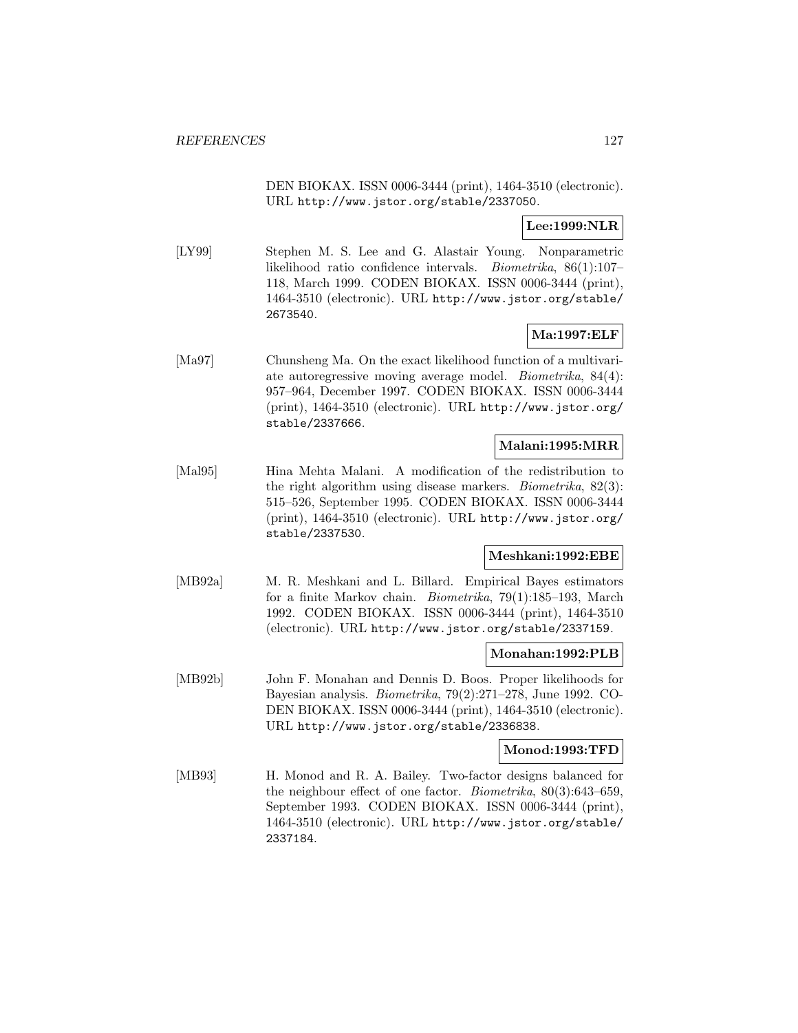DEN BIOKAX. ISSN 0006-3444 (print), 1464-3510 (electronic). URL http://www.jstor.org/stable/2337050.

**Lee:1999:NLR**

[LY99] Stephen M. S. Lee and G. Alastair Young. Nonparametric likelihood ratio confidence intervals. *Biometrika*, 86(1):107–118, March 1999. CODEN BIOKAX. ISSN 0006-3444 (print), 1464-3510 (electronic). URL http://www.jstor.org/stable/2673540.

**Ma:1997:ELF**

[Ma97] Chunsheng Ma. On the exact likelihood function of a multivariate autoregressive moving average model. *Biometrika*, 84(4): 957–964, December 1997. CODEN BIOKAX. ISSN 0006-3444 (print), 1464-3510 (electronic). URL http://www.jstor.org/stable/2337666.

**Malani:1995:MRR**

[Mal95] Hina Mehta Malani. A modification of the redistribution to the right algorithm using disease markers. *Biometrika*, 82(3): 515–526, September 1995. CODEN BIOKAX. ISSN 0006-3444 (print), 1464-3510 (electronic). URL http://www.jstor.org/stable/2337530.

**Meshkani:1992:EBE**

[MB92a] M. R. Meshkani and L. Billard. Empirical Bayes estimators for a finite Markov chain. *Biometrika*, 79(1):185–193, March 1992. CODEN BIOKAX. ISSN 0006-3444 (print), 1464-3510 (electronic). URL http://www.jstor.org/stable/2337159.

**Monahan:1992:PLB**

[MB92b] John F. Monahan and Dennis D. Boos. Proper likelihoods for Bayesian analysis. *Biometrika*, 79(2):271–278, June 1992. CODEN BIOKAX. ISSN 0006-3444 (print), 1464-3510 (electronic). URL http://www.jstor.org/stable/2336838.

**Monod:1993:TFD**

[MB93] H. Monod and R. A. Bailey. Two-factor designs balanced for the neighbour effect of one factor. *Biometrika*, 80(3):643–659, September 1993. CODEN BIOKAX. ISSN 0006-3444 (print), 1464-3510 (electronic). URL http://www.jstor.org/stable/2337184.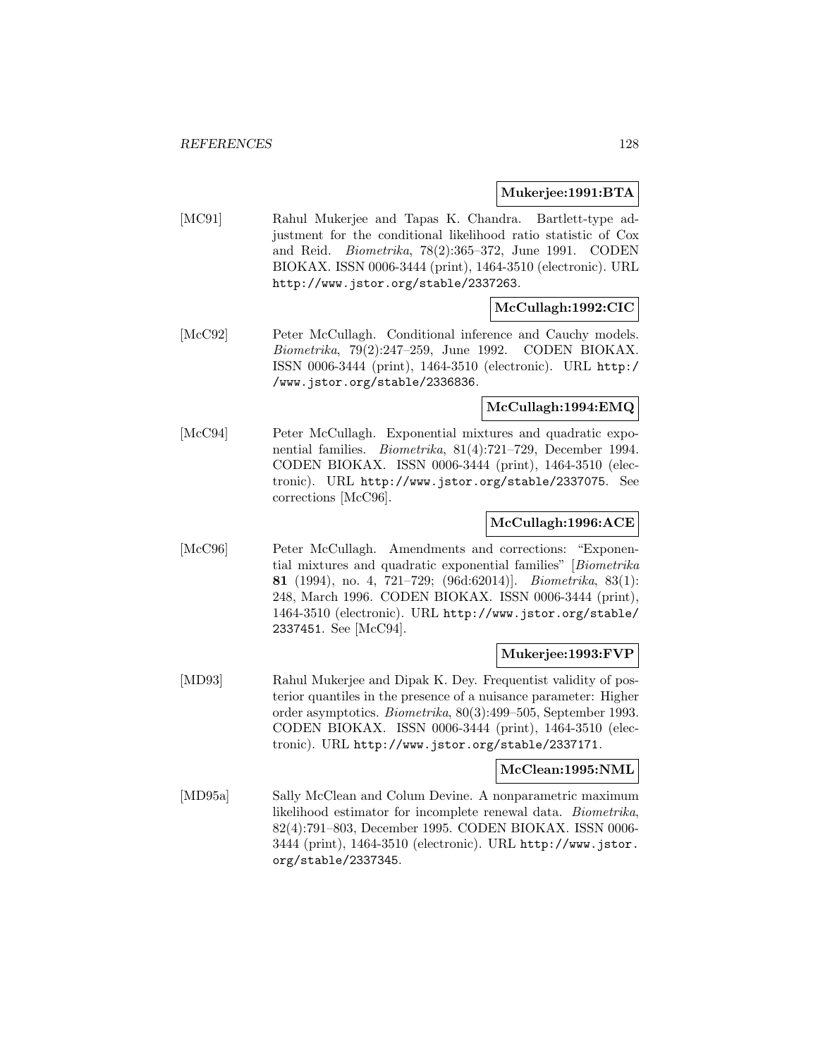**Mukerjee:1991:BTA**

[MC91] Rahul Mukerjee and Tapas K. Chandra. Bartlett-type adjustment for the conditional likelihood ratio statistic of Cox and Reid. *Biometrika*, 78(2):365–372, June 1991. CODEN BIOKAX. ISSN 0006-3444 (print), 1464-3510 (electronic). URL http://www.jstor.org/stable/2337263.

**McCullagh:1992:CIC**

[McC92] Peter McCullagh. Conditional inference and Cauchy models. *Biometrika*, 79(2):247–259, June 1992. CODEN BIOKAX. ISSN 0006-3444 (print), 1464-3510 (electronic). URL http://www.jstor.org/stable/2336836.

**McCullagh:1994:EMQ**

[McC94] Peter McCullagh. Exponential mixtures and quadratic exponential families. *Biometrika*, 81(4):721–729, December 1994. CODEN BIOKAX. ISSN 0006-3444 (print), 1464-3510 (electronic). URL http://www.jstor.org/stable/2337075. See corrections [McC96].

**McCullagh:1996:ACE**

[McC96] Peter McCullagh. Amendments and corrections: "Exponential mixtures and quadratic exponential families" [*Biometrika* **81** (1994), no. 4, 721–729; (96d:62014)]. *Biometrika*, 83(1): 248, March 1996. CODEN BIOKAX. ISSN 0006-3444 (print), 1464-3510 (electronic). URL http://www.jstor.org/stable/2337451. See [McC94].

**Mukerjee:1993:FVP**

[MD93] Rahul Mukerjee and Dipak K. Dey. Frequentist validity of posterior quantiles in the presence of a nuisance parameter: Higher order asymptotics. *Biometrika*, 80(3):499–505, September 1993. CODEN BIOKAX. ISSN 0006-3444 (print), 1464-3510 (electronic). URL http://www.jstor.org/stable/2337171.

**McClean:1995:NML**

[MD95a] Sally McClean and Colum Devine. A nonparametric maximum likelihood estimator for incomplete renewal data. *Biometrika*, 82(4):791–803, December 1995. CODEN BIOKAX. ISSN 0006-3444 (print), 1464-3510 (electronic). URL http://www.jstor.org/stable/2337345.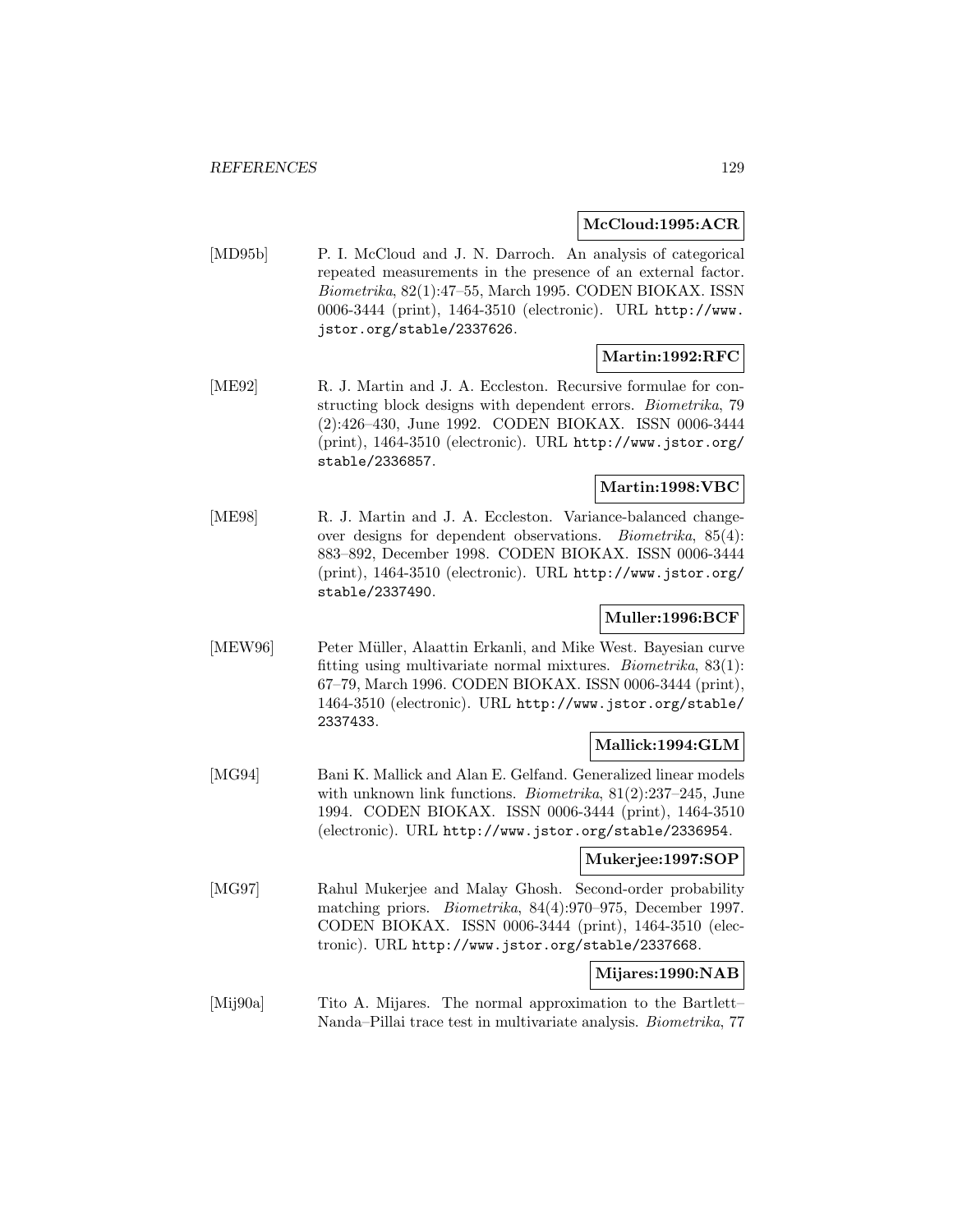**McCloud:1995:ACR**

[MD95b] P. I. McCloud and J. N. Darroch. An analysis of categorical repeated measurements in the presence of an external factor. *Biometrika*, 82(1):47–55, March 1995. CODEN BIOKAX. ISSN 0006-3444 (print), 1464-3510 (electronic). URL http://www.jstor.org/stable/2337626.

**Martin:1992:RFC**

[ME92] R. J. Martin and J. A. Eccleston. Recursive formulae for constructing block designs with dependent errors. *Biometrika*, 79 (2):426–430, June 1992. CODEN BIOKAX. ISSN 0006-3444 (print), 1464-3510 (electronic). URL http://www.jstor.org/stable/2336857.

**Martin:1998:VBC**

[ME98] R. J. Martin and J. A. Eccleston. Variance-balanced changeover designs for dependent observations. *Biometrika*, 85(4): 883–892, December 1998. CODEN BIOKAX. ISSN 0006-3444 (print), 1464-3510 (electronic). URL http://www.jstor.org/stable/2337490.

**Muller:1996:BCF**

[MEW96] Peter Müller, Alaattin Erkanli, and Mike West. Bayesian curve fitting using multivariate normal mixtures. *Biometrika*, 83(1): 67–79, March 1996. CODEN BIOKAX. ISSN 0006-3444 (print), 1464-3510 (electronic). URL http://www.jstor.org/stable/2337433.

**Mallick:1994:GLM**

[MG94] Bani K. Mallick and Alan E. Gelfand. Generalized linear models with unknown link functions. *Biometrika*, 81(2):237–245, June 1994. CODEN BIOKAX. ISSN 0006-3444 (print), 1464-3510 (electronic). URL http://www.jstor.org/stable/2336954.

**Mukerjee:1997:SOP**

[MG97] Rahul Mukerjee and Malay Ghosh. Second-order probability matching priors. *Biometrika*, 84(4):970–975, December 1997. CODEN BIOKAX. ISSN 0006-3444 (print), 1464-3510 (electronic). URL http://www.jstor.org/stable/2337668.

**Mijares:1990:NAB**

[Mij90a] Tito A. Mijares. The normal approximation to the Bartlett–Nanda–Pillai trace test in multivariate analysis. *Biometrika*, 77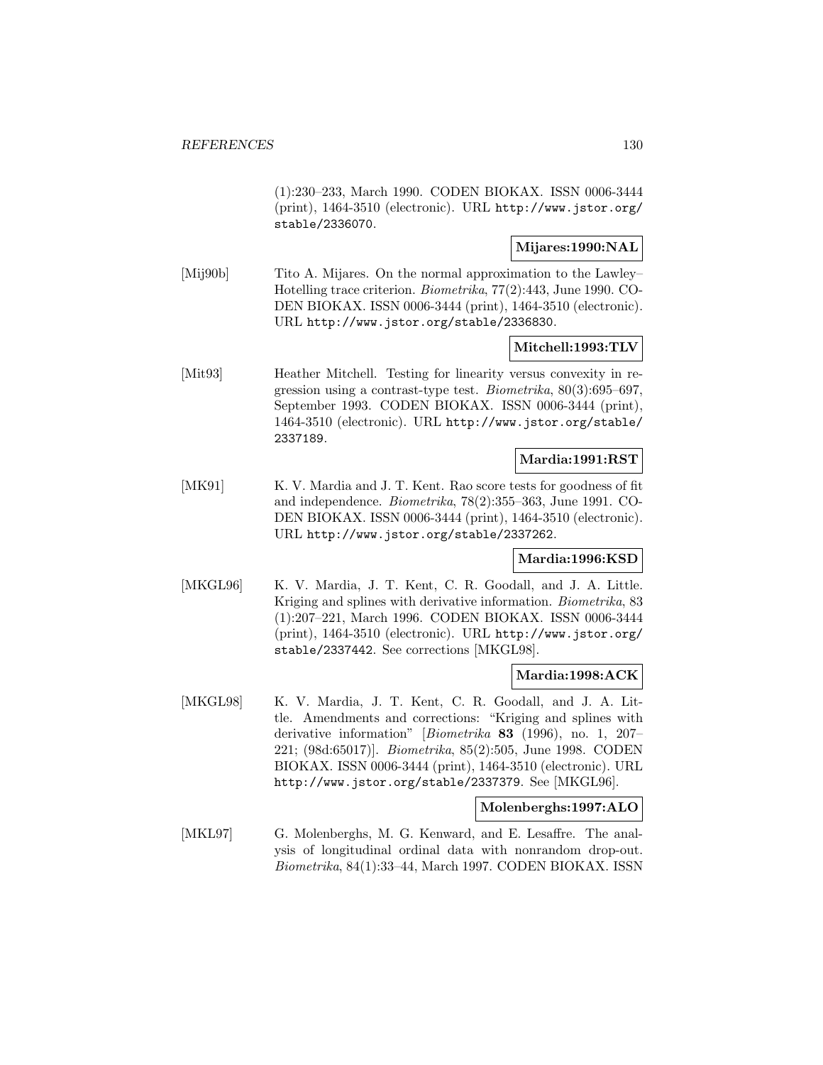(1):230–233, March 1990. CODEN BIOKAX. ISSN 0006-3444 (print), 1464-3510 (electronic). URL http://www.jstor.org/stable/2336070.

**Mijares:1990:NAL**

[Mij90b] Tito A. Mijares. On the normal approximation to the Lawley–Hotelling trace criterion. *Biometrika*, 77(2):443, June 1990. CODEN BIOKAX. ISSN 0006-3444 (print), 1464-3510 (electronic). URL http://www.jstor.org/stable/2336830.

**Mitchell:1993:TLV**

[Mit93] Heather Mitchell. Testing for linearity versus convexity in regression using a contrast-type test. *Biometrika*, 80(3):695–697, September 1993. CODEN BIOKAX. ISSN 0006-3444 (print), 1464-3510 (electronic). URL http://www.jstor.org/stable/2337189.

**Mardia:1991:RST**

[MK91] K. V. Mardia and J. T. Kent. Rao score tests for goodness of fit and independence. *Biometrika*, 78(2):355–363, June 1991. CODEN BIOKAX. ISSN 0006-3444 (print), 1464-3510 (electronic). URL http://www.jstor.org/stable/2337262.

**Mardia:1996:KSD**

[MKGL96] K. V. Mardia, J. T. Kent, C. R. Goodall, and J. A. Little. Kriging and splines with derivative information. *Biometrika*, 83 (1):207–221, March 1996. CODEN BIOKAX. ISSN 0006-3444 (print), 1464-3510 (electronic). URL http://www.jstor.org/stable/2337442. See corrections [MKGL98].

**Mardia:1998:ACK**

[MKGL98] K. V. Mardia, J. T. Kent, C. R. Goodall, and J. A. Little. Amendments and corrections: "Kriging and splines with derivative information" [*Biometrika* **83** (1996), no. 1, 207–221; (98d:65017)]. *Biometrika*, 85(2):505, June 1998. CODEN BIOKAX. ISSN 0006-3444 (print), 1464-3510 (electronic). URL http://www.jstor.org/stable/2337379. See [MKGL96].

**Molenberghs:1997:ALO**

[MKL97] G. Molenberghs, M. G. Kenward, and E. Lesaffre. The analysis of longitudinal ordinal data with nonrandom drop-out. *Biometrika*, 84(1):33–44, March 1997. CODEN BIOKAX. ISSN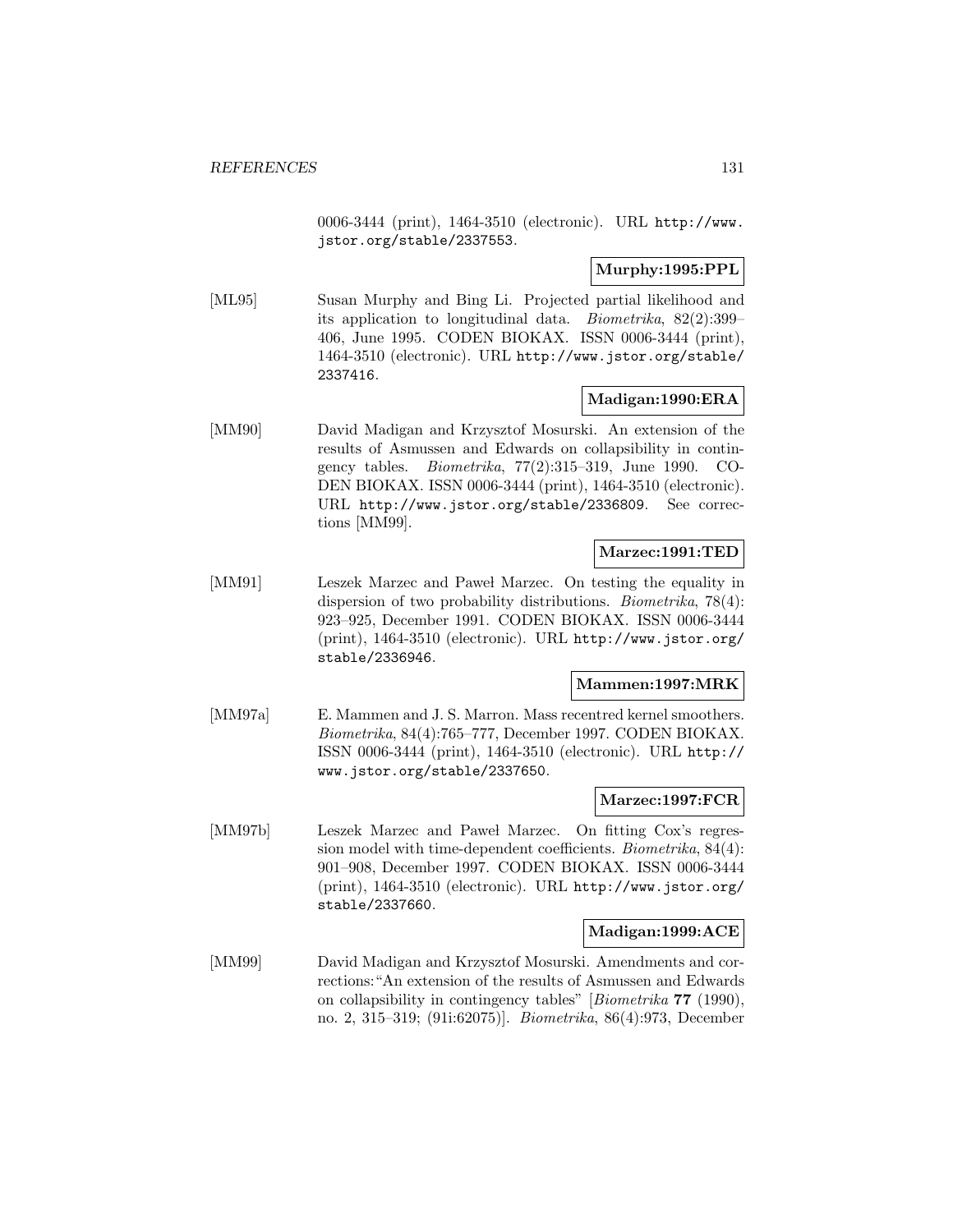0006-3444 (print), 1464-3510 (electronic). URL http://www.jstor.org/stable/2337553.

**Murphy:1995:PPL**

[ML95] Susan Murphy and Bing Li. Projected partial likelihood and its application to longitudinal data. *Biometrika*, 82(2):399–406, June 1995. CODEN BIOKAX. ISSN 0006-3444 (print), 1464-3510 (electronic). URL http://www.jstor.org/stable/2337416.

**Madigan:1990:ERA**

[MM90] David Madigan and Krzysztof Mosurski. An extension of the results of Asmussen and Edwards on collapsibility in contingency tables. *Biometrika*, 77(2):315–319, June 1990. CODEN BIOKAX. ISSN 0006-3444 (print), 1464-3510 (electronic). URL http://www.jstor.org/stable/2336809. See corrections [MM99].

**Marzec:1991:TED**

[MM91] Leszek Marzec and Paweł Marzec. On testing the equality in dispersion of two probability distributions. *Biometrika*, 78(4):923–925, December 1991. CODEN BIOKAX. ISSN 0006-3444 (print), 1464-3510 (electronic). URL http://www.jstor.org/stable/2336946.

**Mammen:1997:MRK**

[MM97a] E. Mammen and J. S. Marron. Mass recentred kernel smoothers. *Biometrika*, 84(4):765–777, December 1997. CODEN BIOKAX. ISSN 0006-3444 (print), 1464-3510 (electronic). URL http://www.jstor.org/stable/2337650.

**Marzec:1997:FCR**

[MM97b] Leszek Marzec and Paweł Marzec. On fitting Cox's regression model with time-dependent coefficients. *Biometrika*, 84(4):901–908, December 1997. CODEN BIOKAX. ISSN 0006-3444 (print), 1464-3510 (electronic). URL http://www.jstor.org/stable/2337660.

**Madigan:1999:ACE**

[MM99] David Madigan and Krzysztof Mosurski. Amendments and corrections: "An extension of the results of Asmussen and Edwards on collapsibility in contingency tables" [*Biometrika* **77** (1990), no. 2, 315–319; (91i:62075)]. *Biometrika*, 86(4):973, December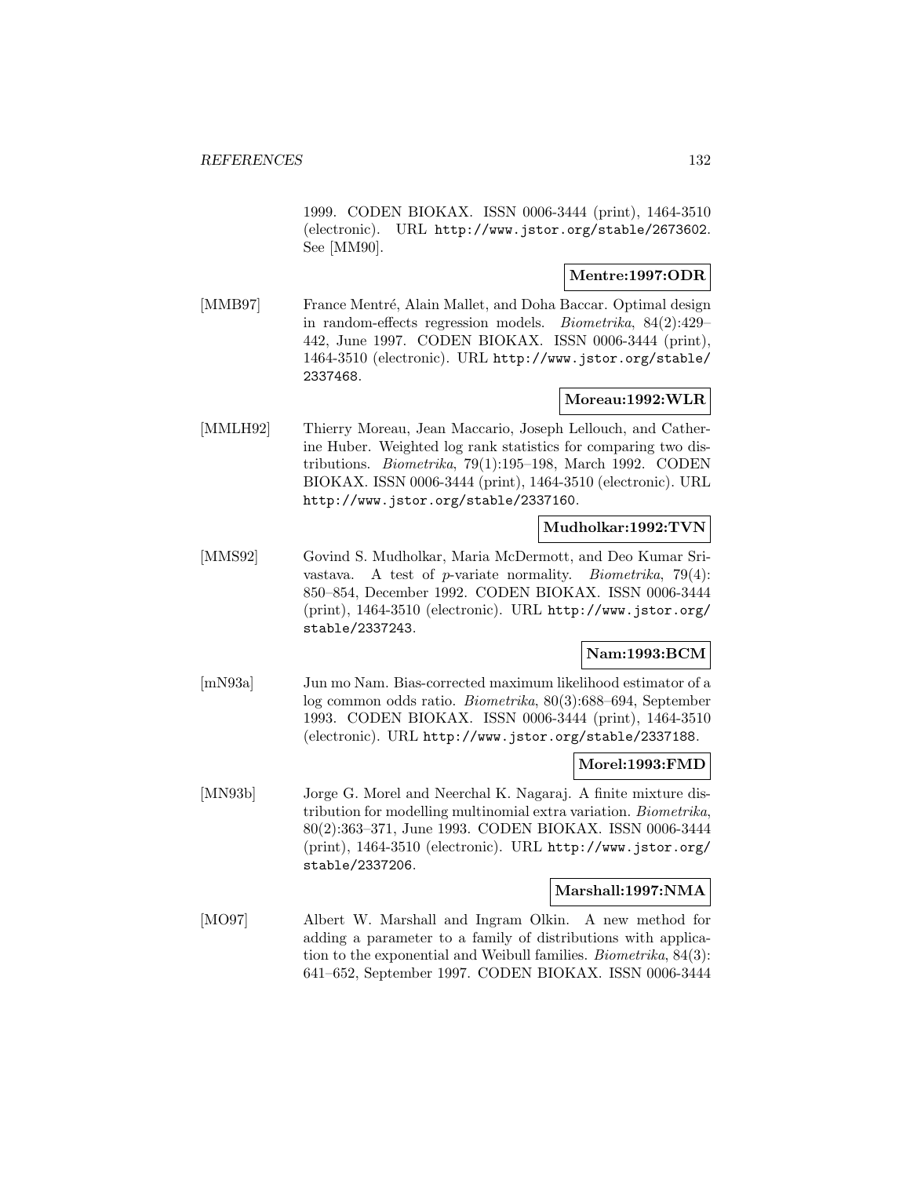1999. CODEN BIOKAX. ISSN 0006-3444 (print), 1464-3510 (electronic). URL http://www.jstor.org/stable/2673602. See [MM90].

**Mentre:1997:ODR**

[MMB97] France Mentré, Alain Mallet, and Doha Baccar. Optimal design in random-effects regression models. *Biometrika*, 84(2):429–442, June 1997. CODEN BIOKAX. ISSN 0006-3444 (print), 1464-3510 (electronic). URL http://www.jstor.org/stable/2337468.

**Moreau:1992:WLR**

[MMLH92] Thierry Moreau, Jean Maccario, Joseph Lellouch, and Catherine Huber. Weighted log rank statistics for comparing two distributions. *Biometrika*, 79(1):195–198, March 1992. CODEN BIOKAX. ISSN 0006-3444 (print), 1464-3510 (electronic). URL http://www.jstor.org/stable/2337160.

**Mudholkar:1992:TVN**

[MMS92] Govind S. Mudholkar, Maria McDermott, and Deo Kumar Srivastava. A test of $p$-variate normality. *Biometrika*, 79(4):850–854, December 1992. CODEN BIOKAX. ISSN 0006-3444 (print), 1464-3510 (electronic). URL http://www.jstor.org/stable/2337243.

**Nam:1993:BCM**

[mN93a] Jun mo Nam. Bias-corrected maximum likelihood estimator of a log common odds ratio. *Biometrika*, 80(3):688–694, September 1993. CODEN BIOKAX. ISSN 0006-3444 (print), 1464-3510 (electronic). URL http://www.jstor.org/stable/2337188.

**Morel:1993:FMD**

[MN93b] Jorge G. Morel and Neerchal K. Nagaraj. A finite mixture distribution for modelling multinomial extra variation. *Biometrika*, 80(2):363–371, June 1993. CODEN BIOKAX. ISSN 0006-3444 (print), 1464-3510 (electronic). URL http://www.jstor.org/stable/2337206.

**Marshall:1997:NMA**

[MO97] Albert W. Marshall and Ingram Olkin. A new method for adding a parameter to a family of distributions with application to the exponential and Weibull families. *Biometrika*, 84(3):641–652, September 1997. CODEN BIOKAX. ISSN 0006-3444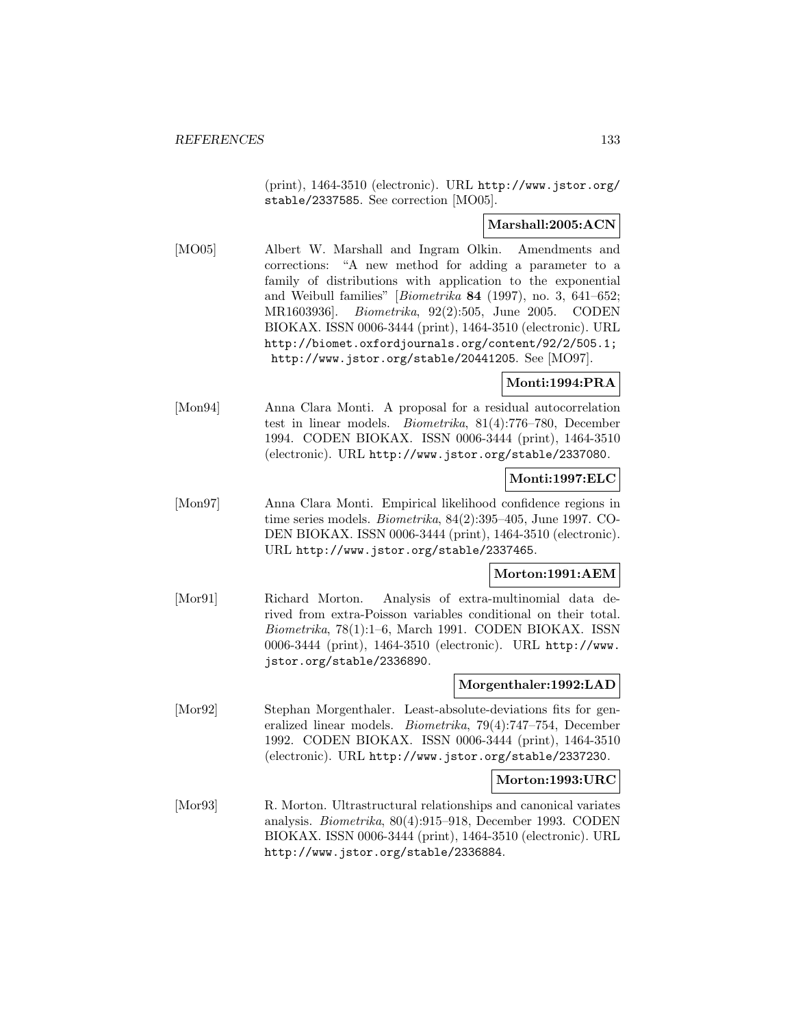(print), 1464-3510 (electronic). URL http://www.jstor.org/stable/2337585. See correction [MO05].

**Marshall:2005:ACN**

[MO05] Albert W. Marshall and Ingram Olkin. Amendments and corrections: "A new method for adding a parameter to a family of distributions with application to the exponential and Weibull families" [*Biometrika* **84** (1997), no. 3, 641–652; MR1603936]. *Biometrika*, 92(2):505, June 2005. CODEN BIOKAX. ISSN 0006-3444 (print), 1464-3510 (electronic). URL http://biomet.oxfordjournals.org/content/92/2/505.1; http://www.jstor.org/stable/20441205. See [MO97].

**Monti:1994:PRA**

[Mon94] Anna Clara Monti. A proposal for a residual autocorrelation test in linear models. *Biometrika*, 81(4):776–780, December 1994. CODEN BIOKAX. ISSN 0006-3444 (print), 1464-3510 (electronic). URL http://www.jstor.org/stable/2337080.

**Monti:1997:ELC**

[Mon97] Anna Clara Monti. Empirical likelihood confidence regions in time series models. *Biometrika*, 84(2):395–405, June 1997. CODEN BIOKAX. ISSN 0006-3444 (print), 1464-3510 (electronic). URL http://www.jstor.org/stable/2337465.

**Morton:1991:AEM**

[Mor91] Richard Morton. Analysis of extra-multinomial data derived from extra-Poisson variables conditional on their total. *Biometrika*, 78(1):1–6, March 1991. CODEN BIOKAX. ISSN 0006-3444 (print), 1464-3510 (electronic). URL http://www.jstor.org/stable/2336890.

**Morgenthaler:1992:LAD**

[Mor92] Stephan Morgenthaler. Least-absolute-deviations fits for generalized linear models. *Biometrika*, 79(4):747–754, December 1992. CODEN BIOKAX. ISSN 0006-3444 (print), 1464-3510 (electronic). URL http://www.jstor.org/stable/2337230.

**Morton:1993:URC**

[Mor93] R. Morton. Ultrastructural relationships and canonical variates analysis. *Biometrika*, 80(4):915–918, December 1993. CODEN BIOKAX. ISSN 0006-3444 (print), 1464-3510 (electronic). URL http://www.jstor.org/stable/2336884.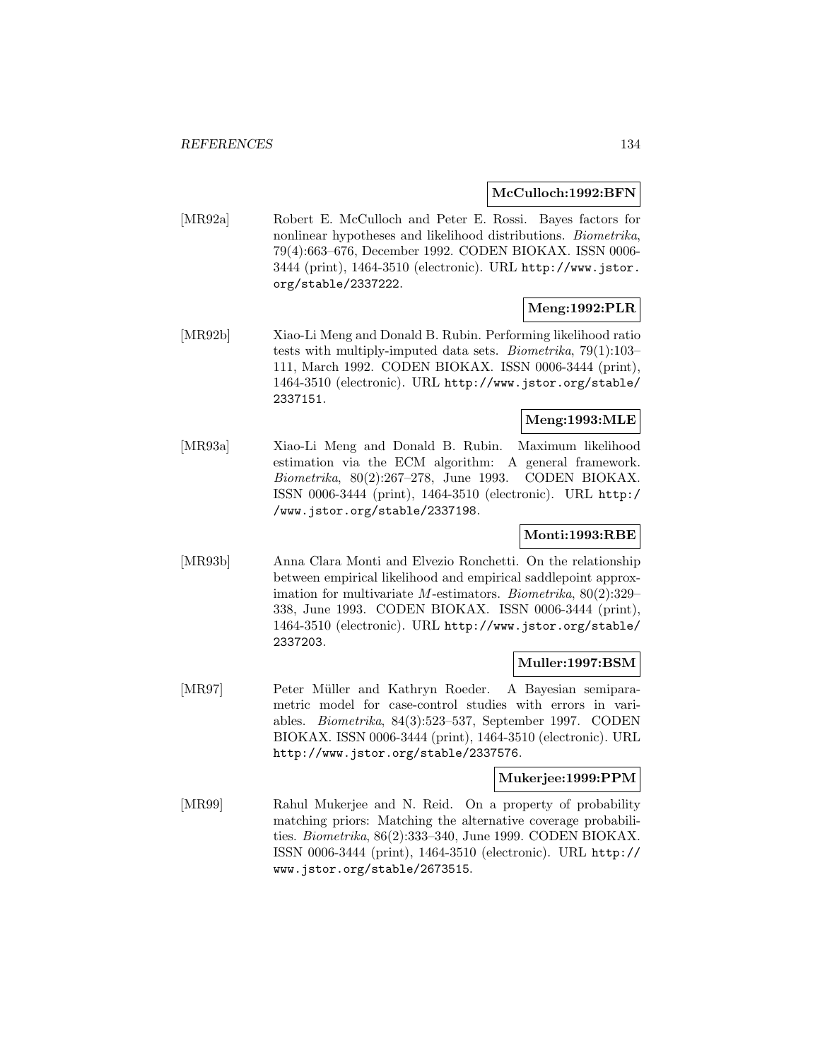**McCulloch:1992:BFN**

[MR92a] Robert E. McCulloch and Peter E. Rossi. Bayes factors for nonlinear hypotheses and likelihood distributions. *Biometrika*, 79(4):663–676, December 1992. CODEN BIOKAX. ISSN 0006-3444 (print), 1464-3510 (electronic). URL http://www.jstor.org/stable/2337222.

**Meng:1992:PLR**

[MR92b] Xiao-Li Meng and Donald B. Rubin. Performing likelihood ratio tests with multiply-imputed data sets. *Biometrika*, 79(1):103–111, March 1992. CODEN BIOKAX. ISSN 0006-3444 (print), 1464-3510 (electronic). URL http://www.jstor.org/stable/2337151.

**Meng:1993:MLE**

[MR93a] Xiao-Li Meng and Donald B. Rubin. Maximum likelihood estimation via the ECM algorithm: A general framework. *Biometrika*, 80(2):267–278, June 1993. CODEN BIOKAX. ISSN 0006-3444 (print), 1464-3510 (electronic). URL http://www.jstor.org/stable/2337198.

**Monti:1993:RBE**

[MR93b] Anna Clara Monti and Elvezio Ronchetti. On the relationship between empirical likelihood and empirical saddlepoint approximation for multivariate $M$-estimators. *Biometrika*, 80(2):329–338, June 1993. CODEN BIOKAX. ISSN 0006-3444 (print), 1464-3510 (electronic). URL http://www.jstor.org/stable/2337203.

**Muller:1997:BSM**

[MR97] Peter Müller and Kathryn Roeder. A Bayesian semiparametric model for case-control studies with errors in variables. *Biometrika*, 84(3):523–537, September 1997. CODEN BIOKAX. ISSN 0006-3444 (print), 1464-3510 (electronic). URL http://www.jstor.org/stable/2337576.

**Mukerjee:1999:PPM**

[MR99] Rahul Mukerjee and N. Reid. On a property of probability matching priors: Matching the alternative coverage probabilities. *Biometrika*, 86(2):333–340, June 1999. CODEN BIOKAX. ISSN 0006-3444 (print), 1464-3510 (electronic). URL http://www.jstor.org/stable/2673515.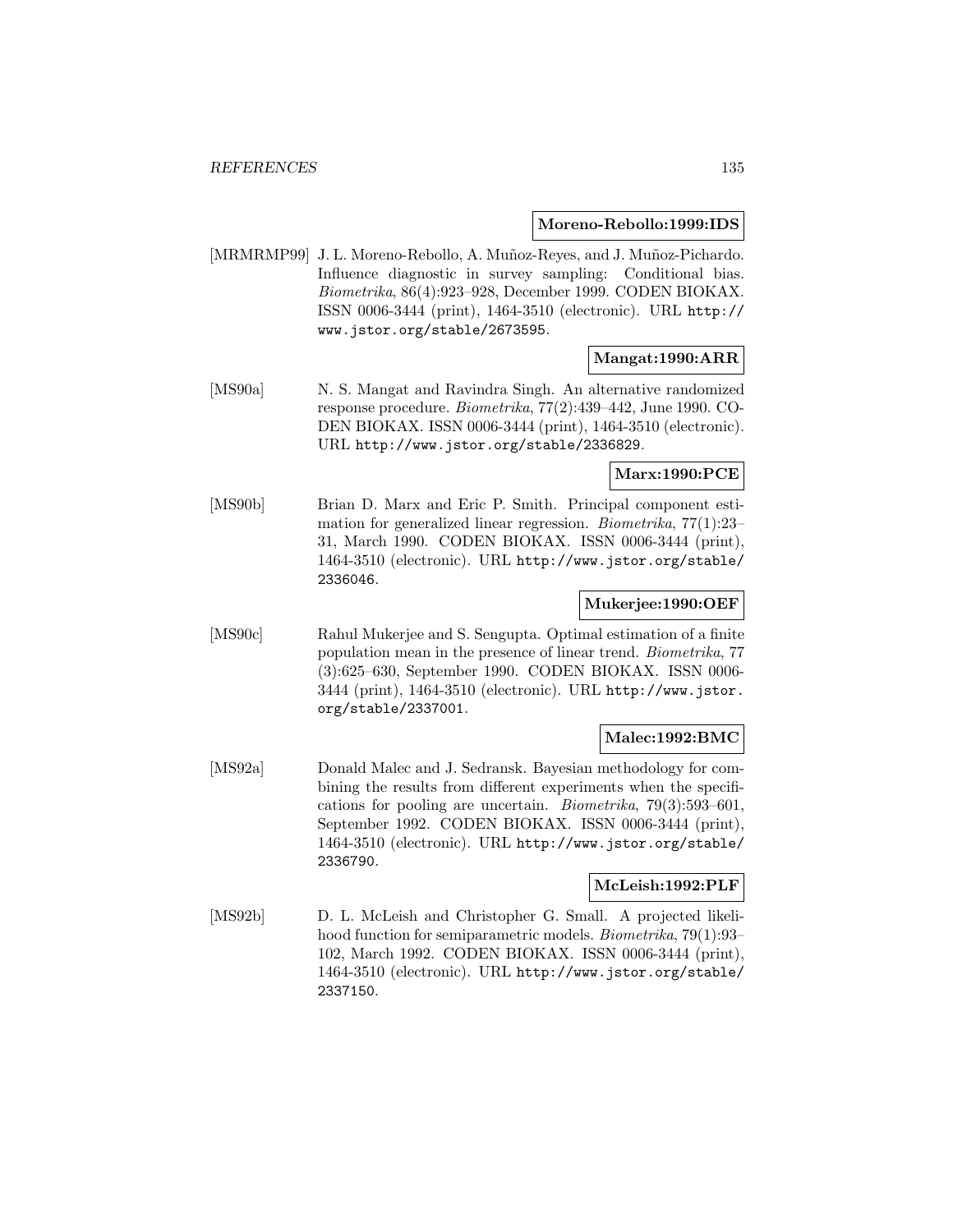**Moreno-Rebollo:1999:IDS**

[MRMRMP99] J. L. Moreno-Rebollo, A. Muñoz-Reyes, and J. Muñoz-Pichardo. Influence diagnostic in survey sampling: Conditional bias. *Biometrika*, 86(4):923–928, December 1999. CODEN BIOKAX. ISSN 0006-3444 (print), 1464-3510 (electronic). URL http://www.jstor.org/stable/2673595.

**Mangat:1990:ARR**

[MS90a] N. S. Mangat and Ravindra Singh. An alternative randomized response procedure. *Biometrika*, 77(2):439–442, June 1990. CODEN BIOKAX. ISSN 0006-3444 (print), 1464-3510 (electronic). URL http://www.jstor.org/stable/2336829.

**Marx:1990:PCE**

[MS90b] Brian D. Marx and Eric P. Smith. Principal component estimation for generalized linear regression. *Biometrika*, 77(1):23–31, March 1990. CODEN BIOKAX. ISSN 0006-3444 (print), 1464-3510 (electronic). URL http://www.jstor.org/stable/2336046.

**Mukerjee:1990:OEF**

[MS90c] Rahul Mukerjee and S. Sengupta. Optimal estimation of a finite population mean in the presence of linear trend. *Biometrika*, 77(3):625–630, September 1990. CODEN BIOKAX. ISSN 0006-3444 (print), 1464-3510 (electronic). URL http://www.jstor.org/stable/2337001.

**Malec:1992:BMC**

[MS92a] Donald Malec and J. Sedransk. Bayesian methodology for combining the results from different experiments when the specifications for pooling are uncertain. *Biometrika*, 79(3):593–601, September 1992. CODEN BIOKAX. ISSN 0006-3444 (print), 1464-3510 (electronic). URL http://www.jstor.org/stable/2336790.

**McLeish:1992:PLF**

[MS92b] D. L. McLeish and Christopher G. Small. A projected likelihood function for semiparametric models. *Biometrika*, 79(1):93–102, March 1992. CODEN BIOKAX. ISSN 0006-3444 (print), 1464-3510 (electronic). URL http://www.jstor.org/stable/2337150.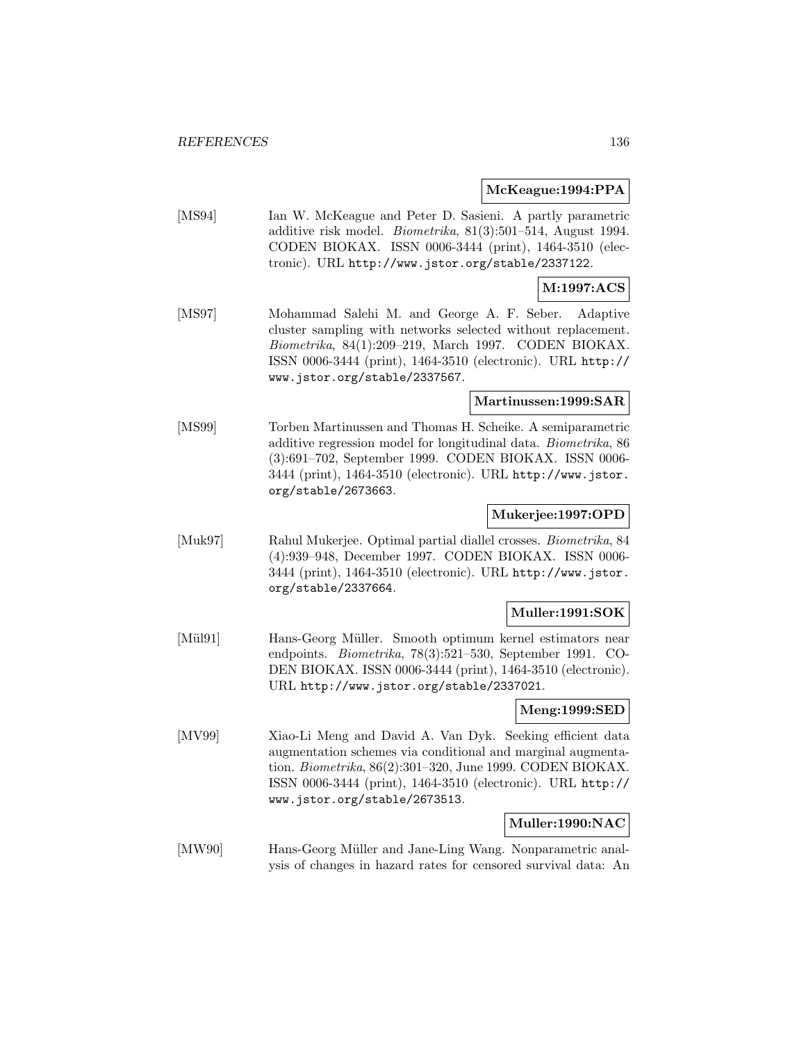**McKeague:1994:PPA**

[MS94] Ian W. McKeague and Peter D. Sasieni. A partly parametric additive risk model. *Biometrika*, 81(3):501–514, August 1994. CODEN BIOKAX. ISSN 0006-3444 (print), 1464-3510 (electronic). URL http://www.jstor.org/stable/2337122.

**M:1997:ACS**

[MS97] Mohammad Salehi M. and George A. F. Seber. Adaptive cluster sampling with networks selected without replacement. *Biometrika*, 84(1):209–219, March 1997. CODEN BIOKAX. ISSN 0006-3444 (print), 1464-3510 (electronic). URL http://www.jstor.org/stable/2337567.

**Martinussen:1999:SAR**

[MS99] Torben Martinussen and Thomas H. Scheike. A semiparametric additive regression model for longitudinal data. *Biometrika*, 86 (3):691–702, September 1999. CODEN BIOKAX. ISSN 0006-3444 (print), 1464-3510 (electronic). URL http://www.jstor.org/stable/2673663.

**Mukerjee:1997:OPD**

[Muk97] Rahul Mukerjee. Optimal partial diallel crosses. *Biometrika*, 84 (4):939–948, December 1997. CODEN BIOKAX. ISSN 0006-3444 (print), 1464-3510 (electronic). URL http://www.jstor.org/stable/2337664.

**Muller:1991:SOK**

[Mül91] Hans-Georg Müller. Smooth optimum kernel estimators near endpoints. *Biometrika*, 78(3):521–530, September 1991. CODEN BIOKAX. ISSN 0006-3444 (print), 1464-3510 (electronic). URL http://www.jstor.org/stable/2337021.

**Meng:1999:SED**

[MV99] Xiao-Li Meng and David A. Van Dyk. Seeking efficient data augmentation schemes via conditional and marginal augmentation. *Biometrika*, 86(2):301–320, June 1999. CODEN BIOKAX. ISSN 0006-3444 (print), 1464-3510 (electronic). URL http://www.jstor.org/stable/2673513.

**Muller:1990:NAC**

[MW90] Hans-Georg Müller and Jane-Ling Wang. Nonparametric analysis of changes in hazard rates for censored survival data: An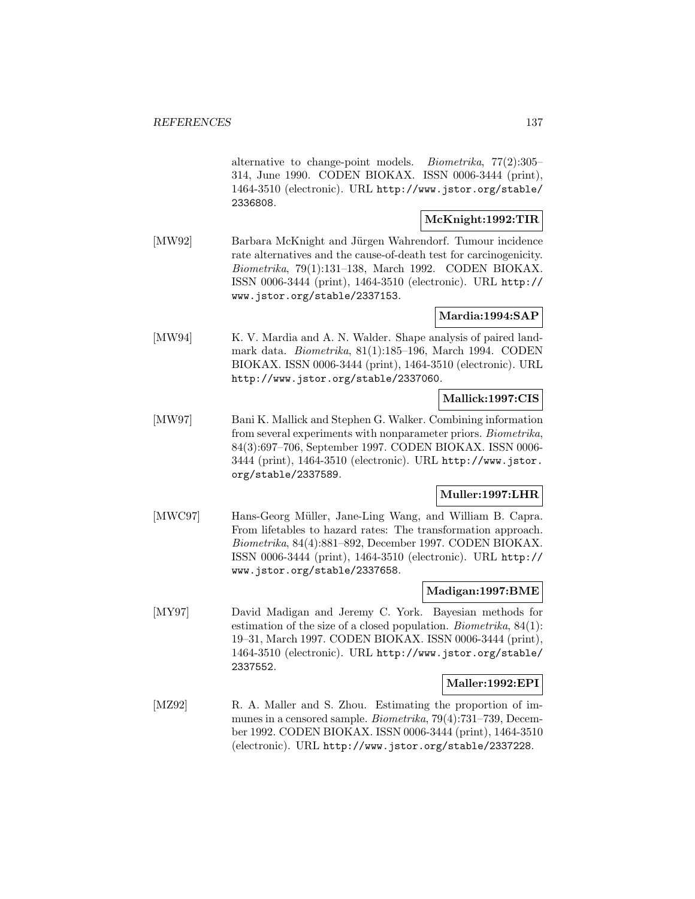alternative to change-point models. *Biometrika*, 77(2):305–314, June 1990. CODEN BIOKAX. ISSN 0006-3444 (print), 1464-3510 (electronic). URL http://www.jstor.org/stable/2336808.

**McKnight:1992:TIR**

[MW92] Barbara McKnight and Jürgen Wahrendorf. Tumour incidence rate alternatives and the cause-of-death test for carcinogenicity. *Biometrika*, 79(1):131–138, March 1992. CODEN BIOKAX. ISSN 0006-3444 (print), 1464-3510 (electronic). URL http://www.jstor.org/stable/2337153.

**Mardia:1994:SAP**

[MW94] K. V. Mardia and A. N. Walder. Shape analysis of paired landmark data. *Biometrika*, 81(1):185–196, March 1994. CODEN BIOKAX. ISSN 0006-3444 (print), 1464-3510 (electronic). URL http://www.jstor.org/stable/2337060.

**Mallick:1997:CIS**

[MW97] Bani K. Mallick and Stephen G. Walker. Combining information from several experiments with nonparameter priors. *Biometrika*, 84(3):697–706, September 1997. CODEN BIOKAX. ISSN 0006-3444 (print), 1464-3510 (electronic). URL http://www.jstor.org/stable/2337589.

**Muller:1997:LHR**

[MWC97] Hans-Georg Müller, Jane-Ling Wang, and William B. Capra. From lifetables to hazard rates: The transformation approach. *Biometrika*, 84(4):881–892, December 1997. CODEN BIOKAX. ISSN 0006-3444 (print), 1464-3510 (electronic). URL http://www.jstor.org/stable/2337658.

**Madigan:1997:BME**

[MY97] David Madigan and Jeremy C. York. Bayesian methods for estimation of the size of a closed population. *Biometrika*, 84(1):19–31, March 1997. CODEN BIOKAX. ISSN 0006-3444 (print), 1464-3510 (electronic). URL http://www.jstor.org/stable/2337552.

**Maller:1992:EPI**

[MZ92] R. A. Maller and S. Zhou. Estimating the proportion of immunes in a censored sample. *Biometrika*, 79(4):731–739, December 1992. CODEN BIOKAX. ISSN 0006-3444 (print), 1464-3510 (electronic). URL http://www.jstor.org/stable/2337228.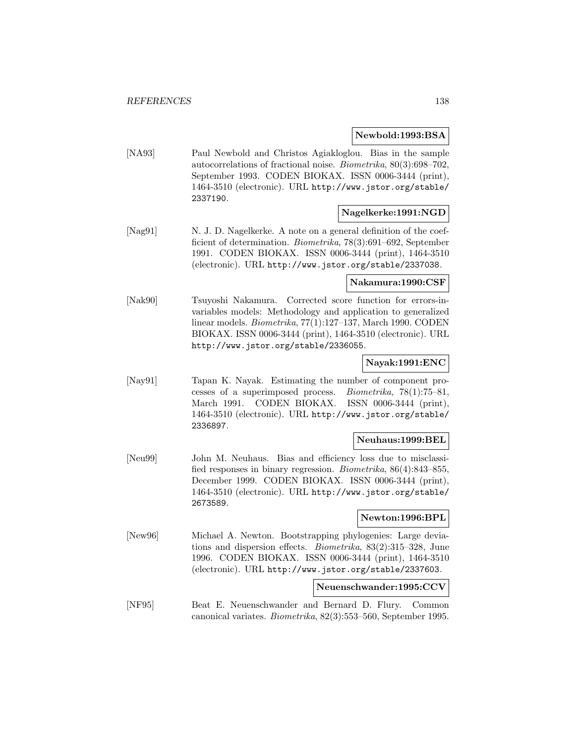**Newbold:1993:BSA**

[NA93] Paul Newbold and Christos Agiakloglou. Bias in the sample autocorrelations of fractional noise. *Biometrika*, 80(3):698–702, September 1993. CODEN BIOKAX. ISSN 0006-3444 (print), 1464-3510 (electronic). URL http://www.jstor.org/stable/2337190.

**Nagelkerke:1991:NGD**

[Nag91] N. J. D. Nagelkerke. A note on a general definition of the coefficient of determination. *Biometrika*, 78(3):691–692, September 1991. CODEN BIOKAX. ISSN 0006-3444 (print), 1464-3510 (electronic). URL http://www.jstor.org/stable/2337038.

**Nakamura:1990:CSF**

[Nak90] Tsuyoshi Nakamura. Corrected score function for errors-in-variables models: Methodology and application to generalized linear models. *Biometrika*, 77(1):127–137, March 1990. CODEN BIOKAX. ISSN 0006-3444 (print), 1464-3510 (electronic). URL http://www.jstor.org/stable/2336055.

**Nayak:1991:ENC**

[Nay91] Tapan K. Nayak. Estimating the number of component processes of a superimposed process. *Biometrika*, 78(1):75–81, March 1991. CODEN BIOKAX. ISSN 0006-3444 (print), 1464-3510 (electronic). URL http://www.jstor.org/stable/2336897.

**Neuhaus:1999:BEL**

[Neu99] John M. Neuhaus. Bias and efficiency loss due to misclassified responses in binary regression. *Biometrika*, 86(4):843–855, December 1999. CODEN BIOKAX. ISSN 0006-3444 (print), 1464-3510 (electronic). URL http://www.jstor.org/stable/2673589.

**Newton:1996:BPL**

[New96] Michael A. Newton. Bootstrapping phylogenies: Large deviations and dispersion effects. *Biometrika*, 83(2):315–328, June 1996. CODEN BIOKAX. ISSN 0006-3444 (print), 1464-3510 (electronic). URL http://www.jstor.org/stable/2337603.

**Neuenschwander:1995:CCV**

[NF95] Beat E. Neuenschwander and Bernard D. Flury. Common canonical variates. *Biometrika*, 82(3):553–560, September 1995.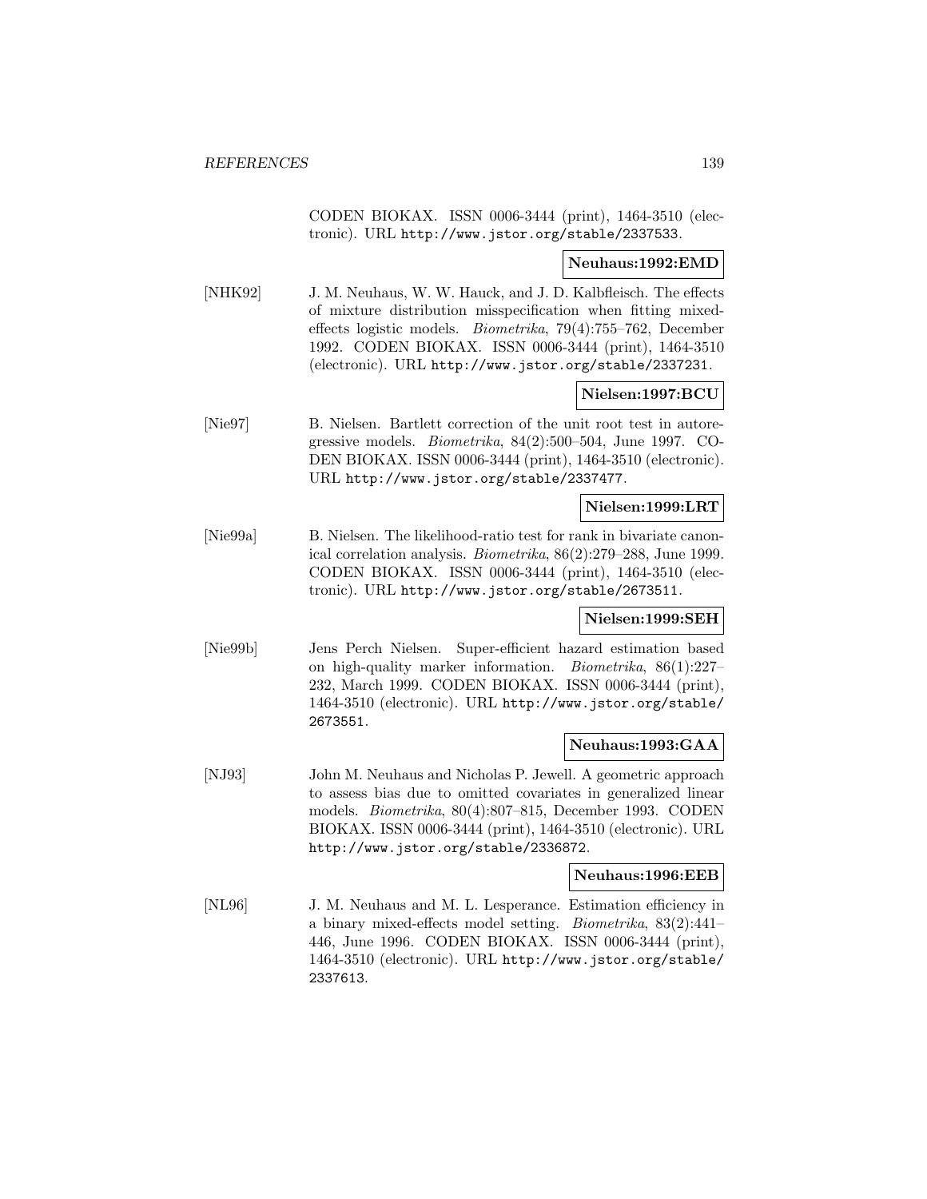CODEN BIOKAX. ISSN 0006-3444 (print), 1464-3510 (electronic). URL http://www.jstor.org/stable/2337533.

**Neuhaus:1992:EMD**

[NHK92] J. M. Neuhaus, W. W. Hauck, and J. D. Kalbfleisch. The effects of mixture distribution misspecification when fitting mixed-effects logistic models. *Biometrika*, 79(4):755–762, December 1992. CODEN BIOKAX. ISSN 0006-3444 (print), 1464-3510 (electronic). URL http://www.jstor.org/stable/2337231.

**Nielsen:1997:BCU**

[Nie97] B. Nielsen. Bartlett correction of the unit root test in autoregressive models. *Biometrika*, 84(2):500–504, June 1997. CODEN BIOKAX. ISSN 0006-3444 (print), 1464-3510 (electronic). URL http://www.jstor.org/stable/2337477.

**Nielsen:1999:LRT**

[Nie99a] B. Nielsen. The likelihood-ratio test for rank in bivariate canonical correlation analysis. *Biometrika*, 86(2):279–288, June 1999. CODEN BIOKAX. ISSN 0006-3444 (print), 1464-3510 (electronic). URL http://www.jstor.org/stable/2673511.

**Nielsen:1999:SEH**

[Nie99b] Jens Perch Nielsen. Super-efficient hazard estimation based on high-quality marker information. *Biometrika*, 86(1):227–232, March 1999. CODEN BIOKAX. ISSN 0006-3444 (print), 1464-3510 (electronic). URL http://www.jstor.org/stable/2673551.

**Neuhaus:1993:GAA**

[NJ93] John M. Neuhaus and Nicholas P. Jewell. A geometric approach to assess bias due to omitted covariates in generalized linear models. *Biometrika*, 80(4):807–815, December 1993. CODEN BIOKAX. ISSN 0006-3444 (print), 1464-3510 (electronic). URL http://www.jstor.org/stable/2336872.

**Neuhaus:1996:EEB**

[NL96] J. M. Neuhaus and M. L. Lesperance. Estimation efficiency in a binary mixed-effects model setting. *Biometrika*, 83(2):441–446, June 1996. CODEN BIOKAX. ISSN 0006-3444 (print), 1464-3510 (electronic). URL http://www.jstor.org/stable/2337613.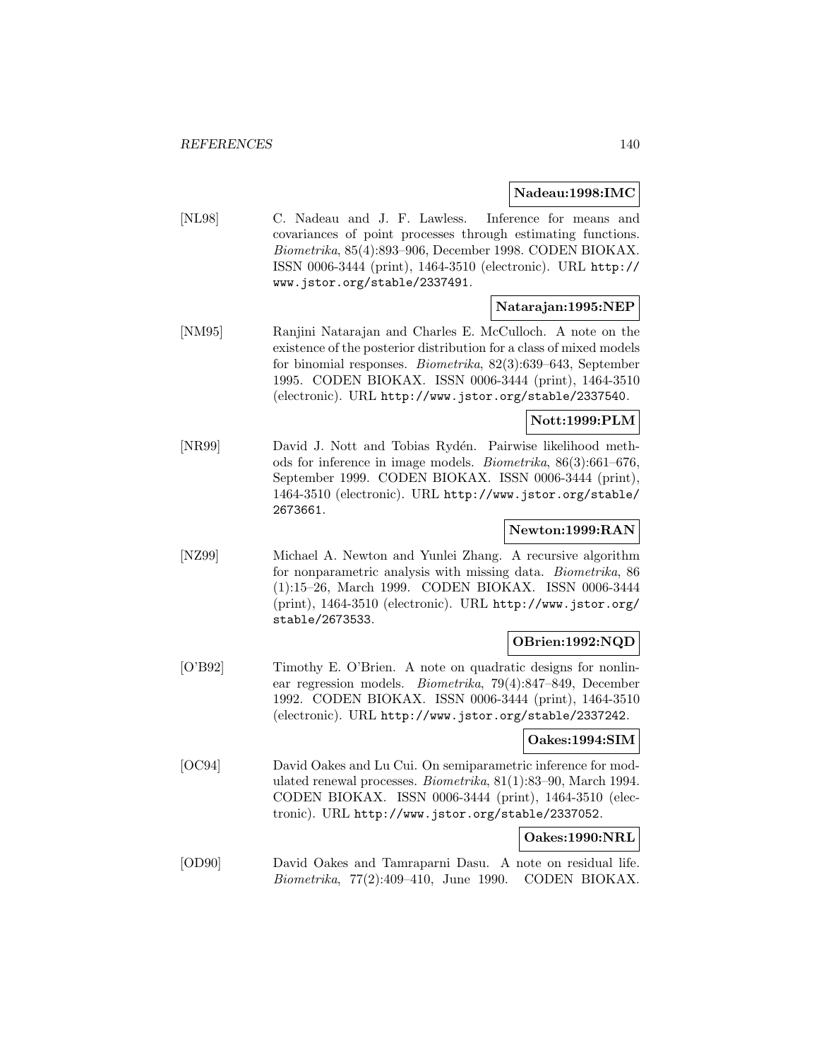**Nadeau:1998:IMC**

[NL98] C. Nadeau and J. F. Lawless. Inference for means and covariances of point processes through estimating functions. *Biometrika*, 85(4):893–906, December 1998. CODEN BIOKAX. ISSN 0006-3444 (print), 1464-3510 (electronic). URL http://www.jstor.org/stable/2337491.

**Natarajan:1995:NEP**

[NM95] Ranjini Natarajan and Charles E. McCulloch. A note on the existence of the posterior distribution for a class of mixed models for binomial responses. *Biometrika*, 82(3):639–643, September 1995. CODEN BIOKAX. ISSN 0006-3444 (print), 1464-3510 (electronic). URL http://www.jstor.org/stable/2337540.

**Nott:1999:PLM**

[NR99] David J. Nott and Tobias Rydén. Pairwise likelihood methods for inference in image models. *Biometrika*, 86(3):661–676, September 1999. CODEN BIOKAX. ISSN 0006-3444 (print), 1464-3510 (electronic). URL http://www.jstor.org/stable/2673661.

**Newton:1999:RAN**

[NZ99] Michael A. Newton and Yunlei Zhang. A recursive algorithm for nonparametric analysis with missing data. *Biometrika*, 86 (1):15–26, March 1999. CODEN BIOKAX. ISSN 0006-3444 (print), 1464-3510 (electronic). URL http://www.jstor.org/stable/2673533.

**OBrien:1992:NQD**

[O'B92] Timothy E. O'Brien. A note on quadratic designs for nonlinear regression models. *Biometrika*, 79(4):847–849, December 1992. CODEN BIOKAX. ISSN 0006-3444 (print), 1464-3510 (electronic). URL http://www.jstor.org/stable/2337242.

**Oakes:1994:SIM**

[OC94] David Oakes and Lu Cui. On semiparametric inference for modulated renewal processes. *Biometrika*, 81(1):83–90, March 1994. CODEN BIOKAX. ISSN 0006-3444 (print), 1464-3510 (electronic). URL http://www.jstor.org/stable/2337052.

**Oakes:1990:NRL**

[OD90] David Oakes and Tamraparni Dasu. A note on residual life. *Biometrika*, 77(2):409–410, June 1990. CODEN BIOKAX.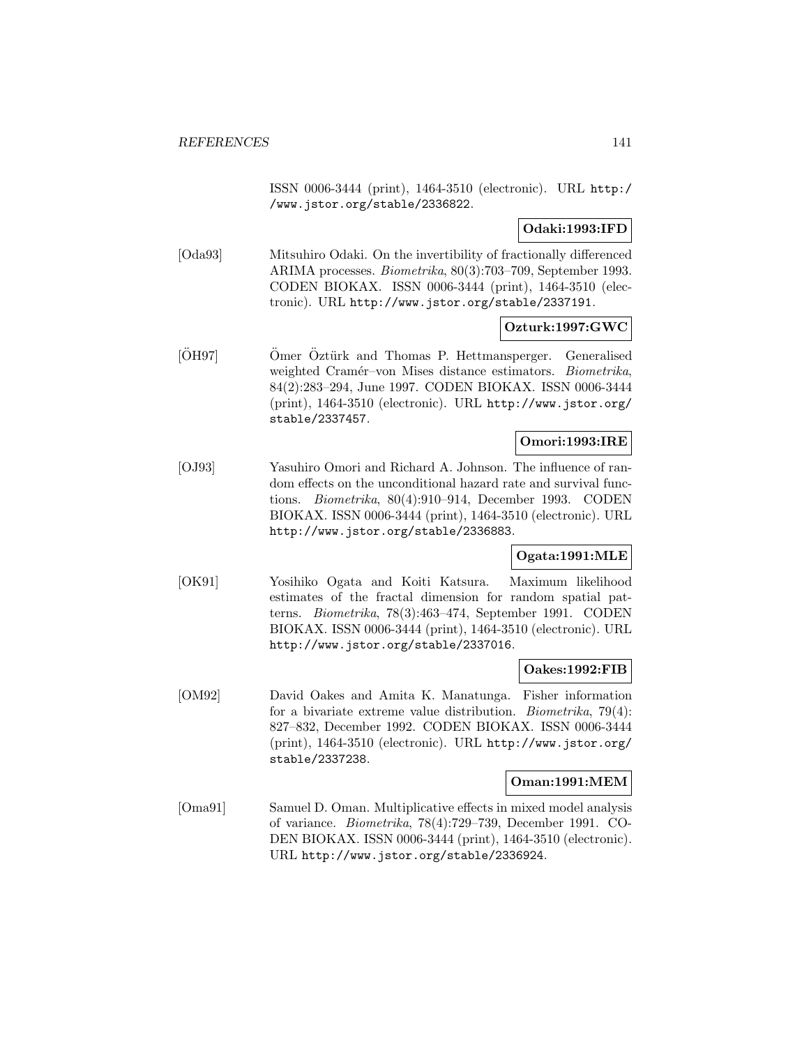ISSN 0006-3444 (print), 1464-3510 (electronic). URL http://www.jstor.org/stable/2336822.

**Odaki:1993:IFD**

[Oda93] Mitsuhiro Odaki. On the invertibility of fractionally differenced ARIMA processes. *Biometrika*, 80(3):703–709, September 1993. CODEN BIOKAX. ISSN 0006-3444 (print), 1464-3510 (electronic). URL http://www.jstor.org/stable/2337191.

**Ozturk:1997:GWC**

[ÖH97] Ömer Öztürk and Thomas P. Hettmansperger. Generalised weighted Cramér–von Mises distance estimators. *Biometrika*, 84(2):283–294, June 1997. CODEN BIOKAX. ISSN 0006-3444 (print), 1464-3510 (electronic). URL http://www.jstor.org/stable/2337457.

**Omori:1993:IRE**

[OJ93] Yasuhiro Omori and Richard A. Johnson. The influence of random effects on the unconditional hazard rate and survival functions. *Biometrika*, 80(4):910–914, December 1993. CODEN BIOKAX. ISSN 0006-3444 (print), 1464-3510 (electronic). URL http://www.jstor.org/stable/2336883.

**Ogata:1991:MLE**

[OK91] Yosihiko Ogata and Koiti Katsura. Maximum likelihood estimates of the fractal dimension for random spatial patterns. *Biometrika*, 78(3):463–474, September 1991. CODEN BIOKAX. ISSN 0006-3444 (print), 1464-3510 (electronic). URL http://www.jstor.org/stable/2337016.

**Oakes:1992:FIB**

[OM92] David Oakes and Amita K. Manatunga. Fisher information for a bivariate extreme value distribution. *Biometrika*, 79(4):827–832, December 1992. CODEN BIOKAX. ISSN 0006-3444 (print), 1464-3510 (electronic). URL http://www.jstor.org/stable/2337238.

**Oman:1991:MEM**

[Oma91] Samuel D. Oman. Multiplicative effects in mixed model analysis of variance. *Biometrika*, 78(4):729–739, December 1991. CODEN BIOKAX. ISSN 0006-3444 (print), 1464-3510 (electronic). URL http://www.jstor.org/stable/2336924.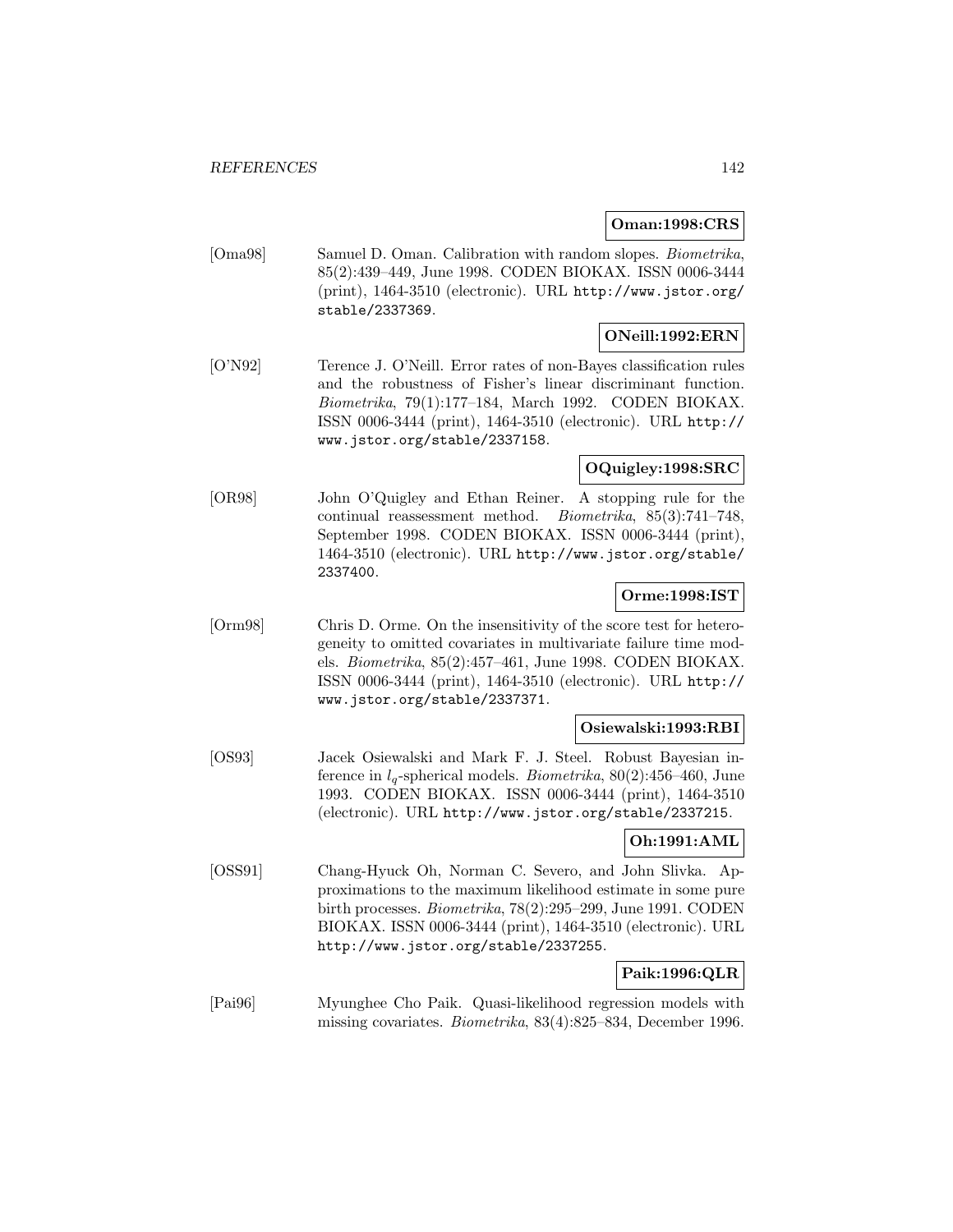**Oman:1998:CRS**

[Oma98] Samuel D. Oman. Calibration with random slopes. *Biometrika*, 85(2):439–449, June 1998. CODEN BIOKAX. ISSN 0006-3444 (print), 1464-3510 (electronic). URL http://www.jstor.org/stable/2337369.

**ONeill:1992:ERN**

[O'N92] Terence J. O'Neill. Error rates of non-Bayes classification rules and the robustness of Fisher's linear discriminant function. *Biometrika*, 79(1):177–184, March 1992. CODEN BIOKAX. ISSN 0006-3444 (print), 1464-3510 (electronic). URL http://www.jstor.org/stable/2337158.

**OQuigley:1998:SRC**

[OR98] John O'Quigley and Ethan Reiner. A stopping rule for the continual reassessment method. *Biometrika*, 85(3):741–748, September 1998. CODEN BIOKAX. ISSN 0006-3444 (print), 1464-3510 (electronic). URL http://www.jstor.org/stable/2337400.

**Orme:1998:IST**

[Orm98] Chris D. Orme. On the insensitivity of the score test for heterogeneity to omitted covariates in multivariate failure time models. *Biometrika*, 85(2):457–461, June 1998. CODEN BIOKAX. ISSN 0006-3444 (print), 1464-3510 (electronic). URL http://www.jstor.org/stable/2337371.

**Osiewalski:1993:RBI**

[OS93] Jacek Osiewalski and Mark F. J. Steel. Robust Bayesian inference in $l_q$-spherical models. *Biometrika*, 80(2):456–460, June 1993. CODEN BIOKAX. ISSN 0006-3444 (print), 1464-3510 (electronic). URL http://www.jstor.org/stable/2337215.

**Oh:1991:AML**

[OSS91] Chang-Hyuck Oh, Norman C. Severo, and John Slivka. Approximations to the maximum likelihood estimate in some pure birth processes. *Biometrika*, 78(2):295–299, June 1991. CODEN BIOKAX. ISSN 0006-3444 (print), 1464-3510 (electronic). URL http://www.jstor.org/stable/2337255.

**Paik:1996:QLR**

[Pai96] Myunghee Cho Paik. Quasi-likelihood regression models with missing covariates. *Biometrika*, 83(4):825–834, December 1996.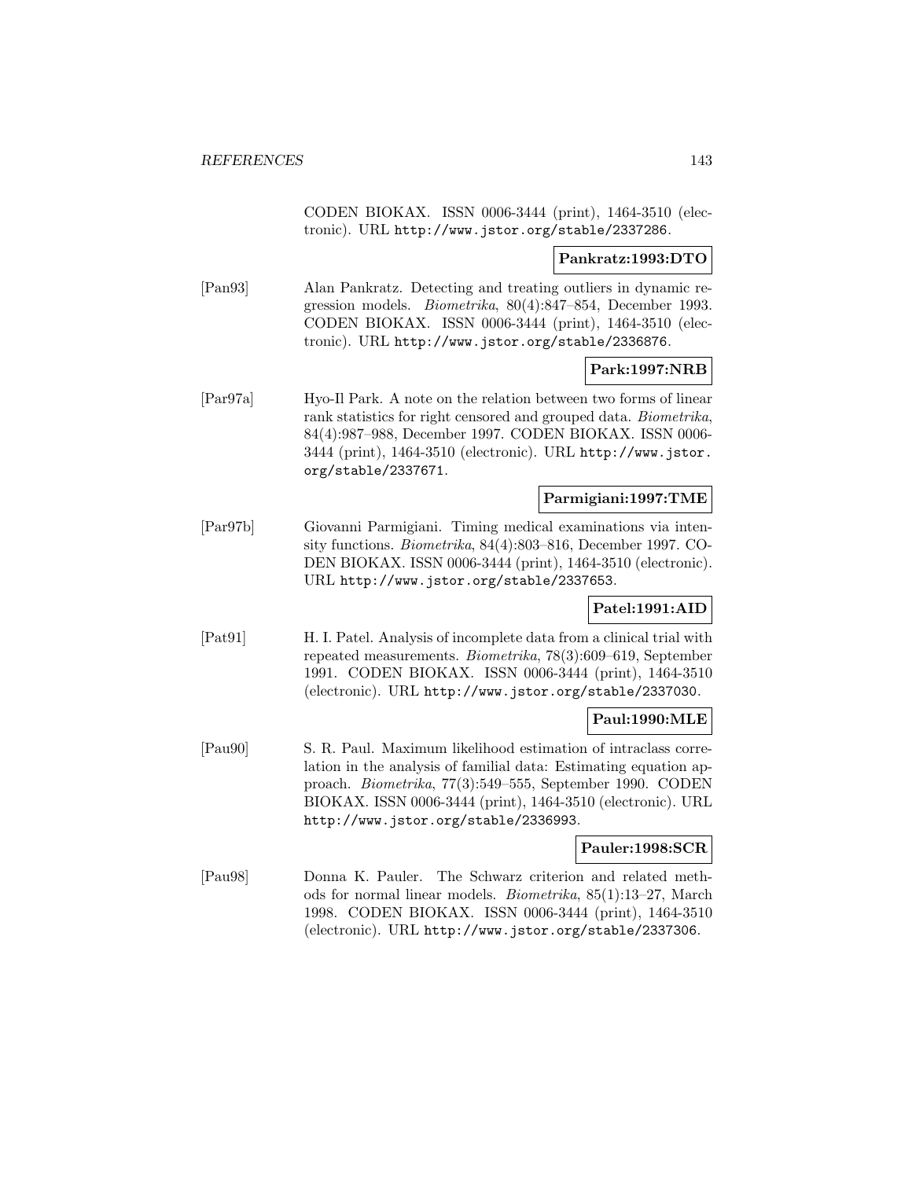CODEN BIOKAX. ISSN 0006-3444 (print), 1464-3510 (electronic). URL http://www.jstor.org/stable/2337286.

**Pankratz:1993:DTO**

[Pan93] Alan Pankratz. Detecting and treating outliers in dynamic regression models. *Biometrika*, 80(4):847–854, December 1993. CODEN BIOKAX. ISSN 0006-3444 (print), 1464-3510 (electronic). URL http://www.jstor.org/stable/2336876.

**Park:1997:NRB**

[Par97a] Hyo-Il Park. A note on the relation between two forms of linear rank statistics for right censored and grouped data. *Biometrika*, 84(4):987–988, December 1997. CODEN BIOKAX. ISSN 0006-3444 (print), 1464-3510 (electronic). URL http://www.jstor.org/stable/2337671.

**Parmigiani:1997:TME**

[Par97b] Giovanni Parmigiani. Timing medical examinations via intensity functions. *Biometrika*, 84(4):803–816, December 1997. CODEN BIOKAX. ISSN 0006-3444 (print), 1464-3510 (electronic). URL http://www.jstor.org/stable/2337653.

**Patel:1991:AID**

[Pat91] H. I. Patel. Analysis of incomplete data from a clinical trial with repeated measurements. *Biometrika*, 78(3):609–619, September 1991. CODEN BIOKAX. ISSN 0006-3444 (print), 1464-3510 (electronic). URL http://www.jstor.org/stable/2337030.

**Paul:1990:MLE**

[Pau90] S. R. Paul. Maximum likelihood estimation of intraclass correlation in the analysis of familial data: Estimating equation approach. *Biometrika*, 77(3):549–555, September 1990. CODEN BIOKAX. ISSN 0006-3444 (print), 1464-3510 (electronic). URL http://www.jstor.org/stable/2336993.

**Pauler:1998:SCR**

[Pau98] Donna K. Pauler. The Schwarz criterion and related methods for normal linear models. *Biometrika*, 85(1):13–27, March 1998. CODEN BIOKAX. ISSN 0006-3444 (print), 1464-3510 (electronic). URL http://www.jstor.org/stable/2337306.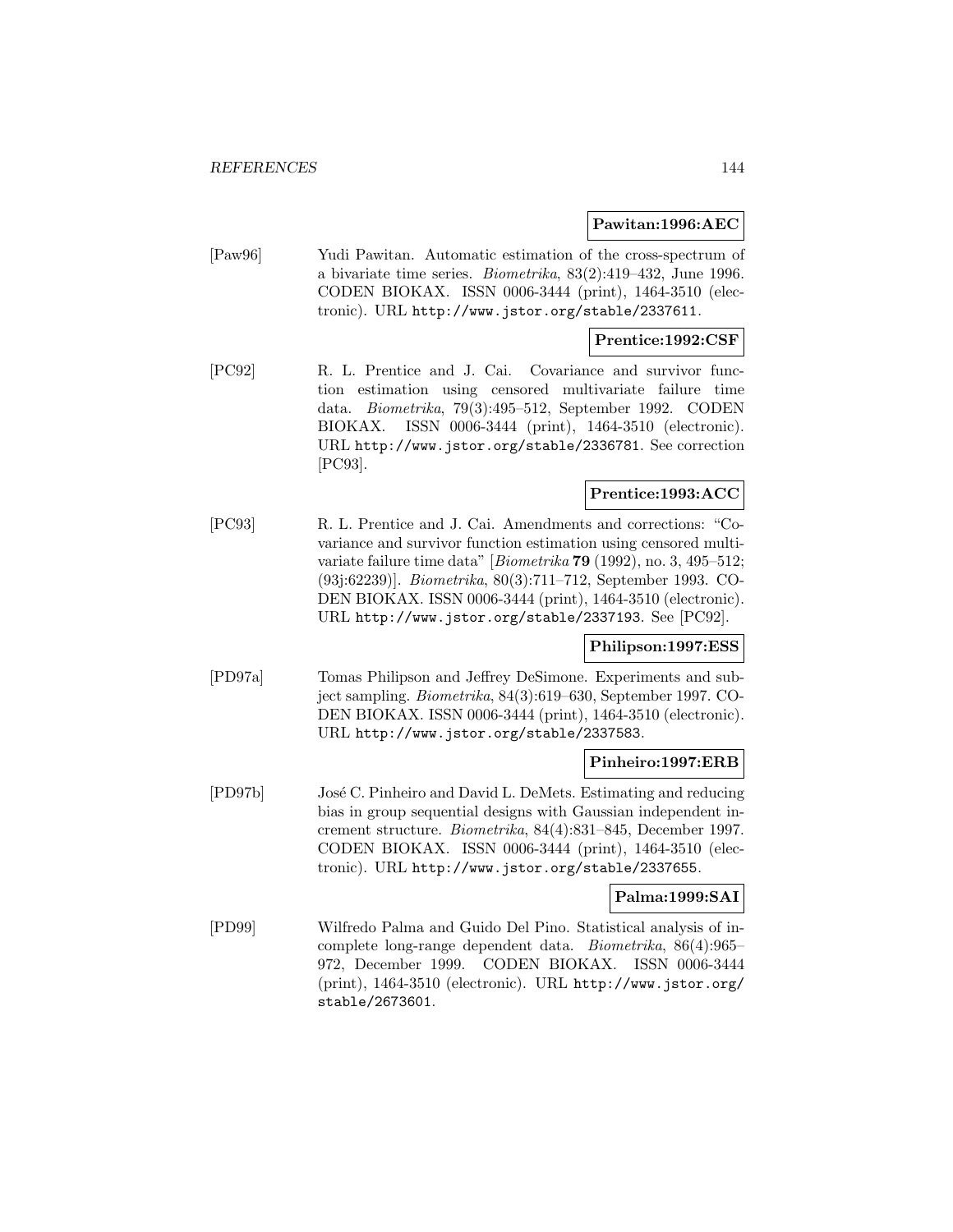**Pawitan:1996:AEC**

[Paw96] Yudi Pawitan. Automatic estimation of the cross-spectrum of a bivariate time series. *Biometrika*, 83(2):419–432, June 1996. CODEN BIOKAX. ISSN 0006-3444 (print), 1464-3510 (electronic). URL http://www.jstor.org/stable/2337611.

**Prentice:1992:CSF**

[PC92] R. L. Prentice and J. Cai. Covariance and survivor function estimation using censored multivariate failure time data. *Biometrika*, 79(3):495–512, September 1992. CODEN BIOKAX. ISSN 0006-3444 (print), 1464-3510 (electronic). URL http://www.jstor.org/stable/2336781. See correction [PC93].

**Prentice:1993:ACC**

[PC93] R. L. Prentice and J. Cai. Amendments and corrections: "Covariance and survivor function estimation using censored multivariate failure time data" [*Biometrika* **79** (1992), no. 3, 495–512; (93j:62239)]. *Biometrika*, 80(3):711–712, September 1993. CODEN BIOKAX. ISSN 0006-3444 (print), 1464-3510 (electronic). URL http://www.jstor.org/stable/2337193. See [PC92].

**Philipson:1997:ESS**

[PD97a] Tomas Philipson and Jeffrey DeSimone. Experiments and subject sampling. *Biometrika*, 84(3):619–630, September 1997. CODEN BIOKAX. ISSN 0006-3444 (print), 1464-3510 (electronic). URL http://www.jstor.org/stable/2337583.

**Pinheiro:1997:ERB**

[PD97b] José C. Pinheiro and David L. DeMets. Estimating and reducing bias in group sequential designs with Gaussian independent increment structure. *Biometrika*, 84(4):831–845, December 1997. CODEN BIOKAX. ISSN 0006-3444 (print), 1464-3510 (electronic). URL http://www.jstor.org/stable/2337655.

**Palma:1999:SAI**

[PD99] Wilfredo Palma and Guido Del Pino. Statistical analysis of incomplete long-range dependent data. *Biometrika*, 86(4):965–972, December 1999. CODEN BIOKAX. ISSN 0006-3444 (print), 1464-3510 (electronic). URL http://www.jstor.org/stable/2673601.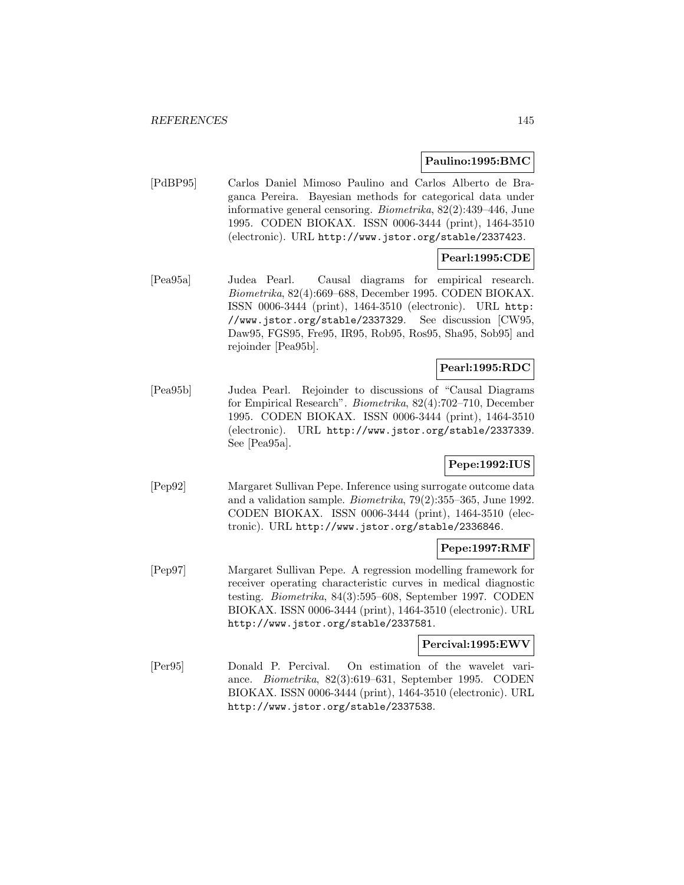**Paulino:1995:BMC**

[PdBP95] Carlos Daniel Mimoso Paulino and Carlos Alberto de Braganca Pereira. Bayesian methods for categorical data under informative general censoring. *Biometrika*, 82(2):439–446, June 1995. CODEN BIOKAX. ISSN 0006-3444 (print), 1464-3510 (electronic). URL http://www.jstor.org/stable/2337423.

**Pearl:1995:CDE**

[Pea95a] Judea Pearl. Causal diagrams for empirical research. *Biometrika*, 82(4):669–688, December 1995. CODEN BIOKAX. ISSN 0006-3444 (print), 1464-3510 (electronic). URL http://www.jstor.org/stable/2337329. See discussion [CW95, Daw95, FGS95, Fre95, IR95, Rob95, Ros95, Sha95, Sob95] and rejoinder [Pea95b].

**Pearl:1995:RDC**

[Pea95b] Judea Pearl. Rejoinder to discussions of "Causal Diagrams for Empirical Research". *Biometrika*, 82(4):702–710, December 1995. CODEN BIOKAX. ISSN 0006-3444 (print), 1464-3510 (electronic). URL http://www.jstor.org/stable/2337339. See [Pea95a].

**Pepe:1992:IUS**

[Pep92] Margaret Sullivan Pepe. Inference using surrogate outcome data and a validation sample. *Biometrika*, 79(2):355–365, June 1992. CODEN BIOKAX. ISSN 0006-3444 (print), 1464-3510 (electronic). URL http://www.jstor.org/stable/2336846.

**Pepe:1997:RMF**

[Pep97] Margaret Sullivan Pepe. A regression modelling framework for receiver operating characteristic curves in medical diagnostic testing. *Biometrika*, 84(3):595–608, September 1997. CODEN BIOKAX. ISSN 0006-3444 (print), 1464-3510 (electronic). URL http://www.jstor.org/stable/2337581.

**Percival:1995:EWV**

[Per95] Donald P. Percival. On estimation of the wavelet variance. *Biometrika*, 82(3):619–631, September 1995. CODEN BIOKAX. ISSN 0006-3444 (print), 1464-3510 (electronic). URL http://www.jstor.org/stable/2337538.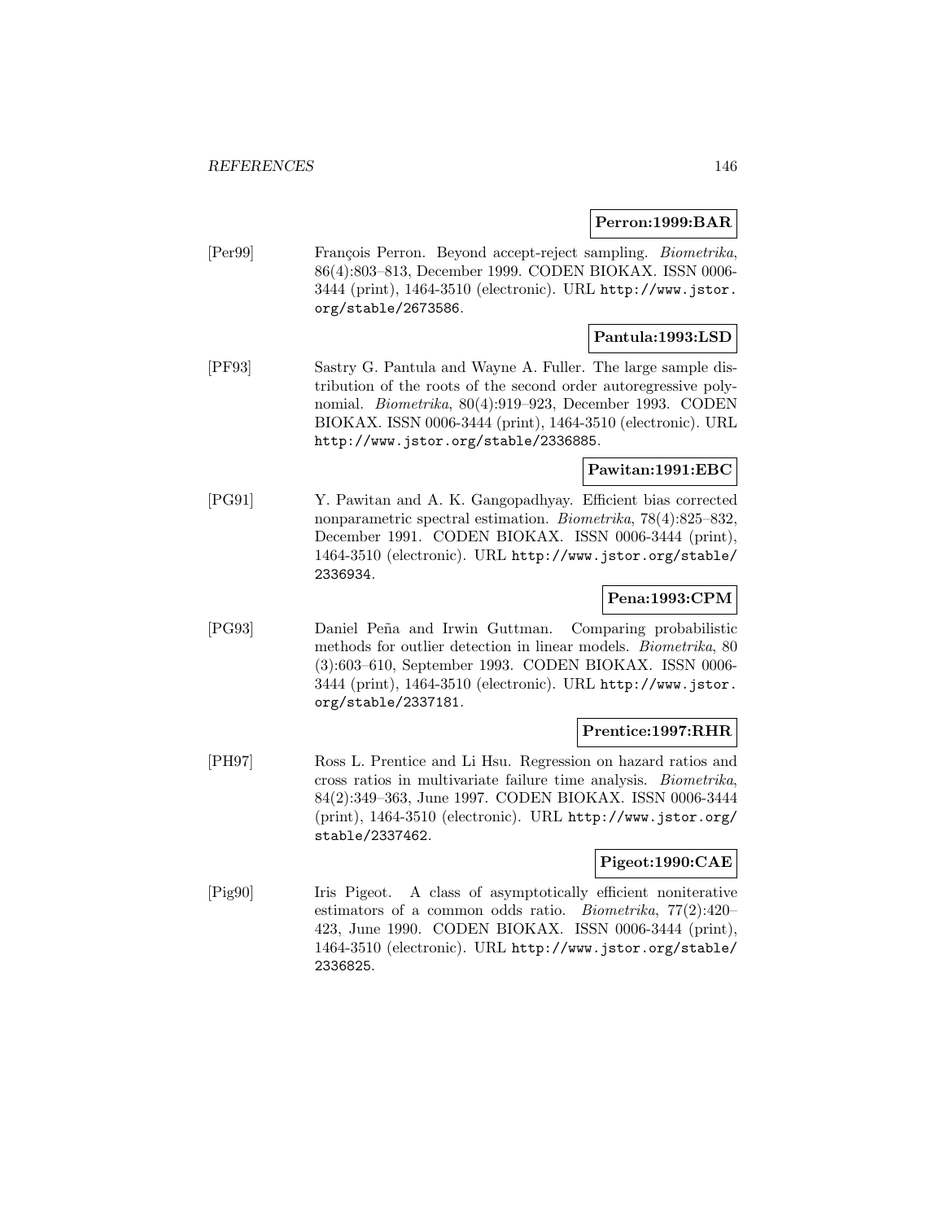**Perron:1999:BAR**

[Per99] François Perron. Beyond accept-reject sampling. *Biometrika*, 86(4):803–813, December 1999. CODEN BIOKAX. ISSN 0006-3444 (print), 1464-3510 (electronic). URL `http://www.jstor.org/stable/2673586`.

**Pantula:1993:LSD**

[PF93] Sastry G. Pantula and Wayne A. Fuller. The large sample distribution of the roots of the second order autoregressive polynomial. *Biometrika*, 80(4):919–923, December 1993. CODEN BIOKAX. ISSN 0006-3444 (print), 1464-3510 (electronic). URL `http://www.jstor.org/stable/2336885`.

**Pawitan:1991:EBC**

[PG91] Y. Pawitan and A. K. Gangopadhyay. Efficient bias corrected nonparametric spectral estimation. *Biometrika*, 78(4):825–832, December 1991. CODEN BIOKAX. ISSN 0006-3444 (print), 1464-3510 (electronic). URL `http://www.jstor.org/stable/2336934`.

**Pena:1993:CPM**

[PG93] Daniel Peña and Irwin Guttman. Comparing probabilistic methods for outlier detection in linear models. *Biometrika*, 80 (3):603–610, September 1993. CODEN BIOKAX. ISSN 0006-3444 (print), 1464-3510 (electronic). URL `http://www.jstor.org/stable/2337181`.

**Prentice:1997:RHR**

[PH97] Ross L. Prentice and Li Hsu. Regression on hazard ratios and cross ratios in multivariate failure time analysis. *Biometrika*, 84(2):349–363, June 1997. CODEN BIOKAX. ISSN 0006-3444 (print), 1464-3510 (electronic). URL `http://www.jstor.org/stable/2337462`.

**Pigeot:1990:CAE**

[Pig90] Iris Pigeot. A class of asymptotically efficient noniterative estimators of a common odds ratio. *Biometrika*, 77(2):420–423, June 1990. CODEN BIOKAX. ISSN 0006-3444 (print), 1464-3510 (electronic). URL `http://www.jstor.org/stable/2336825`.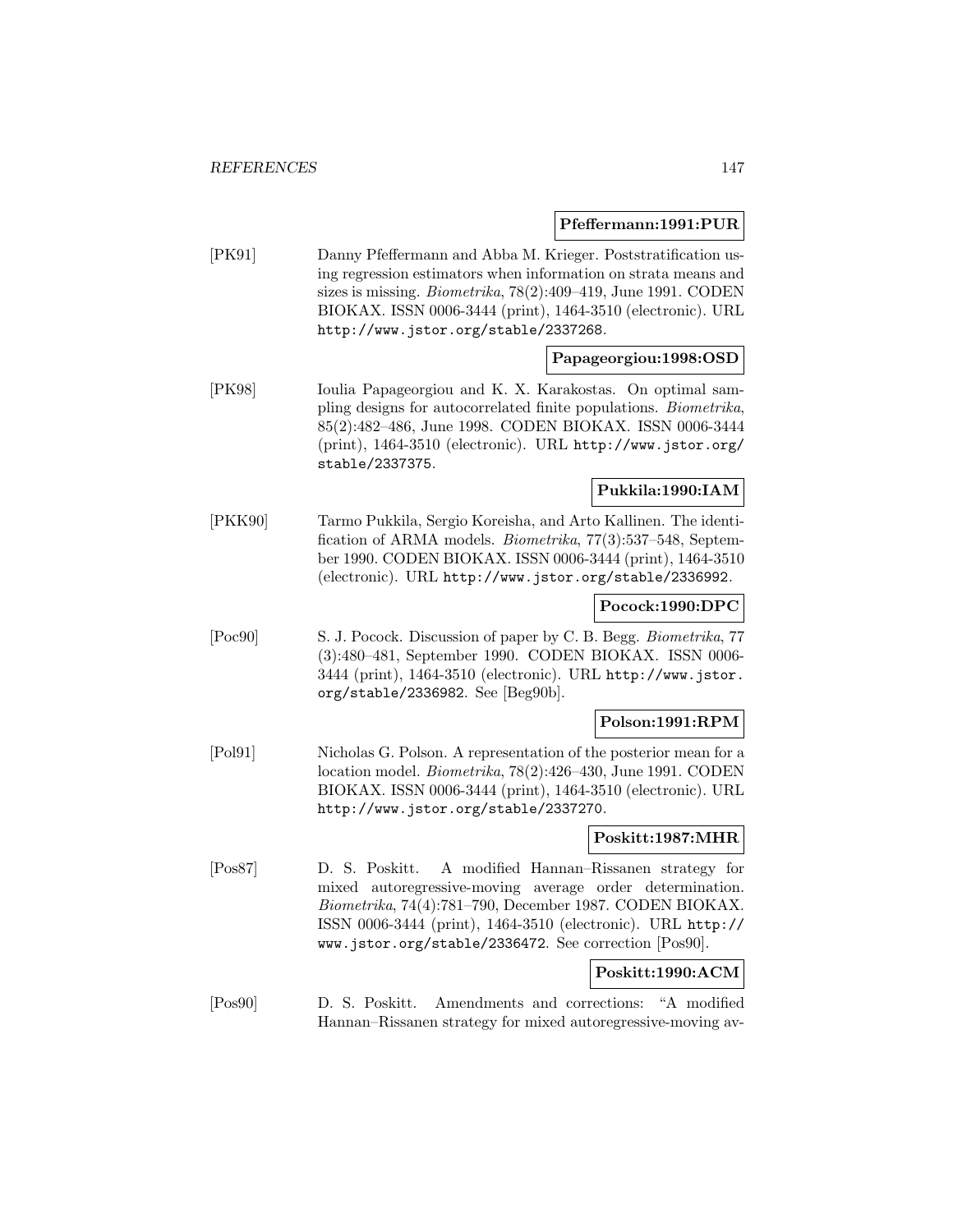**Pfeffermann:1991:PUR**

[PK91] Danny Pfeffermann and Abba M. Krieger. Poststratification using regression estimators when information on strata means and sizes is missing. *Biometrika*, 78(2):409–419, June 1991. CODEN BIOKAX. ISSN 0006-3444 (print), 1464-3510 (electronic). URL http://www.jstor.org/stable/2337268.

**Papageorgiou:1998:OSD**

[PK98] Ioulia Papageorgiou and K. X. Karakostas. On optimal sampling designs for autocorrelated finite populations. *Biometrika*, 85(2):482–486, June 1998. CODEN BIOKAX. ISSN 0006-3444 (print), 1464-3510 (electronic). URL http://www.jstor.org/stable/2337375.

**Pukkila:1990:IAM**

[PKK90] Tarmo Pukkila, Sergio Koreisha, and Arto Kallinen. The identification of ARMA models. *Biometrika*, 77(3):537–548, September 1990. CODEN BIOKAX. ISSN 0006-3444 (print), 1464-3510 (electronic). URL http://www.jstor.org/stable/2336992.

**Pocock:1990:DPC**

[Poc90] S. J. Pocock. Discussion of paper by C. B. Begg. *Biometrika*, 77 (3):480–481, September 1990. CODEN BIOKAX. ISSN 0006-3444 (print), 1464-3510 (electronic). URL http://www.jstor.org/stable/2336982. See [Beg90b].

**Polson:1991:RPM**

[Pol91] Nicholas G. Polson. A representation of the posterior mean for a location model. *Biometrika*, 78(2):426–430, June 1991. CODEN BIOKAX. ISSN 0006-3444 (print), 1464-3510 (electronic). URL http://www.jstor.org/stable/2337270.

**Poskitt:1987:MHR**

[Pos87] D. S. Poskitt. A modified Hannan–Rissanen strategy for mixed autoregressive-moving average order determination. *Biometrika*, 74(4):781–790, December 1987. CODEN BIOKAX. ISSN 0006-3444 (print), 1464-3510 (electronic). URL http://www.jstor.org/stable/2336472. See correction [Pos90].

**Poskitt:1990:ACM**

[Pos90] D. S. Poskitt. Amendments and corrections: "A modified Hannan–Rissanen strategy for mixed autoregressive-moving av-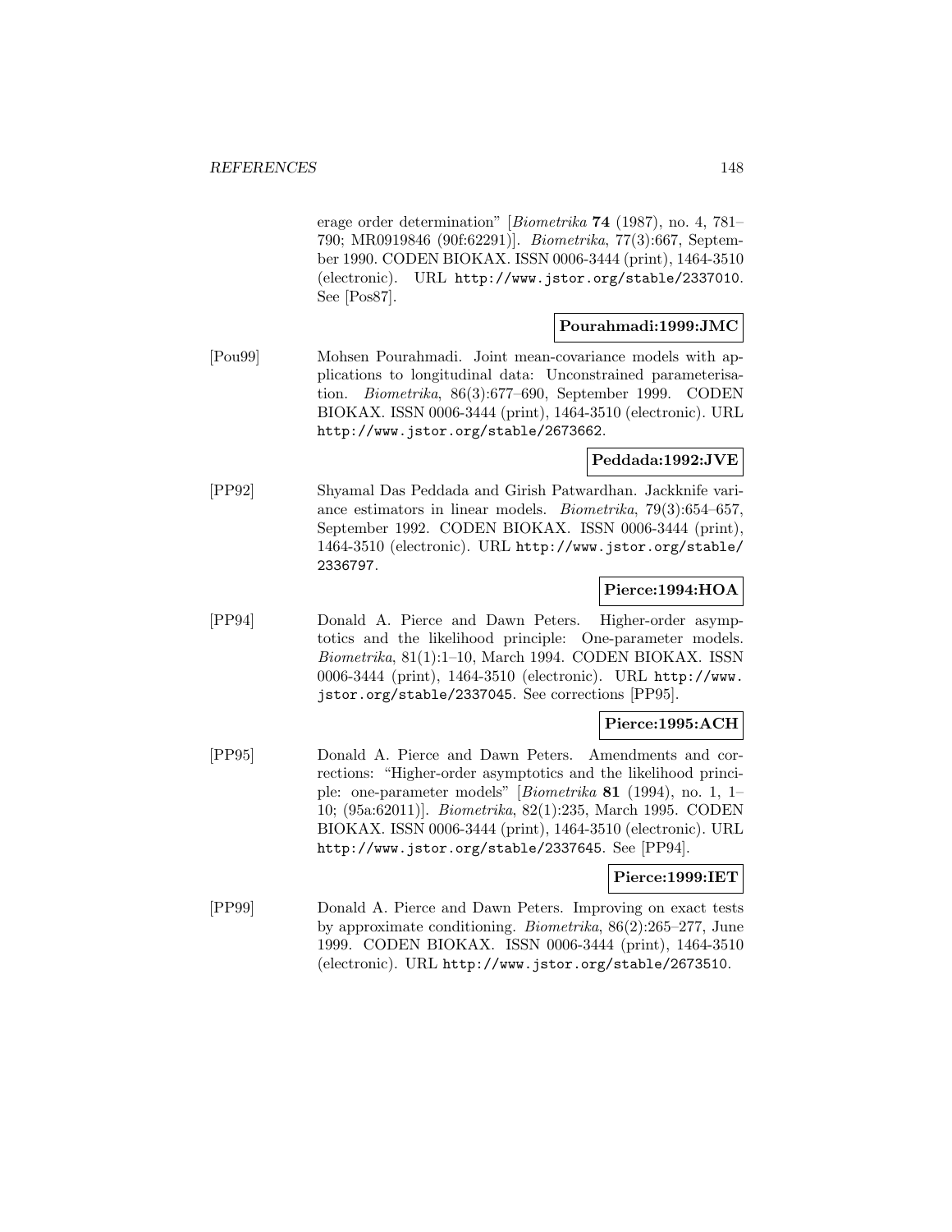erage order determination" [*Biometrika* **74** (1987), no. 4, 781–790; MR0919846 (90f:62291)]. *Biometrika*, 77(3):667, September 1990. CODEN BIOKAX. ISSN 0006-3444 (print), 1464-3510 (electronic). URL http://www.jstor.org/stable/2337010. See [Pos87].

**Pourahmadi:1999:JMC**

[Pou99] Mohsen Pourahmadi. Joint mean-covariance models with applications to longitudinal data: Unconstrained parameterisation. *Biometrika*, 86(3):677–690, September 1999. CODEN BIOKAX. ISSN 0006-3444 (print), 1464-3510 (electronic). URL http://www.jstor.org/stable/2673662.

**Peddada:1992:JVE**

[PP92] Shyamal Das Peddada and Girish Patwardhan. Jackknife variance estimators in linear models. *Biometrika*, 79(3):654–657, September 1992. CODEN BIOKAX. ISSN 0006-3444 (print), 1464-3510 (electronic). URL http://www.jstor.org/stable/2336797.

**Pierce:1994:HOA**

[PP94] Donald A. Pierce and Dawn Peters. Higher-order asymptotics and the likelihood principle: One-parameter models. *Biometrika*, 81(1):1–10, March 1994. CODEN BIOKAX. ISSN 0006-3444 (print), 1464-3510 (electronic). URL http://www.jstor.org/stable/2337045. See corrections [PP95].

**Pierce:1995:ACH**

[PP95] Donald A. Pierce and Dawn Peters. Amendments and corrections: "Higher-order asymptotics and the likelihood principle: one-parameter models" [*Biometrika* **81** (1994), no. 1, 1–10; (95a:62011)]. *Biometrika*, 82(1):235, March 1995. CODEN BIOKAX. ISSN 0006-3444 (print), 1464-3510 (electronic). URL http://www.jstor.org/stable/2337645. See [PP94].

**Pierce:1999:IET**

[PP99] Donald A. Pierce and Dawn Peters. Improving on exact tests by approximate conditioning. *Biometrika*, 86(2):265–277, June 1999. CODEN BIOKAX. ISSN 0006-3444 (print), 1464-3510 (electronic). URL http://www.jstor.org/stable/2673510.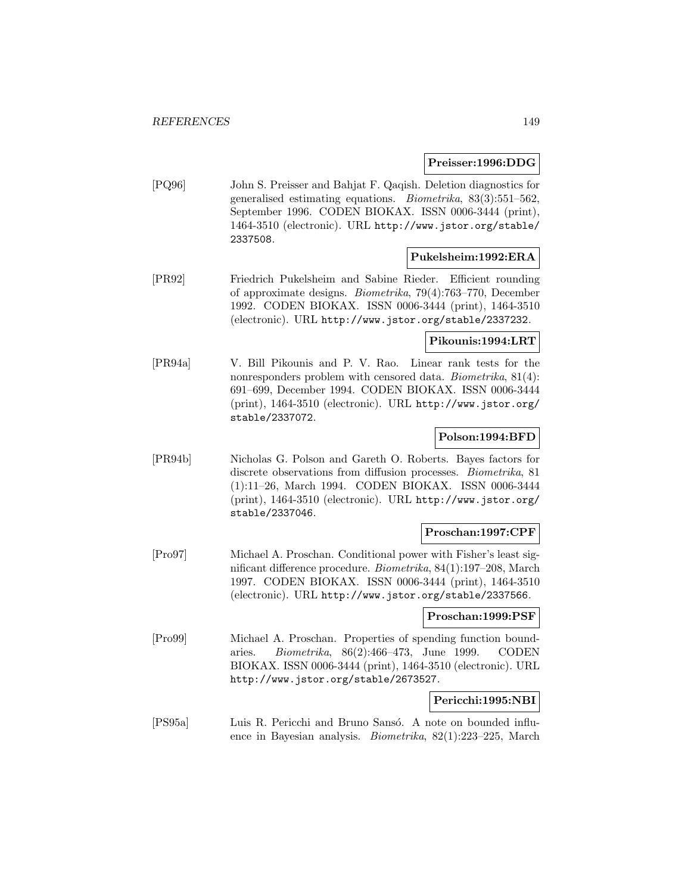**Preisser:1996:DDG**

[PQ96] John S. Preisser and Bahjat F. Qaqish. Deletion diagnostics for generalised estimating equations. *Biometrika*, 83(3):551–562, September 1996. CODEN BIOKAX. ISSN 0006-3444 (print), 1464-3510 (electronic). URL http://www.jstor.org/stable/2337508.

**Pukelsheim:1992:ERA**

[PR92] Friedrich Pukelsheim and Sabine Rieder. Efficient rounding of approximate designs. *Biometrika*, 79(4):763–770, December 1992. CODEN BIOKAX. ISSN 0006-3444 (print), 1464-3510 (electronic). URL http://www.jstor.org/stable/2337232.

**Pikounis:1994:LRT**

[PR94a] V. Bill Pikounis and P. V. Rao. Linear rank tests for the nonresponders problem with censored data. *Biometrika*, 81(4): 691–699, December 1994. CODEN BIOKAX. ISSN 0006-3444 (print), 1464-3510 (electronic). URL http://www.jstor.org/stable/2337072.

**Polson:1994:BFD**

[PR94b] Nicholas G. Polson and Gareth O. Roberts. Bayes factors for discrete observations from diffusion processes. *Biometrika*, 81 (1):11–26, March 1994. CODEN BIOKAX. ISSN 0006-3444 (print), 1464-3510 (electronic). URL http://www.jstor.org/stable/2337046.

**Proschan:1997:CPF**

[Pro97] Michael A. Proschan. Conditional power with Fisher's least significant difference procedure. *Biometrika*, 84(1):197–208, March 1997. CODEN BIOKAX. ISSN 0006-3444 (print), 1464-3510 (electronic). URL http://www.jstor.org/stable/2337566.

**Proschan:1999:PSF**

[Pro99] Michael A. Proschan. Properties of spending function boundaries. *Biometrika*, 86(2):466–473, June 1999. CODEN BIOKAX. ISSN 0006-3444 (print), 1464-3510 (electronic). URL http://www.jstor.org/stable/2673527.

**Pericchi:1995:NBI**

[PS95a] Luis R. Pericchi and Bruno Sansó. A note on bounded influence in Bayesian analysis. *Biometrika*, 82(1):223–225, March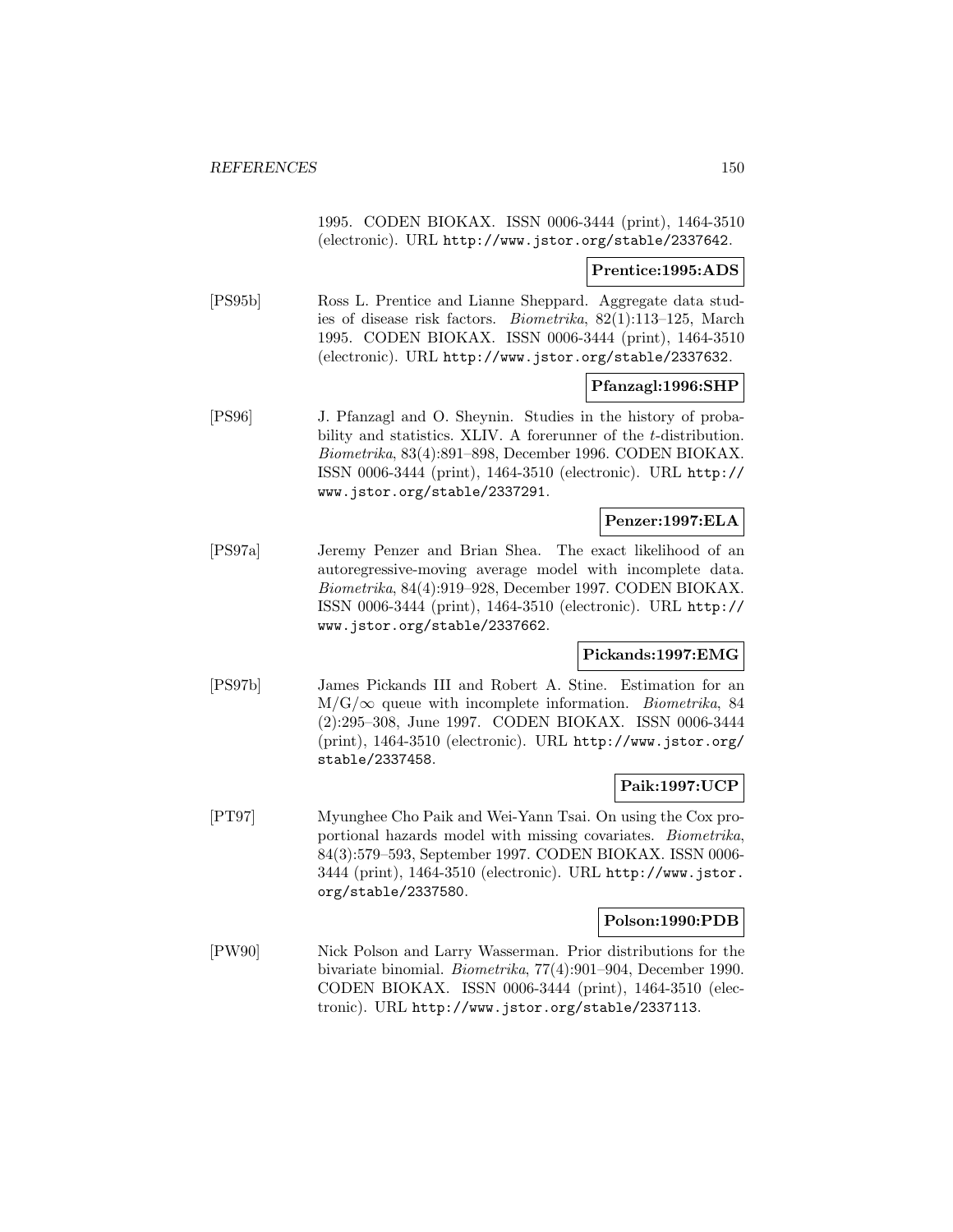1995. CODEN BIOKAX. ISSN 0006-3444 (print), 1464-3510 (electronic). URL http://www.jstor.org/stable/2337642.

**Prentice:1995:ADS**

[PS95b] Ross L. Prentice and Lianne Sheppard. Aggregate data studies of disease risk factors. *Biometrika*, 82(1):113–125, March 1995. CODEN BIOKAX. ISSN 0006-3444 (print), 1464-3510 (electronic). URL http://www.jstor.org/stable/2337632.

**Pfanzagl:1996:SHP**

[PS96] J. Pfanzagl and O. Sheynin. Studies in the history of probability and statistics. XLIV. A forerunner of the $t$-distribution. *Biometrika*, 83(4):891–898, December 1996. CODEN BIOKAX. ISSN 0006-3444 (print), 1464-3510 (electronic). URL http://www.jstor.org/stable/2337291.

**Penzer:1997:ELA**

[PS97a] Jeremy Penzer and Brian Shea. The exact likelihood of an autoregressive-moving average model with incomplete data. *Biometrika*, 84(4):919–928, December 1997. CODEN BIOKAX. ISSN 0006-3444 (print), 1464-3510 (electronic). URL http://www.jstor.org/stable/2337662.

**Pickands:1997:EMG**

[PS97b] James Pickands III and Robert A. Stine. Estimation for an $M/G/\infty$ queue with incomplete information. *Biometrika*, 84 (2):295–308, June 1997. CODEN BIOKAX. ISSN 0006-3444 (print), 1464-3510 (electronic). URL http://www.jstor.org/stable/2337458.

**Paik:1997:UCP**

[PT97] Myunghee Cho Paik and Wei-Yann Tsai. On using the Cox proportional hazards model with missing covariates. *Biometrika*, 84(3):579–593, September 1997. CODEN BIOKAX. ISSN 0006-3444 (print), 1464-3510 (electronic). URL http://www.jstor.org/stable/2337580.

**Polson:1990:PDB**

[PW90] Nick Polson and Larry Wasserman. Prior distributions for the bivariate binomial. *Biometrika*, 77(4):901–904, December 1990. CODEN BIOKAX. ISSN 0006-3444 (print), 1464-3510 (electronic). URL http://www.jstor.org/stable/2337113.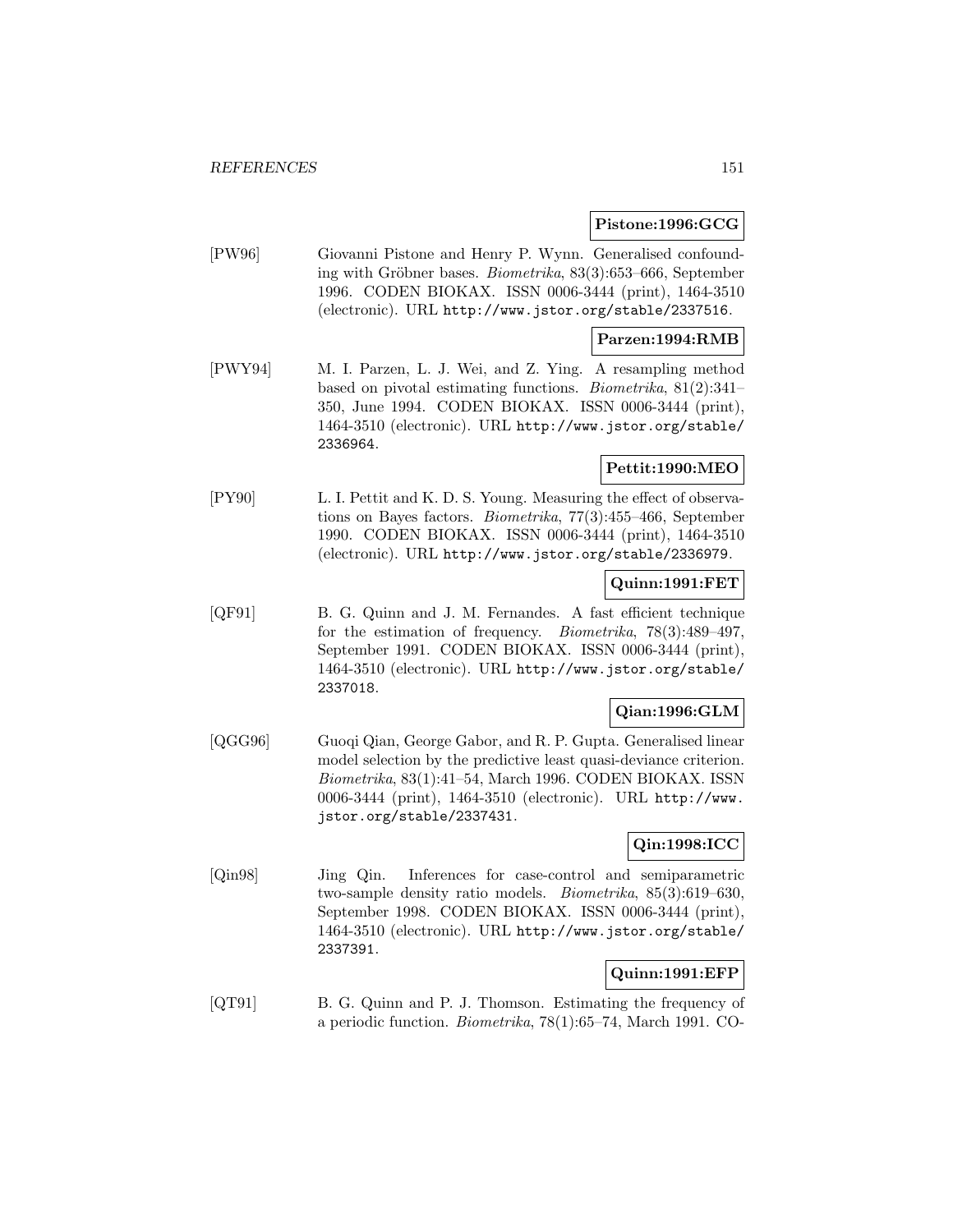**Pistone:1996:GCG**

[PW96] Giovanni Pistone and Henry P. Wynn. Generalised confounding with Gröbner bases. *Biometrika*, 83(3):653–666, September 1996. CODEN BIOKAX. ISSN 0006-3444 (print), 1464-3510 (electronic). URL http://www.jstor.org/stable/2337516.

**Parzen:1994:RMB**

[PWY94] M. I. Parzen, L. J. Wei, and Z. Ying. A resampling method based on pivotal estimating functions. *Biometrika*, 81(2):341–350, June 1994. CODEN BIOKAX. ISSN 0006-3444 (print), 1464-3510 (electronic). URL http://www.jstor.org/stable/2336964.

**Pettit:1990:MEO**

[PY90] L. I. Pettit and K. D. S. Young. Measuring the effect of observations on Bayes factors. *Biometrika*, 77(3):455–466, September 1990. CODEN BIOKAX. ISSN 0006-3444 (print), 1464-3510 (electronic). URL http://www.jstor.org/stable/2336979.

**Quinn:1991:FET**

[QF91] B. G. Quinn and J. M. Fernandes. A fast efficient technique for the estimation of frequency. *Biometrika*, 78(3):489–497, September 1991. CODEN BIOKAX. ISSN 0006-3444 (print), 1464-3510 (electronic). URL http://www.jstor.org/stable/2337018.

**Qian:1996:GLM**

[QGG96] Guoqi Qian, George Gabor, and R. P. Gupta. Generalised linear model selection by the predictive least quasi-deviance criterion. *Biometrika*, 83(1):41–54, March 1996. CODEN BIOKAX. ISSN 0006-3444 (print), 1464-3510 (electronic). URL http://www.jstor.org/stable/2337431.

**Qin:1998:ICC**

[Qin98] Jing Qin. Inferences for case-control and semiparametric two-sample density ratio models. *Biometrika*, 85(3):619–630, September 1998. CODEN BIOKAX. ISSN 0006-3444 (print), 1464-3510 (electronic). URL http://www.jstor.org/stable/2337391.

**Quinn:1991:EFP**

[QT91] B. G. Quinn and P. J. Thomson. Estimating the frequency of a periodic function. *Biometrika*, 78(1):65–74, March 1991. CO-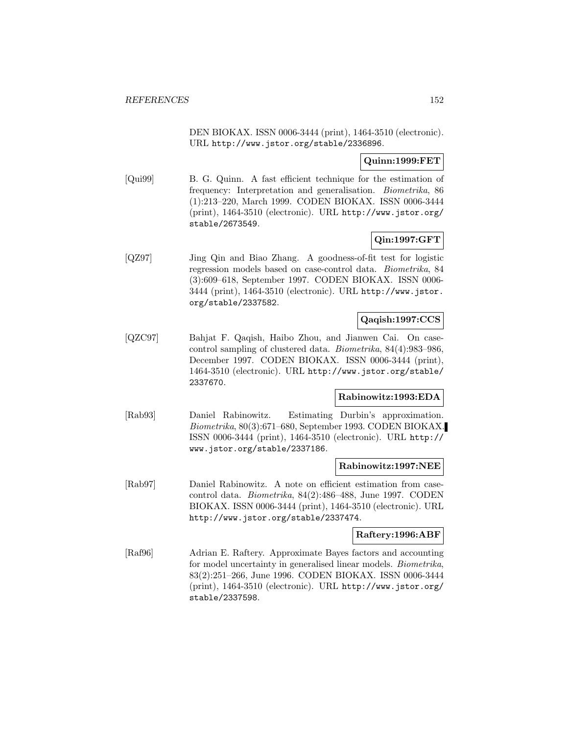DEN BIOKAX. ISSN 0006-3444 (print), 1464-3510 (electronic). URL http://www.jstor.org/stable/2336896.

**Quinn:1999:FET**

[Qui99] B. G. Quinn. A fast efficient technique for the estimation of frequency: Interpretation and generalisation. *Biometrika*, 86 (1):213–220, March 1999. CODEN BIOKAX. ISSN 0006-3444 (print), 1464-3510 (electronic). URL http://www.jstor.org/stable/2673549.

**Qin:1997:GFT**

[QZ97] Jing Qin and Biao Zhang. A goodness-of-fit test for logistic regression models based on case-control data. *Biometrika*, 84 (3):609–618, September 1997. CODEN BIOKAX. ISSN 0006-3444 (print), 1464-3510 (electronic). URL http://www.jstor.org/stable/2337582.

**Qaqish:1997:CCS**

[QZC97] Bahjat F. Qaqish, Haibo Zhou, and Jianwen Cai. On case-control sampling of clustered data. *Biometrika*, 84(4):983–986, December 1997. CODEN BIOKAX. ISSN 0006-3444 (print), 1464-3510 (electronic). URL http://www.jstor.org/stable/2337670.

**Rabinowitz:1993:EDA**

[Rab93] Daniel Rabinowitz. Estimating Durbin's approximation. *Biometrika*, 80(3):671–680, September 1993. CODEN BIOKAX. ISSN 0006-3444 (print), 1464-3510 (electronic). URL http://www.jstor.org/stable/2337186.

**Rabinowitz:1997:NEE**

[Rab97] Daniel Rabinowitz. A note on efficient estimation from case-control data. *Biometrika*, 84(2):486–488, June 1997. CODEN BIOKAX. ISSN 0006-3444 (print), 1464-3510 (electronic). URL http://www.jstor.org/stable/2337474.

**Raftery:1996:ABF**

[Raf96] Adrian E. Raftery. Approximate Bayes factors and accounting for model uncertainty in generalised linear models. *Biometrika*, 83(2):251–266, June 1996. CODEN BIOKAX. ISSN 0006-3444 (print), 1464-3510 (electronic). URL http://www.jstor.org/stable/2337598.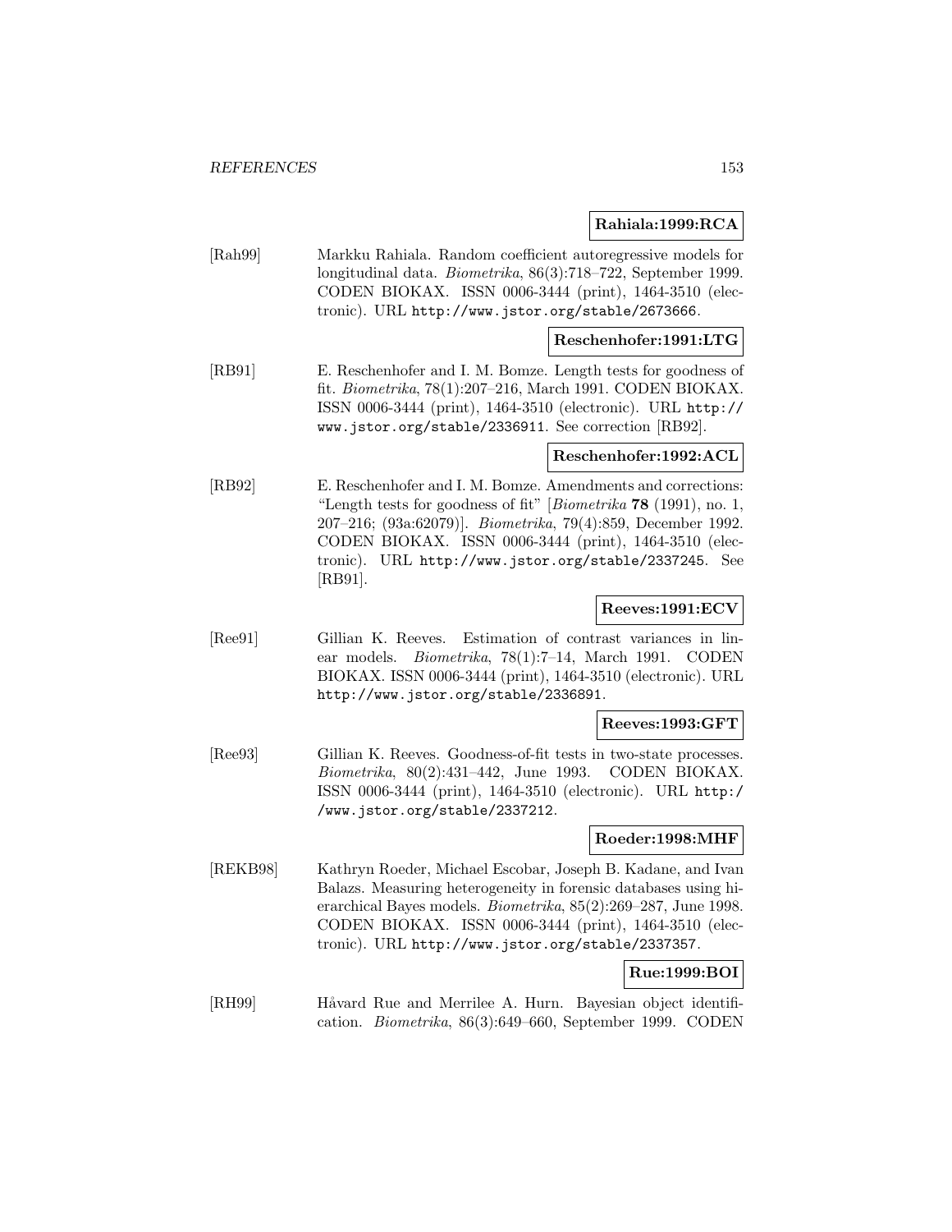**Rahiala:1999:RCA**

[Rah99] Markku Rahiala. Random coefficient autoregressive models for longitudinal data. *Biometrika*, 86(3):718–722, September 1999. CODEN BIOKAX. ISSN 0006-3444 (print), 1464-3510 (electronic). URL http://www.jstor.org/stable/2673666.

**Reschenhofer:1991:LTG**

[RB91] E. Reschenhofer and I. M. Bomze. Length tests for goodness of fit. *Biometrika*, 78(1):207–216, March 1991. CODEN BIOKAX. ISSN 0006-3444 (print), 1464-3510 (electronic). URL http://www.jstor.org/stable/2336911. See correction [RB92].

**Reschenhofer:1992:ACL**

[RB92] E. Reschenhofer and I. M. Bomze. Amendments and corrections: "Length tests for goodness of fit" [*Biometrika* **78** (1991), no. 1, 207–216; (93a:62079)]. *Biometrika*, 79(4):859, December 1992. CODEN BIOKAX. ISSN 0006-3444 (print), 1464-3510 (electronic). URL http://www.jstor.org/stable/2337245. See [RB91].

**Reeves:1991:ECV**

[Ree91] Gillian K. Reeves. Estimation of contrast variances in linear models. *Biometrika*, 78(1):7–14, March 1991. CODEN BIOKAX. ISSN 0006-3444 (print), 1464-3510 (electronic). URL http://www.jstor.org/stable/2336891.

**Reeves:1993:GFT**

[Ree93] Gillian K. Reeves. Goodness-of-fit tests in two-state processes. *Biometrika*, 80(2):431–442, June 1993. CODEN BIOKAX. ISSN 0006-3444 (print), 1464-3510 (electronic). URL http://www.jstor.org/stable/2337212.

**Roeder:1998:MHF**

[REKB98] Kathryn Roeder, Michael Escobar, Joseph B. Kadane, and Ivan Balazs. Measuring heterogeneity in forensic databases using hierarchical Bayes models. *Biometrika*, 85(2):269–287, June 1998. CODEN BIOKAX. ISSN 0006-3444 (print), 1464-3510 (electronic). URL http://www.jstor.org/stable/2337357.

**Rue:1999:BOI**

[RH99] Håvard Rue and Merrilee A. Hurn. Bayesian object identification. *Biometrika*, 86(3):649–660, September 1999. CODEN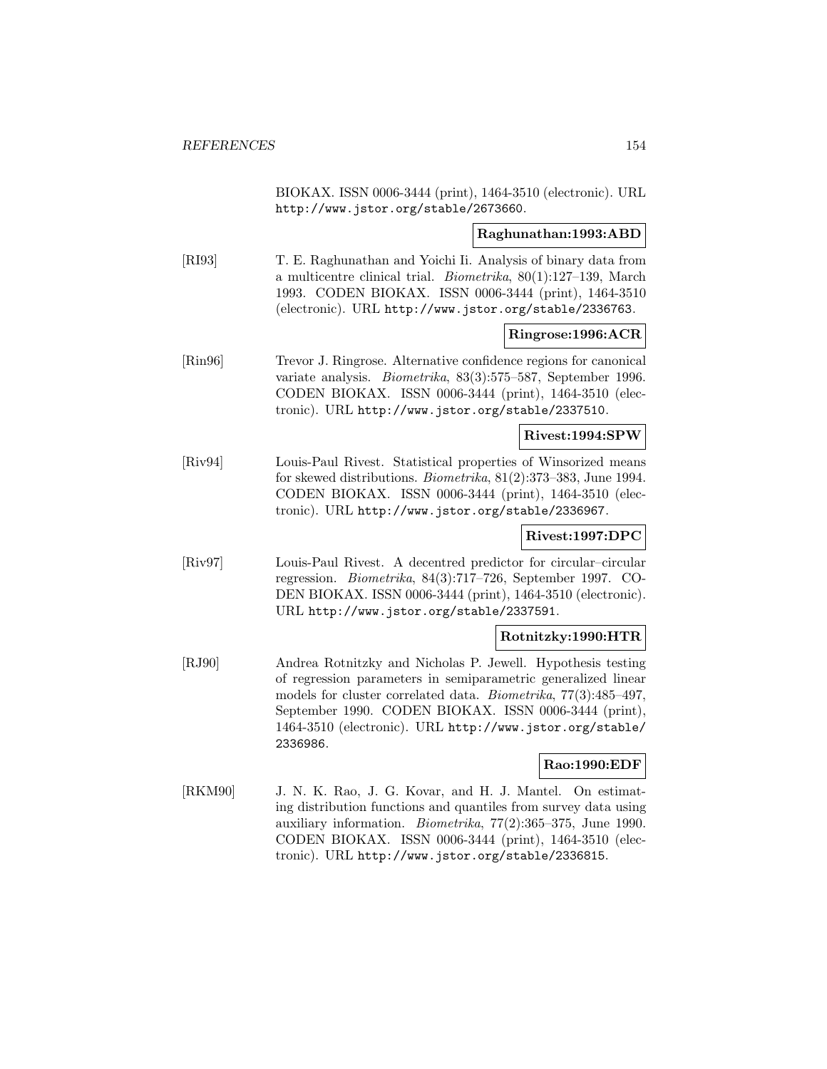BIOKAX. ISSN 0006-3444 (print), 1464-3510 (electronic). URL http://www.jstor.org/stable/2673660.

**Raghunathan:1993:ABD**

[RI93] T. E. Raghunathan and Yoichi Ii. Analysis of binary data from a multicentre clinical trial. *Biometrika*, 80(1):127–139, March 1993. CODEN BIOKAX. ISSN 0006-3444 (print), 1464-3510 (electronic). URL http://www.jstor.org/stable/2336763.

**Ringrose:1996:ACR**

[Rin96] Trevor J. Ringrose. Alternative confidence regions for canonical variate analysis. *Biometrika*, 83(3):575–587, September 1996. CODEN BIOKAX. ISSN 0006-3444 (print), 1464-3510 (electronic). URL http://www.jstor.org/stable/2337510.

**Rivest:1994:SPW**

[Riv94] Louis-Paul Rivest. Statistical properties of Winsorized means for skewed distributions. *Biometrika*, 81(2):373–383, June 1994. CODEN BIOKAX. ISSN 0006-3444 (print), 1464-3510 (electronic). URL http://www.jstor.org/stable/2336967.

**Rivest:1997:DPC**

[Riv97] Louis-Paul Rivest. A decentred predictor for circular–circular regression. *Biometrika*, 84(3):717–726, September 1997. CODEN BIOKAX. ISSN 0006-3444 (print), 1464-3510 (electronic). URL http://www.jstor.org/stable/2337591.

**Rotnitzky:1990:HTR**

[RJ90] Andrea Rotnitzky and Nicholas P. Jewell. Hypothesis testing of regression parameters in semiparametric generalized linear models for cluster correlated data. *Biometrika*, 77(3):485–497, September 1990. CODEN BIOKAX. ISSN 0006-3444 (print), 1464-3510 (electronic). URL http://www.jstor.org/stable/2336986.

**Rao:1990:EDF**

[RKM90] J. N. K. Rao, J. G. Kovar, and H. J. Mantel. On estimating distribution functions and quantiles from survey data using auxiliary information. *Biometrika*, 77(2):365–375, June 1990. CODEN BIOKAX. ISSN 0006-3444 (print), 1464-3510 (electronic). URL http://www.jstor.org/stable/2336815.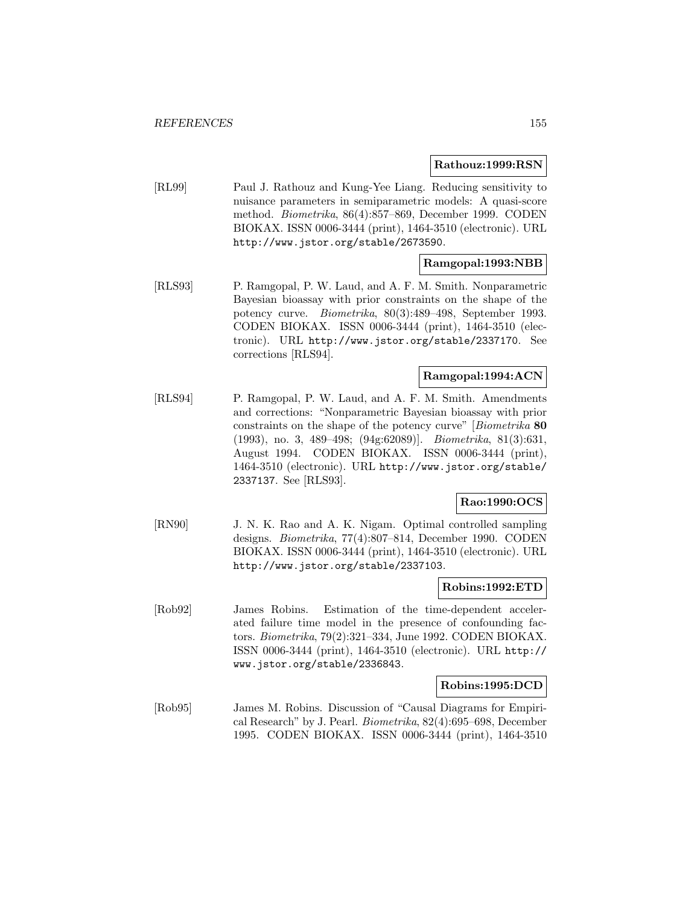**Rathouz:1999:RSN**

[RL99] Paul J. Rathouz and Kung-Yee Liang. Reducing sensitivity to nuisance parameters in semiparametric models: A quasi-score method. *Biometrika*, 86(4):857–869, December 1999. CODEN BIOKAX. ISSN 0006-3444 (print), 1464-3510 (electronic). URL http://www.jstor.org/stable/2673590.

**Ramgopal:1993:NBB**

[RLS93] P. Ramgopal, P. W. Laud, and A. F. M. Smith. Nonparametric Bayesian bioassay with prior constraints on the shape of the potency curve. *Biometrika*, 80(3):489–498, September 1993. CODEN BIOKAX. ISSN 0006-3444 (print), 1464-3510 (electronic). URL http://www.jstor.org/stable/2337170. See corrections [RLS94].

**Ramgopal:1994:ACN**

[RLS94] P. Ramgopal, P. W. Laud, and A. F. M. Smith. Amendments and corrections: "Nonparametric Bayesian bioassay with prior constraints on the shape of the potency curve" [*Biometrika* **80** (1993), no. 3, 489–498; (94g:62089)]. *Biometrika*, 81(3):631, August 1994. CODEN BIOKAX. ISSN 0006-3444 (print), 1464-3510 (electronic). URL http://www.jstor.org/stable/2337137. See [RLS93].

**Rao:1990:OCS**

[RN90] J. N. K. Rao and A. K. Nigam. Optimal controlled sampling designs. *Biometrika*, 77(4):807–814, December 1990. CODEN BIOKAX. ISSN 0006-3444 (print), 1464-3510 (electronic). URL http://www.jstor.org/stable/2337103.

**Robins:1992:ETD**

[Rob92] James Robins. Estimation of the time-dependent accelerated failure time model in the presence of confounding factors. *Biometrika*, 79(2):321–334, June 1992. CODEN BIOKAX. ISSN 0006-3444 (print), 1464-3510 (electronic). URL http://www.jstor.org/stable/2336843.

**Robins:1995:DCD**

[Rob95] James M. Robins. Discussion of "Causal Diagrams for Empirical Research" by J. Pearl. *Biometrika*, 82(4):695–698, December 1995. CODEN BIOKAX. ISSN 0006-3444 (print), 1464-3510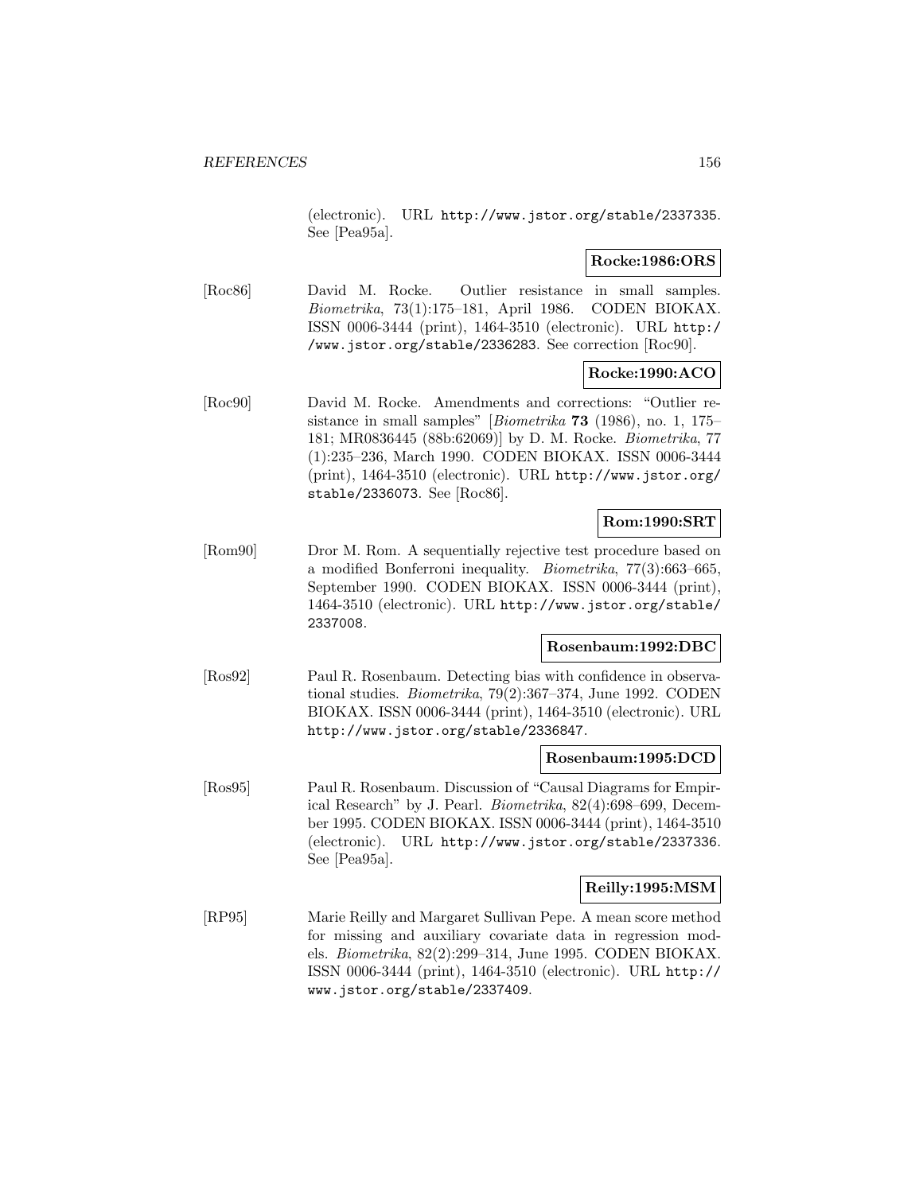(electronic). URL http://www.jstor.org/stable/2337335. See [Pea95a].

**Rocke:1986:ORS**

[Roc86] David M. Rocke. Outlier resistance in small samples. *Biometrika*, 73(1):175–181, April 1986. CODEN BIOKAX. ISSN 0006-3444 (print), 1464-3510 (electronic). URL http://www.jstor.org/stable/2336283. See correction [Roc90].

**Rocke:1990:ACO**

[Roc90] David M. Rocke. Amendments and corrections: "Outlier resistance in small samples" [*Biometrika* **73** (1986), no. 1, 175–181; MR0836445 (88b:62069)] by D. M. Rocke. *Biometrika*, 77 (1):235–236, March 1990. CODEN BIOKAX. ISSN 0006-3444 (print), 1464-3510 (electronic). URL http://www.jstor.org/stable/2336073. See [Roc86].

**Rom:1990:SRT**

[Rom90] Dror M. Rom. A sequentially rejective test procedure based on a modified Bonferroni inequality. *Biometrika*, 77(3):663–665, September 1990. CODEN BIOKAX. ISSN 0006-3444 (print), 1464-3510 (electronic). URL http://www.jstor.org/stable/2337008.

**Rosenbaum:1992:DBC**

[Ros92] Paul R. Rosenbaum. Detecting bias with confidence in observational studies. *Biometrika*, 79(2):367–374, June 1992. CODEN BIOKAX. ISSN 0006-3444 (print), 1464-3510 (electronic). URL http://www.jstor.org/stable/2336847.

**Rosenbaum:1995:DCD**

[Ros95] Paul R. Rosenbaum. Discussion of "Causal Diagrams for Empirical Research" by J. Pearl. *Biometrika*, 82(4):698–699, December 1995. CODEN BIOKAX. ISSN 0006-3444 (print), 1464-3510 (electronic). URL http://www.jstor.org/stable/2337336. See [Pea95a].

**Reilly:1995:MSM**

[RP95] Marie Reilly and Margaret Sullivan Pepe. A mean score method for missing and auxiliary covariate data in regression models. *Biometrika*, 82(2):299–314, June 1995. CODEN BIOKAX. ISSN 0006-3444 (print), 1464-3510 (electronic). URL http://www.jstor.org/stable/2337409.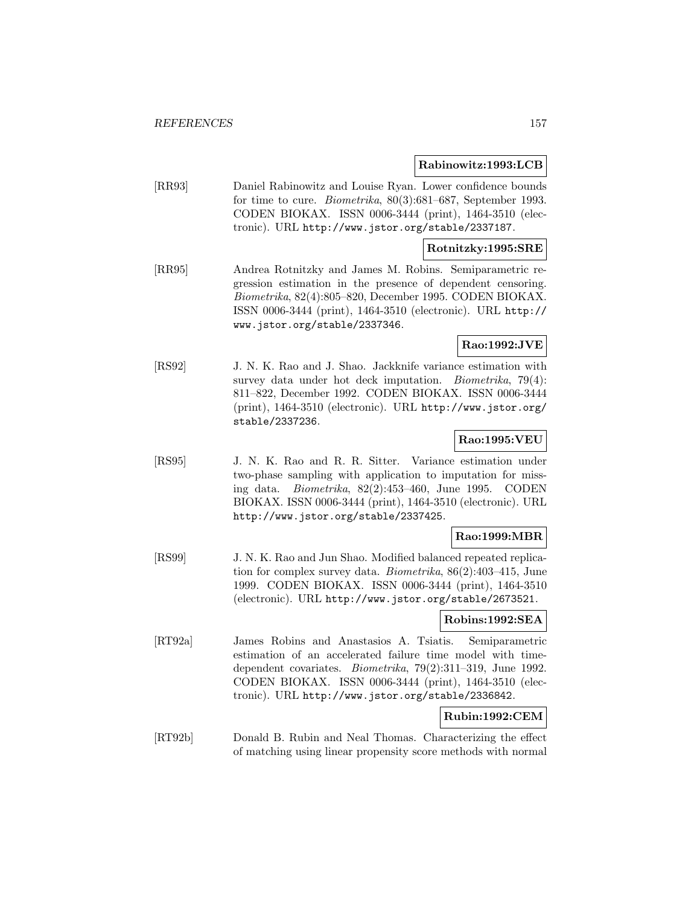**Rabinowitz:1993:LCB**

[RR93] Daniel Rabinowitz and Louise Ryan. Lower confidence bounds for time to cure. *Biometrika*, 80(3):681–687, September 1993. CODEN BIOKAX. ISSN 0006-3444 (print), 1464-3510 (electronic). URL http://www.jstor.org/stable/2337187.

**Rotnitzky:1995:SRE**

[RR95] Andrea Rotnitzky and James M. Robins. Semiparametric regression estimation in the presence of dependent censoring. *Biometrika*, 82(4):805–820, December 1995. CODEN BIOKAX. ISSN 0006-3444 (print), 1464-3510 (electronic). URL http://www.jstor.org/stable/2337346.

**Rao:1992:JVE**

[RS92] J. N. K. Rao and J. Shao. Jackknife variance estimation with survey data under hot deck imputation. *Biometrika*, 79(4): 811–822, December 1992. CODEN BIOKAX. ISSN 0006-3444 (print), 1464-3510 (electronic). URL http://www.jstor.org/stable/2337236.

**Rao:1995:VEU**

[RS95] J. N. K. Rao and R. R. Sitter. Variance estimation under two-phase sampling with application to imputation for missing data. *Biometrika*, 82(2):453–460, June 1995. CODEN BIOKAX. ISSN 0006-3444 (print), 1464-3510 (electronic). URL http://www.jstor.org/stable/2337425.

**Rao:1999:MBR**

[RS99] J. N. K. Rao and Jun Shao. Modified balanced repeated replication for complex survey data. *Biometrika*, 86(2):403–415, June 1999. CODEN BIOKAX. ISSN 0006-3444 (print), 1464-3510 (electronic). URL http://www.jstor.org/stable/2673521.

**Robins:1992:SEA**

[RT92a] James Robins and Anastasios A. Tsiatis. Semiparametric estimation of an accelerated failure time model with time-dependent covariates. *Biometrika*, 79(2):311–319, June 1992. CODEN BIOKAX. ISSN 0006-3444 (print), 1464-3510 (electronic). URL http://www.jstor.org/stable/2336842.

**Rubin:1992:CEM**

[RT92b] Donald B. Rubin and Neal Thomas. Characterizing the effect of matching using linear propensity score methods with normal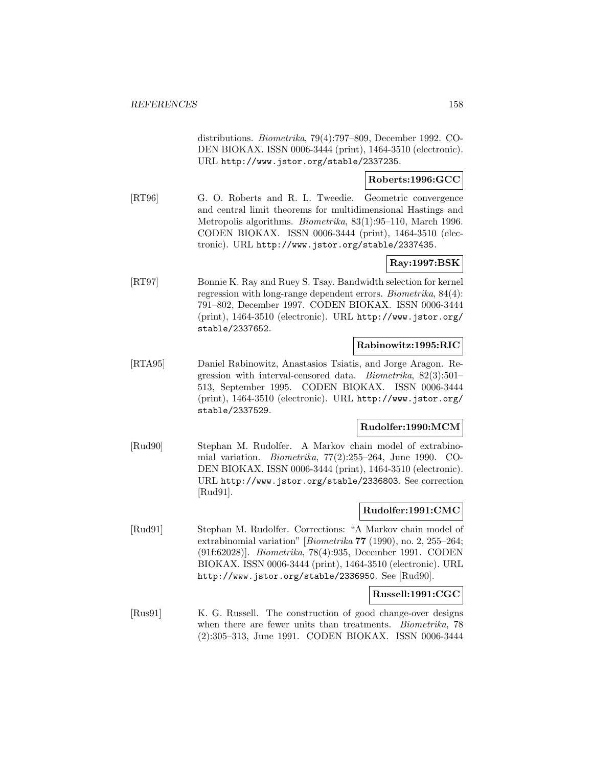distributions. *Biometrika*, 79(4):797–809, December 1992. CODEN BIOKAX. ISSN 0006-3444 (print), 1464-3510 (electronic). URL `http://www.jstor.org/stable/2337235`.

**Roberts:1996:GCC**

[RT96] G. O. Roberts and R. L. Tweedie. Geometric convergence and central limit theorems for multidimensional Hastings and Metropolis algorithms. *Biometrika*, 83(1):95–110, March 1996. CODEN BIOKAX. ISSN 0006-3444 (print), 1464-3510 (electronic). URL `http://www.jstor.org/stable/2337435`.

**Ray:1997:BSK**

[RT97] Bonnie K. Ray and Ruey S. Tsay. Bandwidth selection for kernel regression with long-range dependent errors. *Biometrika*, 84(4): 791–802, December 1997. CODEN BIOKAX. ISSN 0006-3444 (print), 1464-3510 (electronic). URL `http://www.jstor.org/stable/2337652`.

**Rabinowitz:1995:RIC**

[RTA95] Daniel Rabinowitz, Anastasios Tsiatis, and Jorge Aragon. Regression with interval-censored data. *Biometrika*, 82(3):501–513, September 1995. CODEN BIOKAX. ISSN 0006-3444 (print), 1464-3510 (electronic). URL `http://www.jstor.org/stable/2337529`.

**Rudolfer:1990:MCM**

[Rud90] Stephan M. Rudolfer. A Markov chain model of extrabinomial variation. *Biometrika*, 77(2):255–264, June 1990. CODEN BIOKAX. ISSN 0006-3444 (print), 1464-3510 (electronic). URL `http://www.jstor.org/stable/2336803`. See correction [Rud91].

**Rudolfer:1991:CMC**

[Rud91] Stephan M. Rudolfer. Corrections: "A Markov chain model of extrabinomial variation" [*Biometrika* **77** (1990), no. 2, 255–264; (91f:62028)]. *Biometrika*, 78(4):935, December 1991. CODEN BIOKAX. ISSN 0006-3444 (print), 1464-3510 (electronic). URL `http://www.jstor.org/stable/2336950`. See [Rud90].

**Russell:1991:CGC**

[Rus91] K. G. Russell. The construction of good change-over designs when there are fewer units than treatments. *Biometrika*, 78 (2):305–313, June 1991. CODEN BIOKAX. ISSN 0006-3444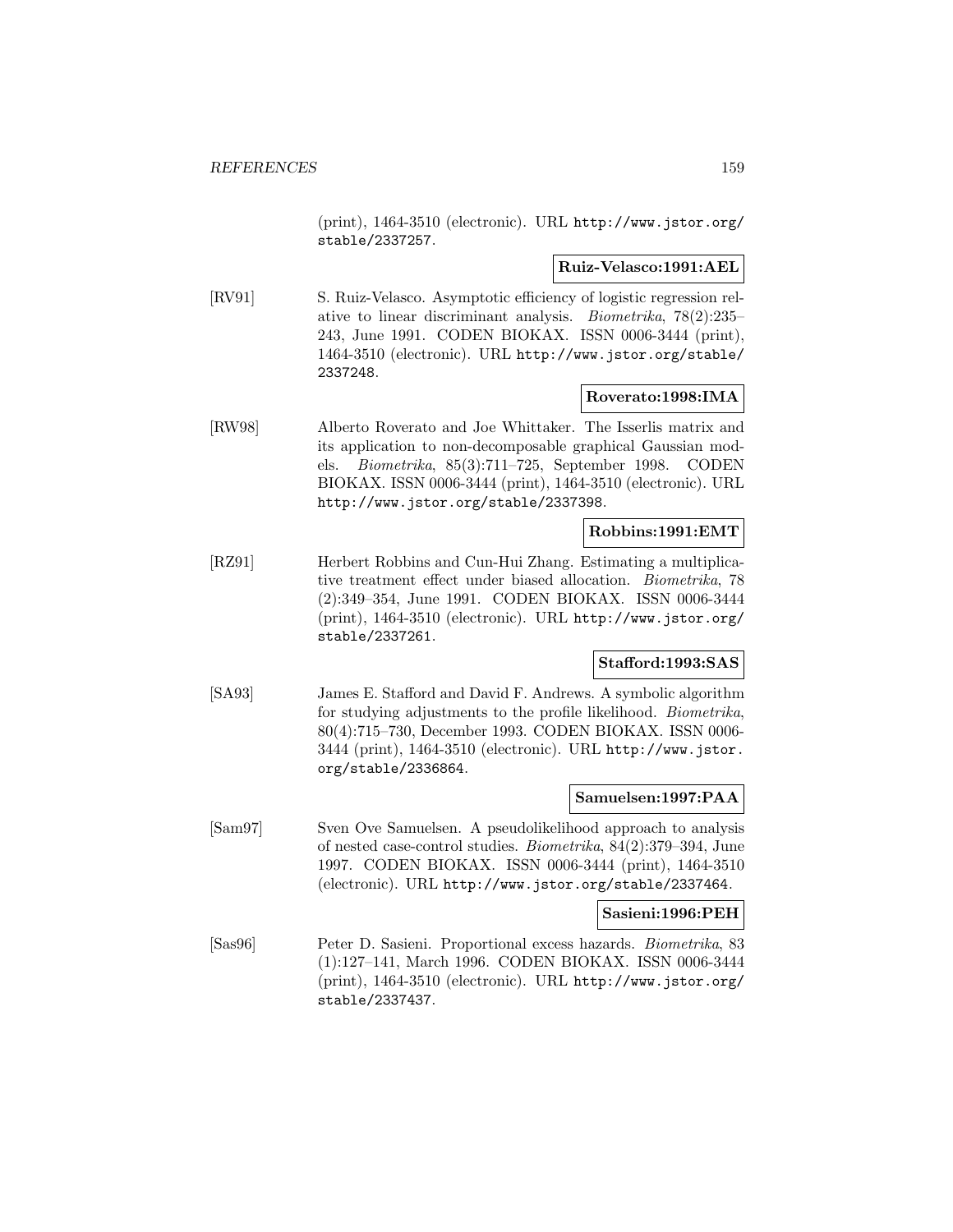(print), 1464-3510 (electronic). URL http://www.jstor.org/stable/2337257.

**Ruiz-Velasco:1991:AEL**

[RV91] S. Ruiz-Velasco. Asymptotic efficiency of logistic regression relative to linear discriminant analysis. *Biometrika*, 78(2):235–243, June 1991. CODEN BIOKAX. ISSN 0006-3444 (print), 1464-3510 (electronic). URL http://www.jstor.org/stable/2337248.

**Roverato:1998:IMA**

[RW98] Alberto Roverato and Joe Whittaker. The Isserlis matrix and its application to non-decomposable graphical Gaussian models. *Biometrika*, 85(3):711–725, September 1998. CODEN BIOKAX. ISSN 0006-3444 (print), 1464-3510 (electronic). URL http://www.jstor.org/stable/2337398.

**Robbins:1991:EMT**

[RZ91] Herbert Robbins and Cun-Hui Zhang. Estimating a multiplicative treatment effect under biased allocation. *Biometrika*, 78 (2):349–354, June 1991. CODEN BIOKAX. ISSN 0006-3444 (print), 1464-3510 (electronic). URL http://www.jstor.org/stable/2337261.

**Stafford:1993:SAS**

[SA93] James E. Stafford and David F. Andrews. A symbolic algorithm for studying adjustments to the profile likelihood. *Biometrika*, 80(4):715–730, December 1993. CODEN BIOKAX. ISSN 0006-3444 (print), 1464-3510 (electronic). URL http://www.jstor.org/stable/2336864.

**Samuelsen:1997:PAA**

[Sam97] Sven Ove Samuelsen. A pseudolikelihood approach to analysis of nested case-control studies. *Biometrika*, 84(2):379–394, June 1997. CODEN BIOKAX. ISSN 0006-3444 (print), 1464-3510 (electronic). URL http://www.jstor.org/stable/2337464.

**Sasieni:1996:PEH**

[Sas96] Peter D. Sasieni. Proportional excess hazards. *Biometrika*, 83 (1):127–141, March 1996. CODEN BIOKAX. ISSN 0006-3444 (print), 1464-3510 (electronic). URL http://www.jstor.org/stable/2337437.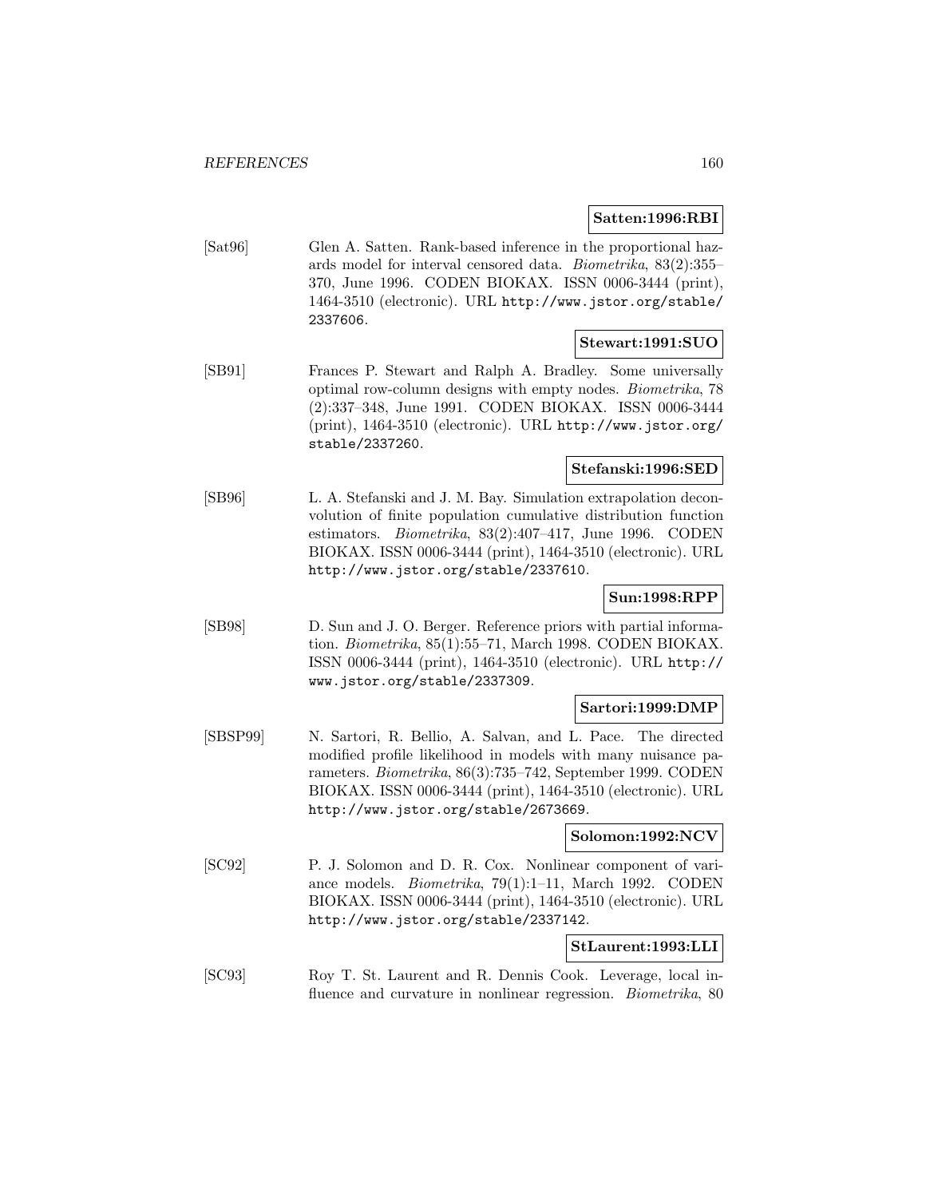**Satten:1996:RBI**

[Sat96] Glen A. Satten. Rank-based inference in the proportional hazards model for interval censored data. *Biometrika*, 83(2):355–370, June 1996. CODEN BIOKAX. ISSN 0006-3444 (print), 1464-3510 (electronic). URL http://www.jstor.org/stable/2337606.

**Stewart:1991:SUO**

[SB91] Frances P. Stewart and Ralph A. Bradley. Some universally optimal row-column designs with empty nodes. *Biometrika*, 78 (2):337–348, June 1991. CODEN BIOKAX. ISSN 0006-3444 (print), 1464-3510 (electronic). URL http://www.jstor.org/stable/2337260.

**Stefanski:1996:SED**

[SB96] L. A. Stefanski and J. M. Bay. Simulation extrapolation deconvolution of finite population cumulative distribution function estimators. *Biometrika*, 83(2):407–417, June 1996. CODEN BIOKAX. ISSN 0006-3444 (print), 1464-3510 (electronic). URL http://www.jstor.org/stable/2337610.

**Sun:1998:RPP**

[SB98] D. Sun and J. O. Berger. Reference priors with partial information. *Biometrika*, 85(1):55–71, March 1998. CODEN BIOKAX. ISSN 0006-3444 (print), 1464-3510 (electronic). URL http://www.jstor.org/stable/2337309.

**Sartori:1999:DMP**

[SBSP99] N. Sartori, R. Bellio, A. Salvan, and L. Pace. The directed modified profile likelihood in models with many nuisance parameters. *Biometrika*, 86(3):735–742, September 1999. CODEN BIOKAX. ISSN 0006-3444 (print), 1464-3510 (electronic). URL http://www.jstor.org/stable/2673669.

**Solomon:1992:NCV**

[SC92] P. J. Solomon and D. R. Cox. Nonlinear component of variance models. *Biometrika*, 79(1):1–11, March 1992. CODEN BIOKAX. ISSN 0006-3444 (print), 1464-3510 (electronic). URL http://www.jstor.org/stable/2337142.

**StLaurent:1993:LLI**

[SC93] Roy T. St. Laurent and R. Dennis Cook. Leverage, local influence and curvature in nonlinear regression. *Biometrika*, 80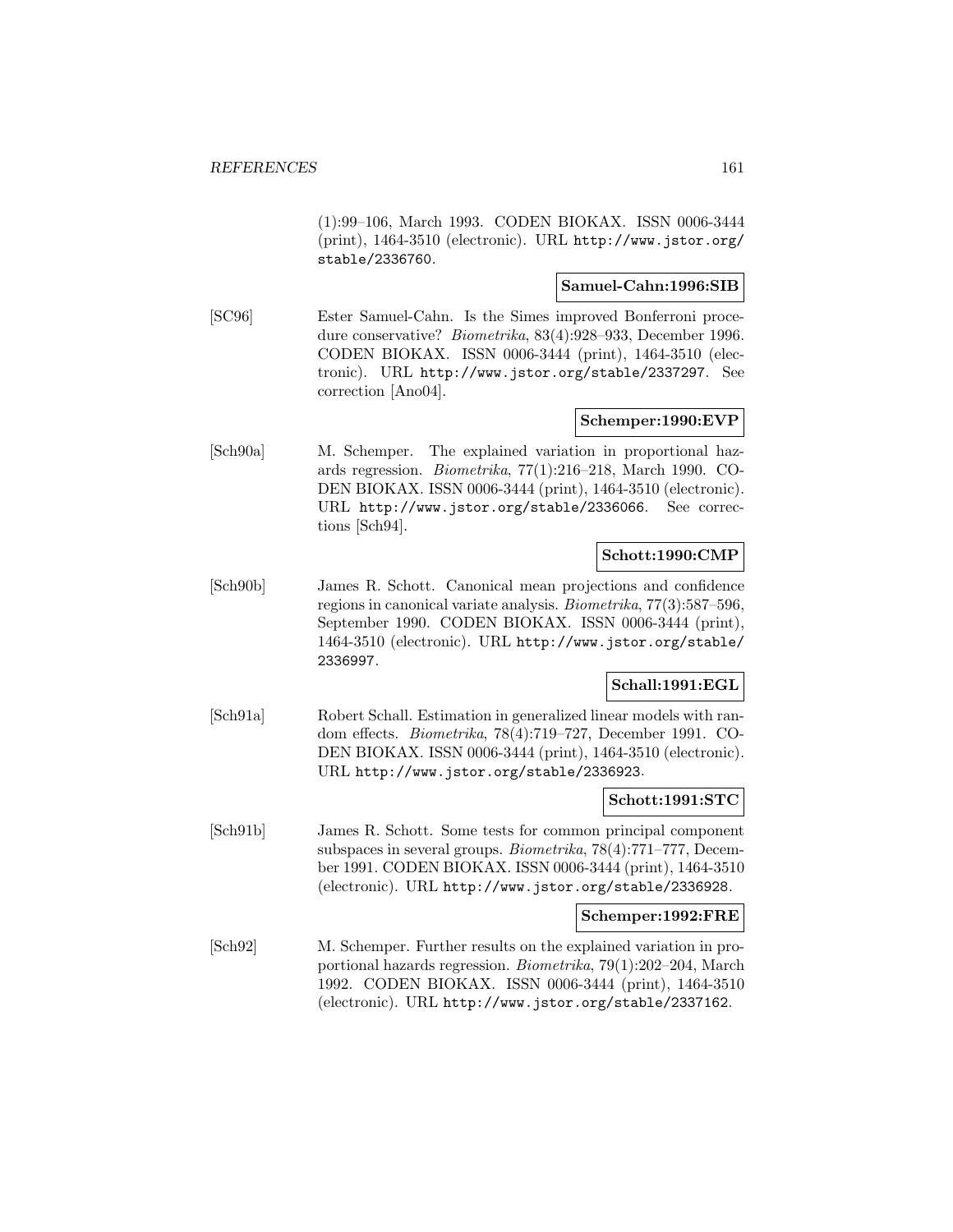(1):99–106, March 1993. CODEN BIOKAX. ISSN 0006-3444 (print), 1464-3510 (electronic). URL http://www.jstor.org/stable/2336760.

**Samuel-Cahn:1996:SIB**

[SC96] Ester Samuel-Cahn. Is the Simes improved Bonferroni procedure conservative? *Biometrika*, 83(4):928–933, December 1996. CODEN BIOKAX. ISSN 0006-3444 (print), 1464-3510 (electronic). URL http://www.jstor.org/stable/2337297. See correction [Ano04].

**Schemper:1990:EVP**

[Sch90a] M. Schemper. The explained variation in proportional hazards regression. *Biometrika*, 77(1):216–218, March 1990. CODEN BIOKAX. ISSN 0006-3444 (print), 1464-3510 (electronic). URL http://www.jstor.org/stable/2336066. See corrections [Sch94].

**Schott:1990:CMP**

[Sch90b] James R. Schott. Canonical mean projections and confidence regions in canonical variate analysis. *Biometrika*, 77(3):587–596, September 1990. CODEN BIOKAX. ISSN 0006-3444 (print), 1464-3510 (electronic). URL http://www.jstor.org/stable/2336997.

**Schall:1991:EGL**

[Sch91a] Robert Schall. Estimation in generalized linear models with random effects. *Biometrika*, 78(4):719–727, December 1991. CODEN BIOKAX. ISSN 0006-3444 (print), 1464-3510 (electronic). URL http://www.jstor.org/stable/2336923.

**Schott:1991:STC**

[Sch91b] James R. Schott. Some tests for common principal component subspaces in several groups. *Biometrika*, 78(4):771–777, December 1991. CODEN BIOKAX. ISSN 0006-3444 (print), 1464-3510 (electronic). URL http://www.jstor.org/stable/2336928.

**Schemper:1992:FRE**

[Sch92] M. Schemper. Further results on the explained variation in proportional hazards regression. *Biometrika*, 79(1):202–204, March 1992. CODEN BIOKAX. ISSN 0006-3444 (print), 1464-3510 (electronic). URL http://www.jstor.org/stable/2337162.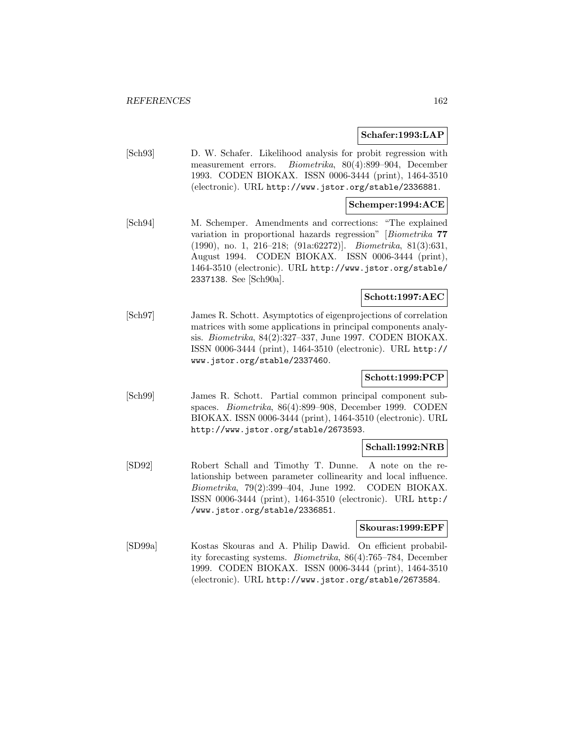**Schafer:1993:LAP**

[Sch93] D. W. Schafer. Likelihood analysis for probit regression with measurement errors. *Biometrika*, 80(4):899–904, December 1993. CODEN BIOKAX. ISSN 0006-3444 (print), 1464-3510 (electronic). URL http://www.jstor.org/stable/2336881.

**Schemper:1994:ACE**

[Sch94] M. Schemper. Amendments and corrections: "The explained variation in proportional hazards regression" [*Biometrika* **77** (1990), no. 1, 216–218; (91a:62272)]. *Biometrika*, 81(3):631, August 1994. CODEN BIOKAX. ISSN 0006-3444 (print), 1464-3510 (electronic). URL http://www.jstor.org/stable/2337138. See [Sch90a].

**Schott:1997:AEC**

[Sch97] James R. Schott. Asymptotics of eigenprojections of correlation matrices with some applications in principal components analysis. *Biometrika*, 84(2):327–337, June 1997. CODEN BIOKAX. ISSN 0006-3444 (print), 1464-3510 (electronic). URL http://www.jstor.org/stable/2337460.

**Schott:1999:PCP**

[Sch99] James R. Schott. Partial common principal component subspaces. *Biometrika*, 86(4):899–908, December 1999. CODEN BIOKAX. ISSN 0006-3444 (print), 1464-3510 (electronic). URL http://www.jstor.org/stable/2673593.

**Schall:1992:NRB**

[SD92] Robert Schall and Timothy T. Dunne. A note on the relationship between parameter collinearity and local influence. *Biometrika*, 79(2):399–404, June 1992. CODEN BIOKAX. ISSN 0006-3444 (print), 1464-3510 (electronic). URL http://www.jstor.org/stable/2336851.

**Skouras:1999:EPF**

[SD99a] Kostas Skouras and A. Philip Dawid. On efficient probability forecasting systems. *Biometrika*, 86(4):765–784, December 1999. CODEN BIOKAX. ISSN 0006-3444 (print), 1464-3510 (electronic). URL http://www.jstor.org/stable/2673584.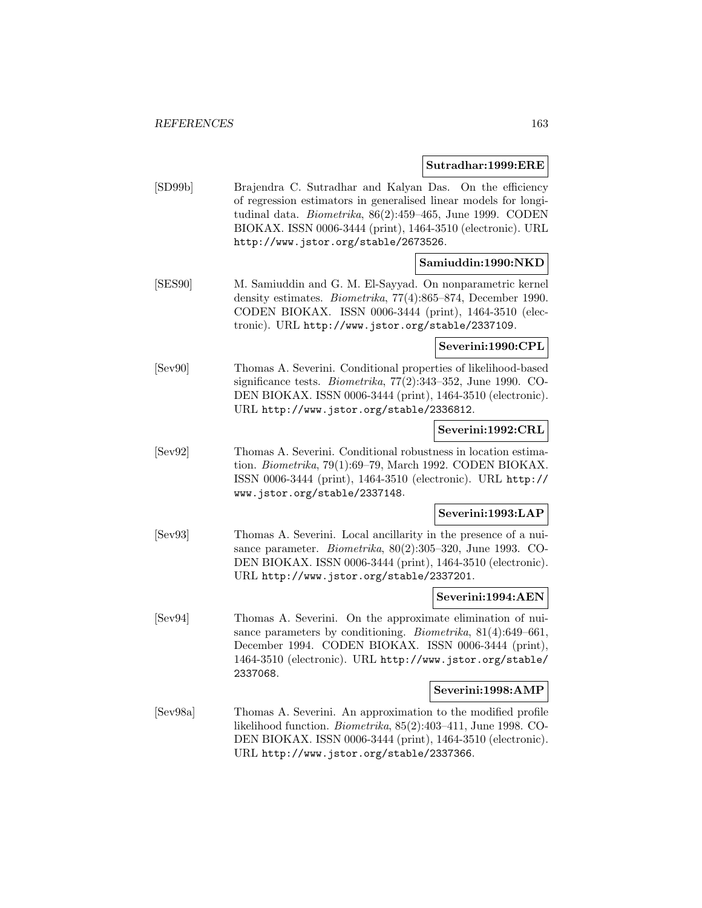**Sutradhar:1999:ERE**

[SD99b] Brajendra C. Sutradhar and Kalyan Das. On the efficiency of regression estimators in generalised linear models for longitudinal data. *Biometrika*, 86(2):459–465, June 1999. CODEN BIOKAX. ISSN 0006-3444 (print), 1464-3510 (electronic). URL http://www.jstor.org/stable/2673526.

**Samiuddin:1990:NKD**

[SES90] M. Samiuddin and G. M. El-Sayyad. On nonparametric kernel density estimates. *Biometrika*, 77(4):865–874, December 1990. CODEN BIOKAX. ISSN 0006-3444 (print), 1464-3510 (electronic). URL http://www.jstor.org/stable/2337109.

**Severini:1990:CPL**

[Sev90] Thomas A. Severini. Conditional properties of likelihood-based significance tests. *Biometrika*, 77(2):343–352, June 1990. CODEN BIOKAX. ISSN 0006-3444 (print), 1464-3510 (electronic). URL http://www.jstor.org/stable/2336812.

**Severini:1992:CRL**

[Sev92] Thomas A. Severini. Conditional robustness in location estimation. *Biometrika*, 79(1):69–79, March 1992. CODEN BIOKAX. ISSN 0006-3444 (print), 1464-3510 (electronic). URL http://www.jstor.org/stable/2337148.

**Severini:1993:LAP**

[Sev93] Thomas A. Severini. Local ancillarity in the presence of a nuisance parameter. *Biometrika*, 80(2):305–320, June 1993. CODEN BIOKAX. ISSN 0006-3444 (print), 1464-3510 (electronic). URL http://www.jstor.org/stable/2337201.

**Severini:1994:AEN**

[Sev94] Thomas A. Severini. On the approximate elimination of nuisance parameters by conditioning. *Biometrika*, 81(4):649–661, December 1994. CODEN BIOKAX. ISSN 0006-3444 (print), 1464-3510 (electronic). URL http://www.jstor.org/stable/2337068.

**Severini:1998:AMP**

[Sev98a] Thomas A. Severini. An approximation to the modified profile likelihood function. *Biometrika*, 85(2):403–411, June 1998. CODEN BIOKAX. ISSN 0006-3444 (print), 1464-3510 (electronic). URL http://www.jstor.org/stable/2337366.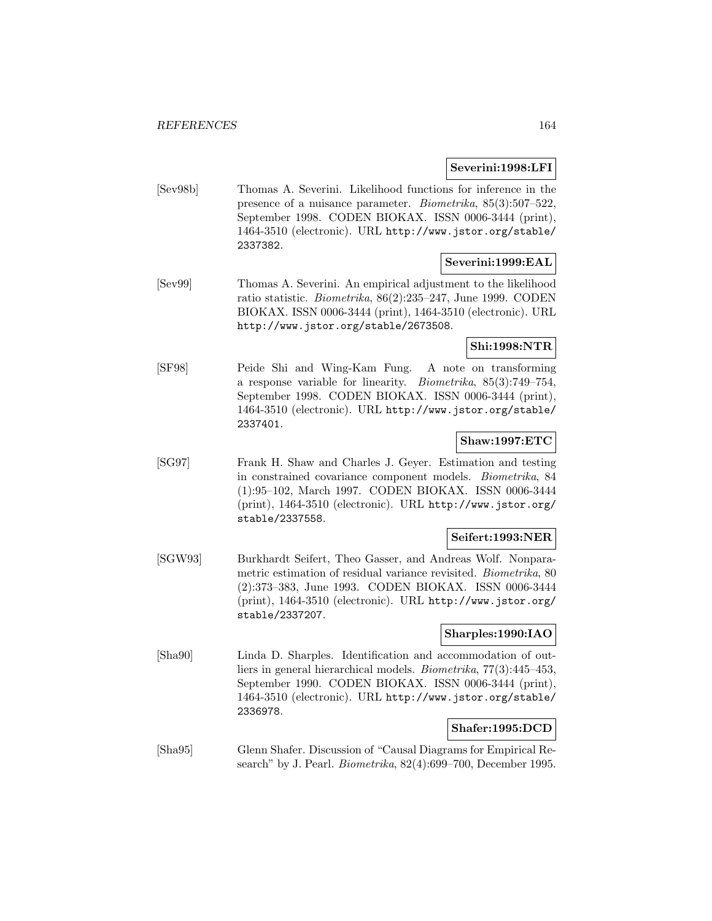**Severini:1998:LFI**

[Sev98b] Thomas A. Severini. Likelihood functions for inference in the presence of a nuisance parameter. *Biometrika*, 85(3):507–522, September 1998. CODEN BIOKAX. ISSN 0006-3444 (print), 1464-3510 (electronic). URL http://www.jstor.org/stable/2337382.

**Severini:1999:EAL**

[Sev99] Thomas A. Severini. An empirical adjustment to the likelihood ratio statistic. *Biometrika*, 86(2):235–247, June 1999. CODEN BIOKAX. ISSN 0006-3444 (print), 1464-3510 (electronic). URL http://www.jstor.org/stable/2673508.

**Shi:1998:NTR**

[SF98] Peide Shi and Wing-Kam Fung. A note on transforming a response variable for linearity. *Biometrika*, 85(3):749–754, September 1998. CODEN BIOKAX. ISSN 0006-3444 (print), 1464-3510 (electronic). URL http://www.jstor.org/stable/2337401.

**Shaw:1997:ETC**

[SG97] Frank H. Shaw and Charles J. Geyer. Estimation and testing in constrained covariance component models. *Biometrika*, 84 (1):95–102, March 1997. CODEN BIOKAX. ISSN 0006-3444 (print), 1464-3510 (electronic). URL http://www.jstor.org/stable/2337558.

**Seifert:1993:NER**

[SGW93] Burkhardt Seifert, Theo Gasser, and Andreas Wolf. Nonparametric estimation of residual variance revisited. *Biometrika*, 80 (2):373–383, June 1993. CODEN BIOKAX. ISSN 0006-3444 (print), 1464-3510 (electronic). URL http://www.jstor.org/stable/2337207.

**Sharples:1990:IAO**

[Sha90] Linda D. Sharples. Identification and accommodation of outliers in general hierarchical models. *Biometrika*, 77(3):445–453, September 1990. CODEN BIOKAX. ISSN 0006-3444 (print), 1464-3510 (electronic). URL http://www.jstor.org/stable/2336978.

**Shafer:1995:DCD**

[Sha95] Glenn Shafer. Discussion of "Causal Diagrams for Empirical Research" by J. Pearl. *Biometrika*, 82(4):699–700, December 1995.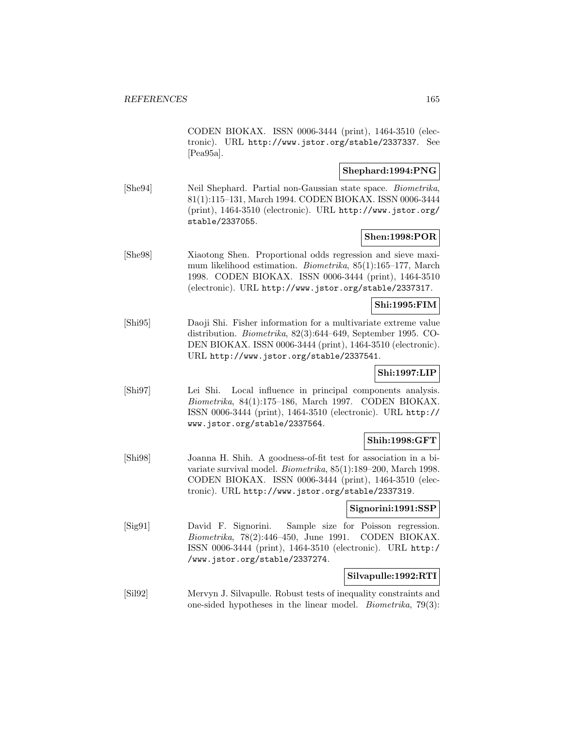CODEN BIOKAX. ISSN 0006-3444 (print), 1464-3510 (electronic). URL http://www.jstor.org/stable/2337337. See [Pea95a].

**Shephard:1994:PNG**

[She94] Neil Shephard. Partial non-Gaussian state space. *Biometrika*, 81(1):115–131, March 1994. CODEN BIOKAX. ISSN 0006-3444 (print), 1464-3510 (electronic). URL http://www.jstor.org/stable/2337055.

**Shen:1998:POR**

[She98] Xiaotong Shen. Proportional odds regression and sieve maximum likelihood estimation. *Biometrika*, 85(1):165–177, March 1998. CODEN BIOKAX. ISSN 0006-3444 (print), 1464-3510 (electronic). URL http://www.jstor.org/stable/2337317.

**Shi:1995:FIM**

[Shi95] Daoji Shi. Fisher information for a multivariate extreme value distribution. *Biometrika*, 82(3):644–649, September 1995. CODEN BIOKAX. ISSN 0006-3444 (print), 1464-3510 (electronic). URL http://www.jstor.org/stable/2337541.

**Shi:1997:LIP**

[Shi97] Lei Shi. Local influence in principal components analysis. *Biometrika*, 84(1):175–186, March 1997. CODEN BIOKAX. ISSN 0006-3444 (print), 1464-3510 (electronic). URL http://www.jstor.org/stable/2337564.

**Shih:1998:GFT**

[Shi98] Joanna H. Shih. A goodness-of-fit test for association in a bivariate survival model. *Biometrika*, 85(1):189–200, March 1998. CODEN BIOKAX. ISSN 0006-3444 (print), 1464-3510 (electronic). URL http://www.jstor.org/stable/2337319.

**Signorini:1991:SSP**

[Sig91] David F. Signorini. Sample size for Poisson regression. *Biometrika*, 78(2):446–450, June 1991. CODEN BIOKAX. ISSN 0006-3444 (print), 1464-3510 (electronic). URL http://www.jstor.org/stable/2337274.

**Silvapulle:1992:RTI**

[Sil92] Mervyn J. Silvapulle. Robust tests of inequality constraints and one-sided hypotheses in the linear model. *Biometrika*, 79(3):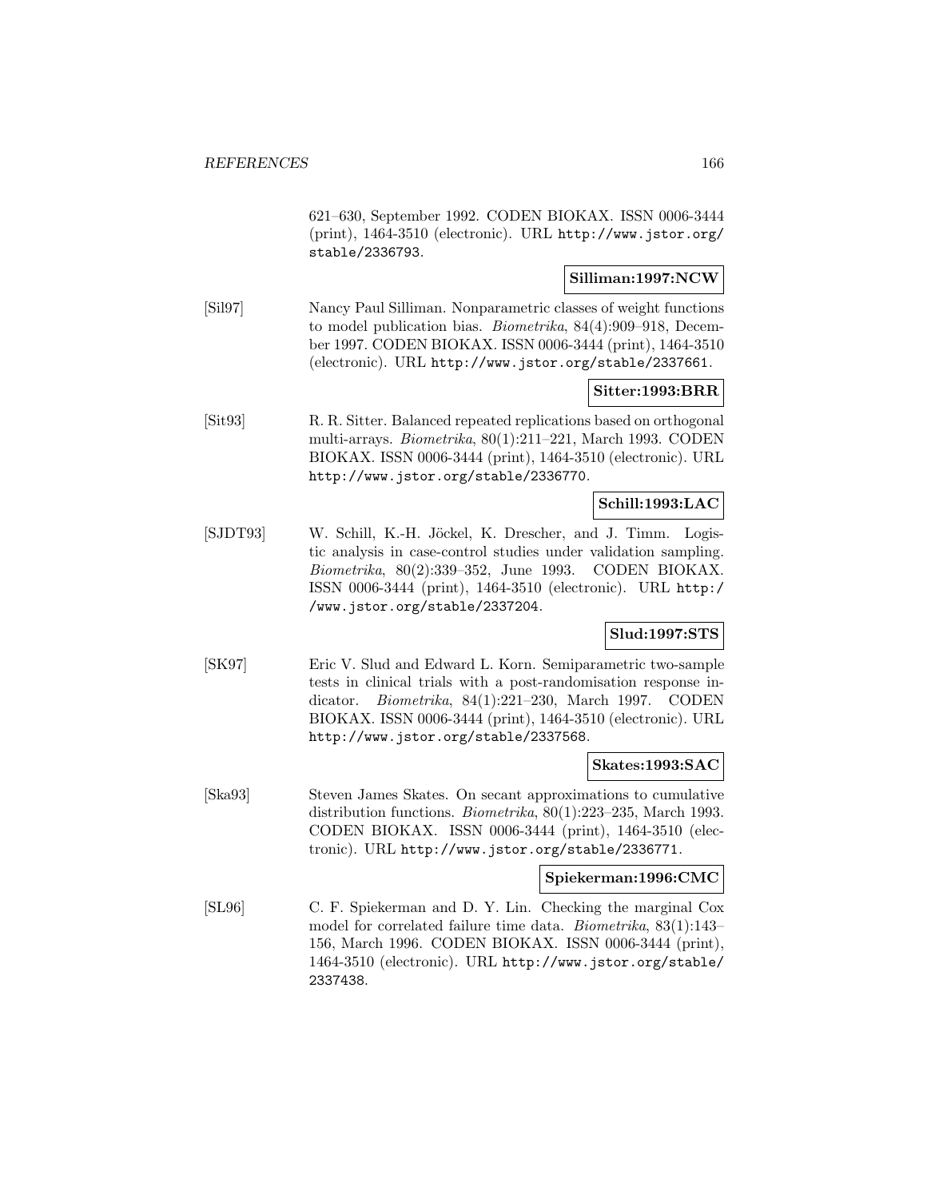621–630, September 1992. CODEN BIOKAX. ISSN 0006-3444 (print), 1464-3510 (electronic). URL http://www.jstor.org/stable/2336793.

**Silliman:1997:NCW**

[Sil97] Nancy Paul Silliman. Nonparametric classes of weight functions to model publication bias. *Biometrika*, 84(4):909–918, December 1997. CODEN BIOKAX. ISSN 0006-3444 (print), 1464-3510 (electronic). URL http://www.jstor.org/stable/2337661.

**Sitter:1993:BRR**

[Sit93] R. R. Sitter. Balanced repeated replications based on orthogonal multi-arrays. *Biometrika*, 80(1):211–221, March 1993. CODEN BIOKAX. ISSN 0006-3444 (print), 1464-3510 (electronic). URL http://www.jstor.org/stable/2336770.

**Schill:1993:LAC**

[SJDT93] W. Schill, K.-H. Jöckel, K. Drescher, and J. Timm. Logistic analysis in case-control studies under validation sampling. *Biometrika*, 80(2):339–352, June 1993. CODEN BIOKAX. ISSN 0006-3444 (print), 1464-3510 (electronic). URL http://www.jstor.org/stable/2337204.

**Slud:1997:STS**

[SK97] Eric V. Slud and Edward L. Korn. Semiparametric two-sample tests in clinical trials with a post-randomisation response indicator. *Biometrika*, 84(1):221–230, March 1997. CODEN BIOKAX. ISSN 0006-3444 (print), 1464-3510 (electronic). URL http://www.jstor.org/stable/2337568.

**Skates:1993:SAC**

[Ska93] Steven James Skates. On secant approximations to cumulative distribution functions. *Biometrika*, 80(1):223–235, March 1993. CODEN BIOKAX. ISSN 0006-3444 (print), 1464-3510 (electronic). URL http://www.jstor.org/stable/2336771.

**Spiekerman:1996:CMC**

[SL96] C. F. Spiekerman and D. Y. Lin. Checking the marginal Cox model for correlated failure time data. *Biometrika*, 83(1):143–156, March 1996. CODEN BIOKAX. ISSN 0006-3444 (print), 1464-3510 (electronic). URL http://www.jstor.org/stable/2337438.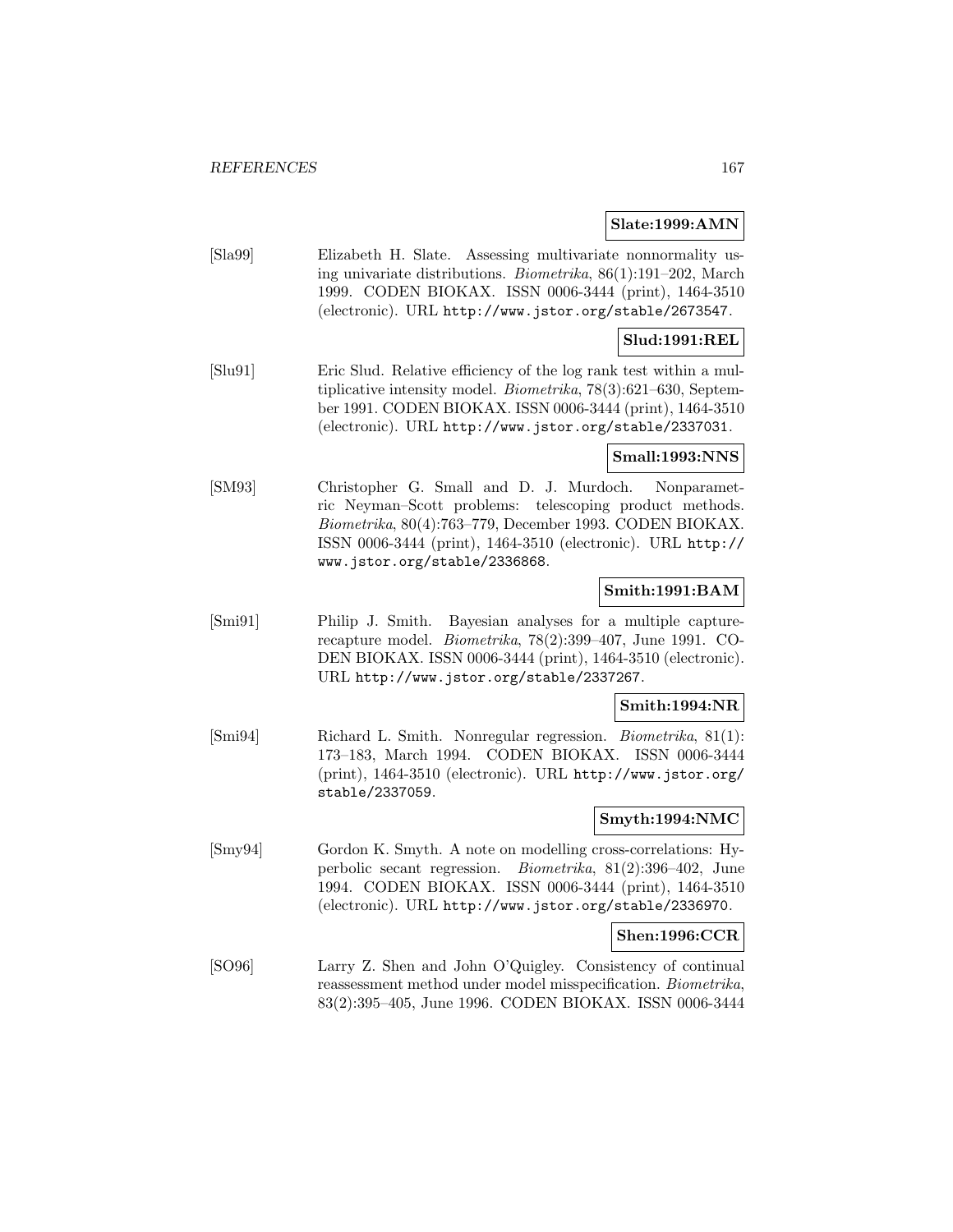**Slate:1999:AMN**

[Sla99] Elizabeth H. Slate. Assessing multivariate nonnormality using univariate distributions. *Biometrika*, 86(1):191–202, March 1999. CODEN BIOKAX. ISSN 0006-3444 (print), 1464-3510 (electronic). URL http://www.jstor.org/stable/2673547.

**Slud:1991:REL**

[Slu91] Eric Slud. Relative efficiency of the log rank test within a multiplicative intensity model. *Biometrika*, 78(3):621–630, September 1991. CODEN BIOKAX. ISSN 0006-3444 (print), 1464-3510 (electronic). URL http://www.jstor.org/stable/2337031.

**Small:1993:NNS**

[SM93] Christopher G. Small and D. J. Murdoch. Nonparametric Neyman–Scott problems: telescoping product methods. *Biometrika*, 80(4):763–779, December 1993. CODEN BIOKAX. ISSN 0006-3444 (print), 1464-3510 (electronic). URL http://www.jstor.org/stable/2336868.

**Smith:1991:BAM**

[Smi91] Philip J. Smith. Bayesian analyses for a multiple capture-recapture model. *Biometrika*, 78(2):399–407, June 1991. CODEN BIOKAX. ISSN 0006-3444 (print), 1464-3510 (electronic). URL http://www.jstor.org/stable/2337267.

**Smith:1994:NR**

[Smi94] Richard L. Smith. Nonregular regression. *Biometrika*, 81(1): 173–183, March 1994. CODEN BIOKAX. ISSN 0006-3444 (print), 1464-3510 (electronic). URL http://www.jstor.org/stable/2337059.

**Smyth:1994:NMC**

[Smy94] Gordon K. Smyth. A note on modelling cross-correlations: Hyperbolic secant regression. *Biometrika*, 81(2):396–402, June 1994. CODEN BIOKAX. ISSN 0006-3444 (print), 1464-3510 (electronic). URL http://www.jstor.org/stable/2336970.

**Shen:1996:CCR**

[SO96] Larry Z. Shen and John O'Quigley. Consistency of continual reassessment method under model misspecification. *Biometrika*, 83(2):395–405, June 1996. CODEN BIOKAX. ISSN 0006-3444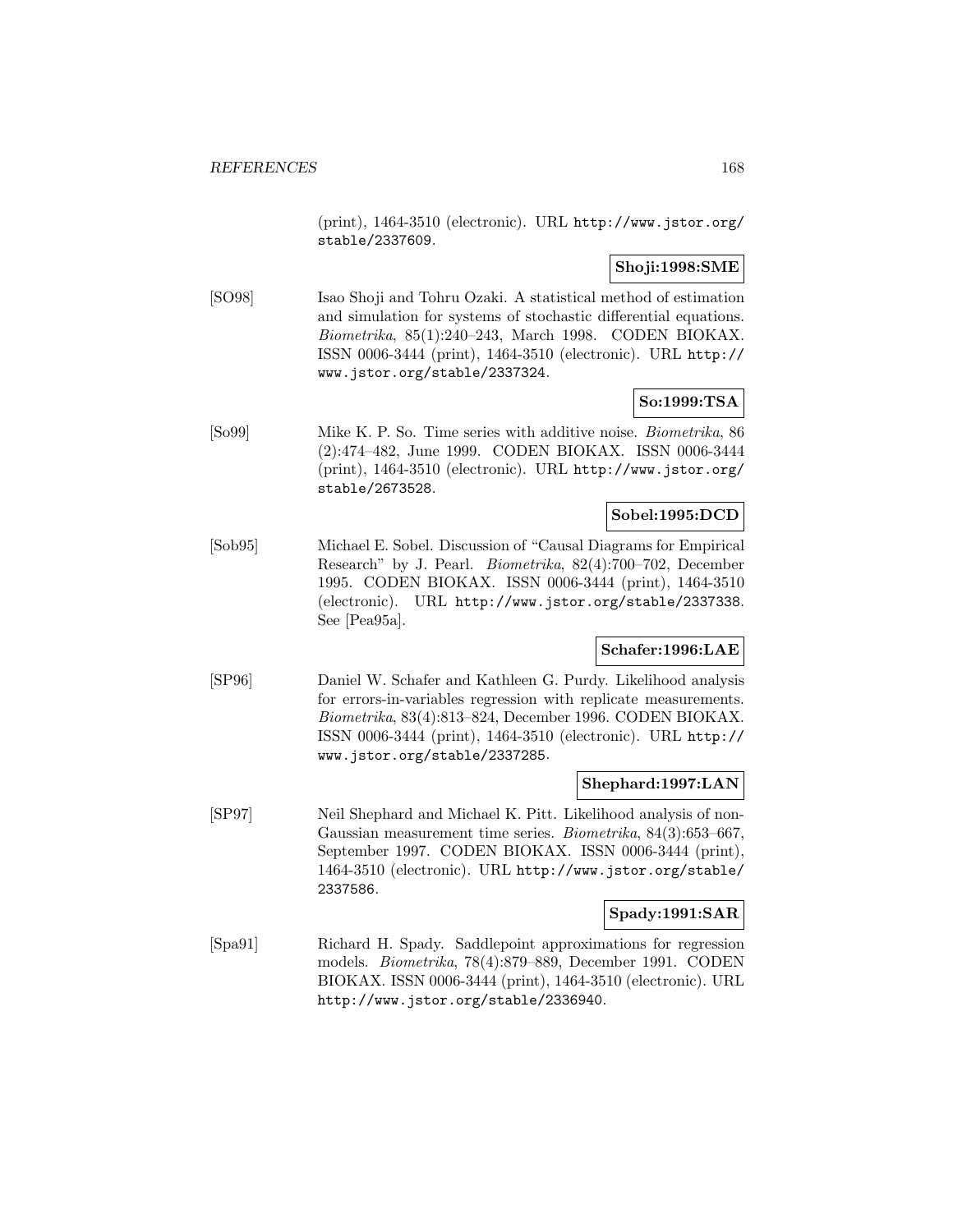(print), 1464-3510 (electronic). URL http://www.jstor.org/stable/2337609.

**Shoji:1998:SME**

[SO98] Isao Shoji and Tohru Ozaki. A statistical method of estimation and simulation for systems of stochastic differential equations. *Biometrika*, 85(1):240–243, March 1998. CODEN BIOKAX. ISSN 0006-3444 (print), 1464-3510 (electronic). URL http://www.jstor.org/stable/2337324.

**So:1999:TSA**

[So99] Mike K. P. So. Time series with additive noise. *Biometrika*, 86 (2):474–482, June 1999. CODEN BIOKAX. ISSN 0006-3444 (print), 1464-3510 (electronic). URL http://www.jstor.org/stable/2673528.

**Sobel:1995:DCD**

[Sob95] Michael E. Sobel. Discussion of "Causal Diagrams for Empirical Research" by J. Pearl. *Biometrika*, 82(4):700–702, December 1995. CODEN BIOKAX. ISSN 0006-3444 (print), 1464-3510 (electronic). URL http://www.jstor.org/stable/2337338. See [Pea95a].

**Schafer:1996:LAE**

[SP96] Daniel W. Schafer and Kathleen G. Purdy. Likelihood analysis for errors-in-variables regression with replicate measurements. *Biometrika*, 83(4):813–824, December 1996. CODEN BIOKAX. ISSN 0006-3444 (print), 1464-3510 (electronic). URL http://www.jstor.org/stable/2337285.

**Shephard:1997:LAN**

[SP97] Neil Shephard and Michael K. Pitt. Likelihood analysis of non-Gaussian measurement time series. *Biometrika*, 84(3):653–667, September 1997. CODEN BIOKAX. ISSN 0006-3444 (print), 1464-3510 (electronic). URL http://www.jstor.org/stable/2337586.

**Spady:1991:SAR**

[Spa91] Richard H. Spady. Saddlepoint approximations for regression models. *Biometrika*, 78(4):879–889, December 1991. CODEN BIOKAX. ISSN 0006-3444 (print), 1464-3510 (electronic). URL http://www.jstor.org/stable/2336940.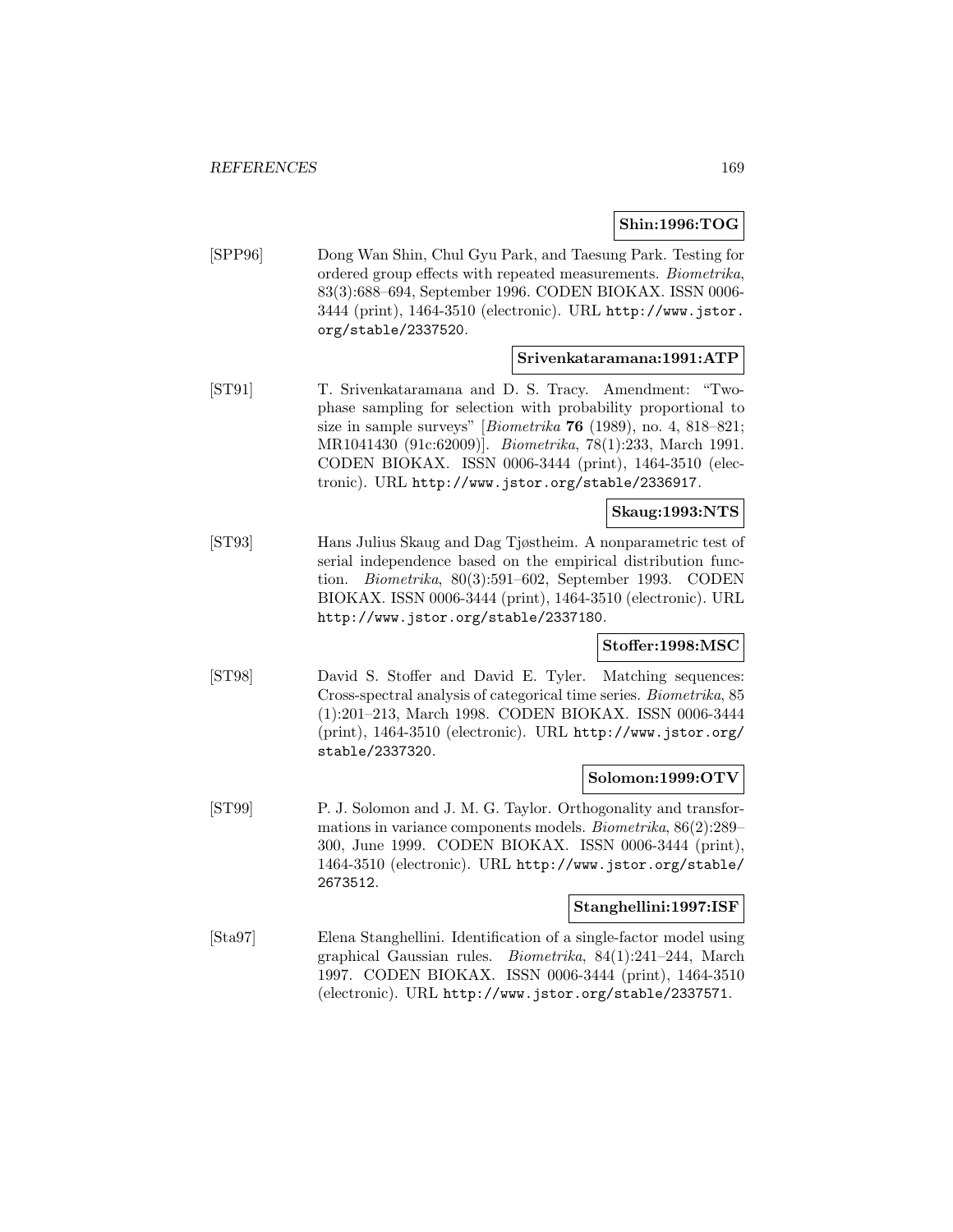**Shin:1996:TOG**

[SPP96] Dong Wan Shin, Chul Gyu Park, and Taesung Park. Testing for ordered group effects with repeated measurements. *Biometrika*, 83(3):688–694, September 1996. CODEN BIOKAX. ISSN 0006-3444 (print), 1464-3510 (electronic). URL http://www.jstor.org/stable/2337520.

**Srivenkataramana:1991:ATP**

[ST91] T. Srivenkataramana and D. S. Tracy. Amendment: "Two-phase sampling for selection with probability proportional to size in sample surveys" [*Biometrika* **76** (1989), no. 4, 818–821; MR1041430 (91c:62009)]. *Biometrika*, 78(1):233, March 1991. CODEN BIOKAX. ISSN 0006-3444 (print), 1464-3510 (electronic). URL http://www.jstor.org/stable/2336917.

**Skaug:1993:NTS**

[ST93] Hans Julius Skaug and Dag Tjøstheim. A nonparametric test of serial independence based on the empirical distribution function. *Biometrika*, 80(3):591–602, September 1993. CODEN BIOKAX. ISSN 0006-3444 (print), 1464-3510 (electronic). URL http://www.jstor.org/stable/2337180.

**Stoffer:1998:MSC**

[ST98] David S. Stoffer and David E. Tyler. Matching sequences: Cross-spectral analysis of categorical time series. *Biometrika*, 85 (1):201–213, March 1998. CODEN BIOKAX. ISSN 0006-3444 (print), 1464-3510 (electronic). URL http://www.jstor.org/stable/2337320.

**Solomon:1999:OTV**

[ST99] P. J. Solomon and J. M. G. Taylor. Orthogonality and transformations in variance components models. *Biometrika*, 86(2):289–300, June 1999. CODEN BIOKAX. ISSN 0006-3444 (print), 1464-3510 (electronic). URL http://www.jstor.org/stable/2673512.

**Stanghellini:1997:ISF**

[Sta97] Elena Stanghellini. Identification of a single-factor model using graphical Gaussian rules. *Biometrika*, 84(1):241–244, March 1997. CODEN BIOKAX. ISSN 0006-3444 (print), 1464-3510 (electronic). URL http://www.jstor.org/stable/2337571.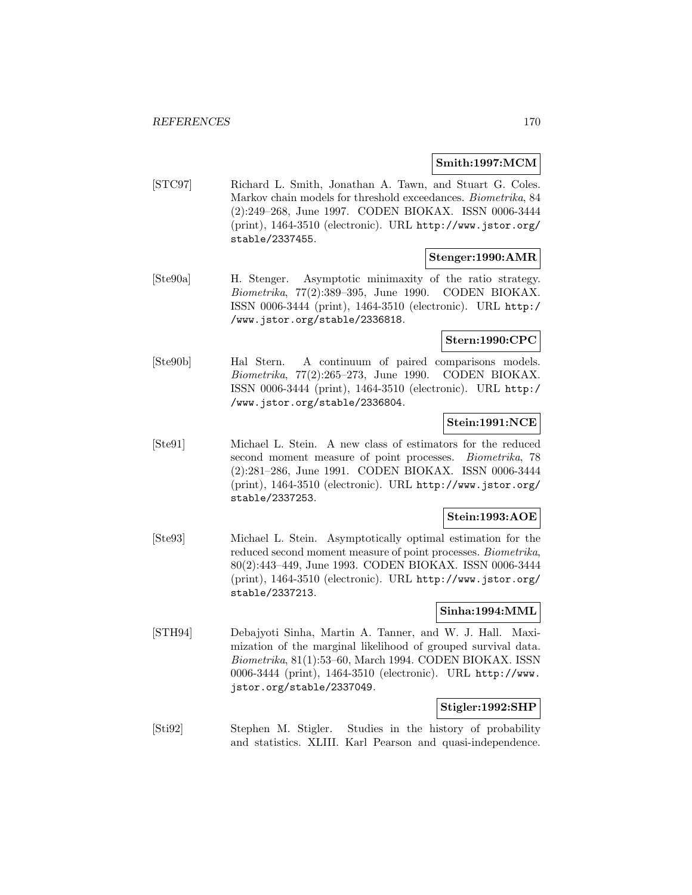**Smith:1997:MCM**

[STC97] Richard L. Smith, Jonathan A. Tawn, and Stuart G. Coles. Markov chain models for threshold exceedances. *Biometrika*, 84 (2):249–268, June 1997. CODEN BIOKAX. ISSN 0006-3444 (print), 1464-3510 (electronic). URL http://www.jstor.org/stable/2337455.

**Stenger:1990:AMR**

[Ste90a] H. Stenger. Asymptotic minimaxity of the ratio strategy. *Biometrika*, 77(2):389–395, June 1990. CODEN BIOKAX. ISSN 0006-3444 (print), 1464-3510 (electronic). URL http://www.jstor.org/stable/2336818.

**Stern:1990:CPC**

[Ste90b] Hal Stern. A continuum of paired comparisons models. *Biometrika*, 77(2):265–273, June 1990. CODEN BIOKAX. ISSN 0006-3444 (print), 1464-3510 (electronic). URL http://www.jstor.org/stable/2336804.

**Stein:1991:NCE**

[Ste91] Michael L. Stein. A new class of estimators for the reduced second moment measure of point processes. *Biometrika*, 78 (2):281–286, June 1991. CODEN BIOKAX. ISSN 0006-3444 (print), 1464-3510 (electronic). URL http://www.jstor.org/stable/2337253.

**Stein:1993:AOE**

[Ste93] Michael L. Stein. Asymptotically optimal estimation for the reduced second moment measure of point processes. *Biometrika*, 80(2):443–449, June 1993. CODEN BIOKAX. ISSN 0006-3444 (print), 1464-3510 (electronic). URL http://www.jstor.org/stable/2337213.

**Sinha:1994:MML**

[STH94] Debajyoti Sinha, Martin A. Tanner, and W. J. Hall. Maximization of the marginal likelihood of grouped survival data. *Biometrika*, 81(1):53–60, March 1994. CODEN BIOKAX. ISSN 0006-3444 (print), 1464-3510 (electronic). URL http://www.jstor.org/stable/2337049.

**Stigler:1992:SHP**

[Sti92] Stephen M. Stigler. Studies in the history of probability and statistics. XLIII. Karl Pearson and quasi-independence.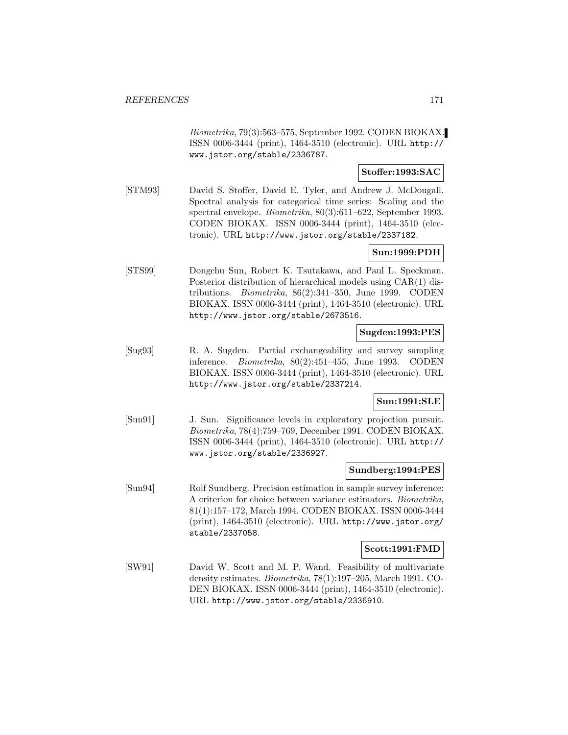*Biometrika*, 79(3):563–575, September 1992. CODEN BIOKAX. ISSN 0006-3444 (print), 1464-3510 (electronic). URL http://www.jstor.org/stable/2336787.

**Stoffer:1993:SAC**

[STM93] David S. Stoffer, David E. Tyler, and Andrew J. McDougall. Spectral analysis for categorical time series: Scaling and the spectral envelope. *Biometrika*, 80(3):611–622, September 1993. CODEN BIOKAX. ISSN 0006-3444 (print), 1464-3510 (electronic). URL http://www.jstor.org/stable/2337182.

**Sun:1999:PDH**

[STS99] Dongchu Sun, Robert K. Tsutakawa, and Paul L. Speckman. Posterior distribution of hierarchical models using CAR(1) distributions. *Biometrika*, 86(2):341–350, June 1999. CODEN BIOKAX. ISSN 0006-3444 (print), 1464-3510 (electronic). URL http://www.jstor.org/stable/2673516.

**Sugden:1993:PES**

[Sug93] R. A. Sugden. Partial exchangeability and survey sampling inference. *Biometrika*, 80(2):451–455, June 1993. CODEN BIOKAX. ISSN 0006-3444 (print), 1464-3510 (electronic). URL http://www.jstor.org/stable/2337214.

**Sun:1991:SLE**

[Sun91] J. Sun. Significance levels in exploratory projection pursuit. *Biometrika*, 78(4):759–769, December 1991. CODEN BIOKAX. ISSN 0006-3444 (print), 1464-3510 (electronic). URL http://www.jstor.org/stable/2336927.

**Sundberg:1994:PES**

[Sun94] Rolf Sundberg. Precision estimation in sample survey inference: A criterion for choice between variance estimators. *Biometrika*, 81(1):157–172, March 1994. CODEN BIOKAX. ISSN 0006-3444 (print), 1464-3510 (electronic). URL http://www.jstor.org/stable/2337058.

**Scott:1991:FMD**

[SW91] David W. Scott and M. P. Wand. Feasibility of multivariate density estimates. *Biometrika*, 78(1):197–205, March 1991. CODEN BIOKAX. ISSN 0006-3444 (print), 1464-3510 (electronic). URL http://www.jstor.org/stable/2336910.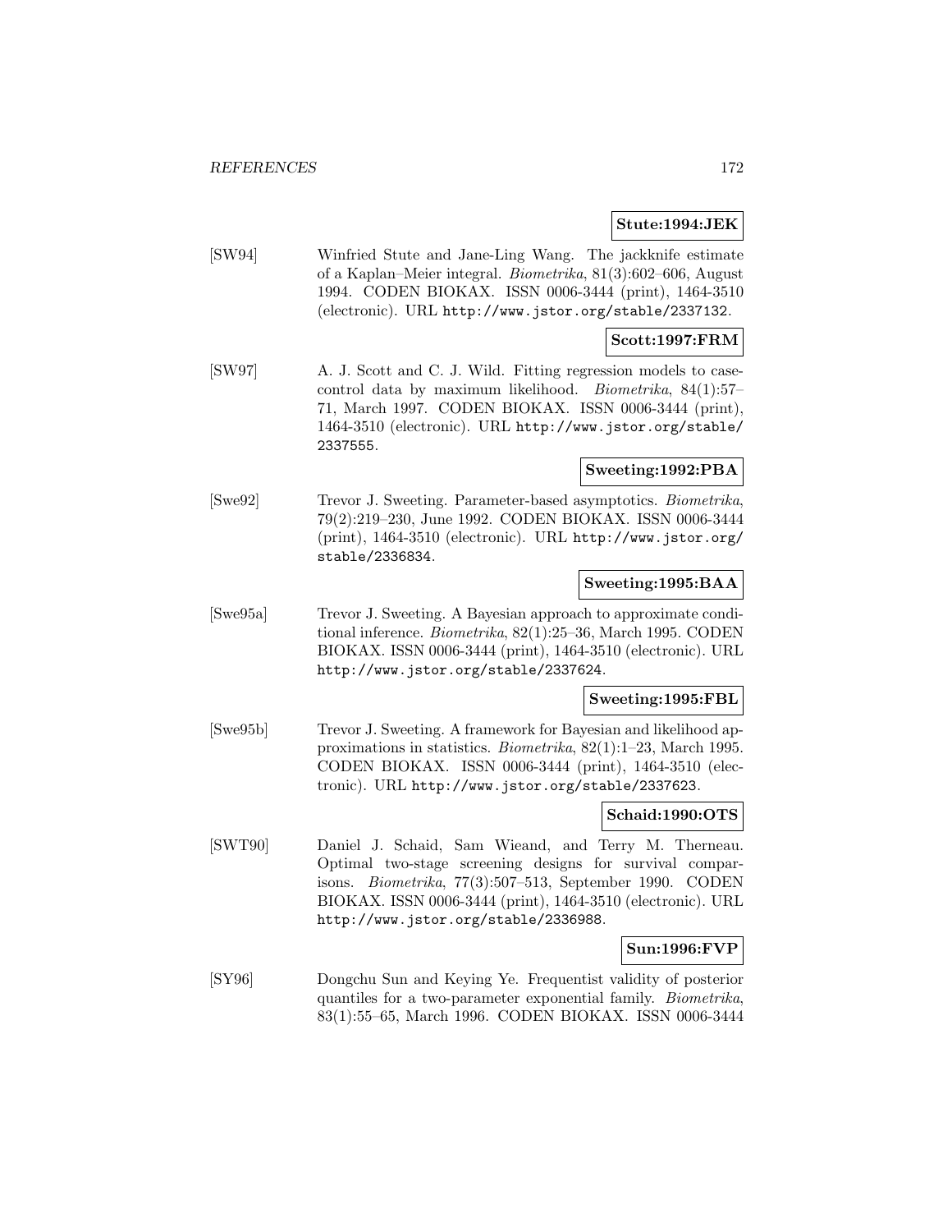**Stute:1994:JEK**

[SW94] Winfried Stute and Jane-Ling Wang. The jackknife estimate of a Kaplan–Meier integral. *Biometrika*, 81(3):602–606, August 1994. CODEN BIOKAX. ISSN 0006-3444 (print), 1464-3510 (electronic). URL http://www.jstor.org/stable/2337132.

**Scott:1997:FRM**

[SW97] A. J. Scott and C. J. Wild. Fitting regression models to case-control data by maximum likelihood. *Biometrika*, 84(1):57–71, March 1997. CODEN BIOKAX. ISSN 0006-3444 (print), 1464-3510 (electronic). URL http://www.jstor.org/stable/2337555.

**Sweeting:1992:PBA**

[Swe92] Trevor J. Sweeting. Parameter-based asymptotics. *Biometrika*, 79(2):219–230, June 1992. CODEN BIOKAX. ISSN 0006-3444 (print), 1464-3510 (electronic). URL http://www.jstor.org/stable/2336834.

**Sweeting:1995:BAA**

[Swe95a] Trevor J. Sweeting. A Bayesian approach to approximate conditional inference. *Biometrika*, 82(1):25–36, March 1995. CODEN BIOKAX. ISSN 0006-3444 (print), 1464-3510 (electronic). URL http://www.jstor.org/stable/2337624.

**Sweeting:1995:FBL**

[Swe95b] Trevor J. Sweeting. A framework for Bayesian and likelihood approximations in statistics. *Biometrika*, 82(1):1–23, March 1995. CODEN BIOKAX. ISSN 0006-3444 (print), 1464-3510 (electronic). URL http://www.jstor.org/stable/2337623.

**Schaid:1990:OTS**

[SWT90] Daniel J. Schaid, Sam Wieand, and Terry M. Therneau. Optimal two-stage screening designs for survival comparisons. *Biometrika*, 77(3):507–513, September 1990. CODEN BIOKAX. ISSN 0006-3444 (print), 1464-3510 (electronic). URL http://www.jstor.org/stable/2336988.

**Sun:1996:FVP**

[SY96] Dongchu Sun and Keying Ye. Frequentist validity of posterior quantiles for a two-parameter exponential family. *Biometrika*, 83(1):55–65, March 1996. CODEN BIOKAX. ISSN 0006-3444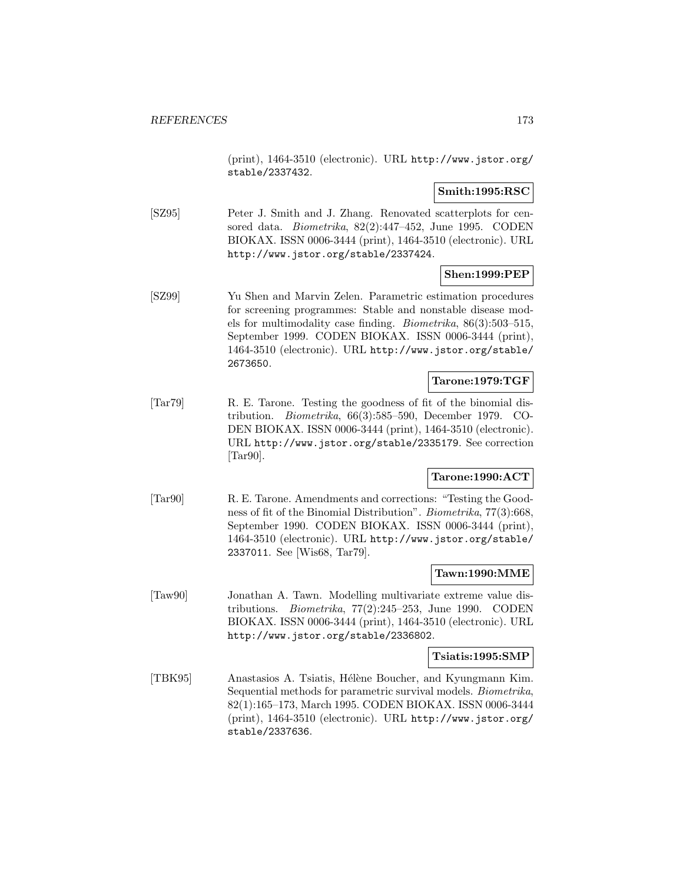(print), 1464-3510 (electronic). URL http://www.jstor.org/stable/2337432.

**Smith:1995:RSC**

[SZ95] Peter J. Smith and J. Zhang. Renovated scatterplots for censored data. *Biometrika*, 82(2):447–452, June 1995. CODEN BIOKAX. ISSN 0006-3444 (print), 1464-3510 (electronic). URL http://www.jstor.org/stable/2337424.

**Shen:1999:PEP**

[SZ99] Yu Shen and Marvin Zelen. Parametric estimation procedures for screening programmes: Stable and nonstable disease models for multimodality case finding. *Biometrika*, 86(3):503–515, September 1999. CODEN BIOKAX. ISSN 0006-3444 (print), 1464-3510 (electronic). URL http://www.jstor.org/stable/2673650.

**Tarone:1979:TGF**

[Tar79] R. E. Tarone. Testing the goodness of fit of the binomial distribution. *Biometrika*, 66(3):585–590, December 1979. CODEN BIOKAX. ISSN 0006-3444 (print), 1464-3510 (electronic). URL http://www.jstor.org/stable/2335179. See correction [Tar90].

**Tarone:1990:ACT**

[Tar90] R. E. Tarone. Amendments and corrections: "Testing the Goodness of fit of the Binomial Distribution". *Biometrika*, 77(3):668, September 1990. CODEN BIOKAX. ISSN 0006-3444 (print), 1464-3510 (electronic). URL http://www.jstor.org/stable/2337011. See [Wis68, Tar79].

**Tawn:1990:MME**

[Taw90] Jonathan A. Tawn. Modelling multivariate extreme value distributions. *Biometrika*, 77(2):245–253, June 1990. CODEN BIOKAX. ISSN 0006-3444 (print), 1464-3510 (electronic). URL http://www.jstor.org/stable/2336802.

**Tsiatis:1995:SMP**

[TBK95] Anastasios A. Tsiatis, Hélène Boucher, and Kyungmann Kim. Sequential methods for parametric survival models. *Biometrika*, 82(1):165–173, March 1995. CODEN BIOKAX. ISSN 0006-3444 (print), 1464-3510 (electronic). URL http://www.jstor.org/stable/2337636.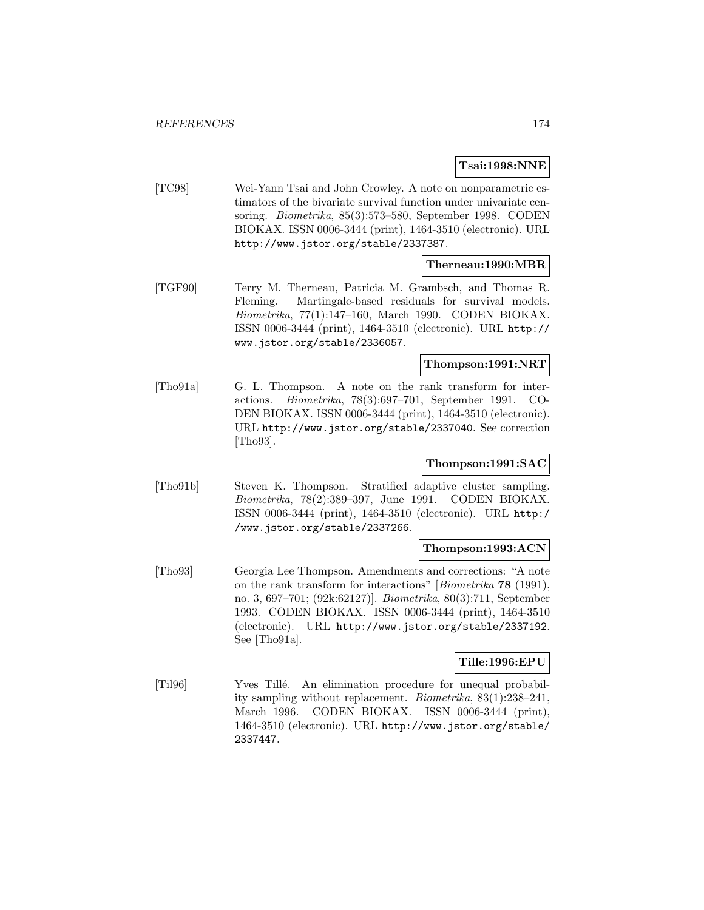**Tsai:1998:NNE**

[TC98] Wei-Yann Tsai and John Crowley. A note on nonparametric estimators of the bivariate survival function under univariate censoring. *Biometrika*, 85(3):573–580, September 1998. CODEN BIOKAX. ISSN 0006-3444 (print), 1464-3510 (electronic). URL http://www.jstor.org/stable/2337387.

**Therneau:1990:MBR**

[TGF90] Terry M. Therneau, Patricia M. Grambsch, and Thomas R. Fleming. Martingale-based residuals for survival models. *Biometrika*, 77(1):147–160, March 1990. CODEN BIOKAX. ISSN 0006-3444 (print), 1464-3510 (electronic). URL http://www.jstor.org/stable/2336057.

**Thompson:1991:NRT**

[Tho91a] G. L. Thompson. A note on the rank transform for interactions. *Biometrika*, 78(3):697–701, September 1991. CODEN BIOKAX. ISSN 0006-3444 (print), 1464-3510 (electronic). URL http://www.jstor.org/stable/2337040. See correction [Tho93].

**Thompson:1991:SAC**

[Tho91b] Steven K. Thompson. Stratified adaptive cluster sampling. *Biometrika*, 78(2):389–397, June 1991. CODEN BIOKAX. ISSN 0006-3444 (print), 1464-3510 (electronic). URL http://www.jstor.org/stable/2337266.

**Thompson:1993:ACN**

[Tho93] Georgia Lee Thompson. Amendments and corrections: "A note on the rank transform for interactions" [*Biometrika* **78** (1991), no. 3, 697–701; (92k:62127)]. *Biometrika*, 80(3):711, September 1993. CODEN BIOKAX. ISSN 0006-3444 (print), 1464-3510 (electronic). URL http://www.jstor.org/stable/2337192. See [Tho91a].

**Tille:1996:EPU**

[Til96] Yves Tillé. An elimination procedure for unequal probability sampling without replacement. *Biometrika*, 83(1):238–241, March 1996. CODEN BIOKAX. ISSN 0006-3444 (print), 1464-3510 (electronic). URL http://www.jstor.org/stable/2337447.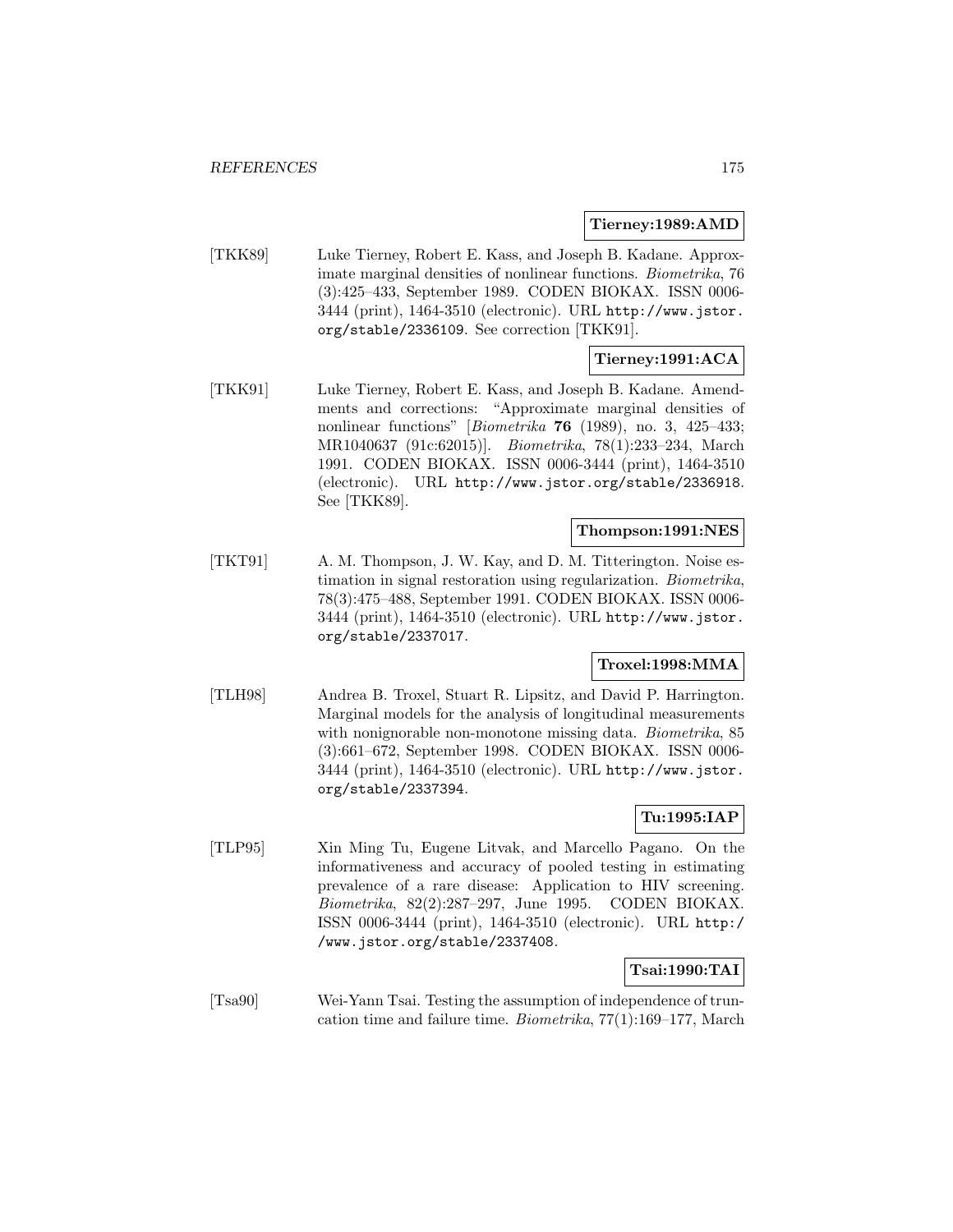**Tierney:1989:AMD**

[TKK89] Luke Tierney, Robert E. Kass, and Joseph B. Kadane. Approximate marginal densities of nonlinear functions. *Biometrika*, 76 (3):425–433, September 1989. CODEN BIOKAX. ISSN 0006-3444 (print), 1464-3510 (electronic). URL `http://www.jstor.org/stable/2336109`. See correction [TKK91].

**Tierney:1991:ACA**

[TKK91] Luke Tierney, Robert E. Kass, and Joseph B. Kadane. Amendments and corrections: "Approximate marginal densities of nonlinear functions" [*Biometrika* **76** (1989), no. 3, 425–433; MR1040637 (91c:62015)]. *Biometrika*, 78(1):233–234, March 1991. CODEN BIOKAX. ISSN 0006-3444 (print), 1464-3510 (electronic). URL `http://www.jstor.org/stable/2336918`. See [TKK89].

**Thompson:1991:NES**

[TKT91] A. M. Thompson, J. W. Kay, and D. M. Titterington. Noise estimation in signal restoration using regularization. *Biometrika*, 78(3):475–488, September 1991. CODEN BIOKAX. ISSN 0006-3444 (print), 1464-3510 (electronic). URL `http://www.jstor.org/stable/2337017`.

**Troxel:1998:MMA**

[TLH98] Andrea B. Troxel, Stuart R. Lipsitz, and David P. Harrington. Marginal models for the analysis of longitudinal measurements with nonignorable non-monotone missing data. *Biometrika*, 85 (3):661–672, September 1998. CODEN BIOKAX. ISSN 0006-3444 (print), 1464-3510 (electronic). URL `http://www.jstor.org/stable/2337394`.

**Tu:1995:IAP**

[TLP95] Xin Ming Tu, Eugene Litvak, and Marcello Pagano. On the informativeness and accuracy of pooled testing in estimating prevalence of a rare disease: Application to HIV screening. *Biometrika*, 82(2):287–297, June 1995. CODEN BIOKAX. ISSN 0006-3444 (print), 1464-3510 (electronic). URL `http://www.jstor.org/stable/2337408`.

**Tsai:1990:TAI**

[Tsa90] Wei-Yann Tsai. Testing the assumption of independence of truncation time and failure time. *Biometrika*, 77(1):169–177, March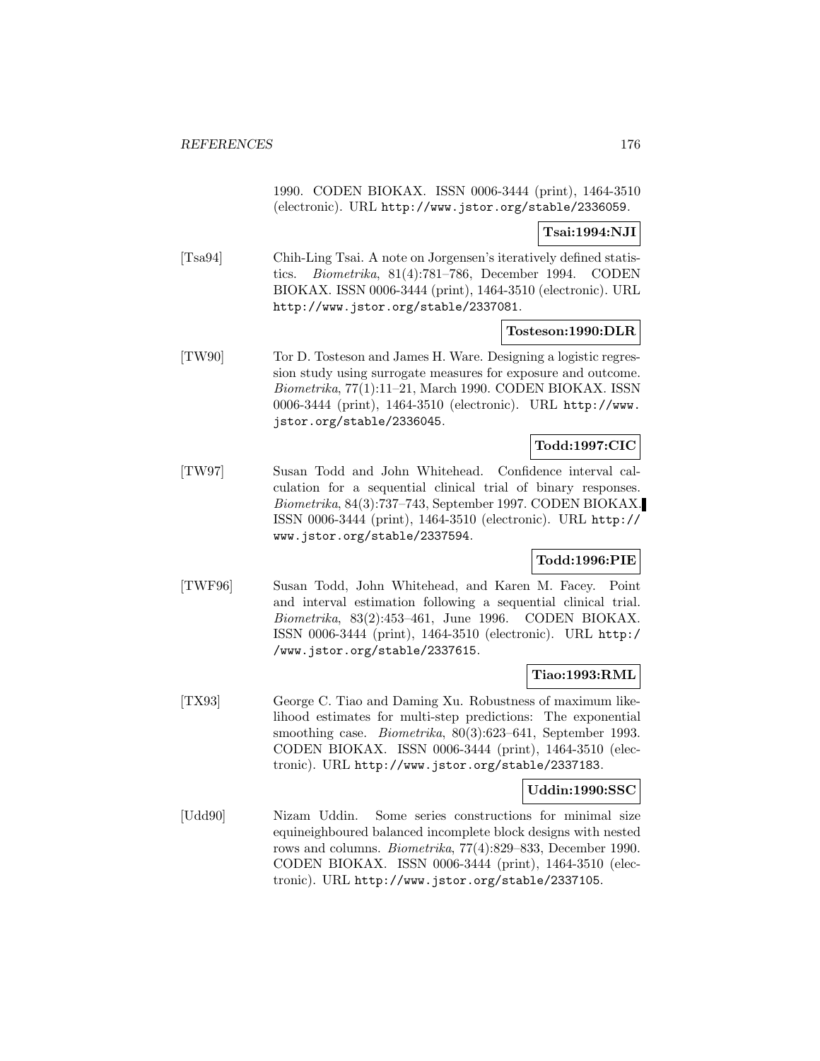1990. CODEN BIOKAX. ISSN 0006-3444 (print), 1464-3510 (electronic). URL http://www.jstor.org/stable/2336059.

**Tsai:1994:NJI**

[Tsa94] Chih-Ling Tsai. A note on Jorgensen's iteratively defined statistics. *Biometrika*, 81(4):781–786, December 1994. CODEN BIOKAX. ISSN 0006-3444 (print), 1464-3510 (electronic). URL http://www.jstor.org/stable/2337081.

**Tosteson:1990:DLR**

[TW90] Tor D. Tosteson and James H. Ware. Designing a logistic regression study using surrogate measures for exposure and outcome. *Biometrika*, 77(1):11–21, March 1990. CODEN BIOKAX. ISSN 0006-3444 (print), 1464-3510 (electronic). URL http://www.jstor.org/stable/2336045.

**Todd:1997:CIC**

[TW97] Susan Todd and John Whitehead. Confidence interval calculation for a sequential clinical trial of binary responses. *Biometrika*, 84(3):737–743, September 1997. CODEN BIOKAX. ISSN 0006-3444 (print), 1464-3510 (electronic). URL http://www.jstor.org/stable/2337594.

**Todd:1996:PIE**

[TWF96] Susan Todd, John Whitehead, and Karen M. Facey. Point and interval estimation following a sequential clinical trial. *Biometrika*, 83(2):453–461, June 1996. CODEN BIOKAX. ISSN 0006-3444 (print), 1464-3510 (electronic). URL http://www.jstor.org/stable/2337615.

**Tiao:1993:RML**

[TX93] George C. Tiao and Daming Xu. Robustness of maximum likelihood estimates for multi-step predictions: The exponential smoothing case. *Biometrika*, 80(3):623–641, September 1993. CODEN BIOKAX. ISSN 0006-3444 (print), 1464-3510 (electronic). URL http://www.jstor.org/stable/2337183.

**Uddin:1990:SSC**

[Udd90] Nizam Uddin. Some series constructions for minimal size equineighboured balanced incomplete block designs with nested rows and columns. *Biometrika*, 77(4):829–833, December 1990. CODEN BIOKAX. ISSN 0006-3444 (print), 1464-3510 (electronic). URL http://www.jstor.org/stable/2337105.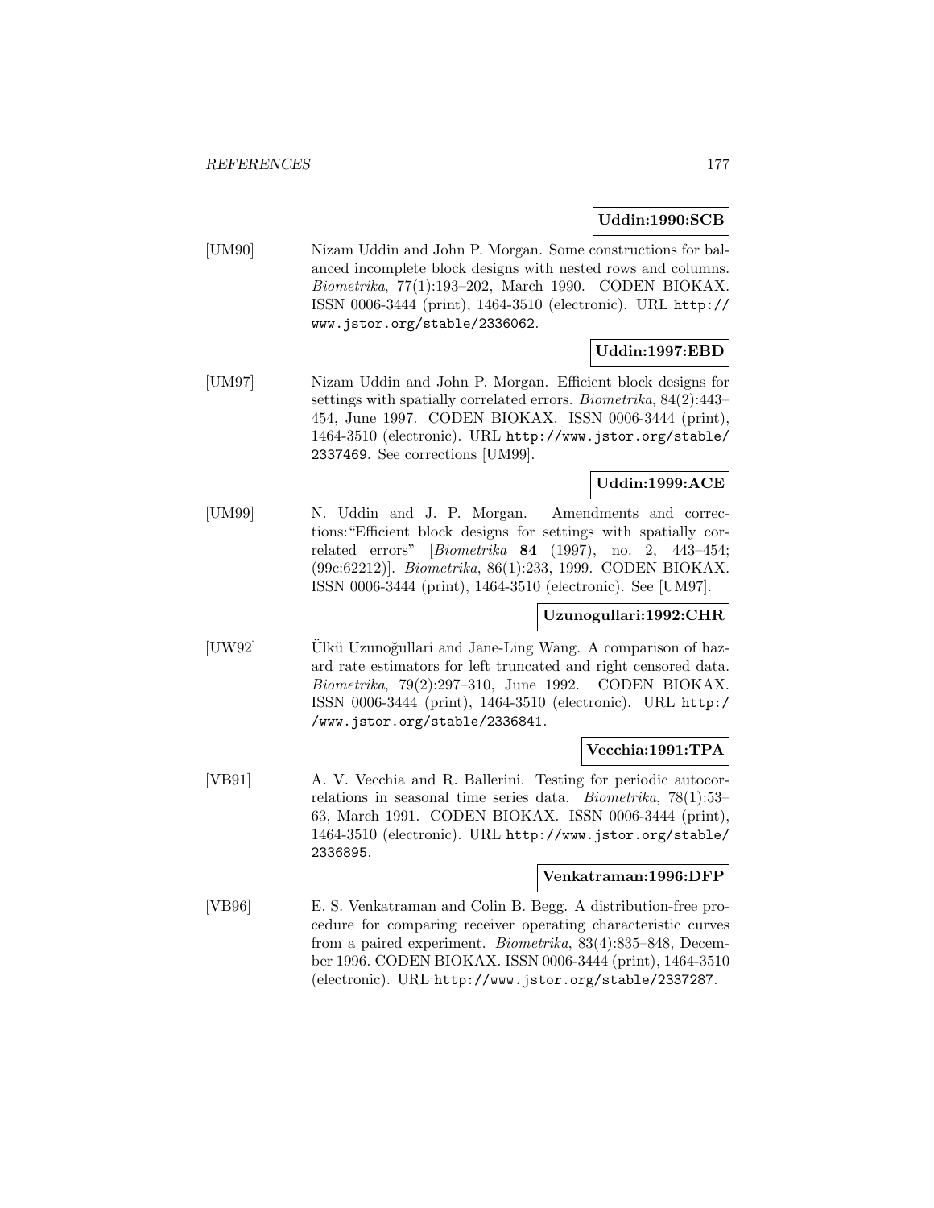**Uddin:1990:SCB**

[UM90] Nizam Uddin and John P. Morgan. Some constructions for balanced incomplete block designs with nested rows and columns. *Biometrika*, 77(1):193–202, March 1990. CODEN BIOKAX. ISSN 0006-3444 (print), 1464-3510 (electronic). URL http://www.jstor.org/stable/2336062.

**Uddin:1997:EBD**

[UM97] Nizam Uddin and John P. Morgan. Efficient block designs for settings with spatially correlated errors. *Biometrika*, 84(2):443–454, June 1997. CODEN BIOKAX. ISSN 0006-3444 (print), 1464-3510 (electronic). URL http://www.jstor.org/stable/2337469. See corrections [UM99].

**Uddin:1999:ACE**

[UM99] N. Uddin and J. P. Morgan. Amendments and corrections:"Efficient block designs for settings with spatially correlated errors" [*Biometrika* **84** (1997), no. 2, 443–454; (99c:62212)]. *Biometrika*, 86(1):233, 1999. CODEN BIOKAX. ISSN 0006-3444 (print), 1464-3510 (electronic). See [UM97].

**Uzunogullari:1992:CHR**

[UW92] Ülkü Uzunoğullari and Jane-Ling Wang. A comparison of hazard rate estimators for left truncated and right censored data. *Biometrika*, 79(2):297–310, June 1992. CODEN BIOKAX. ISSN 0006-3444 (print), 1464-3510 (electronic). URL http://www.jstor.org/stable/2336841.

**Vecchia:1991:TPA**

[VB91] A. V. Vecchia and R. Ballerini. Testing for periodic autocorrelations in seasonal time series data. *Biometrika*, 78(1):53–63, March 1991. CODEN BIOKAX. ISSN 0006-3444 (print), 1464-3510 (electronic). URL http://www.jstor.org/stable/2336895.

**Venkatraman:1996:DFP**

[VB96] E. S. Venkatraman and Colin B. Begg. A distribution-free procedure for comparing receiver operating characteristic curves from a paired experiment. *Biometrika*, 83(4):835–848, December 1996. CODEN BIOKAX. ISSN 0006-3444 (print), 1464-3510 (electronic). URL http://www.jstor.org/stable/2337287.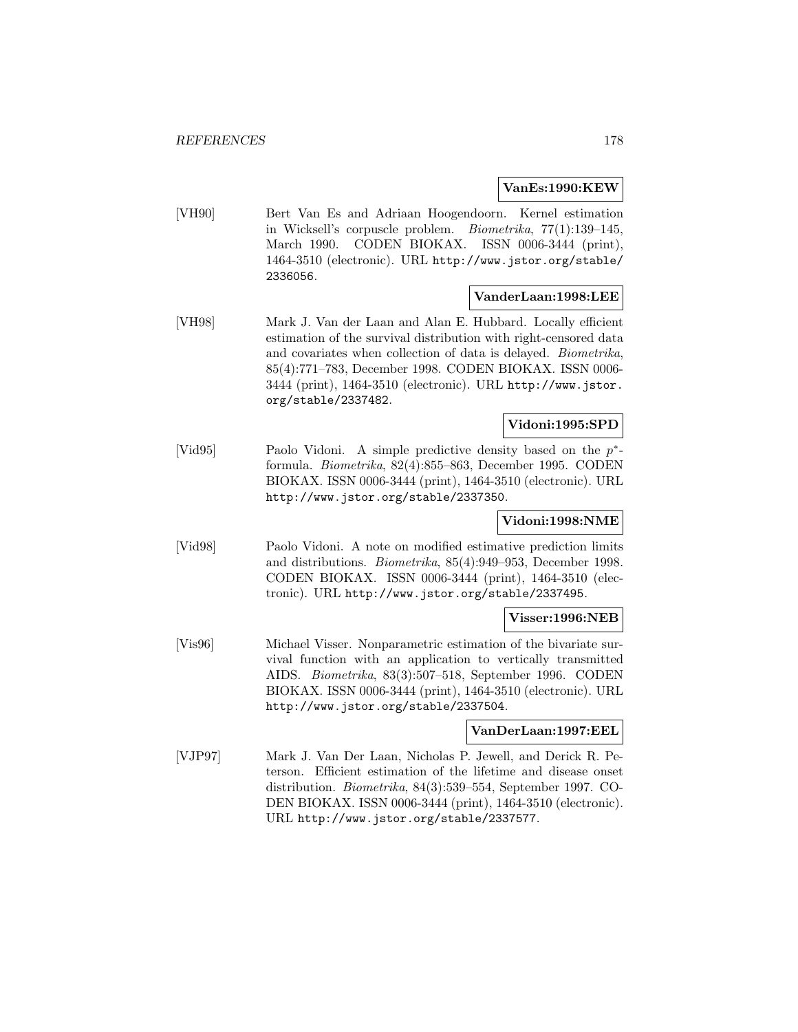**VanEs:1990:KEW**

[VH90] Bert Van Es and Adriaan Hoogendoorn. Kernel estimation in Wicksell's corpuscle problem. *Biometrika*, 77(1):139–145, March 1990. CODEN BIOKAX. ISSN 0006-3444 (print), 1464-3510 (electronic). URL http://www.jstor.org/stable/2336056.

**VanderLaan:1998:LEE**

[VH98] Mark J. Van der Laan and Alan E. Hubbard. Locally efficient estimation of the survival distribution with right-censored data and covariates when collection of data is delayed. *Biometrika*, 85(4):771–783, December 1998. CODEN BIOKAX. ISSN 0006-3444 (print), 1464-3510 (electronic). URL http://www.jstor.org/stable/2337482.

**Vidoni:1995:SPD**

[Vid95] Paolo Vidoni. A simple predictive density based on the $p^*$-formula. *Biometrika*, 82(4):855–863, December 1995. CODEN BIOKAX. ISSN 0006-3444 (print), 1464-3510 (electronic). URL http://www.jstor.org/stable/2337350.

**Vidoni:1998:NME**

[Vid98] Paolo Vidoni. A note on modified estimative prediction limits and distributions. *Biometrika*, 85(4):949–953, December 1998. CODEN BIOKAX. ISSN 0006-3444 (print), 1464-3510 (electronic). URL http://www.jstor.org/stable/2337495.

**Visser:1996:NEB**

[Vis96] Michael Visser. Nonparametric estimation of the bivariate survival function with an application to vertically transmitted AIDS. *Biometrika*, 83(3):507–518, September 1996. CODEN BIOKAX. ISSN 0006-3444 (print), 1464-3510 (electronic). URL http://www.jstor.org/stable/2337504.

**VanDerLaan:1997:EEL**

[VJP97] Mark J. Van Der Laan, Nicholas P. Jewell, and Derick R. Peterson. Efficient estimation of the lifetime and disease onset distribution. *Biometrika*, 84(3):539–554, September 1997. CODEN BIOKAX. ISSN 0006-3444 (print), 1464-3510 (electronic). URL http://www.jstor.org/stable/2337577.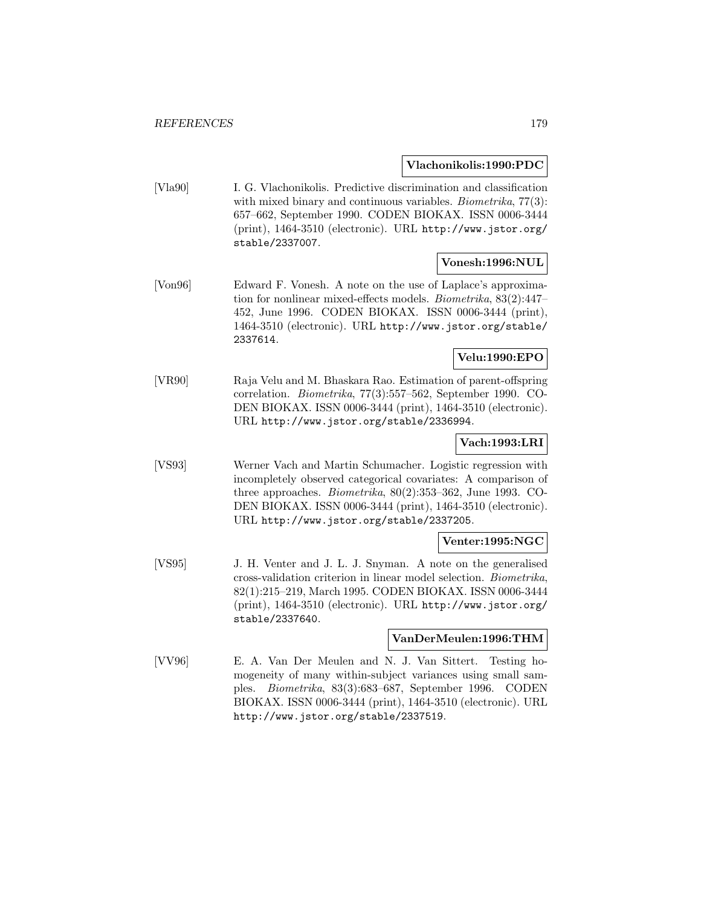**Vlachonikolis:1990:PDC**

[Vla90] I. G. Vlachonikolis. Predictive discrimination and classification with mixed binary and continuous variables. *Biometrika*, 77(3): 657–662, September 1990. CODEN BIOKAX. ISSN 0006-3444 (print), 1464-3510 (electronic). URL http://www.jstor.org/stable/2337007.

**Vonesh:1996:NUL**

[Von96] Edward F. Vonesh. A note on the use of Laplace's approximation for nonlinear mixed-effects models. *Biometrika*, 83(2):447–452, June 1996. CODEN BIOKAX. ISSN 0006-3444 (print), 1464-3510 (electronic). URL http://www.jstor.org/stable/2337614.

**Velu:1990:EPO**

[VR90] Raja Velu and M. Bhaskara Rao. Estimation of parent-offspring correlation. *Biometrika*, 77(3):557–562, September 1990. CODEN BIOKAX. ISSN 0006-3444 (print), 1464-3510 (electronic). URL http://www.jstor.org/stable/2336994.

**Vach:1993:LRI**

[VS93] Werner Vach and Martin Schumacher. Logistic regression with incompletely observed categorical covariates: A comparison of three approaches. *Biometrika*, 80(2):353–362, June 1993. CODEN BIOKAX. ISSN 0006-3444 (print), 1464-3510 (electronic). URL http://www.jstor.org/stable/2337205.

**Venter:1995:NGC**

[VS95] J. H. Venter and J. L. J. Snyman. A note on the generalised cross-validation criterion in linear model selection. *Biometrika*, 82(1):215–219, March 1995. CODEN BIOKAX. ISSN 0006-3444 (print), 1464-3510 (electronic). URL http://www.jstor.org/stable/2337640.

**VanDerMeulen:1996:THM**

[VV96] E. A. Van Der Meulen and N. J. Van Sittert. Testing homogeneity of many within-subject variances using small samples. *Biometrika*, 83(3):683–687, September 1996. CODEN BIOKAX. ISSN 0006-3444 (print), 1464-3510 (electronic). URL http://www.jstor.org/stable/2337519.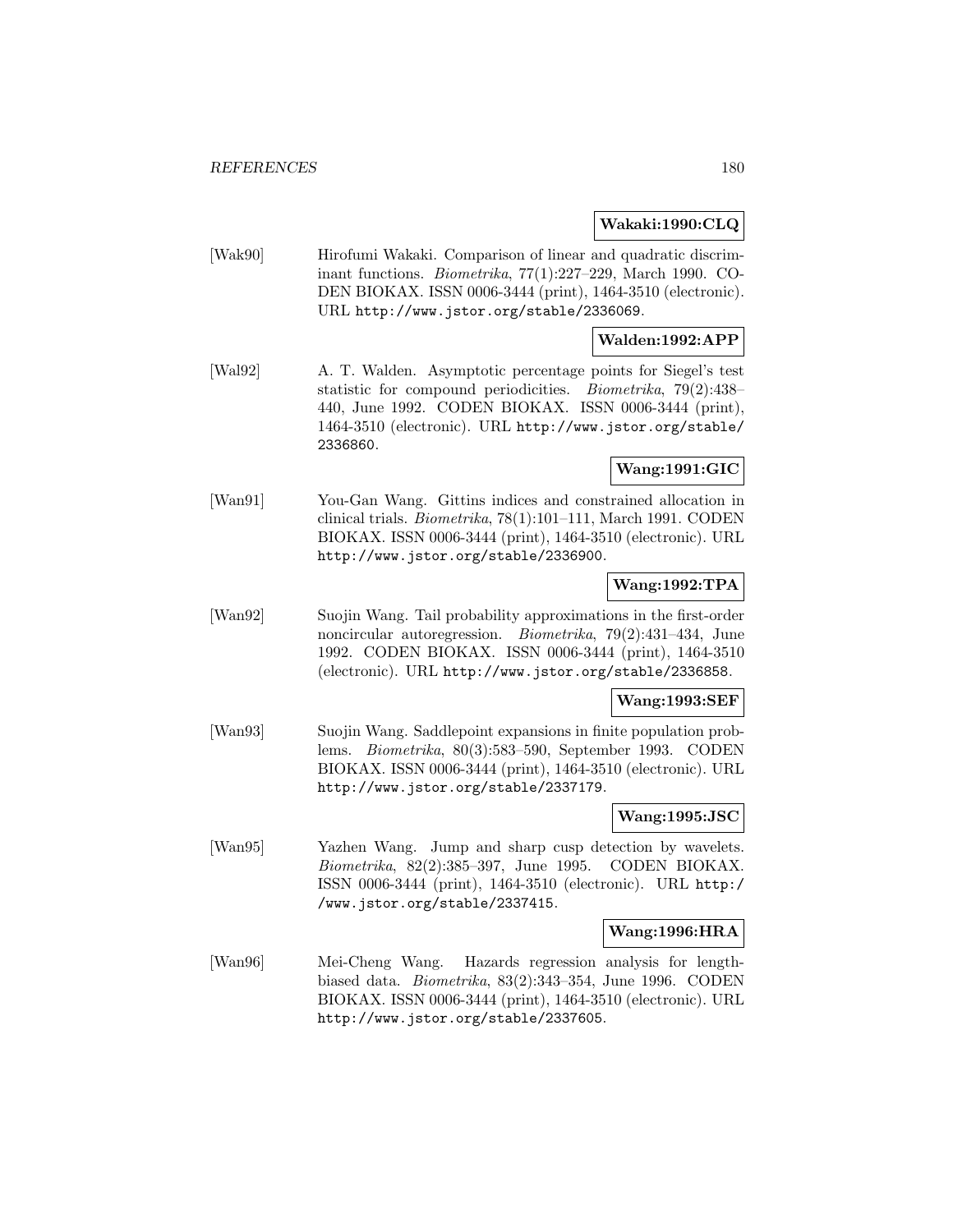**Wakaki:1990:CLQ**

[Wak90] Hirofumi Wakaki. Comparison of linear and quadratic discriminant functions. *Biometrika*, 77(1):227–229, March 1990. CODEN BIOKAX. ISSN 0006-3444 (print), 1464-3510 (electronic). URL http://www.jstor.org/stable/2336069.

**Walden:1992:APP**

[Wal92] A. T. Walden. Asymptotic percentage points for Siegel's test statistic for compound periodicities. *Biometrika*, 79(2):438–440, June 1992. CODEN BIOKAX. ISSN 0006-3444 (print), 1464-3510 (electronic). URL http://www.jstor.org/stable/2336860.

**Wang:1991:GIC**

[Wan91] You-Gan Wang. Gittins indices and constrained allocation in clinical trials. *Biometrika*, 78(1):101–111, March 1991. CODEN BIOKAX. ISSN 0006-3444 (print), 1464-3510 (electronic). URL http://www.jstor.org/stable/2336900.

**Wang:1992:TPA**

[Wan92] Suojin Wang. Tail probability approximations in the first-order noncircular autoregression. *Biometrika*, 79(2):431–434, June 1992. CODEN BIOKAX. ISSN 0006-3444 (print), 1464-3510 (electronic). URL http://www.jstor.org/stable/2336858.

**Wang:1993:SEF**

[Wan93] Suojin Wang. Saddlepoint expansions in finite population problems. *Biometrika*, 80(3):583–590, September 1993. CODEN BIOKAX. ISSN 0006-3444 (print), 1464-3510 (electronic). URL http://www.jstor.org/stable/2337179.

**Wang:1995:JSC**

[Wan95] Yazhen Wang. Jump and sharp cusp detection by wavelets. *Biometrika*, 82(2):385–397, June 1995. CODEN BIOKAX. ISSN 0006-3444 (print), 1464-3510 (electronic). URL http://www.jstor.org/stable/2337415.

**Wang:1996:HRA**

[Wan96] Mei-Cheng Wang. Hazards regression analysis for length-biased data. *Biometrika*, 83(2):343–354, June 1996. CODEN BIOKAX. ISSN 0006-3444 (print), 1464-3510 (electronic). URL http://www.jstor.org/stable/2337605.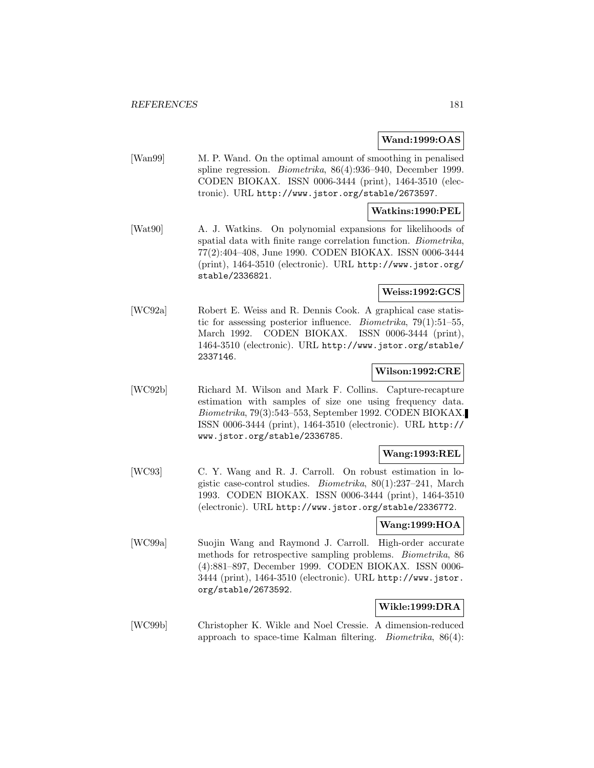**Wand:1999:OAS**

[Wan99] M. P. Wand. On the optimal amount of smoothing in penalised spline regression. *Biometrika*, 86(4):936–940, December 1999. CODEN BIOKAX. ISSN 0006-3444 (print), 1464-3510 (electronic). URL http://www.jstor.org/stable/2673597.

**Watkins:1990:PEL**

[Wat90] A. J. Watkins. On polynomial expansions for likelihoods of spatial data with finite range correlation function. *Biometrika*, 77(2):404–408, June 1990. CODEN BIOKAX. ISSN 0006-3444 (print), 1464-3510 (electronic). URL http://www.jstor.org/stable/2336821.

**Weiss:1992:GCS**

[WC92a] Robert E. Weiss and R. Dennis Cook. A graphical case statistic for assessing posterior influence. *Biometrika*, 79(1):51–55, March 1992. CODEN BIOKAX. ISSN 0006-3444 (print), 1464-3510 (electronic). URL http://www.jstor.org/stable/2337146.

**Wilson:1992:CRE**

[WC92b] Richard M. Wilson and Mark F. Collins. Capture-recapture estimation with samples of size one using frequency data. *Biometrika*, 79(3):543–553, September 1992. CODEN BIOKAX. ISSN 0006-3444 (print), 1464-3510 (electronic). URL http://www.jstor.org/stable/2336785.

**Wang:1993:REL**

[WC93] C. Y. Wang and R. J. Carroll. On robust estimation in logistic case-control studies. *Biometrika*, 80(1):237–241, March 1993. CODEN BIOKAX. ISSN 0006-3444 (print), 1464-3510 (electronic). URL http://www.jstor.org/stable/2336772.

**Wang:1999:HOA**

[WC99a] Suojin Wang and Raymond J. Carroll. High-order accurate methods for retrospective sampling problems. *Biometrika*, 86(4):881–897, December 1999. CODEN BIOKAX. ISSN 0006-3444 (print), 1464-3510 (electronic). URL http://www.jstor.org/stable/2673592.

**Wikle:1999:DRA**

[WC99b] Christopher K. Wikle and Noel Cressie. A dimension-reduced approach to space-time Kalman filtering. *Biometrika*, 86(4):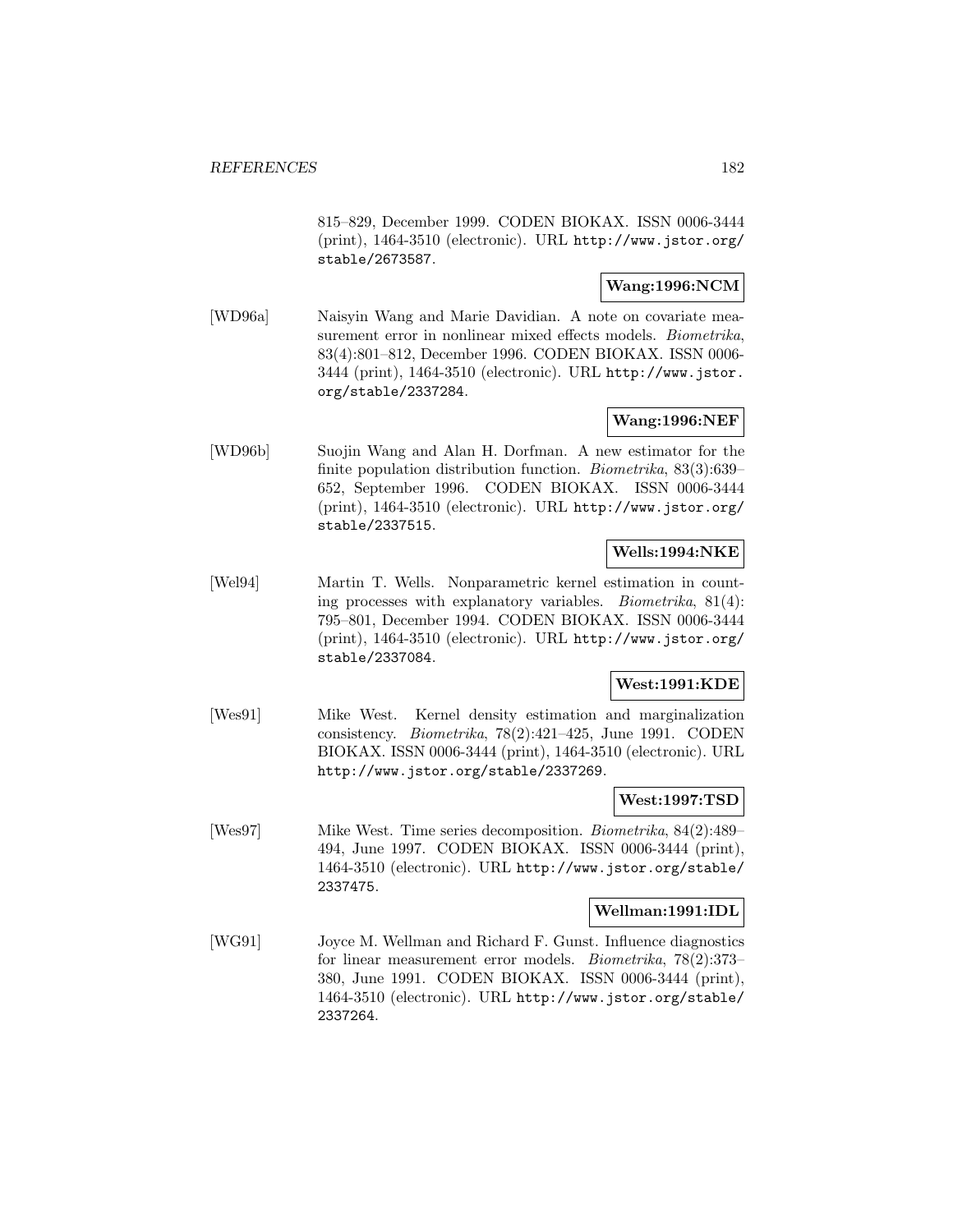815–829, December 1999. CODEN BIOKAX. ISSN 0006-3444 (print), 1464-3510 (electronic). URL http://www.jstor.org/stable/2673587.

**Wang:1996:NCM**

[WD96a] Naisyin Wang and Marie Davidian. A note on covariate measurement error in nonlinear mixed effects models. *Biometrika*, 83(4):801–812, December 1996. CODEN BIOKAX. ISSN 0006-3444 (print), 1464-3510 (electronic). URL http://www.jstor.org/stable/2337284.

**Wang:1996:NEF**

[WD96b] Suojin Wang and Alan H. Dorfman. A new estimator for the finite population distribution function. *Biometrika*, 83(3):639–652, September 1996. CODEN BIOKAX. ISSN 0006-3444 (print), 1464-3510 (electronic). URL http://www.jstor.org/stable/2337515.

**Wells:1994:NKE**

[Wel94] Martin T. Wells. Nonparametric kernel estimation in counting processes with explanatory variables. *Biometrika*, 81(4): 795–801, December 1994. CODEN BIOKAX. ISSN 0006-3444 (print), 1464-3510 (electronic). URL http://www.jstor.org/stable/2337084.

**West:1991:KDE**

[Wes91] Mike West. Kernel density estimation and marginalization consistency. *Biometrika*, 78(2):421–425, June 1991. CODEN BIOKAX. ISSN 0006-3444 (print), 1464-3510 (electronic). URL http://www.jstor.org/stable/2337269.

**West:1997:TSD**

[Wes97] Mike West. Time series decomposition. *Biometrika*, 84(2):489–494, June 1997. CODEN BIOKAX. ISSN 0006-3444 (print), 1464-3510 (electronic). URL http://www.jstor.org/stable/2337475.

**Wellman:1991:IDL**

[WG91] Joyce M. Wellman and Richard F. Gunst. Influence diagnostics for linear measurement error models. *Biometrika*, 78(2):373–380, June 1991. CODEN BIOKAX. ISSN 0006-3444 (print), 1464-3510 (electronic). URL http://www.jstor.org/stable/2337264.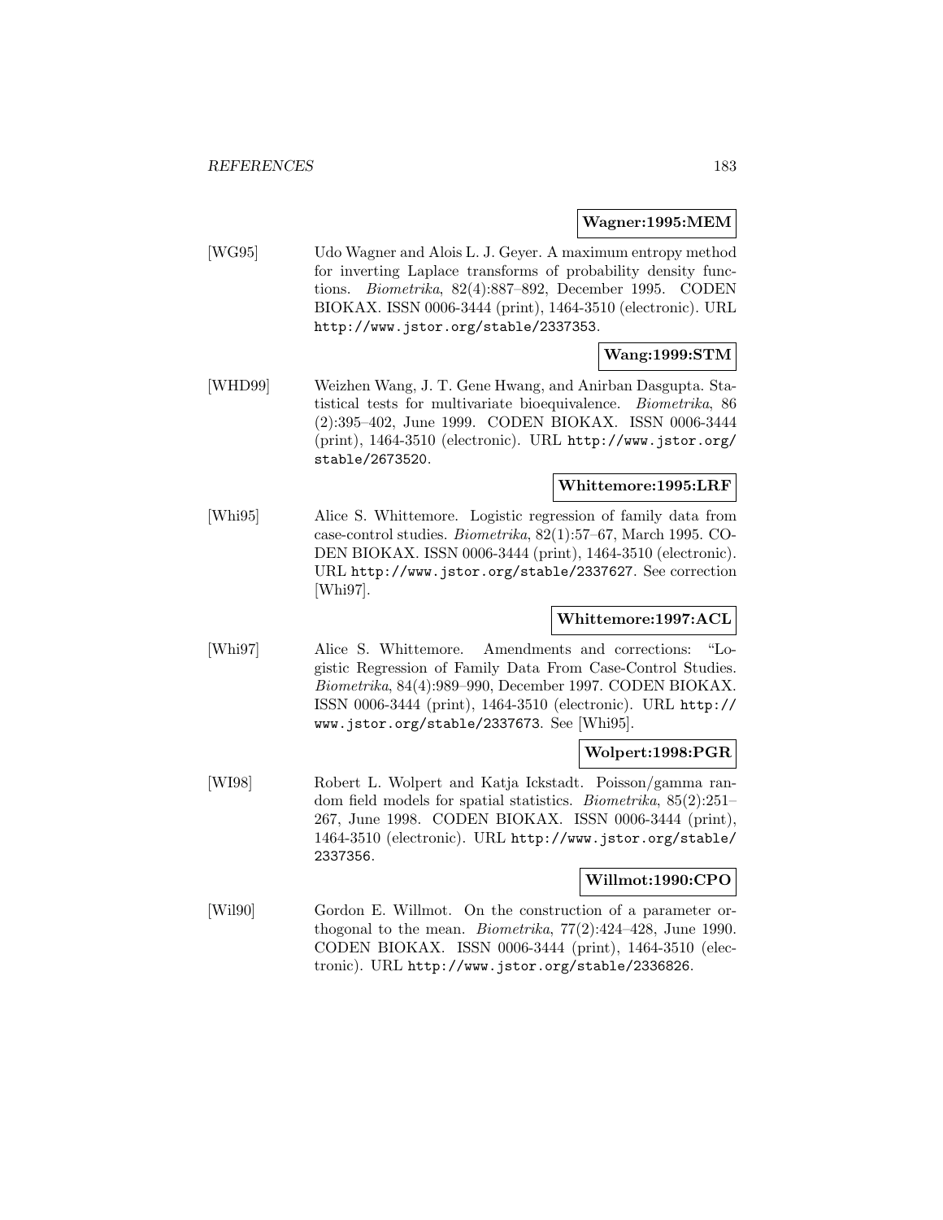**Wagner:1995:MEM**

[WG95] Udo Wagner and Alois L. J. Geyer. A maximum entropy method for inverting Laplace transforms of probability density functions. *Biometrika*, 82(4):887–892, December 1995. CODEN BIOKAX. ISSN 0006-3444 (print), 1464-3510 (electronic). URL http://www.jstor.org/stable/2337353.

**Wang:1999:STM**

[WHD99] Weizhen Wang, J. T. Gene Hwang, and Anirban Dasgupta. Statistical tests for multivariate bioequivalence. *Biometrika*, 86 (2):395–402, June 1999. CODEN BIOKAX. ISSN 0006-3444 (print), 1464-3510 (electronic). URL http://www.jstor.org/stable/2673520.

**Whittemore:1995:LRF**

[Whi95] Alice S. Whittemore. Logistic regression of family data from case-control studies. *Biometrika*, 82(1):57–67, March 1995. CODEN BIOKAX. ISSN 0006-3444 (print), 1464-3510 (electronic). URL http://www.jstor.org/stable/2337627. See correction [Whi97].

**Whittemore:1997:ACL**

[Whi97] Alice S. Whittemore. Amendments and corrections: "Logistic Regression of Family Data From Case-Control Studies. *Biometrika*, 84(4):989–990, December 1997. CODEN BIOKAX. ISSN 0006-3444 (print), 1464-3510 (electronic). URL http://www.jstor.org/stable/2337673. See [Whi95].

**Wolpert:1998:PGR**

[WI98] Robert L. Wolpert and Katja Ickstadt. Poisson/gamma random field models for spatial statistics. *Biometrika*, 85(2):251–267, June 1998. CODEN BIOKAX. ISSN 0006-3444 (print), 1464-3510 (electronic). URL http://www.jstor.org/stable/2337356.

**Willmot:1990:CPO**

[Wil90] Gordon E. Willmot. On the construction of a parameter orthogonal to the mean. *Biometrika*, 77(2):424–428, June 1990. CODEN BIOKAX. ISSN 0006-3444 (print), 1464-3510 (electronic). URL http://www.jstor.org/stable/2336826.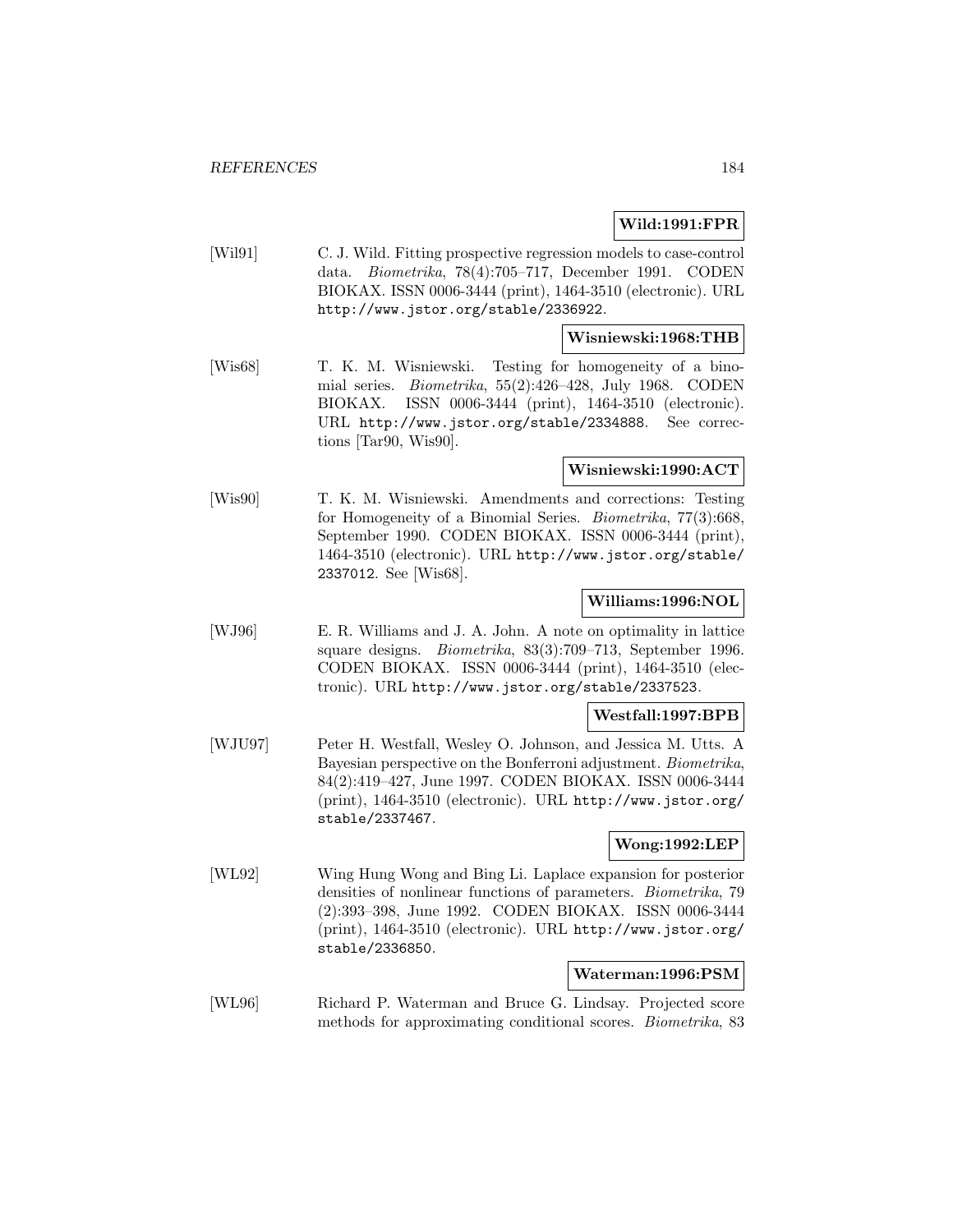**Wild:1991:FPR**

[Wil91] C. J. Wild. Fitting prospective regression models to case-control data. *Biometrika*, 78(4):705–717, December 1991. CODEN BIOKAX. ISSN 0006-3444 (print), 1464-3510 (electronic). URL http://www.jstor.org/stable/2336922.

**Wisniewski:1968:THB**

[Wis68] T. K. M. Wisniewski. Testing for homogeneity of a binomial series. *Biometrika*, 55(2):426–428, July 1968. CODEN BIOKAX. ISSN 0006-3444 (print), 1464-3510 (electronic). URL http://www.jstor.org/stable/2334888. See corrections [Tar90, Wis90].

**Wisniewski:1990:ACT**

[Wis90] T. K. M. Wisniewski. Amendments and corrections: Testing for Homogeneity of a Binomial Series. *Biometrika*, 77(3):668, September 1990. CODEN BIOKAX. ISSN 0006-3444 (print), 1464-3510 (electronic). URL http://www.jstor.org/stable/2337012. See [Wis68].

**Williams:1996:NOL**

[WJ96] E. R. Williams and J. A. John. A note on optimality in lattice square designs. *Biometrika*, 83(3):709–713, September 1996. CODEN BIOKAX. ISSN 0006-3444 (print), 1464-3510 (electronic). URL http://www.jstor.org/stable/2337523.

**Westfall:1997:BPB**

[WJU97] Peter H. Westfall, Wesley O. Johnson, and Jessica M. Utts. A Bayesian perspective on the Bonferroni adjustment. *Biometrika*, 84(2):419–427, June 1997. CODEN BIOKAX. ISSN 0006-3444 (print), 1464-3510 (electronic). URL http://www.jstor.org/stable/2337467.

**Wong:1992:LEP**

[WL92] Wing Hung Wong and Bing Li. Laplace expansion for posterior densities of nonlinear functions of parameters. *Biometrika*, 79 (2):393–398, June 1992. CODEN BIOKAX. ISSN 0006-3444 (print), 1464-3510 (electronic). URL http://www.jstor.org/stable/2336850.

**Waterman:1996:PSM**

[WL96] Richard P. Waterman and Bruce G. Lindsay. Projected score methods for approximating conditional scores. *Biometrika*, 83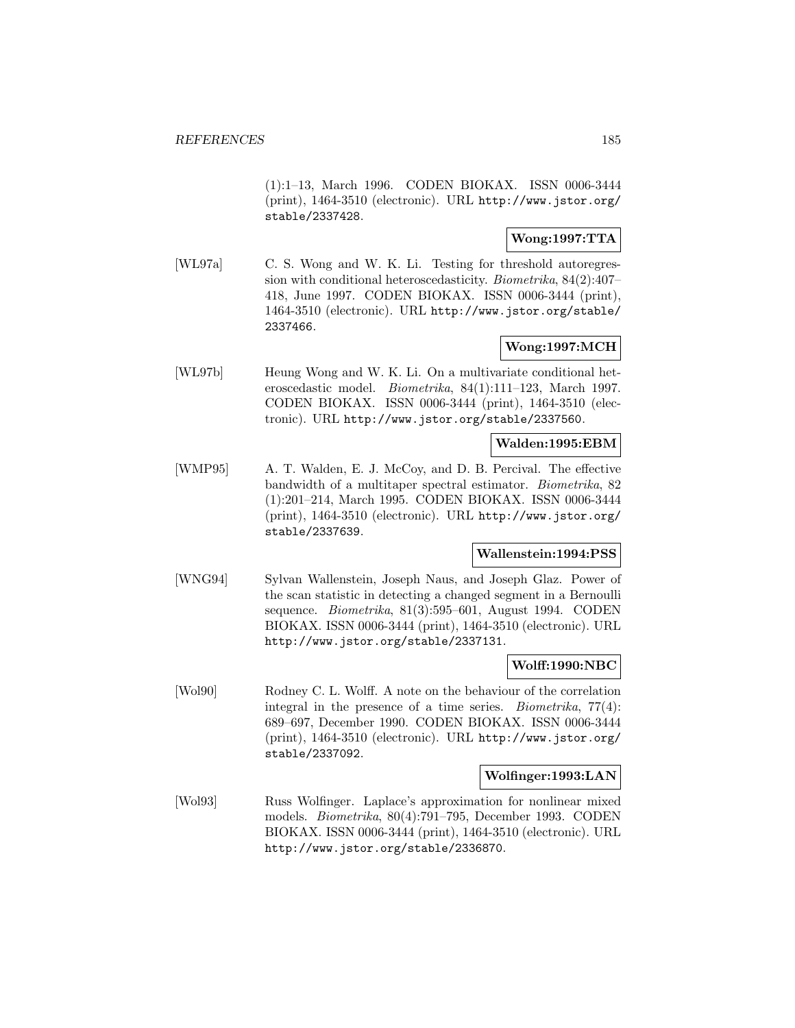(1):1–13, March 1996. CODEN BIOKAX. ISSN 0006-3444 (print), 1464-3510 (electronic). URL http://www.jstor.org/stable/2337428.

**Wong:1997:TTA**

[WL97a] C. S. Wong and W. K. Li. Testing for threshold autoregression with conditional heteroscedasticity. *Biometrika*, 84(2):407–418, June 1997. CODEN BIOKAX. ISSN 0006-3444 (print), 1464-3510 (electronic). URL http://www.jstor.org/stable/2337466.

**Wong:1997:MCH**

[WL97b] Heung Wong and W. K. Li. On a multivariate conditional heteroscedastic model. *Biometrika*, 84(1):111–123, March 1997. CODEN BIOKAX. ISSN 0006-3444 (print), 1464-3510 (electronic). URL http://www.jstor.org/stable/2337560.

**Walden:1995:EBM**

[WMP95] A. T. Walden, E. J. McCoy, and D. B. Percival. The effective bandwidth of a multitaper spectral estimator. *Biometrika*, 82 (1):201–214, March 1995. CODEN BIOKAX. ISSN 0006-3444 (print), 1464-3510 (electronic). URL http://www.jstor.org/stable/2337639.

**Wallenstein:1994:PSS**

[WNG94] Sylvan Wallenstein, Joseph Naus, and Joseph Glaz. Power of the scan statistic in detecting a changed segment in a Bernoulli sequence. *Biometrika*, 81(3):595–601, August 1994. CODEN BIOKAX. ISSN 0006-3444 (print), 1464-3510 (electronic). URL http://www.jstor.org/stable/2337131.

**Wolff:1990:NBC**

[Wol90] Rodney C. L. Wolff. A note on the behaviour of the correlation integral in the presence of a time series. *Biometrika*, 77(4): 689–697, December 1990. CODEN BIOKAX. ISSN 0006-3444 (print), 1464-3510 (electronic). URL http://www.jstor.org/stable/2337092.

**Wolfinger:1993:LAN**

[Wol93] Russ Wolfinger. Laplace's approximation for nonlinear mixed models. *Biometrika*, 80(4):791–795, December 1993. CODEN BIOKAX. ISSN 0006-3444 (print), 1464-3510 (electronic). URL http://www.jstor.org/stable/2336870.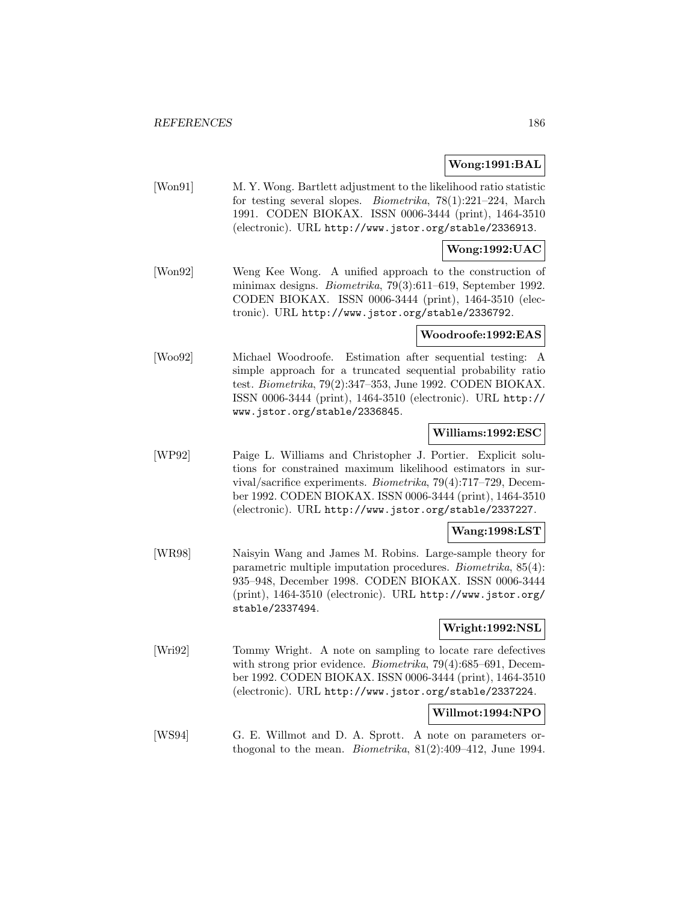**Wong:1991:BAL**

[Won91] M. Y. Wong. Bartlett adjustment to the likelihood ratio statistic for testing several slopes. *Biometrika*, 78(1):221–224, March 1991. CODEN BIOKAX. ISSN 0006-3444 (print), 1464-3510 (electronic). URL `http://www.jstor.org/stable/2336913`.

**Wong:1992:UAC**

[Won92] Weng Kee Wong. A unified approach to the construction of minimax designs. *Biometrika*, 79(3):611–619, September 1992. CODEN BIOKAX. ISSN 0006-3444 (print), 1464-3510 (electronic). URL `http://www.jstor.org/stable/2336792`.

**Woodroofe:1992:EAS**

[Woo92] Michael Woodroofe. Estimation after sequential testing: A simple approach for a truncated sequential probability ratio test. *Biometrika*, 79(2):347–353, June 1992. CODEN BIOKAX. ISSN 0006-3444 (print), 1464-3510 (electronic). URL `http://www.jstor.org/stable/2336845`.

**Williams:1992:ESC**

[WP92] Paige L. Williams and Christopher J. Portier. Explicit solutions for constrained maximum likelihood estimators in survival/sacrifice experiments. *Biometrika*, 79(4):717–729, December 1992. CODEN BIOKAX. ISSN 0006-3444 (print), 1464-3510 (electronic). URL `http://www.jstor.org/stable/2337227`.

**Wang:1998:LST**

[WR98] Naisyin Wang and James M. Robins. Large-sample theory for parametric multiple imputation procedures. *Biometrika*, 85(4): 935–948, December 1998. CODEN BIOKAX. ISSN 0006-3444 (print), 1464-3510 (electronic). URL `http://www.jstor.org/stable/2337494`.

**Wright:1992:NSL**

[Wri92] Tommy Wright. A note on sampling to locate rare defectives with strong prior evidence. *Biometrika*, 79(4):685–691, December 1992. CODEN BIOKAX. ISSN 0006-3444 (print), 1464-3510 (electronic). URL `http://www.jstor.org/stable/2337224`.

**Willmot:1994:NPO**

[WS94] G. E. Willmot and D. A. Sprott. A note on parameters orthogonal to the mean. *Biometrika*, 81(2):409–412, June 1994.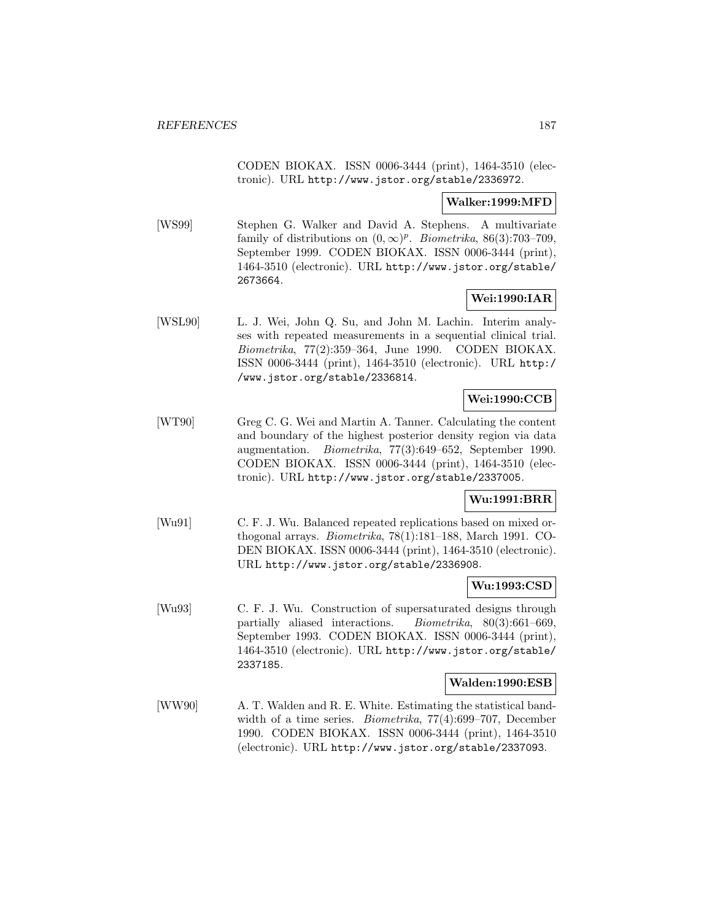CODEN BIOKAX. ISSN 0006-3444 (print), 1464-3510 (electronic). URL http://www.jstor.org/stable/2336972.

**Walker:1999:MFD**

[WS99] Stephen G. Walker and David A. Stephens. A multivariate family of distributions on $(0, \infty)^p$. *Biometrika*, 86(3):703–709, September 1999. CODEN BIOKAX. ISSN 0006-3444 (print), 1464-3510 (electronic). URL http://www.jstor.org/stable/2673664.

**Wei:1990:IAR**

[WSL90] L. J. Wei, John Q. Su, and John M. Lachin. Interim analyses with repeated measurements in a sequential clinical trial. *Biometrika*, 77(2):359–364, June 1990. CODEN BIOKAX. ISSN 0006-3444 (print), 1464-3510 (electronic). URL http://www.jstor.org/stable/2336814.

**Wei:1990:CCB**

[WT90] Greg C. G. Wei and Martin A. Tanner. Calculating the content and boundary of the highest posterior density region via data augmentation. *Biometrika*, 77(3):649–652, September 1990. CODEN BIOKAX. ISSN 0006-3444 (print), 1464-3510 (electronic). URL http://www.jstor.org/stable/2337005.

**Wu:1991:BRR**

[Wu91] C. F. J. Wu. Balanced repeated replications based on mixed orthogonal arrays. *Biometrika*, 78(1):181–188, March 1991. CODEN BIOKAX. ISSN 0006-3444 (print), 1464-3510 (electronic). URL http://www.jstor.org/stable/2336908.

**Wu:1993:CSD**

[Wu93] C. F. J. Wu. Construction of supersaturated designs through partially aliased interactions. *Biometrika*, 80(3):661–669, September 1993. CODEN BIOKAX. ISSN 0006-3444 (print), 1464-3510 (electronic). URL http://www.jstor.org/stable/2337185.

**Walden:1990:ESB**

[WW90] A. T. Walden and R. E. White. Estimating the statistical bandwidth of a time series. *Biometrika*, 77(4):699–707, December 1990. CODEN BIOKAX. ISSN 0006-3444 (print), 1464-3510 (electronic). URL http://www.jstor.org/stable/2337093.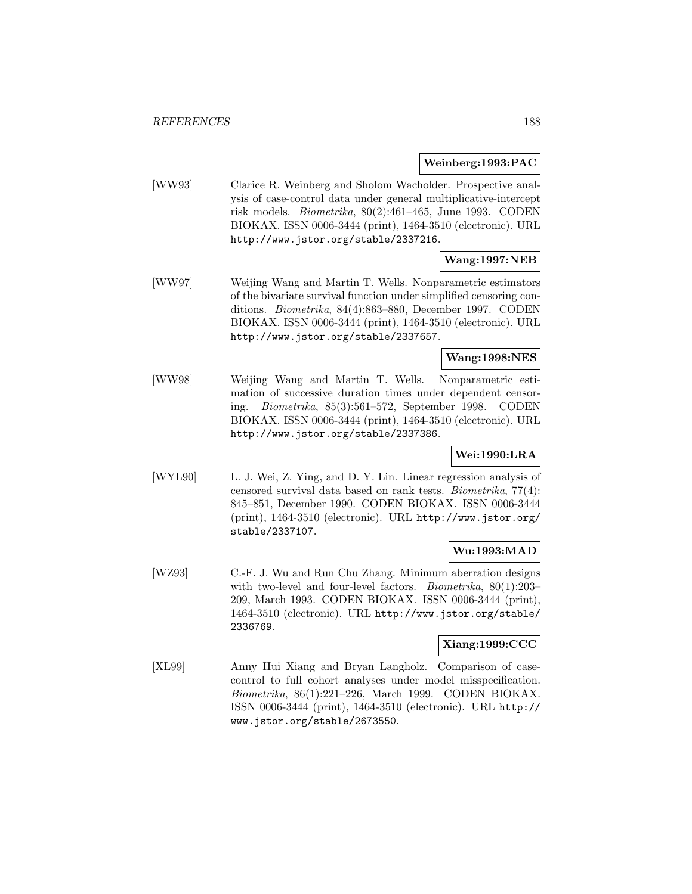**Weinberg:1993:PAC**

[WW93] Clarice R. Weinberg and Sholom Wacholder. Prospective analysis of case-control data under general multiplicative-intercept risk models. *Biometrika*, 80(2):461–465, June 1993. CODEN BIOKAX. ISSN 0006-3444 (print), 1464-3510 (electronic). URL http://www.jstor.org/stable/2337216.

**Wang:1997:NEB**

[WW97] Weijing Wang and Martin T. Wells. Nonparametric estimators of the bivariate survival function under simplified censoring conditions. *Biometrika*, 84(4):863–880, December 1997. CODEN BIOKAX. ISSN 0006-3444 (print), 1464-3510 (electronic). URL http://www.jstor.org/stable/2337657.

**Wang:1998:NES**

[WW98] Weijing Wang and Martin T. Wells. Nonparametric estimation of successive duration times under dependent censoring. *Biometrika*, 85(3):561–572, September 1998. CODEN BIOKAX. ISSN 0006-3444 (print), 1464-3510 (electronic). URL http://www.jstor.org/stable/2337386.

**Wei:1990:LRA**

[WYL90] L. J. Wei, Z. Ying, and D. Y. Lin. Linear regression analysis of censored survival data based on rank tests. *Biometrika*, 77(4): 845–851, December 1990. CODEN BIOKAX. ISSN 0006-3444 (print), 1464-3510 (electronic). URL http://www.jstor.org/stable/2337107.

**Wu:1993:MAD**

[WZ93] C.-F. J. Wu and Run Chu Zhang. Minimum aberration designs with two-level and four-level factors. *Biometrika*, 80(1):203–209, March 1993. CODEN BIOKAX. ISSN 0006-3444 (print), 1464-3510 (electronic). URL http://www.jstor.org/stable/2336769.

**Xiang:1999:CCC**

[XL99] Anny Hui Xiang and Bryan Langholz. Comparison of case-control to full cohort analyses under model misspecification. *Biometrika*, 86(1):221–226, March 1999. CODEN BIOKAX. ISSN 0006-3444 (print), 1464-3510 (electronic). URL http://www.jstor.org/stable/2673550.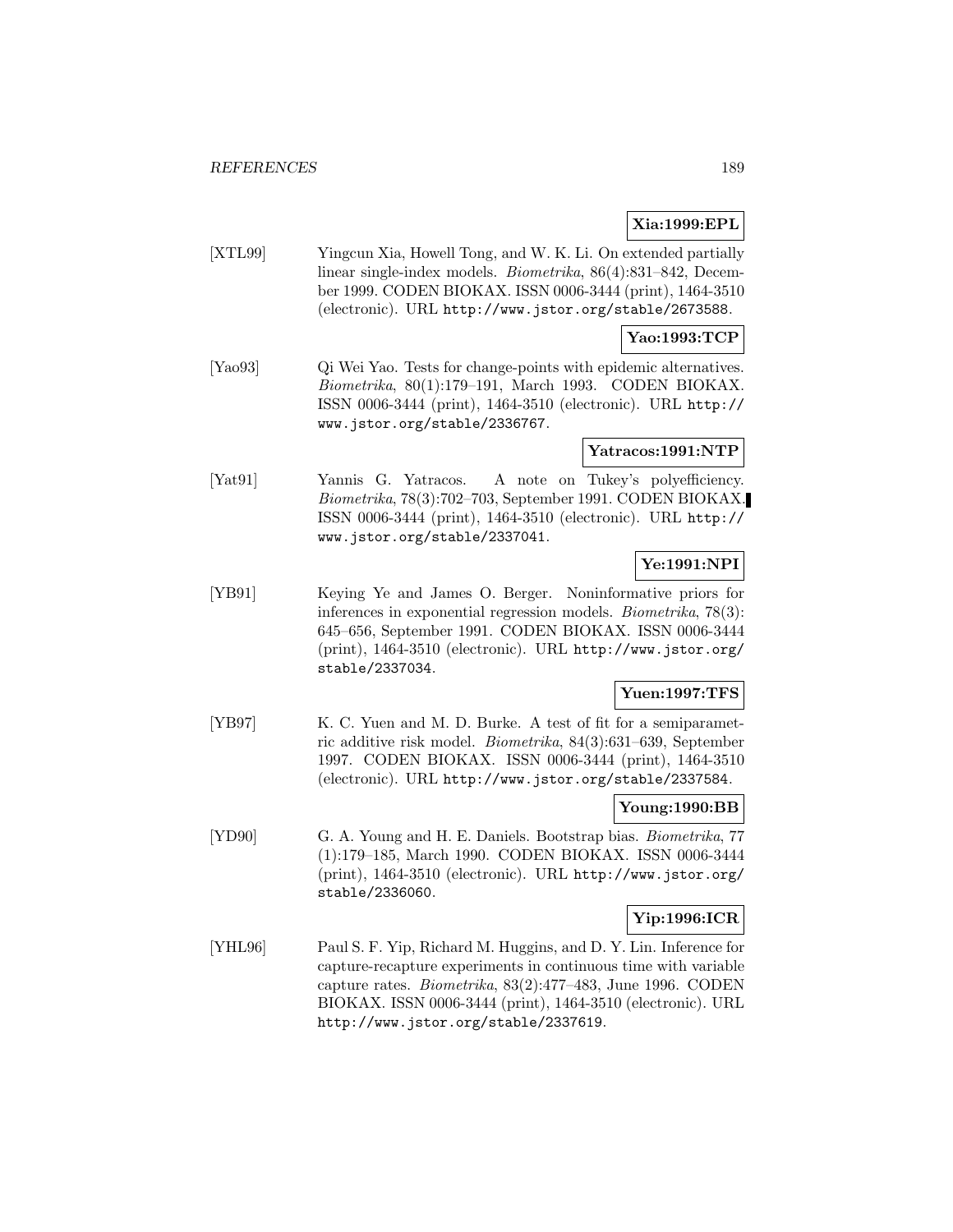**Xia:1999:EPL**

[XTL99] Yingcun Xia, Howell Tong, and W. K. Li. On extended partially linear single-index models. *Biometrika*, 86(4):831–842, December 1999. CODEN BIOKAX. ISSN 0006-3444 (print), 1464-3510 (electronic). URL http://www.jstor.org/stable/2673588.

**Yao:1993:TCP**

[Yao93] Qi Wei Yao. Tests for change-points with epidemic alternatives. *Biometrika*, 80(1):179–191, March 1993. CODEN BIOKAX. ISSN 0006-3444 (print), 1464-3510 (electronic). URL http://www.jstor.org/stable/2336767.

**Yatracos:1991:NTP**

[Yat91] Yannis G. Yatracos. A note on Tukey's polyefficiency. *Biometrika*, 78(3):702–703, September 1991. CODEN BIOKAX. ISSN 0006-3444 (print), 1464-3510 (electronic). URL http://www.jstor.org/stable/2337041.

**Ye:1991:NPI**

[YB91] Keying Ye and James O. Berger. Noninformative priors for inferences in exponential regression models. *Biometrika*, 78(3):645–656, September 1991. CODEN BIOKAX. ISSN 0006-3444 (print), 1464-3510 (electronic). URL http://www.jstor.org/stable/2337034.

**Yuen:1997:TFS**

[YB97] K. C. Yuen and M. D. Burke. A test of fit for a semiparametric additive risk model. *Biometrika*, 84(3):631–639, September 1997. CODEN BIOKAX. ISSN 0006-3444 (print), 1464-3510 (electronic). URL http://www.jstor.org/stable/2337584.

**Young:1990:BB**

[YD90] G. A. Young and H. E. Daniels. Bootstrap bias. *Biometrika*, 77(1):179–185, March 1990. CODEN BIOKAX. ISSN 0006-3444 (print), 1464-3510 (electronic). URL http://www.jstor.org/stable/2336060.

**Yip:1996:ICR**

[YHL96] Paul S. F. Yip, Richard M. Huggins, and D. Y. Lin. Inference for capture-recapture experiments in continuous time with variable capture rates. *Biometrika*, 83(2):477–483, June 1996. CODEN BIOKAX. ISSN 0006-3444 (print), 1464-3510 (electronic). URL http://www.jstor.org/stable/2337619.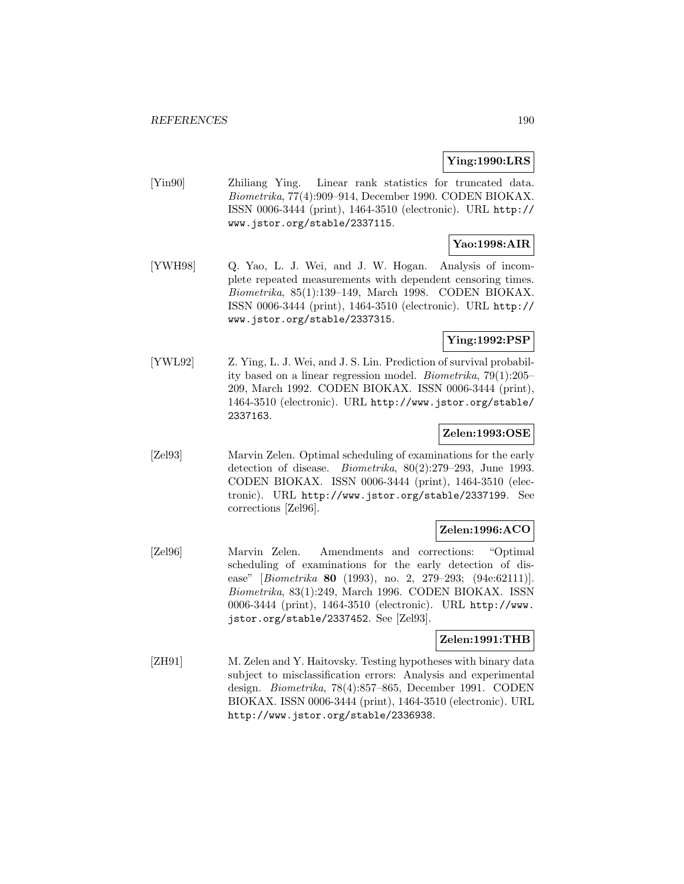**Ying:1990:LRS**

[Yin90] Zhiliang Ying. Linear rank statistics for truncated data. *Biometrika*, 77(4):909–914, December 1990. CODEN BIOKAX. ISSN 0006-3444 (print), 1464-3510 (electronic). URL http://www.jstor.org/stable/2337115.

**Yao:1998:AIR**

[YWH98] Q. Yao, L. J. Wei, and J. W. Hogan. Analysis of incomplete repeated measurements with dependent censoring times. *Biometrika*, 85(1):139–149, March 1998. CODEN BIOKAX. ISSN 0006-3444 (print), 1464-3510 (electronic). URL http://www.jstor.org/stable/2337315.

**Ying:1992:PSP**

[YWL92] Z. Ying, L. J. Wei, and J. S. Lin. Prediction of survival probability based on a linear regression model. *Biometrika*, 79(1):205–209, March 1992. CODEN BIOKAX. ISSN 0006-3444 (print), 1464-3510 (electronic). URL http://www.jstor.org/stable/2337163.

**Zelen:1993:OSE**

[Zel93] Marvin Zelen. Optimal scheduling of examinations for the early detection of disease. *Biometrika*, 80(2):279–293, June 1993. CODEN BIOKAX. ISSN 0006-3444 (print), 1464-3510 (electronic). URL http://www.jstor.org/stable/2337199. See corrections [Zel96].

**Zelen:1996:ACO**

[Zel96] Marvin Zelen. Amendments and corrections: "Optimal scheduling of examinations for the early detection of disease" [*Biometrika* **80** (1993), no. 2, 279–293; (94e:62111)]. *Biometrika*, 83(1):249, March 1996. CODEN BIOKAX. ISSN 0006-3444 (print), 1464-3510 (electronic). URL http://www.jstor.org/stable/2337452. See [Zel93].

**Zelen:1991:THB**

[ZH91] M. Zelen and Y. Haitovsky. Testing hypotheses with binary data subject to misclassification errors: Analysis and experimental design. *Biometrika*, 78(4):857–865, December 1991. CODEN BIOKAX. ISSN 0006-3444 (print), 1464-3510 (electronic). URL http://www.jstor.org/stable/2336938.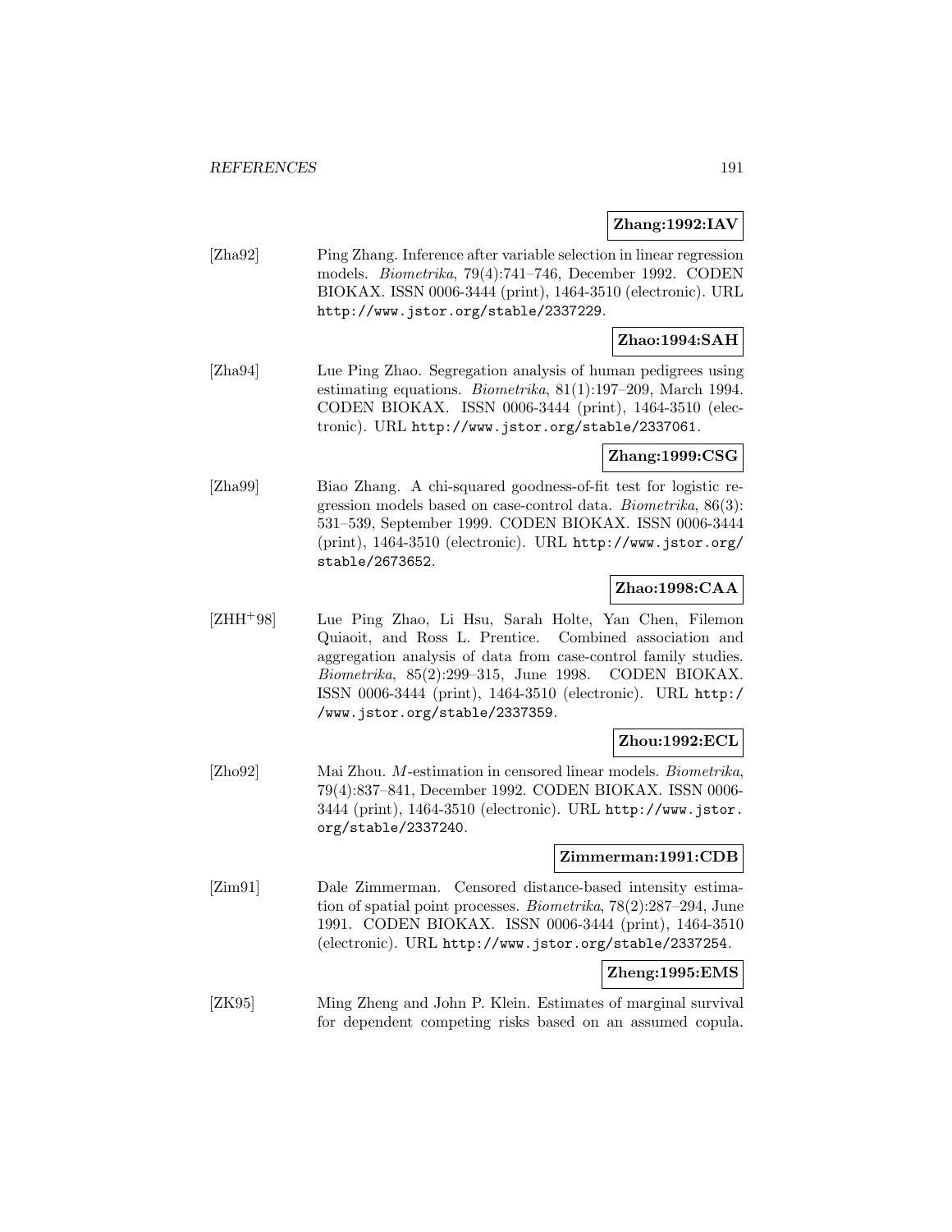**Zhang:1992:IAV**

[Zha92] Ping Zhang. Inference after variable selection in linear regression models. *Biometrika*, 79(4):741–746, December 1992. CODEN BIOKAX. ISSN 0006-3444 (print), 1464-3510 (electronic). URL http://www.jstor.org/stable/2337229.

**Zhao:1994:SAH**

[Zha94] Lue Ping Zhao. Segregation analysis of human pedigrees using estimating equations. *Biometrika*, 81(1):197–209, March 1994. CODEN BIOKAX. ISSN 0006-3444 (print), 1464-3510 (electronic). URL http://www.jstor.org/stable/2337061.

**Zhang:1999:CSG**

[Zha99] Biao Zhang. A chi-squared goodness-of-fit test for logistic regression models based on case-control data. *Biometrika*, 86(3): 531–539, September 1999. CODEN BIOKAX. ISSN 0006-3444 (print), 1464-3510 (electronic). URL http://www.jstor.org/stable/2673652.

**Zhao:1998:CAA**

[ZHH+98] Lue Ping Zhao, Li Hsu, Sarah Holte, Yan Chen, Filemon Quiaoit, and Ross L. Prentice. Combined association and aggregation analysis of data from case-control family studies. *Biometrika*, 85(2):299–315, June 1998. CODEN BIOKAX. ISSN 0006-3444 (print), 1464-3510 (electronic). URL http://www.jstor.org/stable/2337359.

**Zhou:1992:ECL**

[Zho92] Mai Zhou. *M*-estimation in censored linear models. *Biometrika*, 79(4):837–841, December 1992. CODEN BIOKAX. ISSN 0006-3444 (print), 1464-3510 (electronic). URL http://www.jstor.org/stable/2337240.

**Zimmerman:1991:CDB**

[Zim91] Dale Zimmerman. Censored distance-based intensity estimation of spatial point processes. *Biometrika*, 78(2):287–294, June 1991. CODEN BIOKAX. ISSN 0006-3444 (print), 1464-3510 (electronic). URL http://www.jstor.org/stable/2337254.

**Zheng:1995:EMS**

[ZK95] Ming Zheng and John P. Klein. Estimates of marginal survival for dependent competing risks based on an assumed copula.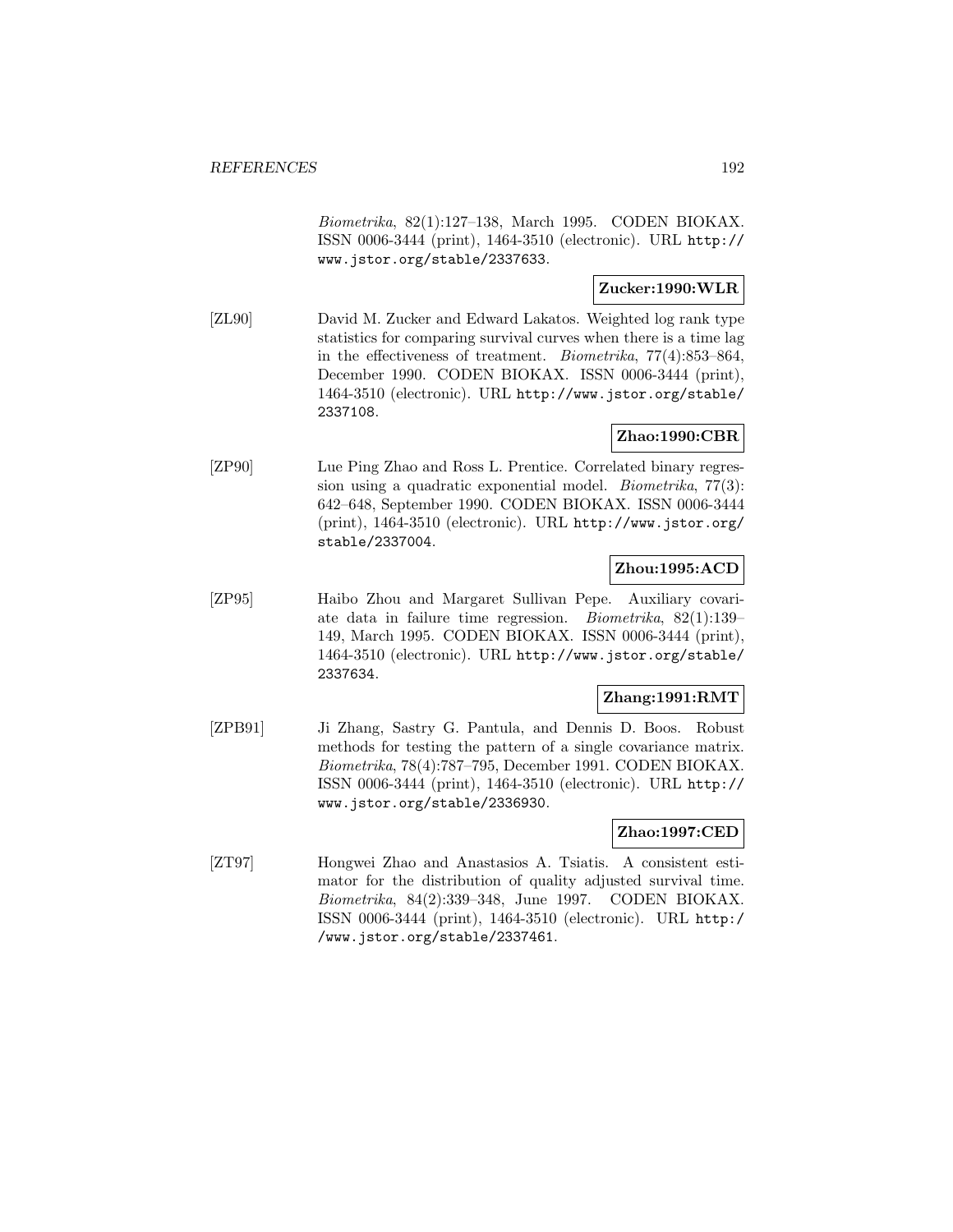*Biometrika*, 82(1):127–138, March 1995. CODEN BIOKAX. ISSN 0006-3444 (print), 1464-3510 (electronic). URL http://www.jstor.org/stable/2337633.

**Zucker:1990:WLR**

[ZL90] David M. Zucker and Edward Lakatos. Weighted log rank type statistics for comparing survival curves when there is a time lag in the effectiveness of treatment. *Biometrika*, 77(4):853–864, December 1990. CODEN BIOKAX. ISSN 0006-3444 (print), 1464-3510 (electronic). URL http://www.jstor.org/stable/2337108.

**Zhao:1990:CBR**

[ZP90] Lue Ping Zhao and Ross L. Prentice. Correlated binary regression using a quadratic exponential model. *Biometrika*, 77(3):642–648, September 1990. CODEN BIOKAX. ISSN 0006-3444 (print), 1464-3510 (electronic). URL http://www.jstor.org/stable/2337004.

**Zhou:1995:ACD**

[ZP95] Haibo Zhou and Margaret Sullivan Pepe. Auxiliary covariate data in failure time regression. *Biometrika*, 82(1):139–149, March 1995. CODEN BIOKAX. ISSN 0006-3444 (print), 1464-3510 (electronic). URL http://www.jstor.org/stable/2337634.

**Zhang:1991:RMT**

[ZPB91] Ji Zhang, Sastry G. Pantula, and Dennis D. Boos. Robust methods for testing the pattern of a single covariance matrix. *Biometrika*, 78(4):787–795, December 1991. CODEN BIOKAX. ISSN 0006-3444 (print), 1464-3510 (electronic). URL http://www.jstor.org/stable/2336930.

**Zhao:1997:CED**

[ZT97] Hongwei Zhao and Anastasios A. Tsiatis. A consistent estimator for the distribution of quality adjusted survival time. *Biometrika*, 84(2):339–348, June 1997. CODEN BIOKAX. ISSN 0006-3444 (print), 1464-3510 (electronic). URL http://www.jstor.org/stable/2337461.